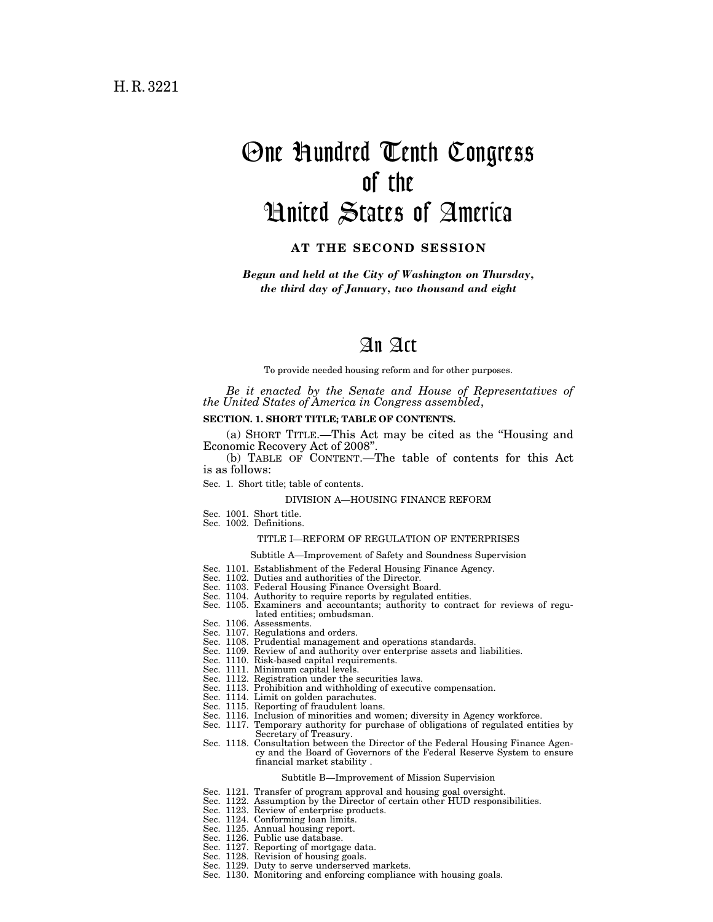H. R. 3221

# One Hundred Tenth Congress of the United States of America

## AT THE SECOND SESSION

*Begun and held at the City of Washington on Thursday, the third day of January, two thousand and eight*

# An Act

To provide needed housing reform and for other purposes.

*Be it enacted by the Senate and House of Representatives of the United States of America in Congress assembled*,

**SECTION. 1. SHORT TITLE; TABLE OF CONTENTS.**

(a) SHORT TITLE.—This Act may be cited as the "Housing and Economic Recovery Act of 2008".

(b) TABLE OF CONTENT.—The table of contents for this Act is as follows:

Sec. 1. Short title; table of contents.

DIVISION A—HOUSING FINANCE REFORM

Sec. 1001. Short title.
Sec. 1002. Definitions.

TITLE I—REFORM OF REGULATION OF ENTERPRISES

Subtitle A—Improvement of Safety and Soundness Supervision

Sec. 1101. Establishment of the Federal Housing Finance Agency.
Sec. 1102. Duties and authorities of the Director.
Sec. 1103. Federal Housing Finance Oversight Board.
Sec. 1104. Authority to require reports by regulated entities.
Sec. 1105. Examiners and accountants; authority to contract for reviews of regulated entities; ombudsman.
Sec. 1106. Assessments.
Sec. 1107. Regulations and orders.
Sec. 1108. Prudential management and operations standards.
Sec. 1109. Review of and authority over enterprise assets and liabilities.
Sec. 1110. Risk-based capital requirements.
Sec. 1111. Minimum capital levels.
Sec. 1112. Registration under the securities laws.
Sec. 1113. Prohibition and withholding of executive compensation.
Sec. 1114. Limit on golden parachutes.
Sec. 1115. Reporting of fraudulent loans.
Sec. 1116. Inclusion of minorities and women; diversity in Agency workforce.
Sec. 1117. Temporary authority for purchase of obligations of regulated entities by Secretary of Treasury.
Sec. 1118. Consultation between the Director of the Federal Housing Finance Agency and the Board of Governors of the Federal Reserve System to ensure financial market stability .

Subtitle B—Improvement of Mission Supervision

Sec. 1121. Transfer of program approval and housing goal oversight.
Sec. 1122. Assumption by the Director of certain other HUD responsibilities.
Sec. 1123. Review of enterprise products.
Sec. 1124. Conforming loan limits.
Sec. 1125. Annual housing report.
Sec. 1126. Public use database.
Sec. 1127. Reporting of mortgage data.
Sec. 1128. Revision of housing goals.
Sec. 1129. Duty to serve underserved markets.
Sec. 1130. Monitoring and enforcing compliance with housing goals.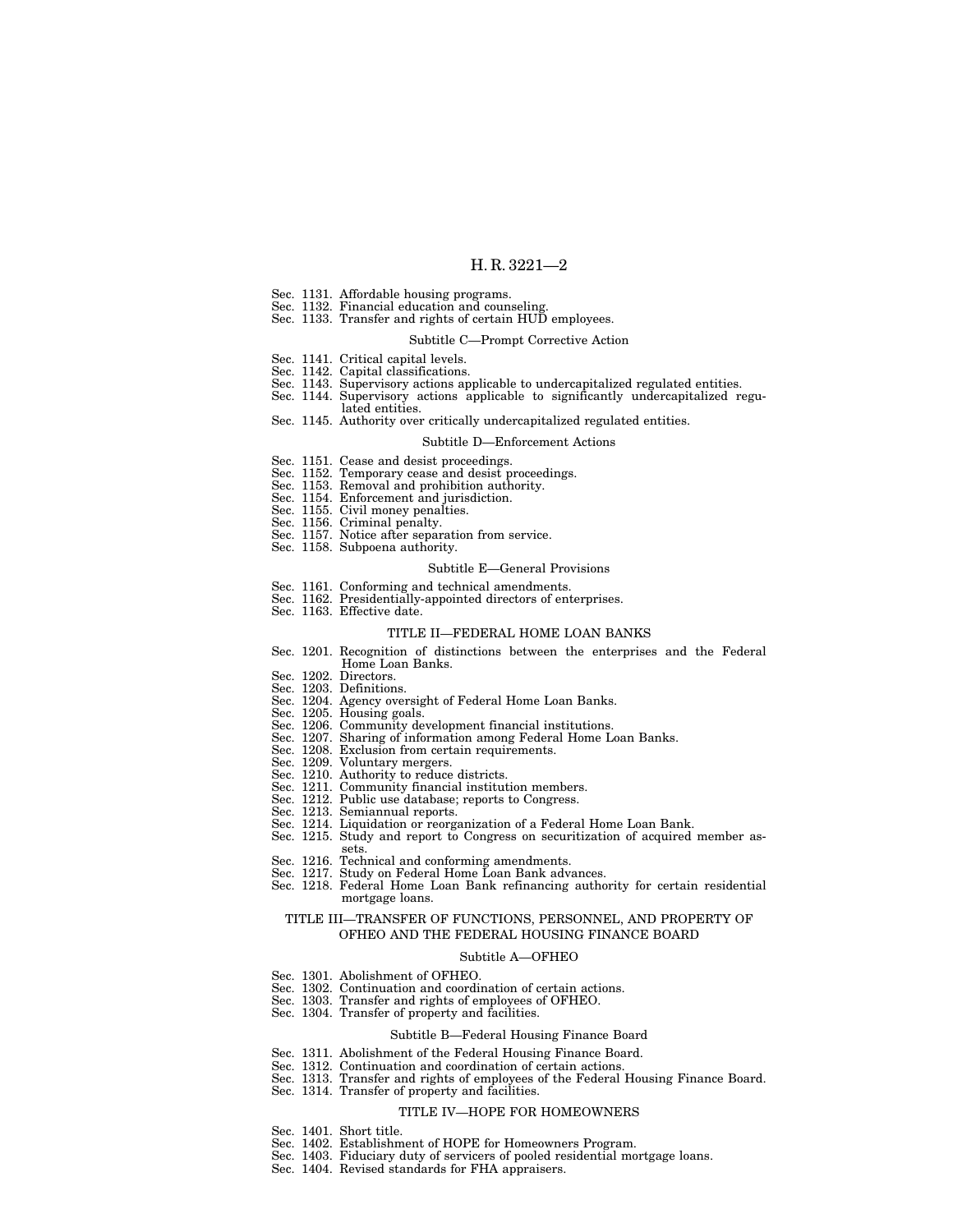Sec. 1131. Affordable housing programs.
Sec. 1132. Financial education and counseling.
Sec. 1133. Transfer and rights of certain HUD employees.

Subtitle C—Prompt Corrective Action

Sec. 1141. Critical capital levels.
Sec. 1142. Capital classifications.
Sec. 1143. Supervisory actions applicable to undercapitalized regulated entities.
Sec. 1144. Supervisory actions applicable to significantly undercapitalized regulated entities.
Sec. 1145. Authority over critically undercapitalized regulated entities.

Subtitle D—Enforcement Actions

Sec. 1151. Cease and desist proceedings.
Sec. 1152. Temporary cease and desist proceedings.
Sec. 1153. Removal and prohibition authority.
Sec. 1154. Enforcement and jurisdiction.
Sec. 1155. Civil money penalties.
Sec. 1156. Criminal penalty.
Sec. 1157. Notice after separation from service.
Sec. 1158. Subpoena authority.

Subtitle E—General Provisions

Sec. 1161. Conforming and technical amendments.
Sec. 1162. Presidentially-appointed directors of enterprises.
Sec. 1163. Effective date.

TITLE II—FEDERAL HOME LOAN BANKS

Sec. 1201. Recognition of distinctions between the enterprises and the Federal Home Loan Banks.
Sec. 1202. Directors.
Sec. 1203. Definitions.
Sec. 1204. Agency oversight of Federal Home Loan Banks.
Sec. 1205. Housing goals.
Sec. 1206. Community development financial institutions.
Sec. 1207. Sharing of information among Federal Home Loan Banks.
Sec. 1208. Exclusion from certain requirements.
Sec. 1209. Voluntary mergers.
Sec. 1210. Authority to reduce districts.
Sec. 1211. Community financial institution members.
Sec. 1212. Public use database; reports to Congress.
Sec. 1213. Semiannual reports.
Sec. 1214. Liquidation or reorganization of a Federal Home Loan Bank.
Sec. 1215. Study and report to Congress on securitization of acquired member assets.
Sec. 1216. Technical and conforming amendments.
Sec. 1217. Study on Federal Home Loan Bank advances.
Sec. 1218. Federal Home Loan Bank refinancing authority for certain residential mortgage loans.

TITLE III—TRANSFER OF FUNCTIONS, PERSONNEL, AND PROPERTY OF OFHEO AND THE FEDERAL HOUSING FINANCE BOARD

Subtitle A—OFHEO

Sec. 1301. Abolishment of OFHEO.
Sec. 1302. Continuation and coordination of certain actions.
Sec. 1303. Transfer and rights of employees of OFHEO.
Sec. 1304. Transfer of property and facilities.

Subtitle B—Federal Housing Finance Board

Sec. 1311. Abolishment of the Federal Housing Finance Board.
Sec. 1312. Continuation and coordination of certain actions.
Sec. 1313. Transfer and rights of employees of the Federal Housing Finance Board.
Sec. 1314. Transfer of property and facilities.

TITLE IV—HOPE FOR HOMEOWNERS

Sec. 1401. Short title.
Sec. 1402. Establishment of HOPE for Homeowners Program.
Sec. 1403. Fiduciary duty of servicers of pooled residential mortgage loans.
Sec. 1404. Revised standards for FHA appraisers.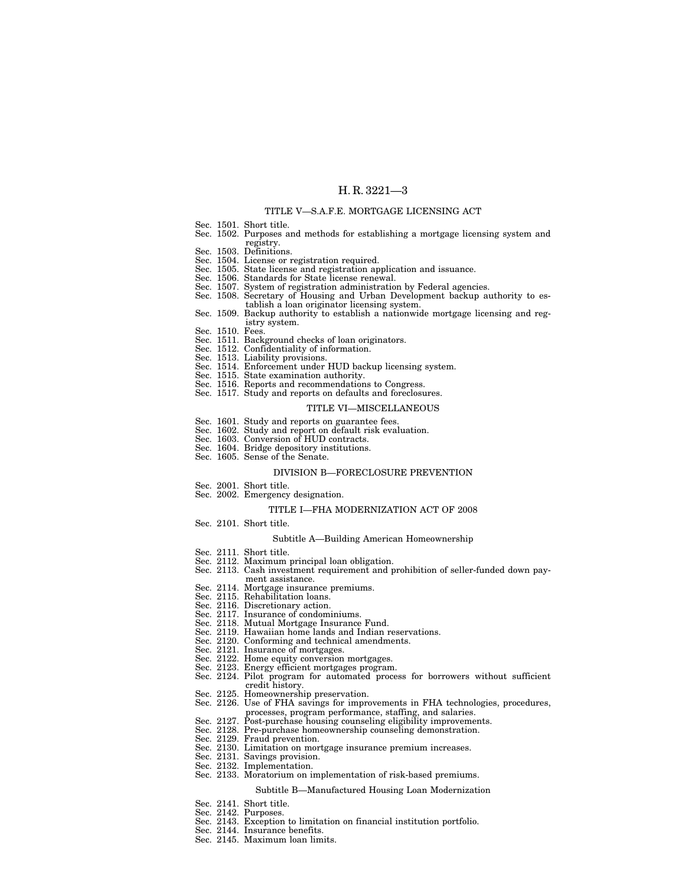### TITLE V—S.A.F.E. MORTGAGE LICENSING ACT

Sec. 1501. Short title.
Sec. 1502. Purposes and methods for establishing a mortgage licensing system and registry.
Sec. 1503. Definitions.
Sec. 1504. License or registration required.
Sec. 1505. State license and registration application and issuance.
Sec. 1506. Standards for State license renewal.
Sec. 1507. System of registration administration by Federal agencies.
Sec. 1508. Secretary of Housing and Urban Development backup authority to establish a loan originator licensing system.
Sec. 1509. Backup authority to establish a nationwide mortgage licensing and registry system.
Sec. 1510. Fees.
Sec. 1511. Background checks of loan originators.
Sec. 1512. Confidentiality of information.
Sec. 1513. Liability provisions.
Sec. 1514. Enforcement under HUD backup licensing system.
Sec. 1515. State examination authority.
Sec. 1516. Reports and recommendations to Congress.
Sec. 1517. Study and reports on defaults and foreclosures.

### TITLE VI—MISCELLANEOUS

Sec. 1601. Study and reports on guarantee fees.
Sec. 1602. Study and report on default risk evaluation.
Sec. 1603. Conversion of HUD contracts.
Sec. 1604. Bridge depository institutions.
Sec. 1605. Sense of the Senate.

## DIVISION B—FORECLOSURE PREVENTION

Sec. 2001. Short title.
Sec. 2002. Emergency designation.

### TITLE I—FHA MODERNIZATION ACT OF 2008

Sec. 2101. Short title.

#### Subtitle A—Building American Homeownership

Sec. 2111. Short title.
Sec. 2112. Maximum principal loan obligation.
Sec. 2113. Cash investment requirement and prohibition of seller-funded down payment assistance.
Sec. 2114. Mortgage insurance premiums.
Sec. 2115. Rehabilitation loans.
Sec. 2116. Discretionary action.
Sec. 2117. Insurance of condominiums.
Sec. 2118. Mutual Mortgage Insurance Fund.
Sec. 2119. Hawaiian home lands and Indian reservations.
Sec. 2120. Conforming and technical amendments.
Sec. 2121. Insurance of mortgages.
Sec. 2122. Home equity conversion mortgages.
Sec. 2123. Energy efficient mortgages program.
Sec. 2124. Pilot program for automated process for borrowers without sufficient credit history.
Sec. 2125. Homeownership preservation.
Sec. 2126. Use of FHA savings for improvements in FHA technologies, procedures, processes, program performance, staffing, and salaries.
Sec. 2127. Post-purchase housing counseling eligibility improvements.
Sec. 2128. Pre-purchase homeownership counseling demonstration.
Sec. 2129. Fraud prevention.
Sec. 2130. Limitation on mortgage insurance premium increases.
Sec. 2131. Savings provision.
Sec. 2132. Implementation.
Sec. 2133. Moratorium on implementation of risk-based premiums.

#### Subtitle B—Manufactured Housing Loan Modernization

Sec. 2141. Short title.
Sec. 2142. Purposes.
Sec. 2143. Exception to limitation on financial institution portfolio.
Sec. 2144. Insurance benefits.
Sec. 2145. Maximum loan limits.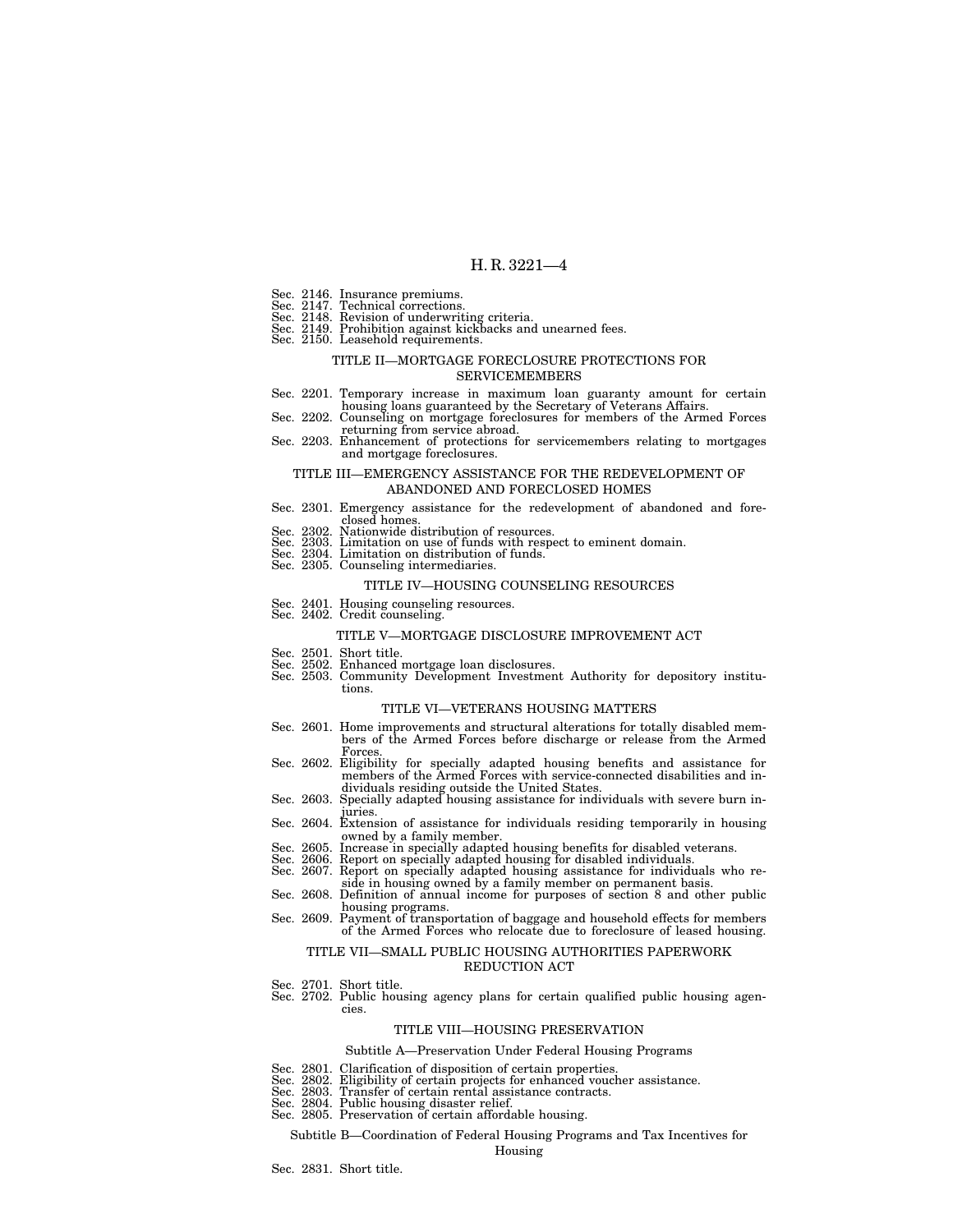Sec. 2146. Insurance premiums.
Sec. 2147. Technical corrections.
Sec. 2148. Revision of underwriting criteria.
Sec. 2149. Prohibition against kickbacks and unearned fees.
Sec. 2150. Leasehold requirements.

### TITLE II—MORTGAGE FORECLOSURE PROTECTIONS FOR SERVICEMEMBERS

Sec. 2201. Temporary increase in maximum loan guaranty amount for certain housing loans guaranteed by the Secretary of Veterans Affairs.
Sec. 2202. Counseling on mortgage foreclosures for members of the Armed Forces returning from service abroad.
Sec. 2203. Enhancement of protections for servicemembers relating to mortgages and mortgage foreclosures.

### TITLE III—EMERGENCY ASSISTANCE FOR THE REDEVELOPMENT OF ABANDONED AND FORECLOSED HOMES

Sec. 2301. Emergency assistance for the redevelopment of abandoned and foreclosed homes.
Sec. 2302. Nationwide distribution of resources.
Sec. 2303. Limitation on use of funds with respect to eminent domain.
Sec. 2304. Limitation on distribution of funds.
Sec. 2305. Counseling intermediaries.

### TITLE IV—HOUSING COUNSELING RESOURCES

Sec. 2401. Housing counseling resources.
Sec. 2402. Credit counseling.

### TITLE V—MORTGAGE DISCLOSURE IMPROVEMENT ACT

Sec. 2501. Short title.
Sec. 2502. Enhanced mortgage loan disclosures.
Sec. 2503. Community Development Investment Authority for depository institutions.

### TITLE VI—VETERANS HOUSING MATTERS

Sec. 2601. Home improvements and structural alterations for totally disabled members of the Armed Forces before discharge or release from the Armed Forces.
Sec. 2602. Eligibility for specially adapted housing benefits and assistance for members of the Armed Forces with service-connected disabilities and individuals residing outside the United States.
Sec. 2603. Specially adapted housing assistance for individuals with severe burn injuries.
Sec. 2604. Extension of assistance for individuals residing temporarily in housing owned by a family member.
Sec. 2605. Increase in specially adapted housing benefits for disabled veterans.
Sec. 2606. Report on specially adapted housing for disabled individuals.
Sec. 2607. Report on specially adapted housing assistance for individuals who reside in housing owned by a family member on permanent basis.
Sec. 2608. Definition of annual income for purposes of section 8 and other public housing programs.
Sec. 2609. Payment of transportation of baggage and household effects for members of the Armed Forces who relocate due to foreclosure of leased housing.

### TITLE VII—SMALL PUBLIC HOUSING AUTHORITIES PAPERWORK REDUCTION ACT

Sec. 2701. Short title.
Sec. 2702. Public housing agency plans for certain qualified public housing agencies.

### TITLE VIII—HOUSING PRESERVATION

#### Subtitle A—Preservation Under Federal Housing Programs

Sec. 2801. Clarification of disposition of certain properties.
Sec. 2802. Eligibility of certain projects for enhanced voucher assistance.
Sec. 2803. Transfer of certain rental assistance contracts.
Sec. 2804. Public housing disaster relief.
Sec. 2805. Preservation of certain affordable housing.

#### Subtitle B—Coordination of Federal Housing Programs and Tax Incentives for Housing

Sec. 2831. Short title.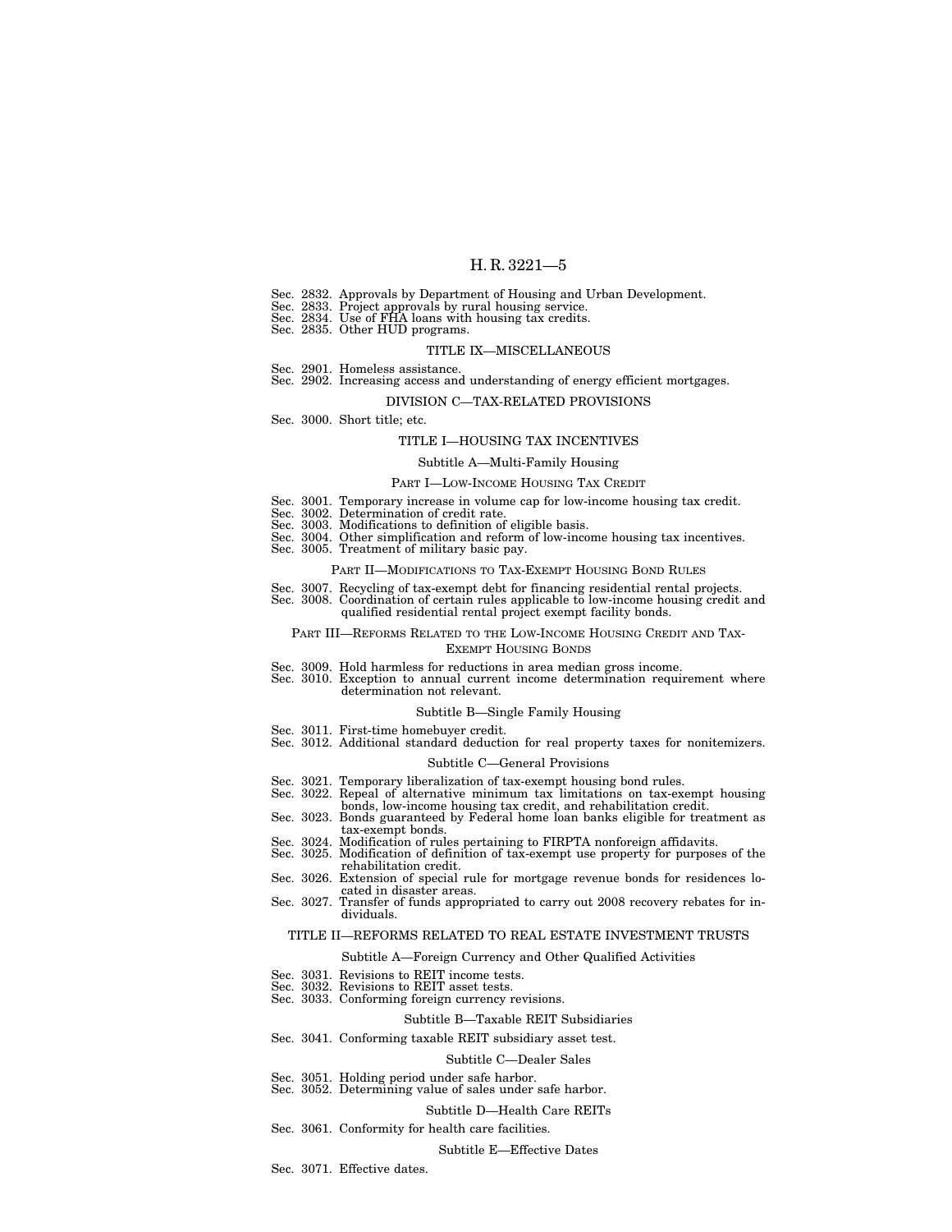Sec. 2832. Approvals by Department of Housing and Urban Development.
Sec. 2833. Project approvals by rural housing service.
Sec. 2834. Use of FHA loans with housing tax credits.
Sec. 2835. Other HUD programs.

### TITLE IX—MISCELLANEOUS

Sec. 2901. Homeless assistance.
Sec. 2902. Increasing access and understanding of energy efficient mortgages.

## DIVISION C—TAX-RELATED PROVISIONS

Sec. 3000. Short title; etc.

### TITLE I—HOUSING TAX INCENTIVES

#### Subtitle A—Multi-Family Housing

##### PART I—LOW-INCOME HOUSING TAX CREDIT

Sec. 3001. Temporary increase in volume cap for low-income housing tax credit.
Sec. 3002. Determination of credit rate.
Sec. 3003. Modifications to definition of eligible basis.
Sec. 3004. Other simplification and reform of low-income housing tax incentives.
Sec. 3005. Treatment of military basic pay.

##### PART II—MODIFICATIONS TO TAX-EXEMPT HOUSING BOND RULES

Sec. 3007. Recycling of tax-exempt debt for financing residential rental projects.
Sec. 3008. Coordination of certain rules applicable to low-income housing credit and qualified residential rental project exempt facility bonds.

##### PART III—REFORMS RELATED TO THE LOW-INCOME HOUSING CREDIT AND TAX-EXEMPT HOUSING BONDS

Sec. 3009. Hold harmless for reductions in area median gross income.
Sec. 3010. Exception to annual current income determination requirement where determination not relevant.

#### Subtitle B—Single Family Housing

Sec. 3011. First-time homebuyer credit.
Sec. 3012. Additional standard deduction for real property taxes for nonitemizers.

#### Subtitle C—General Provisions

Sec. 3021. Temporary liberalization of tax-exempt housing bond rules.
Sec. 3022. Repeal of alternative minimum tax limitations on tax-exempt housing bonds, low-income housing tax credit, and rehabilitation credit.
Sec. 3023. Bonds guaranteed by Federal home loan banks eligible for treatment as tax-exempt bonds.
Sec. 3024. Modification of rules pertaining to FIRPTA nonforeign affidavits.
Sec. 3025. Modification of definition of tax-exempt use property for purposes of the rehabilitation credit.
Sec. 3026. Extension of special rule for mortgage revenue bonds for residences located in disaster areas.
Sec. 3027. Transfer of funds appropriated to carry out 2008 recovery rebates for individuals.

### TITLE II—REFORMS RELATED TO REAL ESTATE INVESTMENT TRUSTS

#### Subtitle A—Foreign Currency and Other Qualified Activities

Sec. 3031. Revisions to REIT income tests.
Sec. 3032. Revisions to REIT asset tests.
Sec. 3033. Conforming foreign currency revisions.

#### Subtitle B—Taxable REIT Subsidiaries

Sec. 3041. Conforming taxable REIT subsidiary asset test.

#### Subtitle C—Dealer Sales

Sec. 3051. Holding period under safe harbor.
Sec. 3052. Determining value of sales under safe harbor.

#### Subtitle D—Health Care REITs

Sec. 3061. Conformity for health care facilities.

#### Subtitle E—Effective Dates

Sec. 3071. Effective dates.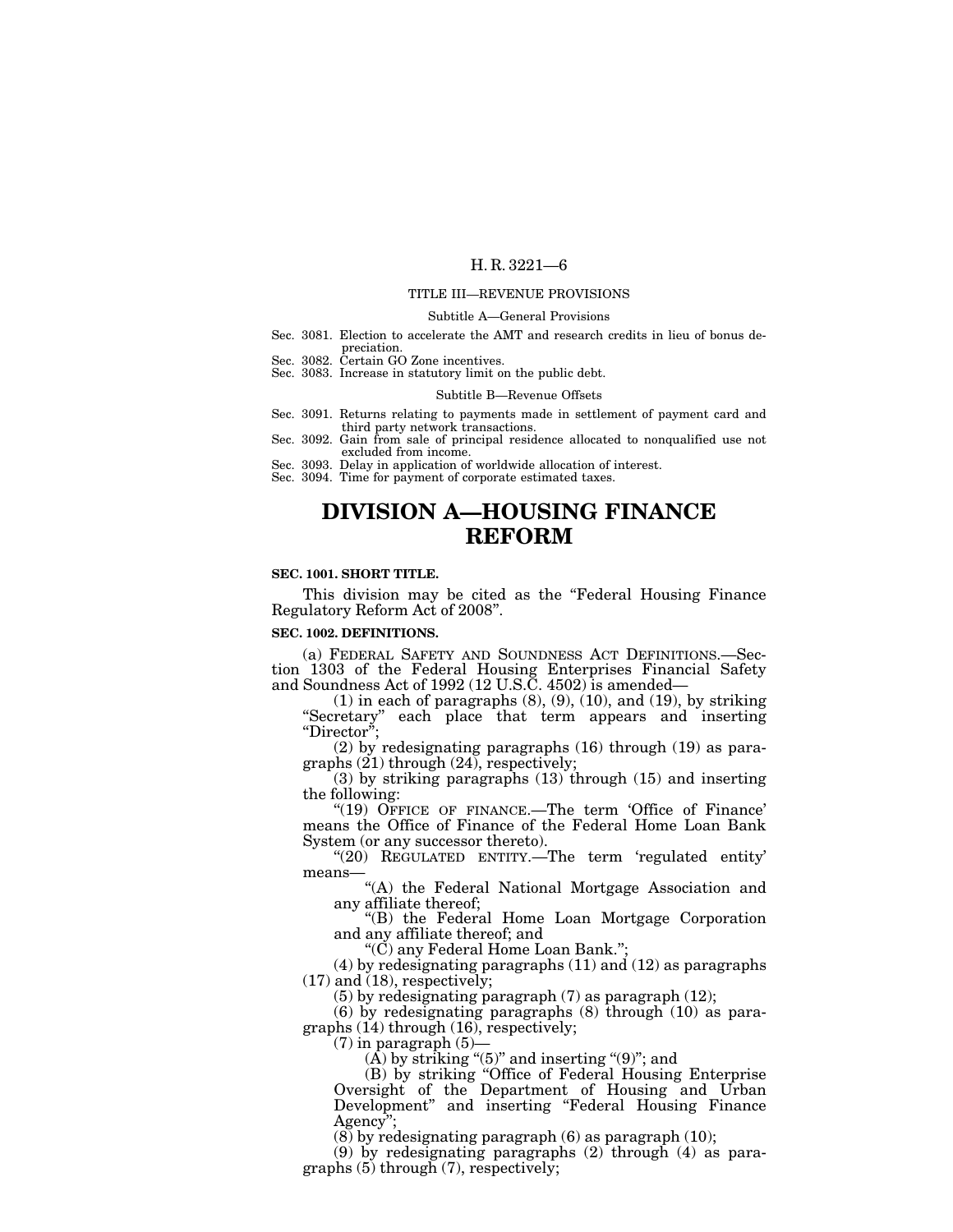TITLE III—REVENUE PROVISIONS

Subtitle A—General Provisions

Sec. 3081. Election to accelerate the AMT and research credits in lieu of bonus depreciation.
Sec. 3082. Certain GO Zone incentives.
Sec. 3083. Increase in statutory limit on the public debt.

Subtitle B—Revenue Offsets

Sec. 3091. Returns relating to payments made in settlement of payment card and third party network transactions.
Sec. 3092. Gain from sale of principal residence allocated to nonqualified use not excluded from income.
Sec. 3093. Delay in application of worldwide allocation of interest.
Sec. 3094. Time for payment of corporate estimated taxes.

# DIVISION A—HOUSING FINANCE REFORM

**SEC. 1001. SHORT TITLE.**

This division may be cited as the "Federal Housing Finance Regulatory Reform Act of 2008".

**SEC. 1002. DEFINITIONS.**

(a) FEDERAL SAFETY AND SOUNDNESS ACT DEFINITIONS.—Section 1303 of the Federal Housing Enterprises Financial Safety and Soundness Act of 1992 (12 U.S.C. 4502) is amended—

(1) in each of paragraphs (8), (9), (10), and (19), by striking "Secretary" each place that term appears and inserting "Director";

(2) by redesignating paragraphs (16) through (19) as paragraphs (21) through (24), respectively;

(3) by striking paragraphs (13) through (15) and inserting the following:

"(19) OFFICE OF FINANCE.—The term 'Office of Finance' means the Office of Finance of the Federal Home Loan Bank System (or any successor thereto).

"(20) REGULATED ENTITY.—The term 'regulated entity' means—

"(A) the Federal National Mortgage Association and any affiliate thereof;

"(B) the Federal Home Loan Mortgage Corporation and any affiliate thereof; and

"(C) any Federal Home Loan Bank.";

(4) by redesignating paragraphs (11) and (12) as paragraphs (17) and (18), respectively;

(5) by redesignating paragraph (7) as paragraph (12);

(6) by redesignating paragraphs (8) through (10) as paragraphs (14) through (16), respectively;

(7) in paragraph (5)—

(A) by striking "(5)" and inserting "(9)"; and

(B) by striking "Office of Federal Housing Enterprise Oversight of the Department of Housing and Urban Development" and inserting "Federal Housing Finance Agency";

(8) by redesignating paragraph (6) as paragraph (10);

(9) by redesignating paragraphs (2) through (4) as paragraphs (5) through (7), respectively;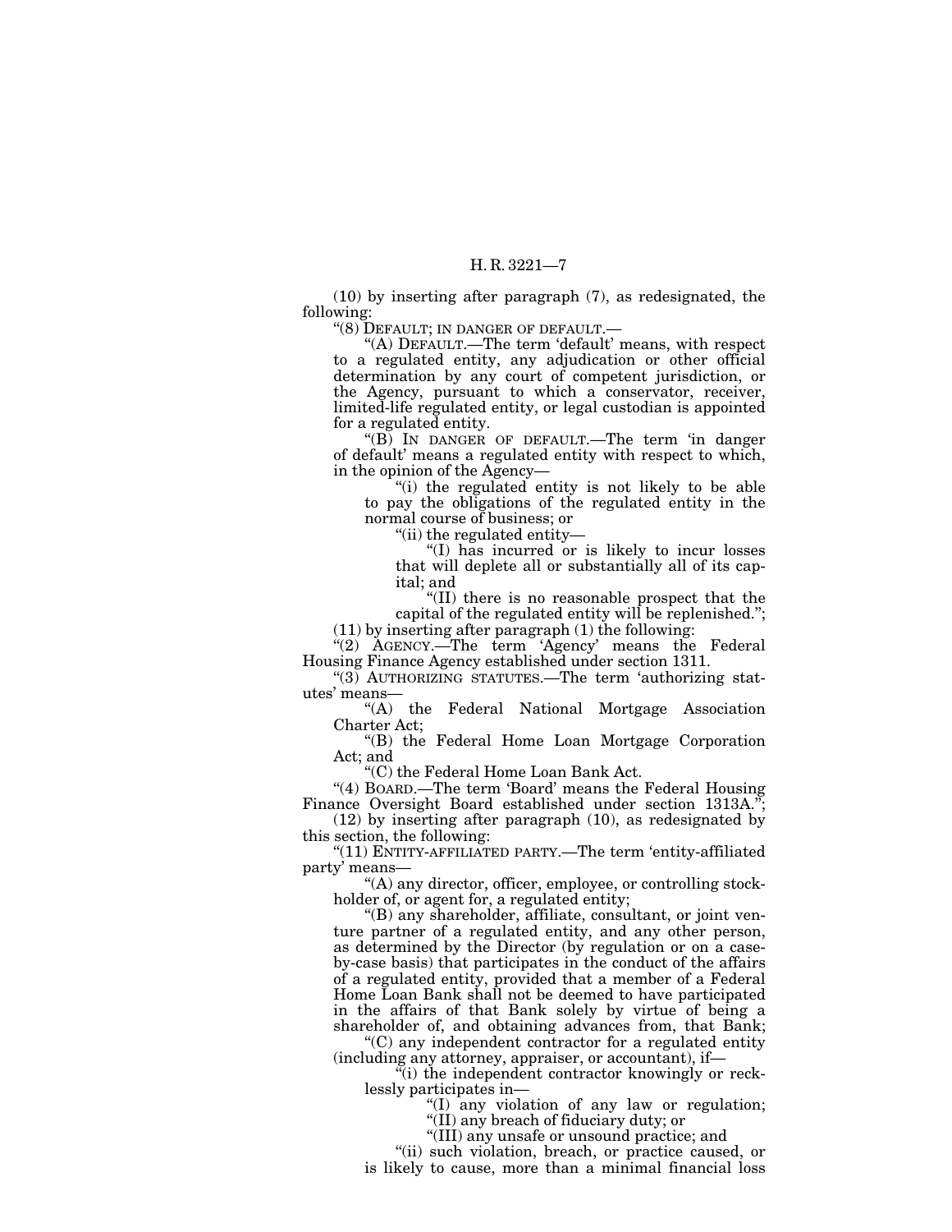(10) by inserting after paragraph (7), as redesignated, the following:

"(8) DEFAULT; IN DANGER OF DEFAULT.—

"(A) DEFAULT.—The term 'default' means, with respect to a regulated entity, any adjudication or other official determination by any court of competent jurisdiction, or the Agency, pursuant to which a conservator, receiver, limited-life regulated entity, or legal custodian is appointed for a regulated entity.

"(B) IN DANGER OF DEFAULT.—The term 'in danger of default' means a regulated entity with respect to which, in the opinion of the Agency—

"(i) the regulated entity is not likely to be able to pay the obligations of the regulated entity in the normal course of business; or

"(ii) the regulated entity—

"(I) has incurred or is likely to incur losses that will deplete all or substantially all of its capital; and

"(II) there is no reasonable prospect that the capital of the regulated entity will be replenished.";

(11) by inserting after paragraph (1) the following:

"(2) AGENCY.—The term 'Agency' means the Federal Housing Finance Agency established under section 1311.

"(3) AUTHORIZING STATUTES.—The term 'authorizing statutes' means—

"(A) the Federal National Mortgage Association Charter Act;

"(B) the Federal Home Loan Mortgage Corporation Act; and

"(C) the Federal Home Loan Bank Act.

"(4) BOARD.—The term 'Board' means the Federal Housing Finance Oversight Board established under section 1313A.";

(12) by inserting after paragraph (10), as redesignated by this section, the following:

"(11) ENTITY-AFFILIATED PARTY.—The term 'entity-affiliated party' means—

"(A) any director, officer, employee, or controlling stockholder of, or agent for, a regulated entity;

"(B) any shareholder, affiliate, consultant, or joint venture partner of a regulated entity, and any other person, as determined by the Director (by regulation or on a case-by-case basis) that participates in the conduct of the affairs of a regulated entity, provided that a member of a Federal Home Loan Bank shall not be deemed to have participated in the affairs of that Bank solely by virtue of being a shareholder of, and obtaining advances from, that Bank;

"(C) any independent contractor for a regulated entity (including any attorney, appraiser, or accountant), if—

"(i) the independent contractor knowingly or recklessly participates in—

"(I) any violation of any law or regulation;

"(II) any breach of fiduciary duty; or

"(III) any unsafe or unsound practice; and

"(ii) such violation, breach, or practice caused, or is likely to cause, more than a minimal financial loss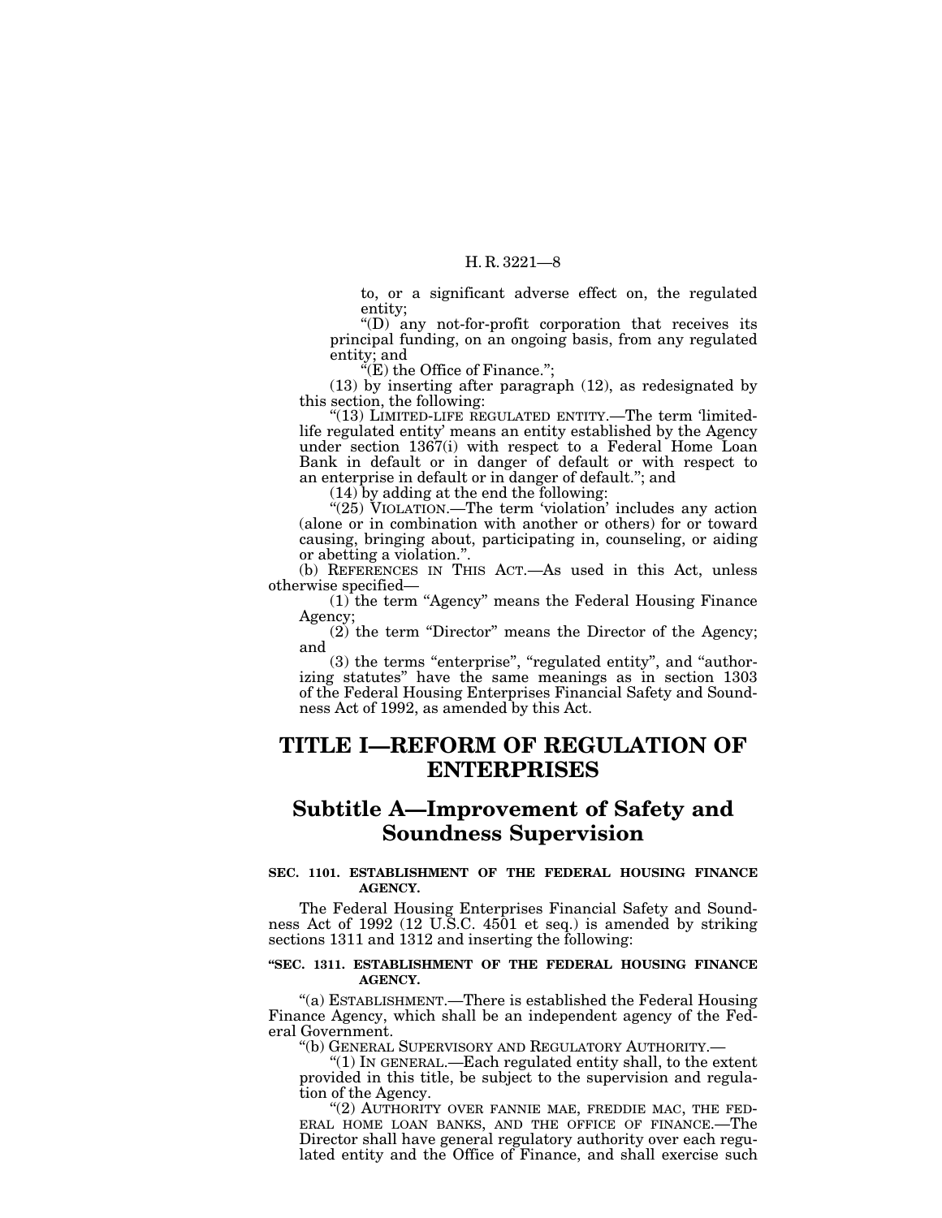to, or a significant adverse effect on, the regulated entity;

"(D) any not-for-profit corporation that receives its principal funding, on an ongoing basis, from any regulated entity; and

"(E) the Office of Finance.";

(13) by inserting after paragraph (12), as redesignated by this section, the following:

"(13) LIMITED-LIFE REGULATED ENTITY.—The term 'limited-life regulated entity' means an entity established by the Agency under section 1367(i) with respect to a Federal Home Loan Bank in default or in danger of default or with respect to an enterprise in default or in danger of default."; and

(14) by adding at the end the following:

"(25) VIOLATION.—The term 'violation' includes any action (alone or in combination with another or others) for or toward causing, bringing about, participating in, counseling, or aiding or abetting a violation.".

(b) REFERENCES IN THIS ACT.—As used in this Act, unless otherwise specified—

(1) the term "Agency" means the Federal Housing Finance Agency;

(2) the term "Director" means the Director of the Agency; and

(3) the terms "enterprise", "regulated entity", and "authorizing statutes" have the same meanings as in section 1303 of the Federal Housing Enterprises Financial Safety and Soundness Act of 1992, as amended by this Act.

# TITLE I—REFORM OF REGULATION OF ENTERPRISES

## Subtitle A—Improvement of Safety and Soundness Supervision

### SEC. 1101. ESTABLISHMENT OF THE FEDERAL HOUSING FINANCE AGENCY.

The Federal Housing Enterprises Financial Safety and Soundness Act of 1992 (12 U.S.C. 4501 et seq.) is amended by striking sections 1311 and 1312 and inserting the following:

### "SEC. 1311. ESTABLISHMENT OF THE FEDERAL HOUSING FINANCE AGENCY.

"(a) ESTABLISHMENT.—There is established the Federal Housing Finance Agency, which shall be an independent agency of the Federal Government.

"(b) GENERAL SUPERVISORY AND REGULATORY AUTHORITY.—

"(1) IN GENERAL.—Each regulated entity shall, to the extent provided in this title, be subject to the supervision and regulation of the Agency.

"(2) AUTHORITY OVER FANNIE MAE, FREDDIE MAC, THE FEDERAL HOME LOAN BANKS, AND THE OFFICE OF FINANCE.—The Director shall have general regulatory authority over each regulated entity and the Office of Finance, and shall exercise such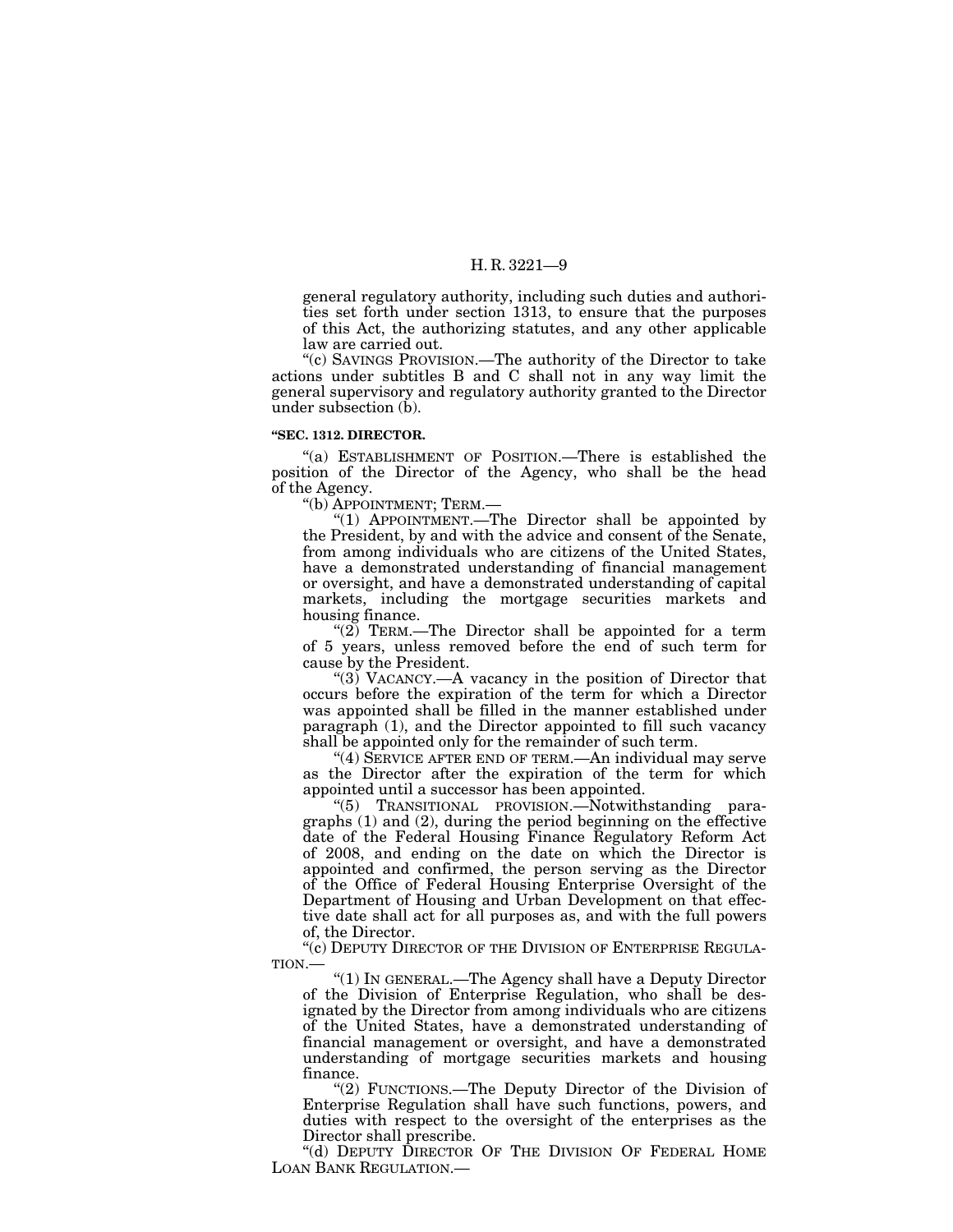general regulatory authority, including such duties and authorities set forth under section 1313, to ensure that the purposes of this Act, the authorizing statutes, and any other applicable law are carried out.

"(c) SAVINGS PROVISION.—The authority of the Director to take actions under subtitles B and C shall not in any way limit the general supervisory and regulatory authority granted to the Director under subsection (b).

**"SEC. 1312. DIRECTOR.**

"(a) ESTABLISHMENT OF POSITION.—There is established the position of the Director of the Agency, who shall be the head of the Agency.

"(b) APPOINTMENT; TERM.—

"(1) APPOINTMENT.—The Director shall be appointed by the President, by and with the advice and consent of the Senate, from among individuals who are citizens of the United States, have a demonstrated understanding of financial management or oversight, and have a demonstrated understanding of capital markets, including the mortgage securities markets and housing finance.

"(2) TERM.—The Director shall be appointed for a term of 5 years, unless removed before the end of such term for cause by the President.

"(3) VACANCY.—A vacancy in the position of Director that occurs before the expiration of the term for which a Director was appointed shall be filled in the manner established under paragraph (1), and the Director appointed to fill such vacancy shall be appointed only for the remainder of such term.

"(4) SERVICE AFTER END OF TERM.—An individual may serve as the Director after the expiration of the term for which appointed until a successor has been appointed.

"(5) TRANSITIONAL PROVISION.—Notwithstanding paragraphs (1) and (2), during the period beginning on the effective date of the Federal Housing Finance Regulatory Reform Act of 2008, and ending on the date on which the Director is appointed and confirmed, the person serving as the Director of the Office of Federal Housing Enterprise Oversight of the Department of Housing and Urban Development on that effective date shall act for all purposes as, and with the full powers of, the Director.

"(c) DEPUTY DIRECTOR OF THE DIVISION OF ENTERPRISE REGULATION.—

"(1) IN GENERAL.—The Agency shall have a Deputy Director of the Division of Enterprise Regulation, who shall be designated by the Director from among individuals who are citizens of the United States, have a demonstrated understanding of financial management or oversight, and have a demonstrated understanding of mortgage securities markets and housing finance.

"(2) FUNCTIONS.—The Deputy Director of the Division of Enterprise Regulation shall have such functions, powers, and duties with respect to the oversight of the enterprises as the Director shall prescribe.

"(d) DEPUTY DIRECTOR OF THE DIVISION OF FEDERAL HOME LOAN BANK REGULATION.—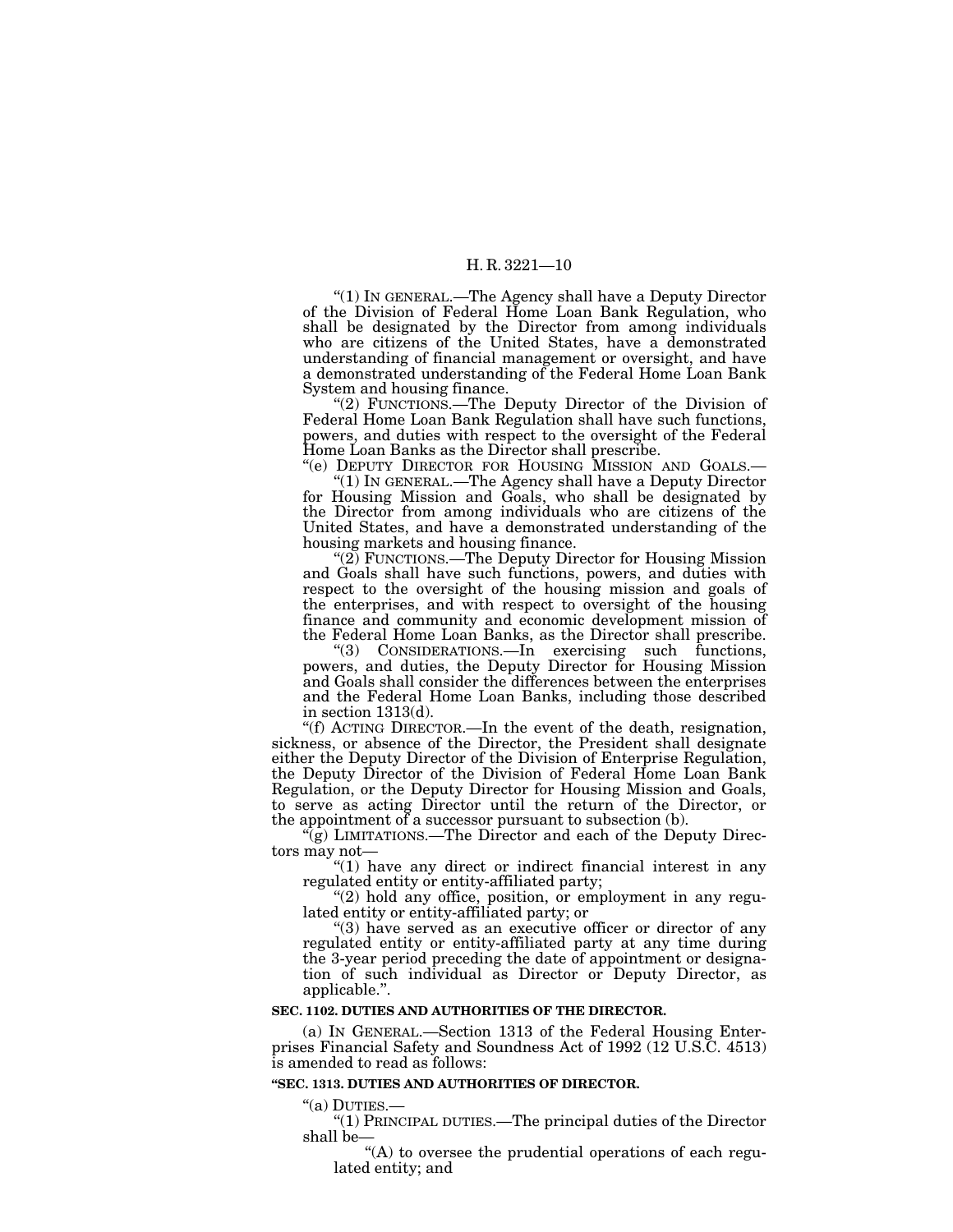"(1) IN GENERAL.—The Agency shall have a Deputy Director of the Division of Federal Home Loan Bank Regulation, who shall be designated by the Director from among individuals who are citizens of the United States, have a demonstrated understanding of financial management or oversight, and have a demonstrated understanding of the Federal Home Loan Bank System and housing finance.

"(2) FUNCTIONS.—The Deputy Director of the Division of Federal Home Loan Bank Regulation shall have such functions, powers, and duties with respect to the oversight of the Federal Home Loan Banks as the Director shall prescribe.

"(e) DEPUTY DIRECTOR FOR HOUSING MISSION AND GOALS.—

"(1) IN GENERAL.—The Agency shall have a Deputy Director for Housing Mission and Goals, who shall be designated by the Director from among individuals who are citizens of the United States, and have a demonstrated understanding of the housing markets and housing finance.

"(2) FUNCTIONS.—The Deputy Director for Housing Mission and Goals shall have such functions, powers, and duties with respect to the oversight of the housing mission and goals of the enterprises, and with respect to oversight of the housing finance and community and economic development mission of the Federal Home Loan Banks, as the Director shall prescribe.

"(3) CONSIDERATIONS.—In exercising such functions, powers, and duties, the Deputy Director for Housing Mission and Goals shall consider the differences between the enterprises and the Federal Home Loan Banks, including those described in section 1313(d).

"(f) ACTING DIRECTOR.—In the event of the death, resignation, sickness, or absence of the Director, the President shall designate either the Deputy Director of the Division of Enterprise Regulation, the Deputy Director of the Division of Federal Home Loan Bank Regulation, or the Deputy Director for Housing Mission and Goals, to serve as acting Director until the return of the Director, or the appointment of a successor pursuant to subsection (b).

"(g) LIMITATIONS.—The Director and each of the Deputy Directors may not—

"(1) have any direct or indirect financial interest in any regulated entity or entity-affiliated party;

"(2) hold any office, position, or employment in any regulated entity or entity-affiliated party; or

"(3) have served as an executive officer or director of any regulated entity or entity-affiliated party at any time during the 3-year period preceding the date of appointment or designation of such individual as Director or Deputy Director, as applicable.".

**SEC. 1102. DUTIES AND AUTHORITIES OF THE DIRECTOR.**

(a) IN GENERAL.—Section 1313 of the Federal Housing Enterprises Financial Safety and Soundness Act of 1992 (12 U.S.C. 4513) is amended to read as follows:

**"SEC. 1313. DUTIES AND AUTHORITIES OF DIRECTOR.**

"(a) DUTIES.—

"(1) PRINCIPAL DUTIES.—The principal duties of the Director shall be—

"(A) to oversee the prudential operations of each regulated entity; and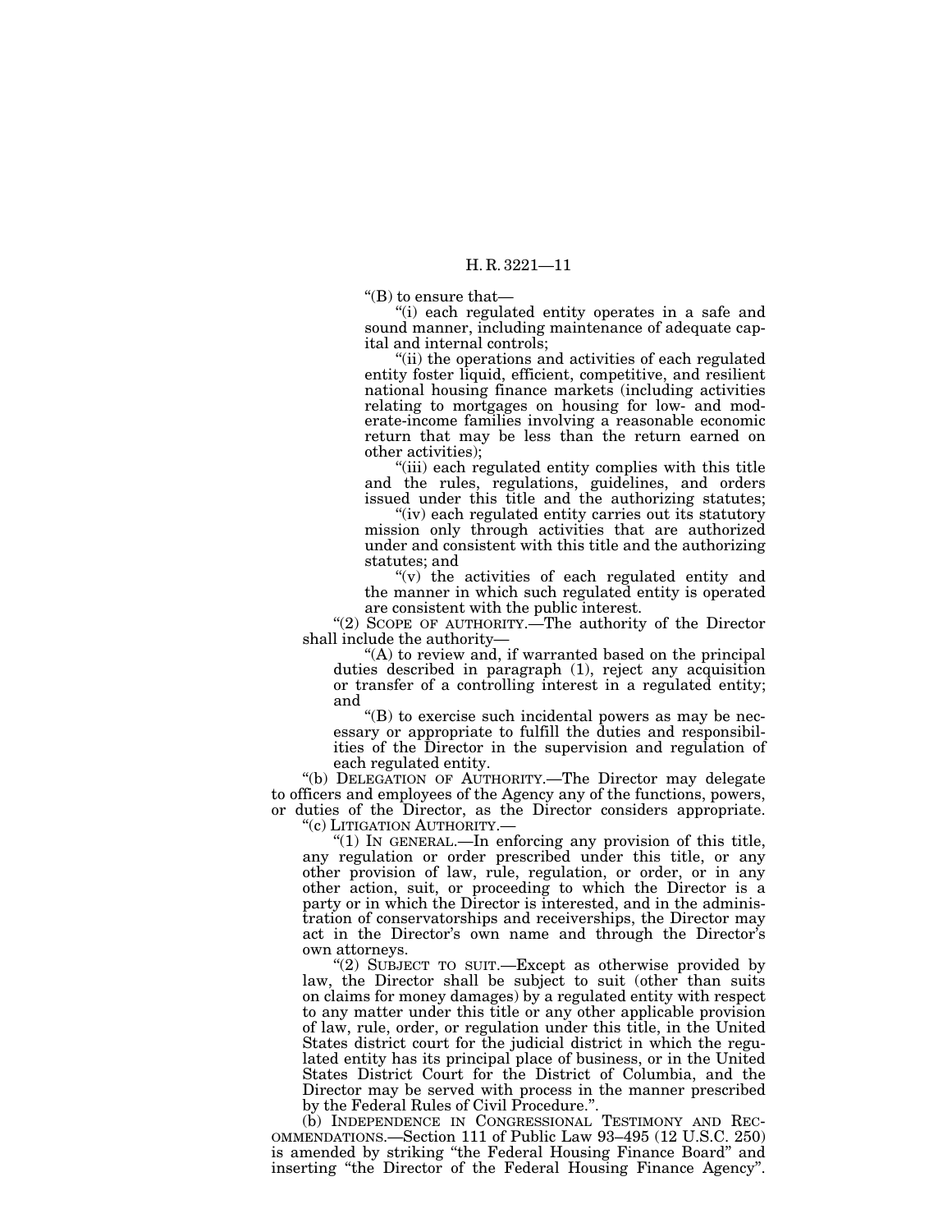"(B) to ensure that—

"(i) each regulated entity operates in a safe and sound manner, including maintenance of adequate capital and internal controls;

"(ii) the operations and activities of each regulated entity foster liquid, efficient, competitive, and resilient national housing finance markets (including activities relating to mortgages on housing for low- and moderate-income families involving a reasonable economic return that may be less than the return earned on other activities);

"(iii) each regulated entity complies with this title and the rules, regulations, guidelines, and orders issued under this title and the authorizing statutes;

"(iv) each regulated entity carries out its statutory mission only through activities that are authorized under and consistent with this title and the authorizing statutes; and

"(v) the activities of each regulated entity and the manner in which such regulated entity is operated are consistent with the public interest.

"(2) SCOPE OF AUTHORITY.—The authority of the Director shall include the authority—

"(A) to review and, if warranted based on the principal duties described in paragraph (1), reject any acquisition or transfer of a controlling interest in a regulated entity; and

"(B) to exercise such incidental powers as may be necessary or appropriate to fulfill the duties and responsibilities of the Director in the supervision and regulation of each regulated entity.

"(b) DELEGATION OF AUTHORITY.—The Director may delegate to officers and employees of the Agency any of the functions, powers, or duties of the Director, as the Director considers appropriate.

"(c) LITIGATION AUTHORITY.—

"(1) IN GENERAL.—In enforcing any provision of this title, any regulation or order prescribed under this title, or any other provision of law, rule, regulation, or order, or in any other action, suit, or proceeding to which the Director is a party or in which the Director is interested, and in the administration of conservatorships and receiverships, the Director may act in the Director's own name and through the Director's own attorneys.

"(2) SUBJECT TO SUIT.—Except as otherwise provided by law, the Director shall be subject to suit (other than suits on claims for money damages) by a regulated entity with respect to any matter under this title or any other applicable provision of law, rule, order, or regulation under this title, in the United States district court for the judicial district in which the regulated entity has its principal place of business, or in the United States District Court for the District of Columbia, and the Director may be served with process in the manner prescribed by the Federal Rules of Civil Procedure.".

(b) INDEPENDENCE IN CONGRESSIONAL TESTIMONY AND RECOMMENDATIONS.—Section 111 of Public Law 93–495 (12 U.S.C. 250) is amended by striking "the Federal Housing Finance Board" and inserting "the Director of the Federal Housing Finance Agency".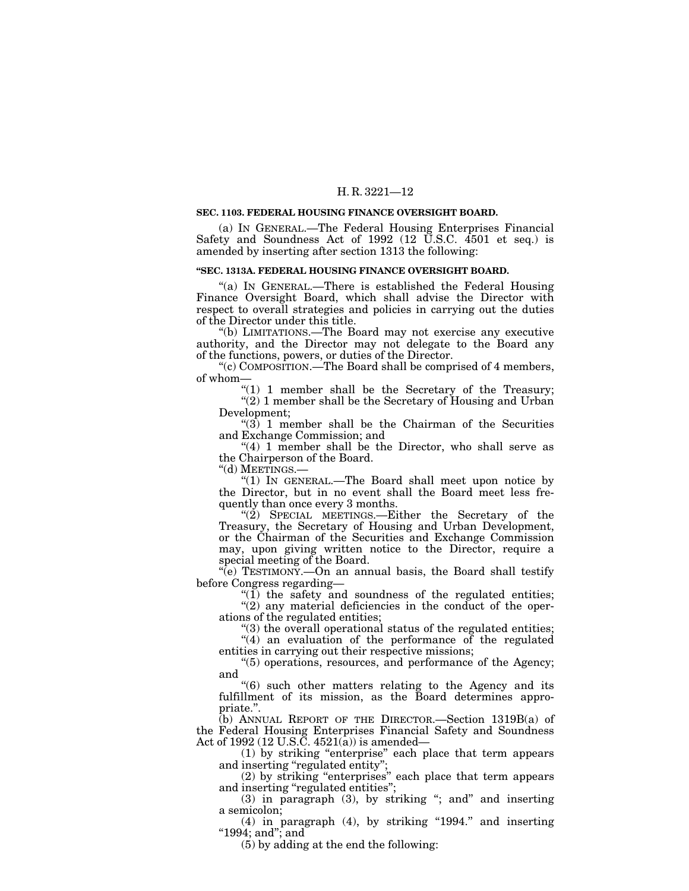**SEC. 1103. FEDERAL HOUSING FINANCE OVERSIGHT BOARD.**

(a) IN GENERAL.—The Federal Housing Enterprises Financial Safety and Soundness Act of 1992 (12 U.S.C. 4501 et seq.) is amended by inserting after section 1313 the following:

**"SEC. 1313A. FEDERAL HOUSING FINANCE OVERSIGHT BOARD.**

"(a) IN GENERAL.—There is established the Federal Housing Finance Oversight Board, which shall advise the Director with respect to overall strategies and policies in carrying out the duties of the Director under this title.

"(b) LIMITATIONS.—The Board may not exercise any executive authority, and the Director may not delegate to the Board any of the functions, powers, or duties of the Director.

"(c) COMPOSITION.—The Board shall be comprised of 4 members, of whom—

"(1) 1 member shall be the Secretary of the Treasury;

"(2) 1 member shall be the Secretary of Housing and Urban Development;

"(3) 1 member shall be the Chairman of the Securities and Exchange Commission; and

"(4) 1 member shall be the Director, who shall serve as the Chairperson of the Board.

"(d) MEETINGS.—

"(1) IN GENERAL.—The Board shall meet upon notice by the Director, but in no event shall the Board meet less frequently than once every 3 months.

"(2) SPECIAL MEETINGS.—Either the Secretary of the Treasury, the Secretary of Housing and Urban Development, or the Chairman of the Securities and Exchange Commission may, upon giving written notice to the Director, require a special meeting of the Board.

"(e) TESTIMONY.—On an annual basis, the Board shall testify before Congress regarding—

"(1) the safety and soundness of the regulated entities;

"(2) any material deficiencies in the conduct of the operations of the regulated entities;

"(3) the overall operational status of the regulated entities;

"(4) an evaluation of the performance of the regulated entities in carrying out their respective missions;

"(5) operations, resources, and performance of the Agency; and

"(6) such other matters relating to the Agency and its fulfillment of its mission, as the Board determines appropriate.".

(b) ANNUAL REPORT OF THE DIRECTOR.—Section 1319B(a) of the Federal Housing Enterprises Financial Safety and Soundness Act of 1992 (12 U.S.C. 4521(a)) is amended—

(1) by striking "enterprise" each place that term appears and inserting "regulated entity";

(2) by striking "enterprises" each place that term appears and inserting "regulated entities";

(3) in paragraph (3), by striking "; and" and inserting a semicolon;

(4) in paragraph (4), by striking "1994." and inserting "1994; and"; and

(5) by adding at the end the following: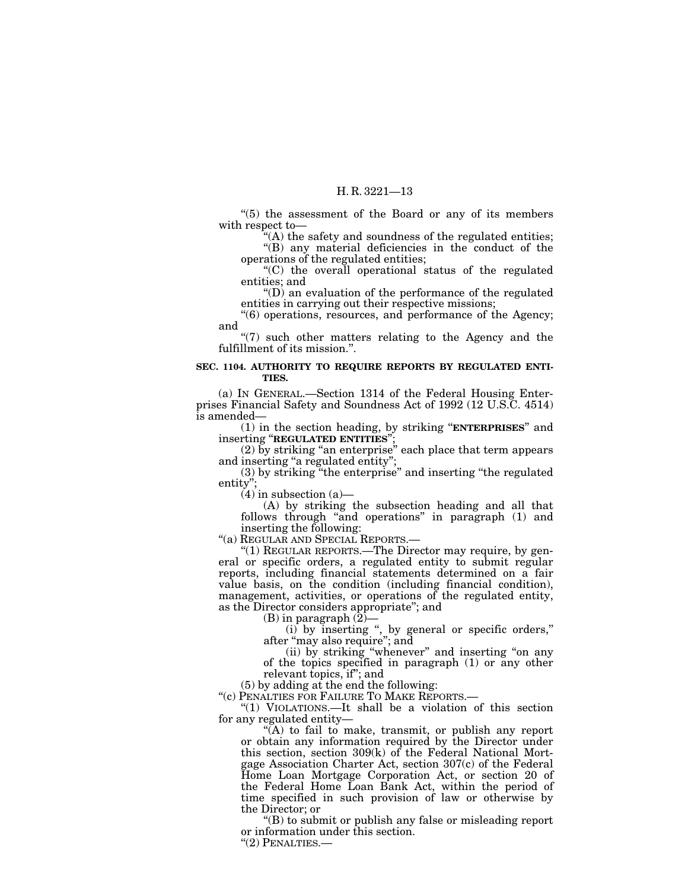"(5) the assessment of the Board or any of its members with respect to—

"(A) the safety and soundness of the regulated entities;

"(B) any material deficiencies in the conduct of the operations of the regulated entities;

"(C) the overall operational status of the regulated entities; and

"(D) an evaluation of the performance of the regulated entities in carrying out their respective missions;

"(6) operations, resources, and performance of the Agency; and

"(7) such other matters relating to the Agency and the fulfillment of its mission.".

**SEC. 1104. AUTHORITY TO REQUIRE REPORTS BY REGULATED ENTITIES.**

(a) IN GENERAL.—Section 1314 of the Federal Housing Enterprises Financial Safety and Soundness Act of 1992 (12 U.S.C. 4514) is amended—

(1) in the section heading, by striking "**ENTERPRISES**" and inserting "**REGULATED ENTITIES**";

(2) by striking "an enterprise" each place that term appears and inserting "a regulated entity";

(3) by striking "the enterprise" and inserting "the regulated entity";

(4) in subsection (a)—

(A) by striking the subsection heading and all that follows through "and operations" in paragraph (1) and inserting the following:

"(a) REGULAR AND SPECIAL REPORTS.—

"(1) REGULAR REPORTS.—The Director may require, by general or specific orders, a regulated entity to submit regular reports, including financial statements determined on a fair value basis, on the condition (including financial condition), management, activities, or operations of the regulated entity, as the Director considers appropriate"; and

(B) in paragraph (2)—

(i) by inserting ", by general or specific orders," after "may also require"; and

(ii) by striking "whenever" and inserting "on any of the topics specified in paragraph (1) or any other relevant topics, if"; and

(5) by adding at the end the following:

"(c) PENALTIES FOR FAILURE TO MAKE REPORTS.—

"(1) VIOLATIONS.—It shall be a violation of this section for any regulated entity—

"(A) to fail to make, transmit, or publish any report or obtain any information required by the Director under this section, section 309(k) of the Federal National Mortgage Association Charter Act, section 307(c) of the Federal Home Loan Mortgage Corporation Act, or section 20 of the Federal Home Loan Bank Act, within the period of time specified in such provision of law or otherwise by the Director; or

"(B) to submit or publish any false or misleading report or information under this section.

"(2) PENALTIES.—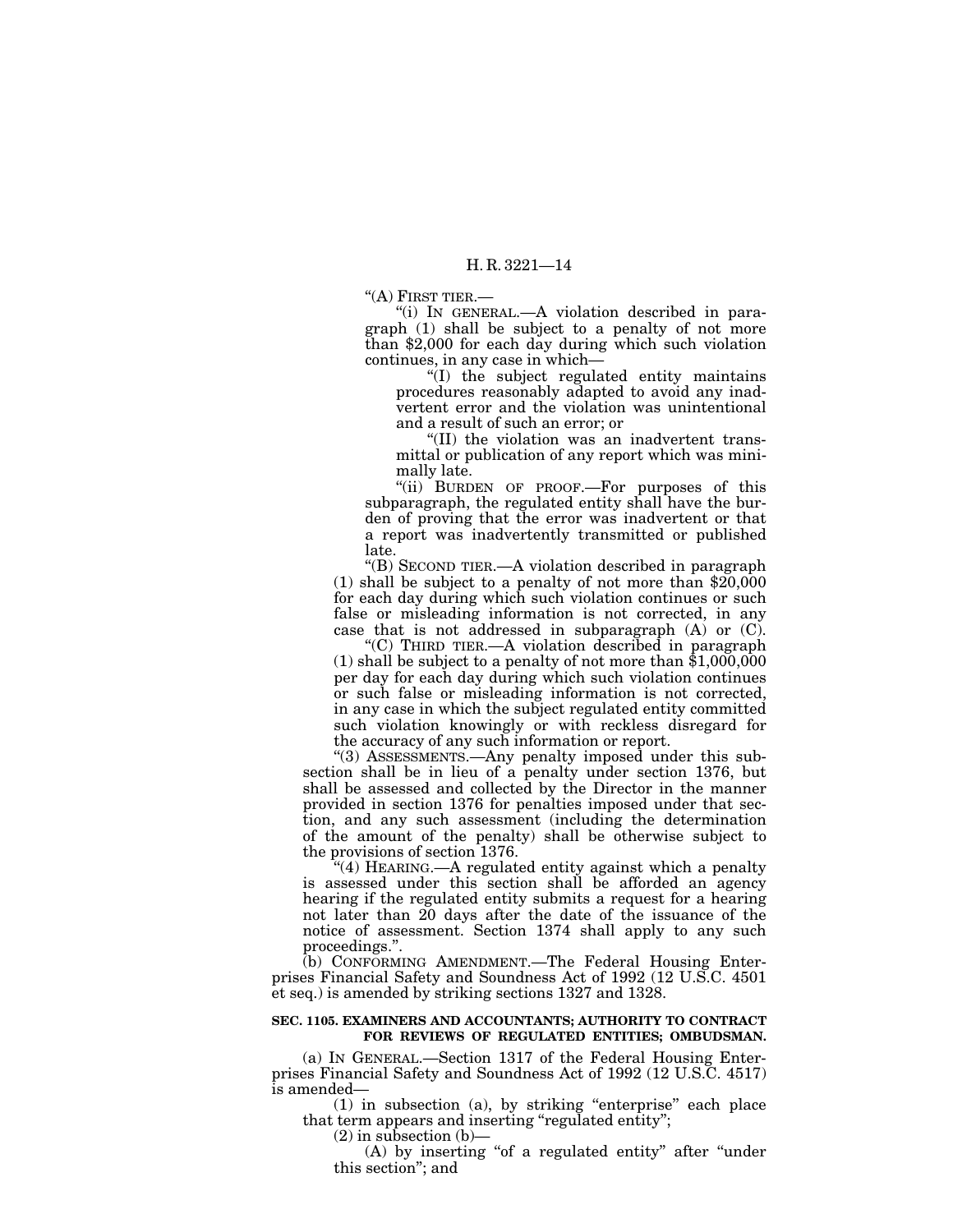"(A) FIRST TIER.—

"(i) IN GENERAL.—A violation described in paragraph (1) shall be subject to a penalty of not more than $2,000 for each day during which such violation continues, in any case in which—

"(I) the subject regulated entity maintains procedures reasonably adapted to avoid any inadvertent error and the violation was unintentional and a result of such an error; or

"(II) the violation was an inadvertent transmittal or publication of any report which was minimally late.

"(ii) BURDEN OF PROOF.—For purposes of this subparagraph, the regulated entity shall have the burden of proving that the error was inadvertent or that a report was inadvertently transmitted or published late.

"(B) SECOND TIER.—A violation described in paragraph (1) shall be subject to a penalty of not more than $20,000 for each day during which such violation continues or such false or misleading information is not corrected, in any case that is not addressed in subparagraph (A) or (C).

"(C) THIRD TIER.—A violation described in paragraph (1) shall be subject to a penalty of not more than $1,000,000 per day for each day during which such violation continues or such false or misleading information is not corrected, in any case in which the subject regulated entity committed such violation knowingly or with reckless disregard for the accuracy of any such information or report.

"(3) ASSESSMENTS.—Any penalty imposed under this subsection shall be in lieu of a penalty under section 1376, but shall be assessed and collected by the Director in the manner provided in section 1376 for penalties imposed under that section, and any such assessment (including the determination of the amount of the penalty) shall be otherwise subject to the provisions of section 1376.

"(4) HEARING.—A regulated entity against which a penalty is assessed under this section shall be afforded an agency hearing if the regulated entity submits a request for a hearing not later than 20 days after the date of the issuance of the notice of assessment. Section 1374 shall apply to any such proceedings.".

(b) CONFORMING AMENDMENT.—The Federal Housing Enterprises Financial Safety and Soundness Act of 1992 (12 U.S.C. 4501 et seq.) is amended by striking sections 1327 and 1328.

**SEC. 1105. EXAMINERS AND ACCOUNTANTS; AUTHORITY TO CONTRACT FOR REVIEWS OF REGULATED ENTITIES; OMBUDSMAN.**

(a) IN GENERAL.—Section 1317 of the Federal Housing Enterprises Financial Safety and Soundness Act of 1992 (12 U.S.C. 4517) is amended—

(1) in subsection (a), by striking "enterprise" each place that term appears and inserting "regulated entity";

(2) in subsection (b)—

(A) by inserting "of a regulated entity" after "under this section"; and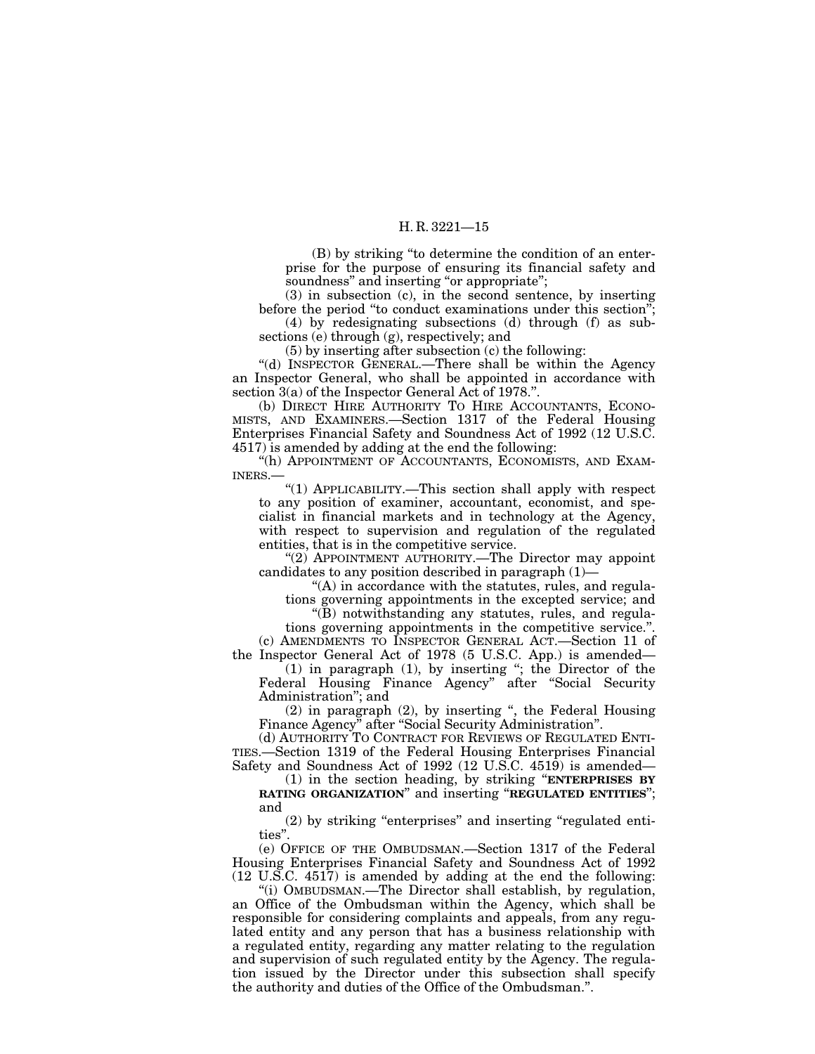(B) by striking "to determine the condition of an enterprise for the purpose of ensuring its financial safety and soundness" and inserting "or appropriate";

(3) in subsection (c), in the second sentence, by inserting before the period "to conduct examinations under this section";

(4) by redesignating subsections (d) through (f) as subsections (e) through (g), respectively; and

(5) by inserting after subsection (c) the following:

"(d) INSPECTOR GENERAL.—There shall be within the Agency an Inspector General, who shall be appointed in accordance with section 3(a) of the Inspector General Act of 1978.".

(b) DIRECT HIRE AUTHORITY TO HIRE ACCOUNTANTS, ECONOMISTS, AND EXAMINERS.—Section 1317 of the Federal Housing Enterprises Financial Safety and Soundness Act of 1992 (12 U.S.C. 4517) is amended by adding at the end the following:

"(h) APPOINTMENT OF ACCOUNTANTS, ECONOMISTS, AND EXAMINERS.—

"(1) APPLICABILITY.—This section shall apply with respect to any position of examiner, accountant, economist, and specialist in financial markets and in technology at the Agency, with respect to supervision and regulation of the regulated entities, that is in the competitive service.

"(2) APPOINTMENT AUTHORITY.—The Director may appoint candidates to any position described in paragraph (1)—

"(A) in accordance with the statutes, rules, and regulations governing appointments in the excepted service; and

"(B) notwithstanding any statutes, rules, and regulations governing appointments in the competitive service.".

(c) AMENDMENTS TO INSPECTOR GENERAL ACT.—Section 11 of the Inspector General Act of 1978 (5 U.S.C. App.) is amended—

(1) in paragraph (1), by inserting "; the Director of the Federal Housing Finance Agency" after "Social Security Administration"; and

(2) in paragraph (2), by inserting ", the Federal Housing Finance Agency" after "Social Security Administration".

(d) AUTHORITY TO CONTRACT FOR REVIEWS OF REGULATED ENTITIES.—Section 1319 of the Federal Housing Enterprises Financial Safety and Soundness Act of 1992 (12 U.S.C. 4519) is amended—

(1) in the section heading, by striking "**ENTERPRISES BY RATING ORGANIZATION**" and inserting "**REGULATED ENTITIES**"; and

(2) by striking "enterprises" and inserting "regulated entities".

(e) OFFICE OF THE OMBUDSMAN.—Section 1317 of the Federal Housing Enterprises Financial Safety and Soundness Act of 1992 (12 U.S.C. 4517) is amended by adding at the end the following:

"(i) OMBUDSMAN.—The Director shall establish, by regulation, an Office of the Ombudsman within the Agency, which shall be responsible for considering complaints and appeals, from any regulated entity and any person that has a business relationship with a regulated entity, regarding any matter relating to the regulation and supervision of such regulated entity by the Agency. The regulation issued by the Director under this subsection shall specify the authority and duties of the Office of the Ombudsman.".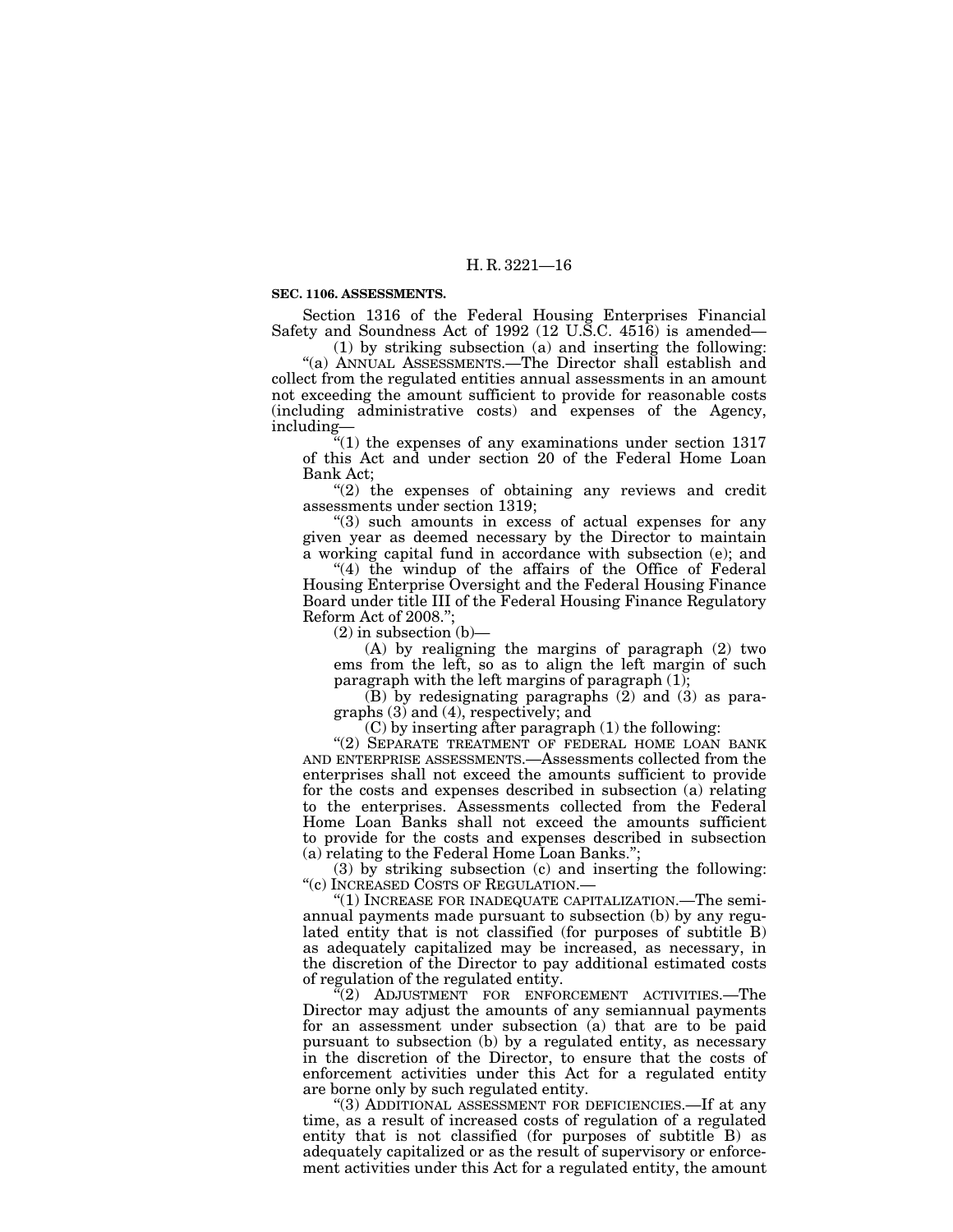**SEC. 1106. ASSESSMENTS.**

Section 1316 of the Federal Housing Enterprises Financial Safety and Soundness Act of 1992 (12 U.S.C. 4516) is amended—

(1) by striking subsection (a) and inserting the following:

"(a) ANNUAL ASSESSMENTS.—The Director shall establish and collect from the regulated entities annual assessments in an amount not exceeding the amount sufficient to provide for reasonable costs (including administrative costs) and expenses of the Agency, including—

"(1) the expenses of any examinations under section 1317 of this Act and under section 20 of the Federal Home Loan Bank Act;

"(2) the expenses of obtaining any reviews and credit assessments under section 1319;

"(3) such amounts in excess of actual expenses for any given year as deemed necessary by the Director to maintain a working capital fund in accordance with subsection (e); and

"(4) the windup of the affairs of the Office of Federal Housing Enterprise Oversight and the Federal Housing Finance Board under title III of the Federal Housing Finance Regulatory Reform Act of 2008.";

(2) in subsection (b)—

(A) by realigning the margins of paragraph (2) two ems from the left, so as to align the left margin of such paragraph with the left margins of paragraph (1);

(B) by redesignating paragraphs (2) and (3) as paragraphs (3) and (4), respectively; and

(C) by inserting after paragraph (1) the following:

"(2) SEPARATE TREATMENT OF FEDERAL HOME LOAN BANK AND ENTERPRISE ASSESSMENTS.—Assessments collected from the enterprises shall not exceed the amounts sufficient to provide for the costs and expenses described in subsection (a) relating to the enterprises. Assessments collected from the Federal Home Loan Banks shall not exceed the amounts sufficient to provide for the costs and expenses described in subsection (a) relating to the Federal Home Loan Banks.";

(3) by striking subsection (c) and inserting the following:

"(c) INCREASED COSTS OF REGULATION.—

"(1) INCREASE FOR INADEQUATE CAPITALIZATION.—The semiannual payments made pursuant to subsection (b) by any regulated entity that is not classified (for purposes of subtitle B) as adequately capitalized may be increased, as necessary, in the discretion of the Director to pay additional estimated costs of regulation of the regulated entity.

"(2) ADJUSTMENT FOR ENFORCEMENT ACTIVITIES.—The Director may adjust the amounts of any semiannual payments for an assessment under subsection (a) that are to be paid pursuant to subsection (b) by a regulated entity, as necessary in the discretion of the Director, to ensure that the costs of enforcement activities under this Act for a regulated entity are borne only by such regulated entity.

"(3) ADDITIONAL ASSESSMENT FOR DEFICIENCIES.—If at any time, as a result of increased costs of regulation of a regulated entity that is not classified (for purposes of subtitle B) as adequately capitalized or as the result of supervisory or enforcement activities under this Act for a regulated entity, the amount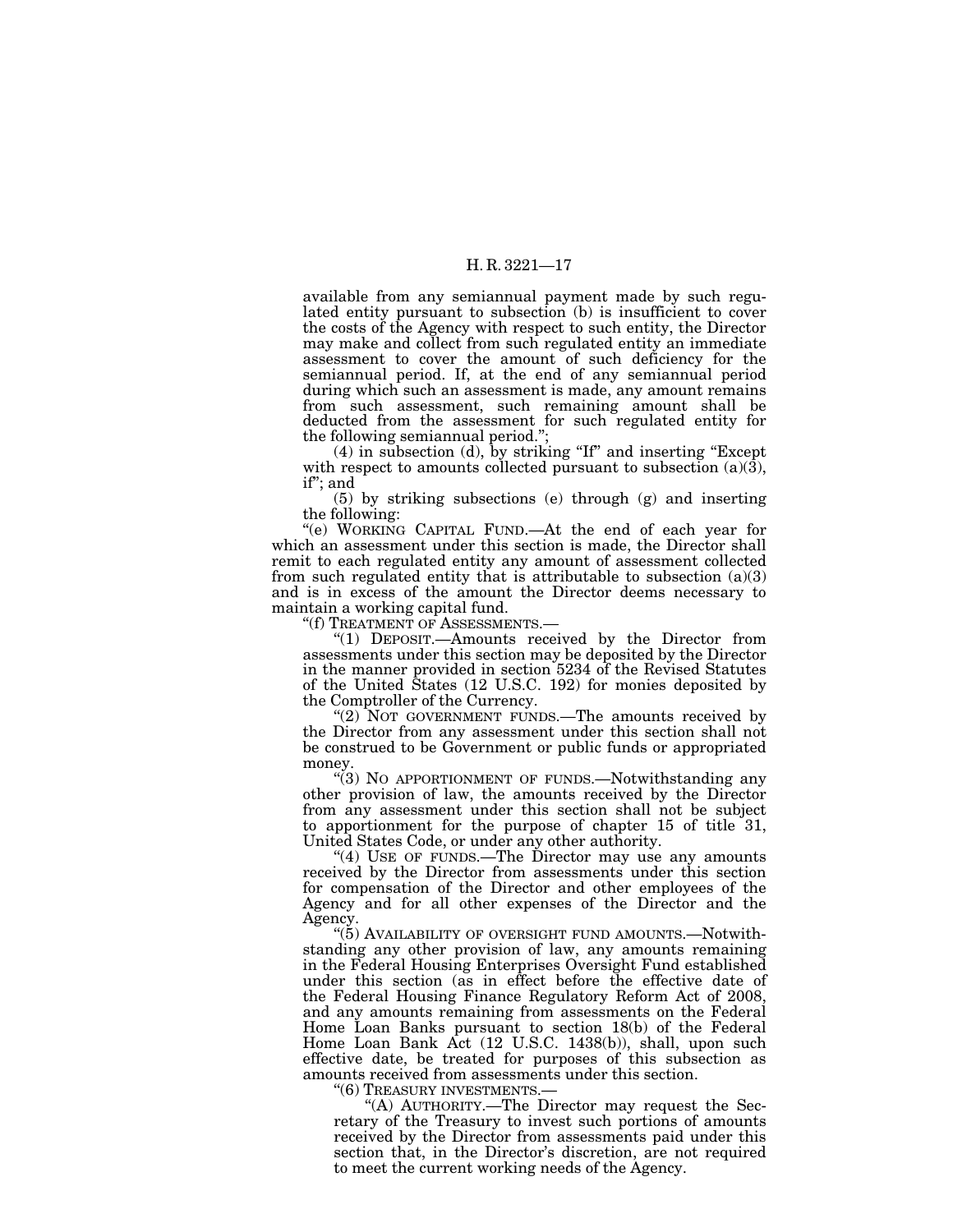available from any semiannual payment made by such regulated entity pursuant to subsection (b) is insufficient to cover the costs of the Agency with respect to such entity, the Director may make and collect from such regulated entity an immediate assessment to cover the amount of such deficiency for the semiannual period. If, at the end of any semiannual period during which such an assessment is made, any amount remains from such assessment, such remaining amount shall be deducted from the assessment for such regulated entity for the following semiannual period.";

(4) in subsection (d), by striking "If" and inserting "Except with respect to amounts collected pursuant to subsection (a)(3), if"; and

(5) by striking subsections (e) through (g) and inserting the following:

"(e) WORKING CAPITAL FUND.—At the end of each year for which an assessment under this section is made, the Director shall remit to each regulated entity any amount of assessment collected from such regulated entity that is attributable to subsection (a)(3) and is in excess of the amount the Director deems necessary to maintain a working capital fund.

"(f) TREATMENT OF ASSESSMENTS.—

"(1) DEPOSIT.—Amounts received by the Director from assessments under this section may be deposited by the Director in the manner provided in section 5234 of the Revised Statutes of the United States (12 U.S.C. 192) for monies deposited by the Comptroller of the Currency.

"(2) NOT GOVERNMENT FUNDS.—The amounts received by the Director from any assessment under this section shall not be construed to be Government or public funds or appropriated money.

"(3) NO APPORTIONMENT OF FUNDS.—Notwithstanding any other provision of law, the amounts received by the Director from any assessment under this section shall not be subject to apportionment for the purpose of chapter 15 of title 31, United States Code, or under any other authority.

"(4) USE OF FUNDS.—The Director may use any amounts received by the Director from assessments under this section for compensation of the Director and other employees of the Agency and for all other expenses of the Director and the Agency.

"(5) AVAILABILITY OF OVERSIGHT FUND AMOUNTS.—Notwithstanding any other provision of law, any amounts remaining in the Federal Housing Enterprises Oversight Fund established under this section (as in effect before the effective date of the Federal Housing Finance Regulatory Reform Act of 2008, and any amounts remaining from assessments on the Federal Home Loan Banks pursuant to section 18(b) of the Federal Home Loan Bank Act (12 U.S.C. 1438(b)), shall, upon such effective date, be treated for purposes of this subsection as amounts received from assessments under this section.

"(6) TREASURY INVESTMENTS.—

"(A) AUTHORITY.—The Director may request the Secretary of the Treasury to invest such portions of amounts received by the Director from assessments paid under this section that, in the Director's discretion, are not required to meet the current working needs of the Agency.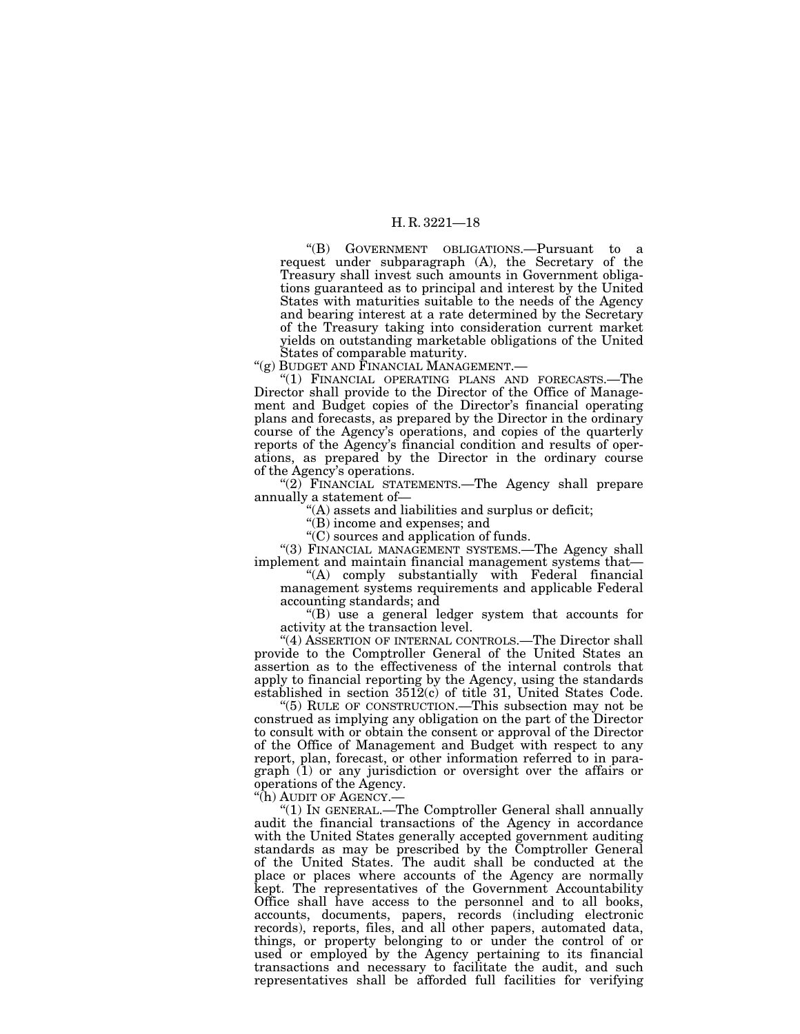"(B) GOVERNMENT OBLIGATIONS.—Pursuant to a request under subparagraph (A), the Secretary of the Treasury shall invest such amounts in Government obligations guaranteed as to principal and interest by the United States with maturities suitable to the needs of the Agency and bearing interest at a rate determined by the Secretary of the Treasury taking into consideration current market yields on outstanding marketable obligations of the United States of comparable maturity.

"(g) BUDGET AND FINANCIAL MANAGEMENT.—

"(1) FINANCIAL OPERATING PLANS AND FORECASTS.—The Director shall provide to the Director of the Office of Management and Budget copies of the Director's financial operating plans and forecasts, as prepared by the Director in the ordinary course of the Agency's operations, and copies of the quarterly reports of the Agency's financial condition and results of operations, as prepared by the Director in the ordinary course of the Agency's operations.

"(2) FINANCIAL STATEMENTS.—The Agency shall prepare annually a statement of—

"(A) assets and liabilities and surplus or deficit;

"(B) income and expenses; and

"(C) sources and application of funds.

"(3) FINANCIAL MANAGEMENT SYSTEMS.—The Agency shall implement and maintain financial management systems that—

"(A) comply substantially with Federal financial management systems requirements and applicable Federal accounting standards; and

"(B) use a general ledger system that accounts for activity at the transaction level.

"(4) ASSERTION OF INTERNAL CONTROLS.—The Director shall provide to the Comptroller General of the United States an assertion as to the effectiveness of the internal controls that apply to financial reporting by the Agency, using the standards established in section 3512(c) of title 31, United States Code.

"(5) RULE OF CONSTRUCTION.—This subsection may not be construed as implying any obligation on the part of the Director to consult with or obtain the consent or approval of the Director of the Office of Management and Budget with respect to any report, plan, forecast, or other information referred to in paragraph (1) or any jurisdiction or oversight over the affairs or operations of the Agency.

"(h) AUDIT OF AGENCY.—

"(1) IN GENERAL.—The Comptroller General shall annually audit the financial transactions of the Agency in accordance with the United States generally accepted government auditing standards as may be prescribed by the Comptroller General of the United States. The audit shall be conducted at the place or places where accounts of the Agency are normally kept. The representatives of the Government Accountability Office shall have access to the personnel and to all books, accounts, documents, papers, records (including electronic records), reports, files, and all other papers, automated data, things, or property belonging to or under the control of or used or employed by the Agency pertaining to its financial transactions and necessary to facilitate the audit, and such representatives shall be afforded full facilities for verifying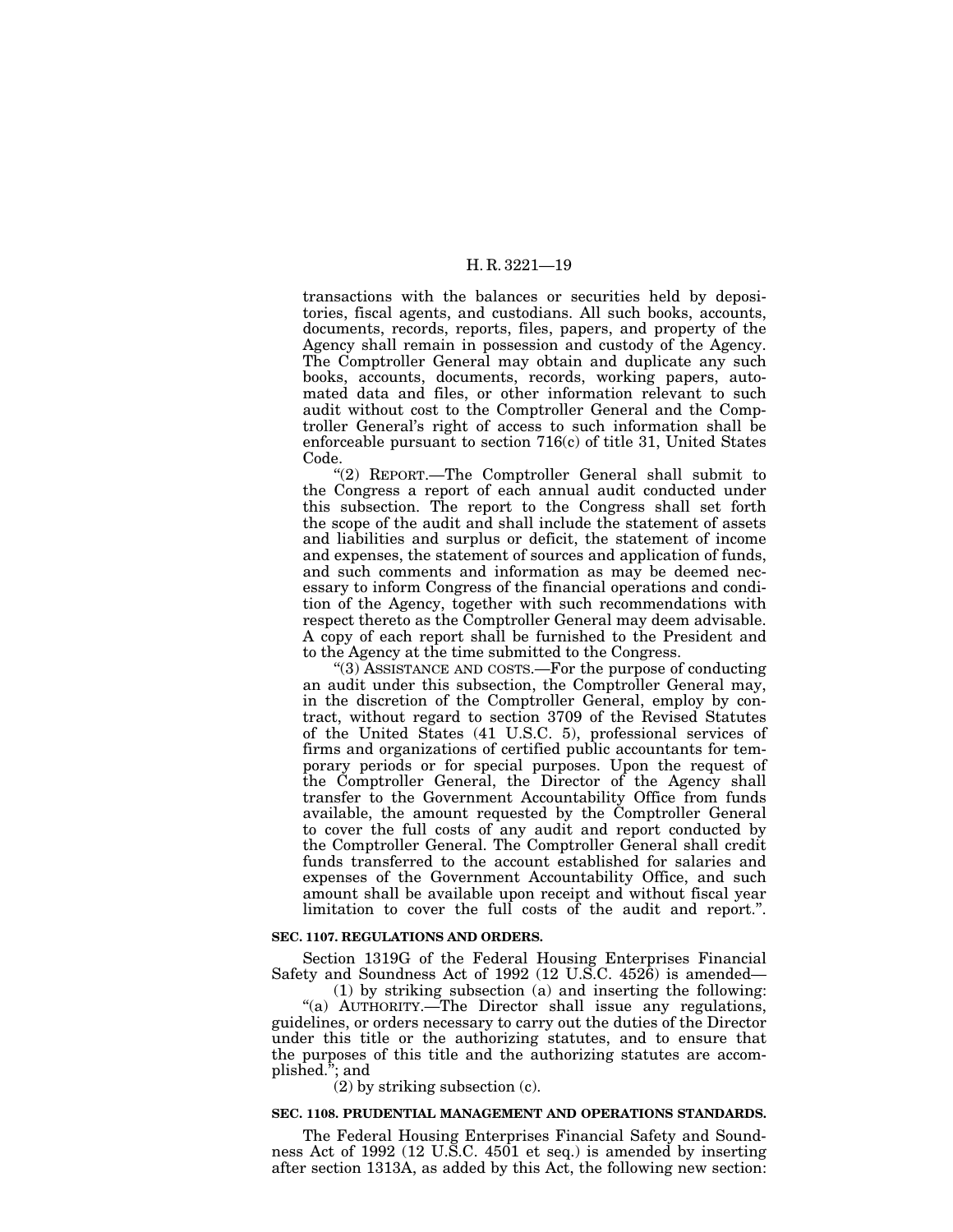transactions with the balances or securities held by depositories, fiscal agents, and custodians. All such books, accounts, documents, records, reports, files, papers, and property of the Agency shall remain in possession and custody of the Agency. The Comptroller General may obtain and duplicate any such books, accounts, documents, records, working papers, automated data and files, or other information relevant to such audit without cost to the Comptroller General and the Comptroller General's right of access to such information shall be enforceable pursuant to section 716(c) of title 31, United States Code.

"(2) REPORT.—The Comptroller General shall submit to the Congress a report of each annual audit conducted under this subsection. The report to the Congress shall set forth the scope of the audit and shall include the statement of assets and liabilities and surplus or deficit, the statement of income and expenses, the statement of sources and application of funds, and such comments and information as may be deemed necessary to inform Congress of the financial operations and condition of the Agency, together with such recommendations with respect thereto as the Comptroller General may deem advisable. A copy of each report shall be furnished to the President and to the Agency at the time submitted to the Congress.

"(3) ASSISTANCE AND COSTS.—For the purpose of conducting an audit under this subsection, the Comptroller General may, in the discretion of the Comptroller General, employ by contract, without regard to section 3709 of the Revised Statutes of the United States (41 U.S.C. 5), professional services of firms and organizations of certified public accountants for temporary periods or for special purposes. Upon the request of the Comptroller General, the Director of the Agency shall transfer to the Government Accountability Office from funds available, the amount requested by the Comptroller General to cover the full costs of any audit and report conducted by the Comptroller General. The Comptroller General shall credit funds transferred to the account established for salaries and expenses of the Government Accountability Office, and such amount shall be available upon receipt and without fiscal year limitation to cover the full costs of the audit and report.".

**SEC. 1107. REGULATIONS AND ORDERS.**

Section 1319G of the Federal Housing Enterprises Financial Safety and Soundness Act of 1992 (12 U.S.C. 4526) is amended—

(1) by striking subsection (a) and inserting the following:

"(a) AUTHORITY.—The Director shall issue any regulations, guidelines, or orders necessary to carry out the duties of the Director under this title or the authorizing statutes, and to ensure that the purposes of this title and the authorizing statutes are accomplished."; and

(2) by striking subsection (c).

**SEC. 1108. PRUDENTIAL MANAGEMENT AND OPERATIONS STANDARDS.**

The Federal Housing Enterprises Financial Safety and Soundness Act of 1992 (12 U.S.C. 4501 et seq.) is amended by inserting after section 1313A, as added by this Act, the following new section: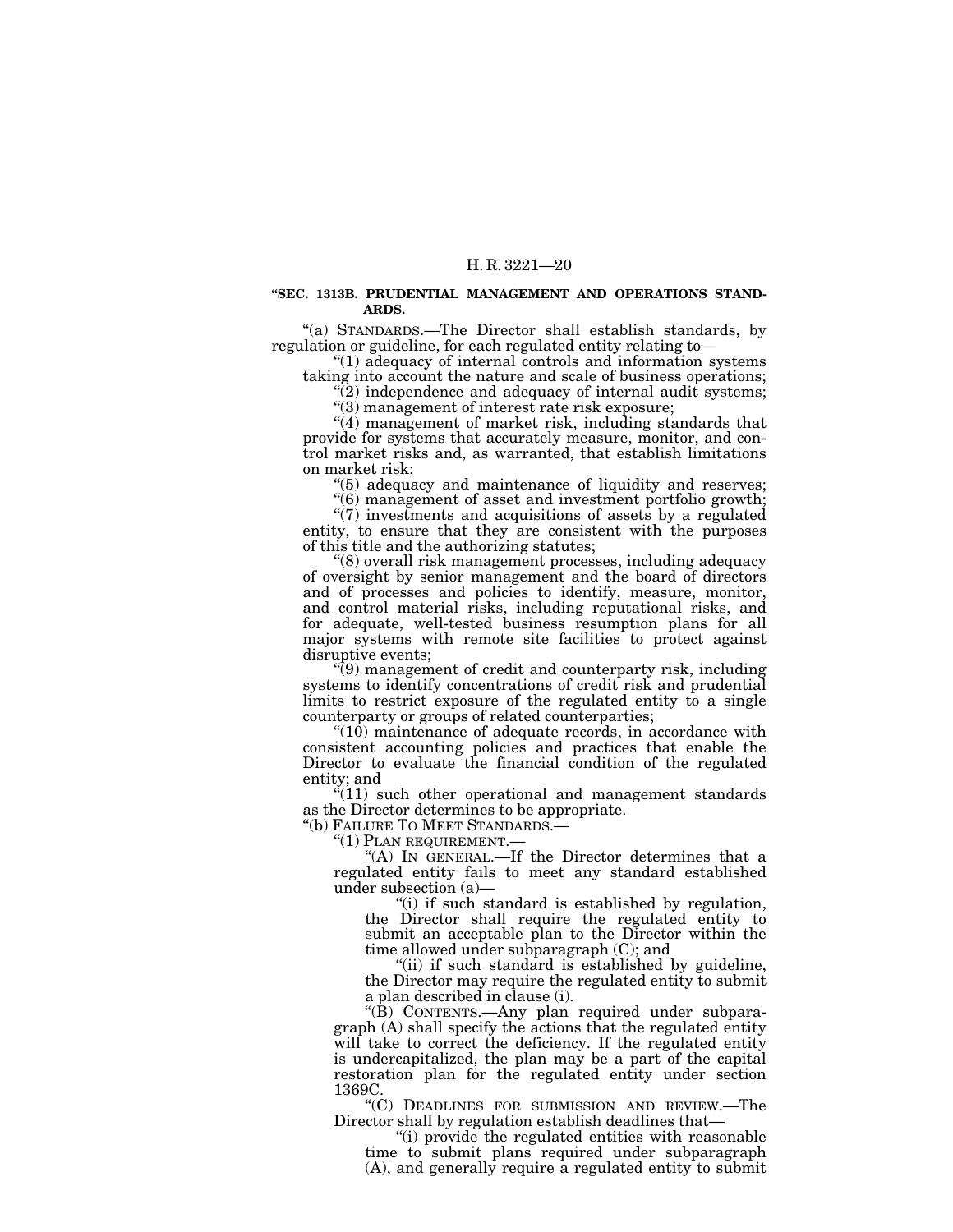**"SEC. 1313B. PRUDENTIAL MANAGEMENT AND OPERATIONS STANDARDS.**

"(a) STANDARDS.—The Director shall establish standards, by regulation or guideline, for each regulated entity relating to—

"(1) adequacy of internal controls and information systems taking into account the nature and scale of business operations;

"(2) independence and adequacy of internal audit systems;

"(3) management of interest rate risk exposure;

"(4) management of market risk, including standards that provide for systems that accurately measure, monitor, and control market risks and, as warranted, that establish limitations on market risk;

"(5) adequacy and maintenance of liquidity and reserves;

"(6) management of asset and investment portfolio growth;

"(7) investments and acquisitions of assets by a regulated entity, to ensure that they are consistent with the purposes of this title and the authorizing statutes;

"(8) overall risk management processes, including adequacy of oversight by senior management and the board of directors and of processes and policies to identify, measure, monitor, and control material risks, including reputational risks, and for adequate, well-tested business resumption plans for all major systems with remote site facilities to protect against disruptive events;

"(9) management of credit and counterparty risk, including systems to identify concentrations of credit risk and prudential limits to restrict exposure of the regulated entity to a single counterparty or groups of related counterparties;

"(10) maintenance of adequate records, in accordance with consistent accounting policies and practices that enable the Director to evaluate the financial condition of the regulated entity; and

"(11) such other operational and management standards as the Director determines to be appropriate.

"(b) FAILURE TO MEET STANDARDS.—

"(1) PLAN REQUIREMENT.—

"(A) IN GENERAL.—If the Director determines that a regulated entity fails to meet any standard established under subsection (a)—

"(i) if such standard is established by regulation, the Director shall require the regulated entity to submit an acceptable plan to the Director within the time allowed under subparagraph (C); and

"(ii) if such standard is established by guideline, the Director may require the regulated entity to submit a plan described in clause (i).

"(B) CONTENTS.—Any plan required under subparagraph (A) shall specify the actions that the regulated entity will take to correct the deficiency. If the regulated entity is undercapitalized, the plan may be a part of the capital restoration plan for the regulated entity under section 1369C.

"(C) DEADLINES FOR SUBMISSION AND REVIEW.—The Director shall by regulation establish deadlines that—

"(i) provide the regulated entities with reasonable time to submit plans required under subparagraph (A), and generally require a regulated entity to submit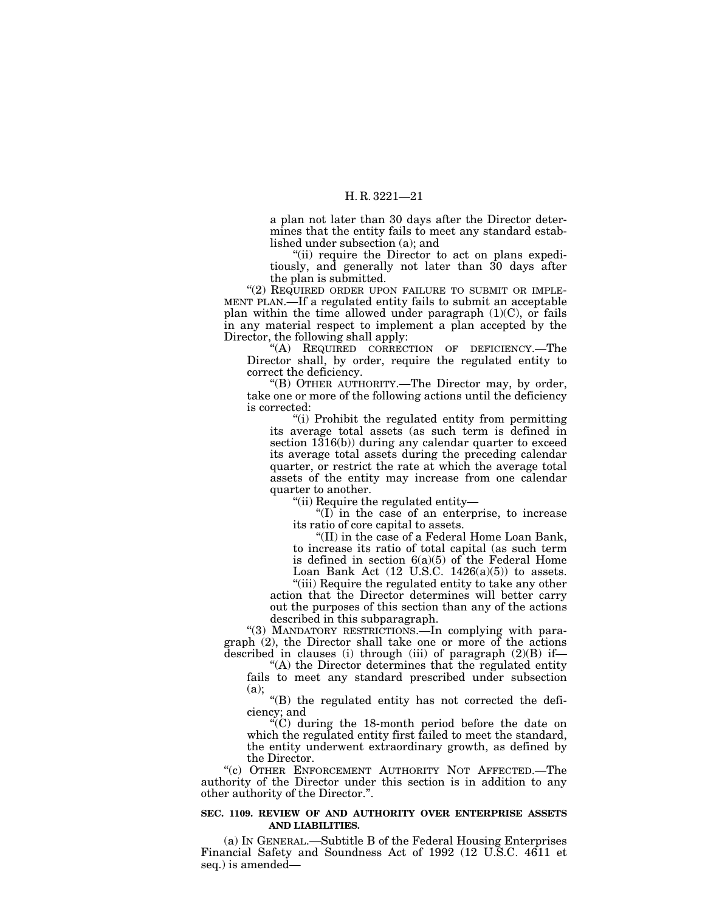a plan not later than 30 days after the Director determines that the entity fails to meet any standard established under subsection (a); and

"(ii) require the Director to act on plans expeditiously, and generally not later than 30 days after the plan is submitted.

"(2) REQUIRED ORDER UPON FAILURE TO SUBMIT OR IMPLEMENT PLAN.—If a regulated entity fails to submit an acceptable plan within the time allowed under paragraph (1)(C), or fails in any material respect to implement a plan accepted by the Director, the following shall apply:

"(A) REQUIRED CORRECTION OF DEFICIENCY.—The Director shall, by order, require the regulated entity to correct the deficiency.

"(B) OTHER AUTHORITY.—The Director may, by order, take one or more of the following actions until the deficiency is corrected:

"(i) Prohibit the regulated entity from permitting its average total assets (as such term is defined in section 1316(b)) during any calendar quarter to exceed its average total assets during the preceding calendar quarter, or restrict the rate at which the average total assets of the entity may increase from one calendar quarter to another.

"(ii) Require the regulated entity—

"(I) in the case of an enterprise, to increase its ratio of core capital to assets.

"(II) in the case of a Federal Home Loan Bank, to increase its ratio of total capital (as such term is defined in section 6(a)(5) of the Federal Home Loan Bank Act (12 U.S.C. 1426(a)(5)) to assets.

"(iii) Require the regulated entity to take any other action that the Director determines will better carry out the purposes of this section than any of the actions described in this subparagraph.

"(3) MANDATORY RESTRICTIONS.—In complying with paragraph (2), the Director shall take one or more of the actions described in clauses (i) through (iii) of paragraph (2)(B) if—

"(A) the Director determines that the regulated entity fails to meet any standard prescribed under subsection (a);

"(B) the regulated entity has not corrected the deficiency; and

"(C) during the 18-month period before the date on which the regulated entity first failed to meet the standard, the entity underwent extraordinary growth, as defined by the Director.

"(c) OTHER ENFORCEMENT AUTHORITY NOT AFFECTED.—The authority of the Director under this section is in addition to any other authority of the Director.".

**SEC. 1109. REVIEW OF AND AUTHORITY OVER ENTERPRISE ASSETS AND LIABILITIES.**

(a) IN GENERAL.—Subtitle B of the Federal Housing Enterprises Financial Safety and Soundness Act of 1992 (12 U.S.C. 4611 et seq.) is amended—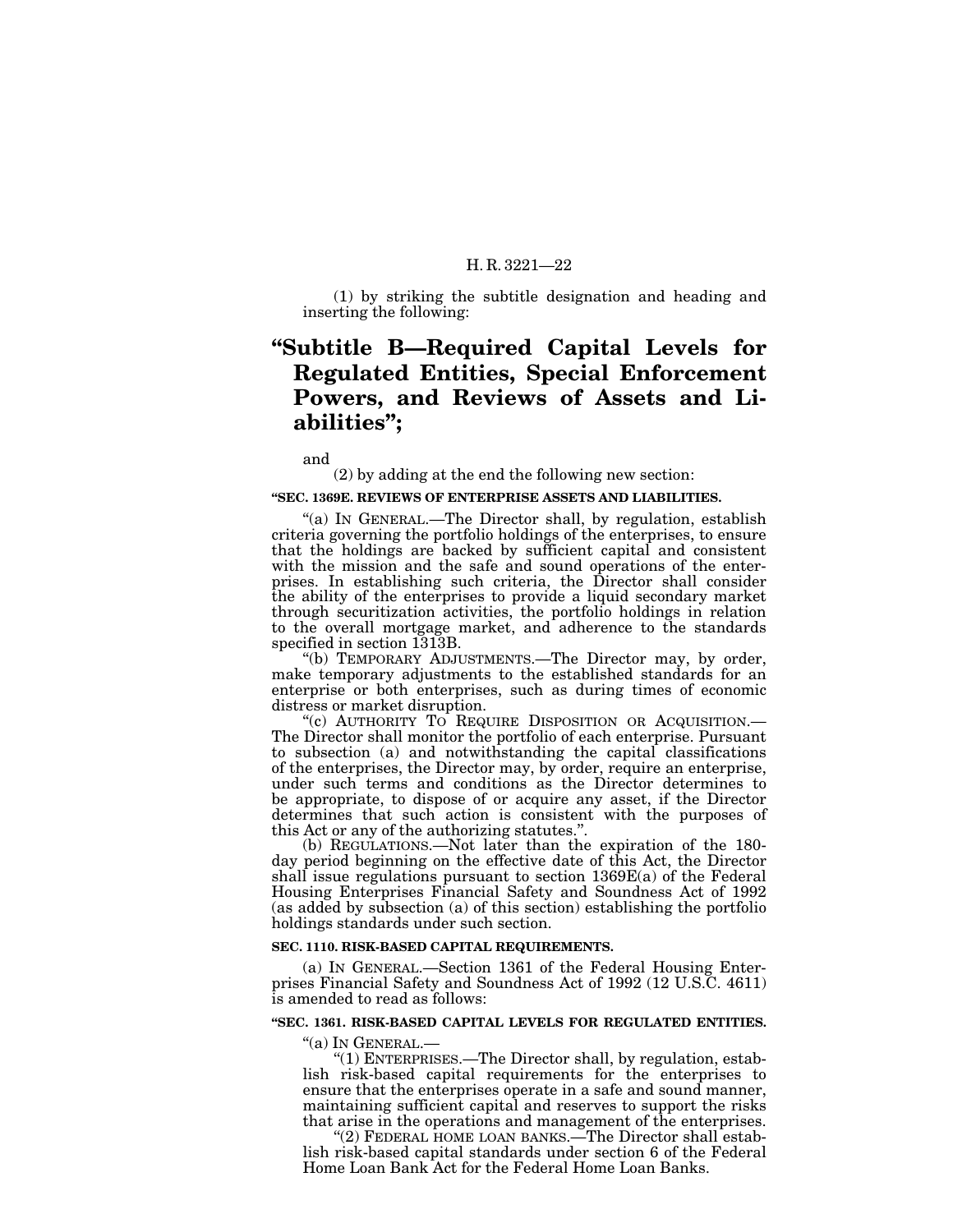(1) by striking the subtitle designation and heading and inserting the following:

# "Subtitle B—Required Capital Levels for Regulated Entities, Special Enforcement Powers, and Reviews of Assets and Liabilities";

and

(2) by adding at the end the following new section:

**"SEC. 1369E. REVIEWS OF ENTERPRISE ASSETS AND LIABILITIES.**

"(a) IN GENERAL.—The Director shall, by regulation, establish criteria governing the portfolio holdings of the enterprises, to ensure that the holdings are backed by sufficient capital and consistent with the mission and the safe and sound operations of the enterprises. In establishing such criteria, the Director shall consider the ability of the enterprises to provide a liquid secondary market through securitization activities, the portfolio holdings in relation to the overall mortgage market, and adherence to the standards specified in section 1313B.

"(b) TEMPORARY ADJUSTMENTS.—The Director may, by order, make temporary adjustments to the established standards for an enterprise or both enterprises, such as during times of economic distress or market disruption.

"(c) AUTHORITY TO REQUIRE DISPOSITION OR ACQUISITION.—The Director shall monitor the portfolio of each enterprise. Pursuant to subsection (a) and notwithstanding the capital classifications of the enterprises, the Director may, by order, require an enterprise, under such terms and conditions as the Director determines to be appropriate, to dispose of or acquire any asset, if the Director determines that such action is consistent with the purposes of this Act or any of the authorizing statutes.".

(b) REGULATIONS.—Not later than the expiration of the 180-day period beginning on the effective date of this Act, the Director shall issue regulations pursuant to section 1369E(a) of the Federal Housing Enterprises Financial Safety and Soundness Act of 1992 (as added by subsection (a) of this section) establishing the portfolio holdings standards under such section.

**SEC. 1110. RISK-BASED CAPITAL REQUIREMENTS.**

(a) IN GENERAL.—Section 1361 of the Federal Housing Enterprises Financial Safety and Soundness Act of 1992 (12 U.S.C. 4611) is amended to read as follows:

**"SEC. 1361. RISK-BASED CAPITAL LEVELS FOR REGULATED ENTITIES.**

"(a) IN GENERAL.—

"(1) ENTERPRISES.—The Director shall, by regulation, establish risk-based capital requirements for the enterprises to ensure that the enterprises operate in a safe and sound manner, maintaining sufficient capital and reserves to support the risks that arise in the operations and management of the enterprises.

"(2) FEDERAL HOME LOAN BANKS.—The Director shall establish risk-based capital standards under section 6 of the Federal Home Loan Bank Act for the Federal Home Loan Banks.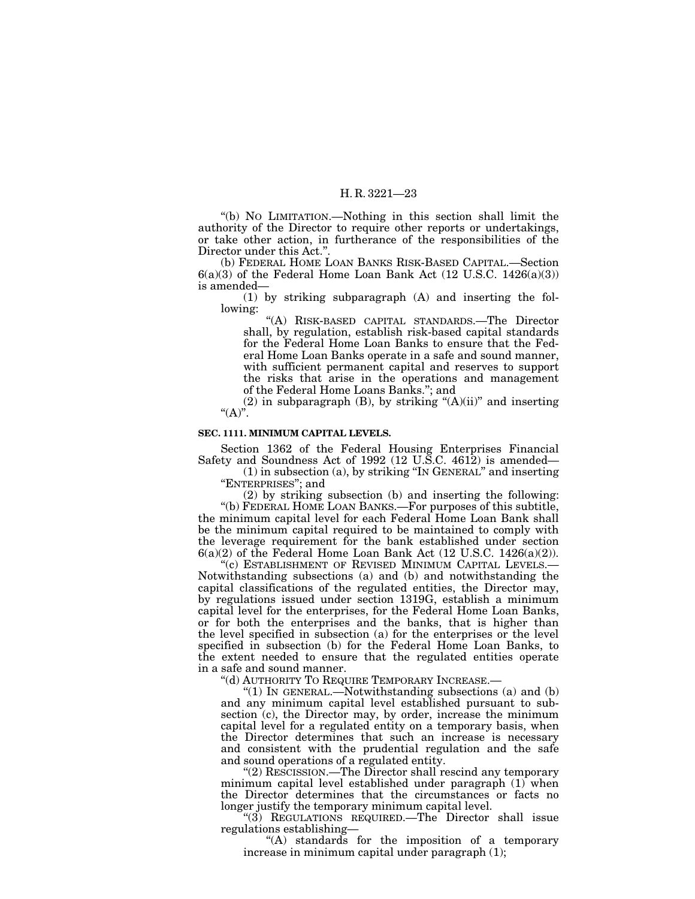"(b) NO LIMITATION.—Nothing in this section shall limit the authority of the Director to require other reports or undertakings, or take other action, in furtherance of the responsibilities of the Director under this Act.".

(b) FEDERAL HOME LOAN BANKS RISK-BASED CAPITAL.—Section 6(a)(3) of the Federal Home Loan Bank Act (12 U.S.C. 1426(a)(3)) is amended—

(1) by striking subparagraph (A) and inserting the following:

"(A) RISK-BASED CAPITAL STANDARDS.—The Director shall, by regulation, establish risk-based capital standards for the Federal Home Loan Banks to ensure that the Federal Home Loan Banks operate in a safe and sound manner, with sufficient permanent capital and reserves to support the risks that arise in the operations and management of the Federal Home Loans Banks."; and

(2) in subparagraph (B), by striking "(A)(ii)" and inserting "(A)".

**SEC. 1111. MINIMUM CAPITAL LEVELS.**

Section 1362 of the Federal Housing Enterprises Financial Safety and Soundness Act of 1992 (12 U.S.C. 4612) is amended—

(1) in subsection (a), by striking "IN GENERAL" and inserting "ENTERPRISES"; and

(2) by striking subsection (b) and inserting the following:

"(b) FEDERAL HOME LOAN BANKS.—For purposes of this subtitle, the minimum capital level for each Federal Home Loan Bank shall be the minimum capital required to be maintained to comply with the leverage requirement for the bank established under section 6(a)(2) of the Federal Home Loan Bank Act (12 U.S.C. 1426(a)(2)).

"(c) ESTABLISHMENT OF REVISED MINIMUM CAPITAL LEVELS.—Notwithstanding subsections (a) and (b) and notwithstanding the capital classifications of the regulated entities, the Director may, by regulations issued under section 1319G, establish a minimum capital level for the enterprises, for the Federal Home Loan Banks, or for both the enterprises and the banks, that is higher than the level specified in subsection (a) for the enterprises or the level specified in subsection (b) for the Federal Home Loan Banks, to the extent needed to ensure that the regulated entities operate in a safe and sound manner.

"(d) AUTHORITY TO REQUIRE TEMPORARY INCREASE.—

"(1) IN GENERAL.—Notwithstanding subsections (a) and (b) and any minimum capital level established pursuant to subsection (c), the Director may, by order, increase the minimum capital level for a regulated entity on a temporary basis, when the Director determines that such an increase is necessary and consistent with the prudential regulation and the safe and sound operations of a regulated entity.

"(2) RESCISSION.—The Director shall rescind any temporary minimum capital level established under paragraph (1) when the Director determines that the circumstances or facts no longer justify the temporary minimum capital level.

"(3) REGULATIONS REQUIRED.—The Director shall issue regulations establishing—

"(A) standards for the imposition of a temporary increase in minimum capital under paragraph (1);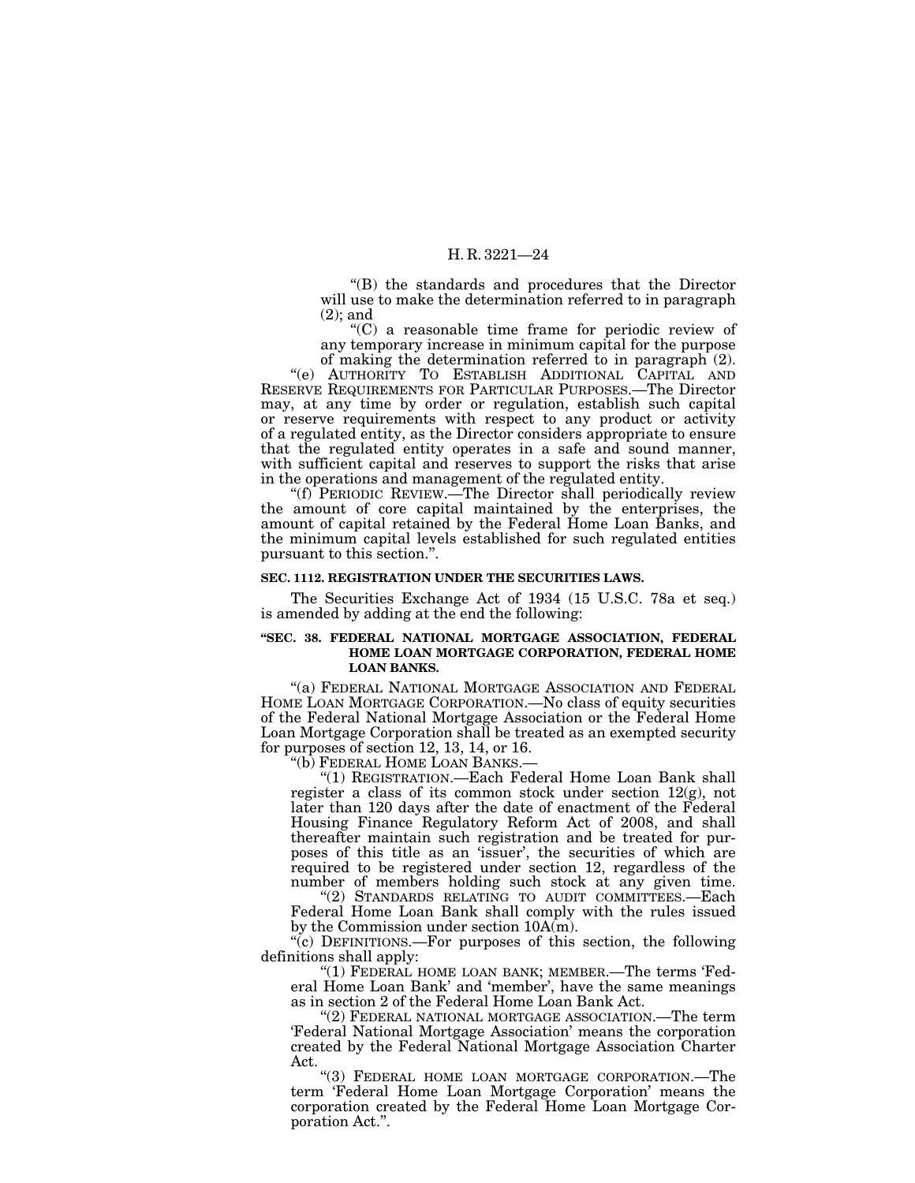"(B) the standards and procedures that the Director will use to make the determination referred to in paragraph (2); and

"(C) a reasonable time frame for periodic review of any temporary increase in minimum capital for the purpose of making the determination referred to in paragraph (2).

"(e) AUTHORITY TO ESTABLISH ADDITIONAL CAPITAL AND RESERVE REQUIREMENTS FOR PARTICULAR PURPOSES.—The Director may, at any time by order or regulation, establish such capital or reserve requirements with respect to any product or activity of a regulated entity, as the Director considers appropriate to ensure that the regulated entity operates in a safe and sound manner, with sufficient capital and reserves to support the risks that arise in the operations and management of the regulated entity.

"(f) PERIODIC REVIEW.—The Director shall periodically review the amount of core capital maintained by the enterprises, the amount of capital retained by the Federal Home Loan Banks, and the minimum capital levels established for such regulated entities pursuant to this section.".

**SEC. 1112. REGISTRATION UNDER THE SECURITIES LAWS.**

The Securities Exchange Act of 1934 (15 U.S.C. 78a et seq.) is amended by adding at the end the following:

**"SEC. 38. FEDERAL NATIONAL MORTGAGE ASSOCIATION, FEDERAL HOME LOAN MORTGAGE CORPORATION, FEDERAL HOME LOAN BANKS.**

"(a) FEDERAL NATIONAL MORTGAGE ASSOCIATION AND FEDERAL HOME LOAN MORTGAGE CORPORATION.—No class of equity securities of the Federal National Mortgage Association or the Federal Home Loan Mortgage Corporation shall be treated as an exempted security for purposes of section 12, 13, 14, or 16.

"(b) FEDERAL HOME LOAN BANKS.—

"(1) REGISTRATION.—Each Federal Home Loan Bank shall register a class of its common stock under section 12(g), not later than 120 days after the date of enactment of the Federal Housing Finance Regulatory Reform Act of 2008, and shall thereafter maintain such registration and be treated for purposes of this title as an 'issuer', the securities of which are required to be registered under section 12, regardless of the number of members holding such stock at any given time.

"(2) STANDARDS RELATING TO AUDIT COMMITTEES.—Each Federal Home Loan Bank shall comply with the rules issued by the Commission under section 10A(m).

"(c) DEFINITIONS.—For purposes of this section, the following definitions shall apply:

"(1) FEDERAL HOME LOAN BANK; MEMBER.—The terms 'Federal Home Loan Bank' and 'member', have the same meanings as in section 2 of the Federal Home Loan Bank Act.

"(2) FEDERAL NATIONAL MORTGAGE ASSOCIATION.—The term 'Federal National Mortgage Association' means the corporation created by the Federal National Mortgage Association Charter Act.

"(3) FEDERAL HOME LOAN MORTGAGE CORPORATION.—The term 'Federal Home Loan Mortgage Corporation' means the corporation created by the Federal Home Loan Mortgage Corporation Act.".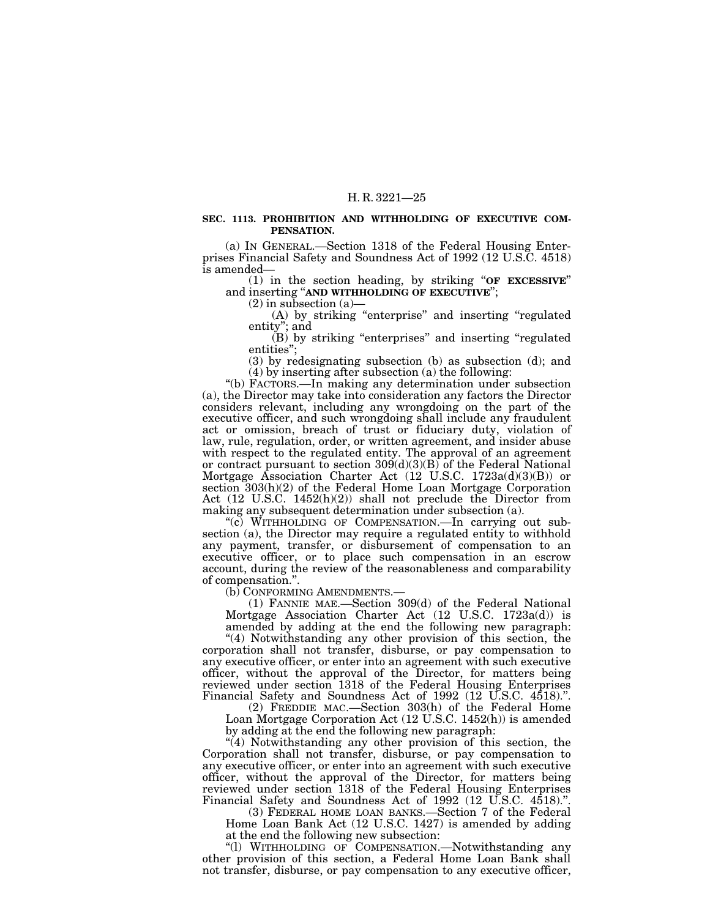**SEC. 1113. PROHIBITION AND WITHHOLDING OF EXECUTIVE COMPENSATION.**

(a) IN GENERAL.—Section 1318 of the Federal Housing Enterprises Financial Safety and Soundness Act of 1992 (12 U.S.C. 4518) is amended—

(1) in the section heading, by striking "**OF EXCESSIVE**" and inserting "**AND WITHHOLDING OF EXECUTIVE**";

(2) in subsection (a)—

(A) by striking "enterprise" and inserting "regulated entity"; and

(B) by striking "enterprises" and inserting "regulated entities";

(3) by redesignating subsection (b) as subsection (d); and

(4) by inserting after subsection (a) the following:

"(b) FACTORS.—In making any determination under subsection (a), the Director may take into consideration any factors the Director considers relevant, including any wrongdoing on the part of the executive officer, and such wrongdoing shall include any fraudulent act or omission, breach of trust or fiduciary duty, violation of law, rule, regulation, order, or written agreement, and insider abuse with respect to the regulated entity. The approval of an agreement or contract pursuant to section 309(d)(3)(B) of the Federal National Mortgage Association Charter Act (12 U.S.C. 1723a(d)(3)(B)) or section 303(h)(2) of the Federal Home Loan Mortgage Corporation Act (12 U.S.C. 1452(h)(2)) shall not preclude the Director from making any subsequent determination under subsection (a).

"(c) WITHHOLDING OF COMPENSATION.—In carrying out subsection (a), the Director may require a regulated entity to withhold any payment, transfer, or disbursement of compensation to an executive officer, or to place such compensation in an escrow account, during the review of the reasonableness and comparability of compensation.".

(b) CONFORMING AMENDMENTS.—

(1) FANNIE MAE.—Section 309(d) of the Federal National Mortgage Association Charter Act (12 U.S.C. 1723a(d)) is amended by adding at the end the following new paragraph:

"(4) Notwithstanding any other provision of this section, the corporation shall not transfer, disburse, or pay compensation to any executive officer, or enter into an agreement with such executive officer, without the approval of the Director, for matters being reviewed under section 1318 of the Federal Housing Enterprises Financial Safety and Soundness Act of 1992 (12 U.S.C. 4518).".

(2) FREDDIE MAC.—Section 303(h) of the Federal Home Loan Mortgage Corporation Act (12 U.S.C. 1452(h)) is amended by adding at the end the following new paragraph:

"(4) Notwithstanding any other provision of this section, the Corporation shall not transfer, disburse, or pay compensation to any executive officer, or enter into an agreement with such executive officer, without the approval of the Director, for matters being reviewed under section 1318 of the Federal Housing Enterprises Financial Safety and Soundness Act of 1992 (12 U.S.C. 4518).".

(3) FEDERAL HOME LOAN BANKS.—Section 7 of the Federal Home Loan Bank Act (12 U.S.C. 1427) is amended by adding at the end the following new subsection:

"(l) WITHHOLDING OF COMPENSATION.—Notwithstanding any other provision of this section, a Federal Home Loan Bank shall not transfer, disburse, or pay compensation to any executive officer,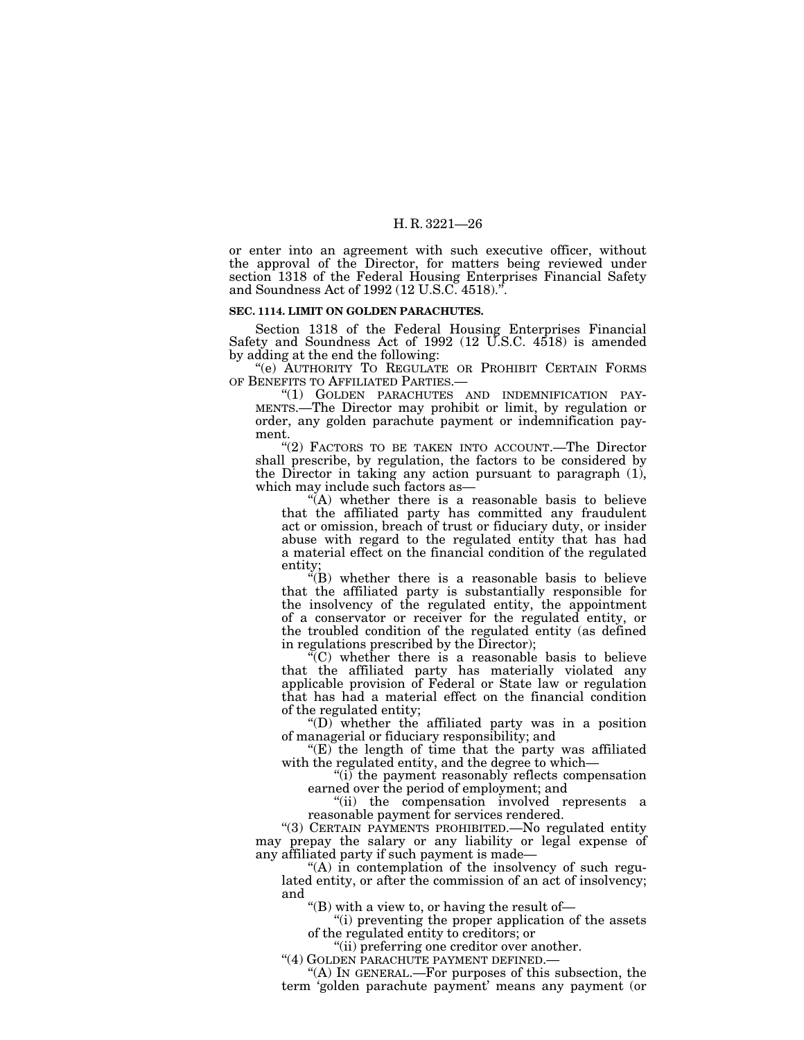or enter into an agreement with such executive officer, without the approval of the Director, for matters being reviewed under section 1318 of the Federal Housing Enterprises Financial Safety and Soundness Act of 1992 (12 U.S.C. 4518).".

**SEC. 1114. LIMIT ON GOLDEN PARACHUTES.**

Section 1318 of the Federal Housing Enterprises Financial Safety and Soundness Act of 1992 (12 U.S.C. 4518) is amended by adding at the end the following:

"(e) AUTHORITY TO REGULATE OR PROHIBIT CERTAIN FORMS OF BENEFITS TO AFFILIATED PARTIES.—

"(1) GOLDEN PARACHUTES AND INDEMNIFICATION PAYMENTS.—The Director may prohibit or limit, by regulation or order, any golden parachute payment or indemnification payment.

"(2) FACTORS TO BE TAKEN INTO ACCOUNT.—The Director shall prescribe, by regulation, the factors to be considered by the Director in taking any action pursuant to paragraph (1), which may include such factors as—

"(A) whether there is a reasonable basis to believe that the affiliated party has committed any fraudulent act or omission, breach of trust or fiduciary duty, or insider abuse with regard to the regulated entity that has had a material effect on the financial condition of the regulated entity;

"(B) whether there is a reasonable basis to believe that the affiliated party is substantially responsible for the insolvency of the regulated entity, the appointment of a conservator or receiver for the regulated entity, or the troubled condition of the regulated entity (as defined in regulations prescribed by the Director);

"(C) whether there is a reasonable basis to believe that the affiliated party has materially violated any applicable provision of Federal or State law or regulation that has had a material effect on the financial condition of the regulated entity;

"(D) whether the affiliated party was in a position of managerial or fiduciary responsibility; and

"(E) the length of time that the party was affiliated with the regulated entity, and the degree to which—

"(i) the payment reasonably reflects compensation earned over the period of employment; and

"(ii) the compensation involved represents a reasonable payment for services rendered.

"(3) CERTAIN PAYMENTS PROHIBITED.—No regulated entity may prepay the salary or any liability or legal expense of any affiliated party if such payment is made—

"(A) in contemplation of the insolvency of such regulated entity, or after the commission of an act of insolvency; and

"(B) with a view to, or having the result of—

"(i) preventing the proper application of the assets of the regulated entity to creditors; or

"(ii) preferring one creditor over another.

"(4) GOLDEN PARACHUTE PAYMENT DEFINED.—

"(A) IN GENERAL.—For purposes of this subsection, the term 'golden parachute payment' means any payment (or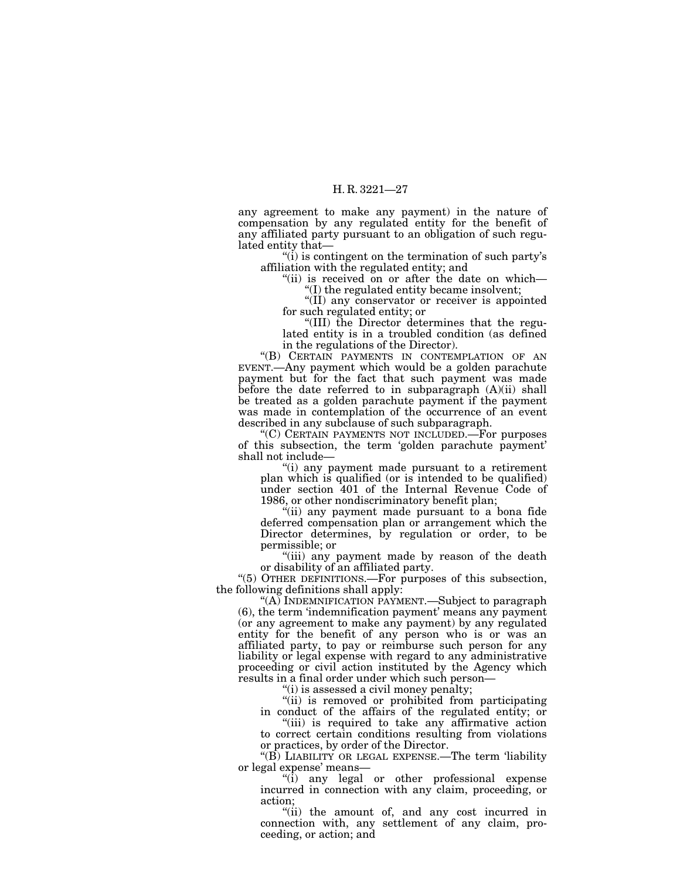any agreement to make any payment) in the nature of compensation by any regulated entity for the benefit of any affiliated party pursuant to an obligation of such regulated entity that—

"(i) is contingent on the termination of such party's affiliation with the regulated entity; and

"(ii) is received on or after the date on which—

"(I) the regulated entity became insolvent;

"(II) any conservator or receiver is appointed for such regulated entity; or

"(III) the Director determines that the regulated entity is in a troubled condition (as defined in the regulations of the Director).

"(B) CERTAIN PAYMENTS IN CONTEMPLATION OF AN EVENT.—Any payment which would be a golden parachute payment but for the fact that such payment was made before the date referred to in subparagraph (A)(ii) shall be treated as a golden parachute payment if the payment was made in contemplation of the occurrence of an event described in any subclause of such subparagraph.

"(C) CERTAIN PAYMENTS NOT INCLUDED.—For purposes of this subsection, the term 'golden parachute payment' shall not include—

"(i) any payment made pursuant to a retirement plan which is qualified (or is intended to be qualified) under section 401 of the Internal Revenue Code of 1986, or other nondiscriminatory benefit plan;

"(ii) any payment made pursuant to a bona fide deferred compensation plan or arrangement which the Director determines, by regulation or order, to be permissible; or

"(iii) any payment made by reason of the death or disability of an affiliated party.

"(5) OTHER DEFINITIONS.—For purposes of this subsection, the following definitions shall apply:

"(A) INDEMNIFICATION PAYMENT.—Subject to paragraph (6), the term 'indemnification payment' means any payment (or any agreement to make any payment) by any regulated entity for the benefit of any person who is or was an affiliated party, to pay or reimburse such person for any liability or legal expense with regard to any administrative proceeding or civil action instituted by the Agency which results in a final order under which such person—

"(i) is assessed a civil money penalty;

"(ii) is removed or prohibited from participating in conduct of the affairs of the regulated entity; or

"(iii) is required to take any affirmative action to correct certain conditions resulting from violations or practices, by order of the Director.

"(B) LIABILITY OR LEGAL EXPENSE.—The term 'liability or legal expense' means—

"(i) any legal or other professional expense incurred in connection with any claim, proceeding, or action;

"(ii) the amount of, and any cost incurred in connection with, any settlement of any claim, proceeding, or action; and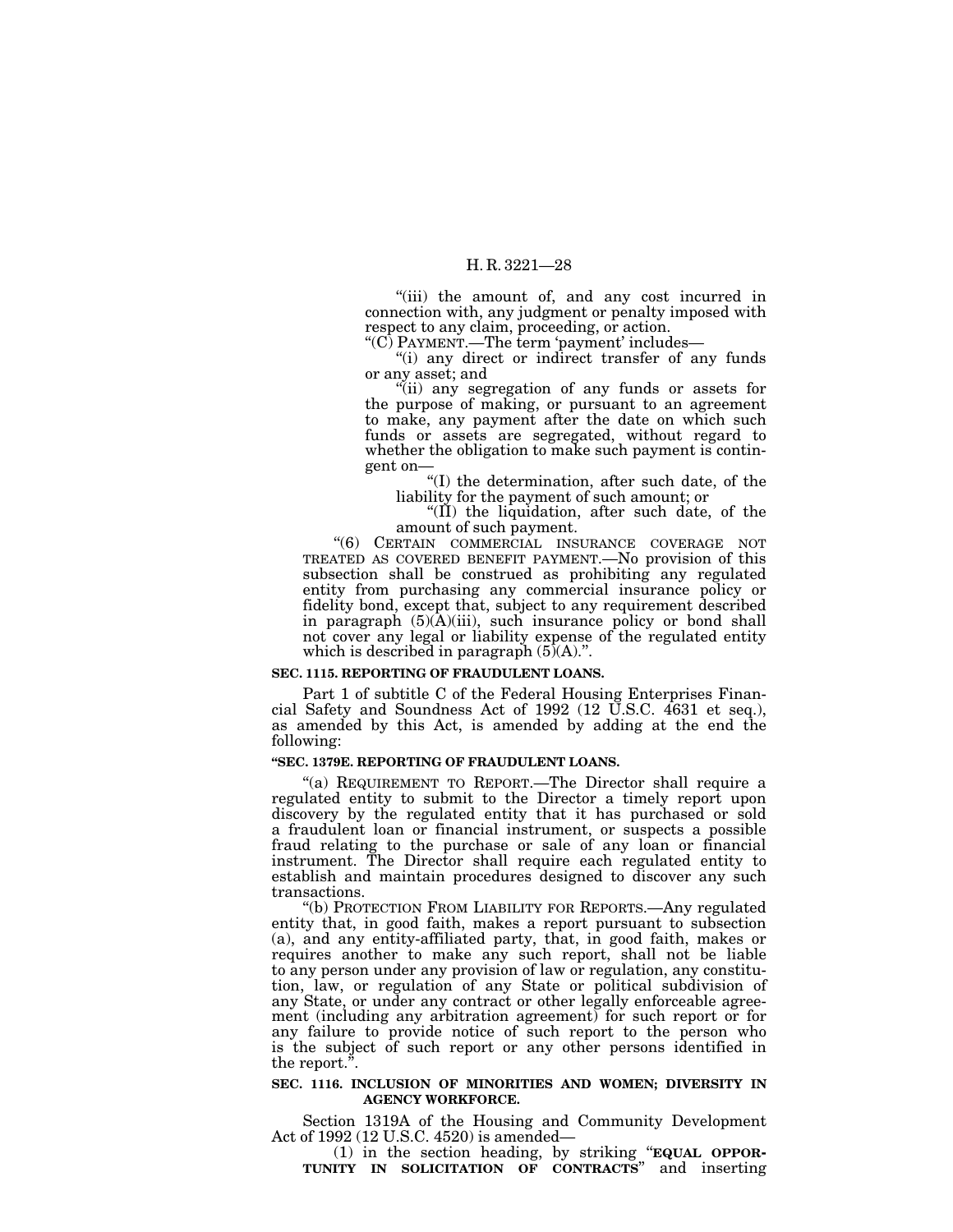"(iii) the amount of, and any cost incurred in connection with, any judgment or penalty imposed with respect to any claim, proceeding, or action.

"(C) PAYMENT.—The term 'payment' includes—

"(i) any direct or indirect transfer of any funds or any asset; and

"(ii) any segregation of any funds or assets for the purpose of making, or pursuant to an agreement to make, any payment after the date on which such funds or assets are segregated, without regard to whether the obligation to make such payment is contingent on—

"(I) the determination, after such date, of the liability for the payment of such amount; or

"(II) the liquidation, after such date, of the amount of such payment.

"(6) CERTAIN COMMERCIAL INSURANCE COVERAGE NOT TREATED AS COVERED BENEFIT PAYMENT.—No provision of this subsection shall be construed as prohibiting any regulated entity from purchasing any commercial insurance policy or fidelity bond, except that, subject to any requirement described in paragraph (5)(A)(iii), such insurance policy or bond shall not cover any legal or liability expense of the regulated entity which is described in paragraph (5)(A).".

**SEC. 1115. REPORTING OF FRAUDULENT LOANS.**

Part 1 of subtitle C of the Federal Housing Enterprises Financial Safety and Soundness Act of 1992 (12 U.S.C. 4631 et seq.), as amended by this Act, is amended by adding at the end the following:

**"SEC. 1379E. REPORTING OF FRAUDULENT LOANS.**

"(a) REQUIREMENT TO REPORT.—The Director shall require a regulated entity to submit to the Director a timely report upon discovery by the regulated entity that it has purchased or sold a fraudulent loan or financial instrument, or suspects a possible fraud relating to the purchase or sale of any loan or financial instrument. The Director shall require each regulated entity to establish and maintain procedures designed to discover any such transactions.

"(b) PROTECTION FROM LIABILITY FOR REPORTS.—Any regulated entity that, in good faith, makes a report pursuant to subsection (a), and any entity-affiliated party, that, in good faith, makes or requires another to make any such report, shall not be liable to any person under any provision of law or regulation, any constitution, law, or regulation of any State or political subdivision of any State, or under any contract or other legally enforceable agreement (including any arbitration agreement) for such report or for any failure to provide notice of such report to the person who is the subject of such report or any other persons identified in the report.".

**SEC. 1116. INCLUSION OF MINORITIES AND WOMEN; DIVERSITY IN AGENCY WORKFORCE.**

Section 1319A of the Housing and Community Development Act of 1992 (12 U.S.C. 4520) is amended—

(1) in the section heading, by striking "**EQUAL OPPORTUNITY IN SOLICITATION OF CONTRACTS**" and inserting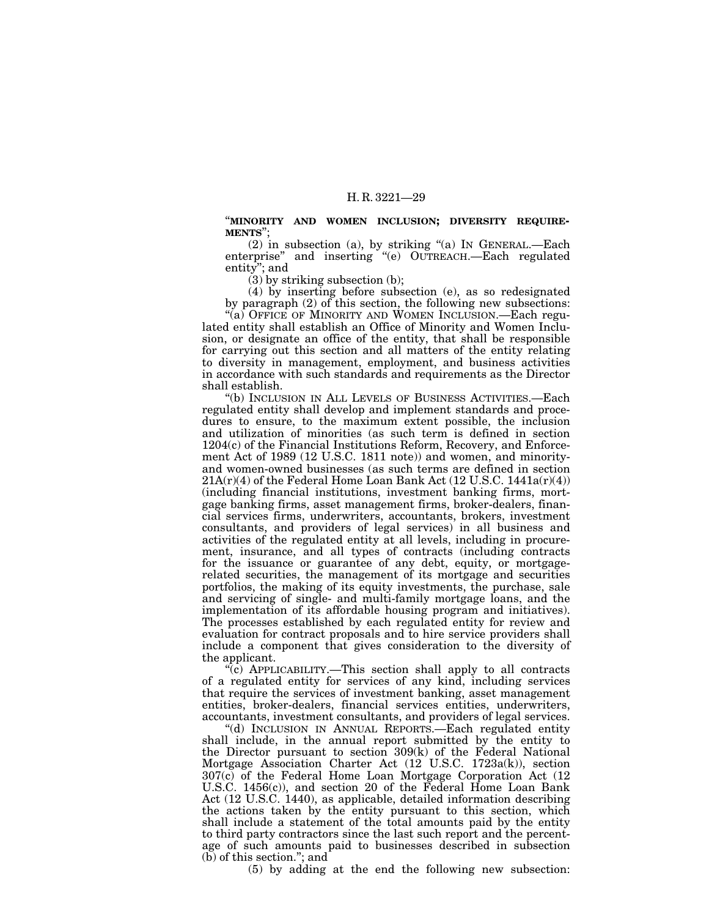"**MINORITY AND WOMEN INCLUSION; DIVERSITY REQUIREMENTS**";

(2) in subsection (a), by striking "(a) IN GENERAL.—Each enterprise" and inserting "(e) OUTREACH.—Each regulated entity"; and

(3) by striking subsection (b);

(4) by inserting before subsection (e), as so redesignated by paragraph (2) of this section, the following new subsections:

"(a) OFFICE OF MINORITY AND WOMEN INCLUSION.—Each regulated entity shall establish an Office of Minority and Women Inclusion, or designate an office of the entity, that shall be responsible for carrying out this section and all matters of the entity relating to diversity in management, employment, and business activities in accordance with such standards and requirements as the Director shall establish.

"(b) INCLUSION IN ALL LEVELS OF BUSINESS ACTIVITIES.—Each regulated entity shall develop and implement standards and procedures to ensure, to the maximum extent possible, the inclusion and utilization of minorities (as such term is defined in section 1204(c) of the Financial Institutions Reform, Recovery, and Enforcement Act of 1989 (12 U.S.C. 1811 note)) and women, and minority- and women-owned businesses (as such terms are defined in section 21A(r)(4) of the Federal Home Loan Bank Act (12 U.S.C. 1441a(r)(4)) (including financial institutions, investment banking firms, mortgage banking firms, asset management firms, broker-dealers, financial services firms, underwriters, accountants, brokers, investment consultants, and providers of legal services) in all business and activities of the regulated entity at all levels, including in procurement, insurance, and all types of contracts (including contracts for the issuance or guarantee of any debt, equity, or mortgage-related securities, the management of its mortgage and securities portfolios, the making of its equity investments, the purchase, sale and servicing of single- and multi-family mortgage loans, and the implementation of its affordable housing program and initiatives). The processes established by each regulated entity for review and evaluation for contract proposals and to hire service providers shall include a component that gives consideration to the diversity of the applicant.

"(c) APPLICABILITY.—This section shall apply to all contracts of a regulated entity for services of any kind, including services that require the services of investment banking, asset management entities, broker-dealers, financial services entities, underwriters, accountants, investment consultants, and providers of legal services.

"(d) INCLUSION IN ANNUAL REPORTS.—Each regulated entity shall include, in the annual report submitted by the entity to the Director pursuant to section 309(k) of the Federal National Mortgage Association Charter Act (12 U.S.C. 1723a(k)), section 307(c) of the Federal Home Loan Mortgage Corporation Act (12 U.S.C. 1456(c)), and section 20 of the Federal Home Loan Bank Act (12 U.S.C. 1440), as applicable, detailed information describing the actions taken by the entity pursuant to this section, which shall include a statement of the total amounts paid by the entity to third party contractors since the last such report and the percentage of such amounts paid to businesses described in subsection (b) of this section."; and

(5) by adding at the end the following new subsection: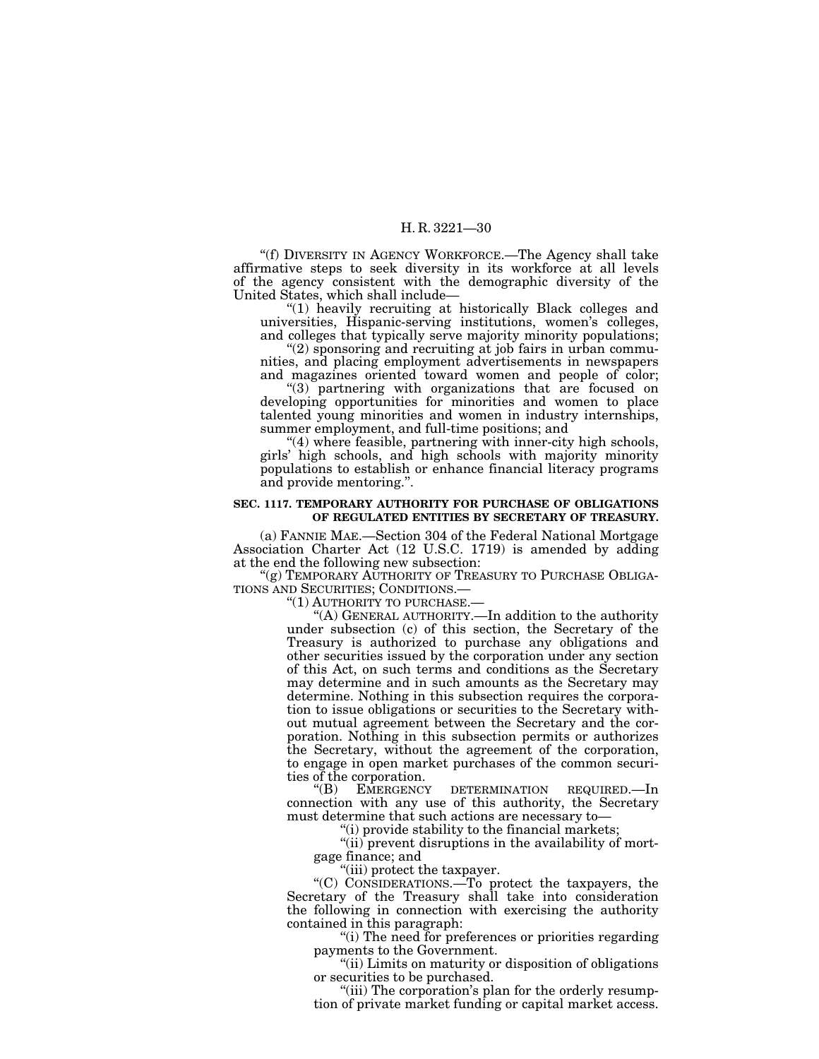"(f) DIVERSITY IN AGENCY WORKFORCE.—The Agency shall take affirmative steps to seek diversity in its workforce at all levels of the agency consistent with the demographic diversity of the United States, which shall include—

"(1) heavily recruiting at historically Black colleges and universities, Hispanic-serving institutions, women's colleges, and colleges that typically serve majority minority populations;

"(2) sponsoring and recruiting at job fairs in urban communities, and placing employment advertisements in newspapers and magazines oriented toward women and people of color;

"(3) partnering with organizations that are focused on developing opportunities for minorities and women to place talented young minorities and women in industry internships, summer employment, and full-time positions; and

"(4) where feasible, partnering with inner-city high schools, girls' high schools, and high schools with majority minority populations to establish or enhance financial literacy programs and provide mentoring.".

**SEC. 1117. TEMPORARY AUTHORITY FOR PURCHASE OF OBLIGATIONS OF REGULATED ENTITIES BY SECRETARY OF TREASURY.**

(a) FANNIE MAE.—Section 304 of the Federal National Mortgage Association Charter Act (12 U.S.C. 1719) is amended by adding at the end the following new subsection:

"(g) TEMPORARY AUTHORITY OF TREASURY TO PURCHASE OBLIGATIONS AND SECURITIES; CONDITIONS.—

"(1) AUTHORITY TO PURCHASE.—

"(A) GENERAL AUTHORITY.—In addition to the authority under subsection (c) of this section, the Secretary of the Treasury is authorized to purchase any obligations and other securities issued by the corporation under any section of this Act, on such terms and conditions as the Secretary may determine and in such amounts as the Secretary may determine. Nothing in this subsection requires the corporation to issue obligations or securities to the Secretary without mutual agreement between the Secretary and the corporation. Nothing in this subsection permits or authorizes the Secretary, without the agreement of the corporation, to engage in open market purchases of the common securities of the corporation.

"(B) EMERGENCY DETERMINATION REQUIRED.—In connection with any use of this authority, the Secretary must determine that such actions are necessary to—

"(i) provide stability to the financial markets;

"(ii) prevent disruptions in the availability of mortgage finance; and

"(iii) protect the taxpayer.

"(C) CONSIDERATIONS.—To protect the taxpayers, the Secretary of the Treasury shall take into consideration the following in connection with exercising the authority contained in this paragraph:

"(i) The need for preferences or priorities regarding payments to the Government.

"(ii) Limits on maturity or disposition of obligations or securities to be purchased.

"(iii) The corporation's plan for the orderly resumption of private market funding or capital market access.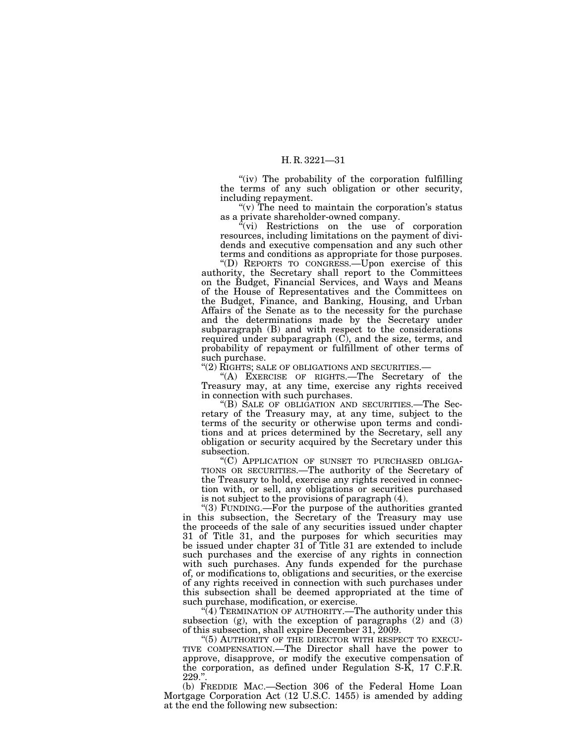"(iv) The probability of the corporation fulfilling the terms of any such obligation or other security, including repayment.

"(v) The need to maintain the corporation's status as a private shareholder-owned company.

"(vi) Restrictions on the use of corporation resources, including limitations on the payment of dividends and executive compensation and any such other terms and conditions as appropriate for those purposes.

"(D) REPORTS TO CONGRESS.—Upon exercise of this authority, the Secretary shall report to the Committees on the Budget, Financial Services, and Ways and Means of the House of Representatives and the Committees on the Budget, Finance, and Banking, Housing, and Urban Affairs of the Senate as to the necessity for the purchase and the determinations made by the Secretary under subparagraph (B) and with respect to the considerations required under subparagraph (C), and the size, terms, and probability of repayment or fulfillment of other terms of such purchase.

"(2) RIGHTS; SALE OF OBLIGATIONS AND SECURITIES.—

"(A) EXERCISE OF RIGHTS.—The Secretary of the Treasury may, at any time, exercise any rights received in connection with such purchases.

"(B) SALE OF OBLIGATION AND SECURITIES.—The Secretary of the Treasury may, at any time, subject to the terms of the security or otherwise upon terms and conditions and at prices determined by the Secretary, sell any obligation or security acquired by the Secretary under this subsection.

"(C) APPLICATION OF SUNSET TO PURCHASED OBLIGATIONS OR SECURITIES.—The authority of the Secretary of the Treasury to hold, exercise any rights received in connection with, or sell, any obligations or securities purchased is not subject to the provisions of paragraph (4).

"(3) FUNDING.—For the purpose of the authorities granted in this subsection, the Secretary of the Treasury may use the proceeds of the sale of any securities issued under chapter 31 of Title 31, and the purposes for which securities may be issued under chapter 31 of Title 31 are extended to include such purchases and the exercise of any rights in connection with such purchases. Any funds expended for the purchase of, or modifications to, obligations and securities, or the exercise of any rights received in connection with such purchases under this subsection shall be deemed appropriated at the time of such purchase, modification, or exercise.

"(4) TERMINATION OF AUTHORITY.—The authority under this subsection (g), with the exception of paragraphs (2) and (3) of this subsection, shall expire December 31, 2009.

"(5) AUTHORITY OF THE DIRECTOR WITH RESPECT TO EXECUTIVE COMPENSATION.—The Director shall have the power to approve, disapprove, or modify the executive compensation of the corporation, as defined under Regulation S-K, 17 C.F.R. 229.".

(b) FREDDIE MAC.—Section 306 of the Federal Home Loan Mortgage Corporation Act (12 U.S.C. 1455) is amended by adding at the end the following new subsection: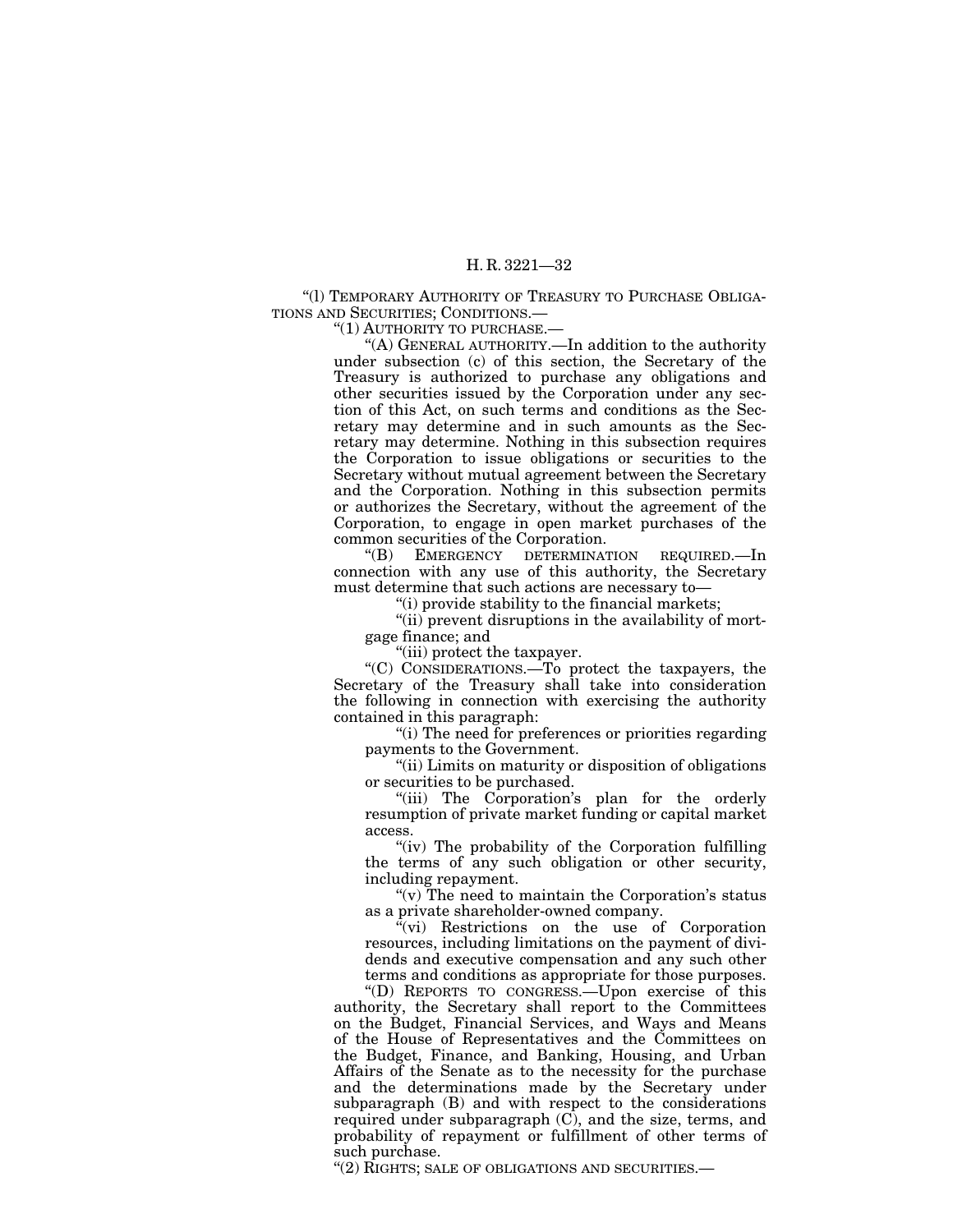"(l) TEMPORARY AUTHORITY OF TREASURY TO PURCHASE OBLIGATIONS AND SECURITIES; CONDITIONS.—

"(1) AUTHORITY TO PURCHASE.—

"(A) GENERAL AUTHORITY.—In addition to the authority under subsection (c) of this section, the Secretary of the Treasury is authorized to purchase any obligations and other securities issued by the Corporation under any section of this Act, on such terms and conditions as the Secretary may determine and in such amounts as the Secretary may determine. Nothing in this subsection requires the Corporation to issue obligations or securities to the Secretary without mutual agreement between the Secretary and the Corporation. Nothing in this subsection permits or authorizes the Secretary, without the agreement of the Corporation, to engage in open market purchases of the common securities of the Corporation.

"(B) EMERGENCY DETERMINATION REQUIRED.—In connection with any use of this authority, the Secretary must determine that such actions are necessary to—

"(i) provide stability to the financial markets;

"(ii) prevent disruptions in the availability of mortgage finance; and

"(iii) protect the taxpayer.

"(C) CONSIDERATIONS.—To protect the taxpayers, the Secretary of the Treasury shall take into consideration the following in connection with exercising the authority contained in this paragraph:

"(i) The need for preferences or priorities regarding payments to the Government.

"(ii) Limits on maturity or disposition of obligations or securities to be purchased.

"(iii) The Corporation's plan for the orderly resumption of private market funding or capital market access.

"(iv) The probability of the Corporation fulfilling the terms of any such obligation or other security, including repayment.

"(v) The need to maintain the Corporation's status as a private shareholder-owned company.

"(vi) Restrictions on the use of Corporation resources, including limitations on the payment of dividends and executive compensation and any such other terms and conditions as appropriate for those purposes.

"(D) REPORTS TO CONGRESS.—Upon exercise of this authority, the Secretary shall report to the Committees on the Budget, Financial Services, and Ways and Means of the House of Representatives and the Committees on the Budget, Finance, and Banking, Housing, and Urban Affairs of the Senate as to the necessity for the purchase and the determinations made by the Secretary under subparagraph (B) and with respect to the considerations required under subparagraph (C), and the size, terms, and probability of repayment or fulfillment of other terms of such purchase.

"(2) RIGHTS; SALE OF OBLIGATIONS AND SECURITIES.—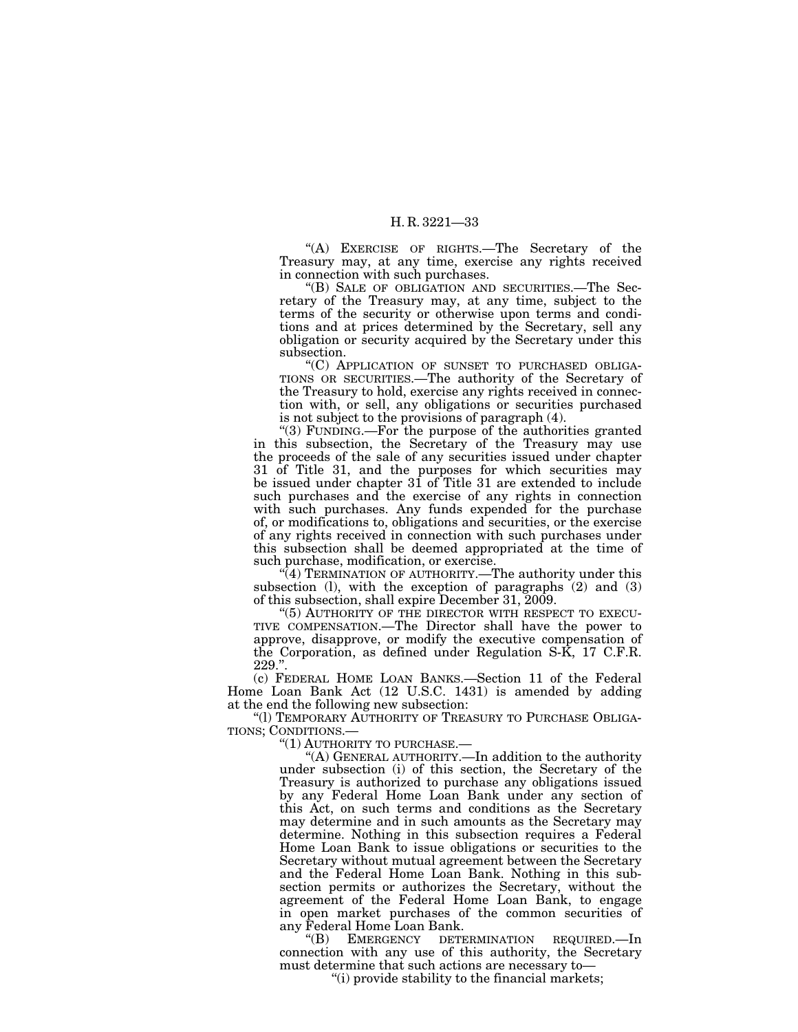"(A) EXERCISE OF RIGHTS.—The Secretary of the Treasury may, at any time, exercise any rights received in connection with such purchases.

"(B) SALE OF OBLIGATION AND SECURITIES.—The Secretary of the Treasury may, at any time, subject to the terms of the security or otherwise upon terms and conditions and at prices determined by the Secretary, sell any obligation or security acquired by the Secretary under this subsection.

"(C) APPLICATION OF SUNSET TO PURCHASED OBLIGATIONS OR SECURITIES.—The authority of the Secretary of the Treasury to hold, exercise any rights received in connection with, or sell, any obligations or securities purchased is not subject to the provisions of paragraph (4).

"(3) FUNDING.—For the purpose of the authorities granted in this subsection, the Secretary of the Treasury may use the proceeds of the sale of any securities issued under chapter 31 of Title 31, and the purposes for which securities may be issued under chapter 31 of Title 31 are extended to include such purchases and the exercise of any rights in connection with such purchases. Any funds expended for the purchase of, or modifications to, obligations and securities, or the exercise of any rights received in connection with such purchases under this subsection shall be deemed appropriated at the time of such purchase, modification, or exercise.

"(4) TERMINATION OF AUTHORITY.—The authority under this subsection (l), with the exception of paragraphs (2) and (3) of this subsection, shall expire December 31, 2009.

"(5) AUTHORITY OF THE DIRECTOR WITH RESPECT TO EXECUTIVE COMPENSATION.—The Director shall have the power to approve, disapprove, or modify the executive compensation of the Corporation, as defined under Regulation S-K, 17 C.F.R. 229.".

(c) FEDERAL HOME LOAN BANKS.—Section 11 of the Federal Home Loan Bank Act (12 U.S.C. 1431) is amended by adding at the end the following new subsection:

"(l) TEMPORARY AUTHORITY OF TREASURY TO PURCHASE OBLIGATIONS; CONDITIONS.—

"(1) AUTHORITY TO PURCHASE.—

"(A) GENERAL AUTHORITY.—In addition to the authority under subsection (i) of this section, the Secretary of the Treasury is authorized to purchase any obligations issued by any Federal Home Loan Bank under any section of this Act, on such terms and conditions as the Secretary may determine and in such amounts as the Secretary may determine. Nothing in this subsection requires a Federal Home Loan Bank to issue obligations or securities to the Secretary without mutual agreement between the Secretary and the Federal Home Loan Bank. Nothing in this subsection permits or authorizes the Secretary, without the agreement of the Federal Home Loan Bank, to engage in open market purchases of the common securities of any Federal Home Loan Bank.

"(B) EMERGENCY DETERMINATION REQUIRED.—In connection with any use of this authority, the Secretary must determine that such actions are necessary to—

"(i) provide stability to the financial markets;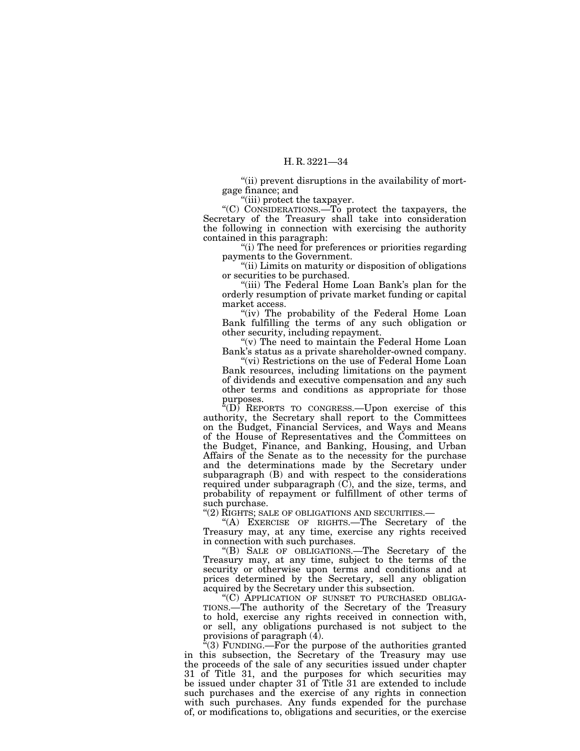"(ii) prevent disruptions in the availability of mortgage finance; and

"(iii) protect the taxpayer.

"(C) CONSIDERATIONS.—To protect the taxpayers, the Secretary of the Treasury shall take into consideration the following in connection with exercising the authority contained in this paragraph:

"(i) The need for preferences or priorities regarding payments to the Government.

"(ii) Limits on maturity or disposition of obligations or securities to be purchased.

"(iii) The Federal Home Loan Bank's plan for the orderly resumption of private market funding or capital market access.

"(iv) The probability of the Federal Home Loan Bank fulfilling the terms of any such obligation or other security, including repayment.

"(v) The need to maintain the Federal Home Loan Bank's status as a private shareholder-owned company.

"(vi) Restrictions on the use of Federal Home Loan Bank resources, including limitations on the payment of dividends and executive compensation and any such other terms and conditions as appropriate for those purposes.

"(D) REPORTS TO CONGRESS.—Upon exercise of this authority, the Secretary shall report to the Committees on the Budget, Financial Services, and Ways and Means of the House of Representatives and the Committees on the Budget, Finance, and Banking, Housing, and Urban Affairs of the Senate as to the necessity for the purchase and the determinations made by the Secretary under subparagraph (B) and with respect to the considerations required under subparagraph (C), and the size, terms, and probability of repayment or fulfillment of other terms of such purchase.

"(2) RIGHTS; SALE OF OBLIGATIONS AND SECURITIES.—

"(A) EXERCISE OF RIGHTS.—The Secretary of the Treasury may, at any time, exercise any rights received in connection with such purchases.

"(B) SALE OF OBLIGATIONS.—The Secretary of the Treasury may, at any time, subject to the terms of the security or otherwise upon terms and conditions and at prices determined by the Secretary, sell any obligation acquired by the Secretary under this subsection.

"(C) APPLICATION OF SUNSET TO PURCHASED OBLIGATIONS.—The authority of the Secretary of the Treasury to hold, exercise any rights received in connection with, or sell, any obligations purchased is not subject to the provisions of paragraph (4).

"(3) FUNDING.—For the purpose of the authorities granted in this subsection, the Secretary of the Treasury may use the proceeds of the sale of any securities issued under chapter 31 of Title 31, and the purposes for which securities may be issued under chapter 31 of Title 31 are extended to include such purchases and the exercise of any rights in connection with such purchases. Any funds expended for the purchase of, or modifications to, obligations and securities, or the exercise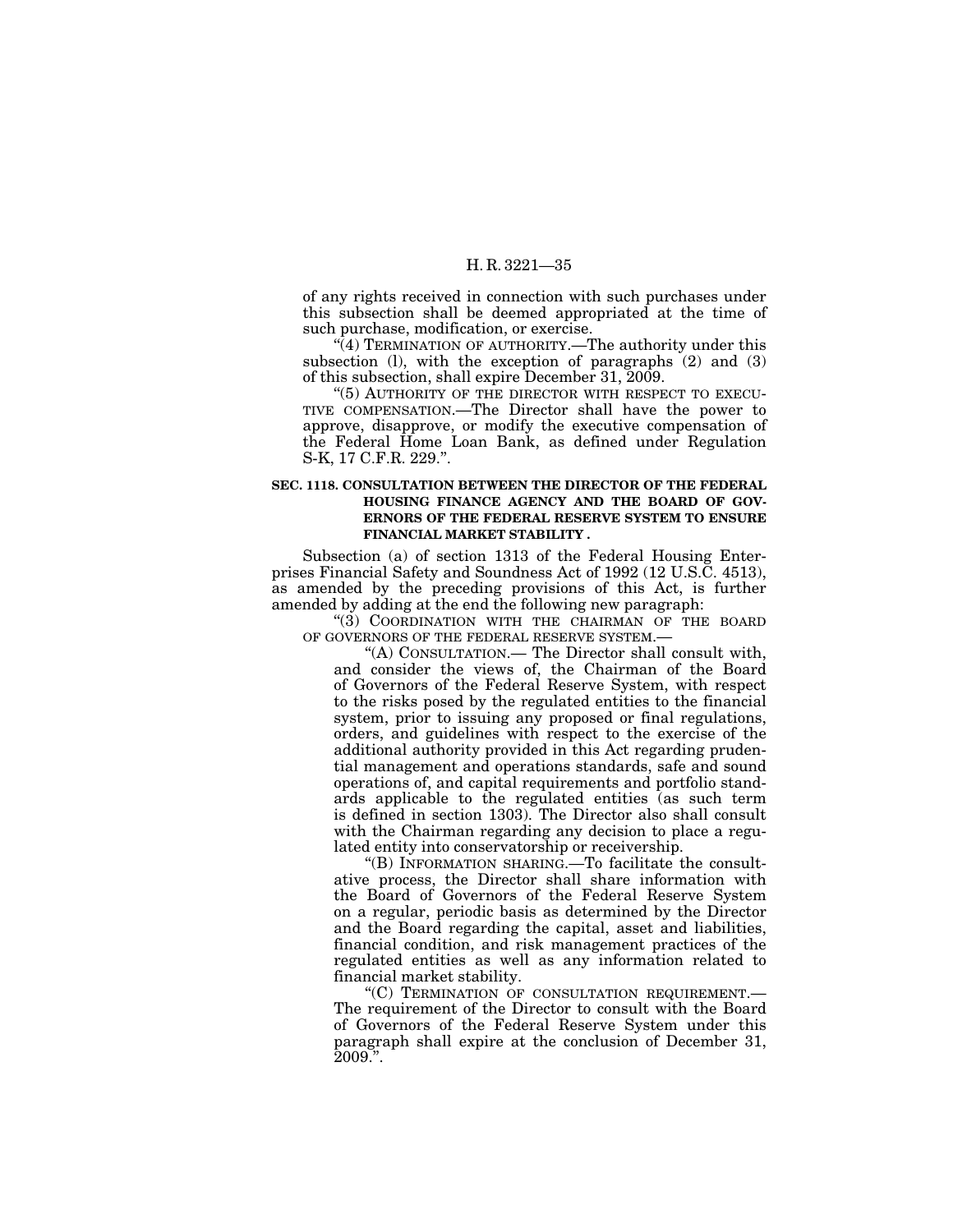of any rights received in connection with such purchases under this subsection shall be deemed appropriated at the time of such purchase, modification, or exercise.

"(4) TERMINATION OF AUTHORITY.—The authority under this subsection (l), with the exception of paragraphs (2) and (3) of this subsection, shall expire December 31, 2009.

"(5) AUTHORITY OF THE DIRECTOR WITH RESPECT TO EXECUTIVE COMPENSATION.—The Director shall have the power to approve, disapprove, or modify the executive compensation of the Federal Home Loan Bank, as defined under Regulation S-K, 17 C.F.R. 229.".

**SEC. 1118. CONSULTATION BETWEEN THE DIRECTOR OF THE FEDERAL HOUSING FINANCE AGENCY AND THE BOARD OF GOVERNORS OF THE FEDERAL RESERVE SYSTEM TO ENSURE FINANCIAL MARKET STABILITY .**

Subsection (a) of section 1313 of the Federal Housing Enterprises Financial Safety and Soundness Act of 1992 (12 U.S.C. 4513), as amended by the preceding provisions of this Act, is further amended by adding at the end the following new paragraph:

"(3) COORDINATION WITH THE CHAIRMAN OF THE BOARD OF GOVERNORS OF THE FEDERAL RESERVE SYSTEM.—

"(A) CONSULTATION.— The Director shall consult with, and consider the views of, the Chairman of the Board of Governors of the Federal Reserve System, with respect to the risks posed by the regulated entities to the financial system, prior to issuing any proposed or final regulations, orders, and guidelines with respect to the exercise of the additional authority provided in this Act regarding prudential management and operations standards, safe and sound operations of, and capital requirements and portfolio standards applicable to the regulated entities (as such term is defined in section 1303). The Director also shall consult with the Chairman regarding any decision to place a regulated entity into conservatorship or receivership.

"(B) INFORMATION SHARING.—To facilitate the consultative process, the Director shall share information with the Board of Governors of the Federal Reserve System on a regular, periodic basis as determined by the Director and the Board regarding the capital, asset and liabilities, financial condition, and risk management practices of the regulated entities as well as any information related to financial market stability.

"(C) TERMINATION OF CONSULTATION REQUIREMENT.— The requirement of the Director to consult with the Board of Governors of the Federal Reserve System under this paragraph shall expire at the conclusion of December 31, 2009.".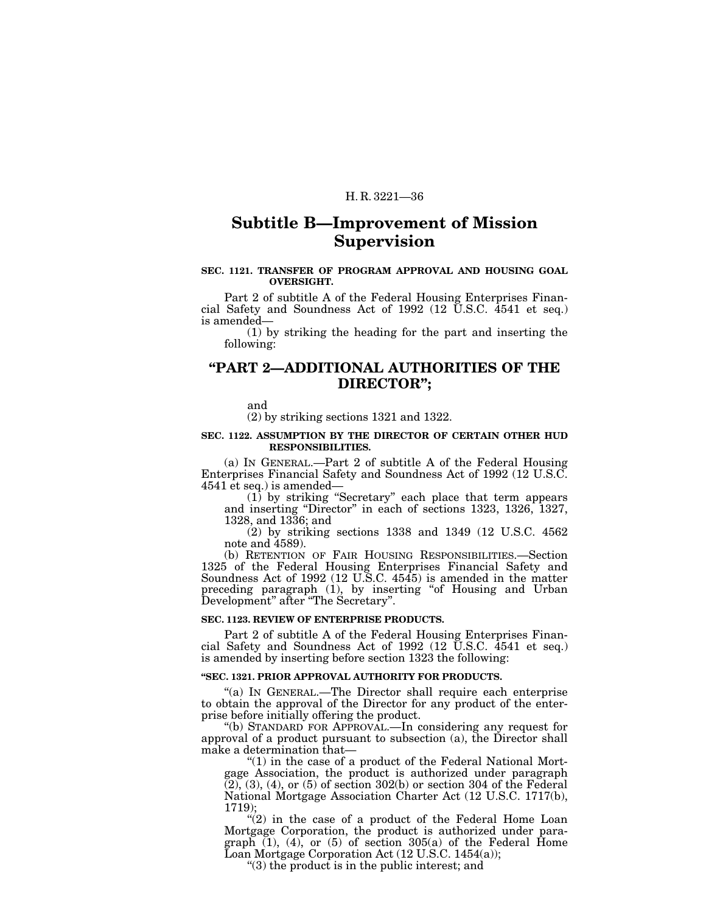## Subtitle B—Improvement of Mission Supervision

**SEC. 1121. TRANSFER OF PROGRAM APPROVAL AND HOUSING GOAL OVERSIGHT.**

Part 2 of subtitle A of the Federal Housing Enterprises Financial Safety and Soundness Act of 1992 (12 U.S.C. 4541 et seq.) is amended—

(1) by striking the heading for the part and inserting the following:

## "PART 2—ADDITIONAL AUTHORITIES OF THE DIRECTOR";

and

(2) by striking sections 1321 and 1322.

**SEC. 1122. ASSUMPTION BY THE DIRECTOR OF CERTAIN OTHER HUD RESPONSIBILITIES.**

(a) IN GENERAL.—Part 2 of subtitle A of the Federal Housing Enterprises Financial Safety and Soundness Act of 1992 (12 U.S.C. 4541 et seq.) is amended—

(1) by striking "Secretary" each place that term appears and inserting "Director" in each of sections 1323, 1326, 1327, 1328, and 1336; and

(2) by striking sections 1338 and 1349 (12 U.S.C. 4562 note and 4589).

(b) RETENTION OF FAIR HOUSING RESPONSIBILITIES.—Section 1325 of the Federal Housing Enterprises Financial Safety and Soundness Act of 1992 (12 U.S.C. 4545) is amended in the matter preceding paragraph (1), by inserting "of Housing and Urban Development" after "The Secretary".

**SEC. 1123. REVIEW OF ENTERPRISE PRODUCTS.**

Part 2 of subtitle A of the Federal Housing Enterprises Financial Safety and Soundness Act of 1992 (12 U.S.C. 4541 et seq.) is amended by inserting before section 1323 the following:

**"SEC. 1321. PRIOR APPROVAL AUTHORITY FOR PRODUCTS.**

"(a) IN GENERAL.—The Director shall require each enterprise to obtain the approval of the Director for any product of the enterprise before initially offering the product.

"(b) STANDARD FOR APPROVAL.—In considering any request for approval of a product pursuant to subsection (a), the Director shall make a determination that—

"(1) in the case of a product of the Federal National Mortgage Association, the product is authorized under paragraph (2), (3), (4), or (5) of section 302(b) or section 304 of the Federal National Mortgage Association Charter Act (12 U.S.C. 1717(b), 1719);

"(2) in the case of a product of the Federal Home Loan Mortgage Corporation, the product is authorized under paragraph (1), (4), or (5) of section 305(a) of the Federal Home Loan Mortgage Corporation Act (12 U.S.C. 1454(a));

"(3) the product is in the public interest; and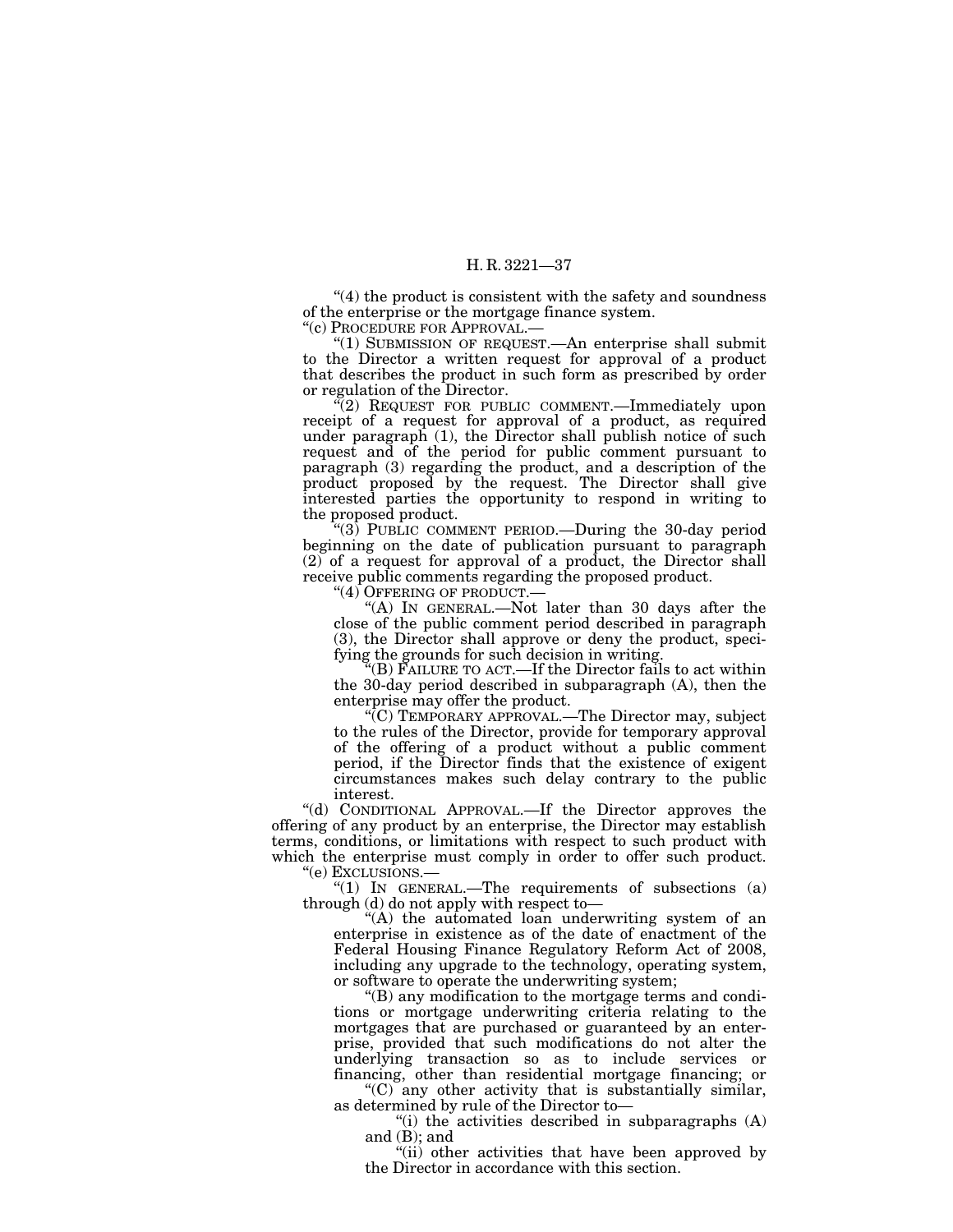"(4) the product is consistent with the safety and soundness of the enterprise or the mortgage finance system.

"(c) PROCEDURE FOR APPROVAL.—

"(1) SUBMISSION OF REQUEST.—An enterprise shall submit to the Director a written request for approval of a product that describes the product in such form as prescribed by order or regulation of the Director.

"(2) REQUEST FOR PUBLIC COMMENT.—Immediately upon receipt of a request for approval of a product, as required under paragraph (1), the Director shall publish notice of such request and of the period for public comment pursuant to paragraph (3) regarding the product, and a description of the product proposed by the request. The Director shall give interested parties the opportunity to respond in writing to the proposed product.

"(3) PUBLIC COMMENT PERIOD.—During the 30-day period beginning on the date of publication pursuant to paragraph (2) of a request for approval of a product, the Director shall receive public comments regarding the proposed product.

"(4) OFFERING OF PRODUCT.—

"(A) IN GENERAL.—Not later than 30 days after the close of the public comment period described in paragraph (3), the Director shall approve or deny the product, specifying the grounds for such decision in writing.

"(B) FAILURE TO ACT.—If the Director fails to act within the 30-day period described in subparagraph (A), then the enterprise may offer the product.

"(C) TEMPORARY APPROVAL.—The Director may, subject to the rules of the Director, provide for temporary approval of the offering of a product without a public comment period, if the Director finds that the existence of exigent circumstances makes such delay contrary to the public interest.

"(d) CONDITIONAL APPROVAL.—If the Director approves the offering of any product by an enterprise, the Director may establish terms, conditions, or limitations with respect to such product with which the enterprise must comply in order to offer such product.

"(e) EXCLUSIONS.—

"(1) IN GENERAL.—The requirements of subsections (a) through (d) do not apply with respect to—

"(A) the automated loan underwriting system of an enterprise in existence as of the date of enactment of the Federal Housing Finance Regulatory Reform Act of 2008, including any upgrade to the technology, operating system, or software to operate the underwriting system;

"(B) any modification to the mortgage terms and conditions or mortgage underwriting criteria relating to the mortgages that are purchased or guaranteed by an enterprise, provided that such modifications do not alter the underlying transaction so as to include services or financing, other than residential mortgage financing; or

"(C) any other activity that is substantially similar, as determined by rule of the Director to—

"(i) the activities described in subparagraphs (A) and (B); and

"(ii) other activities that have been approved by the Director in accordance with this section.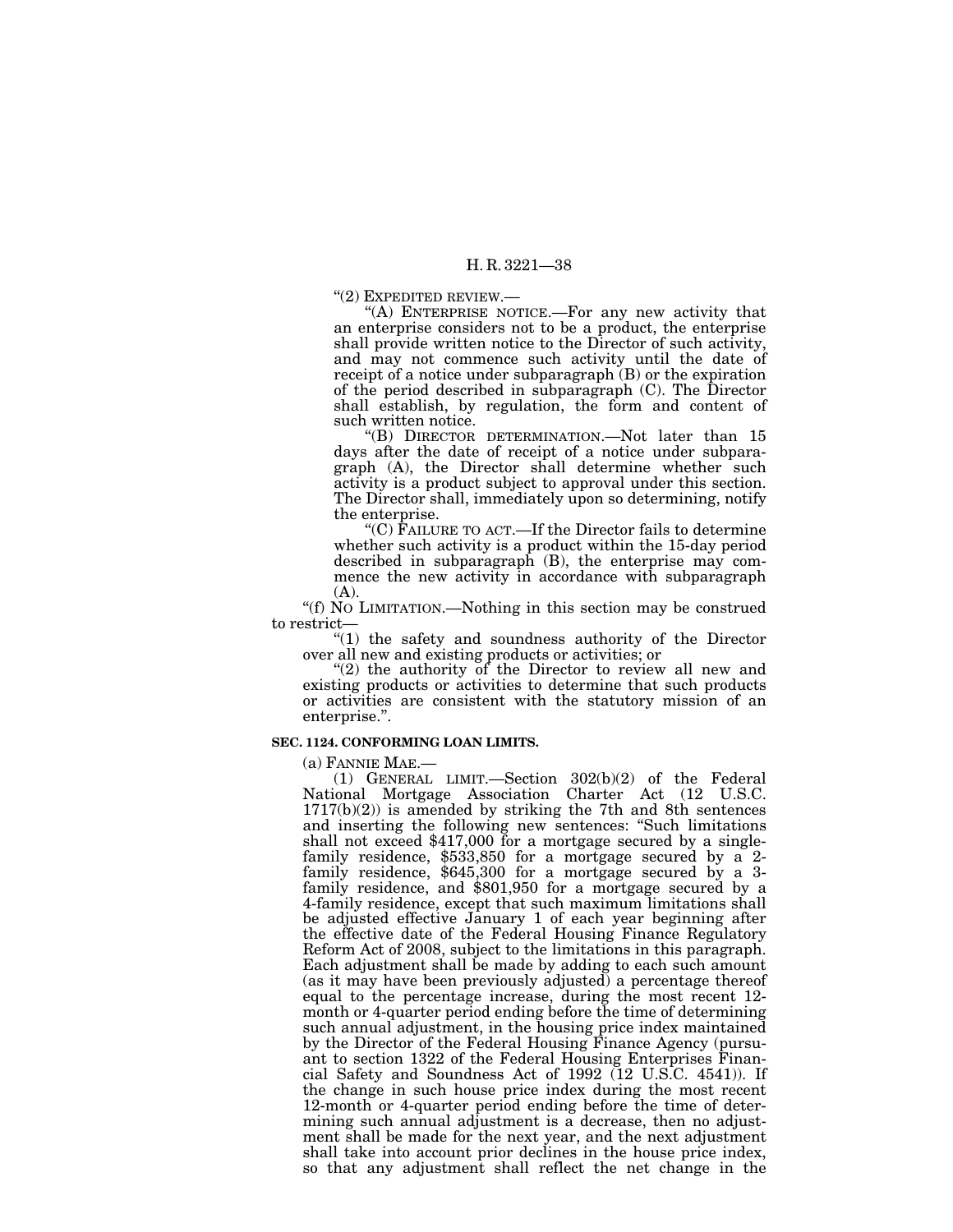"(2) EXPEDITED REVIEW.—

"(A) ENTERPRISE NOTICE.—For any new activity that an enterprise considers not to be a product, the enterprise shall provide written notice to the Director of such activity, and may not commence such activity until the date of receipt of a notice under subparagraph (B) or the expiration of the period described in subparagraph (C). The Director shall establish, by regulation, the form and content of such written notice.

"(B) DIRECTOR DETERMINATION.—Not later than 15 days after the date of receipt of a notice under subparagraph (A), the Director shall determine whether such activity is a product subject to approval under this section. The Director shall, immediately upon so determining, notify the enterprise.

"(C) FAILURE TO ACT.—If the Director fails to determine whether such activity is a product within the 15-day period described in subparagraph (B), the enterprise may commence the new activity in accordance with subparagraph (A).

"(f) NO LIMITATION.—Nothing in this section may be construed to restrict—

"(1) the safety and soundness authority of the Director over all new and existing products or activities; or

"(2) the authority of the Director to review all new and existing products or activities to determine that such products or activities are consistent with the statutory mission of an enterprise.".

**SEC. 1124. CONFORMING LOAN LIMITS.**

(a) FANNIE MAE.—

(1) GENERAL LIMIT.—Section 302(b)(2) of the Federal National Mortgage Association Charter Act (12 U.S.C. 1717(b)(2)) is amended by striking the 7th and 8th sentences and inserting the following new sentences: "Such limitations shall not exceed $417,000 for a mortgage secured by a single-family residence, $533,850 for a mortgage secured by a 2-family residence, $645,300 for a mortgage secured by a 3-family residence, and $801,950 for a mortgage secured by a 4-family residence, except that such maximum limitations shall be adjusted effective January 1 of each year beginning after the effective date of the Federal Housing Finance Regulatory Reform Act of 2008, subject to the limitations in this paragraph. Each adjustment shall be made by adding to each such amount (as it may have been previously adjusted) a percentage thereof equal to the percentage increase, during the most recent 12-month or 4-quarter period ending before the time of determining such annual adjustment, in the housing price index maintained by the Director of the Federal Housing Finance Agency (pursuant to section 1322 of the Federal Housing Enterprises Financial Safety and Soundness Act of 1992 (12 U.S.C. 4541)). If the change in such house price index during the most recent 12-month or 4-quarter period ending before the time of determining such annual adjustment is a decrease, then no adjustment shall be made for the next year, and the next adjustment shall take into account prior declines in the house price index, so that any adjustment shall reflect the net change in the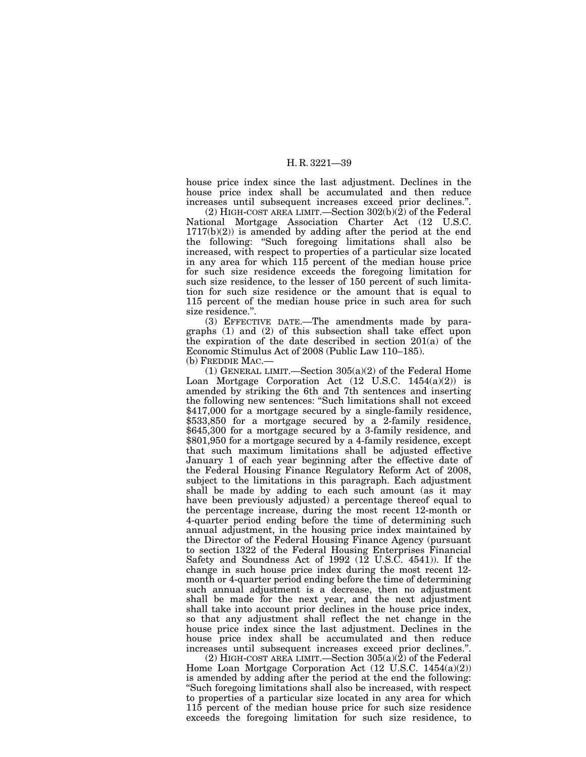house price index since the last adjustment. Declines in the house price index shall be accumulated and then reduce increases until subsequent increases exceed prior declines.''.

(2) HIGH-COST AREA LIMIT.—Section 302(b)(2) of the Federal National Mortgage Association Charter Act (12 U.S.C. 1717(b)(2)) is amended by adding after the period at the end the following: ''Such foregoing limitations shall also be increased, with respect to properties of a particular size located in any area for which 115 percent of the median house price for such size residence exceeds the foregoing limitation for such size residence, to the lesser of 150 percent of such limitation for such size residence or the amount that is equal to 115 percent of the median house price in such area for such size residence.''.

(3) EFFECTIVE DATE.—The amendments made by paragraphs (1) and (2) of this subsection shall take effect upon the expiration of the date described in section 201(a) of the Economic Stimulus Act of 2008 (Public Law 110–185).

(b) FREDDIE MAC.—

(1) GENERAL LIMIT.—Section 305(a)(2) of the Federal Home Loan Mortgage Corporation Act (12 U.S.C. 1454(a)(2)) is amended by striking the 6th and 7th sentences and inserting the following new sentences: ''Such limitations shall not exceed $417,000 for a mortgage secured by a single-family residence, $533,850 for a mortgage secured by a 2-family residence, $645,300 for a mortgage secured by a 3-family residence, and $801,950 for a mortgage secured by a 4-family residence, except that such maximum limitations shall be adjusted effective January 1 of each year beginning after the effective date of the Federal Housing Finance Regulatory Reform Act of 2008, subject to the limitations in this paragraph. Each adjustment shall be made by adding to each such amount (as it may have been previously adjusted) a percentage thereof equal to the percentage increase, during the most recent 12-month or 4-quarter period ending before the time of determining such annual adjustment, in the housing price index maintained by the Director of the Federal Housing Finance Agency (pursuant to section 1322 of the Federal Housing Enterprises Financial Safety and Soundness Act of 1992 (12 U.S.C. 4541)). If the change in such house price index during the most recent 12-month or 4-quarter period ending before the time of determining such annual adjustment is a decrease, then no adjustment shall be made for the next year, and the next adjustment shall take into account prior declines in the house price index, so that any adjustment shall reflect the net change in the house price index since the last adjustment. Declines in the house price index shall be accumulated and then reduce increases until subsequent increases exceed prior declines.''.

(2) HIGH-COST AREA LIMIT.—Section 305(a)(2) of the Federal Home Loan Mortgage Corporation Act (12 U.S.C. 1454(a)(2)) is amended by adding after the period at the end the following: ''Such foregoing limitations shall also be increased, with respect to properties of a particular size located in any area for which 115 percent of the median house price for such size residence exceeds the foregoing limitation for such size residence, to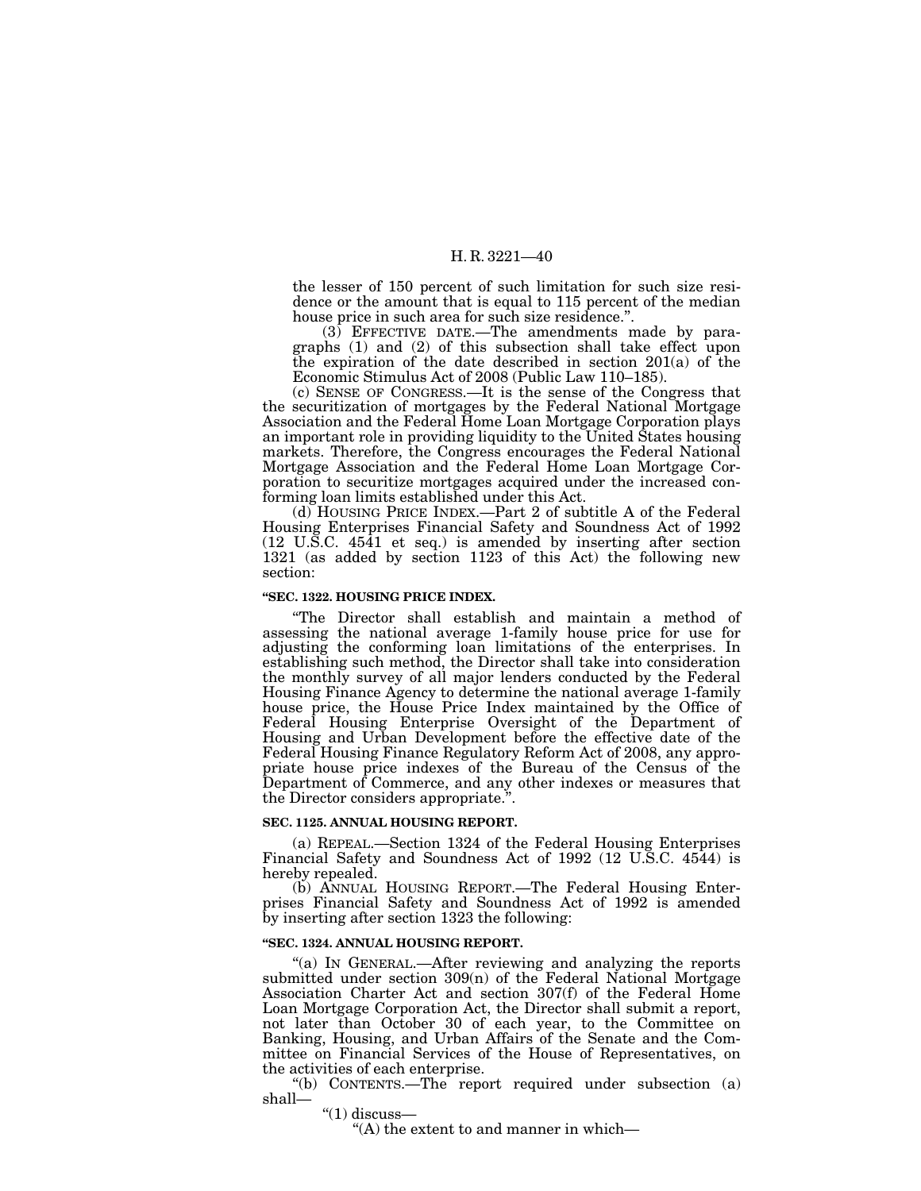the lesser of 150 percent of such limitation for such size residence or the amount that is equal to 115 percent of the median house price in such area for such size residence.".

(3) EFFECTIVE DATE.—The amendments made by paragraphs (1) and (2) of this subsection shall take effect upon the expiration of the date described in section 201(a) of the Economic Stimulus Act of 2008 (Public Law 110–185).

(c) SENSE OF CONGRESS.—It is the sense of the Congress that the securitization of mortgages by the Federal National Mortgage Association and the Federal Home Loan Mortgage Corporation plays an important role in providing liquidity to the United States housing markets. Therefore, the Congress encourages the Federal National Mortgage Association and the Federal Home Loan Mortgage Corporation to securitize mortgages acquired under the increased conforming loan limits established under this Act.

(d) HOUSING PRICE INDEX.—Part 2 of subtitle A of the Federal Housing Enterprises Financial Safety and Soundness Act of 1992 (12 U.S.C. 4541 et seq.) is amended by inserting after section 1321 (as added by section 1123 of this Act) the following new section:

**"SEC. 1322. HOUSING PRICE INDEX.**

"The Director shall establish and maintain a method of assessing the national average 1-family house price for use for adjusting the conforming loan limitations of the enterprises. In establishing such method, the Director shall take into consideration the monthly survey of all major lenders conducted by the Federal Housing Finance Agency to determine the national average 1-family house price, the House Price Index maintained by the Office of Federal Housing Enterprise Oversight of the Department of Housing and Urban Development before the effective date of the Federal Housing Finance Regulatory Reform Act of 2008, any appropriate house price indexes of the Bureau of the Census of the Department of Commerce, and any other indexes or measures that the Director considers appropriate.".

**SEC. 1125. ANNUAL HOUSING REPORT.**

(a) REPEAL.—Section 1324 of the Federal Housing Enterprises Financial Safety and Soundness Act of 1992 (12 U.S.C. 4544) is hereby repealed.

(b) ANNUAL HOUSING REPORT.—The Federal Housing Enterprises Financial Safety and Soundness Act of 1992 is amended by inserting after section 1323 the following:

**"SEC. 1324. ANNUAL HOUSING REPORT.**

"(a) IN GENERAL.—After reviewing and analyzing the reports submitted under section 309(n) of the Federal National Mortgage Association Charter Act and section 307(f) of the Federal Home Loan Mortgage Corporation Act, the Director shall submit a report, not later than October 30 of each year, to the Committee on Banking, Housing, and Urban Affairs of the Senate and the Committee on Financial Services of the House of Representatives, on the activities of each enterprise.

"(b) CONTENTS.—The report required under subsection (a) shall—

"(1) discuss—

"(A) the extent to and manner in which—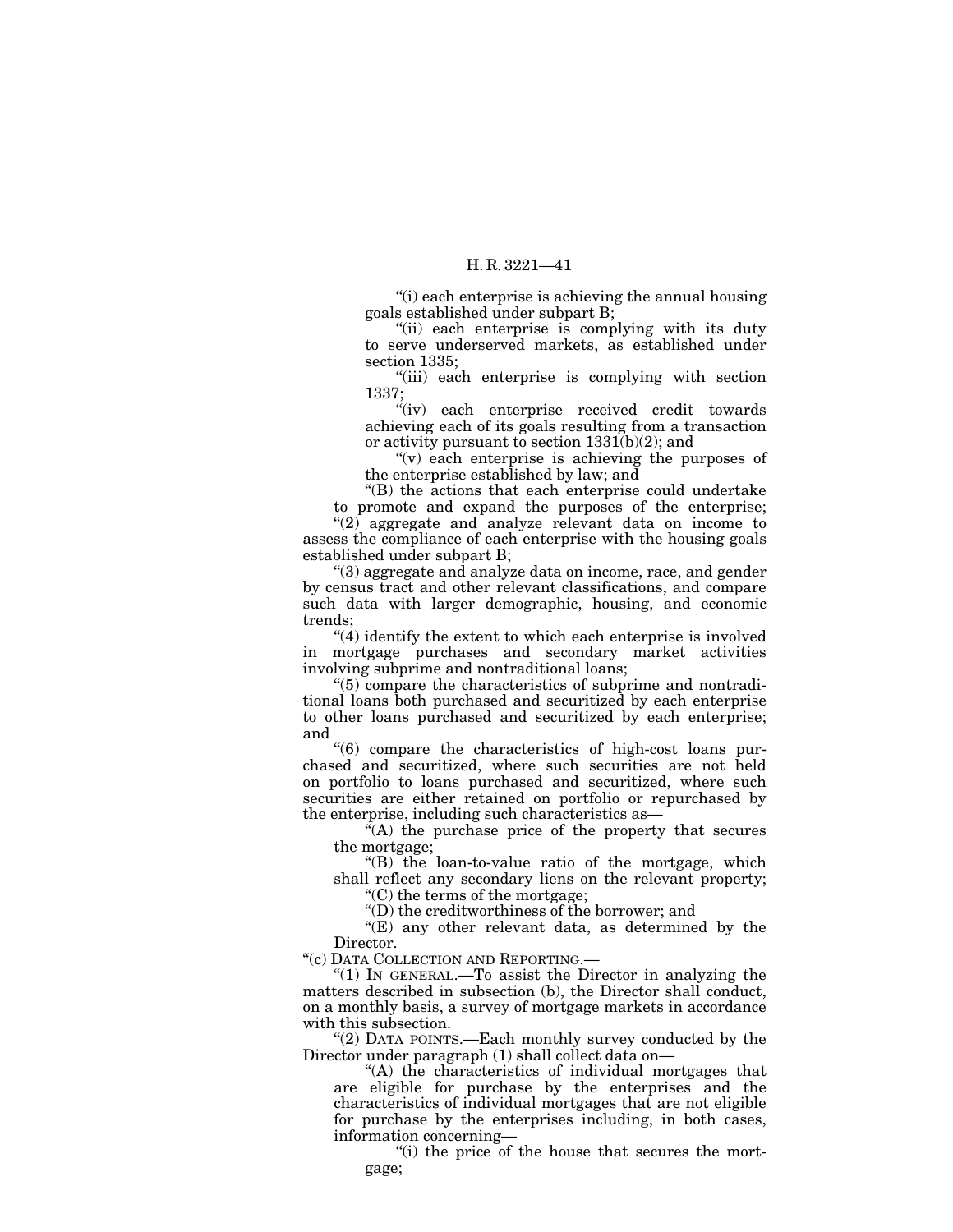"(i) each enterprise is achieving the annual housing goals established under subpart B;

"(ii) each enterprise is complying with its duty to serve underserved markets, as established under section 1335;

"(iii) each enterprise is complying with section 1337;

"(iv) each enterprise received credit towards achieving each of its goals resulting from a transaction or activity pursuant to section 1331(b)(2); and

"(v) each enterprise is achieving the purposes of the enterprise established by law; and

"(B) the actions that each enterprise could undertake to promote and expand the purposes of the enterprise;

"(2) aggregate and analyze relevant data on income to assess the compliance of each enterprise with the housing goals established under subpart B;

"(3) aggregate and analyze data on income, race, and gender by census tract and other relevant classifications, and compare such data with larger demographic, housing, and economic trends;

"(4) identify the extent to which each enterprise is involved in mortgage purchases and secondary market activities involving subprime and nontraditional loans;

"(5) compare the characteristics of subprime and nontraditional loans both purchased and securitized by each enterprise to other loans purchased and securitized by each enterprise; and

"(6) compare the characteristics of high-cost loans purchased and securitized, where such securities are not held on portfolio to loans purchased and securitized, where such securities are either retained on portfolio or repurchased by the enterprise, including such characteristics as—

"(A) the purchase price of the property that secures the mortgage;

"(B) the loan-to-value ratio of the mortgage, which shall reflect any secondary liens on the relevant property;

"(C) the terms of the mortgage;

"(D) the creditworthiness of the borrower; and

"(E) any other relevant data, as determined by the Director.

"(c) DATA COLLECTION AND REPORTING.—

"(1) IN GENERAL.—To assist the Director in analyzing the matters described in subsection (b), the Director shall conduct, on a monthly basis, a survey of mortgage markets in accordance with this subsection.

"(2) DATA POINTS.—Each monthly survey conducted by the Director under paragraph (1) shall collect data on—

"(A) the characteristics of individual mortgages that are eligible for purchase by the enterprises and the characteristics of individual mortgages that are not eligible for purchase by the enterprises including, in both cases, information concerning—

"(i) the price of the house that secures the mortgage;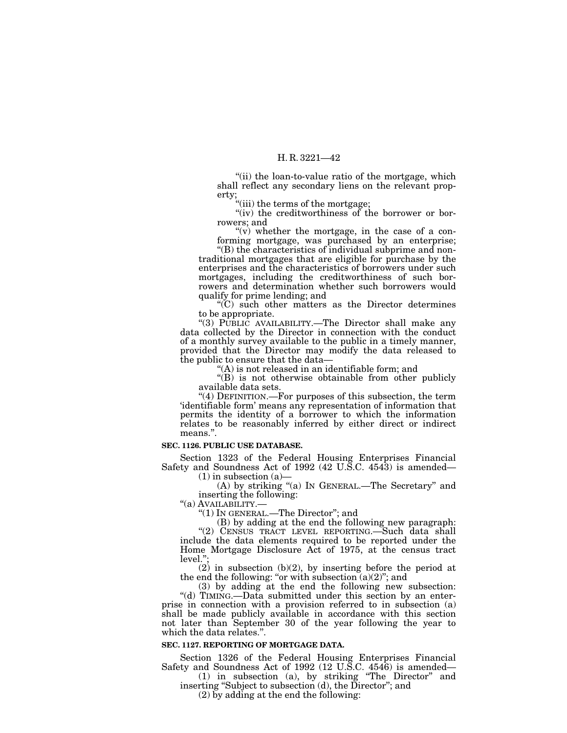"(ii) the loan-to-value ratio of the mortgage, which shall reflect any secondary liens on the relevant property;

"(iii) the terms of the mortgage;

"(iv) the creditworthiness of the borrower or borrowers; and

"(v) whether the mortgage, in the case of a conforming mortgage, was purchased by an enterprise;

"(B) the characteristics of individual subprime and nontraditional mortgages that are eligible for purchase by the enterprises and the characteristics of borrowers under such mortgages, including the creditworthiness of such borrowers and determination whether such borrowers would qualify for prime lending; and

"(C) such other matters as the Director determines to be appropriate.

"(3) PUBLIC AVAILABILITY.—The Director shall make any data collected by the Director in connection with the conduct of a monthly survey available to the public in a timely manner, provided that the Director may modify the data released to the public to ensure that the data—

"(A) is not released in an identifiable form; and

"(B) is not otherwise obtainable from other publicly available data sets.

"(4) DEFINITION.—For purposes of this subsection, the term 'identifiable form' means any representation of information that permits the identity of a borrower to which the information relates to be reasonably inferred by either direct or indirect means.".

**SEC. 1126. PUBLIC USE DATABASE.**

Section 1323 of the Federal Housing Enterprises Financial Safety and Soundness Act of 1992 (42 U.S.C. 4543) is amended—

(1) in subsection (a)—

(A) by striking "(a) IN GENERAL.—The Secretary" and inserting the following:

"(a) AVAILABILITY.—

"(1) IN GENERAL.—The Director"; and

(B) by adding at the end the following new paragraph:

"(2) CENSUS TRACT LEVEL REPORTING.—Such data shall include the data elements required to be reported under the Home Mortgage Disclosure Act of 1975, at the census tract level.";

(2) in subsection (b)(2), by inserting before the period at the end the following: "or with subsection (a)(2)"; and

(3) by adding at the end the following new subsection:

"(d) TIMING.—Data submitted under this section by an enterprise in connection with a provision referred to in subsection (a) shall be made publicly available in accordance with this section not later than September 30 of the year following the year to which the data relates.".

**SEC. 1127. REPORTING OF MORTGAGE DATA.**

Section 1326 of the Federal Housing Enterprises Financial Safety and Soundness Act of 1992 (12 U.S.C. 4546) is amended—

(1) in subsection (a), by striking "The Director" and inserting "Subject to subsection (d), the Director"; and

(2) by adding at the end the following: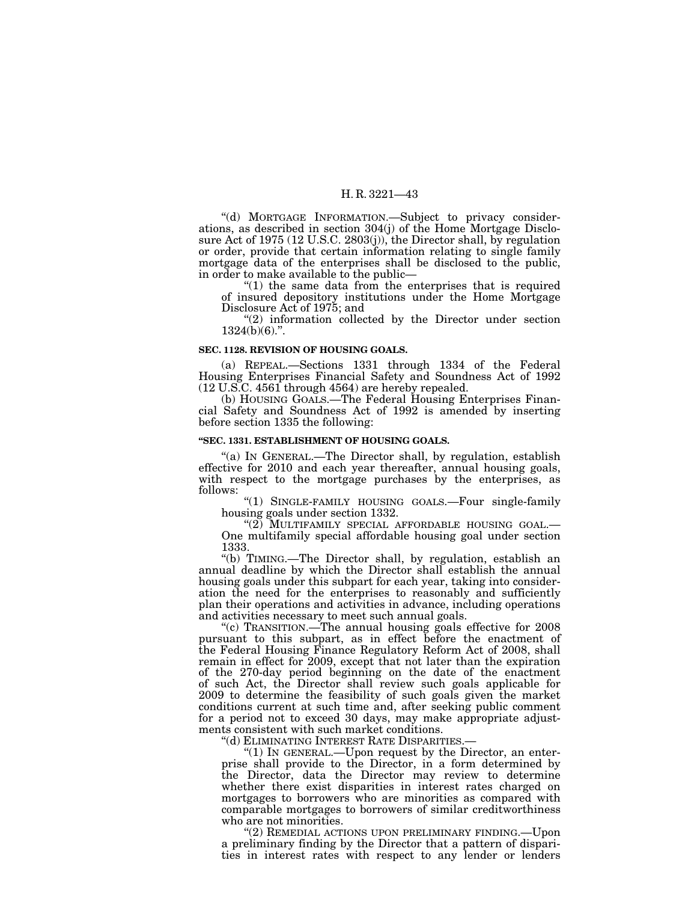"(d) MORTGAGE INFORMATION.—Subject to privacy considerations, as described in section 304(j) of the Home Mortgage Disclosure Act of 1975 (12 U.S.C. 2803(j)), the Director shall, by regulation or order, provide that certain information relating to single family mortgage data of the enterprises shall be disclosed to the public, in order to make available to the public—

"(1) the same data from the enterprises that is required of insured depository institutions under the Home Mortgage Disclosure Act of 1975; and

"(2) information collected by the Director under section 1324(b)(6).".

**SEC. 1128. REVISION OF HOUSING GOALS.**

(a) REPEAL.—Sections 1331 through 1334 of the Federal Housing Enterprises Financial Safety and Soundness Act of 1992 (12 U.S.C. 4561 through 4564) are hereby repealed.

(b) HOUSING GOALS.—The Federal Housing Enterprises Financial Safety and Soundness Act of 1992 is amended by inserting before section 1335 the following:

**"SEC. 1331. ESTABLISHMENT OF HOUSING GOALS.**

"(a) IN GENERAL.—The Director shall, by regulation, establish effective for 2010 and each year thereafter, annual housing goals, with respect to the mortgage purchases by the enterprises, as follows:

"(1) SINGLE-FAMILY HOUSING GOALS.—Four single-family housing goals under section 1332.

"(2) MULTIFAMILY SPECIAL AFFORDABLE HOUSING GOAL.—One multifamily special affordable housing goal under section 1333.

"(b) TIMING.—The Director shall, by regulation, establish an annual deadline by which the Director shall establish the annual housing goals under this subpart for each year, taking into consideration the need for the enterprises to reasonably and sufficiently plan their operations and activities in advance, including operations and activities necessary to meet such annual goals.

"(c) TRANSITION.—The annual housing goals effective for 2008 pursuant to this subpart, as in effect before the enactment of the Federal Housing Finance Regulatory Reform Act of 2008, shall remain in effect for 2009, except that not later than the expiration of the 270-day period beginning on the date of the enactment of such Act, the Director shall review such goals applicable for 2009 to determine the feasibility of such goals given the market conditions current at such time and, after seeking public comment for a period not to exceed 30 days, may make appropriate adjustments consistent with such market conditions.

"(d) ELIMINATING INTEREST RATE DISPARITIES.—

"(1) IN GENERAL.—Upon request by the Director, an enterprise shall provide to the Director, in a form determined by the Director, data the Director may review to determine whether there exist disparities in interest rates charged on mortgages to borrowers who are minorities as compared with comparable mortgages to borrowers of similar creditworthiness who are not minorities.

"(2) REMEDIAL ACTIONS UPON PRELIMINARY FINDING.—Upon a preliminary finding by the Director that a pattern of disparities in interest rates with respect to any lender or lenders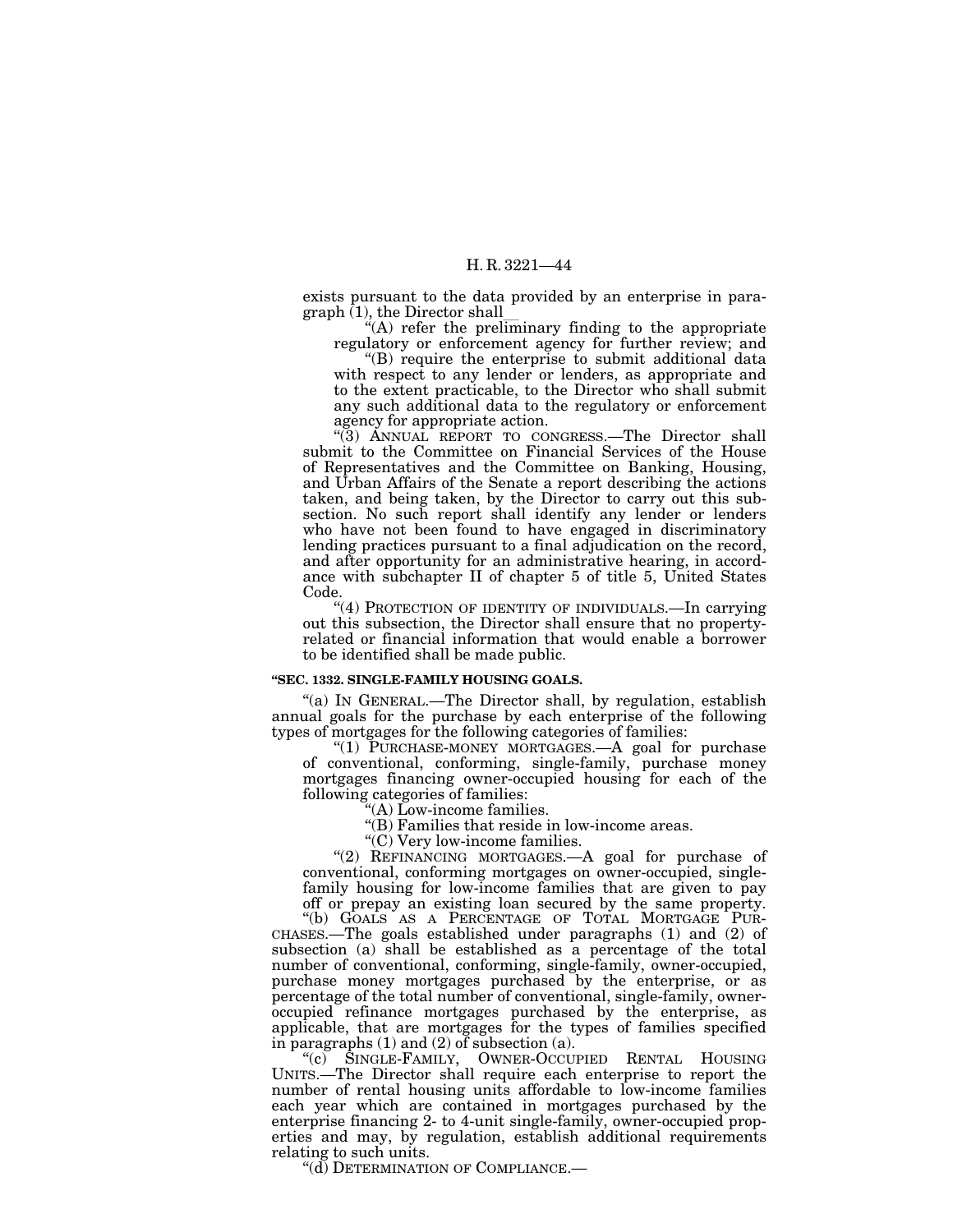exists pursuant to the data provided by an enterprise in paragraph (1), the Director shall—

"(A) refer the preliminary finding to the appropriate regulatory or enforcement agency for further review; and

"(B) require the enterprise to submit additional data with respect to any lender or lenders, as appropriate and to the extent practicable, to the Director who shall submit any such additional data to the regulatory or enforcement agency for appropriate action.

"(3) ANNUAL REPORT TO CONGRESS.—The Director shall submit to the Committee on Financial Services of the House of Representatives and the Committee on Banking, Housing, and Urban Affairs of the Senate a report describing the actions taken, and being taken, by the Director to carry out this subsection. No such report shall identify any lender or lenders who have not been found to have engaged in discriminatory lending practices pursuant to a final adjudication on the record, and after opportunity for an administrative hearing, in accordance with subchapter II of chapter 5 of title 5, United States Code.

"(4) PROTECTION OF IDENTITY OF INDIVIDUALS.—In carrying out this subsection, the Director shall ensure that no property-related or financial information that would enable a borrower to be identified shall be made public.

**"SEC. 1332. SINGLE-FAMILY HOUSING GOALS.**

"(a) IN GENERAL.—The Director shall, by regulation, establish annual goals for the purchase by each enterprise of the following types of mortgages for the following categories of families:

"(1) PURCHASE-MONEY MORTGAGES.—A goal for purchase of conventional, conforming, single-family, purchase money mortgages financing owner-occupied housing for each of the following categories of families:

"(A) Low-income families.

"(B) Families that reside in low-income areas.

"(C) Very low-income families.

"(2) REFINANCING MORTGAGES.—A goal for purchase of conventional, conforming mortgages on owner-occupied, single-family housing for low-income families that are given to pay off or prepay an existing loan secured by the same property.

"(b) GOALS AS A PERCENTAGE OF TOTAL MORTGAGE PURCHASES.—The goals established under paragraphs (1) and (2) of subsection (a) shall be established as a percentage of the total number of conventional, conforming, single-family, owner-occupied, purchase money mortgages purchased by the enterprise, or as percentage of the total number of conventional, single-family, owner-occupied refinance mortgages purchased by the enterprise, as applicable, that are mortgages for the types of families specified in paragraphs (1) and (2) of subsection (a).

"(c) SINGLE-FAMILY, OWNER-OCCUPIED RENTAL HOUSING UNITS.—The Director shall require each enterprise to report the number of rental housing units affordable to low-income families each year which are contained in mortgages purchased by the enterprise financing 2- to 4-unit single-family, owner-occupied properties and may, by regulation, establish additional requirements relating to such units.

"(d) DETERMINATION OF COMPLIANCE.—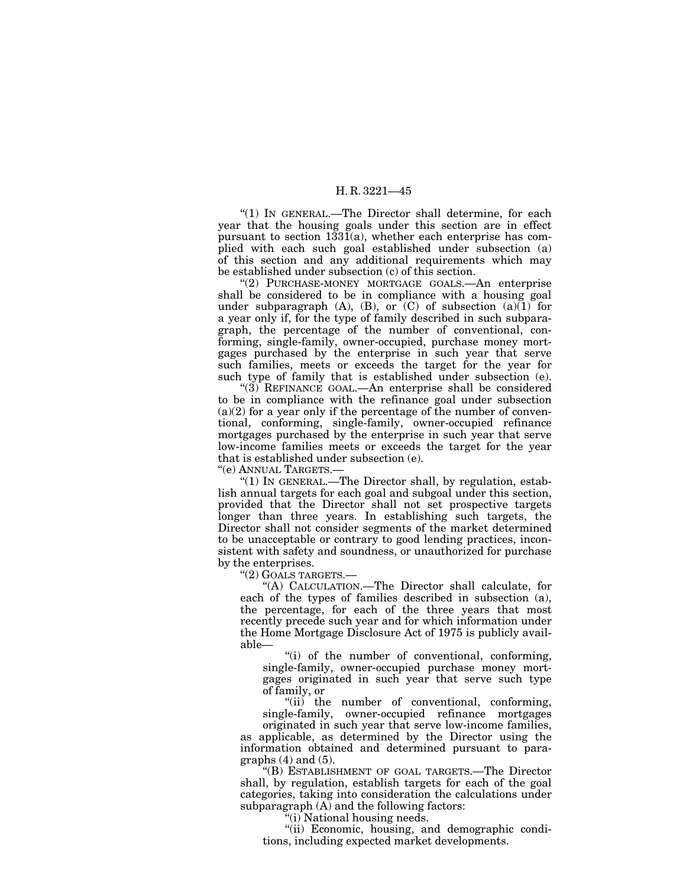"(1) IN GENERAL.—The Director shall determine, for each year that the housing goals under this section are in effect pursuant to section 1331(a), whether each enterprise has complied with each such goal established under subsection (a) of this section and any additional requirements which may be established under subsection (c) of this section.

"(2) PURCHASE-MONEY MORTGAGE GOALS.—An enterprise shall be considered to be in compliance with a housing goal under subparagraph (A), (B), or (C) of subsection (a)(1) for a year only if, for the type of family described in such subparagraph, the percentage of the number of conventional, conforming, single-family, owner-occupied, purchase money mortgages purchased by the enterprise in such year that serve such families, meets or exceeds the target for the year for such type of family that is established under subsection (e).

"(3) REFINANCE GOAL.—An enterprise shall be considered to be in compliance with the refinance goal under subsection (a)(2) for a year only if the percentage of the number of conventional, conforming, single-family, owner-occupied refinance mortgages purchased by the enterprise in such year that serve low-income families meets or exceeds the target for the year that is established under subsection (e).

"(e) ANNUAL TARGETS.—

"(1) IN GENERAL.—The Director shall, by regulation, establish annual targets for each goal and subgoal under this section, provided that the Director shall not set prospective targets longer than three years. In establishing such targets, the Director shall not consider segments of the market determined to be unacceptable or contrary to good lending practices, inconsistent with safety and soundness, or unauthorized for purchase by the enterprises.

"(2) GOALS TARGETS.—

"(A) CALCULATION.—The Director shall calculate, for each of the types of families described in subsection (a), the percentage, for each of the three years that most recently precede such year and for which information under the Home Mortgage Disclosure Act of 1975 is publicly available—

"(i) of the number of conventional, conforming, single-family, owner-occupied purchase money mortgages originated in such year that serve such type of family, or

"(ii) the number of conventional, conforming, single-family, owner-occupied refinance mortgages originated in such year that serve low-income families,

as applicable, as determined by the Director using the information obtained and determined pursuant to paragraphs (4) and (5).

"(B) ESTABLISHMENT OF GOAL TARGETS.—The Director shall, by regulation, establish targets for each of the goal categories, taking into consideration the calculations under subparagraph (A) and the following factors:

"(i) National housing needs.

"(ii) Economic, housing, and demographic conditions, including expected market developments.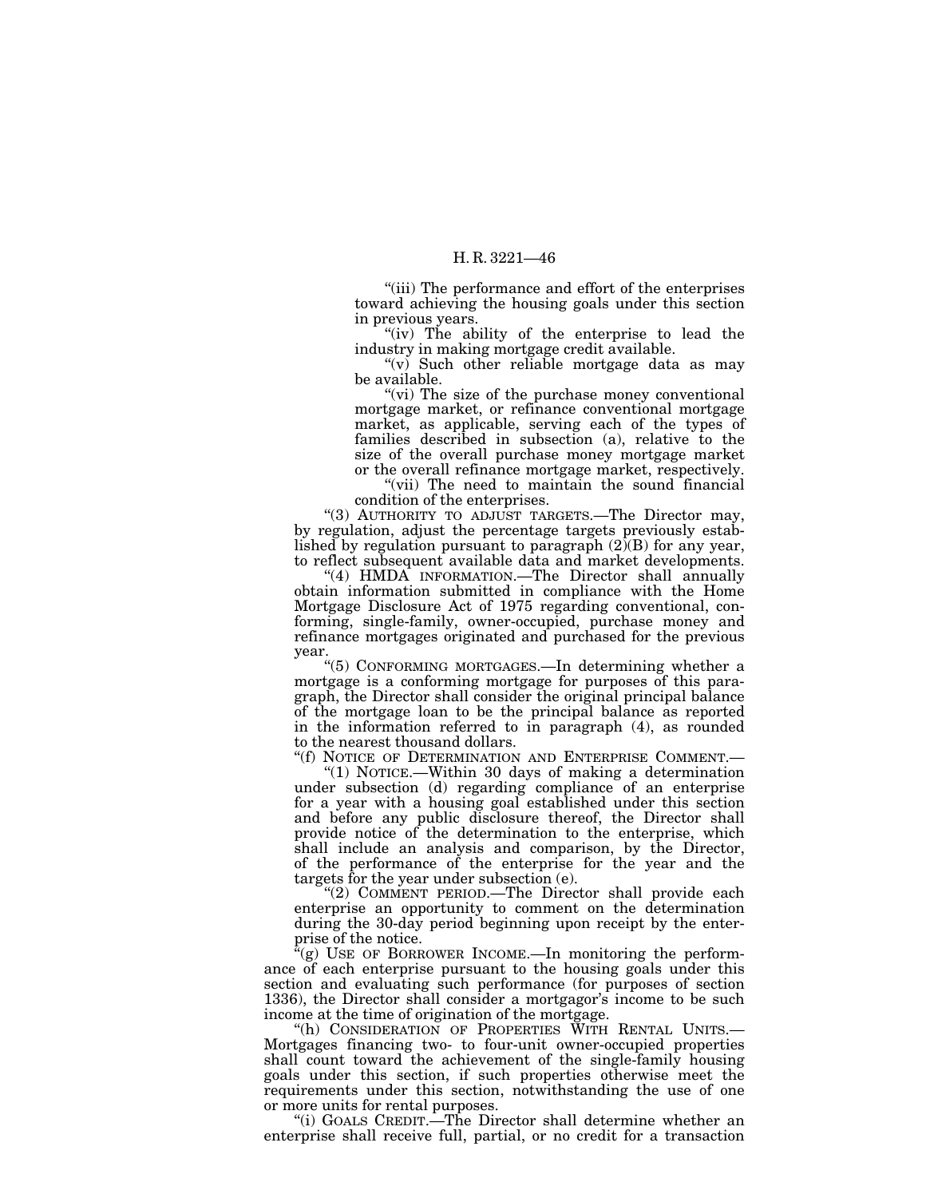"(iii) The performance and effort of the enterprises toward achieving the housing goals under this section in previous years.

"(iv) The ability of the enterprise to lead the industry in making mortgage credit available.

"(v) Such other reliable mortgage data as may be available.

"(vi) The size of the purchase money conventional mortgage market, or refinance conventional mortgage market, as applicable, serving each of the types of families described in subsection (a), relative to the size of the overall purchase money mortgage market or the overall refinance mortgage market, respectively.

"(vii) The need to maintain the sound financial condition of the enterprises.

"(3) AUTHORITY TO ADJUST TARGETS.—The Director may, by regulation, adjust the percentage targets previously established by regulation pursuant to paragraph (2)(B) for any year, to reflect subsequent available data and market developments.

"(4) HMDA INFORMATION.—The Director shall annually obtain information submitted in compliance with the Home Mortgage Disclosure Act of 1975 regarding conventional, conforming, single-family, owner-occupied, purchase money and refinance mortgages originated and purchased for the previous year.

"(5) CONFORMING MORTGAGES.—In determining whether a mortgage is a conforming mortgage for purposes of this paragraph, the Director shall consider the original principal balance of the mortgage loan to be the principal balance as reported in the information referred to in paragraph (4), as rounded to the nearest thousand dollars.

"(f) NOTICE OF DETERMINATION AND ENTERPRISE COMMENT.—

"(1) NOTICE.—Within 30 days of making a determination under subsection (d) regarding compliance of an enterprise for a year with a housing goal established under this section and before any public disclosure thereof, the Director shall provide notice of the determination to the enterprise, which shall include an analysis and comparison, by the Director, of the performance of the enterprise for the year and the targets for the year under subsection (e).

"(2) COMMENT PERIOD.—The Director shall provide each enterprise an opportunity to comment on the determination during the 30-day period beginning upon receipt by the enterprise of the notice.

"(g) USE OF BORROWER INCOME.—In monitoring the performance of each enterprise pursuant to the housing goals under this section and evaluating such performance (for purposes of section 1336), the Director shall consider a mortgagor's income to be such income at the time of origination of the mortgage.

"(h) CONSIDERATION OF PROPERTIES WITH RENTAL UNITS.—Mortgages financing two- to four-unit owner-occupied properties shall count toward the achievement of the single-family housing goals under this section, if such properties otherwise meet the requirements under this section, notwithstanding the use of one or more units for rental purposes.

"(i) GOALS CREDIT.—The Director shall determine whether an enterprise shall receive full, partial, or no credit for a transaction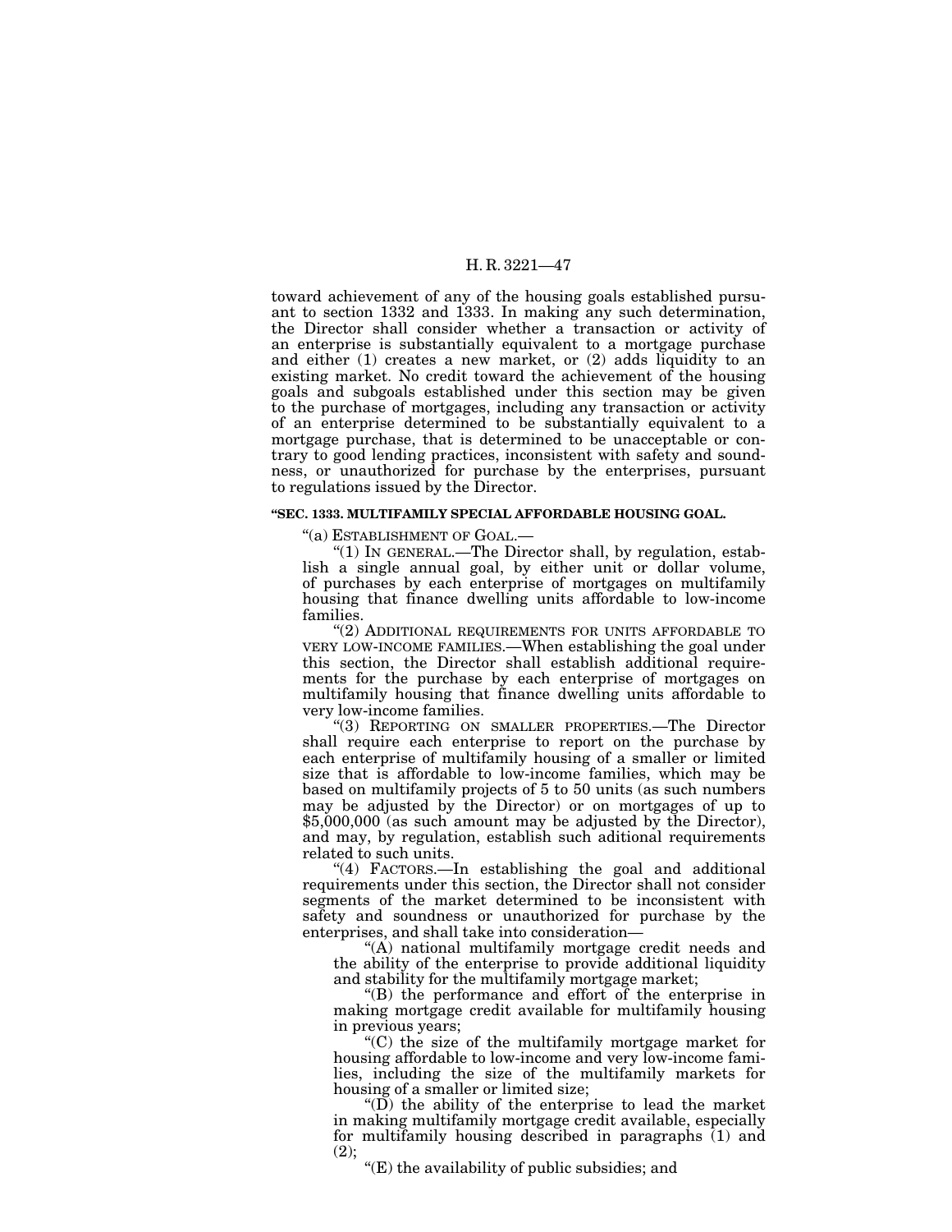toward achievement of any of the housing goals established pursuant to section 1332 and 1333. In making any such determination, the Director shall consider whether a transaction or activity of an enterprise is substantially equivalent to a mortgage purchase and either (1) creates a new market, or (2) adds liquidity to an existing market. No credit toward the achievement of the housing goals and subgoals established under this section may be given to the purchase of mortgages, including any transaction or activity of an enterprise determined to be substantially equivalent to a mortgage purchase, that is determined to be unacceptable or contrary to good lending practices, inconsistent with safety and soundness, or unauthorized for purchase by the enterprises, pursuant to regulations issued by the Director.

**"SEC. 1333. MULTIFAMILY SPECIAL AFFORDABLE HOUSING GOAL.**

"(a) ESTABLISHMENT OF GOAL.—

"(1) IN GENERAL.—The Director shall, by regulation, establish a single annual goal, by either unit or dollar volume, of purchases by each enterprise of mortgages on multifamily housing that finance dwelling units affordable to low-income families.

"(2) ADDITIONAL REQUIREMENTS FOR UNITS AFFORDABLE TO VERY LOW-INCOME FAMILIES.—When establishing the goal under this section, the Director shall establish additional requirements for the purchase by each enterprise of mortgages on multifamily housing that finance dwelling units affordable to very low-income families.

"(3) REPORTING ON SMALLER PROPERTIES.—The Director shall require each enterprise to report on the purchase by each enterprise of multifamily housing of a smaller or limited size that is affordable to low-income families, which may be based on multifamily projects of 5 to 50 units (as such numbers may be adjusted by the Director) or on mortgages of up to $5,000,000 (as such amount may be adjusted by the Director), and may, by regulation, establish such aditional requirements related to such units.

"(4) FACTORS.—In establishing the goal and additional requirements under this section, the Director shall not consider segments of the market determined to be inconsistent with safety and soundness or unauthorized for purchase by the enterprises, and shall take into consideration—

"(A) national multifamily mortgage credit needs and the ability of the enterprise to provide additional liquidity and stability for the multifamily mortgage market;

"(B) the performance and effort of the enterprise in making mortgage credit available for multifamily housing in previous years;

"(C) the size of the multifamily mortgage market for housing affordable to low-income and very low-income families, including the size of the multifamily markets for housing of a smaller or limited size;

"(D) the ability of the enterprise to lead the market in making multifamily mortgage credit available, especially for multifamily housing described in paragraphs (1) and (2);

"(E) the availability of public subsidies; and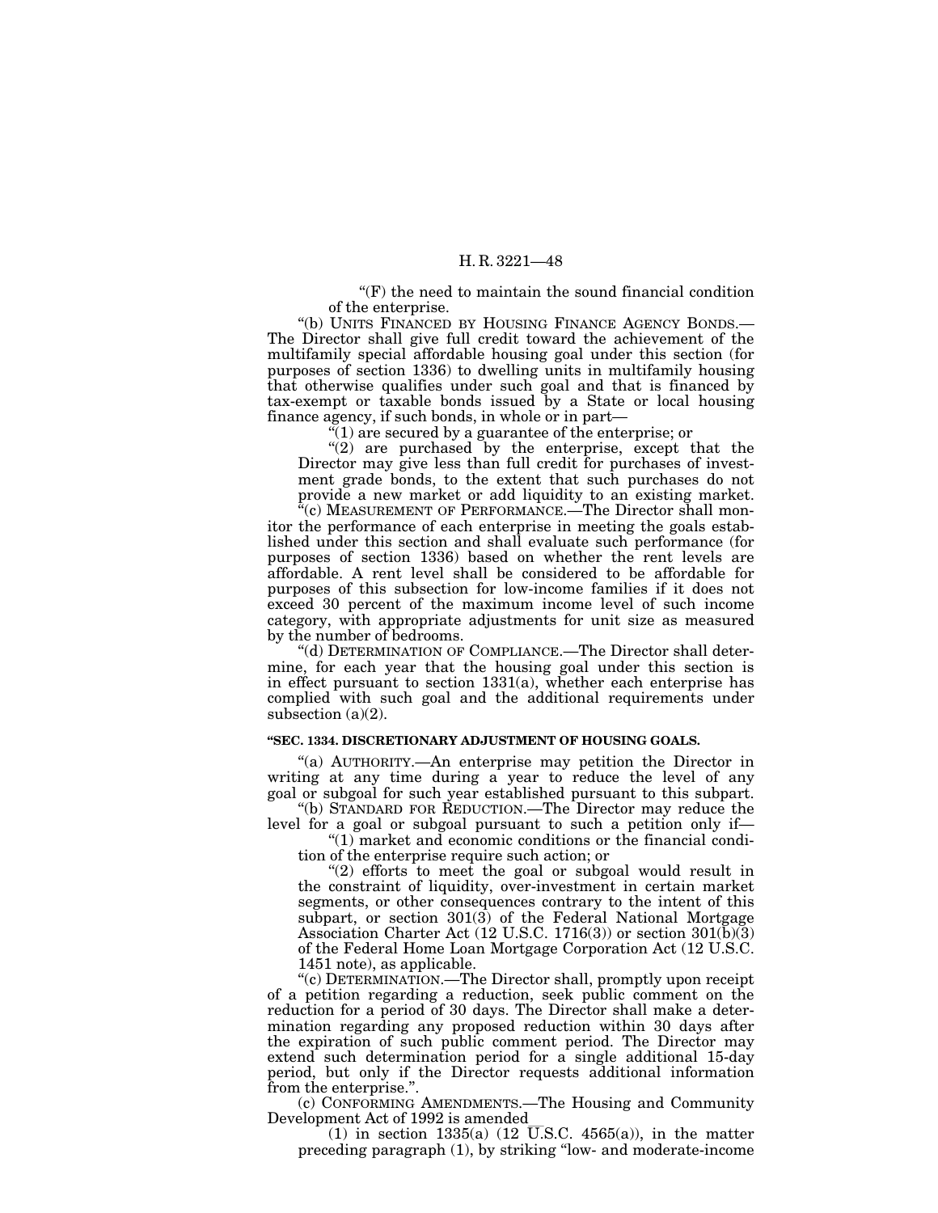"(F) the need to maintain the sound financial condition of the enterprise.

"(b) UNITS FINANCED BY HOUSING FINANCE AGENCY BONDS.—The Director shall give full credit toward the achievement of the multifamily special affordable housing goal under this section (for purposes of section 1336) to dwelling units in multifamily housing that otherwise qualifies under such goal and that is financed by tax-exempt or taxable bonds issued by a State or local housing finance agency, if such bonds, in whole or in part—

"(1) are secured by a guarantee of the enterprise; or

"(2) are purchased by the enterprise, except that the Director may give less than full credit for purchases of investment grade bonds, to the extent that such purchases do not provide a new market or add liquidity to an existing market.

"(c) MEASUREMENT OF PERFORMANCE.—The Director shall monitor the performance of each enterprise in meeting the goals established under this section and shall evaluate such performance (for purposes of section 1336) based on whether the rent levels are affordable. A rent level shall be considered to be affordable for purposes of this subsection for low-income families if it does not exceed 30 percent of the maximum income level of such income category, with appropriate adjustments for unit size as measured by the number of bedrooms.

"(d) DETERMINATION OF COMPLIANCE.—The Director shall determine, for each year that the housing goal under this section is in effect pursuant to section 1331(a), whether each enterprise has complied with such goal and the additional requirements under subsection (a)(2).

**"SEC. 1334. DISCRETIONARY ADJUSTMENT OF HOUSING GOALS.**

"(a) AUTHORITY.—An enterprise may petition the Director in writing at any time during a year to reduce the level of any goal or subgoal for such year established pursuant to this subpart.

"(b) STANDARD FOR REDUCTION.—The Director may reduce the level for a goal or subgoal pursuant to such a petition only if—

"(1) market and economic conditions or the financial condition of the enterprise require such action; or

"(2) efforts to meet the goal or subgoal would result in the constraint of liquidity, over-investment in certain market segments, or other consequences contrary to the intent of this subpart, or section 301(3) of the Federal National Mortgage Association Charter Act (12 U.S.C. 1716(3)) or section 301(b)(3) of the Federal Home Loan Mortgage Corporation Act (12 U.S.C. 1451 note), as applicable.

"(c) DETERMINATION.—The Director shall, promptly upon receipt of a petition regarding a reduction, seek public comment on the reduction for a period of 30 days. The Director shall make a determination regarding any proposed reduction within 30 days after the expiration of such public comment period. The Director may extend such determination period for a single additional 15-day period, but only if the Director requests additional information from the enterprise.".

(c) CONFORMING AMENDMENTS.—The Housing and Community Development Act of 1992 is amended—

(1) in section 1335(a) (12 U.S.C. 4565(a)), in the matter preceding paragraph (1), by striking "low- and moderate-income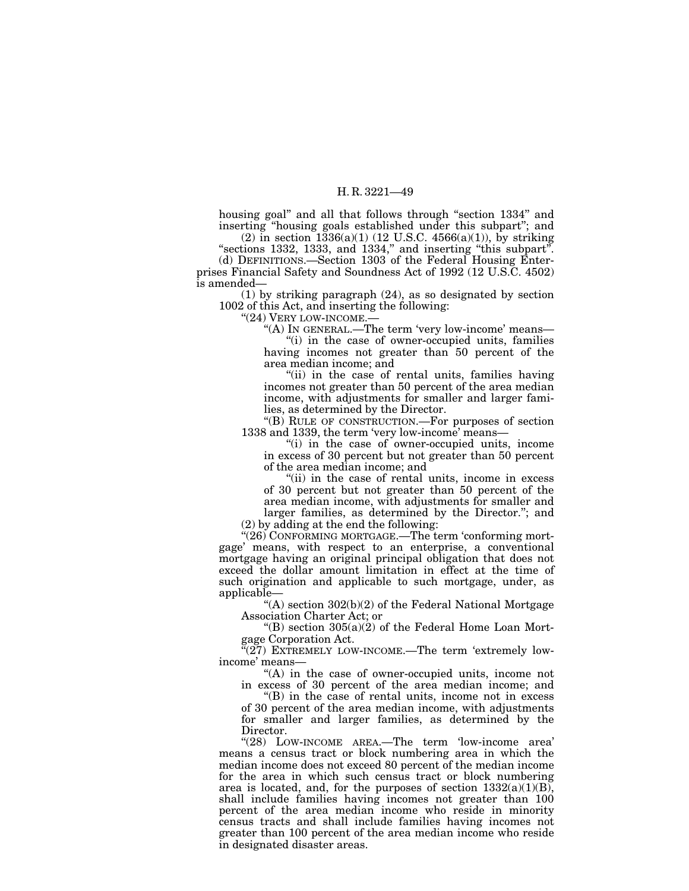housing goal" and all that follows through "section 1334" and inserting "housing goals established under this subpart"; and

(2) in section 1336(a)(1) (12 U.S.C. 4566(a)(1)), by striking "sections 1332, 1333, and 1334," and inserting "this subpart".

(d) DEFINITIONS.—Section 1303 of the Federal Housing Enterprises Financial Safety and Soundness Act of 1992 (12 U.S.C. 4502) is amended—

(1) by striking paragraph (24), as so designated by section 1002 of this Act, and inserting the following:

"(24) VERY LOW-INCOME.—

"(A) IN GENERAL.—The term 'very low-income' means—

"(i) in the case of owner-occupied units, families having incomes not greater than 50 percent of the area median income; and

"(ii) in the case of rental units, families having incomes not greater than 50 percent of the area median income, with adjustments for smaller and larger families, as determined by the Director.

"(B) RULE OF CONSTRUCTION.—For purposes of section 1338 and 1339, the term 'very low-income' means—

"(i) in the case of owner-occupied units, income in excess of 30 percent but not greater than 50 percent of the area median income; and

"(ii) in the case of rental units, income in excess of 30 percent but not greater than 50 percent of the area median income, with adjustments for smaller and larger families, as determined by the Director."; and

(2) by adding at the end the following:

"(26) CONFORMING MORTGAGE.—The term 'conforming mortgage' means, with respect to an enterprise, a conventional mortgage having an original principal obligation that does not exceed the dollar amount limitation in effect at the time of such origination and applicable to such mortgage, under, as applicable—

"(A) section 302(b)(2) of the Federal National Mortgage Association Charter Act; or

"(B) section 305(a)(2) of the Federal Home Loan Mortgage Corporation Act.

"(27) EXTREMELY LOW-INCOME.—The term 'extremely low-income' means—

"(A) in the case of owner-occupied units, income not in excess of 30 percent of the area median income; and

"(B) in the case of rental units, income not in excess of 30 percent of the area median income, with adjustments for smaller and larger families, as determined by the Director.

"(28) LOW-INCOME AREA.—The term 'low-income area' means a census tract or block numbering area in which the median income does not exceed 80 percent of the median income for the area in which such census tract or block numbering area is located, and, for the purposes of section 1332(a)(1)(B), shall include families having incomes not greater than 100 percent of the area median income who reside in minority census tracts and shall include families having incomes not greater than 100 percent of the area median income who reside in designated disaster areas.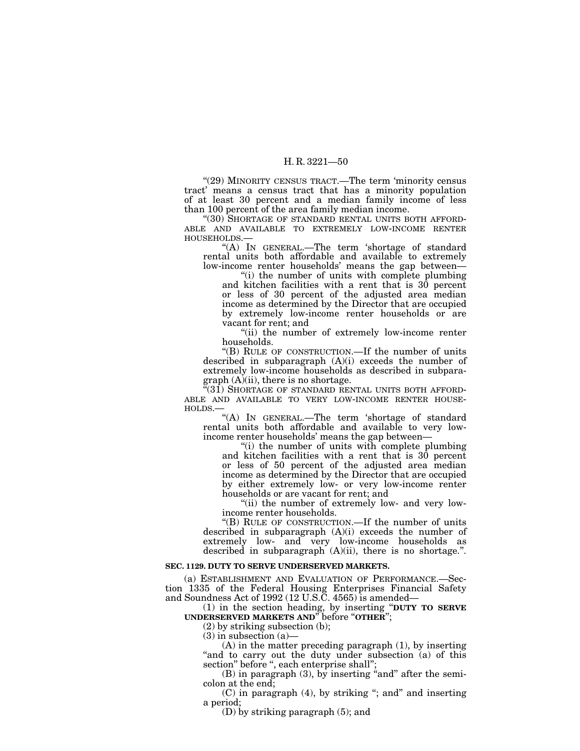"(29) MINORITY CENSUS TRACT.—The term 'minority census tract' means a census tract that has a minority population of at least 30 percent and a median family income of less than 100 percent of the area family median income.

"(30) SHORTAGE OF STANDARD RENTAL UNITS BOTH AFFORDABLE AND AVAILABLE TO EXTREMELY LOW-INCOME RENTER HOUSEHOLDS.—

"(A) IN GENERAL.—The term 'shortage of standard rental units both affordable and available to extremely low-income renter households' means the gap between—

"(i) the number of units with complete plumbing and kitchen facilities with a rent that is 30 percent or less of 30 percent of the adjusted area median income as determined by the Director that are occupied by extremely low-income renter households or are vacant for rent; and

"(ii) the number of extremely low-income renter households.

"(B) RULE OF CONSTRUCTION.—If the number of units described in subparagraph (A)(i) exceeds the number of extremely low-income households as described in subparagraph (A)(ii), there is no shortage.

"(31) SHORTAGE OF STANDARD RENTAL UNITS BOTH AFFORDABLE AND AVAILABLE TO VERY LOW-INCOME RENTER HOUSEHOLDS.—

"(A) IN GENERAL.—The term 'shortage of standard rental units both affordable and available to very low-income renter households' means the gap between—

"(i) the number of units with complete plumbing and kitchen facilities with a rent that is 30 percent or less of 50 percent of the adjusted area median income as determined by the Director that are occupied by either extremely low- or very low-income renter households or are vacant for rent; and

"(ii) the number of extremely low- and very low-income renter households.

"(B) RULE OF CONSTRUCTION.—If the number of units described in subparagraph (A)(i) exceeds the number of extremely low- and very low-income households as described in subparagraph (A)(ii), there is no shortage.".

**SEC. 1129. DUTY TO SERVE UNDERSERVED MARKETS.**

(a) ESTABLISHMENT AND EVALUATION OF PERFORMANCE.—Section 1335 of the Federal Housing Enterprises Financial Safety and Soundness Act of 1992 (12 U.S.C. 4565) is amended—

(1) in the section heading, by inserting "**DUTY TO SERVE UNDERSERVED MARKETS AND**" before "**OTHER**";

(2) by striking subsection (b);

(3) in subsection (a)—

(A) in the matter preceding paragraph (1), by inserting "and to carry out the duty under subsection (a) of this section" before ", each enterprise shall";

(B) in paragraph (3), by inserting "and" after the semicolon at the end;

(C) in paragraph (4), by striking "; and" and inserting a period;

(D) by striking paragraph (5); and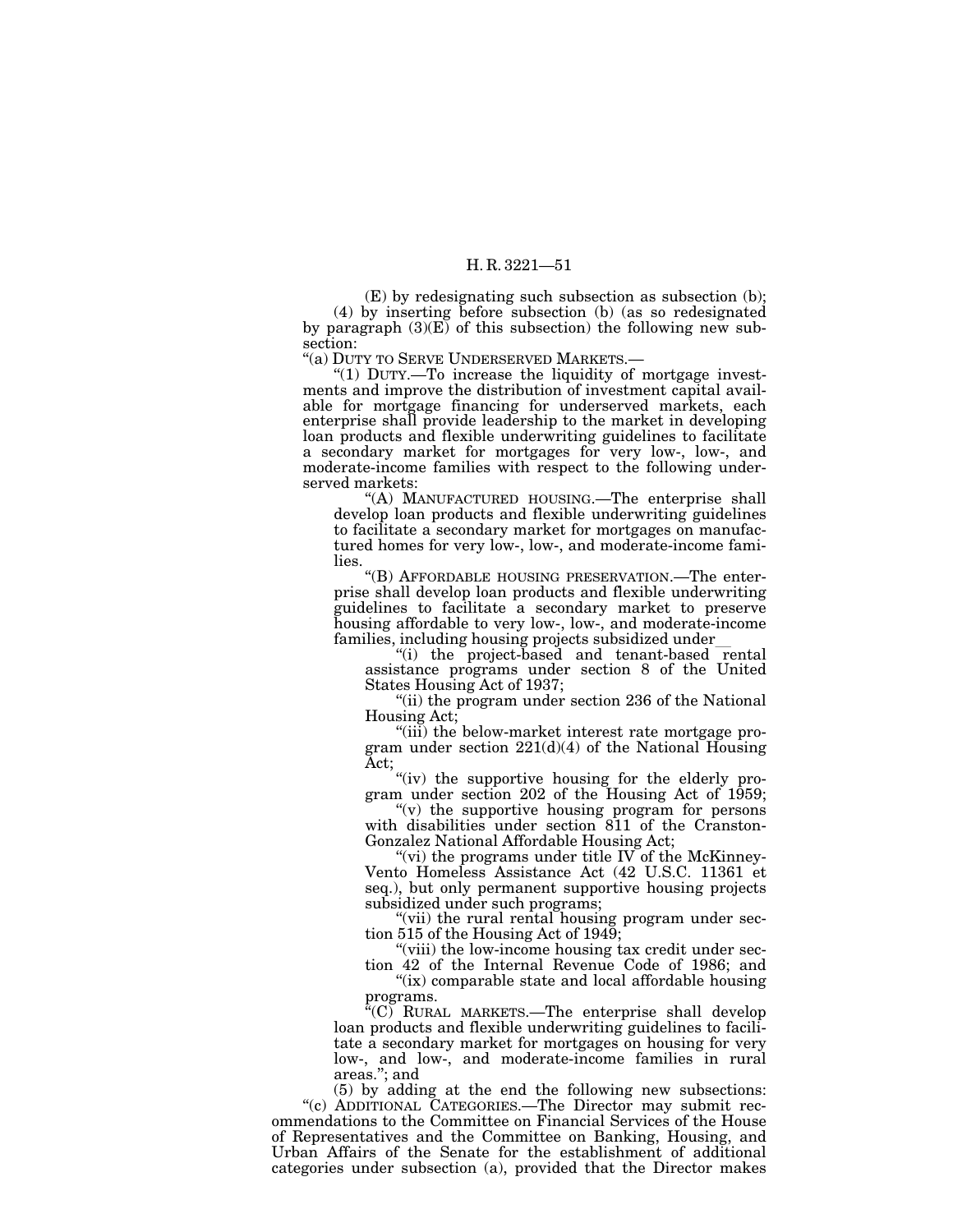(E) by redesignating such subsection as subsection (b);

(4) by inserting before subsection (b) (as so redesignated by paragraph (3)(E) of this subsection) the following new subsection:

"(a) DUTY TO SERVE UNDERSERVED MARKETS.—

"(1) DUTY.—To increase the liquidity of mortgage investments and improve the distribution of investment capital available for mortgage financing for underserved markets, each enterprise shall provide leadership to the market in developing loan products and flexible underwriting guidelines to facilitate a secondary market for mortgages for very low-, low-, and moderate-income families with respect to the following underserved markets:

"(A) MANUFACTURED HOUSING.—The enterprise shall develop loan products and flexible underwriting guidelines to facilitate a secondary market for mortgages on manufactured homes for very low-, low-, and moderate-income families.

"(B) AFFORDABLE HOUSING PRESERVATION.—The enterprise shall develop loan products and flexible underwriting guidelines to facilitate a secondary market to preserve housing affordable to very low-, low-, and moderate-income families, including housing projects subsidized under—

"(i) the project-based and tenant-based rental assistance programs under section 8 of the United States Housing Act of 1937;

"(ii) the program under section 236 of the National Housing Act;

"(iii) the below-market interest rate mortgage program under section 221(d)(4) of the National Housing Act;

"(iv) the supportive housing for the elderly program under section 202 of the Housing Act of 1959;

"(v) the supportive housing program for persons with disabilities under section 811 of the Cranston-Gonzalez National Affordable Housing Act;

"(vi) the programs under title IV of the McKinney-Vento Homeless Assistance Act (42 U.S.C. 11361 et seq.), but only permanent supportive housing projects subsidized under such programs;

"(vii) the rural rental housing program under section 515 of the Housing Act of 1949;

"(viii) the low-income housing tax credit under section 42 of the Internal Revenue Code of 1986; and

"(ix) comparable state and local affordable housing programs.

"(C) RURAL MARKETS.—The enterprise shall develop loan products and flexible underwriting guidelines to facilitate a secondary market for mortgages on housing for very low-, and low-, and moderate-income families in rural areas."; and

(5) by adding at the end the following new subsections:

"(c) ADDITIONAL CATEGORIES.—The Director may submit recommendations to the Committee on Financial Services of the House of Representatives and the Committee on Banking, Housing, and Urban Affairs of the Senate for the establishment of additional categories under subsection (a), provided that the Director makes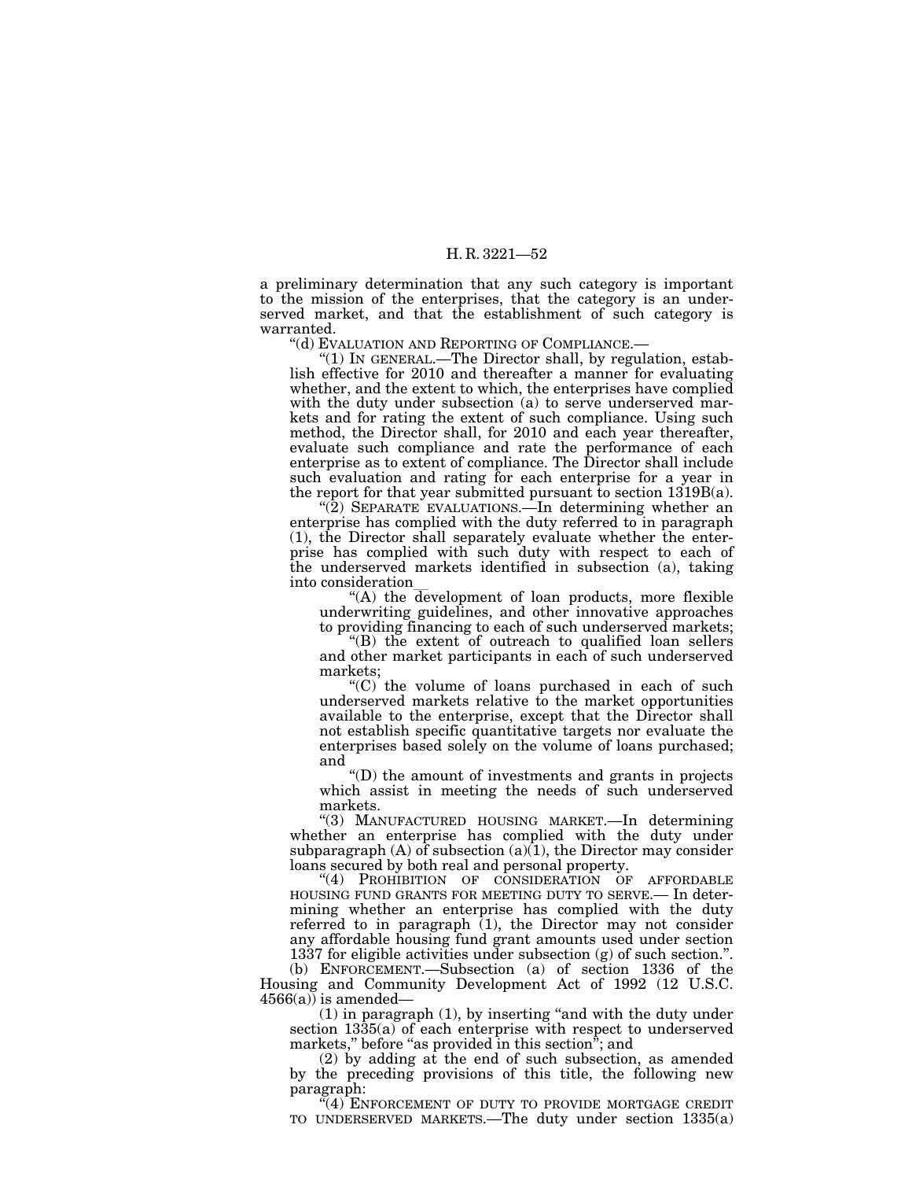a preliminary determination that any such category is important to the mission of the enterprises, that the category is an underserved market, and that the establishment of such category is warranted.

"(d) EVALUATION AND REPORTING OF COMPLIANCE.—

"(1) IN GENERAL.—The Director shall, by regulation, establish effective for 2010 and thereafter a manner for evaluating whether, and the extent to which, the enterprises have complied with the duty under subsection (a) to serve underserved markets and for rating the extent of such compliance. Using such method, the Director shall, for 2010 and each year thereafter, evaluate such compliance and rate the performance of each enterprise as to extent of compliance. The Director shall include such evaluation and rating for each enterprise for a year in the report for that year submitted pursuant to section 1319B(a).

"(2) SEPARATE EVALUATIONS.—In determining whether an enterprise has complied with the duty referred to in paragraph (1), the Director shall separately evaluate whether the enterprise has complied with such duty with respect to each of the underserved markets identified in subsection (a), taking into consideration—

"(A) the development of loan products, more flexible underwriting guidelines, and other innovative approaches to providing financing to each of such underserved markets;

"(B) the extent of outreach to qualified loan sellers and other market participants in each of such underserved markets;

"(C) the volume of loans purchased in each of such underserved markets relative to the market opportunities available to the enterprise, except that the Director shall not establish specific quantitative targets nor evaluate the enterprises based solely on the volume of loans purchased; and

"(D) the amount of investments and grants in projects which assist in meeting the needs of such underserved markets.

"(3) MANUFACTURED HOUSING MARKET.—In determining whether an enterprise has complied with the duty under subparagraph (A) of subsection (a)(1), the Director may consider loans secured by both real and personal property.

"(4) PROHIBITION OF CONSIDERATION OF AFFORDABLE HOUSING FUND GRANTS FOR MEETING DUTY TO SERVE.— In determining whether an enterprise has complied with the duty referred to in paragraph (1), the Director may not consider any affordable housing fund grant amounts used under section 1337 for eligible activities under subsection (g) of such section.".

(b) ENFORCEMENT.—Subsection (a) of section 1336 of the Housing and Community Development Act of 1992 (12 U.S.C. 4566(a)) is amended—

(1) in paragraph (1), by inserting "and with the duty under section 1335(a) of each enterprise with respect to underserved markets," before "as provided in this section"; and

(2) by adding at the end of such subsection, as amended by the preceding provisions of this title, the following new paragraph:

"(4) ENFORCEMENT OF DUTY TO PROVIDE MORTGAGE CREDIT TO UNDERSERVED MARKETS.—The duty under section 1335(a)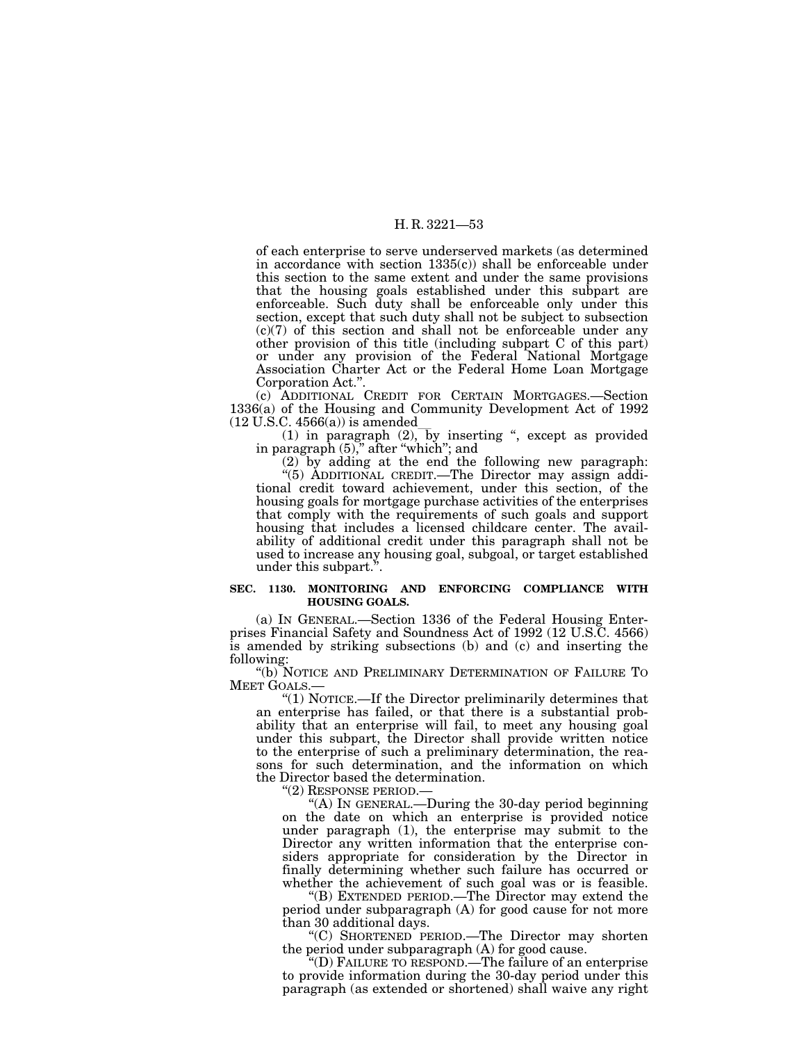of each enterprise to serve underserved markets (as determined in accordance with section 1335(c)) shall be enforceable under this section to the same extent and under the same provisions that the housing goals established under this subpart are enforceable. Such duty shall be enforceable only under this section, except that such duty shall not be subject to subsection (c)(7) of this section and shall not be enforceable under any other provision of this title (including subpart C of this part) or under any provision of the Federal National Mortgage Association Charter Act or the Federal Home Loan Mortgage Corporation Act.''.

(c) ADDITIONAL CREDIT FOR CERTAIN MORTGAGES.—Section 1336(a) of the Housing and Community Development Act of 1992 (12 U.S.C. 4566(a)) is amended—

(1) in paragraph (2), by inserting '', except as provided in paragraph (5),'' after ''which''; and

(2) by adding at the end the following new paragraph:

''(5) ADDITIONAL CREDIT.—The Director may assign additional credit toward achievement, under this section, of the housing goals for mortgage purchase activities of the enterprises that comply with the requirements of such goals and support housing that includes a licensed childcare center. The availability of additional credit under this paragraph shall not be used to increase any housing goal, subgoal, or target established under this subpart.''.

**SEC. 1130. MONITORING AND ENFORCING COMPLIANCE WITH HOUSING GOALS.**

(a) IN GENERAL.—Section 1336 of the Federal Housing Enterprises Financial Safety and Soundness Act of 1992 (12 U.S.C. 4566) is amended by striking subsections (b) and (c) and inserting the following:

''(b) NOTICE AND PRELIMINARY DETERMINATION OF FAILURE TO MEET GOALS.—

''(1) NOTICE.—If the Director preliminarily determines that an enterprise has failed, or that there is a substantial probability that an enterprise will fail, to meet any housing goal under this subpart, the Director shall provide written notice to the enterprise of such a preliminary determination, the reasons for such determination, and the information on which the Director based the determination.

''(2) RESPONSE PERIOD.—

''(A) IN GENERAL.—During the 30-day period beginning on the date on which an enterprise is provided notice under paragraph (1), the enterprise may submit to the Director any written information that the enterprise considers appropriate for consideration by the Director in finally determining whether such failure has occurred or whether the achievement of such goal was or is feasible.

''(B) EXTENDED PERIOD.—The Director may extend the period under subparagraph (A) for good cause for not more than 30 additional days.

''(C) SHORTENED PERIOD.—The Director may shorten the period under subparagraph (A) for good cause.

''(D) FAILURE TO RESPOND.—The failure of an enterprise to provide information during the 30-day period under this paragraph (as extended or shortened) shall waive any right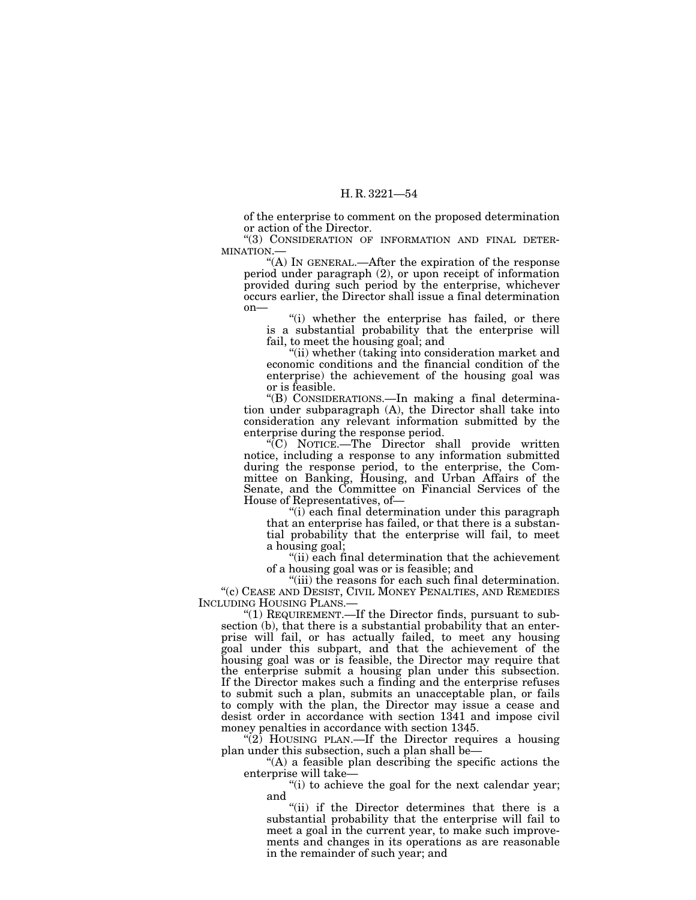of the enterprise to comment on the proposed determination or action of the Director.

"(3) CONSIDERATION OF INFORMATION AND FINAL DETERMINATION.—

"(A) IN GENERAL.—After the expiration of the response period under paragraph (2), or upon receipt of information provided during such period by the enterprise, whichever occurs earlier, the Director shall issue a final determination on—

"(i) whether the enterprise has failed, or there is a substantial probability that the enterprise will fail, to meet the housing goal; and

"(ii) whether (taking into consideration market and economic conditions and the financial condition of the enterprise) the achievement of the housing goal was or is feasible.

"(B) CONSIDERATIONS.—In making a final determination under subparagraph (A), the Director shall take into consideration any relevant information submitted by the enterprise during the response period.

"(C) NOTICE.—The Director shall provide written notice, including a response to any information submitted during the response period, to the enterprise, the Committee on Banking, Housing, and Urban Affairs of the Senate, and the Committee on Financial Services of the House of Representatives, of—

"(i) each final determination under this paragraph that an enterprise has failed, or that there is a substantial probability that the enterprise will fail, to meet a housing goal;

"(ii) each final determination that the achievement of a housing goal was or is feasible; and

"(iii) the reasons for each such final determination.

"(c) CEASE AND DESIST, CIVIL MONEY PENALTIES, AND REMEDIES INCLUDING HOUSING PLANS.—

"(1) REQUIREMENT.—If the Director finds, pursuant to subsection (b), that there is a substantial probability that an enterprise will fail, or has actually failed, to meet any housing goal under this subpart, and that the achievement of the housing goal was or is feasible, the Director may require that the enterprise submit a housing plan under this subsection. If the Director makes such a finding and the enterprise refuses to submit such a plan, submits an unacceptable plan, or fails to comply with the plan, the Director may issue a cease and desist order in accordance with section 1341 and impose civil money penalties in accordance with section 1345.

"(2) HOUSING PLAN.—If the Director requires a housing plan under this subsection, such a plan shall be—

"(A) a feasible plan describing the specific actions the enterprise will take—

"(i) to achieve the goal for the next calendar year; and

"(ii) if the Director determines that there is a substantial probability that the enterprise will fail to meet a goal in the current year, to make such improvements and changes in its operations as are reasonable in the remainder of such year; and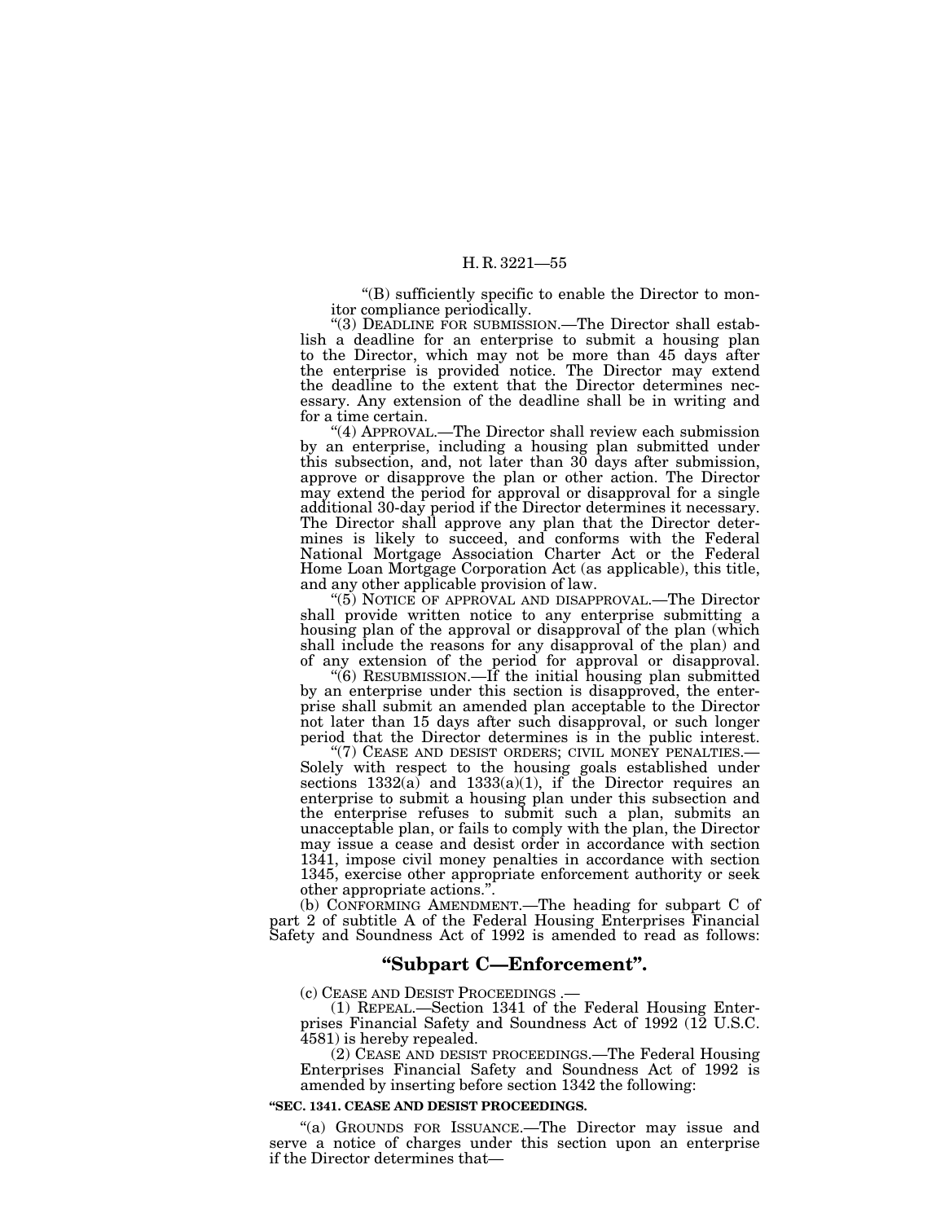"(B) sufficiently specific to enable the Director to monitor compliance periodically.

"(3) DEADLINE FOR SUBMISSION.—The Director shall establish a deadline for an enterprise to submit a housing plan to the Director, which may not be more than 45 days after the enterprise is provided notice. The Director may extend the deadline to the extent that the Director determines necessary. Any extension of the deadline shall be in writing and for a time certain.

"(4) APPROVAL.—The Director shall review each submission by an enterprise, including a housing plan submitted under this subsection, and, not later than 30 days after submission, approve or disapprove the plan or other action. The Director may extend the period for approval or disapproval for a single additional 30-day period if the Director determines it necessary. The Director shall approve any plan that the Director determines is likely to succeed, and conforms with the Federal National Mortgage Association Charter Act or the Federal Home Loan Mortgage Corporation Act (as applicable), this title, and any other applicable provision of law.

"(5) NOTICE OF APPROVAL AND DISAPPROVAL.—The Director shall provide written notice to any enterprise submitting a housing plan of the approval or disapproval of the plan (which shall include the reasons for any disapproval of the plan) and of any extension of the period for approval or disapproval.

"(6) RESUBMISSION.—If the initial housing plan submitted by an enterprise under this section is disapproved, the enterprise shall submit an amended plan acceptable to the Director not later than 15 days after such disapproval, or such longer period that the Director determines is in the public interest.

"(7) CEASE AND DESIST ORDERS; CIVIL MONEY PENALTIES.—Solely with respect to the housing goals established under sections 1332(a) and 1333(a)(1), if the Director requires an enterprise to submit a housing plan under this subsection and the enterprise refuses to submit such a plan, submits an unacceptable plan, or fails to comply with the plan, the Director may issue a cease and desist order in accordance with section 1341, impose civil money penalties in accordance with section 1345, exercise other appropriate enforcement authority or seek other appropriate actions.".

(b) CONFORMING AMENDMENT.—The heading for subpart C of part 2 of subtitle A of the Federal Housing Enterprises Financial Safety and Soundness Act of 1992 is amended to read as follows:

## "Subpart C—Enforcement".

(c) CEASE AND DESIST PROCEEDINGS .—

(1) REPEAL.—Section 1341 of the Federal Housing Enterprises Financial Safety and Soundness Act of 1992 (12 U.S.C. 4581) is hereby repealed.

(2) CEASE AND DESIST PROCEEDINGS.—The Federal Housing Enterprises Financial Safety and Soundness Act of 1992 is amended by inserting before section 1342 the following:

**"SEC. 1341. CEASE AND DESIST PROCEEDINGS.**

"(a) GROUNDS FOR ISSUANCE.—The Director may issue and serve a notice of charges under this section upon an enterprise if the Director determines that—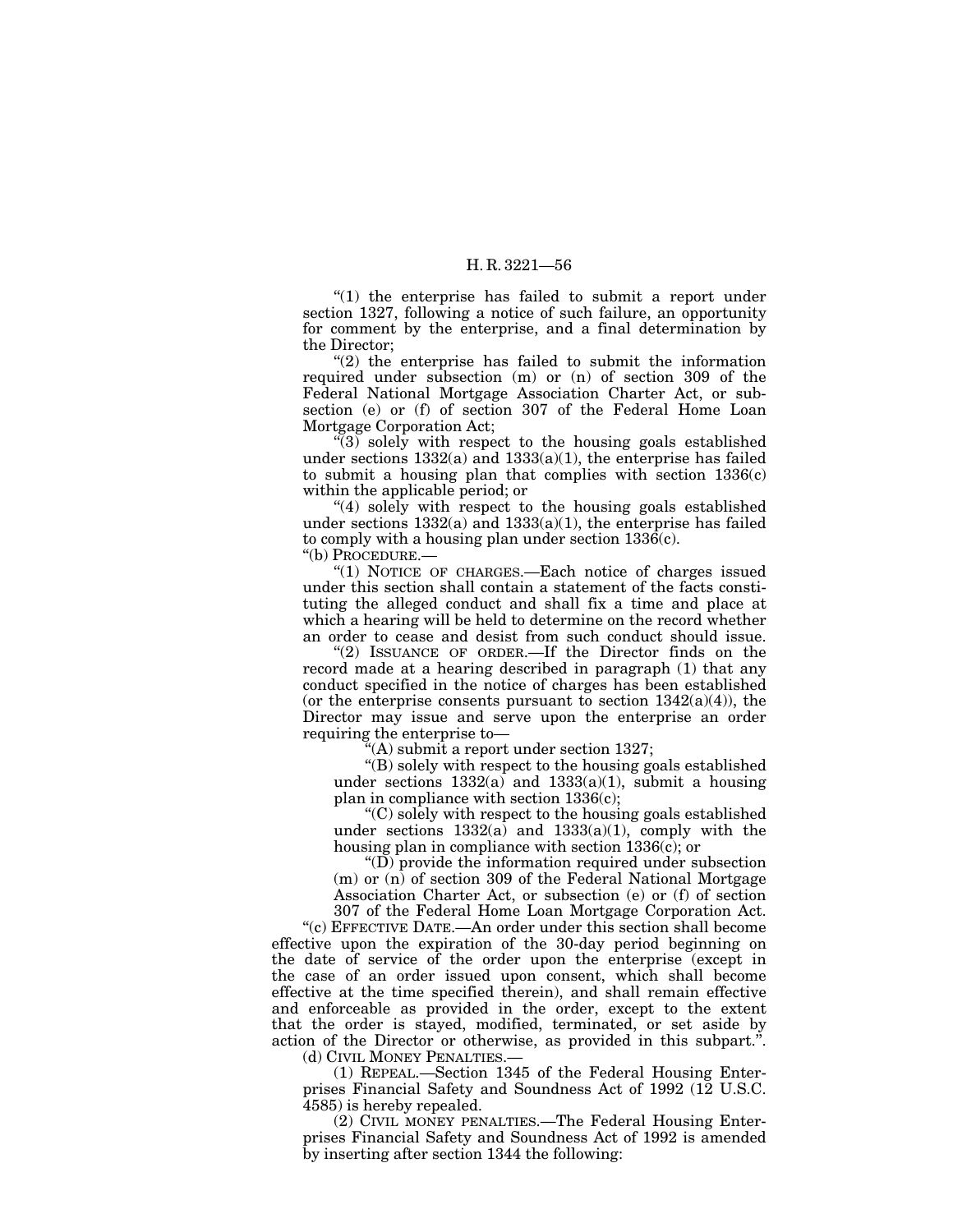"(1) the enterprise has failed to submit a report under section 1327, following a notice of such failure, an opportunity for comment by the enterprise, and a final determination by the Director;

"(2) the enterprise has failed to submit the information required under subsection (m) or (n) of section 309 of the Federal National Mortgage Association Charter Act, or subsection (e) or (f) of section 307 of the Federal Home Loan Mortgage Corporation Act;

"(3) solely with respect to the housing goals established under sections 1332(a) and 1333(a)(1), the enterprise has failed to submit a housing plan that complies with section 1336(c) within the applicable period; or

"(4) solely with respect to the housing goals established under sections 1332(a) and 1333(a)(1), the enterprise has failed to comply with a housing plan under section 1336(c).

"(b) PROCEDURE.—

"(1) NOTICE OF CHARGES.—Each notice of charges issued under this section shall contain a statement of the facts constituting the alleged conduct and shall fix a time and place at which a hearing will be held to determine on the record whether an order to cease and desist from such conduct should issue.

"(2) ISSUANCE OF ORDER.—If the Director finds on the record made at a hearing described in paragraph (1) that any conduct specified in the notice of charges has been established (or the enterprise consents pursuant to section 1342(a)(4)), the Director may issue and serve upon the enterprise an order requiring the enterprise to—

"(A) submit a report under section 1327;

"(B) solely with respect to the housing goals established under sections 1332(a) and 1333(a)(1), submit a housing plan in compliance with section 1336(c);

"(C) solely with respect to the housing goals established under sections 1332(a) and 1333(a)(1), comply with the housing plan in compliance with section 1336(c); or

"(D) provide the information required under subsection (m) or (n) of section 309 of the Federal National Mortgage Association Charter Act, or subsection (e) or (f) of section 307 of the Federal Home Loan Mortgage Corporation Act.

"(c) EFFECTIVE DATE.—An order under this section shall become effective upon the expiration of the 30-day period beginning on the date of service of the order upon the enterprise (except in the case of an order issued upon consent, which shall become effective at the time specified therein), and shall remain effective and enforceable as provided in the order, except to the extent that the order is stayed, modified, terminated, or set aside by action of the Director or otherwise, as provided in this subpart.".

(d) CIVIL MONEY PENALTIES.—

(1) REPEAL.—Section 1345 of the Federal Housing Enterprises Financial Safety and Soundness Act of 1992 (12 U.S.C. 4585) is hereby repealed.

(2) CIVIL MONEY PENALTIES.—The Federal Housing Enterprises Financial Safety and Soundness Act of 1992 is amended by inserting after section 1344 the following: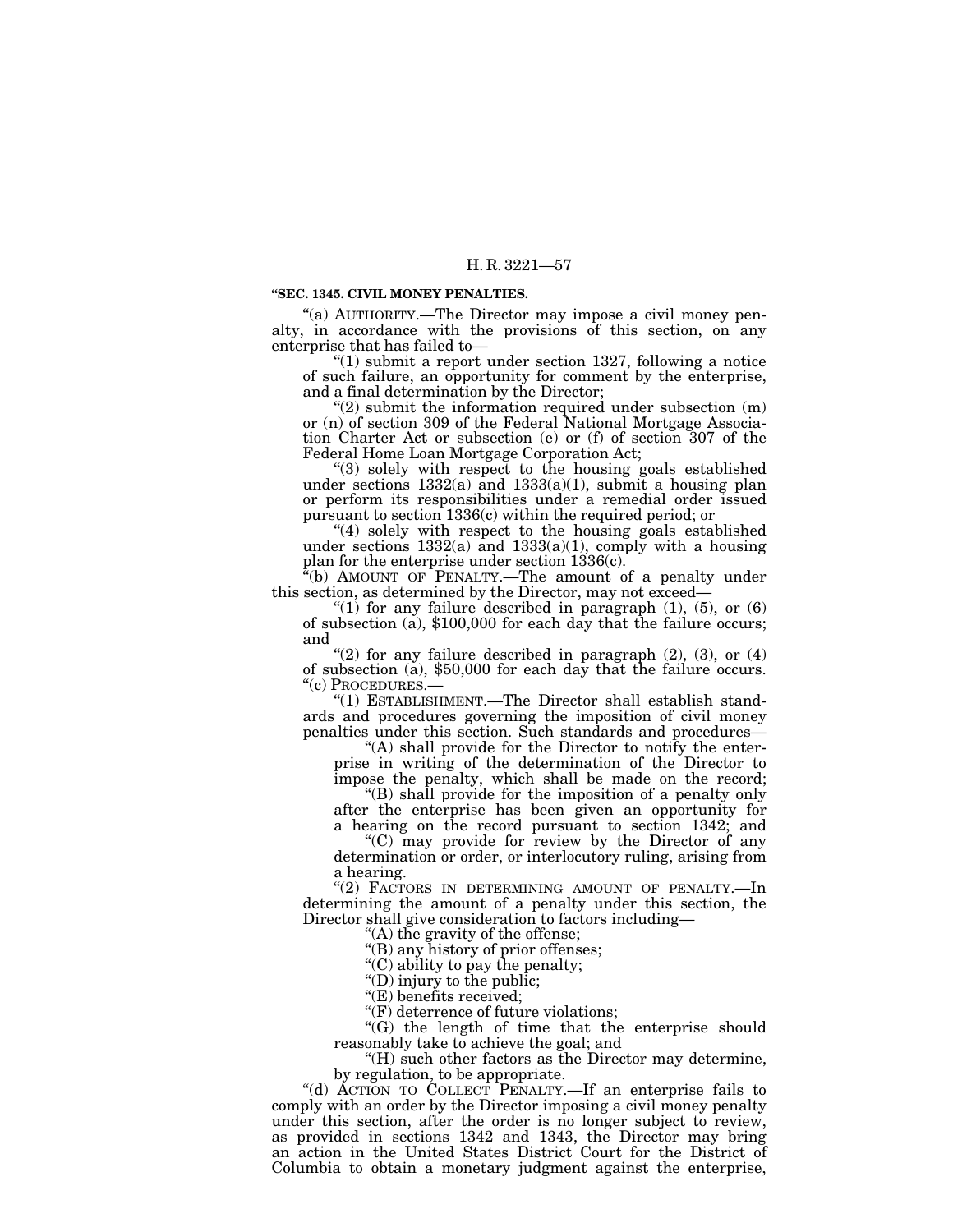**"SEC. 1345. CIVIL MONEY PENALTIES.**

"(a) AUTHORITY.—The Director may impose a civil money penalty, in accordance with the provisions of this section, on any enterprise that has failed to—

"(1) submit a report under section 1327, following a notice of such failure, an opportunity for comment by the enterprise, and a final determination by the Director;

"(2) submit the information required under subsection (m) or (n) of section 309 of the Federal National Mortgage Association Charter Act or subsection (e) or (f) of section 307 of the Federal Home Loan Mortgage Corporation Act;

"(3) solely with respect to the housing goals established under sections 1332(a) and 1333(a)(1), submit a housing plan or perform its responsibilities under a remedial order issued pursuant to section 1336(c) within the required period; or

"(4) solely with respect to the housing goals established under sections 1332(a) and 1333(a)(1), comply with a housing plan for the enterprise under section 1336(c).

"(b) AMOUNT OF PENALTY.—The amount of a penalty under this section, as determined by the Director, may not exceed—

"(1) for any failure described in paragraph (1), (5), or (6) of subsection (a), $100,000 for each day that the failure occurs; and

"(2) for any failure described in paragraph (2), (3), or (4) of subsection (a), $50,000 for each day that the failure occurs.

"(c) PROCEDURES.—

"(1) ESTABLISHMENT.—The Director shall establish standards and procedures governing the imposition of civil money penalties under this section. Such standards and procedures—

"(A) shall provide for the Director to notify the enterprise in writing of the determination of the Director to impose the penalty, which shall be made on the record;

"(B) shall provide for the imposition of a penalty only after the enterprise has been given an opportunity for a hearing on the record pursuant to section 1342; and

"(C) may provide for review by the Director of any determination or order, or interlocutory ruling, arising from a hearing.

"(2) FACTORS IN DETERMINING AMOUNT OF PENALTY.—In determining the amount of a penalty under this section, the Director shall give consideration to factors including—

"(A) the gravity of the offense;

"(B) any history of prior offenses;

"(C) ability to pay the penalty;

"(D) injury to the public;

"(E) benefits received;

"(F) deterrence of future violations;

"(G) the length of time that the enterprise should reasonably take to achieve the goal; and

"(H) such other factors as the Director may determine, by regulation, to be appropriate.

"(d) ACTION TO COLLECT PENALTY.—If an enterprise fails to comply with an order by the Director imposing a civil money penalty under this section, after the order is no longer subject to review, as provided in sections 1342 and 1343, the Director may bring an action in the United States District Court for the District of Columbia to obtain a monetary judgment against the enterprise,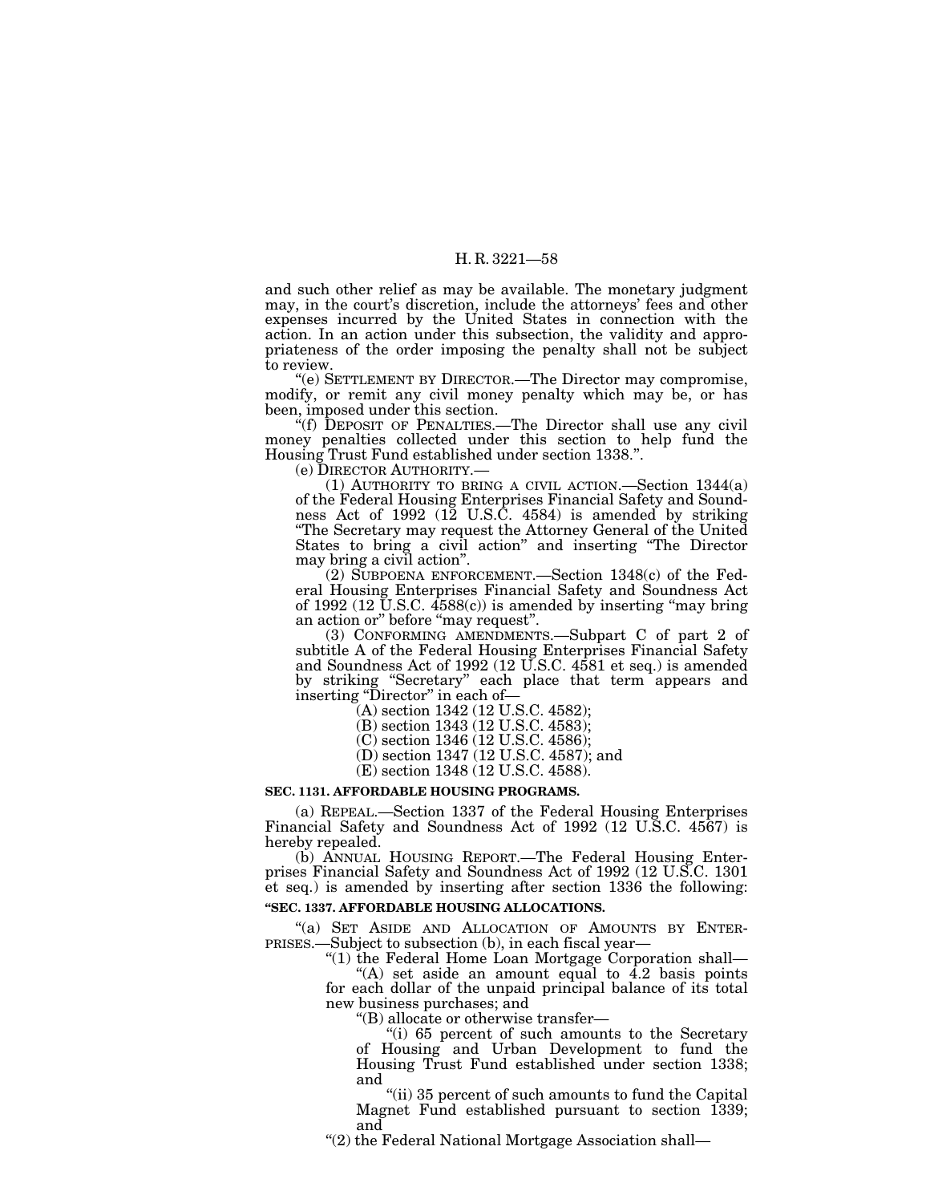and such other relief as may be available. The monetary judgment may, in the court's discretion, include the attorneys' fees and other expenses incurred by the United States in connection with the action. In an action under this subsection, the validity and appropriateness of the order imposing the penalty shall not be subject to review.

"(e) SETTLEMENT BY DIRECTOR.—The Director may compromise, modify, or remit any civil money penalty which may be, or has been, imposed under this section.

"(f) DEPOSIT OF PENALTIES.—The Director shall use any civil money penalties collected under this section to help fund the Housing Trust Fund established under section 1338.".

(e) DIRECTOR AUTHORITY.—

(1) AUTHORITY TO BRING A CIVIL ACTION.—Section 1344(a) of the Federal Housing Enterprises Financial Safety and Soundness Act of 1992 (12 U.S.C. 4584) is amended by striking "The Secretary may request the Attorney General of the United States to bring a civil action" and inserting "The Director may bring a civil action".

(2) SUBPOENA ENFORCEMENT.—Section 1348(c) of the Federal Housing Enterprises Financial Safety and Soundness Act of 1992 (12 U.S.C. 4588(c)) is amended by inserting "may bring an action or" before "may request".

(3) CONFORMING AMENDMENTS.—Subpart C of part 2 of subtitle A of the Federal Housing Enterprises Financial Safety and Soundness Act of 1992 (12 U.S.C. 4581 et seq.) is amended by striking "Secretary" each place that term appears and inserting "Director" in each of—

(A) section 1342 (12 U.S.C. 4582);

(B) section 1343 (12 U.S.C. 4583);

(C) section 1346 (12 U.S.C. 4586);

(D) section 1347 (12 U.S.C. 4587); and

(E) section 1348 (12 U.S.C. 4588).

**SEC. 1131. AFFORDABLE HOUSING PROGRAMS.**

(a) REPEAL.—Section 1337 of the Federal Housing Enterprises Financial Safety and Soundness Act of 1992 (12 U.S.C. 4567) is hereby repealed.

(b) ANNUAL HOUSING REPORT.—The Federal Housing Enterprises Financial Safety and Soundness Act of 1992 (12 U.S.C. 1301 et seq.) is amended by inserting after section 1336 the following:

**"SEC. 1337. AFFORDABLE HOUSING ALLOCATIONS.**

"(a) SET ASIDE AND ALLOCATION OF AMOUNTS BY ENTERPRISES.—Subject to subsection (b), in each fiscal year—

"(1) the Federal Home Loan Mortgage Corporation shall—

"(A) set aside an amount equal to 4.2 basis points for each dollar of the unpaid principal balance of its total new business purchases; and

"(B) allocate or otherwise transfer—

"(i) 65 percent of such amounts to the Secretary of Housing and Urban Development to fund the Housing Trust Fund established under section 1338; and

"(ii) 35 percent of such amounts to fund the Capital Magnet Fund established pursuant to section 1339; and

"(2) the Federal National Mortgage Association shall—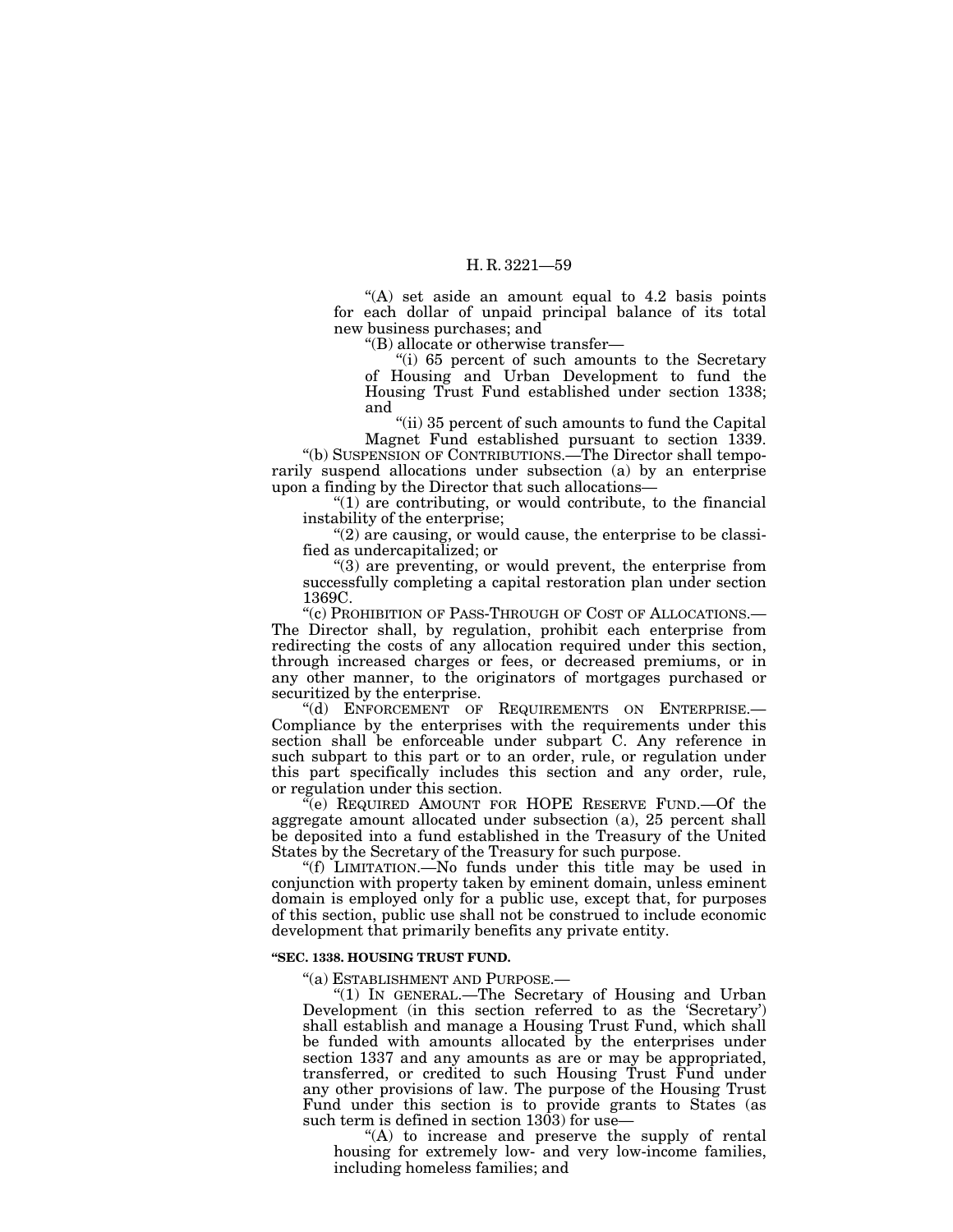"(A) set aside an amount equal to 4.2 basis points for each dollar of unpaid principal balance of its total new business purchases; and

"(B) allocate or otherwise transfer—

"(i) 65 percent of such amounts to the Secretary of Housing and Urban Development to fund the Housing Trust Fund established under section 1338; and

"(ii) 35 percent of such amounts to fund the Capital Magnet Fund established pursuant to section 1339.

"(b) SUSPENSION OF CONTRIBUTIONS.—The Director shall temporarily suspend allocations under subsection (a) by an enterprise upon a finding by the Director that such allocations—

"(1) are contributing, or would contribute, to the financial instability of the enterprise;

"(2) are causing, or would cause, the enterprise to be classified as undercapitalized; or

"(3) are preventing, or would prevent, the enterprise from successfully completing a capital restoration plan under section 1369C.

"(c) PROHIBITION OF PASS-THROUGH OF COST OF ALLOCATIONS.—The Director shall, by regulation, prohibit each enterprise from redirecting the costs of any allocation required under this section, through increased charges or fees, or decreased premiums, or in any other manner, to the originators of mortgages purchased or securitized by the enterprise.

"(d) ENFORCEMENT OF REQUIREMENTS ON ENTERPRISE.—Compliance by the enterprises with the requirements under this section shall be enforceable under subpart C. Any reference in such subpart to this part or to an order, rule, or regulation under this part specifically includes this section and any order, rule, or regulation under this section.

"(e) REQUIRED AMOUNT FOR HOPE RESERVE FUND.—Of the aggregate amount allocated under subsection (a), 25 percent shall be deposited into a fund established in the Treasury of the United States by the Secretary of the Treasury for such purpose.

"(f) LIMITATION.—No funds under this title may be used in conjunction with property taken by eminent domain, unless eminent domain is employed only for a public use, except that, for purposes of this section, public use shall not be construed to include economic development that primarily benefits any private entity.

**"SEC. 1338. HOUSING TRUST FUND.**

"(a) ESTABLISHMENT AND PURPOSE.—

"(1) IN GENERAL.—The Secretary of Housing and Urban Development (in this section referred to as the 'Secretary') shall establish and manage a Housing Trust Fund, which shall be funded with amounts allocated by the enterprises under section 1337 and any amounts as are or may be appropriated, transferred, or credited to such Housing Trust Fund under any other provisions of law. The purpose of the Housing Trust Fund under this section is to provide grants to States (as such term is defined in section 1303) for use—

"(A) to increase and preserve the supply of rental housing for extremely low- and very low-income families, including homeless families; and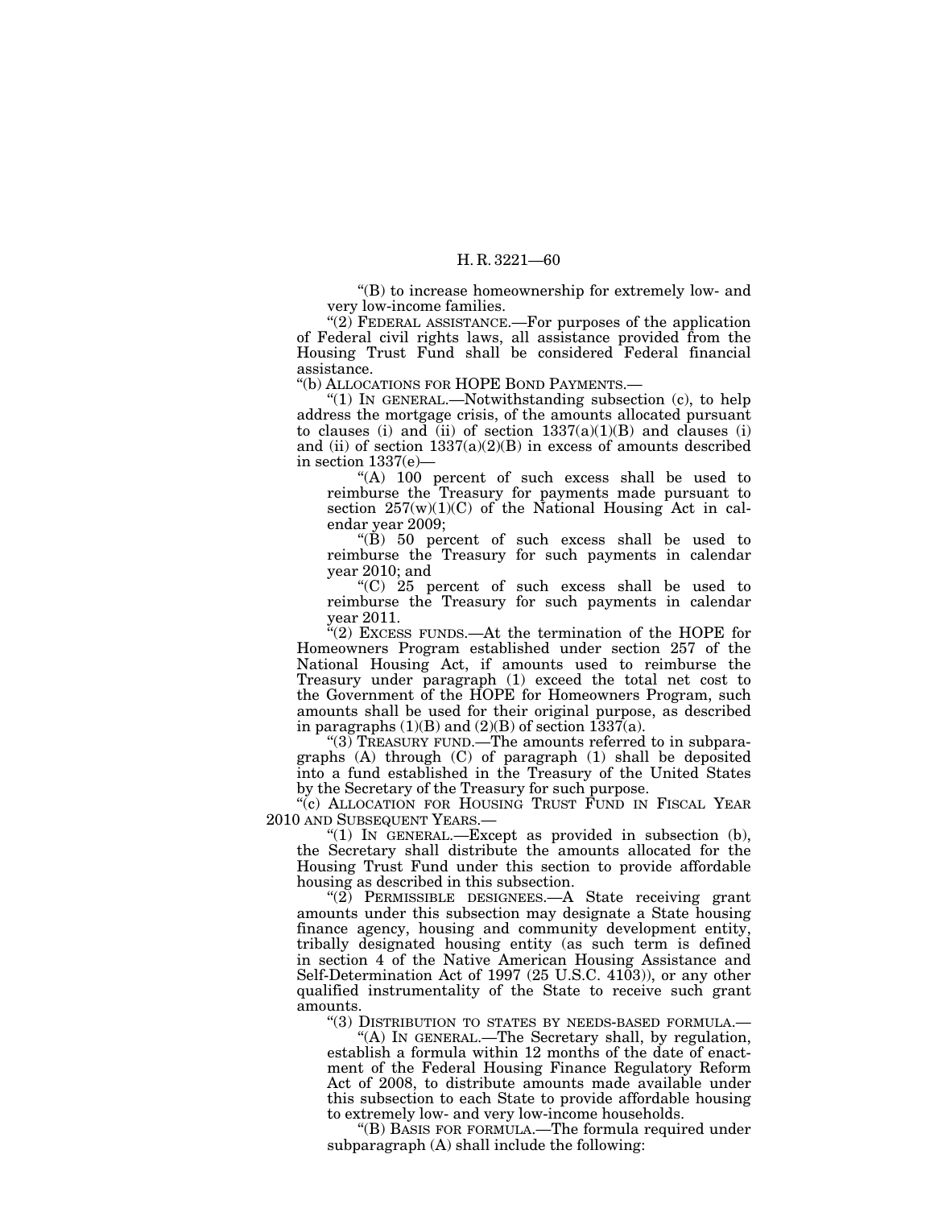"(B) to increase homeownership for extremely low- and very low-income families.

"(2) FEDERAL ASSISTANCE.—For purposes of the application of Federal civil rights laws, all assistance provided from the Housing Trust Fund shall be considered Federal financial assistance.

"(b) ALLOCATIONS FOR HOPE BOND PAYMENTS.—

"(1) IN GENERAL.—Notwithstanding subsection (c), to help address the mortgage crisis, of the amounts allocated pursuant to clauses (i) and (ii) of section 1337(a)(1)(B) and clauses (i) and (ii) of section 1337(a)(2)(B) in excess of amounts described in section 1337(e)—

"(A) 100 percent of such excess shall be used to reimburse the Treasury for payments made pursuant to section 257(w)(1)(C) of the National Housing Act in calendar year 2009;

"(B) 50 percent of such excess shall be used to reimburse the Treasury for such payments in calendar year 2010; and

"(C) 25 percent of such excess shall be used to reimburse the Treasury for such payments in calendar year 2011.

"(2) EXCESS FUNDS.—At the termination of the HOPE for Homeowners Program established under section 257 of the National Housing Act, if amounts used to reimburse the Treasury under paragraph (1) exceed the total net cost to the Government of the HOPE for Homeowners Program, such amounts shall be used for their original purpose, as described in paragraphs (1)(B) and (2)(B) of section 1337(a).

"(3) TREASURY FUND.—The amounts referred to in subparagraphs (A) through (C) of paragraph (1) shall be deposited into a fund established in the Treasury of the United States by the Secretary of the Treasury for such purpose.

"(c) ALLOCATION FOR HOUSING TRUST FUND IN FISCAL YEAR 2010 AND SUBSEQUENT YEARS.—

"(1) IN GENERAL.—Except as provided in subsection (b), the Secretary shall distribute the amounts allocated for the Housing Trust Fund under this section to provide affordable housing as described in this subsection.

"(2) PERMISSIBLE DESIGNEES.—A State receiving grant amounts under this subsection may designate a State housing finance agency, housing and community development entity, tribally designated housing entity (as such term is defined in section 4 of the Native American Housing Assistance and Self-Determination Act of 1997 (25 U.S.C. 4103)), or any other qualified instrumentality of the State to receive such grant amounts.

"(3) DISTRIBUTION TO STATES BY NEEDS-BASED FORMULA.—

"(A) IN GENERAL.—The Secretary shall, by regulation, establish a formula within 12 months of the date of enactment of the Federal Housing Finance Regulatory Reform Act of 2008, to distribute amounts made available under this subsection to each State to provide affordable housing to extremely low- and very low-income households.

"(B) BASIS FOR FORMULA.—The formula required under subparagraph (A) shall include the following: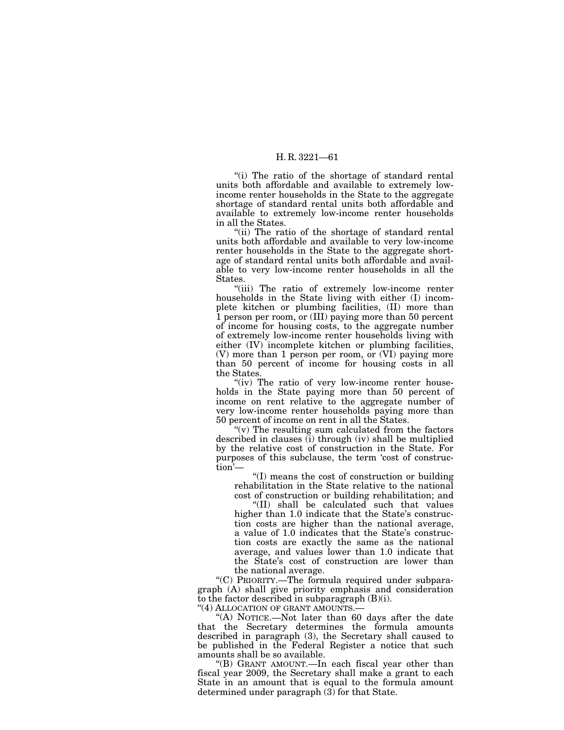"(i) The ratio of the shortage of standard rental units both affordable and available to extremely low-income renter households in the State to the aggregate shortage of standard rental units both affordable and available to extremely low-income renter households in all the States.

"(ii) The ratio of the shortage of standard rental units both affordable and available to very low-income renter households in the State to the aggregate shortage of standard rental units both affordable and available to very low-income renter households in all the States.

"(iii) The ratio of extremely low-income renter households in the State living with either (I) incomplete kitchen or plumbing facilities, (II) more than 1 person per room, or (III) paying more than 50 percent of income for housing costs, to the aggregate number of extremely low-income renter households living with either (IV) incomplete kitchen or plumbing facilities, (V) more than 1 person per room, or (VI) paying more than 50 percent of income for housing costs in all the States.

"(iv) The ratio of very low-income renter households in the State paying more than 50 percent of income on rent relative to the aggregate number of very low-income renter households paying more than 50 percent of income on rent in all the States.

"(v) The resulting sum calculated from the factors described in clauses (i) through (iv) shall be multiplied by the relative cost of construction in the State. For purposes of this subclause, the term 'cost of construction'—

"(I) means the cost of construction or building rehabilitation in the State relative to the national cost of construction or building rehabilitation; and

"(II) shall be calculated such that values higher than 1.0 indicate that the State's construction costs are higher than the national average, a value of 1.0 indicates that the State's construction costs are exactly the same as the national average, and values lower than 1.0 indicate that the State's cost of construction are lower than the national average.

"(C) PRIORITY.—The formula required under subparagraph (A) shall give priority emphasis and consideration to the factor described in subparagraph (B)(i).

"(4) ALLOCATION OF GRANT AMOUNTS.—

"(A) NOTICE.—Not later than 60 days after the date that the Secretary determines the formula amounts described in paragraph (3), the Secretary shall caused to be published in the Federal Register a notice that such amounts shall be so available.

"(B) GRANT AMOUNT.—In each fiscal year other than fiscal year 2009, the Secretary shall make a grant to each State in an amount that is equal to the formula amount determined under paragraph (3) for that State.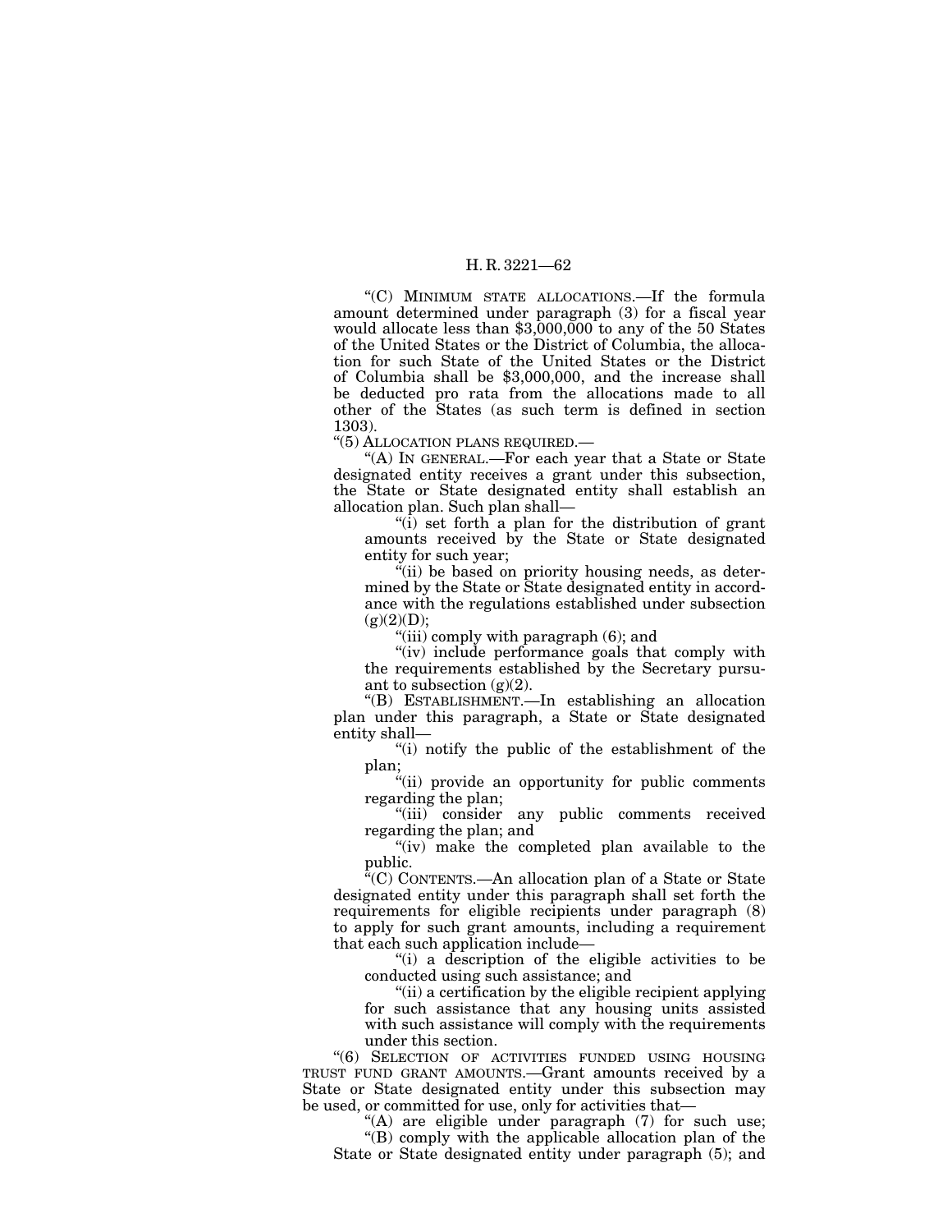"(C) MINIMUM STATE ALLOCATIONS.—If the formula amount determined under paragraph (3) for a fiscal year would allocate less than $3,000,000 to any of the 50 States of the United States or the District of Columbia, the allocation for such State of the United States or the District of Columbia shall be $3,000,000, and the increase shall be deducted pro rata from the allocations made to all other of the States (as such term is defined in section 1303).

"(5) ALLOCATION PLANS REQUIRED.—

"(A) IN GENERAL.—For each year that a State or State designated entity receives a grant under this subsection, the State or State designated entity shall establish an allocation plan. Such plan shall—

"(i) set forth a plan for the distribution of grant amounts received by the State or State designated entity for such year;

"(ii) be based on priority housing needs, as determined by the State or State designated entity in accordance with the regulations established under subsection (g)(2)(D);

"(iii) comply with paragraph (6); and

"(iv) include performance goals that comply with the requirements established by the Secretary pursuant to subsection (g)(2).

"(B) ESTABLISHMENT.—In establishing an allocation plan under this paragraph, a State or State designated entity shall—

"(i) notify the public of the establishment of the plan;

"(ii) provide an opportunity for public comments regarding the plan;

"(iii) consider any public comments received regarding the plan; and

"(iv) make the completed plan available to the public.

"(C) CONTENTS.—An allocation plan of a State or State designated entity under this paragraph shall set forth the requirements for eligible recipients under paragraph (8) to apply for such grant amounts, including a requirement that each such application include—

"(i) a description of the eligible activities to be conducted using such assistance; and

"(ii) a certification by the eligible recipient applying for such assistance that any housing units assisted with such assistance will comply with the requirements under this section.

"(6) SELECTION OF ACTIVITIES FUNDED USING HOUSING TRUST FUND GRANT AMOUNTS.—Grant amounts received by a State or State designated entity under this subsection may be used, or committed for use, only for activities that—

"(A) are eligible under paragraph (7) for such use;

"(B) comply with the applicable allocation plan of the State or State designated entity under paragraph (5); and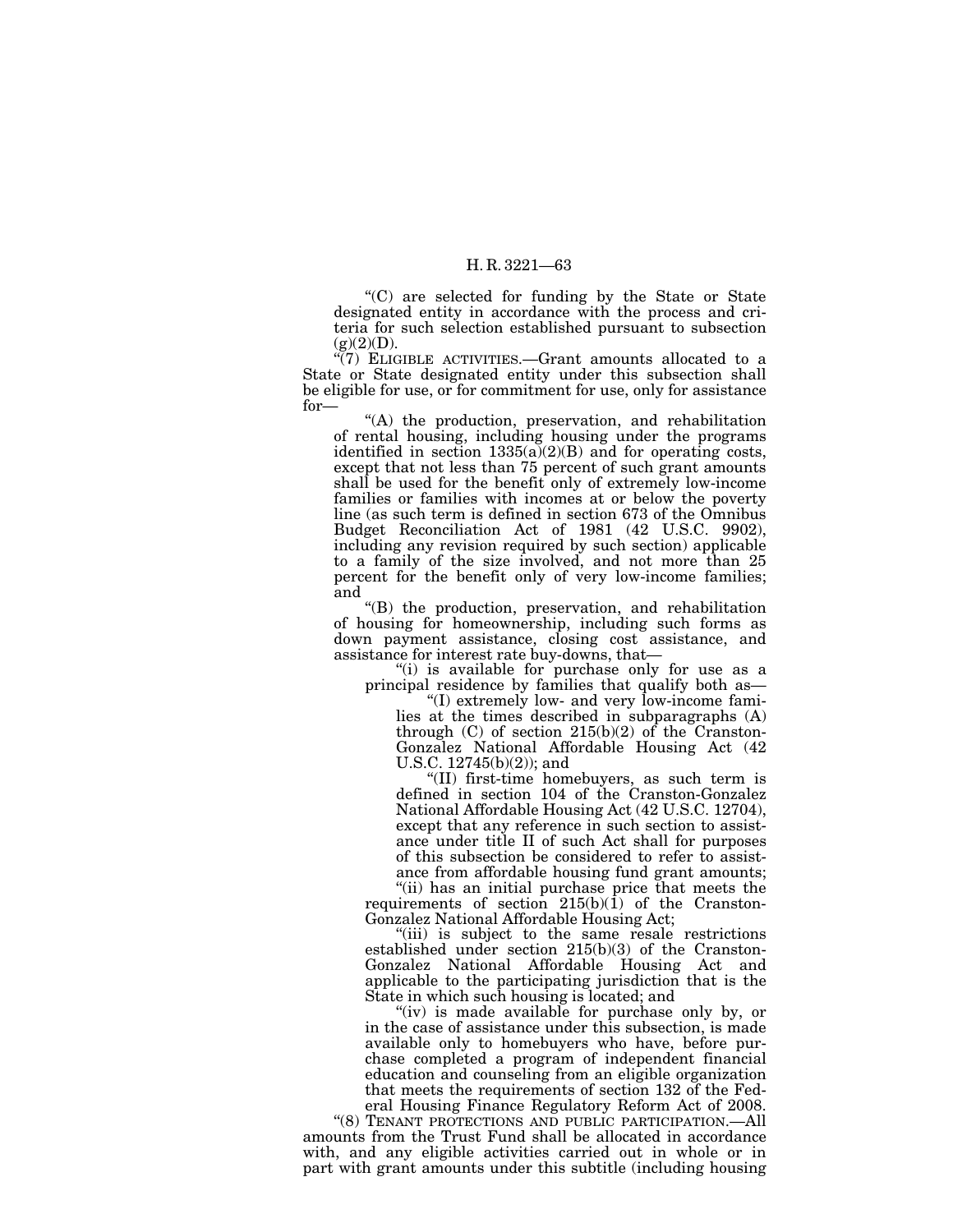"(C) are selected for funding by the State or State designated entity in accordance with the process and criteria for such selection established pursuant to subsection (g)(2)(D).

"(7) ELIGIBLE ACTIVITIES.—Grant amounts allocated to a State or State designated entity under this subsection shall be eligible for use, or for commitment for use, only for assistance for—

"(A) the production, preservation, and rehabilitation of rental housing, including housing under the programs identified in section 1335(a)(2)(B) and for operating costs, except that not less than 75 percent of such grant amounts shall be used for the benefit only of extremely low-income families or families with incomes at or below the poverty line (as such term is defined in section 673 of the Omnibus Budget Reconciliation Act of 1981 (42 U.S.C. 9902), including any revision required by such section) applicable to a family of the size involved, and not more than 25 percent for the benefit only of very low-income families; and

"(B) the production, preservation, and rehabilitation of housing for homeownership, including such forms as down payment assistance, closing cost assistance, and assistance for interest rate buy-downs, that—

"(i) is available for purchase only for use as a principal residence by families that qualify both as—

"(I) extremely low- and very low-income families at the times described in subparagraphs (A) through (C) of section 215(b)(2) of the Cranston-Gonzalez National Affordable Housing Act (42 U.S.C. 12745(b)(2)); and

"(II) first-time homebuyers, as such term is defined in section 104 of the Cranston-Gonzalez National Affordable Housing Act (42 U.S.C. 12704), except that any reference in such section to assistance under title II of such Act shall for purposes of this subsection be considered to refer to assistance from affordable housing fund grant amounts;

"(ii) has an initial purchase price that meets the requirements of section 215(b)(1) of the Cranston-Gonzalez National Affordable Housing Act;

"(iii) is subject to the same resale restrictions established under section 215(b)(3) of the Cranston-Gonzalez National Affordable Housing Act and applicable to the participating jurisdiction that is the State in which such housing is located; and

"(iv) is made available for purchase only by, or in the case of assistance under this subsection, is made available only to homebuyers who have, before purchase completed a program of independent financial education and counseling from an eligible organization that meets the requirements of section 132 of the Federal Housing Finance Regulatory Reform Act of 2008.

"(8) TENANT PROTECTIONS AND PUBLIC PARTICIPATION.—All amounts from the Trust Fund shall be allocated in accordance with, and any eligible activities carried out in whole or in part with grant amounts under this subtitle (including housing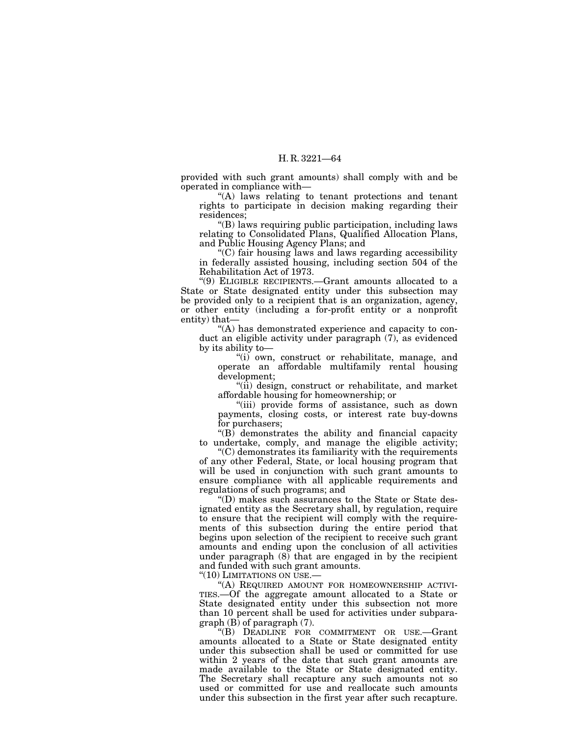provided with such grant amounts) shall comply with and be operated in compliance with—

"(A) laws relating to tenant protections and tenant rights to participate in decision making regarding their residences;

"(B) laws requiring public participation, including laws relating to Consolidated Plans, Qualified Allocation Plans, and Public Housing Agency Plans; and

"(C) fair housing laws and laws regarding accessibility in federally assisted housing, including section 504 of the Rehabilitation Act of 1973.

"(9) ELIGIBLE RECIPIENTS.—Grant amounts allocated to a State or State designated entity under this subsection may be provided only to a recipient that is an organization, agency, or other entity (including a for-profit entity or a nonprofit entity) that—

"(A) has demonstrated experience and capacity to conduct an eligible activity under paragraph (7), as evidenced by its ability to—

"(i) own, construct or rehabilitate, manage, and operate an affordable multifamily rental housing development;

"(ii) design, construct or rehabilitate, and market affordable housing for homeownership; or

"(iii) provide forms of assistance, such as down payments, closing costs, or interest rate buy-downs for purchasers;

"(B) demonstrates the ability and financial capacity to undertake, comply, and manage the eligible activity;

"(C) demonstrates its familiarity with the requirements of any other Federal, State, or local housing program that will be used in conjunction with such grant amounts to ensure compliance with all applicable requirements and regulations of such programs; and

"(D) makes such assurances to the State or State designated entity as the Secretary shall, by regulation, require to ensure that the recipient will comply with the requirements of this subsection during the entire period that begins upon selection of the recipient to receive such grant amounts and ending upon the conclusion of all activities under paragraph (8) that are engaged in by the recipient and funded with such grant amounts.

"(10) LIMITATIONS ON USE.—

"(A) REQUIRED AMOUNT FOR HOMEOWNERSHIP ACTIVITIES.—Of the aggregate amount allocated to a State or State designated entity under this subsection not more than 10 percent shall be used for activities under subparagraph (B) of paragraph (7).

"(B) DEADLINE FOR COMMITMENT OR USE.—Grant amounts allocated to a State or State designated entity under this subsection shall be used or committed for use within 2 years of the date that such grant amounts are made available to the State or State designated entity. The Secretary shall recapture any such amounts not so used or committed for use and reallocate such amounts under this subsection in the first year after such recapture.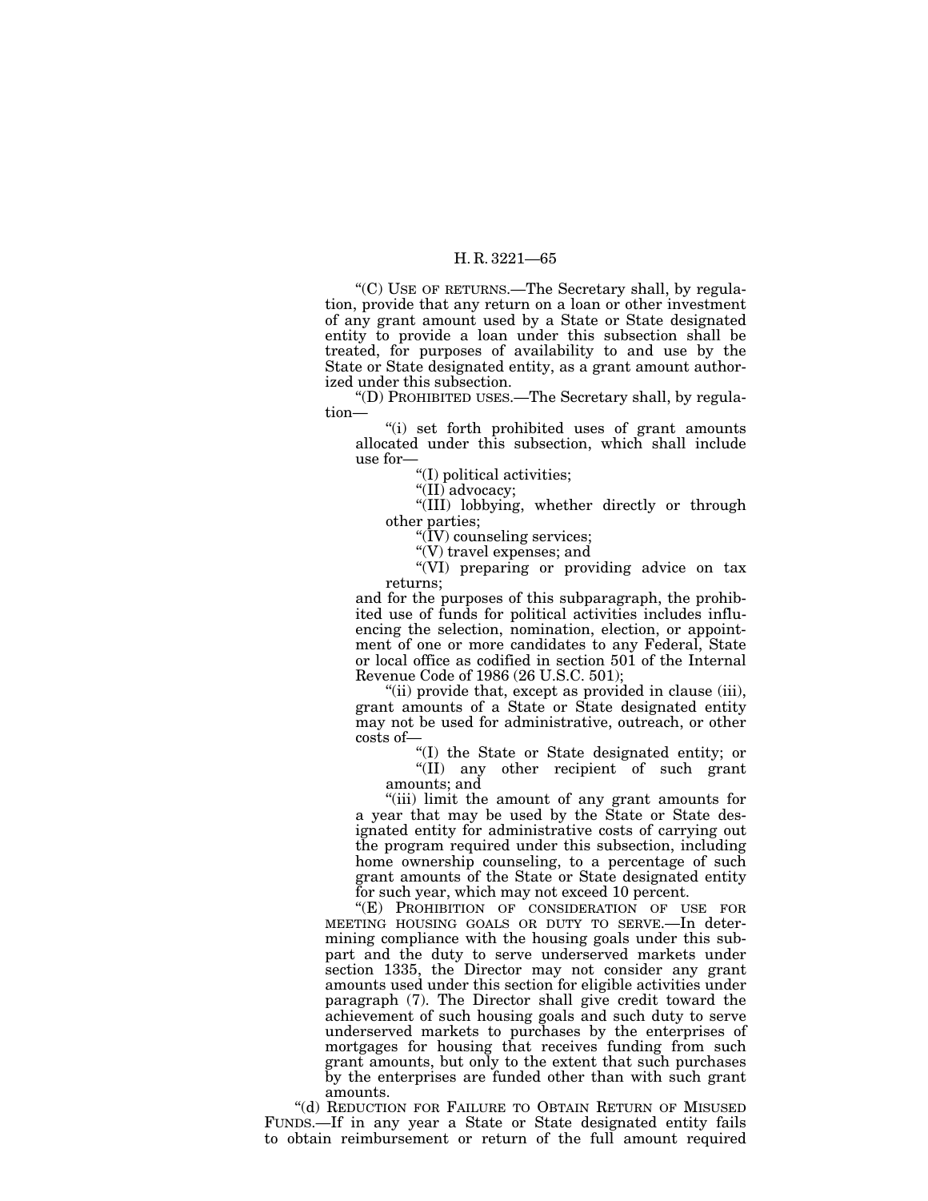"(C) USE OF RETURNS.—The Secretary shall, by regulation, provide that any return on a loan or other investment of any grant amount used by a State or State designated entity to provide a loan under this subsection shall be treated, for purposes of availability to and use by the State or State designated entity, as a grant amount authorized under this subsection.

"(D) PROHIBITED USES.—The Secretary shall, by regulation—

"(i) set forth prohibited uses of grant amounts allocated under this subsection, which shall include use for—

"(I) political activities;

"(II) advocacy;

"(III) lobbying, whether directly or through other parties;

"(IV) counseling services;

"(V) travel expenses; and

"(VI) preparing or providing advice on tax returns;

and for the purposes of this subparagraph, the prohibited use of funds for political activities includes influencing the selection, nomination, election, or appointment of one or more candidates to any Federal, State or local office as codified in section 501 of the Internal Revenue Code of 1986 (26 U.S.C. 501);

"(ii) provide that, except as provided in clause (iii), grant amounts of a State or State designated entity may not be used for administrative, outreach, or other costs of—

"(I) the State or State designated entity; or

"(II) any other recipient of such grant amounts; and

"(iii) limit the amount of any grant amounts for a year that may be used by the State or State designated entity for administrative costs of carrying out the program required under this subsection, including home ownership counseling, to a percentage of such grant amounts of the State or State designated entity for such year, which may not exceed 10 percent.

"(E) PROHIBITION OF CONSIDERATION OF USE FOR MEETING HOUSING GOALS OR DUTY TO SERVE.—In determining compliance with the housing goals under this subpart and the duty to serve underserved markets under section 1335, the Director may not consider any grant amounts used under this section for eligible activities under paragraph (7). The Director shall give credit toward the achievement of such housing goals and such duty to serve underserved markets to purchases by the enterprises of mortgages for housing that receives funding from such grant amounts, but only to the extent that such purchases by the enterprises are funded other than with such grant amounts.

"(d) REDUCTION FOR FAILURE TO OBTAIN RETURN OF MISUSED FUNDS.—If in any year a State or State designated entity fails to obtain reimbursement or return of the full amount required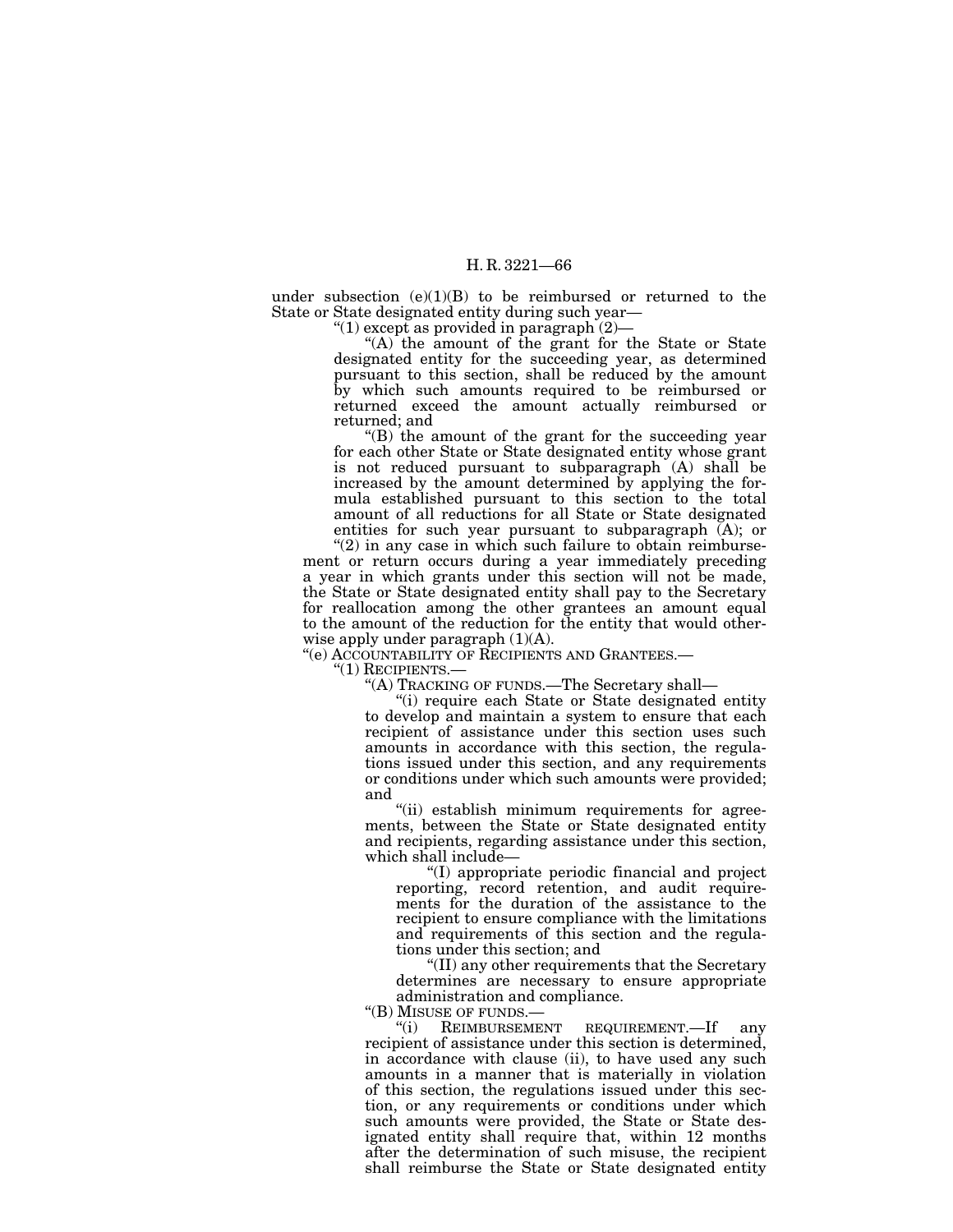under subsection (e)(1)(B) to be reimbursed or returned to the State or State designated entity during such year—

"(1) except as provided in paragraph (2)—

"(A) the amount of the grant for the State or State designated entity for the succeeding year, as determined pursuant to this section, shall be reduced by the amount by which such amounts required to be reimbursed or returned exceed the amount actually reimbursed or returned; and

"(B) the amount of the grant for the succeeding year for each other State or State designated entity whose grant is not reduced pursuant to subparagraph (A) shall be increased by the amount determined by applying the formula established pursuant to this section to the total amount of all reductions for all State or State designated entities for such year pursuant to subparagraph (A); or

"(2) in any case in which such failure to obtain reimbursement or return occurs during a year immediately preceding a year in which grants under this section will not be made, the State or State designated entity shall pay to the Secretary for reallocation among the other grantees an amount equal to the amount of the reduction for the entity that would otherwise apply under paragraph (1)(A).

"(e) ACCOUNTABILITY OF RECIPIENTS AND GRANTEES.—

"(1) RECIPIENTS.—

"(A) TRACKING OF FUNDS.—The Secretary shall—

"(i) require each State or State designated entity to develop and maintain a system to ensure that each recipient of assistance under this section uses such amounts in accordance with this section, the regulations issued under this section, and any requirements or conditions under which such amounts were provided; and

"(ii) establish minimum requirements for agreements, between the State or State designated entity and recipients, regarding assistance under this section, which shall include—

"(I) appropriate periodic financial and project reporting, record retention, and audit requirements for the duration of the assistance to the recipient to ensure compliance with the limitations and requirements of this section and the regulations under this section; and

"(II) any other requirements that the Secretary determines are necessary to ensure appropriate administration and compliance.

"(B) MISUSE OF FUNDS.—

"(i) REIMBURSEMENT REQUIREMENT.—If any recipient of assistance under this section is determined, in accordance with clause (ii), to have used any such amounts in a manner that is materially in violation of this section, the regulations issued under this section, or any requirements or conditions under which such amounts were provided, the State or State designated entity shall require that, within 12 months after the determination of such misuse, the recipient shall reimburse the State or State designated entity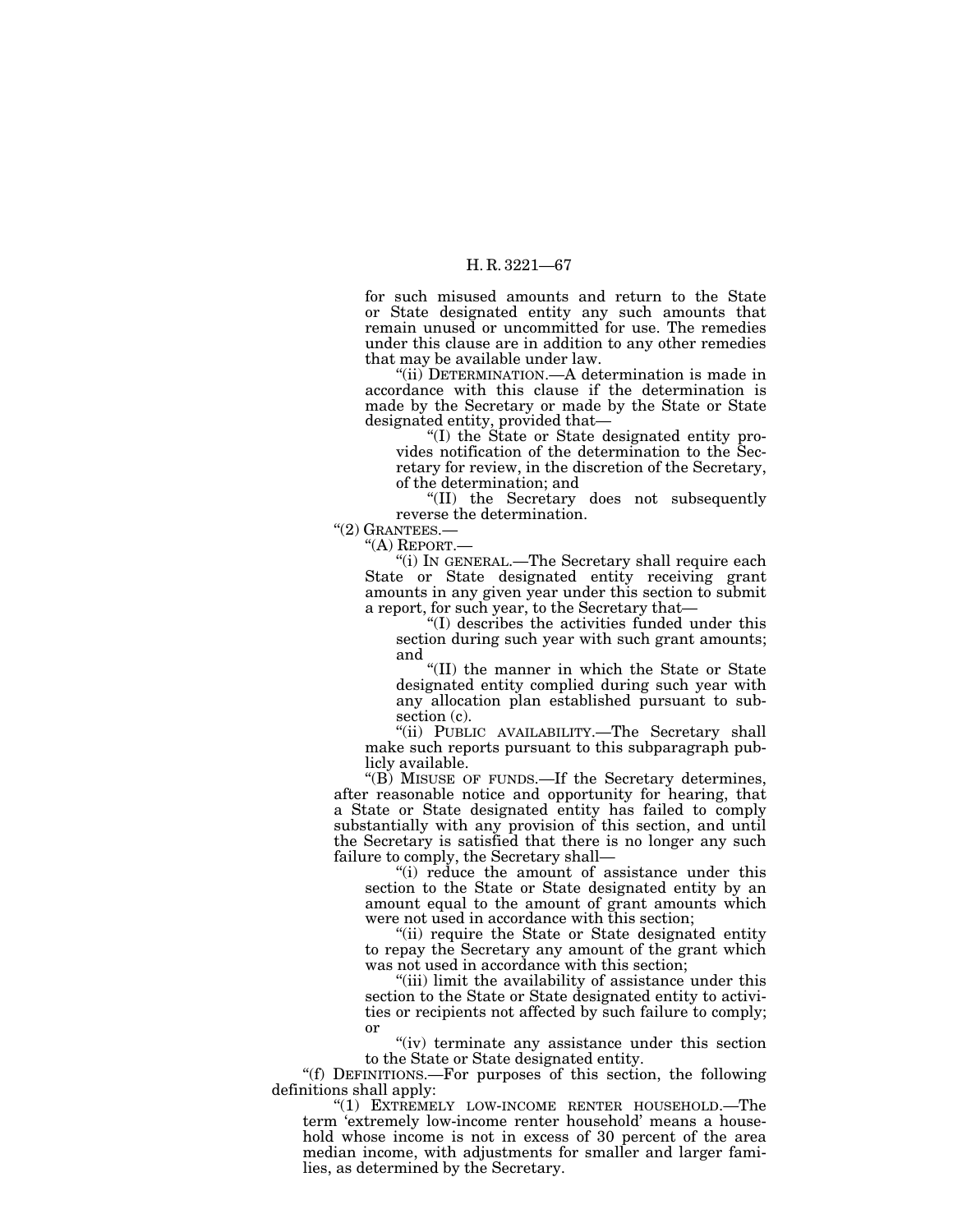for such misused amounts and return to the State or State designated entity any such amounts that remain unused or uncommitted for use. The remedies under this clause are in addition to any other remedies that may be available under law.

"(ii) DETERMINATION.—A determination is made in accordance with this clause if the determination is made by the Secretary or made by the State or State designated entity, provided that—

"(I) the State or State designated entity provides notification of the determination to the Secretary for review, in the discretion of the Secretary, of the determination; and

"(II) the Secretary does not subsequently reverse the determination.

"(2) GRANTEES.—

"(A) REPORT.—

"(i) IN GENERAL.—The Secretary shall require each State or State designated entity receiving grant amounts in any given year under this section to submit a report, for such year, to the Secretary that—

"(I) describes the activities funded under this section during such year with such grant amounts; and

"(II) the manner in which the State or State designated entity complied during such year with any allocation plan established pursuant to subsection (c).

"(ii) PUBLIC AVAILABILITY.—The Secretary shall make such reports pursuant to this subparagraph publicly available.

"(B) MISUSE OF FUNDS.—If the Secretary determines, after reasonable notice and opportunity for hearing, that a State or State designated entity has failed to comply substantially with any provision of this section, and until the Secretary is satisfied that there is no longer any such failure to comply, the Secretary shall—

"(i) reduce the amount of assistance under this section to the State or State designated entity by an amount equal to the amount of grant amounts which were not used in accordance with this section;

"(ii) require the State or State designated entity to repay the Secretary any amount of the grant which was not used in accordance with this section;

"(iii) limit the availability of assistance under this section to the State or State designated entity to activities or recipients not affected by such failure to comply; or

"(iv) terminate any assistance under this section to the State or State designated entity.

"(f) DEFINITIONS.—For purposes of this section, the following definitions shall apply:

"(1) EXTREMELY LOW-INCOME RENTER HOUSEHOLD.—The term 'extremely low-income renter household' means a household whose income is not in excess of 30 percent of the area median income, with adjustments for smaller and larger families, as determined by the Secretary.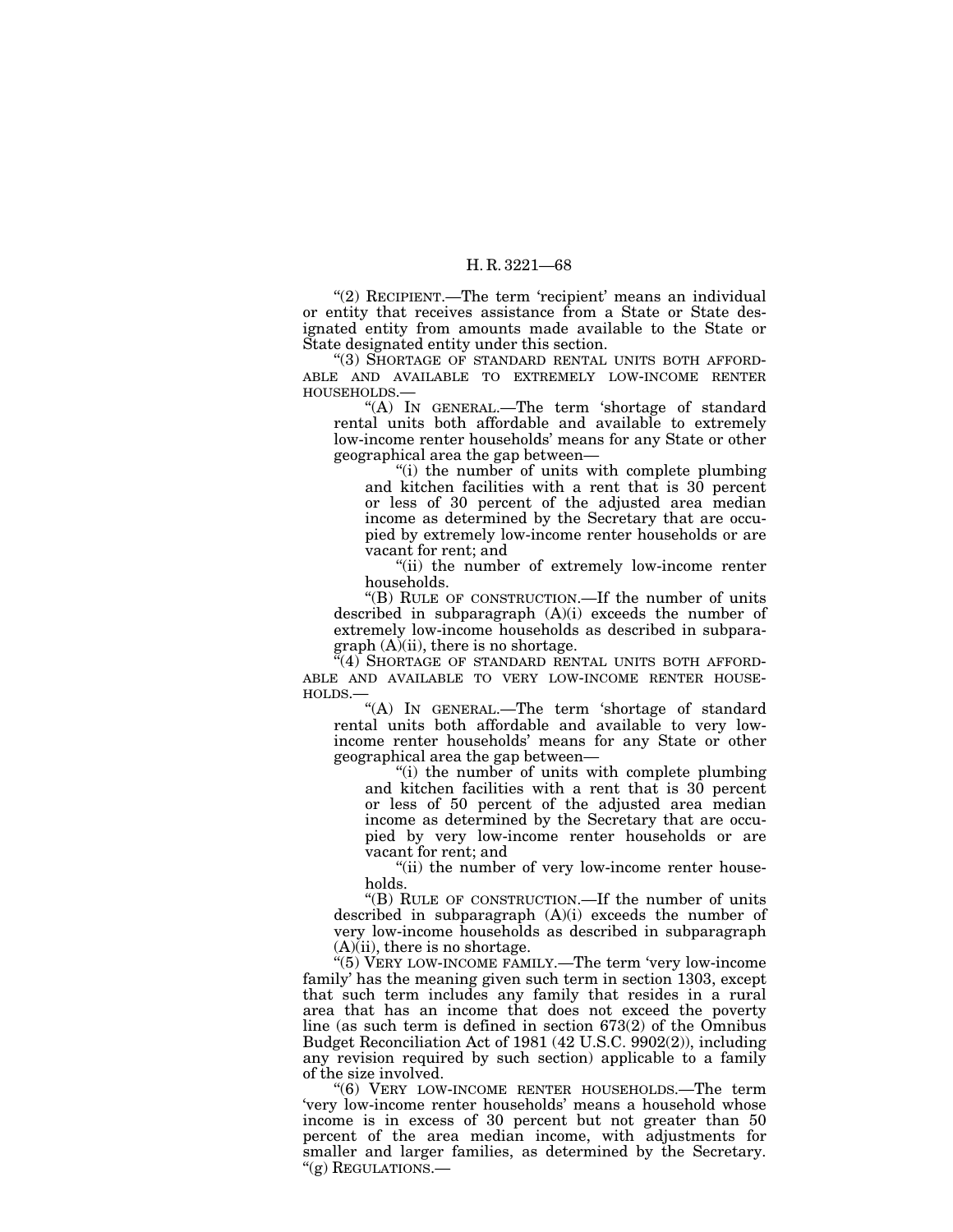"(2) RECIPIENT.—The term 'recipient' means an individual or entity that receives assistance from a State or State designated entity from amounts made available to the State or State designated entity under this section.

"(3) SHORTAGE OF STANDARD RENTAL UNITS BOTH AFFORDABLE AND AVAILABLE TO EXTREMELY LOW-INCOME RENTER HOUSEHOLDS.—

"(A) IN GENERAL.—The term 'shortage of standard rental units both affordable and available to extremely low-income renter households' means for any State or other geographical area the gap between—

"(i) the number of units with complete plumbing and kitchen facilities with a rent that is 30 percent or less of 30 percent of the adjusted area median income as determined by the Secretary that are occupied by extremely low-income renter households or are vacant for rent; and

"(ii) the number of extremely low-income renter households.

"(B) RULE OF CONSTRUCTION.—If the number of units described in subparagraph (A)(i) exceeds the number of extremely low-income households as described in subparagraph (A)(ii), there is no shortage.

"(4) SHORTAGE OF STANDARD RENTAL UNITS BOTH AFFORDABLE AND AVAILABLE TO VERY LOW-INCOME RENTER HOUSEHOLDS.—

"(A) IN GENERAL.—The term 'shortage of standard rental units both affordable and available to very low-income renter households' means for any State or other geographical area the gap between—

"(i) the number of units with complete plumbing and kitchen facilities with a rent that is 30 percent or less of 50 percent of the adjusted area median income as determined by the Secretary that are occupied by very low-income renter households or are vacant for rent; and

"(ii) the number of very low-income renter households.

"(B) RULE OF CONSTRUCTION.—If the number of units described in subparagraph (A)(i) exceeds the number of very low-income households as described in subparagraph (A)(ii), there is no shortage.

"(5) VERY LOW-INCOME FAMILY.—The term 'very low-income family' has the meaning given such term in section 1303, except that such term includes any family that resides in a rural area that has an income that does not exceed the poverty line (as such term is defined in section 673(2) of the Omnibus Budget Reconciliation Act of 1981 (42 U.S.C. 9902(2)), including any revision required by such section) applicable to a family of the size involved.

"(6) VERY LOW-INCOME RENTER HOUSEHOLDS.—The term 'very low-income renter households' means a household whose income is in excess of 30 percent but not greater than 50 percent of the area median income, with adjustments for smaller and larger families, as determined by the Secretary.

"(g) REGULATIONS.—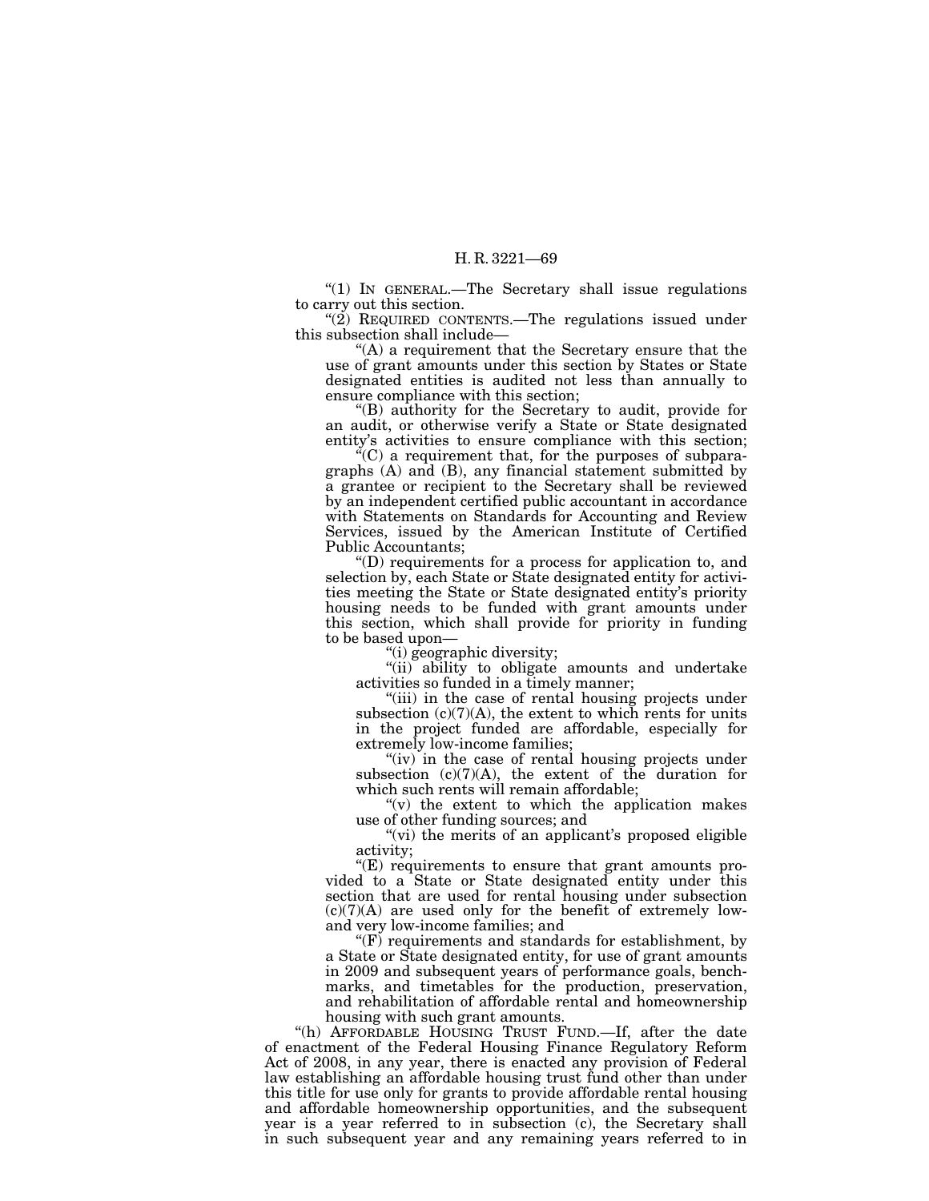"(1) IN GENERAL.—The Secretary shall issue regulations to carry out this section.

"(2) REQUIRED CONTENTS.—The regulations issued under this subsection shall include—

"(A) a requirement that the Secretary ensure that the use of grant amounts under this section by States or State designated entities is audited not less than annually to ensure compliance with this section;

"(B) authority for the Secretary to audit, provide for an audit, or otherwise verify a State or State designated entity's activities to ensure compliance with this section;

"(C) a requirement that, for the purposes of subparagraphs (A) and (B), any financial statement submitted by a grantee or recipient to the Secretary shall be reviewed by an independent certified public accountant in accordance with Statements on Standards for Accounting and Review Services, issued by the American Institute of Certified Public Accountants;

"(D) requirements for a process for application to, and selection by, each State or State designated entity for activities meeting the State or State designated entity's priority housing needs to be funded with grant amounts under this section, which shall provide for priority in funding to be based upon—

"(i) geographic diversity;

"(ii) ability to obligate amounts and undertake activities so funded in a timely manner;

"(iii) in the case of rental housing projects under subsection (c)(7)(A), the extent to which rents for units in the project funded are affordable, especially for extremely low-income families;

"(iv) in the case of rental housing projects under subsection (c)(7)(A), the extent of the duration for which such rents will remain affordable;

"(v) the extent to which the application makes use of other funding sources; and

"(vi) the merits of an applicant's proposed eligible activity;

"(E) requirements to ensure that grant amounts provided to a State or State designated entity under this section that are used for rental housing under subsection (c)(7)(A) are used only for the benefit of extremely low- and very low-income families; and

"(F) requirements and standards for establishment, by a State or State designated entity, for use of grant amounts in 2009 and subsequent years of performance goals, benchmarks, and timetables for the production, preservation, and rehabilitation of affordable rental and homeownership housing with such grant amounts.

"(h) AFFORDABLE HOUSING TRUST FUND.—If, after the date of enactment of the Federal Housing Finance Regulatory Reform Act of 2008, in any year, there is enacted any provision of Federal law establishing an affordable housing trust fund other than under this title for use only for grants to provide affordable rental housing and affordable homeownership opportunities, and the subsequent year is a year referred to in subsection (c), the Secretary shall in such subsequent year and any remaining years referred to in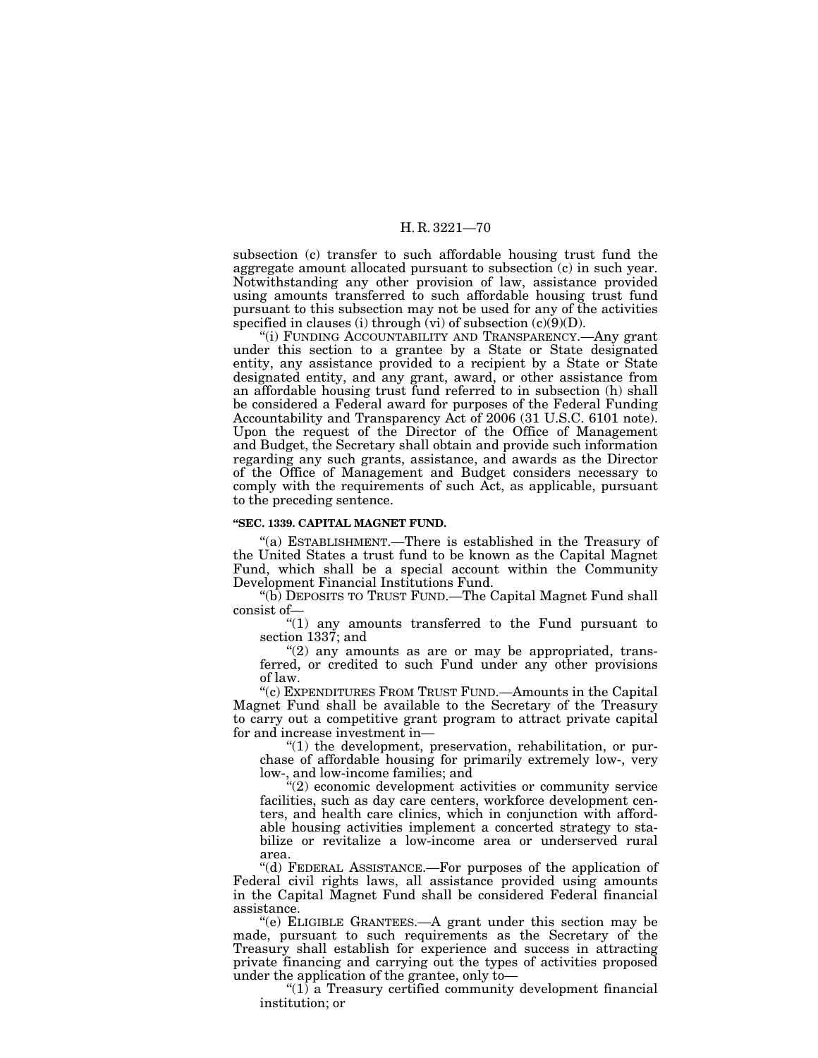subsection (c) transfer to such affordable housing trust fund the aggregate amount allocated pursuant to subsection (c) in such year. Notwithstanding any other provision of law, assistance provided using amounts transferred to such affordable housing trust fund pursuant to this subsection may not be used for any of the activities specified in clauses (i) through (vi) of subsection (c)(9)(D).

"(i) FUNDING ACCOUNTABILITY AND TRANSPARENCY.—Any grant under this section to a grantee by a State or State designated entity, any assistance provided to a recipient by a State or State designated entity, and any grant, award, or other assistance from an affordable housing trust fund referred to in subsection (h) shall be considered a Federal award for purposes of the Federal Funding Accountability and Transparency Act of 2006 (31 U.S.C. 6101 note). Upon the request of the Director of the Office of Management and Budget, the Secretary shall obtain and provide such information regarding any such grants, assistance, and awards as the Director of the Office of Management and Budget considers necessary to comply with the requirements of such Act, as applicable, pursuant to the preceding sentence.

**"SEC. 1339. CAPITAL MAGNET FUND.**

"(a) ESTABLISHMENT.—There is established in the Treasury of the United States a trust fund to be known as the Capital Magnet Fund, which shall be a special account within the Community Development Financial Institutions Fund.

"(b) DEPOSITS TO TRUST FUND.—The Capital Magnet Fund shall consist of—

"(1) any amounts transferred to the Fund pursuant to section 1337; and

"(2) any amounts as are or may be appropriated, transferred, or credited to such Fund under any other provisions of law.

"(c) EXPENDITURES FROM TRUST FUND.—Amounts in the Capital Magnet Fund shall be available to the Secretary of the Treasury to carry out a competitive grant program to attract private capital for and increase investment in—

"(1) the development, preservation, rehabilitation, or purchase of affordable housing for primarily extremely low-, very low-, and low-income families; and

"(2) economic development activities or community service facilities, such as day care centers, workforce development centers, and health care clinics, which in conjunction with affordable housing activities implement a concerted strategy to stabilize or revitalize a low-income area or underserved rural area.

"(d) FEDERAL ASSISTANCE.—For purposes of the application of Federal civil rights laws, all assistance provided using amounts in the Capital Magnet Fund shall be considered Federal financial assistance.

"(e) ELIGIBLE GRANTEES.—A grant under this section may be made, pursuant to such requirements as the Secretary of the Treasury shall establish for experience and success in attracting private financing and carrying out the types of activities proposed under the application of the grantee, only to—

"(1) a Treasury certified community development financial institution; or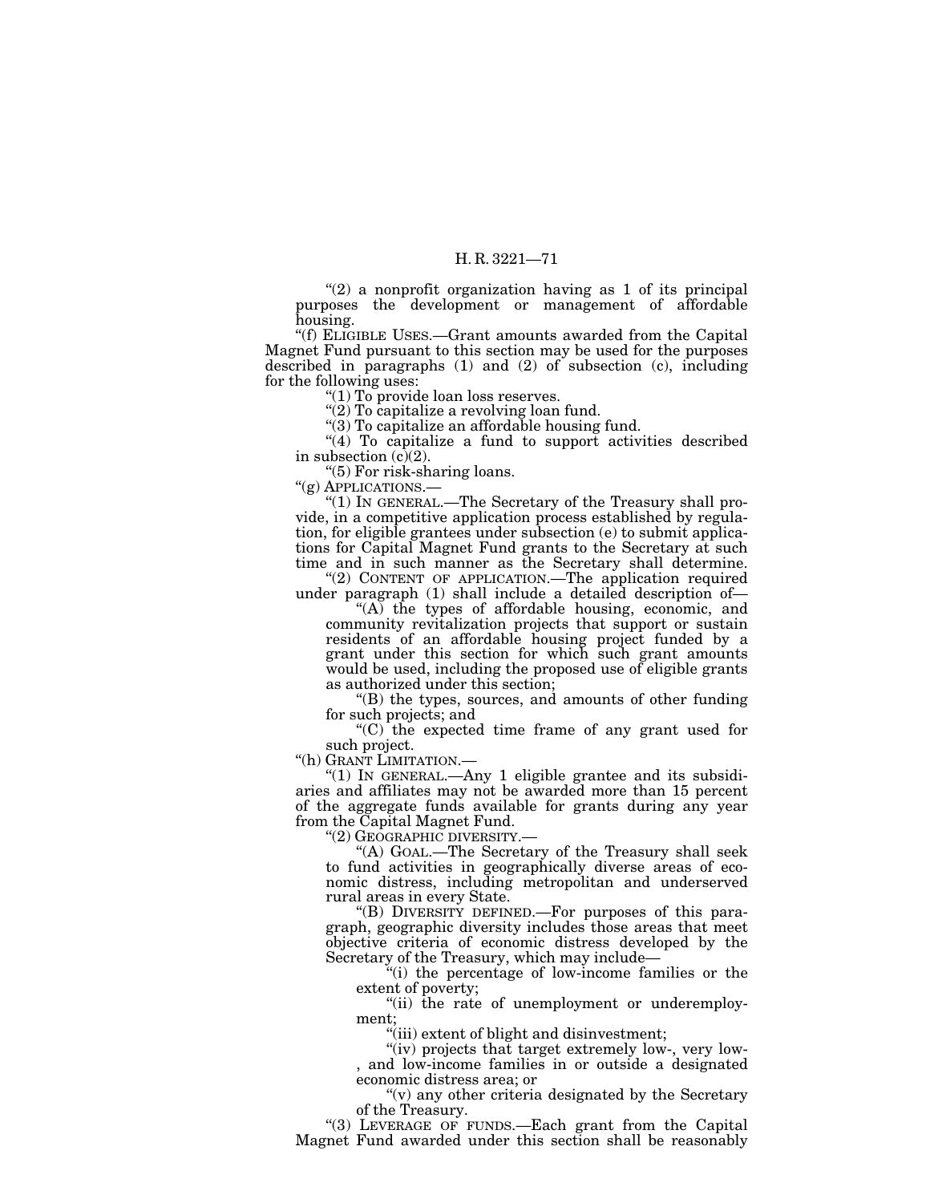"(2) a nonprofit organization having as 1 of its principal purposes the development or management of affordable housing.

"(f) ELIGIBLE USES.—Grant amounts awarded from the Capital Magnet Fund pursuant to this section may be used for the purposes described in paragraphs (1) and (2) of subsection (c), including for the following uses:

"(1) To provide loan loss reserves.

"(2) To capitalize a revolving loan fund.

"(3) To capitalize an affordable housing fund.

"(4) To capitalize a fund to support activities described in subsection (c)(2).

"(5) For risk-sharing loans.

"(g) APPLICATIONS.—

"(1) IN GENERAL.—The Secretary of the Treasury shall provide, in a competitive application process established by regulation, for eligible grantees under subsection (e) to submit applications for Capital Magnet Fund grants to the Secretary at such time and in such manner as the Secretary shall determine.

"(2) CONTENT OF APPLICATION.—The application required under paragraph (1) shall include a detailed description of—

"(A) the types of affordable housing, economic, and community revitalization projects that support or sustain residents of an affordable housing project funded by a grant under this section for which such grant amounts would be used, including the proposed use of eligible grants as authorized under this section;

"(B) the types, sources, and amounts of other funding for such projects; and

"(C) the expected time frame of any grant used for such project.

"(h) GRANT LIMITATION.—

"(1) IN GENERAL.—Any 1 eligible grantee and its subsidiaries and affiliates may not be awarded more than 15 percent of the aggregate funds available for grants during any year from the Capital Magnet Fund.

"(2) GEOGRAPHIC DIVERSITY.—

"(A) GOAL.—The Secretary of the Treasury shall seek to fund activities in geographically diverse areas of economic distress, including metropolitan and underserved rural areas in every State.

"(B) DIVERSITY DEFINED.—For purposes of this paragraph, geographic diversity includes those areas that meet objective criteria of economic distress developed by the Secretary of the Treasury, which may include—

"(i) the percentage of low-income families or the extent of poverty;

"(ii) the rate of unemployment or underemployment;

"(iii) extent of blight and disinvestment;

"(iv) projects that target extremely low-, very low-, and low-income families in or outside a designated economic distress area; or

"(v) any other criteria designated by the Secretary of the Treasury.

"(3) LEVERAGE OF FUNDS.—Each grant from the Capital Magnet Fund awarded under this section shall be reasonably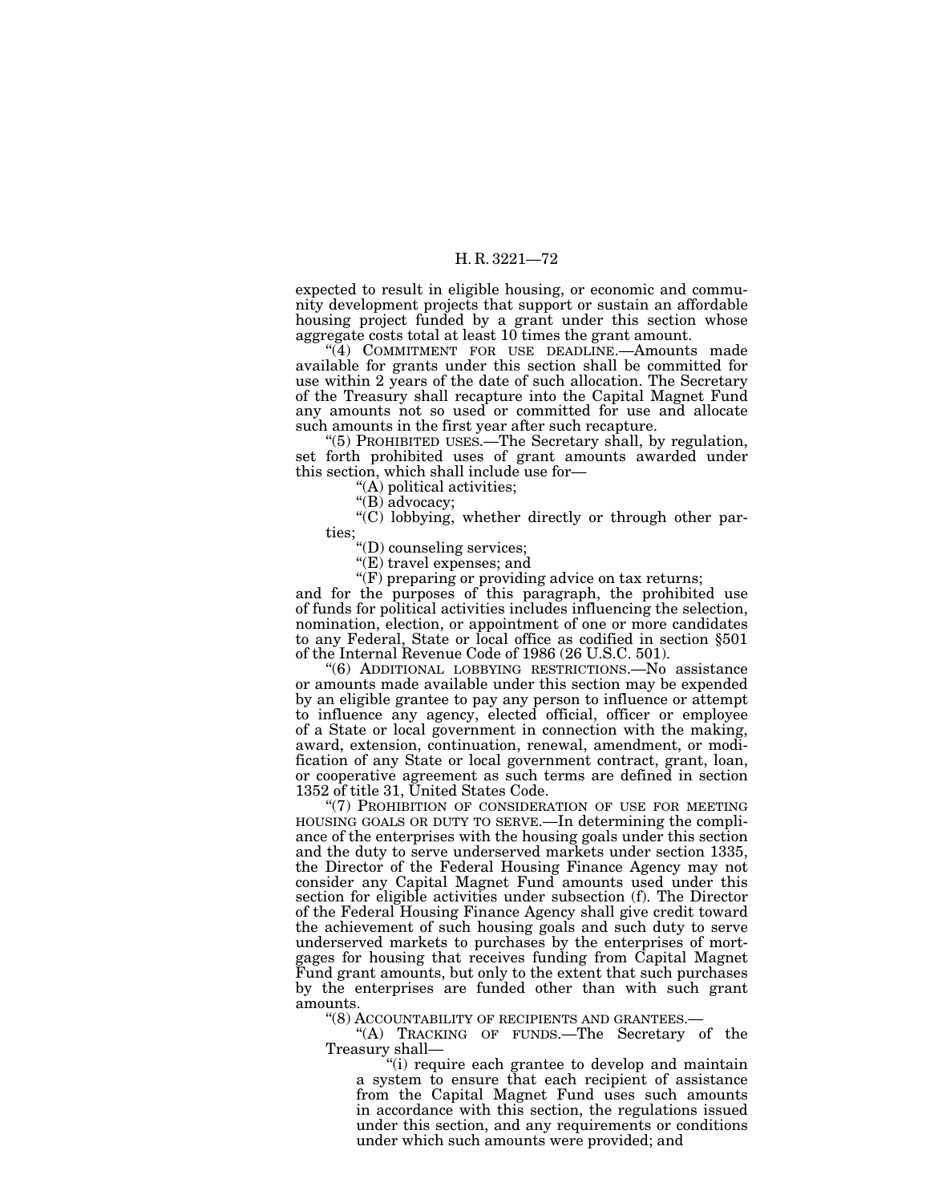expected to result in eligible housing, or economic and community development projects that support or sustain an affordable housing project funded by a grant under this section whose aggregate costs total at least 10 times the grant amount.

"(4) COMMITMENT FOR USE DEADLINE.—Amounts made available for grants under this section shall be committed for use within 2 years of the date of such allocation. The Secretary of the Treasury shall recapture into the Capital Magnet Fund any amounts not so used or committed for use and allocate such amounts in the first year after such recapture.

"(5) PROHIBITED USES.—The Secretary shall, by regulation, set forth prohibited uses of grant amounts awarded under this section, which shall include use for—

"(A) political activities;

"(B) advocacy;

"(C) lobbying, whether directly or through other parties;

"(D) counseling services;

"(E) travel expenses; and

"(F) preparing or providing advice on tax returns;

and for the purposes of this paragraph, the prohibited use of funds for political activities includes influencing the selection, nomination, election, or appointment of one or more candidates to any Federal, State or local office as codified in section §501 of the Internal Revenue Code of 1986 (26 U.S.C. 501).

"(6) ADDITIONAL LOBBYING RESTRICTIONS.—No assistance or amounts made available under this section may be expended by an eligible grantee to pay any person to influence or attempt to influence any agency, elected official, officer or employee of a State or local government in connection with the making, award, extension, continuation, renewal, amendment, or modification of any State or local government contract, grant, loan, or cooperative agreement as such terms are defined in section 1352 of title 31, United States Code.

"(7) PROHIBITION OF CONSIDERATION OF USE FOR MEETING HOUSING GOALS OR DUTY TO SERVE.—In determining the compliance of the enterprises with the housing goals under this section and the duty to serve underserved markets under section 1335, the Director of the Federal Housing Finance Agency may not consider any Capital Magnet Fund amounts used under this section for eligible activities under subsection (f). The Director of the Federal Housing Finance Agency shall give credit toward the achievement of such housing goals and such duty to serve underserved markets to purchases by the enterprises of mortgages for housing that receives funding from Capital Magnet Fund grant amounts, but only to the extent that such purchases by the enterprises are funded other than with such grant amounts.

"(8) ACCOUNTABILITY OF RECIPIENTS AND GRANTEES.—

"(A) TRACKING OF FUNDS.—The Secretary of the Treasury shall—

"(i) require each grantee to develop and maintain a system to ensure that each recipient of assistance from the Capital Magnet Fund uses such amounts in accordance with this section, the regulations issued under this section, and any requirements or conditions under which such amounts were provided; and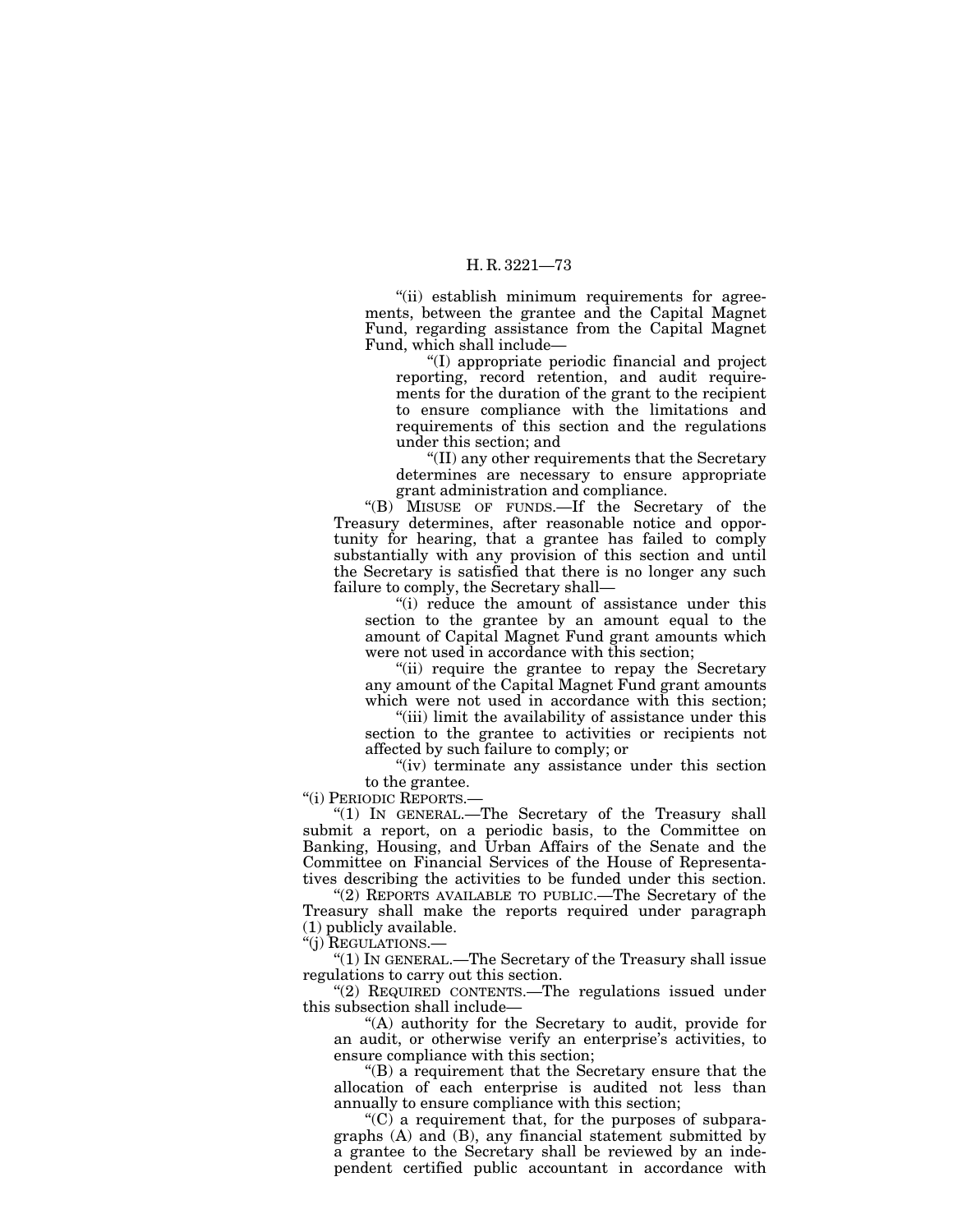"(ii) establish minimum requirements for agreements, between the grantee and the Capital Magnet Fund, regarding assistance from the Capital Magnet Fund, which shall include—

"(I) appropriate periodic financial and project reporting, record retention, and audit requirements for the duration of the grant to the recipient to ensure compliance with the limitations and requirements of this section and the regulations under this section; and

"(II) any other requirements that the Secretary determines are necessary to ensure appropriate grant administration and compliance.

"(B) MISUSE OF FUNDS.—If the Secretary of the Treasury determines, after reasonable notice and opportunity for hearing, that a grantee has failed to comply substantially with any provision of this section and until the Secretary is satisfied that there is no longer any such failure to comply, the Secretary shall—

"(i) reduce the amount of assistance under this section to the grantee by an amount equal to the amount of Capital Magnet Fund grant amounts which were not used in accordance with this section;

"(ii) require the grantee to repay the Secretary any amount of the Capital Magnet Fund grant amounts which were not used in accordance with this section;

"(iii) limit the availability of assistance under this section to the grantee to activities or recipients not affected by such failure to comply; or

"(iv) terminate any assistance under this section to the grantee.

"(i) PERIODIC REPORTS.—

"(1) IN GENERAL.—The Secretary of the Treasury shall submit a report, on a periodic basis, to the Committee on Banking, Housing, and Urban Affairs of the Senate and the Committee on Financial Services of the House of Representatives describing the activities to be funded under this section.

"(2) REPORTS AVAILABLE TO PUBLIC.—The Secretary of the Treasury shall make the reports required under paragraph (1) publicly available.

"(j) REGULATIONS.—

"(1) IN GENERAL.—The Secretary of the Treasury shall issue regulations to carry out this section.

"(2) REQUIRED CONTENTS.—The regulations issued under this subsection shall include—

"(A) authority for the Secretary to audit, provide for an audit, or otherwise verify an enterprise's activities, to ensure compliance with this section;

"(B) a requirement that the Secretary ensure that the allocation of each enterprise is audited not less than annually to ensure compliance with this section;

"(C) a requirement that, for the purposes of subparagraphs (A) and (B), any financial statement submitted by a grantee to the Secretary shall be reviewed by an independent certified public accountant in accordance with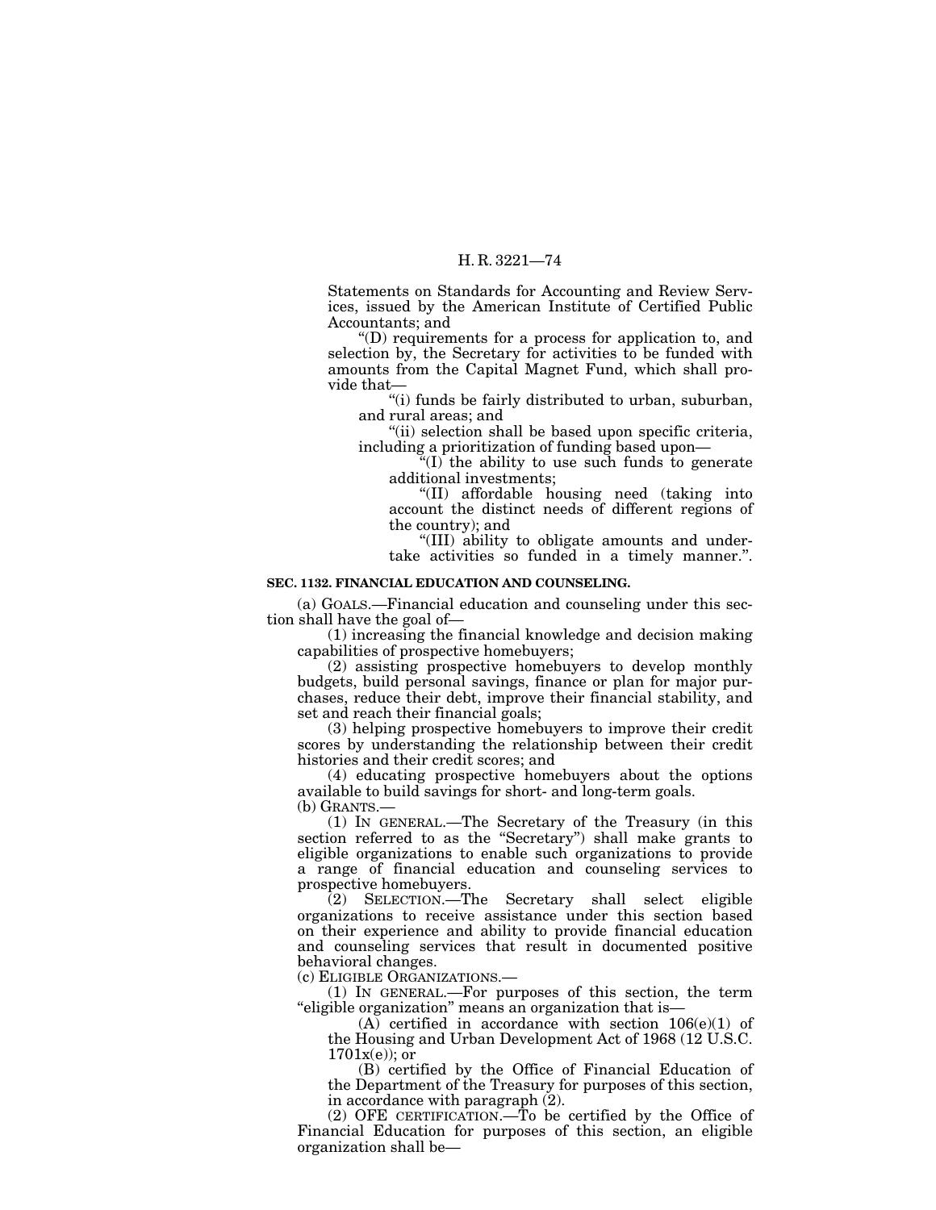Statements on Standards for Accounting and Review Services, issued by the American Institute of Certified Public Accountants; and

"(D) requirements for a process for application to, and selection by, the Secretary for activities to be funded with amounts from the Capital Magnet Fund, which shall provide that—

"(i) funds be fairly distributed to urban, suburban, and rural areas; and

"(ii) selection shall be based upon specific criteria, including a prioritization of funding based upon—

"(I) the ability to use such funds to generate additional investments;

"(II) affordable housing need (taking into account the distinct needs of different regions of the country); and

"(III) ability to obligate amounts and undertake activities so funded in a timely manner.".

**SEC. 1132. FINANCIAL EDUCATION AND COUNSELING.**

(a) GOALS.—Financial education and counseling under this section shall have the goal of—

(1) increasing the financial knowledge and decision making capabilities of prospective homebuyers;

(2) assisting prospective homebuyers to develop monthly budgets, build personal savings, finance or plan for major purchases, reduce their debt, improve their financial stability, and set and reach their financial goals;

(3) helping prospective homebuyers to improve their credit scores by understanding the relationship between their credit histories and their credit scores; and

(4) educating prospective homebuyers about the options available to build savings for short- and long-term goals.

(b) GRANTS.—

(1) IN GENERAL.—The Secretary of the Treasury (in this section referred to as the "Secretary") shall make grants to eligible organizations to enable such organizations to provide a range of financial education and counseling services to prospective homebuyers.

(2) SELECTION.—The Secretary shall select eligible organizations to receive assistance under this section based on their experience and ability to provide financial education and counseling services that result in documented positive behavioral changes.

(c) ELIGIBLE ORGANIZATIONS.—

(1) IN GENERAL.—For purposes of this section, the term "eligible organization" means an organization that is—

(A) certified in accordance with section 106(e)(1) of the Housing and Urban Development Act of 1968 (12 U.S.C. 1701x(e)); or

(B) certified by the Office of Financial Education of the Department of the Treasury for purposes of this section, in accordance with paragraph (2).

(2) OFE CERTIFICATION.—To be certified by the Office of Financial Education for purposes of this section, an eligible organization shall be—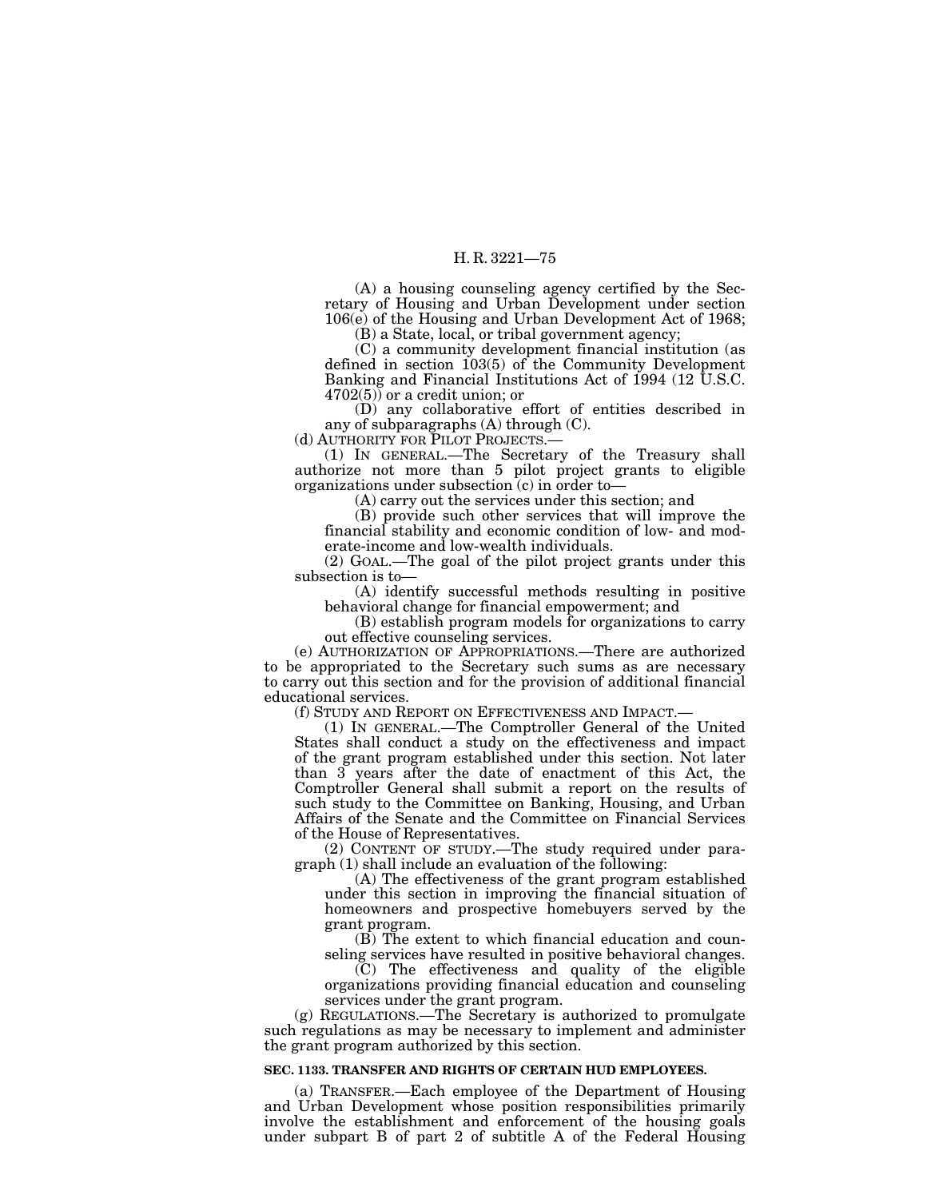(A) a housing counseling agency certified by the Secretary of Housing and Urban Development under section 106(e) of the Housing and Urban Development Act of 1968;

(B) a State, local, or tribal government agency;

(C) a community development financial institution (as defined in section 103(5) of the Community Development Banking and Financial Institutions Act of 1994 (12 U.S.C. 4702(5)) or a credit union; or

(D) any collaborative effort of entities described in any of subparagraphs (A) through (C).

(d) AUTHORITY FOR PILOT PROJECTS.—

(1) IN GENERAL.—The Secretary of the Treasury shall authorize not more than 5 pilot project grants to eligible organizations under subsection (c) in order to—

(A) carry out the services under this section; and

(B) provide such other services that will improve the financial stability and economic condition of low- and moderate-income and low-wealth individuals.

(2) GOAL.—The goal of the pilot project grants under this subsection is to—

(A) identify successful methods resulting in positive behavioral change for financial empowerment; and

(B) establish program models for organizations to carry out effective counseling services.

(e) AUTHORIZATION OF APPROPRIATIONS.—There are authorized to be appropriated to the Secretary such sums as are necessary to carry out this section and for the provision of additional financial educational services.

(f) STUDY AND REPORT ON EFFECTIVENESS AND IMPACT.—

(1) IN GENERAL.—The Comptroller General of the United States shall conduct a study on the effectiveness and impact of the grant program established under this section. Not later than 3 years after the date of enactment of this Act, the Comptroller General shall submit a report on the results of such study to the Committee on Banking, Housing, and Urban Affairs of the Senate and the Committee on Financial Services of the House of Representatives.

(2) CONTENT OF STUDY.—The study required under paragraph (1) shall include an evaluation of the following:

(A) The effectiveness of the grant program established under this section in improving the financial situation of homeowners and prospective homebuyers served by the grant program.

(B) The extent to which financial education and counseling services have resulted in positive behavioral changes.

(C) The effectiveness and quality of the eligible organizations providing financial education and counseling services under the grant program.

(g) REGULATIONS.—The Secretary is authorized to promulgate such regulations as may be necessary to implement and administer the grant program authorized by this section.

**SEC. 1133. TRANSFER AND RIGHTS OF CERTAIN HUD EMPLOYEES.**

(a) TRANSFER.—Each employee of the Department of Housing and Urban Development whose position responsibilities primarily involve the establishment and enforcement of the housing goals under subpart B of part 2 of subtitle A of the Federal Housing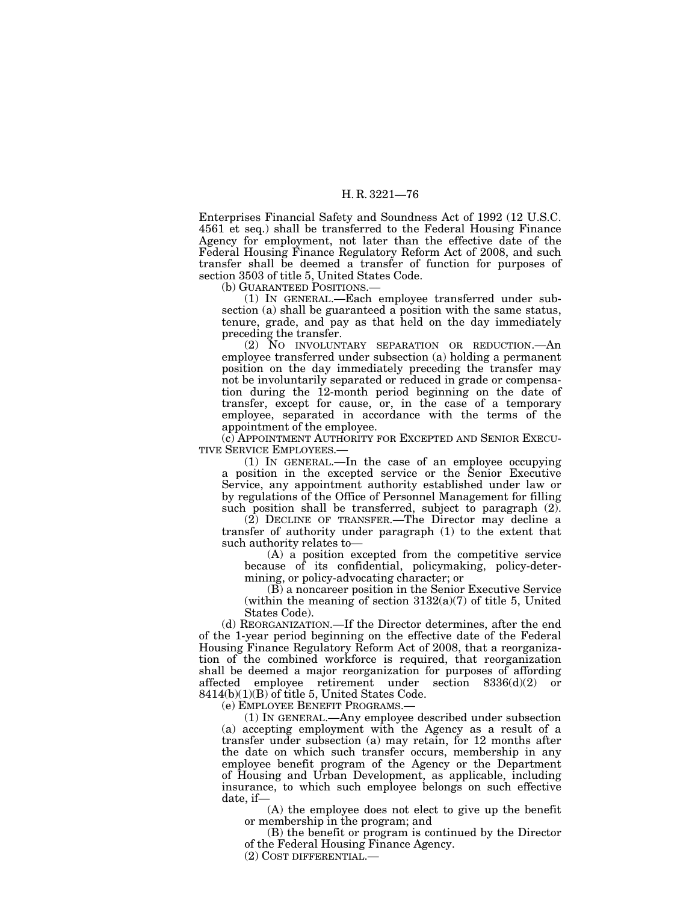Enterprises Financial Safety and Soundness Act of 1992 (12 U.S.C. 4561 et seq.) shall be transferred to the Federal Housing Finance Agency for employment, not later than the effective date of the Federal Housing Finance Regulatory Reform Act of 2008, and such transfer shall be deemed a transfer of function for purposes of section 3503 of title 5, United States Code.

(b) GUARANTEED POSITIONS.—

(1) IN GENERAL.—Each employee transferred under subsection (a) shall be guaranteed a position with the same status, tenure, grade, and pay as that held on the day immediately preceding the transfer.

(2) NO INVOLUNTARY SEPARATION OR REDUCTION.—An employee transferred under subsection (a) holding a permanent position on the day immediately preceding the transfer may not be involuntarily separated or reduced in grade or compensation during the 12-month period beginning on the date of transfer, except for cause, or, in the case of a temporary employee, separated in accordance with the terms of the appointment of the employee.

(c) APPOINTMENT AUTHORITY FOR EXCEPTED AND SENIOR EXECUTIVE SERVICE EMPLOYEES.—

(1) IN GENERAL.—In the case of an employee occupying a position in the excepted service or the Senior Executive Service, any appointment authority established under law or by regulations of the Office of Personnel Management for filling such position shall be transferred, subject to paragraph (2).

(2) DECLINE OF TRANSFER.—The Director may decline a transfer of authority under paragraph (1) to the extent that such authority relates to—

(A) a position excepted from the competitive service because of its confidential, policymaking, policy-determining, or policy-advocating character; or

(B) a noncareer position in the Senior Executive Service (within the meaning of section 3132(a)(7) of title 5, United States Code).

(d) REORGANIZATION.—If the Director determines, after the end of the 1-year period beginning on the effective date of the Federal Housing Finance Regulatory Reform Act of 2008, that a reorganization of the combined workforce is required, that reorganization shall be deemed a major reorganization for purposes of affording affected employee retirement under section 8336(d)(2) or 8414(b)(1)(B) of title 5, United States Code.

(e) EMPLOYEE BENEFIT PROGRAMS.—

(1) IN GENERAL.—Any employee described under subsection (a) accepting employment with the Agency as a result of a transfer under subsection (a) may retain, for 12 months after the date on which such transfer occurs, membership in any employee benefit program of the Agency or the Department of Housing and Urban Development, as applicable, including insurance, to which such employee belongs on such effective date, if—

(A) the employee does not elect to give up the benefit or membership in the program; and

(B) the benefit or program is continued by the Director of the Federal Housing Finance Agency.

(2) COST DIFFERENTIAL.—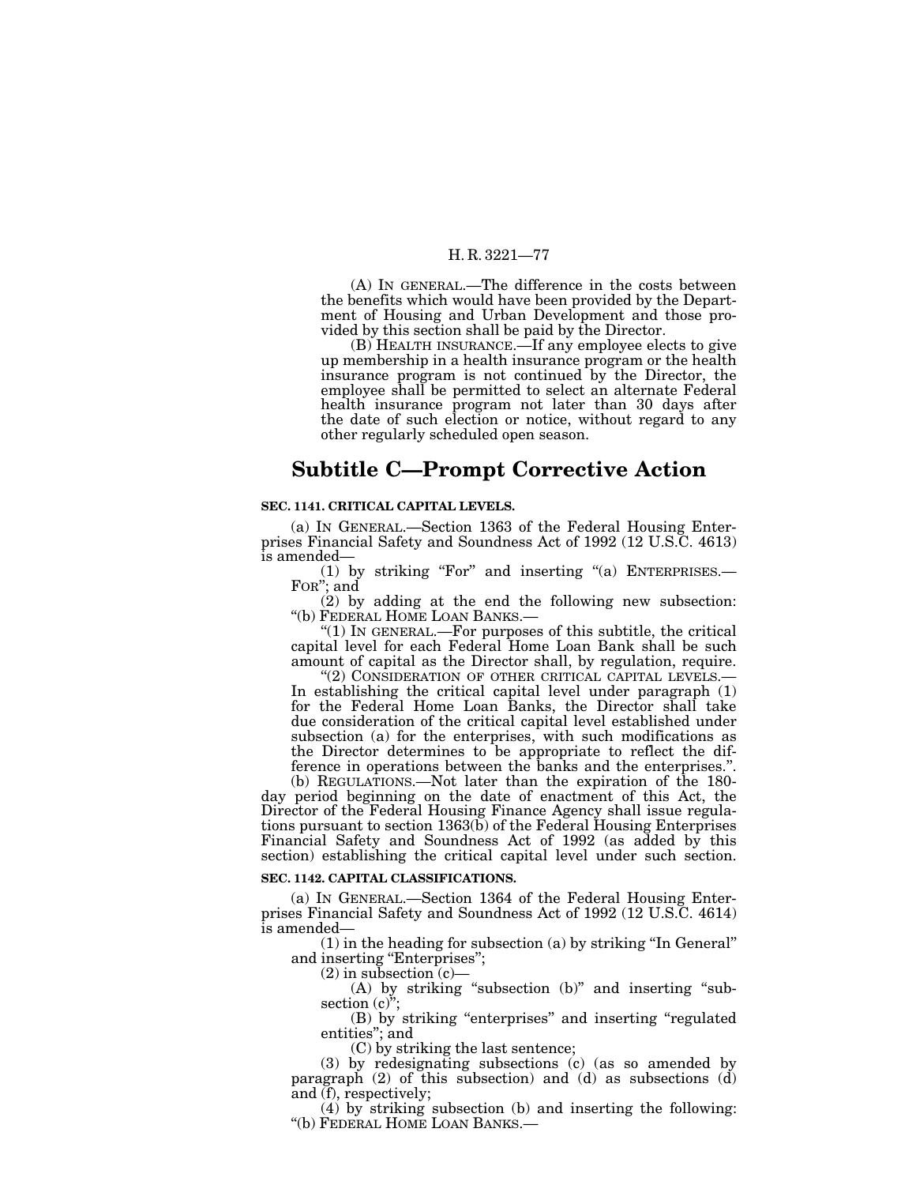(A) IN GENERAL.—The difference in the costs between the benefits which would have been provided by the Department of Housing and Urban Development and those provided by this section shall be paid by the Director.

(B) HEALTH INSURANCE.—If any employee elects to give up membership in a health insurance program or the health insurance program is not continued by the Director, the employee shall be permitted to select an alternate Federal health insurance program not later than 30 days after the date of such election or notice, without regard to any other regularly scheduled open season.

## Subtitle C—Prompt Corrective Action

**SEC. 1141. CRITICAL CAPITAL LEVELS.**

(a) IN GENERAL.—Section 1363 of the Federal Housing Enterprises Financial Safety and Soundness Act of 1992 (12 U.S.C. 4613) is amended—

(1) by striking "For" and inserting "(a) ENTERPRISES.—FOR"; and

(2) by adding at the end the following new subsection:

"(b) FEDERAL HOME LOAN BANKS.—

"(1) IN GENERAL.—For purposes of this subtitle, the critical capital level for each Federal Home Loan Bank shall be such amount of capital as the Director shall, by regulation, require.

"(2) CONSIDERATION OF OTHER CRITICAL CAPITAL LEVELS.—In establishing the critical capital level under paragraph (1) for the Federal Home Loan Banks, the Director shall take due consideration of the critical capital level established under subsection (a) for the enterprises, with such modifications as the Director determines to be appropriate to reflect the difference in operations between the banks and the enterprises.".

(b) REGULATIONS.—Not later than the expiration of the 180-day period beginning on the date of enactment of this Act, the Director of the Federal Housing Finance Agency shall issue regulations pursuant to section 1363(b) of the Federal Housing Enterprises Financial Safety and Soundness Act of 1992 (as added by this section) establishing the critical capital level under such section.

**SEC. 1142. CAPITAL CLASSIFICATIONS.**

(a) IN GENERAL.—Section 1364 of the Federal Housing Enterprises Financial Safety and Soundness Act of 1992 (12 U.S.C. 4614) is amended—

(1) in the heading for subsection (a) by striking "In General" and inserting "Enterprises";

(2) in subsection (c)—

(A) by striking "subsection (b)" and inserting "subsection (c)";

(B) by striking "enterprises" and inserting "regulated entities"; and

(C) by striking the last sentence;

(3) by redesignating subsections (c) (as so amended by paragraph (2) of this subsection) and (d) as subsections (d) and (f), respectively;

(4) by striking subsection (b) and inserting the following:

"(b) FEDERAL HOME LOAN BANKS.—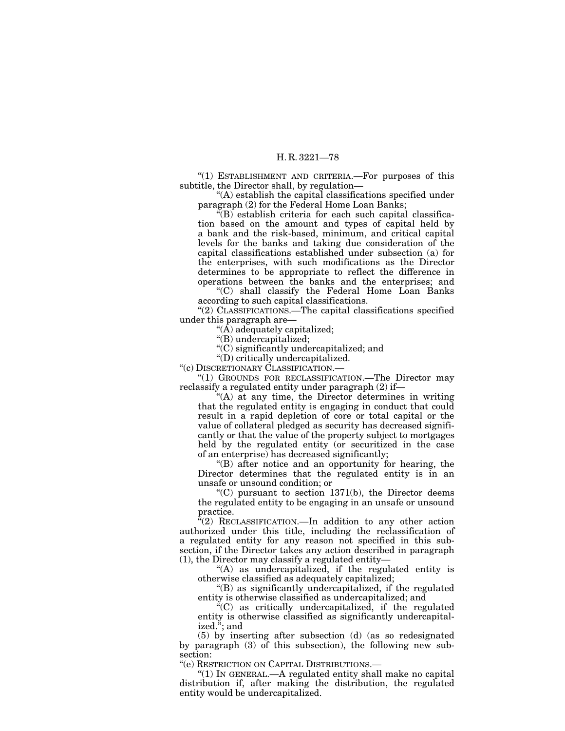"(1) ESTABLISHMENT AND CRITERIA.—For purposes of this subtitle, the Director shall, by regulation—

"(A) establish the capital classifications specified under paragraph (2) for the Federal Home Loan Banks;

"(B) establish criteria for each such capital classification based on the amount and types of capital held by a bank and the risk-based, minimum, and critical capital levels for the banks and taking due consideration of the capital classifications established under subsection (a) for the enterprises, with such modifications as the Director determines to be appropriate to reflect the difference in operations between the banks and the enterprises; and

"(C) shall classify the Federal Home Loan Banks according to such capital classifications.

"(2) CLASSIFICATIONS.—The capital classifications specified under this paragraph are—

"(A) adequately capitalized;

"(B) undercapitalized;

"(C) significantly undercapitalized; and

"(D) critically undercapitalized.

"(c) DISCRETIONARY CLASSIFICATION.—

"(1) GROUNDS FOR RECLASSIFICATION.—The Director may reclassify a regulated entity under paragraph (2) if—

"(A) at any time, the Director determines in writing that the regulated entity is engaging in conduct that could result in a rapid depletion of core or total capital or the value of collateral pledged as security has decreased significantly or that the value of the property subject to mortgages held by the regulated entity (or securitized in the case of an enterprise) has decreased significantly;

"(B) after notice and an opportunity for hearing, the Director determines that the regulated entity is in an unsafe or unsound condition; or

"(C) pursuant to section 1371(b), the Director deems the regulated entity to be engaging in an unsafe or unsound practice.

"(2) RECLASSIFICATION.—In addition to any other action authorized under this title, including the reclassification of a regulated entity for any reason not specified in this subsection, if the Director takes any action described in paragraph (1), the Director may classify a regulated entity—

"(A) as undercapitalized, if the regulated entity is otherwise classified as adequately capitalized;

"(B) as significantly undercapitalized, if the regulated entity is otherwise classified as undercapitalized; and

"(C) as critically undercapitalized, if the regulated entity is otherwise classified as significantly undercapitalized."; and

(5) by inserting after subsection (d) (as so redesignated by paragraph (3) of this subsection), the following new subsection:

"(e) RESTRICTION ON CAPITAL DISTRIBUTIONS.—

"(1) IN GENERAL.—A regulated entity shall make no capital distribution if, after making the distribution, the regulated entity would be undercapitalized.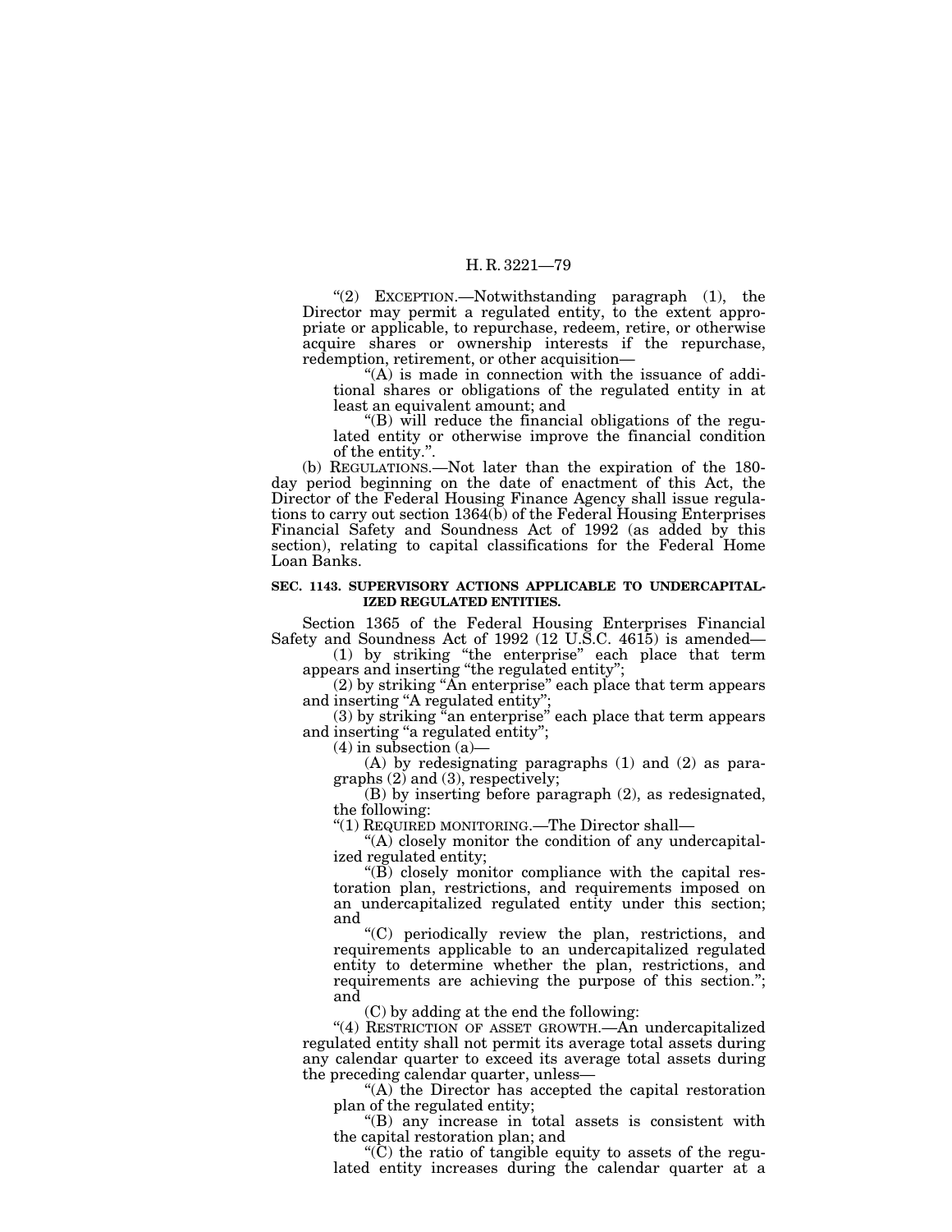"(2) EXCEPTION.—Notwithstanding paragraph (1), the Director may permit a regulated entity, to the extent appropriate or applicable, to repurchase, redeem, retire, or otherwise acquire shares or ownership interests if the repurchase, redemption, retirement, or other acquisition—

"(A) is made in connection with the issuance of additional shares or obligations of the regulated entity in at least an equivalent amount; and

"(B) will reduce the financial obligations of the regulated entity or otherwise improve the financial condition of the entity.".

(b) REGULATIONS.—Not later than the expiration of the 180-day period beginning on the date of enactment of this Act, the Director of the Federal Housing Finance Agency shall issue regulations to carry out section 1364(b) of the Federal Housing Enterprises Financial Safety and Soundness Act of 1992 (as added by this section), relating to capital classifications for the Federal Home Loan Banks.

**SEC. 1143. SUPERVISORY ACTIONS APPLICABLE TO UNDERCAPITALIZED REGULATED ENTITIES.**

Section 1365 of the Federal Housing Enterprises Financial Safety and Soundness Act of 1992 (12 U.S.C. 4615) is amended—

(1) by striking "the enterprise" each place that term appears and inserting "the regulated entity";

(2) by striking "An enterprise" each place that term appears and inserting "A regulated entity";

(3) by striking "an enterprise" each place that term appears and inserting "a regulated entity";

(4) in subsection (a)—

(A) by redesignating paragraphs (1) and (2) as paragraphs (2) and (3), respectively;

(B) by inserting before paragraph (2), as redesignated, the following:

"(1) REQUIRED MONITORING.—The Director shall—

"(A) closely monitor the condition of any undercapitalized regulated entity;

"(B) closely monitor compliance with the capital restoration plan, restrictions, and requirements imposed on an undercapitalized regulated entity under this section; and

"(C) periodically review the plan, restrictions, and requirements applicable to an undercapitalized regulated entity to determine whether the plan, restrictions, and requirements are achieving the purpose of this section."; and

(C) by adding at the end the following:

"(4) RESTRICTION OF ASSET GROWTH.—An undercapitalized regulated entity shall not permit its average total assets during any calendar quarter to exceed its average total assets during the preceding calendar quarter, unless—

"(A) the Director has accepted the capital restoration plan of the regulated entity;

"(B) any increase in total assets is consistent with the capital restoration plan; and

"(C) the ratio of tangible equity to assets of the regulated entity increases during the calendar quarter at a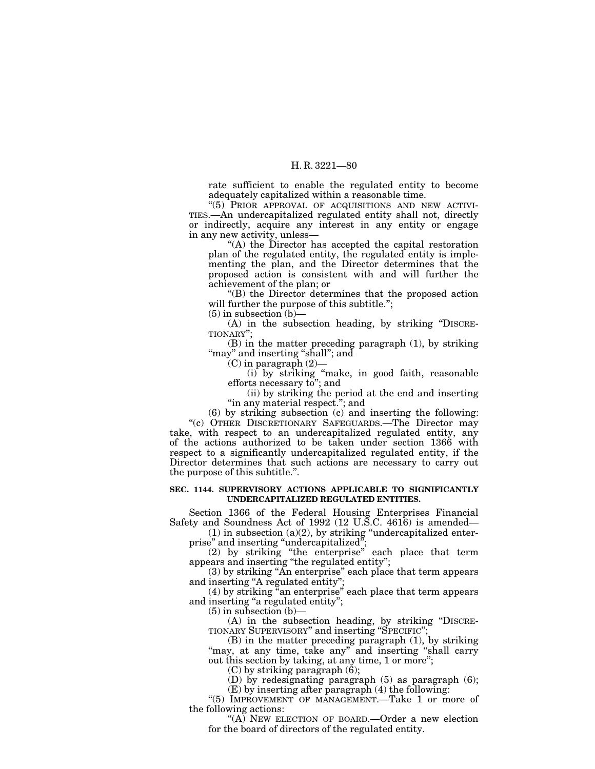rate sufficient to enable the regulated entity to become adequately capitalized within a reasonable time.

"(5) PRIOR APPROVAL OF ACQUISITIONS AND NEW ACTIVITIES.—An undercapitalized regulated entity shall not, directly or indirectly, acquire any interest in any entity or engage in any new activity, unless—

"(A) the Director has accepted the capital restoration plan of the regulated entity, the regulated entity is implementing the plan, and the Director determines that the proposed action is consistent with and will further the achievement of the plan; or

"(B) the Director determines that the proposed action will further the purpose of this subtitle.";

(5) in subsection (b)—

(A) in the subsection heading, by striking "DISCRETIONARY";

(B) in the matter preceding paragraph (1), by striking "may" and inserting "shall"; and

(C) in paragraph (2)—

(i) by striking "make, in good faith, reasonable efforts necessary to"; and

(ii) by striking the period at the end and inserting "in any material respect."; and

(6) by striking subsection (c) and inserting the following:

"(c) OTHER DISCRETIONARY SAFEGUARDS.—The Director may take, with respect to an undercapitalized regulated entity, any of the actions authorized to be taken under section 1366 with respect to a significantly undercapitalized regulated entity, if the Director determines that such actions are necessary to carry out the purpose of this subtitle.".

**SEC. 1144. SUPERVISORY ACTIONS APPLICABLE TO SIGNIFICANTLY UNDERCAPITALIZED REGULATED ENTITIES.**

Section 1366 of the Federal Housing Enterprises Financial Safety and Soundness Act of 1992 (12 U.S.C. 4616) is amended—

(1) in subsection (a)(2), by striking "undercapitalized enterprise" and inserting "undercapitalized";

(2) by striking "the enterprise" each place that term appears and inserting "the regulated entity";

(3) by striking "An enterprise" each place that term appears and inserting "A regulated entity";

(4) by striking "an enterprise" each place that term appears and inserting "a regulated entity";

(5) in subsection (b)—

(A) in the subsection heading, by striking "DISCRETIONARY SUPERVISORY" and inserting "SPECIFIC";

(B) in the matter preceding paragraph (1), by striking "may, at any time, take any" and inserting "shall carry out this section by taking, at any time, 1 or more";

(C) by striking paragraph (6);

(D) by redesignating paragraph (5) as paragraph (6);

(E) by inserting after paragraph (4) the following:

"(5) IMPROVEMENT OF MANAGEMENT.—Take 1 or more of the following actions:

"(A) NEW ELECTION OF BOARD.—Order a new election for the board of directors of the regulated entity.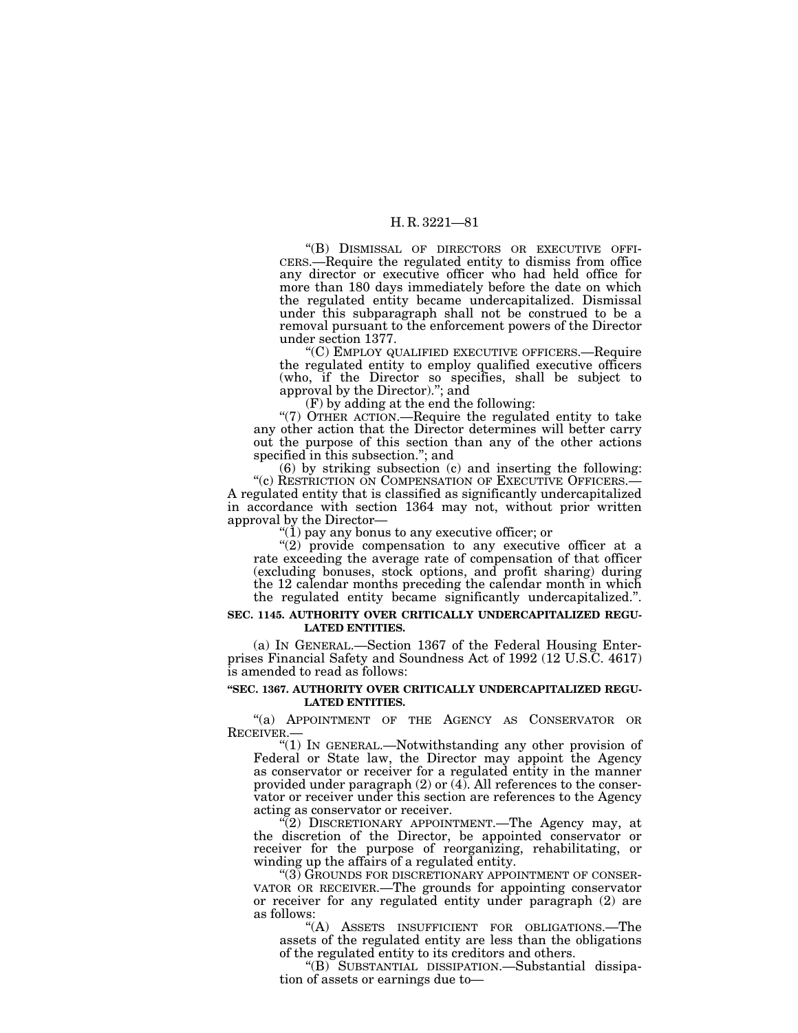"(B) DISMISSAL OF DIRECTORS OR EXECUTIVE OFFICERS.—Require the regulated entity to dismiss from office any director or executive officer who had held office for more than 180 days immediately before the date on which the regulated entity became undercapitalized. Dismissal under this subparagraph shall not be construed to be a removal pursuant to the enforcement powers of the Director under section 1377.

"(C) EMPLOY QUALIFIED EXECUTIVE OFFICERS.—Require the regulated entity to employ qualified executive officers (who, if the Director so specifies, shall be subject to approval by the Director)."; and

(F) by adding at the end the following:

"(7) OTHER ACTION.—Require the regulated entity to take any other action that the Director determines will better carry out the purpose of this section than any of the other actions specified in this subsection."; and

(6) by striking subsection (c) and inserting the following:

"(c) RESTRICTION ON COMPENSATION OF EXECUTIVE OFFICERS.—A regulated entity that is classified as significantly undercapitalized in accordance with section 1364 may not, without prior written approval by the Director—

"(1) pay any bonus to any executive officer; or

"(2) provide compensation to any executive officer at a rate exceeding the average rate of compensation of that officer (excluding bonuses, stock options, and profit sharing) during the 12 calendar months preceding the calendar month in which the regulated entity became significantly undercapitalized.".

**SEC. 1145. AUTHORITY OVER CRITICALLY UNDERCAPITALIZED REGULATED ENTITIES.**

(a) IN GENERAL.—Section 1367 of the Federal Housing Enterprises Financial Safety and Soundness Act of 1992 (12 U.S.C. 4617) is amended to read as follows:

**"SEC. 1367. AUTHORITY OVER CRITICALLY UNDERCAPITALIZED REGULATED ENTITIES.**

"(a) APPOINTMENT OF THE AGENCY AS CONSERVATOR OR RECEIVER.—

"(1) IN GENERAL.—Notwithstanding any other provision of Federal or State law, the Director may appoint the Agency as conservator or receiver for a regulated entity in the manner provided under paragraph (2) or (4). All references to the conservator or receiver under this section are references to the Agency acting as conservator or receiver.

"(2) DISCRETIONARY APPOINTMENT.—The Agency may, at the discretion of the Director, be appointed conservator or receiver for the purpose of reorganizing, rehabilitating, or winding up the affairs of a regulated entity.

"(3) GROUNDS FOR DISCRETIONARY APPOINTMENT OF CONSERVATOR OR RECEIVER.—The grounds for appointing conservator or receiver for any regulated entity under paragraph (2) are as follows:

"(A) ASSETS INSUFFICIENT FOR OBLIGATIONS.—The assets of the regulated entity are less than the obligations of the regulated entity to its creditors and others.

"(B) SUBSTANTIAL DISSIPATION.—Substantial dissipation of assets or earnings due to—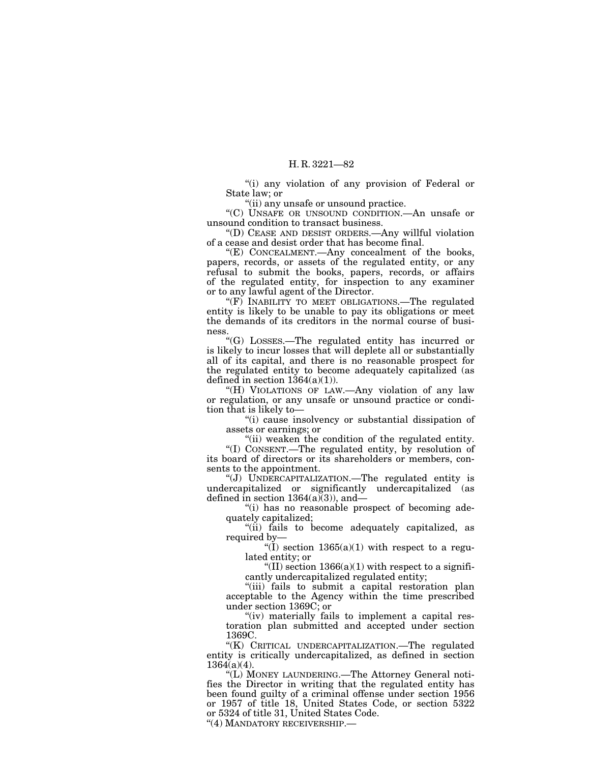"(i) any violation of any provision of Federal or State law; or

"(ii) any unsafe or unsound practice.

"(C) UNSAFE OR UNSOUND CONDITION.—An unsafe or unsound condition to transact business.

"(D) CEASE AND DESIST ORDERS.—Any willful violation of a cease and desist order that has become final.

"(E) CONCEALMENT.—Any concealment of the books, papers, records, or assets of the regulated entity, or any refusal to submit the books, papers, records, or affairs of the regulated entity, for inspection to any examiner or to any lawful agent of the Director.

"(F) INABILITY TO MEET OBLIGATIONS.—The regulated entity is likely to be unable to pay its obligations or meet the demands of its creditors in the normal course of business.

"(G) LOSSES.—The regulated entity has incurred or is likely to incur losses that will deplete all or substantially all of its capital, and there is no reasonable prospect for the regulated entity to become adequately capitalized (as defined in section 1364(a)(1)).

"(H) VIOLATIONS OF LAW.—Any violation of any law or regulation, or any unsafe or unsound practice or condition that is likely to—

"(i) cause insolvency or substantial dissipation of assets or earnings; or

"(ii) weaken the condition of the regulated entity.

"(I) CONSENT.—The regulated entity, by resolution of its board of directors or its shareholders or members, consents to the appointment.

"(J) UNDERCAPITALIZATION.—The regulated entity is undercapitalized or significantly undercapitalized (as defined in section 1364(a)(3)), and—

"(i) has no reasonable prospect of becoming adequately capitalized;

"(ii) fails to become adequately capitalized, as required by—

"(I) section 1365(a)(1) with respect to a regulated entity; or

"(II) section 1366(a)(1) with respect to a significantly undercapitalized regulated entity;

"(iii) fails to submit a capital restoration plan acceptable to the Agency within the time prescribed under section 1369C; or

"(iv) materially fails to implement a capital restoration plan submitted and accepted under section 1369C.

"(K) CRITICAL UNDERCAPITALIZATION.—The regulated entity is critically undercapitalized, as defined in section 1364(a)(4).

"(L) MONEY LAUNDERING.—The Attorney General notifies the Director in writing that the regulated entity has been found guilty of a criminal offense under section 1956 or 1957 of title 18, United States Code, or section 5322 or 5324 of title 31, United States Code.

"(4) MANDATORY RECEIVERSHIP.—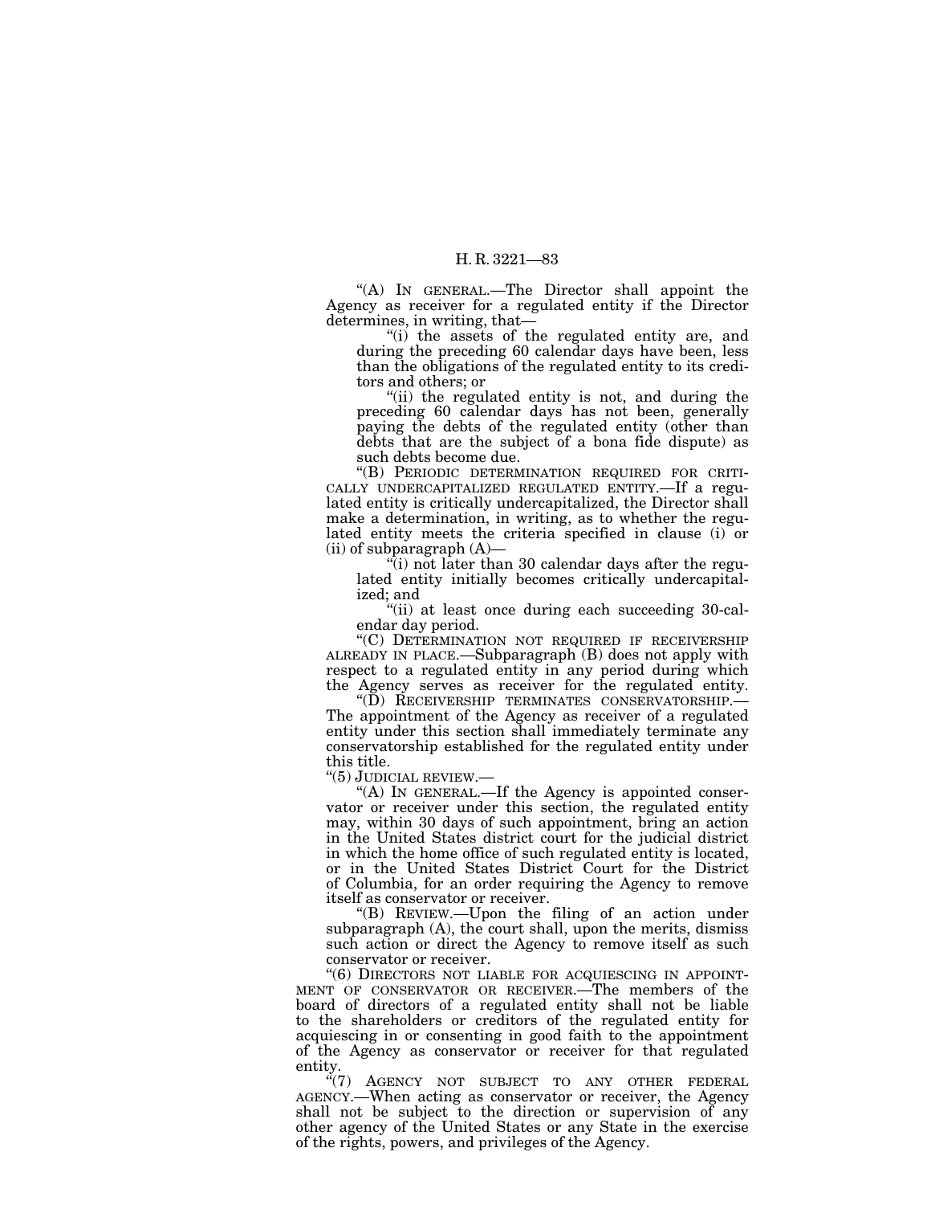"(A) IN GENERAL.—The Director shall appoint the Agency as receiver for a regulated entity if the Director determines, in writing, that—

"(i) the assets of the regulated entity are, and during the preceding 60 calendar days have been, less than the obligations of the regulated entity to its creditors and others; or

"(ii) the regulated entity is not, and during the preceding 60 calendar days has not been, generally paying the debts of the regulated entity (other than debts that are the subject of a bona fide dispute) as such debts become due.

"(B) PERIODIC DETERMINATION REQUIRED FOR CRITICALLY UNDERCAPITALIZED REGULATED ENTITY.—If a regulated entity is critically undercapitalized, the Director shall make a determination, in writing, as to whether the regulated entity meets the criteria specified in clause (i) or (ii) of subparagraph (A)—

"(i) not later than 30 calendar days after the regulated entity initially becomes critically undercapitalized; and

"(ii) at least once during each succeeding 30-calendar day period.

"(C) DETERMINATION NOT REQUIRED IF RECEIVERSHIP ALREADY IN PLACE.—Subparagraph (B) does not apply with respect to a regulated entity in any period during which the Agency serves as receiver for the regulated entity.

"(D) RECEIVERSHIP TERMINATES CONSERVATORSHIP.—The appointment of the Agency as receiver of a regulated entity under this section shall immediately terminate any conservatorship established for the regulated entity under this title.

"(5) JUDICIAL REVIEW.—

"(A) IN GENERAL.—If the Agency is appointed conservator or receiver under this section, the regulated entity may, within 30 days of such appointment, bring an action in the United States district court for the judicial district in which the home office of such regulated entity is located, or in the United States District Court for the District of Columbia, for an order requiring the Agency to remove itself as conservator or receiver.

"(B) REVIEW.—Upon the filing of an action under subparagraph (A), the court shall, upon the merits, dismiss such action or direct the Agency to remove itself as such conservator or receiver.

"(6) DIRECTORS NOT LIABLE FOR ACQUIESCING IN APPOINTMENT OF CONSERVATOR OR RECEIVER.—The members of the board of directors of a regulated entity shall not be liable to the shareholders or creditors of the regulated entity for acquiescing in or consenting in good faith to the appointment of the Agency as conservator or receiver for that regulated entity.

"(7) AGENCY NOT SUBJECT TO ANY OTHER FEDERAL AGENCY.—When acting as conservator or receiver, the Agency shall not be subject to the direction or supervision of any other agency of the United States or any State in the exercise of the rights, powers, and privileges of the Agency.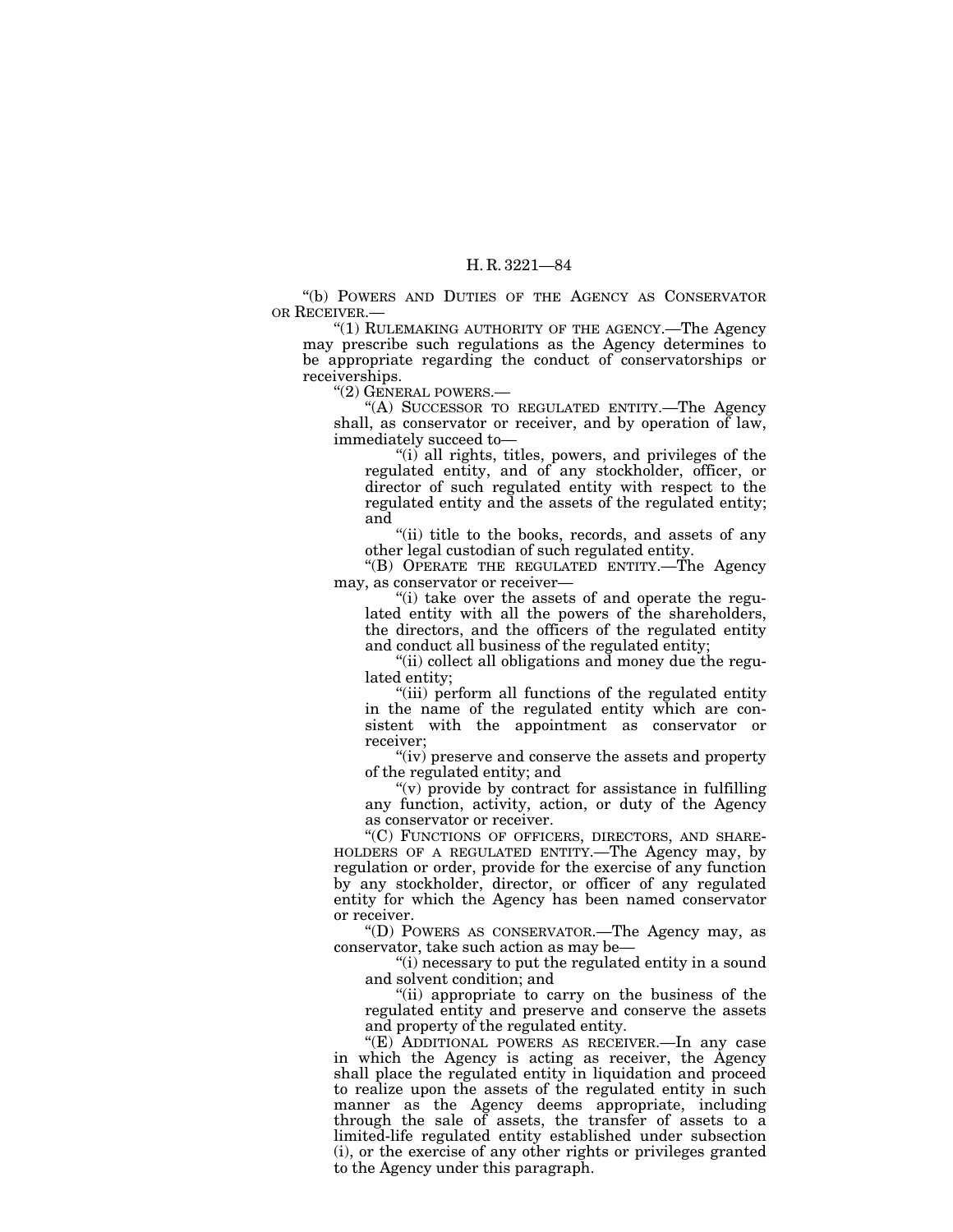"(b) POWERS AND DUTIES OF THE AGENCY AS CONSERVATOR OR RECEIVER.—

"(1) RULEMAKING AUTHORITY OF THE AGENCY.—The Agency may prescribe such regulations as the Agency determines to be appropriate regarding the conduct of conservatorships or receiverships.

"(2) GENERAL POWERS.—

"(A) SUCCESSOR TO REGULATED ENTITY.—The Agency shall, as conservator or receiver, and by operation of law, immediately succeed to—

"(i) all rights, titles, powers, and privileges of the regulated entity, and of any stockholder, officer, or director of such regulated entity with respect to the regulated entity and the assets of the regulated entity; and

"(ii) title to the books, records, and assets of any other legal custodian of such regulated entity.

"(B) OPERATE THE REGULATED ENTITY.—The Agency may, as conservator or receiver—

"(i) take over the assets of and operate the regulated entity with all the powers of the shareholders, the directors, and the officers of the regulated entity and conduct all business of the regulated entity;

"(ii) collect all obligations and money due the regulated entity;

"(iii) perform all functions of the regulated entity in the name of the regulated entity which are consistent with the appointment as conservator or receiver;

"(iv) preserve and conserve the assets and property of the regulated entity; and

"(v) provide by contract for assistance in fulfilling any function, activity, action, or duty of the Agency as conservator or receiver.

"(C) FUNCTIONS OF OFFICERS, DIRECTORS, AND SHAREHOLDERS OF A REGULATED ENTITY.—The Agency may, by regulation or order, provide for the exercise of any function by any stockholder, director, or officer of any regulated entity for which the Agency has been named conservator or receiver.

"(D) POWERS AS CONSERVATOR.—The Agency may, as conservator, take such action as may be—

"(i) necessary to put the regulated entity in a sound and solvent condition; and

"(ii) appropriate to carry on the business of the regulated entity and preserve and conserve the assets and property of the regulated entity.

"(E) ADDITIONAL POWERS AS RECEIVER.—In any case in which the Agency is acting as receiver, the Agency shall place the regulated entity in liquidation and proceed to realize upon the assets of the regulated entity in such manner as the Agency deems appropriate, including through the sale of assets, the transfer of assets to a limited-life regulated entity established under subsection (i), or the exercise of any other rights or privileges granted to the Agency under this paragraph.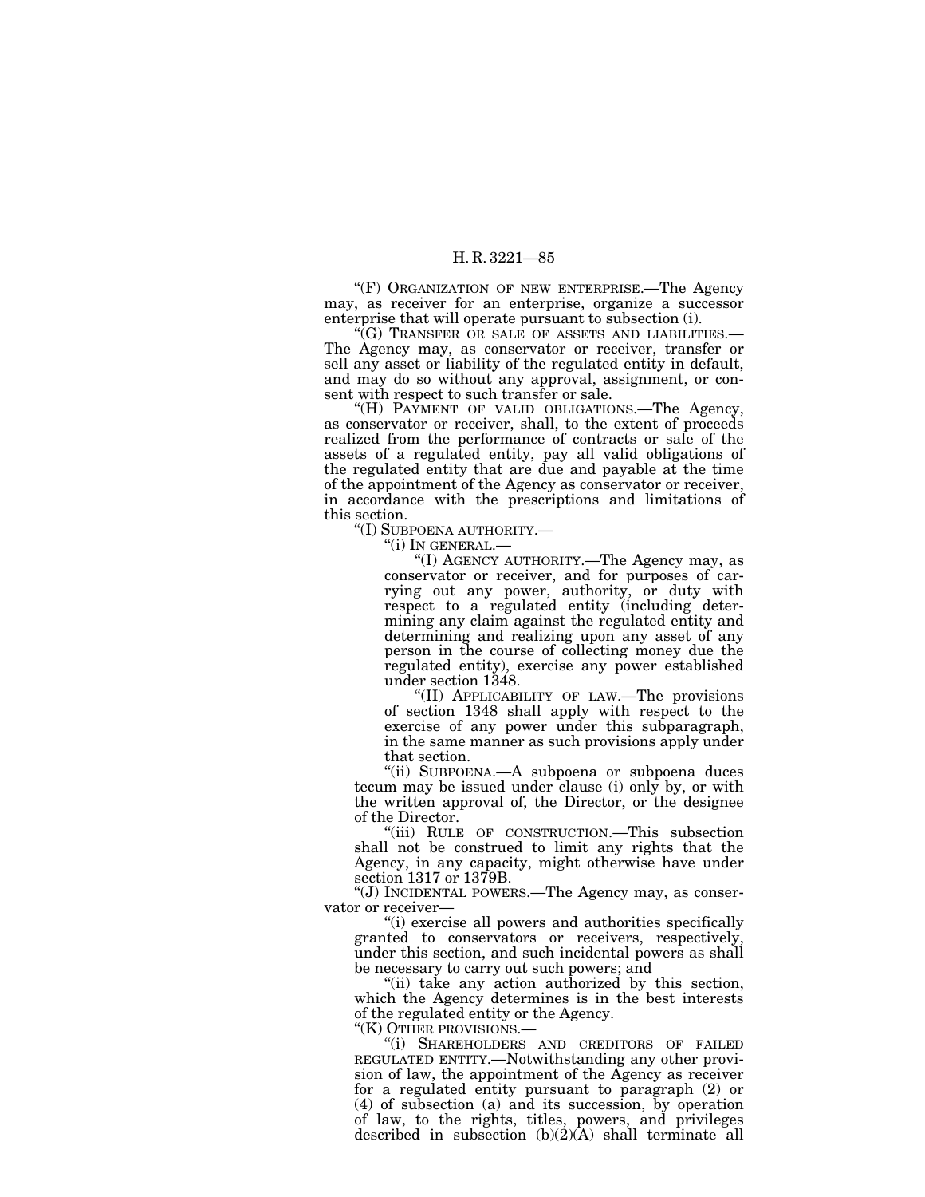"(F) ORGANIZATION OF NEW ENTERPRISE.—The Agency may, as receiver for an enterprise, organize a successor enterprise that will operate pursuant to subsection (i).

"(G) TRANSFER OR SALE OF ASSETS AND LIABILITIES.—The Agency may, as conservator or receiver, transfer or sell any asset or liability of the regulated entity in default, and may do so without any approval, assignment, or consent with respect to such transfer or sale.

"(H) PAYMENT OF VALID OBLIGATIONS.—The Agency, as conservator or receiver, shall, to the extent of proceeds realized from the performance of contracts or sale of the assets of a regulated entity, pay all valid obligations of the regulated entity that are due and payable at the time of the appointment of the Agency as conservator or receiver, in accordance with the prescriptions and limitations of this section.

"(I) SUBPOENA AUTHORITY.—

"(i) IN GENERAL.—

"(I) AGENCY AUTHORITY.—The Agency may, as conservator or receiver, and for purposes of carrying out any power, authority, or duty with respect to a regulated entity (including determining any claim against the regulated entity and determining and realizing upon any asset of any person in the course of collecting money due the regulated entity), exercise any power established under section 1348.

"(II) APPLICABILITY OF LAW.—The provisions of section 1348 shall apply with respect to the exercise of any power under this subparagraph, in the same manner as such provisions apply under that section.

"(ii) SUBPOENA.—A subpoena or subpoena duces tecum may be issued under clause (i) only by, or with the written approval of, the Director, or the designee of the Director.

"(iii) RULE OF CONSTRUCTION.—This subsection shall not be construed to limit any rights that the Agency, in any capacity, might otherwise have under section 1317 or 1379B.

"(J) INCIDENTAL POWERS.—The Agency may, as conservator or receiver—

"(i) exercise all powers and authorities specifically granted to conservators or receivers, respectively, under this section, and such incidental powers as shall be necessary to carry out such powers; and

"(ii) take any action authorized by this section, which the Agency determines is in the best interests of the regulated entity or the Agency.

"(K) OTHER PROVISIONS.—

"(i) SHAREHOLDERS AND CREDITORS OF FAILED REGULATED ENTITY.—Notwithstanding any other provision of law, the appointment of the Agency as receiver for a regulated entity pursuant to paragraph (2) or (4) of subsection (a) and its succession, by operation of law, to the rights, titles, powers, and privileges described in subsection (b)(2)(A) shall terminate all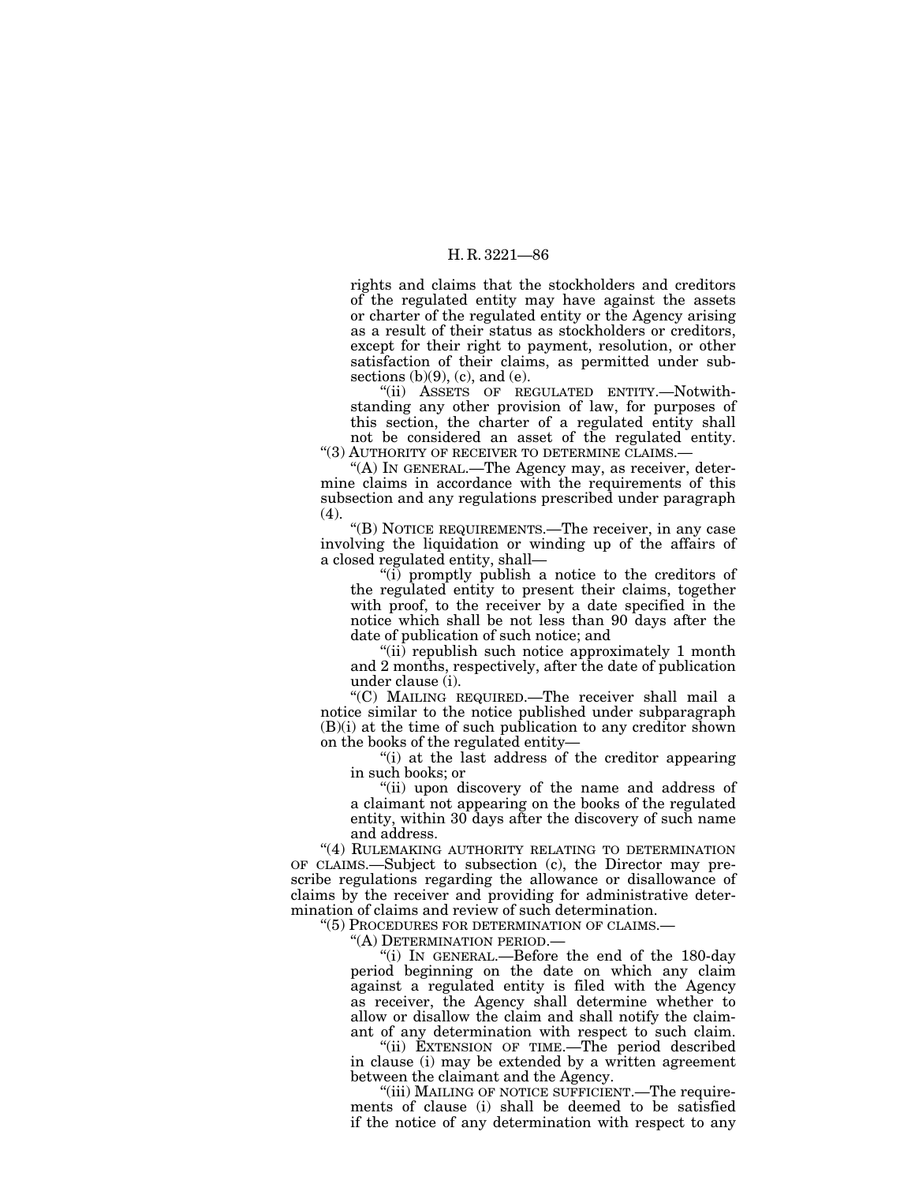rights and claims that the stockholders and creditors of the regulated entity may have against the assets or charter of the regulated entity or the Agency arising as a result of their status as stockholders or creditors, except for their right to payment, resolution, or other satisfaction of their claims, as permitted under subsections (b)(9), (c), and (e).

"(ii) ASSETS OF REGULATED ENTITY.—Notwithstanding any other provision of law, for purposes of this section, the charter of a regulated entity shall not be considered an asset of the regulated entity.

"(3) AUTHORITY OF RECEIVER TO DETERMINE CLAIMS.—

"(A) IN GENERAL.—The Agency may, as receiver, determine claims in accordance with the requirements of this subsection and any regulations prescribed under paragraph (4).

"(B) NOTICE REQUIREMENTS.—The receiver, in any case involving the liquidation or winding up of the affairs of a closed regulated entity, shall—

"(i) promptly publish a notice to the creditors of the regulated entity to present their claims, together with proof, to the receiver by a date specified in the notice which shall be not less than 90 days after the date of publication of such notice; and

"(ii) republish such notice approximately 1 month and 2 months, respectively, after the date of publication under clause (i).

"(C) MAILING REQUIRED.—The receiver shall mail a notice similar to the notice published under subparagraph (B)(i) at the time of such publication to any creditor shown on the books of the regulated entity—

"(i) at the last address of the creditor appearing in such books; or

"(ii) upon discovery of the name and address of a claimant not appearing on the books of the regulated entity, within 30 days after the discovery of such name and address.

"(4) RULEMAKING AUTHORITY RELATING TO DETERMINATION OF CLAIMS.—Subject to subsection (c), the Director may prescribe regulations regarding the allowance or disallowance of claims by the receiver and providing for administrative determination of claims and review of such determination.

"(5) PROCEDURES FOR DETERMINATION OF CLAIMS.—

"(A) DETERMINATION PERIOD.—

"(i) IN GENERAL.—Before the end of the 180-day period beginning on the date on which any claim against a regulated entity is filed with the Agency as receiver, the Agency shall determine whether to allow or disallow the claim and shall notify the claimant of any determination with respect to such claim.

"(ii) EXTENSION OF TIME.—The period described in clause (i) may be extended by a written agreement between the claimant and the Agency.

"(iii) MAILING OF NOTICE SUFFICIENT.—The requirements of clause (i) shall be deemed to be satisfied if the notice of any determination with respect to any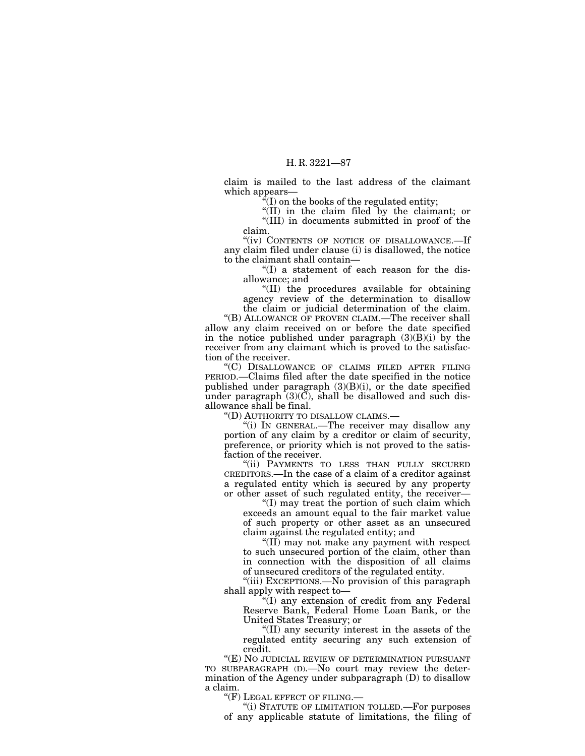claim is mailed to the last address of the claimant which appears—

"(I) on the books of the regulated entity;

"(II) in the claim filed by the claimant; or

"(III) in documents submitted in proof of the claim.

"(iv) CONTENTS OF NOTICE OF DISALLOWANCE.—If any claim filed under clause (i) is disallowed, the notice to the claimant shall contain—

"(I) a statement of each reason for the disallowance; and

"(II) the procedures available for obtaining agency review of the determination to disallow the claim or judicial determination of the claim.

"(B) ALLOWANCE OF PROVEN CLAIM.—The receiver shall allow any claim received on or before the date specified in the notice published under paragraph (3)(B)(i) by the receiver from any claimant which is proved to the satisfaction of the receiver.

"(C) DISALLOWANCE OF CLAIMS FILED AFTER FILING PERIOD.—Claims filed after the date specified in the notice published under paragraph (3)(B)(i), or the date specified under paragraph (3)(C), shall be disallowed and such disallowance shall be final.

"(D) AUTHORITY TO DISALLOW CLAIMS.—

"(i) IN GENERAL.—The receiver may disallow any portion of any claim by a creditor or claim of security, preference, or priority which is not proved to the satisfaction of the receiver.

"(ii) PAYMENTS TO LESS THAN FULLY SECURED CREDITORS.—In the case of a claim of a creditor against a regulated entity which is secured by any property or other asset of such regulated entity, the receiver—

"(I) may treat the portion of such claim which exceeds an amount equal to the fair market value of such property or other asset as an unsecured claim against the regulated entity; and

"(II) may not make any payment with respect to such unsecured portion of the claim, other than in connection with the disposition of all claims of unsecured creditors of the regulated entity.

"(iii) EXCEPTIONS.—No provision of this paragraph shall apply with respect to—

"(I) any extension of credit from any Federal Reserve Bank, Federal Home Loan Bank, or the United States Treasury; or

"(II) any security interest in the assets of the regulated entity securing any such extension of credit.

"(E) NO JUDICIAL REVIEW OF DETERMINATION PURSUANT TO SUBPARAGRAPH (D).—No court may review the determination of the Agency under subparagraph (D) to disallow a claim.

"(F) LEGAL EFFECT OF FILING.—

"(i) STATUTE OF LIMITATION TOLLED.—For purposes of any applicable statute of limitations, the filing of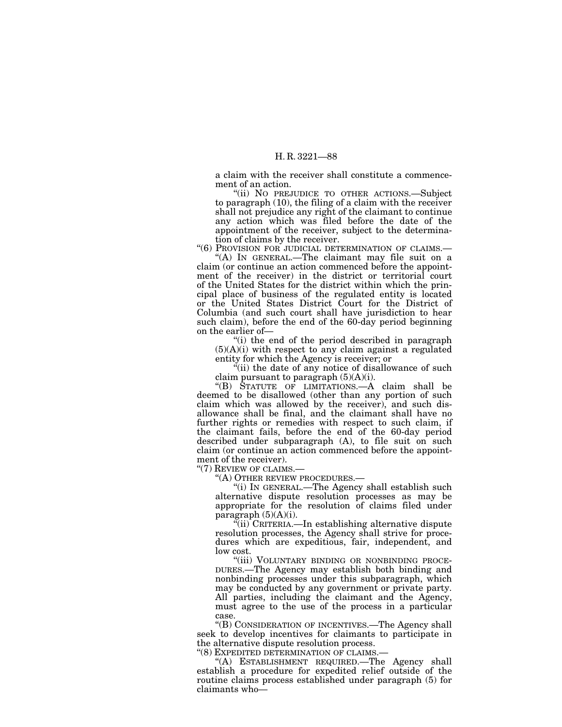a claim with the receiver shall constitute a commencement of an action.

"(ii) NO PREJUDICE TO OTHER ACTIONS.—Subject to paragraph (10), the filing of a claim with the receiver shall not prejudice any right of the claimant to continue any action which was filed before the date of the appointment of the receiver, subject to the determination of claims by the receiver.

"(6) PROVISION FOR JUDICIAL DETERMINATION OF CLAIMS.—

"(A) IN GENERAL.—The claimant may file suit on a claim (or continue an action commenced before the appointment of the receiver) in the district or territorial court of the United States for the district within which the principal place of business of the regulated entity is located or the United States District Court for the District of Columbia (and such court shall have jurisdiction to hear such claim), before the end of the 60-day period beginning on the earlier of—

"(i) the end of the period described in paragraph (5)(A)(i) with respect to any claim against a regulated entity for which the Agency is receiver; or

"(ii) the date of any notice of disallowance of such claim pursuant to paragraph (5)(A)(i).

"(B) STATUTE OF LIMITATIONS.—A claim shall be deemed to be disallowed (other than any portion of such claim which was allowed by the receiver), and such disallowance shall be final, and the claimant shall have no further rights or remedies with respect to such claim, if the claimant fails, before the end of the 60-day period described under subparagraph (A), to file suit on such claim (or continue an action commenced before the appointment of the receiver).

"(7) REVIEW OF CLAIMS.—

"(A) OTHER REVIEW PROCEDURES.—

"(i) IN GENERAL.—The Agency shall establish such alternative dispute resolution processes as may be appropriate for the resolution of claims filed under paragraph (5)(A)(i).

"(ii) CRITERIA.—In establishing alternative dispute resolution processes, the Agency shall strive for procedures which are expeditious, fair, independent, and low cost.

"(iii) VOLUNTARY BINDING OR NONBINDING PROCEDURES.—The Agency may establish both binding and nonbinding processes under this subparagraph, which may be conducted by any government or private party. All parties, including the claimant and the Agency, must agree to the use of the process in a particular case.

"(B) CONSIDERATION OF INCENTIVES.—The Agency shall seek to develop incentives for claimants to participate in the alternative dispute resolution process.

"(8) EXPEDITED DETERMINATION OF CLAIMS.—

"(A) ESTABLISHMENT REQUIRED.—The Agency shall establish a procedure for expedited relief outside of the routine claims process established under paragraph (5) for claimants who—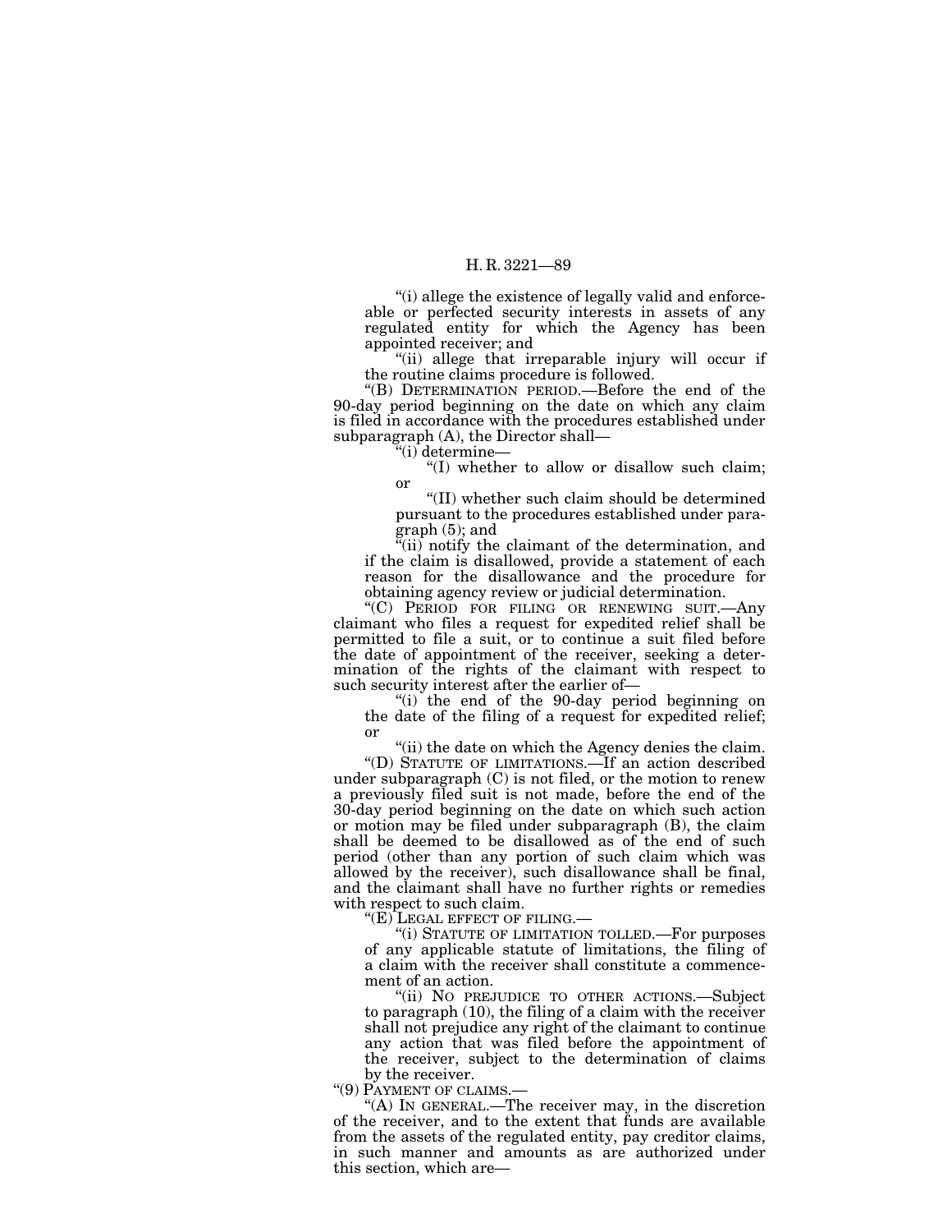"(i) allege the existence of legally valid and enforceable or perfected security interests in assets of any regulated entity for which the Agency has been appointed receiver; and

"(ii) allege that irreparable injury will occur if the routine claims procedure is followed.

"(B) DETERMINATION PERIOD.—Before the end of the 90-day period beginning on the date on which any claim is filed in accordance with the procedures established under subparagraph (A), the Director shall—

"(i) determine—

"(I) whether to allow or disallow such claim; or

"(II) whether such claim should be determined pursuant to the procedures established under paragraph (5); and

"(ii) notify the claimant of the determination, and if the claim is disallowed, provide a statement of each reason for the disallowance and the procedure for obtaining agency review or judicial determination.

"(C) PERIOD FOR FILING OR RENEWING SUIT.—Any claimant who files a request for expedited relief shall be permitted to file a suit, or to continue a suit filed before the date of appointment of the receiver, seeking a determination of the rights of the claimant with respect to such security interest after the earlier of—

"(i) the end of the 90-day period beginning on the date of the filing of a request for expedited relief; or

"(ii) the date on which the Agency denies the claim.

"(D) STATUTE OF LIMITATIONS.—If an action described under subparagraph (C) is not filed, or the motion to renew a previously filed suit is not made, before the end of the 30-day period beginning on the date on which such action or motion may be filed under subparagraph (B), the claim shall be deemed to be disallowed as of the end of such period (other than any portion of such claim which was allowed by the receiver), such disallowance shall be final, and the claimant shall have no further rights or remedies with respect to such claim.

"(E) LEGAL EFFECT OF FILING.—

"(i) STATUTE OF LIMITATION TOLLED.—For purposes of any applicable statute of limitations, the filing of a claim with the receiver shall constitute a commencement of an action.

"(ii) NO PREJUDICE TO OTHER ACTIONS.—Subject to paragraph (10), the filing of a claim with the receiver shall not prejudice any right of the claimant to continue any action that was filed before the appointment of the receiver, subject to the determination of claims by the receiver.

"(9) PAYMENT OF CLAIMS.—

"(A) IN GENERAL.—The receiver may, in the discretion of the receiver, and to the extent that funds are available from the assets of the regulated entity, pay creditor claims, in such manner and amounts as are authorized under this section, which are—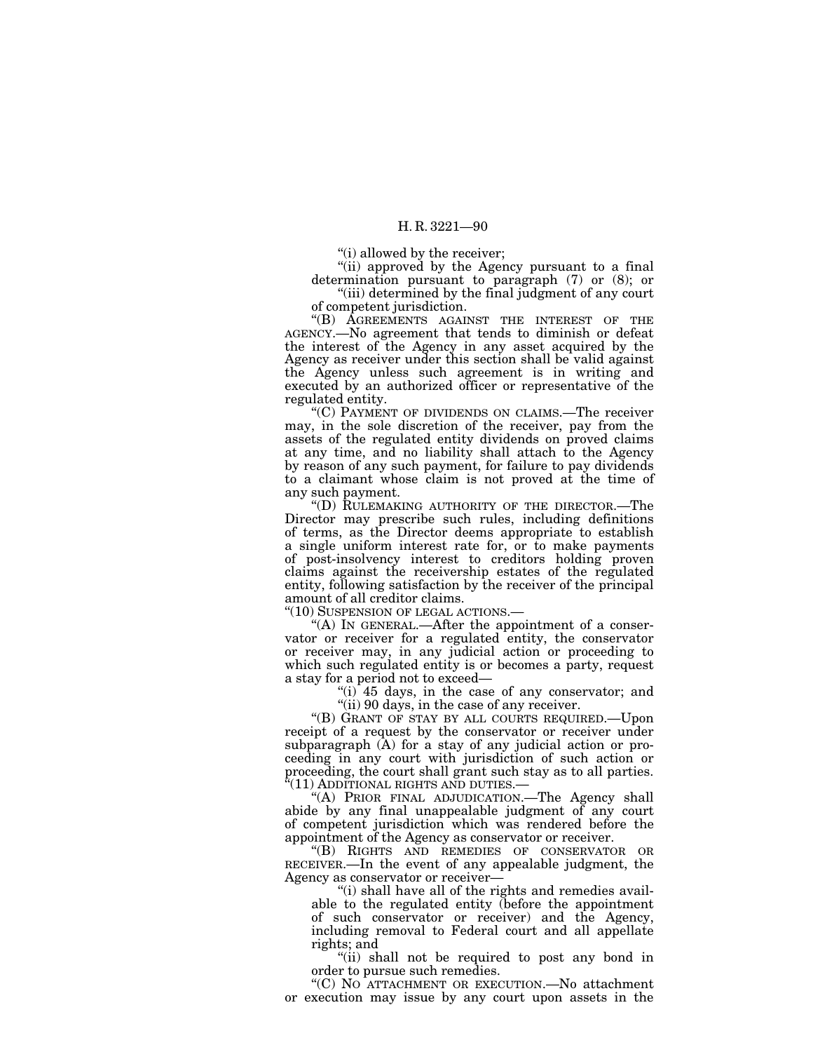"(i) allowed by the receiver;

"(ii) approved by the Agency pursuant to a final determination pursuant to paragraph (7) or (8); or

"(iii) determined by the final judgment of any court of competent jurisdiction.

"(B) AGREEMENTS AGAINST THE INTEREST OF THE AGENCY.—No agreement that tends to diminish or defeat the interest of the Agency in any asset acquired by the Agency as receiver under this section shall be valid against the Agency unless such agreement is in writing and executed by an authorized officer or representative of the regulated entity.

"(C) PAYMENT OF DIVIDENDS ON CLAIMS.—The receiver may, in the sole discretion of the receiver, pay from the assets of the regulated entity dividends on proved claims at any time, and no liability shall attach to the Agency by reason of any such payment, for failure to pay dividends to a claimant whose claim is not proved at the time of any such payment.

"(D) RULEMAKING AUTHORITY OF THE DIRECTOR.—The Director may prescribe such rules, including definitions of terms, as the Director deems appropriate to establish a single uniform interest rate for, or to make payments of post-insolvency interest to creditors holding proven claims against the receivership estates of the regulated entity, following satisfaction by the receiver of the principal amount of all creditor claims.

"(10) SUSPENSION OF LEGAL ACTIONS.—

"(A) IN GENERAL.—After the appointment of a conservator or receiver for a regulated entity, the conservator or receiver may, in any judicial action or proceeding to which such regulated entity is or becomes a party, request a stay for a period not to exceed—

"(i) 45 days, in the case of any conservator; and

"(ii) 90 days, in the case of any receiver.

"(B) GRANT OF STAY BY ALL COURTS REQUIRED.—Upon receipt of a request by the conservator or receiver under subparagraph (A) for a stay of any judicial action or proceeding in any court with jurisdiction of such action or proceeding, the court shall grant such stay as to all parties.

"(11) ADDITIONAL RIGHTS AND DUTIES.—

"(A) PRIOR FINAL ADJUDICATION.—The Agency shall abide by any final unappealable judgment of any court of competent jurisdiction which was rendered before the appointment of the Agency as conservator or receiver.

"(B) RIGHTS AND REMEDIES OF CONSERVATOR OR RECEIVER.—In the event of any appealable judgment, the Agency as conservator or receiver—

"(i) shall have all of the rights and remedies available to the regulated entity (before the appointment of such conservator or receiver) and the Agency, including removal to Federal court and all appellate rights; and

"(ii) shall not be required to post any bond in order to pursue such remedies.

"(C) NO ATTACHMENT OR EXECUTION.—No attachment or execution may issue by any court upon assets in the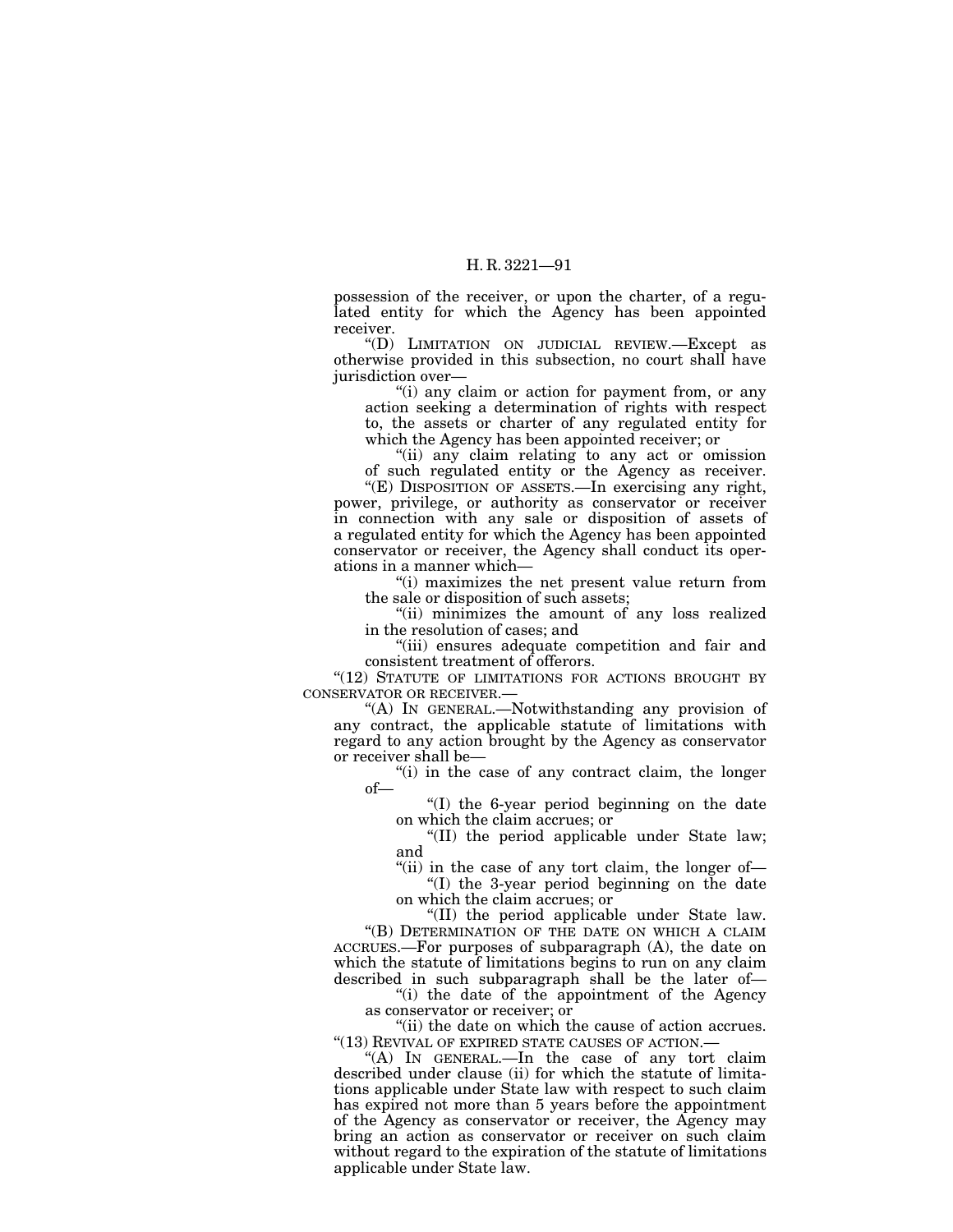possession of the receiver, or upon the charter, of a regulated entity for which the Agency has been appointed receiver.

"(D) LIMITATION ON JUDICIAL REVIEW.—Except as otherwise provided in this subsection, no court shall have jurisdiction over—

"(i) any claim or action for payment from, or any action seeking a determination of rights with respect to, the assets or charter of any regulated entity for which the Agency has been appointed receiver; or

"(ii) any claim relating to any act or omission of such regulated entity or the Agency as receiver.

"(E) DISPOSITION OF ASSETS.—In exercising any right, power, privilege, or authority as conservator or receiver in connection with any sale or disposition of assets of a regulated entity for which the Agency has been appointed conservator or receiver, the Agency shall conduct its operations in a manner which—

"(i) maximizes the net present value return from the sale or disposition of such assets;

"(ii) minimizes the amount of any loss realized in the resolution of cases; and

"(iii) ensures adequate competition and fair and consistent treatment of offerors.

"(12) STATUTE OF LIMITATIONS FOR ACTIONS BROUGHT BY CONSERVATOR OR RECEIVER.—

"(A) IN GENERAL.—Notwithstanding any provision of any contract, the applicable statute of limitations with regard to any action brought by the Agency as conservator or receiver shall be—

"(i) in the case of any contract claim, the longer of—

"(I) the 6-year period beginning on the date on which the claim accrues; or

"(II) the period applicable under State law; and

"(ii) in the case of any tort claim, the longer of—

"(I) the 3-year period beginning on the date on which the claim accrues; or

"(II) the period applicable under State law.

"(B) DETERMINATION OF THE DATE ON WHICH A CLAIM ACCRUES.—For purposes of subparagraph (A), the date on which the statute of limitations begins to run on any claim described in such subparagraph shall be the later of—

"(i) the date of the appointment of the Agency as conservator or receiver; or

"(ii) the date on which the cause of action accrues.

"(13) REVIVAL OF EXPIRED STATE CAUSES OF ACTION.—

"(A) IN GENERAL.—In the case of any tort claim described under clause (ii) for which the statute of limitations applicable under State law with respect to such claim has expired not more than 5 years before the appointment of the Agency as conservator or receiver, the Agency may bring an action as conservator or receiver on such claim without regard to the expiration of the statute of limitations applicable under State law.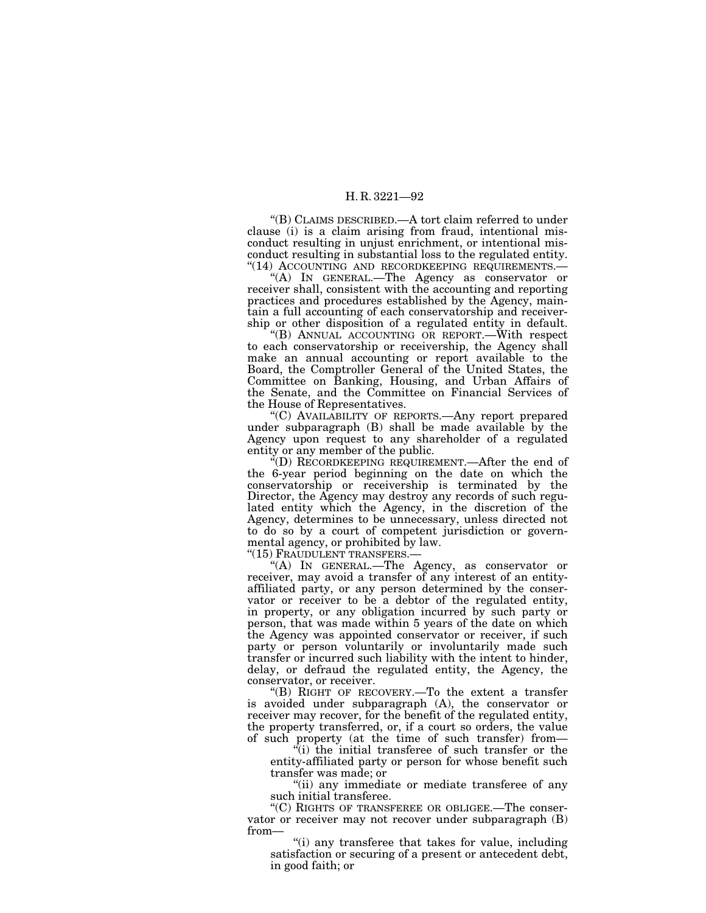"(B) CLAIMS DESCRIBED.—A tort claim referred to under clause (i) is a claim arising from fraud, intentional misconduct resulting in unjust enrichment, or intentional misconduct resulting in substantial loss to the regulated entity.

"(14) ACCOUNTING AND RECORDKEEPING REQUIREMENTS.—

"(A) IN GENERAL.—The Agency as conservator or receiver shall, consistent with the accounting and reporting practices and procedures established by the Agency, maintain a full accounting of each conservatorship and receivership or other disposition of a regulated entity in default.

"(B) ANNUAL ACCOUNTING OR REPORT.—With respect to each conservatorship or receivership, the Agency shall make an annual accounting or report available to the Board, the Comptroller General of the United States, the Committee on Banking, Housing, and Urban Affairs of the Senate, and the Committee on Financial Services of the House of Representatives.

"(C) AVAILABILITY OF REPORTS.—Any report prepared under subparagraph (B) shall be made available by the Agency upon request to any shareholder of a regulated entity or any member of the public.

"(D) RECORDKEEPING REQUIREMENT.—After the end of the 6-year period beginning on the date on which the conservatorship or receivership is terminated by the Director, the Agency may destroy any records of such regulated entity which the Agency, in the discretion of the Agency, determines to be unnecessary, unless directed not to do so by a court of competent jurisdiction or governmental agency, or prohibited by law.

"(15) FRAUDULENT TRANSFERS.—

"(A) IN GENERAL.—The Agency, as conservator or receiver, may avoid a transfer of any interest of an entity-affiliated party, or any person determined by the conservator or receiver to be a debtor of the regulated entity, in property, or any obligation incurred by such party or person, that was made within 5 years of the date on which the Agency was appointed conservator or receiver, if such party or person voluntarily or involuntarily made such transfer or incurred such liability with the intent to hinder, delay, or defraud the regulated entity, the Agency, the conservator, or receiver.

"(B) RIGHT OF RECOVERY.—To the extent a transfer is avoided under subparagraph (A), the conservator or receiver may recover, for the benefit of the regulated entity, the property transferred, or, if a court so orders, the value of such property (at the time of such transfer) from—

"(i) the initial transferee of such transfer or the entity-affiliated party or person for whose benefit such transfer was made; or

"(ii) any immediate or mediate transferee of any such initial transferee.

"(C) RIGHTS OF TRANSFEREE OR OBLIGEE.—The conservator or receiver may not recover under subparagraph (B) from—

"(i) any transferee that takes for value, including satisfaction or securing of a present or antecedent debt, in good faith; or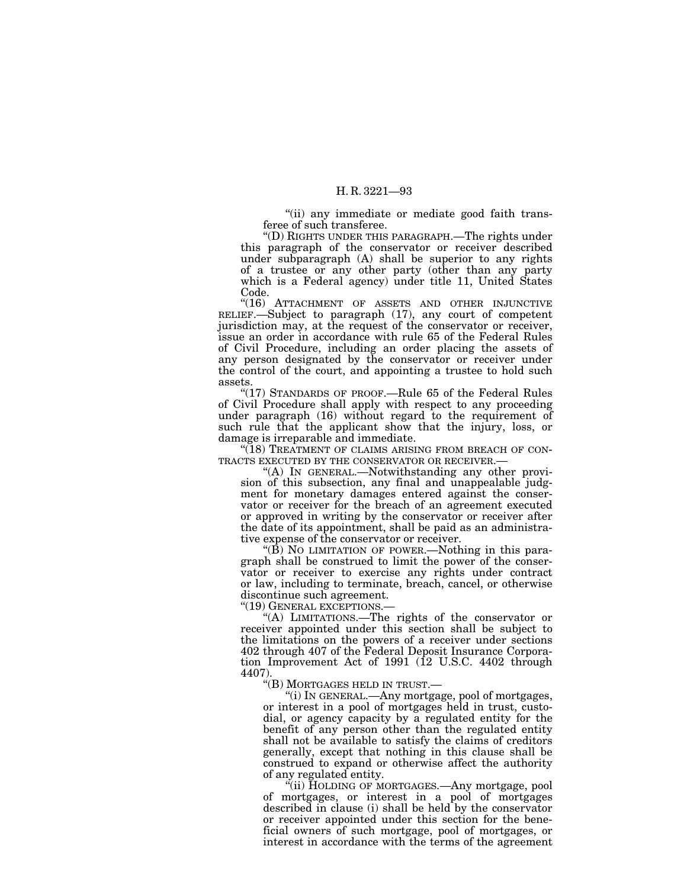"(ii) any immediate or mediate good faith transferee of such transferee.

"(D) RIGHTS UNDER THIS PARAGRAPH.—The rights under this paragraph of the conservator or receiver described under subparagraph (A) shall be superior to any rights of a trustee or any other party (other than any party which is a Federal agency) under title 11, United States Code.

"(16) ATTACHMENT OF ASSETS AND OTHER INJUNCTIVE RELIEF.—Subject to paragraph (17), any court of competent jurisdiction may, at the request of the conservator or receiver, issue an order in accordance with rule 65 of the Federal Rules of Civil Procedure, including an order placing the assets of any person designated by the conservator or receiver under the control of the court, and appointing a trustee to hold such assets.

"(17) STANDARDS OF PROOF.—Rule 65 of the Federal Rules of Civil Procedure shall apply with respect to any proceeding under paragraph (16) without regard to the requirement of such rule that the applicant show that the injury, loss, or damage is irreparable and immediate.

"(18) TREATMENT OF CLAIMS ARISING FROM BREACH OF CONTRACTS EXECUTED BY THE CONSERVATOR OR RECEIVER.—

"(A) IN GENERAL.—Notwithstanding any other provision of this subsection, any final and unappealable judgment for monetary damages entered against the conservator or receiver for the breach of an agreement executed or approved in writing by the conservator or receiver after the date of its appointment, shall be paid as an administrative expense of the conservator or receiver.

"(B) NO LIMITATION OF POWER.—Nothing in this paragraph shall be construed to limit the power of the conservator or receiver to exercise any rights under contract or law, including to terminate, breach, cancel, or otherwise discontinue such agreement.

"(19) GENERAL EXCEPTIONS.—

"(A) LIMITATIONS.—The rights of the conservator or receiver appointed under this section shall be subject to the limitations on the powers of a receiver under sections 402 through 407 of the Federal Deposit Insurance Corporation Improvement Act of 1991 (12 U.S.C. 4402 through 4407).

"(B) MORTGAGES HELD IN TRUST.—

"(i) IN GENERAL.—Any mortgage, pool of mortgages, or interest in a pool of mortgages held in trust, custodial, or agency capacity by a regulated entity for the benefit of any person other than the regulated entity shall not be available to satisfy the claims of creditors generally, except that nothing in this clause shall be construed to expand or otherwise affect the authority of any regulated entity.

"(ii) HOLDING OF MORTGAGES.—Any mortgage, pool of mortgages, or interest in a pool of mortgages described in clause (i) shall be held by the conservator or receiver appointed under this section for the beneficial owners of such mortgage, pool of mortgages, or interest in accordance with the terms of the agreement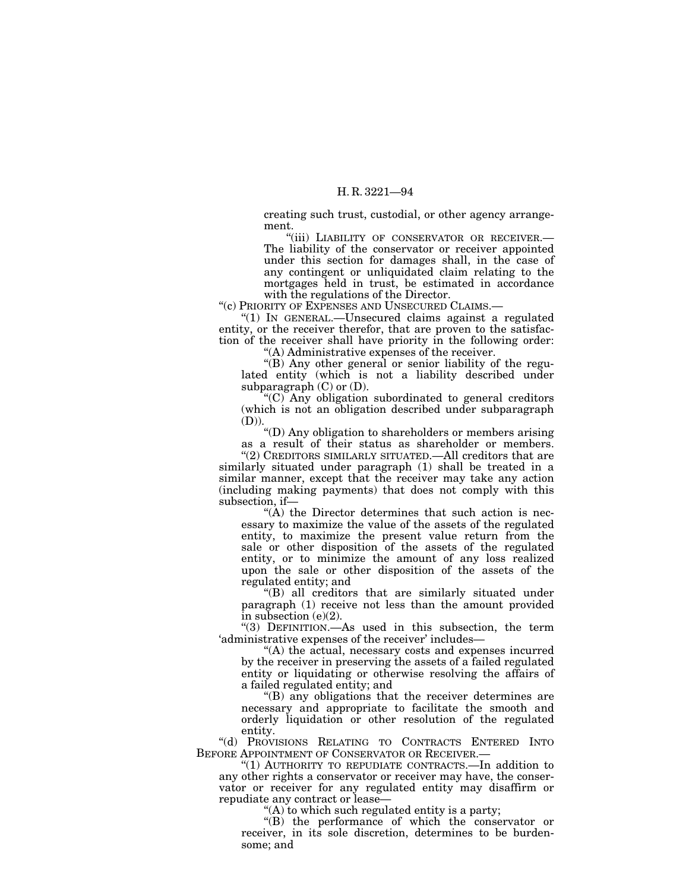creating such trust, custodial, or other agency arrangement.

"(iii) LIABILITY OF CONSERVATOR OR RECEIVER.—The liability of the conservator or receiver appointed under this section for damages shall, in the case of any contingent or unliquidated claim relating to the mortgages held in trust, be estimated in accordance with the regulations of the Director.

"(c) PRIORITY OF EXPENSES AND UNSECURED CLAIMS.—

"(1) IN GENERAL.—Unsecured claims against a regulated entity, or the receiver therefor, that are proven to the satisfaction of the receiver shall have priority in the following order:

"(A) Administrative expenses of the receiver.

"(B) Any other general or senior liability of the regulated entity (which is not a liability described under subparagraph (C) or (D).

"(C) Any obligation subordinated to general creditors (which is not an obligation described under subparagraph (D)).

"(D) Any obligation to shareholders or members arising as a result of their status as shareholder or members.

"(2) CREDITORS SIMILARLY SITUATED.—All creditors that are similarly situated under paragraph (1) shall be treated in a similar manner, except that the receiver may take any action (including making payments) that does not comply with this subsection, if—

"(A) the Director determines that such action is necessary to maximize the value of the assets of the regulated entity, to maximize the present value return from the sale or other disposition of the assets of the regulated entity, or to minimize the amount of any loss realized upon the sale or other disposition of the assets of the regulated entity; and

"(B) all creditors that are similarly situated under paragraph (1) receive not less than the amount provided in subsection (e)(2).

"(3) DEFINITION.—As used in this subsection, the term 'administrative expenses of the receiver' includes—

"(A) the actual, necessary costs and expenses incurred by the receiver in preserving the assets of a failed regulated entity or liquidating or otherwise resolving the affairs of a failed regulated entity; and

"(B) any obligations that the receiver determines are necessary and appropriate to facilitate the smooth and orderly liquidation or other resolution of the regulated entity.

"(d) PROVISIONS RELATING TO CONTRACTS ENTERED INTO BEFORE APPOINTMENT OF CONSERVATOR OR RECEIVER.—

"(1) AUTHORITY TO REPUDIATE CONTRACTS.—In addition to any other rights a conservator or receiver may have, the conservator or receiver for any regulated entity may disaffirm or repudiate any contract or lease—

"(A) to which such regulated entity is a party;

"(B) the performance of which the conservator or receiver, in its sole discretion, determines to be burdensome; and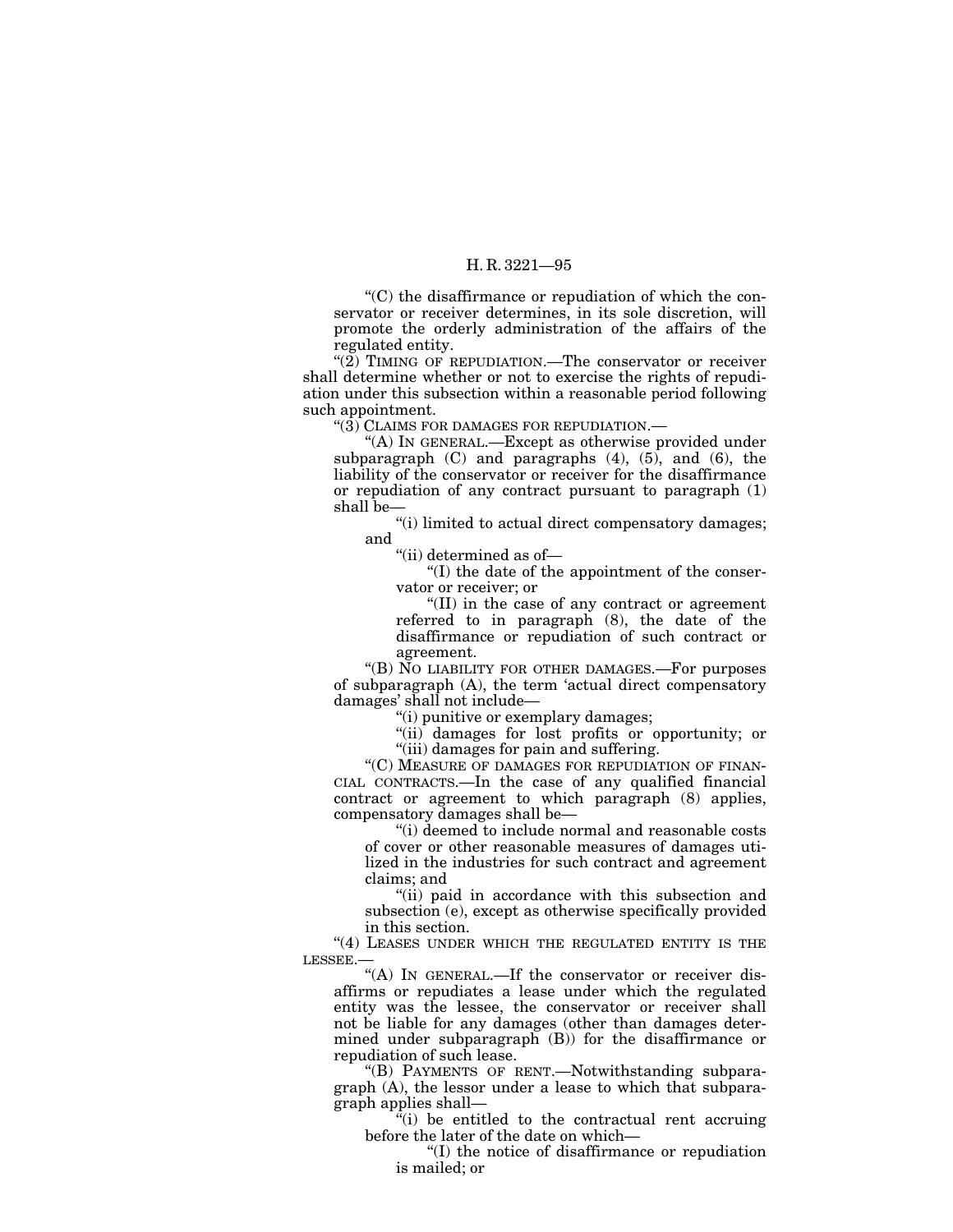"(C) the disaffirmance or repudiation of which the conservator or receiver determines, in its sole discretion, will promote the orderly administration of the affairs of the regulated entity.

"(2) TIMING OF REPUDIATION.—The conservator or receiver shall determine whether or not to exercise the rights of repudiation under this subsection within a reasonable period following such appointment.

"(3) CLAIMS FOR DAMAGES FOR REPUDIATION.—

"(A) IN GENERAL.—Except as otherwise provided under subparagraph (C) and paragraphs (4), (5), and (6), the liability of the conservator or receiver for the disaffirmance or repudiation of any contract pursuant to paragraph (1) shall be—

"(i) limited to actual direct compensatory damages; and

"(ii) determined as of—

"(I) the date of the appointment of the conservator or receiver; or

"(II) in the case of any contract or agreement referred to in paragraph (8), the date of the disaffirmance or repudiation of such contract or agreement.

"(B) NO LIABILITY FOR OTHER DAMAGES.—For purposes of subparagraph (A), the term 'actual direct compensatory damages' shall not include—

"(i) punitive or exemplary damages;

"(ii) damages for lost profits or opportunity; or

"(iii) damages for pain and suffering.

"(C) MEASURE OF DAMAGES FOR REPUDIATION OF FINANCIAL CONTRACTS.—In the case of any qualified financial contract or agreement to which paragraph (8) applies, compensatory damages shall be—

"(i) deemed to include normal and reasonable costs of cover or other reasonable measures of damages utilized in the industries for such contract and agreement claims; and

"(ii) paid in accordance with this subsection and subsection (e), except as otherwise specifically provided in this section.

"(4) LEASES UNDER WHICH THE REGULATED ENTITY IS THE LESSEE.—

"(A) IN GENERAL.—If the conservator or receiver disaffirms or repudiates a lease under which the regulated entity was the lessee, the conservator or receiver shall not be liable for any damages (other than damages determined under subparagraph (B)) for the disaffirmance or repudiation of such lease.

"(B) PAYMENTS OF RENT.—Notwithstanding subparagraph (A), the lessor under a lease to which that subparagraph applies shall—

"(i) be entitled to the contractual rent accruing before the later of the date on which—

"(I) the notice of disaffirmance or repudiation is mailed; or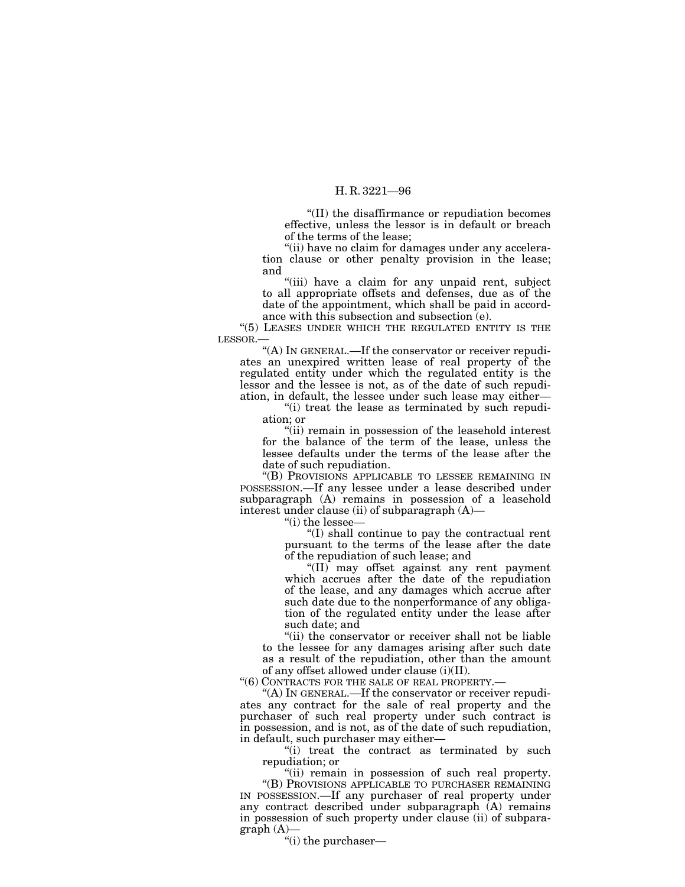"(II) the disaffirmance or repudiation becomes effective, unless the lessor is in default or breach of the terms of the lease;

"(ii) have no claim for damages under any acceleration clause or other penalty provision in the lease; and

"(iii) have a claim for any unpaid rent, subject to all appropriate offsets and defenses, due as of the date of the appointment, which shall be paid in accordance with this subsection and subsection (e).

"(5) LEASES UNDER WHICH THE REGULATED ENTITY IS THE LESSOR.—

"(A) IN GENERAL.—If the conservator or receiver repudiates an unexpired written lease of real property of the regulated entity under which the regulated entity is the lessor and the lessee is not, as of the date of such repudiation, in default, the lessee under such lease may either—

"(i) treat the lease as terminated by such repudiation; or

"(ii) remain in possession of the leasehold interest for the balance of the term of the lease, unless the lessee defaults under the terms of the lease after the date of such repudiation.

"(B) PROVISIONS APPLICABLE TO LESSEE REMAINING IN POSSESSION.—If any lessee under a lease described under subparagraph (A) remains in possession of a leasehold interest under clause (ii) of subparagraph (A)—

"(i) the lessee—

"(I) shall continue to pay the contractual rent pursuant to the terms of the lease after the date of the repudiation of such lease; and

"(II) may offset against any rent payment which accrues after the date of the repudiation of the lease, and any damages which accrue after such date due to the nonperformance of any obligation of the regulated entity under the lease after such date; and

"(ii) the conservator or receiver shall not be liable to the lessee for any damages arising after such date as a result of the repudiation, other than the amount of any offset allowed under clause (i)(II).

"(6) CONTRACTS FOR THE SALE OF REAL PROPERTY.—

"(A) IN GENERAL.—If the conservator or receiver repudiates any contract for the sale of real property and the purchaser of such real property under such contract is in possession, and is not, as of the date of such repudiation, in default, such purchaser may either—

"(i) treat the contract as terminated by such repudiation; or

"(ii) remain in possession of such real property.

"(B) PROVISIONS APPLICABLE TO PURCHASER REMAINING IN POSSESSION.—If any purchaser of real property under any contract described under subparagraph (A) remains in possession of such property under clause (ii) of subparagraph (A)—

"(i) the purchaser—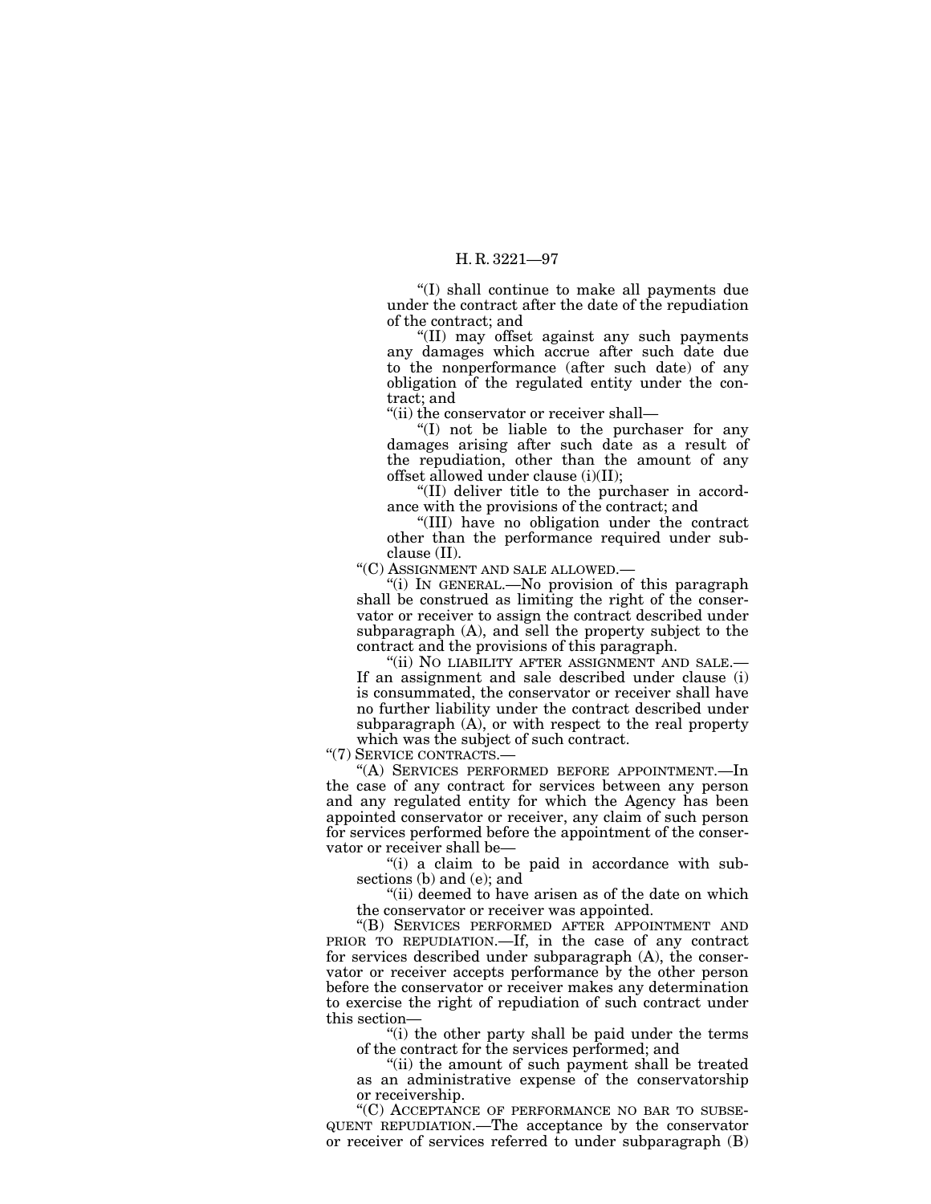"(I) shall continue to make all payments due under the contract after the date of the repudiation of the contract; and

"(II) may offset against any such payments any damages which accrue after such date due to the nonperformance (after such date) of any obligation of the regulated entity under the contract; and

"(ii) the conservator or receiver shall—

"(I) not be liable to the purchaser for any damages arising after such date as a result of the repudiation, other than the amount of any offset allowed under clause (i)(II);

"(II) deliver title to the purchaser in accordance with the provisions of the contract; and

"(III) have no obligation under the contract other than the performance required under subclause (II).

"(C) ASSIGNMENT AND SALE ALLOWED.—

"(i) IN GENERAL.—No provision of this paragraph shall be construed as limiting the right of the conservator or receiver to assign the contract described under subparagraph (A), and sell the property subject to the contract and the provisions of this paragraph.

"(ii) NO LIABILITY AFTER ASSIGNMENT AND SALE.—If an assignment and sale described under clause (i) is consummated, the conservator or receiver shall have no further liability under the contract described under subparagraph (A), or with respect to the real property which was the subject of such contract.

"(7) SERVICE CONTRACTS.—

"(A) SERVICES PERFORMED BEFORE APPOINTMENT.—In the case of any contract for services between any person and any regulated entity for which the Agency has been appointed conservator or receiver, any claim of such person for services performed before the appointment of the conservator or receiver shall be—

"(i) a claim to be paid in accordance with subsections (b) and (e); and

"(ii) deemed to have arisen as of the date on which the conservator or receiver was appointed.

"(B) SERVICES PERFORMED AFTER APPOINTMENT AND PRIOR TO REPUDIATION.—If, in the case of any contract for services described under subparagraph (A), the conservator or receiver accepts performance by the other person before the conservator or receiver makes any determination to exercise the right of repudiation of such contract under this section—

"(i) the other party shall be paid under the terms of the contract for the services performed; and

"(ii) the amount of such payment shall be treated as an administrative expense of the conservatorship or receivership.

"(C) ACCEPTANCE OF PERFORMANCE NO BAR TO SUBSEQUENT REPUDIATION.—The acceptance by the conservator or receiver of services referred to under subparagraph (B)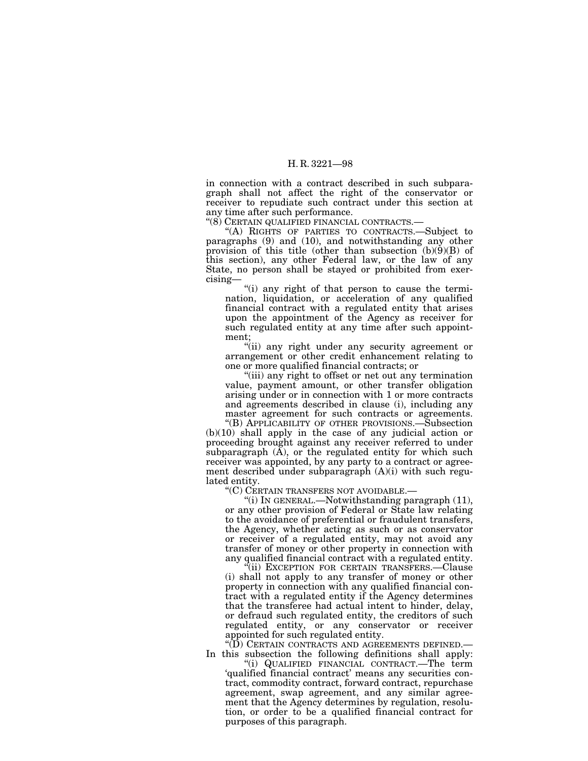in connection with a contract described in such subparagraph shall not affect the right of the conservator or receiver to repudiate such contract under this section at any time after such performance.

"(8) CERTAIN QUALIFIED FINANCIAL CONTRACTS.—

"(A) RIGHTS OF PARTIES TO CONTRACTS.—Subject to paragraphs (9) and (10), and notwithstanding any other provision of this title (other than subsection (b)(9)(B) of this section), any other Federal law, or the law of any State, no person shall be stayed or prohibited from exercising—

"(i) any right of that person to cause the termination, liquidation, or acceleration of any qualified financial contract with a regulated entity that arises upon the appointment of the Agency as receiver for such regulated entity at any time after such appointment;

"(ii) any right under any security agreement or arrangement or other credit enhancement relating to one or more qualified financial contracts; or

"(iii) any right to offset or net out any termination value, payment amount, or other transfer obligation arising under or in connection with 1 or more contracts and agreements described in clause (i), including any master agreement for such contracts or agreements.

"(B) APPLICABILITY OF OTHER PROVISIONS.—Subsection (b)(10) shall apply in the case of any judicial action or proceeding brought against any receiver referred to under subparagraph (A), or the regulated entity for which such receiver was appointed, by any party to a contract or agreement described under subparagraph (A)(i) with such regulated entity.

"(C) CERTAIN TRANSFERS NOT AVOIDABLE.—

"(i) IN GENERAL.—Notwithstanding paragraph (11), or any other provision of Federal or State law relating to the avoidance of preferential or fraudulent transfers, the Agency, whether acting as such or as conservator or receiver of a regulated entity, may not avoid any transfer of money or other property in connection with any qualified financial contract with a regulated entity.

"(ii) EXCEPTION FOR CERTAIN TRANSFERS.—Clause (i) shall not apply to any transfer of money or other property in connection with any qualified financial contract with a regulated entity if the Agency determines that the transferee had actual intent to hinder, delay, or defraud such regulated entity, the creditors of such regulated entity, or any conservator or receiver appointed for such regulated entity.

"(D) CERTAIN CONTRACTS AND AGREEMENTS DEFINED.— In this subsection the following definitions shall apply:

"(i) QUALIFIED FINANCIAL CONTRACT.—The term 'qualified financial contract' means any securities contract, commodity contract, forward contract, repurchase agreement, swap agreement, and any similar agreement that the Agency determines by regulation, resolution, or order to be a qualified financial contract for purposes of this paragraph.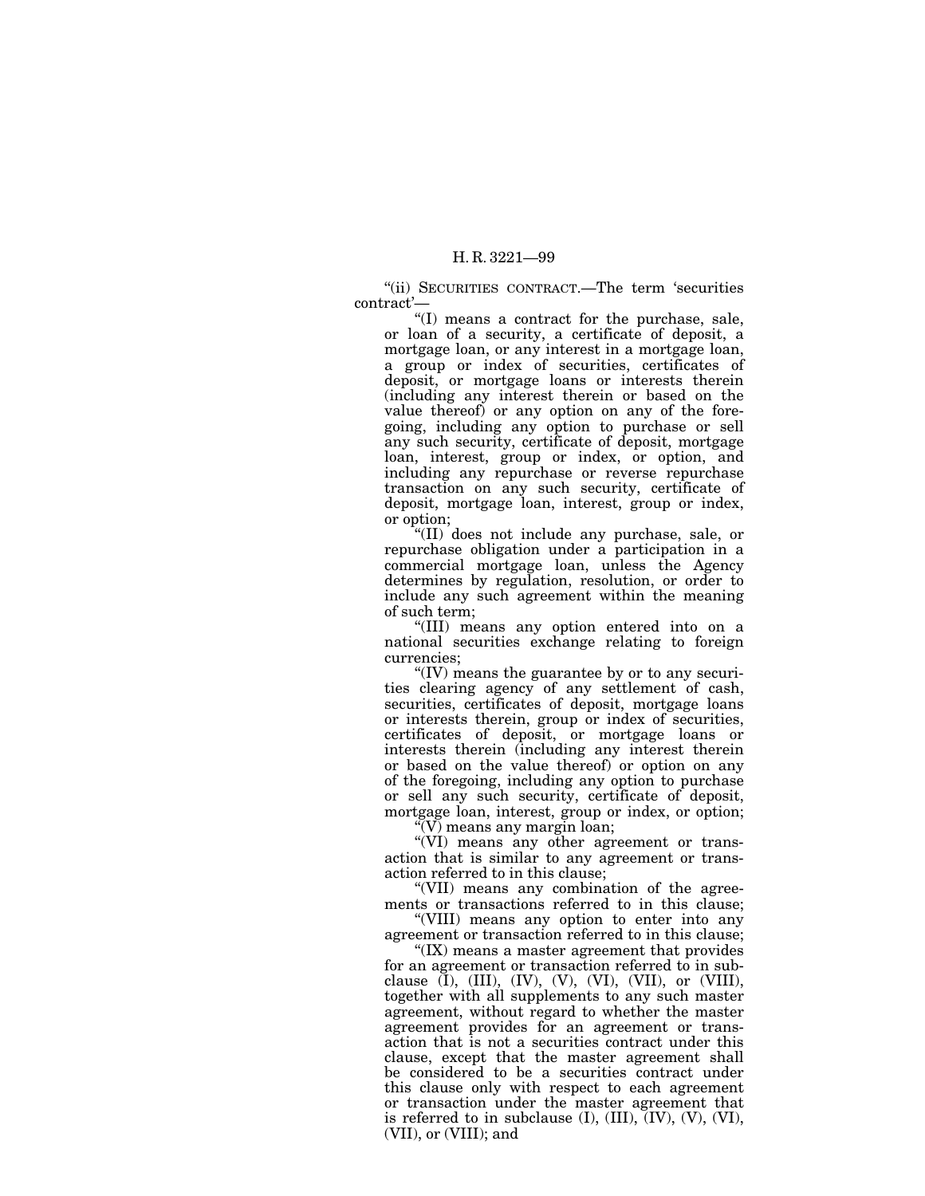"(ii) SECURITIES CONTRACT.—The term 'securities contract'—

"(I) means a contract for the purchase, sale, or loan of a security, a certificate of deposit, a mortgage loan, or any interest in a mortgage loan, a group or index of securities, certificates of deposit, or mortgage loans or interests therein (including any interest therein or based on the value thereof) or any option on any of the foregoing, including any option to purchase or sell any such security, certificate of deposit, mortgage loan, interest, group or index, or option, and including any repurchase or reverse repurchase transaction on any such security, certificate of deposit, mortgage loan, interest, group or index, or option;

"(II) does not include any purchase, sale, or repurchase obligation under a participation in a commercial mortgage loan, unless the Agency determines by regulation, resolution, or order to include any such agreement within the meaning of such term;

"(III) means any option entered into on a national securities exchange relating to foreign currencies;

"(IV) means the guarantee by or to any securities clearing agency of any settlement of cash, securities, certificates of deposit, mortgage loans or interests therein, group or index of securities, certificates of deposit, or mortgage loans or interests therein (including any interest therein or based on the value thereof) or option on any of the foregoing, including any option to purchase or sell any such security, certificate of deposit, mortgage loan, interest, group or index, or option;

"(V) means any margin loan;

"(VI) means any other agreement or transaction that is similar to any agreement or transaction referred to in this clause;

"(VII) means any combination of the agreements or transactions referred to in this clause;

"(VIII) means any option to enter into any agreement or transaction referred to in this clause;

"(IX) means a master agreement that provides for an agreement or transaction referred to in subclause (I), (III), (IV), (V), (VI), (VII), or (VIII), together with all supplements to any such master agreement, without regard to whether the master agreement provides for an agreement or transaction that is not a securities contract under this clause, except that the master agreement shall be considered to be a securities contract under this clause only with respect to each agreement or transaction under the master agreement that is referred to in subclause (I), (III), (IV), (V), (VI), (VII), or (VIII); and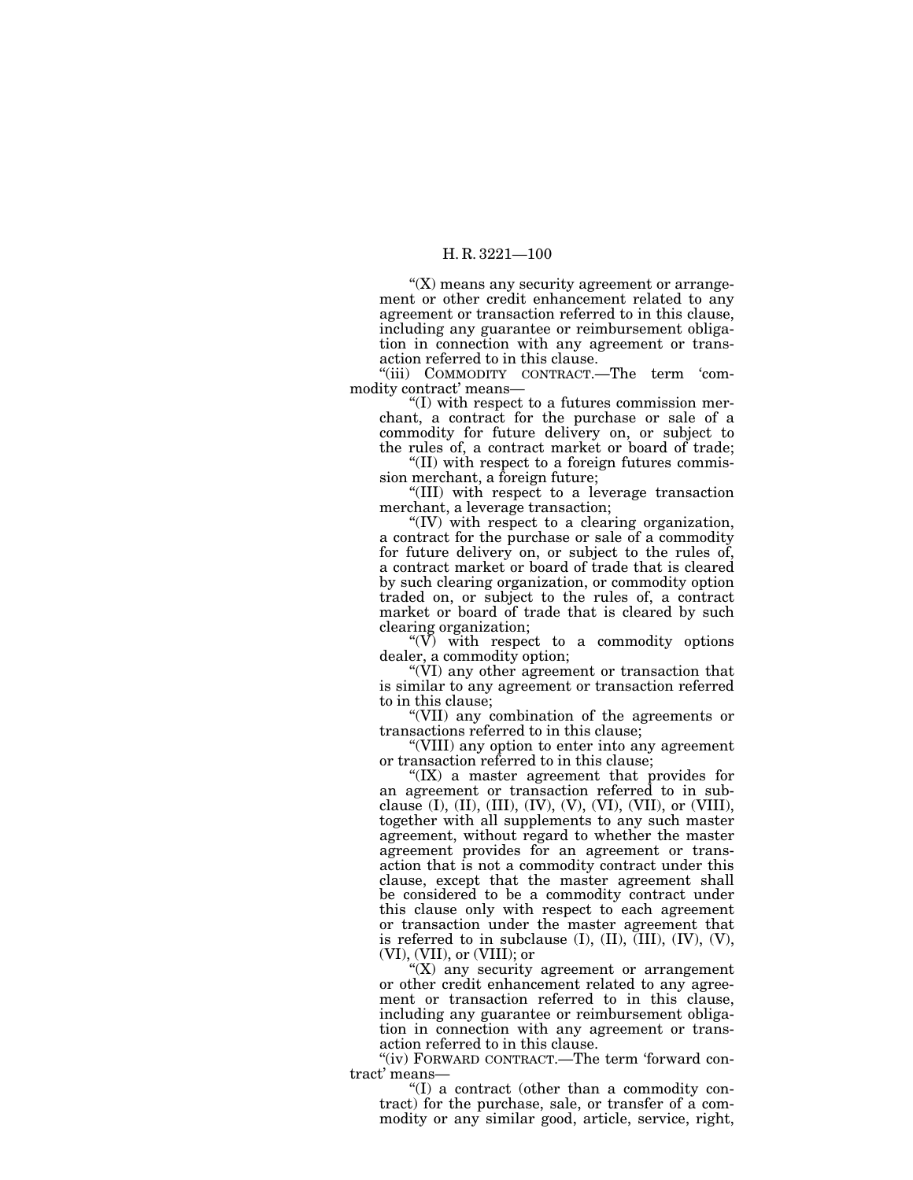"(X) means any security agreement or arrangement or other credit enhancement related to any agreement or transaction referred to in this clause, including any guarantee or reimbursement obligation in connection with any agreement or transaction referred to in this clause.

"(iii) COMMODITY CONTRACT.—The term 'commodity contract' means—

"(I) with respect to a futures commission merchant, a contract for the purchase or sale of a commodity for future delivery on, or subject to the rules of, a contract market or board of trade;

"(II) with respect to a foreign futures commission merchant, a foreign future;

"(III) with respect to a leverage transaction merchant, a leverage transaction;

"(IV) with respect to a clearing organization, a contract for the purchase or sale of a commodity for future delivery on, or subject to the rules of, a contract market or board of trade that is cleared by such clearing organization, or commodity option traded on, or subject to the rules of, a contract market or board of trade that is cleared by such clearing organization;

"(V) with respect to a commodity options dealer, a commodity option;

"(VI) any other agreement or transaction that is similar to any agreement or transaction referred to in this clause;

"(VII) any combination of the agreements or transactions referred to in this clause;

"(VIII) any option to enter into any agreement or transaction referred to in this clause;

"(IX) a master agreement that provides for an agreement or transaction referred to in subclause (I), (II), (III), (IV), (V), (VI), (VII), or (VIII), together with all supplements to any such master agreement, without regard to whether the master agreement provides for an agreement or transaction that is not a commodity contract under this clause, except that the master agreement shall be considered to be a commodity contract under this clause only with respect to each agreement or transaction under the master agreement that is referred to in subclause (I), (II), (III), (IV), (V), (VI), (VII), or (VIII); or

"(X) any security agreement or arrangement or other credit enhancement related to any agreement or transaction referred to in this clause, including any guarantee or reimbursement obligation in connection with any agreement or transaction referred to in this clause.

"(iv) FORWARD CONTRACT.—The term 'forward contract' means—

"(I) a contract (other than a commodity contract) for the purchase, sale, or transfer of a commodity or any similar good, article, service, right,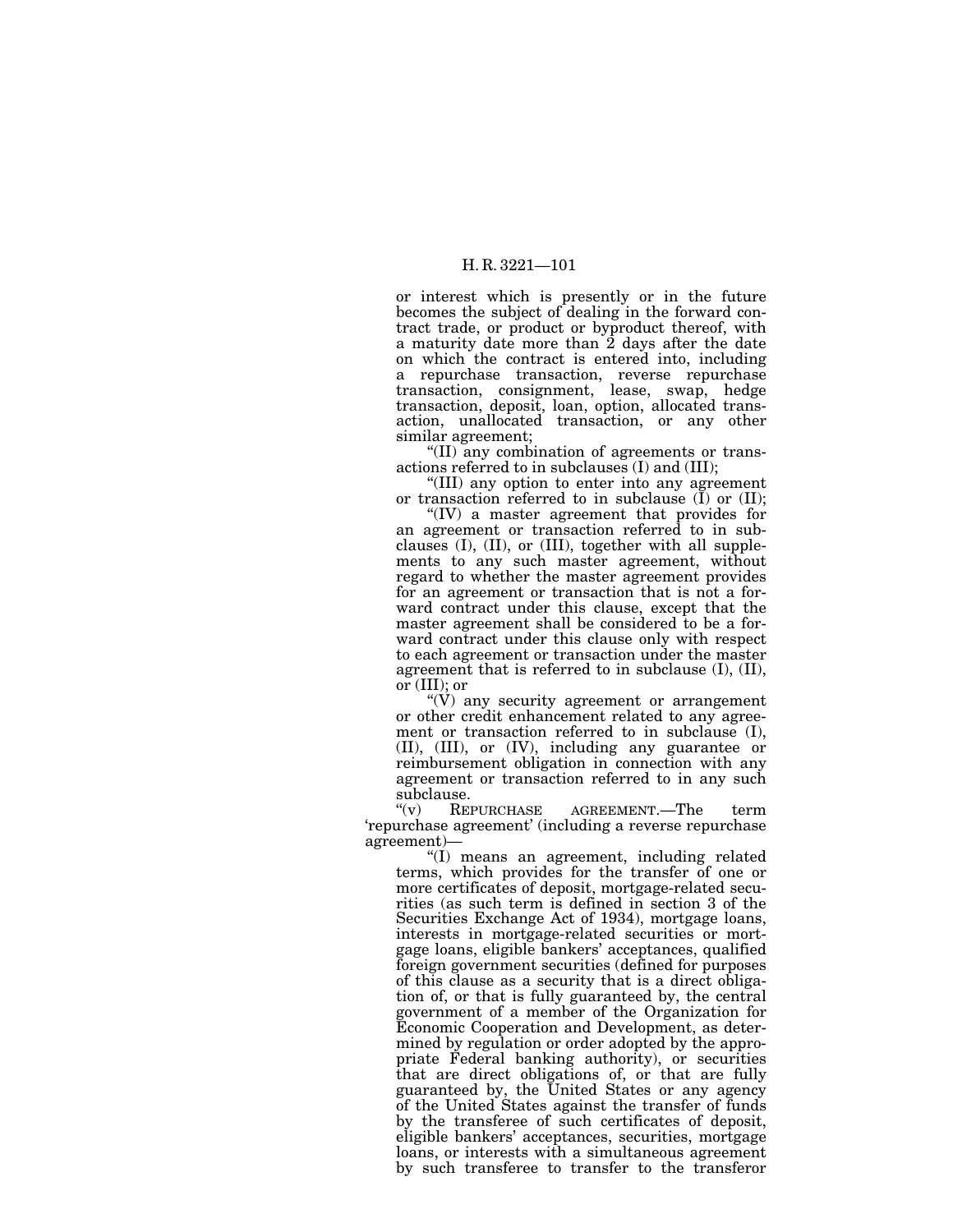or interest which is presently or in the future becomes the subject of dealing in the forward contract trade, or product or byproduct thereof, with a maturity date more than 2 days after the date on which the contract is entered into, including a repurchase transaction, reverse repurchase transaction, consignment, lease, swap, hedge transaction, deposit, loan, option, allocated transaction, unallocated transaction, or any other similar agreement;

"(II) any combination of agreements or transactions referred to in subclauses (I) and (III);

"(III) any option to enter into any agreement or transaction referred to in subclause (I) or (II);

"(IV) a master agreement that provides for an agreement or transaction referred to in subclauses (I), (II), or (III), together with all supplements to any such master agreement, without regard to whether the master agreement provides for an agreement or transaction that is not a forward contract under this clause, except that the master agreement shall be considered to be a forward contract under this clause only with respect to each agreement or transaction under the master agreement that is referred to in subclause (I), (II), or (III); or

"(V) any security agreement or arrangement or other credit enhancement related to any agreement or transaction referred to in subclause (I), (II), (III), or (IV), including any guarantee or reimbursement obligation in connection with any agreement or transaction referred to in any such subclause.

"(v) REPURCHASE AGREEMENT.—The term 'repurchase agreement' (including a reverse repurchase agreement)—

"(I) means an agreement, including related terms, which provides for the transfer of one or more certificates of deposit, mortgage-related securities (as such term is defined in section 3 of the Securities Exchange Act of 1934), mortgage loans, interests in mortgage-related securities or mortgage loans, eligible bankers' acceptances, qualified foreign government securities (defined for purposes of this clause as a security that is a direct obligation of, or that is fully guaranteed by, the central government of a member of the Organization for Economic Cooperation and Development, as determined by regulation or order adopted by the appropriate Federal banking authority), or securities that are direct obligations of, or that are fully guaranteed by, the United States or any agency of the United States against the transfer of funds by the transferee of such certificates of deposit, eligible bankers' acceptances, securities, mortgage loans, or interests with a simultaneous agreement by such transferee to transfer to the transferor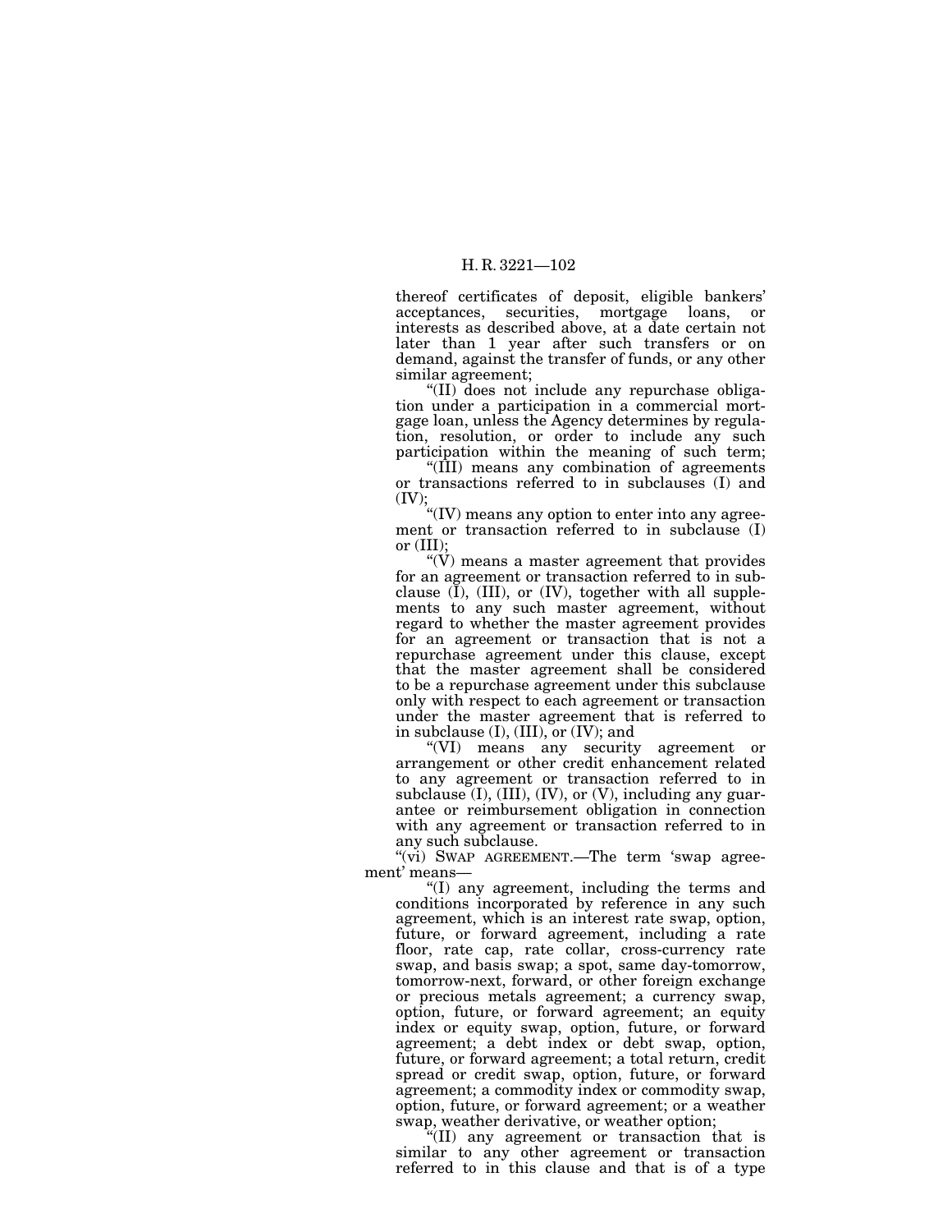thereof certificates of deposit, eligible bankers' acceptances, securities, mortgage loans, or interests as described above, at a date certain not later than 1 year after such transfers or on demand, against the transfer of funds, or any other similar agreement;

"(II) does not include any repurchase obligation under a participation in a commercial mortgage loan, unless the Agency determines by regulation, resolution, or order to include any such participation within the meaning of such term;

"(III) means any combination of agreements or transactions referred to in subclauses (I) and (IV);

"(IV) means any option to enter into any agreement or transaction referred to in subclause (I) or (III);

"(V) means a master agreement that provides for an agreement or transaction referred to in subclause (I), (III), or (IV), together with all supplements to any such master agreement, without regard to whether the master agreement provides for an agreement or transaction that is not a repurchase agreement under this clause, except that the master agreement shall be considered to be a repurchase agreement under this subclause only with respect to each agreement or transaction under the master agreement that is referred to in subclause (I), (III), or (IV); and

"(VI) means any security agreement or arrangement or other credit enhancement related to any agreement or transaction referred to in subclause (I), (III), (IV), or (V), including any guarantee or reimbursement obligation in connection with any agreement or transaction referred to in any such subclause.

"(vi) SWAP AGREEMENT.—The term 'swap agreement' means—

"(I) any agreement, including the terms and conditions incorporated by reference in any such agreement, which is an interest rate swap, option, future, or forward agreement, including a rate floor, rate cap, rate collar, cross-currency rate swap, and basis swap; a spot, same day-tomorrow, tomorrow-next, forward, or other foreign exchange or precious metals agreement; a currency swap, option, future, or forward agreement; an equity index or equity swap, option, future, or forward agreement; a debt index or debt swap, option, future, or forward agreement; a total return, credit spread or credit swap, option, future, or forward agreement; a commodity index or commodity swap, option, future, or forward agreement; or a weather swap, weather derivative, or weather option;

"(II) any agreement or transaction that is similar to any other agreement or transaction referred to in this clause and that is of a type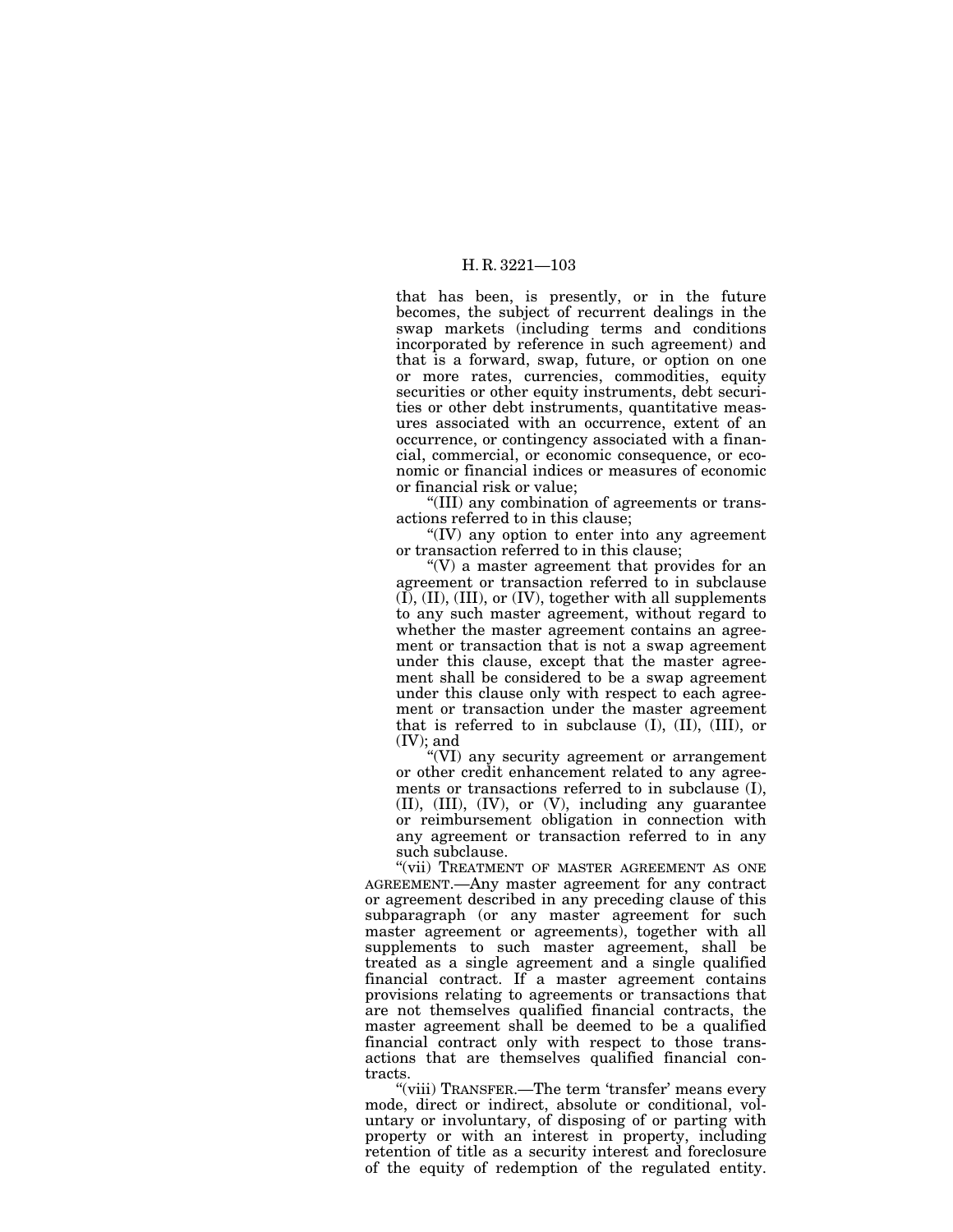that has been, is presently, or in the future becomes, the subject of recurrent dealings in the swap markets (including terms and conditions incorporated by reference in such agreement) and that is a forward, swap, future, or option on one or more rates, currencies, commodities, equity securities or other equity instruments, debt securities or other debt instruments, quantitative measures associated with an occurrence, extent of an occurrence, or contingency associated with a financial, commercial, or economic consequence, or economic or financial indices or measures of economic or financial risk or value;

"(III) any combination of agreements or transactions referred to in this clause;

"(IV) any option to enter into any agreement or transaction referred to in this clause;

"(V) a master agreement that provides for an agreement or transaction referred to in subclause (I), (II), (III), or (IV), together with all supplements to any such master agreement, without regard to whether the master agreement contains an agreement or transaction that is not a swap agreement under this clause, except that the master agreement shall be considered to be a swap agreement under this clause only with respect to each agreement or transaction under the master agreement that is referred to in subclause (I), (II), (III), or (IV); and

"(VI) any security agreement or arrangement or other credit enhancement related to any agreements or transactions referred to in subclause (I), (II), (III), (IV), or (V), including any guarantee or reimbursement obligation in connection with any agreement or transaction referred to in any such subclause.

"(vii) TREATMENT OF MASTER AGREEMENT AS ONE AGREEMENT.—Any master agreement for any contract or agreement described in any preceding clause of this subparagraph (or any master agreement for such master agreement or agreements), together with all supplements to such master agreement, shall be treated as a single agreement and a single qualified financial contract. If a master agreement contains provisions relating to agreements or transactions that are not themselves qualified financial contracts, the master agreement shall be deemed to be a qualified financial contract only with respect to those transactions that are themselves qualified financial contracts.

"(viii) TRANSFER.—The term 'transfer' means every mode, direct or indirect, absolute or conditional, voluntary or involuntary, of disposing of or parting with property or with an interest in property, including retention of title as a security interest and foreclosure of the equity of redemption of the regulated entity.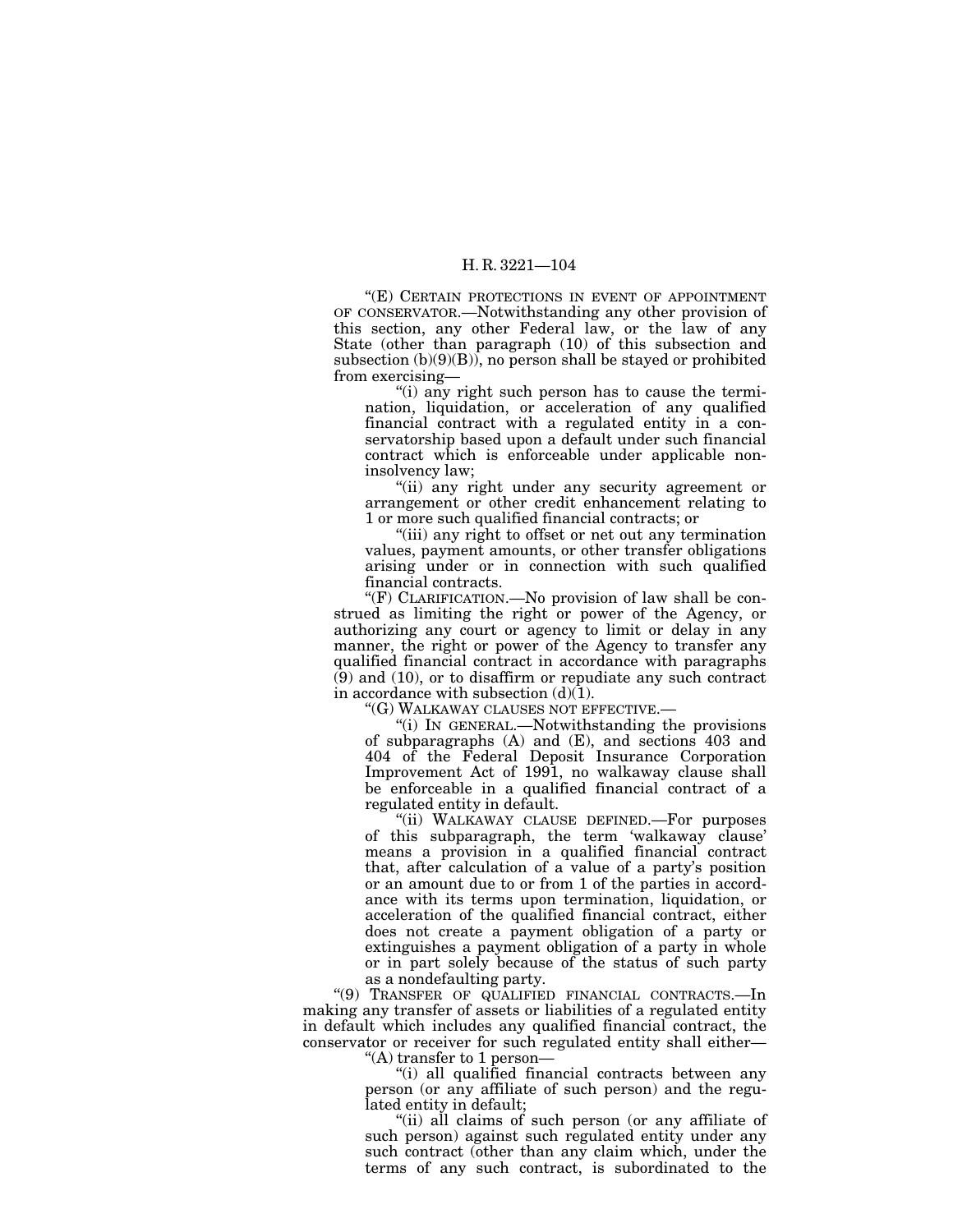"(E) CERTAIN PROTECTIONS IN EVENT OF APPOINTMENT OF CONSERVATOR.—Notwithstanding any other provision of this section, any other Federal law, or the law of any State (other than paragraph (10) of this subsection and subsection (b)(9)(B)), no person shall be stayed or prohibited from exercising—

"(i) any right such person has to cause the termination, liquidation, or acceleration of any qualified financial contract with a regulated entity in a conservatorship based upon a default under such financial contract which is enforceable under applicable non-insolvency law;

"(ii) any right under any security agreement or arrangement or other credit enhancement relating to 1 or more such qualified financial contracts; or

"(iii) any right to offset or net out any termination values, payment amounts, or other transfer obligations arising under or in connection with such qualified financial contracts.

"(F) CLARIFICATION.—No provision of law shall be construed as limiting the right or power of the Agency, or authorizing any court or agency to limit or delay in any manner, the right or power of the Agency to transfer any qualified financial contract in accordance with paragraphs (9) and (10), or to disaffirm or repudiate any such contract in accordance with subsection (d)(1).

"(G) WALKAWAY CLAUSES NOT EFFECTIVE.—

"(i) IN GENERAL.—Notwithstanding the provisions of subparagraphs (A) and (E), and sections 403 and 404 of the Federal Deposit Insurance Corporation Improvement Act of 1991, no walkaway clause shall be enforceable in a qualified financial contract of a regulated entity in default.

"(ii) WALKAWAY CLAUSE DEFINED.—For purposes of this subparagraph, the term 'walkaway clause' means a provision in a qualified financial contract that, after calculation of a value of a party's position or an amount due to or from 1 of the parties in accordance with its terms upon termination, liquidation, or acceleration of the qualified financial contract, either does not create a payment obligation of a party or extinguishes a payment obligation of a party in whole or in part solely because of the status of such party as a nondefaulting party.

"(9) TRANSFER OF QUALIFIED FINANCIAL CONTRACTS.—In making any transfer of assets or liabilities of a regulated entity in default which includes any qualified financial contract, the conservator or receiver for such regulated entity shall either—

"(A) transfer to 1 person—

"(i) all qualified financial contracts between any person (or any affiliate of such person) and the regulated entity in default;

"(ii) all claims of such person (or any affiliate of such person) against such regulated entity under any such contract (other than any claim which, under the terms of any such contract, is subordinated to the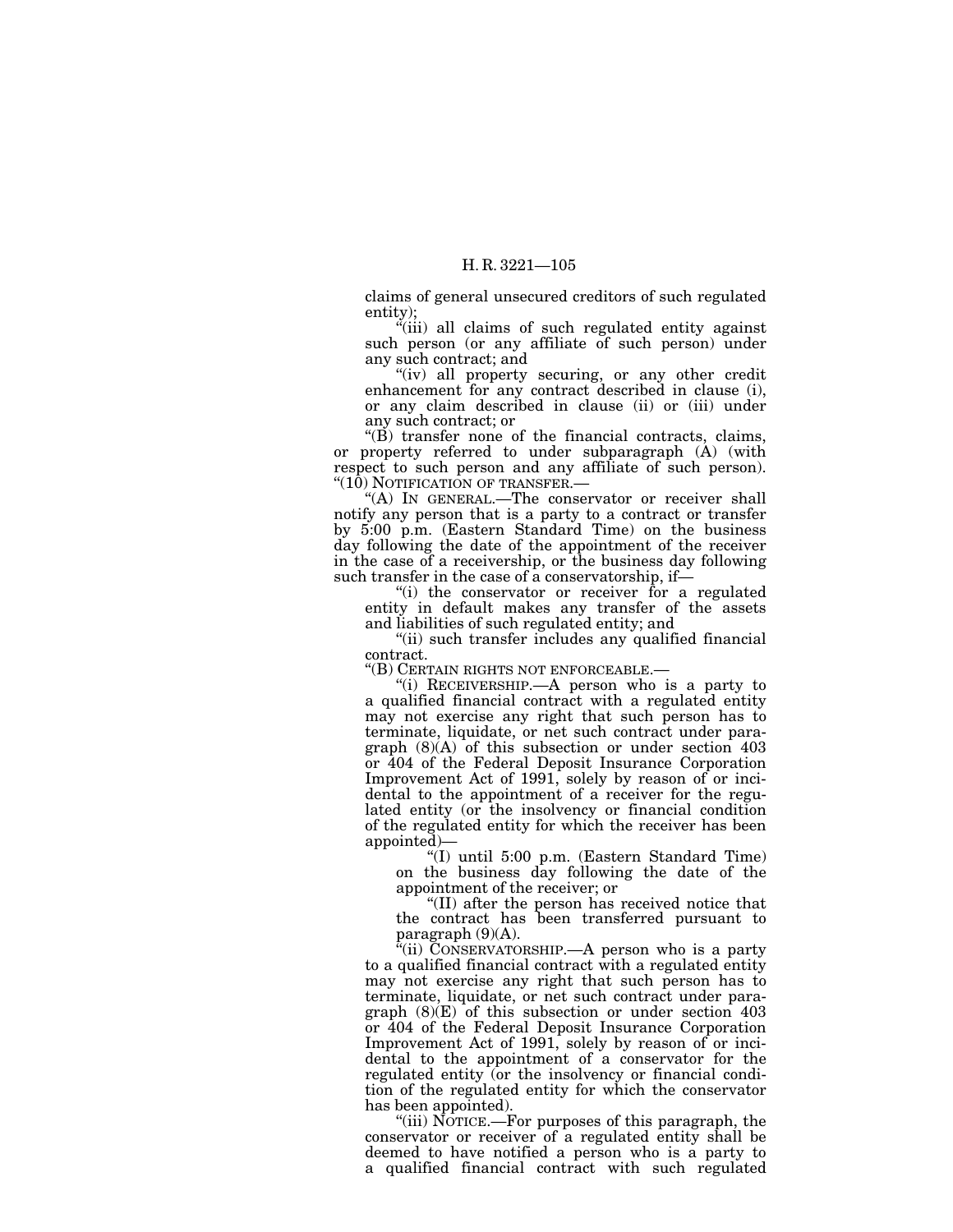claims of general unsecured creditors of such regulated entity);

"(iii) all claims of such regulated entity against such person (or any affiliate of such person) under any such contract; and

"(iv) all property securing, or any other credit enhancement for any contract described in clause (i), or any claim described in clause (ii) or (iii) under any such contract; or

"(B) transfer none of the financial contracts, claims, or property referred to under subparagraph (A) (with respect to such person and any affiliate of such person).

"(10) NOTIFICATION OF TRANSFER.—

"(A) IN GENERAL.—The conservator or receiver shall notify any person that is a party to a contract or transfer by 5:00 p.m. (Eastern Standard Time) on the business day following the date of the appointment of the receiver in the case of a receivership, or the business day following such transfer in the case of a conservatorship, if—

"(i) the conservator or receiver for a regulated entity in default makes any transfer of the assets and liabilities of such regulated entity; and

"(ii) such transfer includes any qualified financial contract.

"(B) CERTAIN RIGHTS NOT ENFORCEABLE.—

"(i) RECEIVERSHIP.—A person who is a party to a qualified financial contract with a regulated entity may not exercise any right that such person has to terminate, liquidate, or net such contract under paragraph (8)(A) of this subsection or under section 403 or 404 of the Federal Deposit Insurance Corporation Improvement Act of 1991, solely by reason of or incidental to the appointment of a receiver for the regulated entity (or the insolvency or financial condition of the regulated entity for which the receiver has been appointed)—

"(I) until 5:00 p.m. (Eastern Standard Time) on the business day following the date of the appointment of the receiver; or

"(II) after the person has received notice that the contract has been transferred pursuant to paragraph (9)(A).

"(ii) CONSERVATORSHIP.—A person who is a party to a qualified financial contract with a regulated entity may not exercise any right that such person has to terminate, liquidate, or net such contract under paragraph (8)(E) of this subsection or under section 403 or 404 of the Federal Deposit Insurance Corporation Improvement Act of 1991, solely by reason of or incidental to the appointment of a conservator for the regulated entity (or the insolvency or financial condition of the regulated entity for which the conservator has been appointed).

"(iii) NOTICE.—For purposes of this paragraph, the conservator or receiver of a regulated entity shall be deemed to have notified a person who is a party to a qualified financial contract with such regulated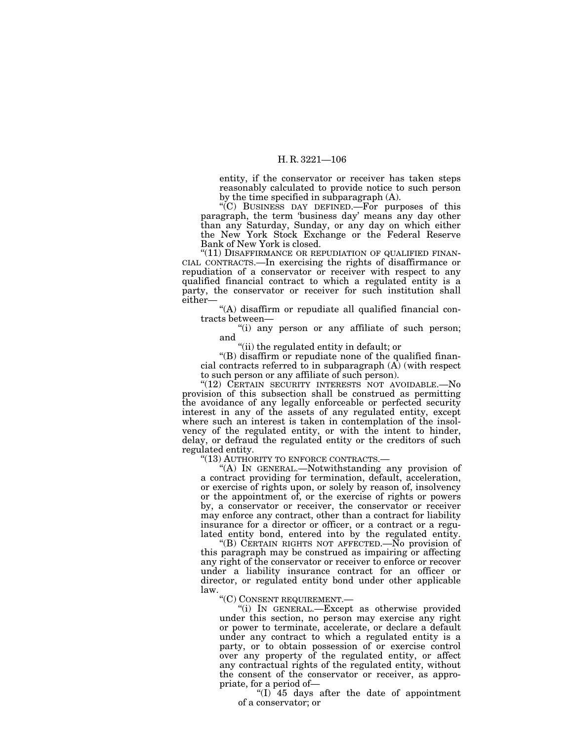entity, if the conservator or receiver has taken steps reasonably calculated to provide notice to such person by the time specified in subparagraph (A).

"(C) BUSINESS DAY DEFINED.—For purposes of this paragraph, the term 'business day' means any day other than any Saturday, Sunday, or any day on which either the New York Stock Exchange or the Federal Reserve Bank of New York is closed.

"(11) DISAFFIRMANCE OR REPUDIATION OF QUALIFIED FINANCIAL CONTRACTS.—In exercising the rights of disaffirmance or repudiation of a conservator or receiver with respect to any qualified financial contract to which a regulated entity is a party, the conservator or receiver for such institution shall either—

"(A) disaffirm or repudiate all qualified financial contracts between—

"(i) any person or any affiliate of such person; and

"(ii) the regulated entity in default; or

"(B) disaffirm or repudiate none of the qualified financial contracts referred to in subparagraph (A) (with respect to such person or any affiliate of such person).

"(12) CERTAIN SECURITY INTERESTS NOT AVOIDABLE.—No provision of this subsection shall be construed as permitting the avoidance of any legally enforceable or perfected security interest in any of the assets of any regulated entity, except where such an interest is taken in contemplation of the insolvency of the regulated entity, or with the intent to hinder, delay, or defraud the regulated entity or the creditors of such regulated entity.

"(13) AUTHORITY TO ENFORCE CONTRACTS.—

"(A) IN GENERAL.—Notwithstanding any provision of a contract providing for termination, default, acceleration, or exercise of rights upon, or solely by reason of, insolvency or the appointment of, or the exercise of rights or powers by, a conservator or receiver, the conservator or receiver may enforce any contract, other than a contract for liability insurance for a director or officer, or a contract or a regulated entity bond, entered into by the regulated entity.

"(B) CERTAIN RIGHTS NOT AFFECTED.—No provision of this paragraph may be construed as impairing or affecting any right of the conservator or receiver to enforce or recover under a liability insurance contract for an officer or director, or regulated entity bond under other applicable law.

"(C) CONSENT REQUIREMENT.—

"(i) IN GENERAL.—Except as otherwise provided under this section, no person may exercise any right or power to terminate, accelerate, or declare a default under any contract to which a regulated entity is a party, or to obtain possession of or exercise control over any property of the regulated entity, or affect any contractual rights of the regulated entity, without the consent of the conservator or receiver, as appropriate, for a period of—

"(I) 45 days after the date of appointment of a conservator; or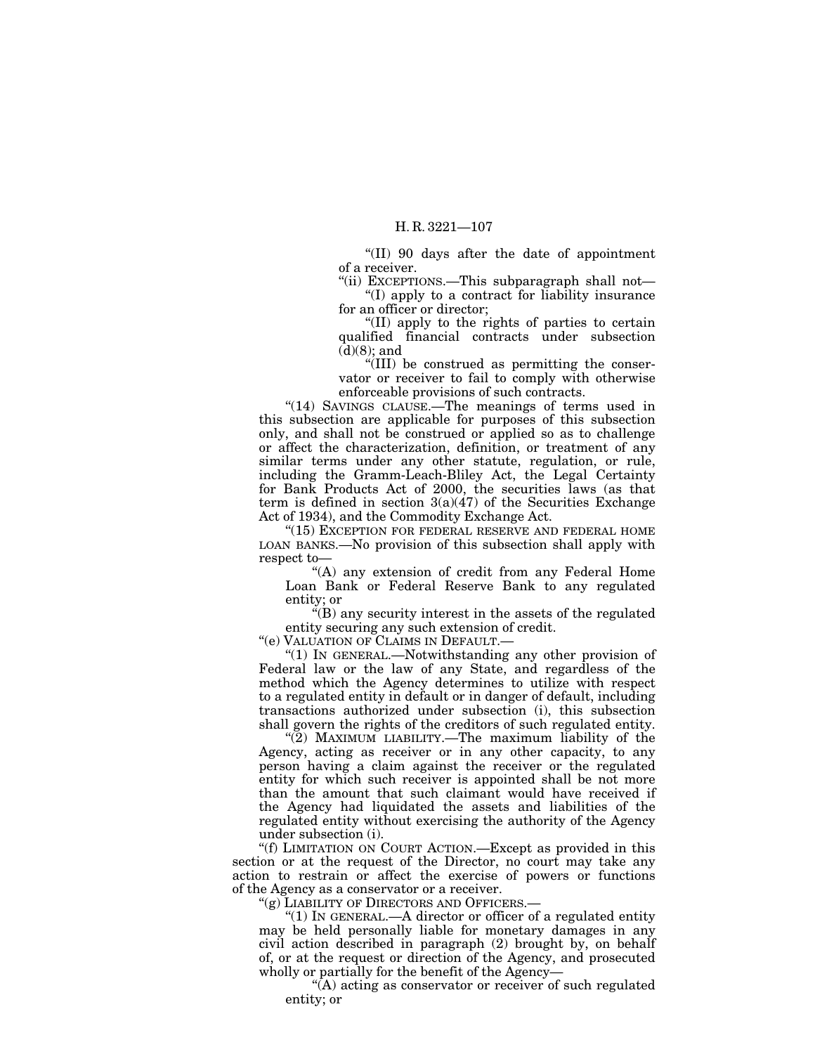"(II) 90 days after the date of appointment of a receiver.

"(ii) EXCEPTIONS.—This subparagraph shall not—

"(I) apply to a contract for liability insurance for an officer or director;

"(II) apply to the rights of parties to certain qualified financial contracts under subsection (d)(8); and

"(III) be construed as permitting the conservator or receiver to fail to comply with otherwise enforceable provisions of such contracts.

"(14) SAVINGS CLAUSE.—The meanings of terms used in this subsection are applicable for purposes of this subsection only, and shall not be construed or applied so as to challenge or affect the characterization, definition, or treatment of any similar terms under any other statute, regulation, or rule, including the Gramm-Leach-Bliley Act, the Legal Certainty for Bank Products Act of 2000, the securities laws (as that term is defined in section 3(a)(47) of the Securities Exchange Act of 1934), and the Commodity Exchange Act.

"(15) EXCEPTION FOR FEDERAL RESERVE AND FEDERAL HOME LOAN BANKS.—No provision of this subsection shall apply with respect to—

"(A) any extension of credit from any Federal Home Loan Bank or Federal Reserve Bank to any regulated entity; or

"(B) any security interest in the assets of the regulated entity securing any such extension of credit.

"(e) VALUATION OF CLAIMS IN DEFAULT.—

"(1) IN GENERAL.—Notwithstanding any other provision of Federal law or the law of any State, and regardless of the method which the Agency determines to utilize with respect to a regulated entity in default or in danger of default, including transactions authorized under subsection (i), this subsection shall govern the rights of the creditors of such regulated entity.

"(2) MAXIMUM LIABILITY.—The maximum liability of the Agency, acting as receiver or in any other capacity, to any person having a claim against the receiver or the regulated entity for which such receiver is appointed shall be not more than the amount that such claimant would have received if the Agency had liquidated the assets and liabilities of the regulated entity without exercising the authority of the Agency under subsection (i).

"(f) LIMITATION ON COURT ACTION.—Except as provided in this section or at the request of the Director, no court may take any action to restrain or affect the exercise of powers or functions of the Agency as a conservator or a receiver.

"(g) LIABILITY OF DIRECTORS AND OFFICERS.—

"(1) IN GENERAL.—A director or officer of a regulated entity may be held personally liable for monetary damages in any civil action described in paragraph (2) brought by, on behalf of, or at the request or direction of the Agency, and prosecuted wholly or partially for the benefit of the Agency—

"(A) acting as conservator or receiver of such regulated entity; or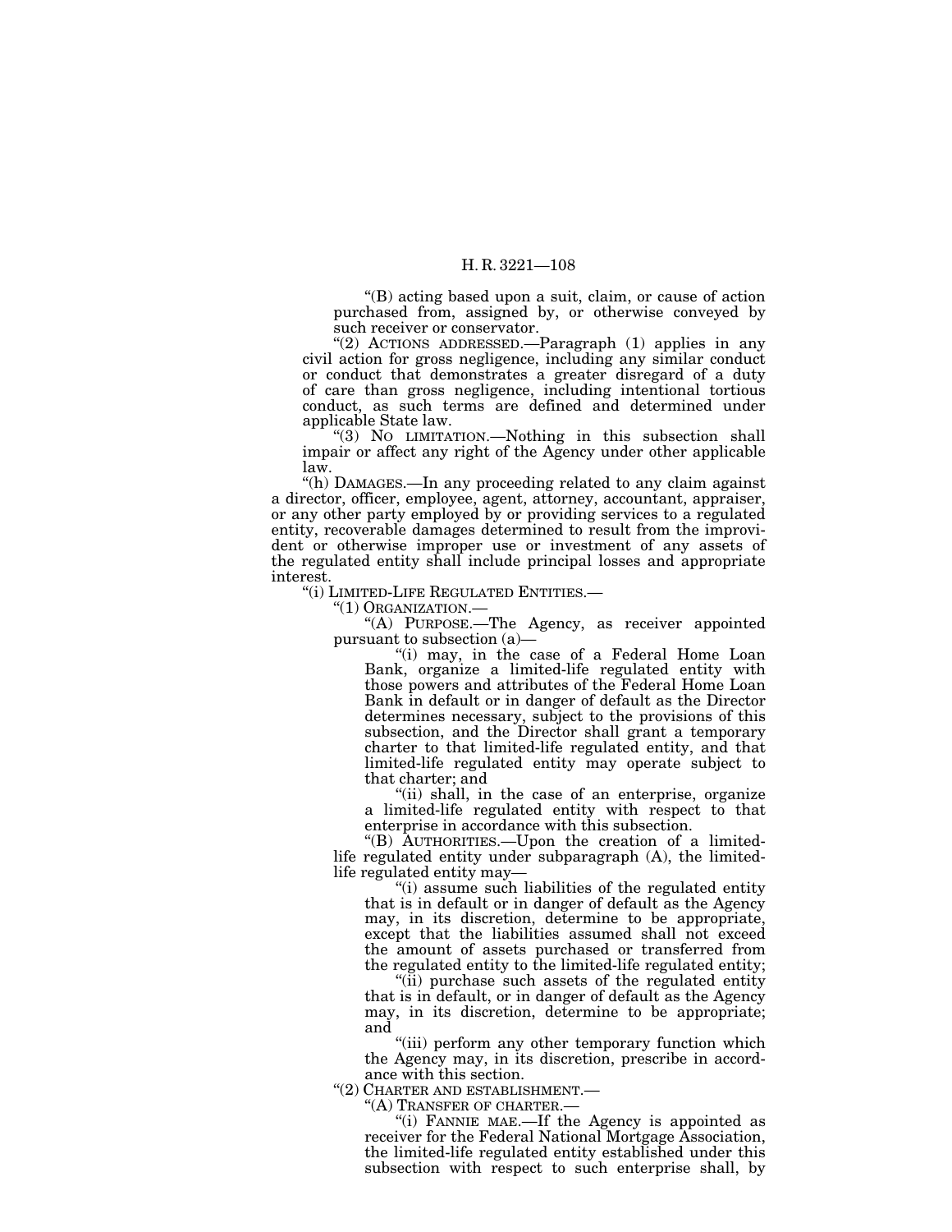"(B) acting based upon a suit, claim, or cause of action purchased from, assigned by, or otherwise conveyed by such receiver or conservator.

"(2) ACTIONS ADDRESSED.—Paragraph (1) applies in any civil action for gross negligence, including any similar conduct or conduct that demonstrates a greater disregard of a duty of care than gross negligence, including intentional tortious conduct, as such terms are defined and determined under applicable State law.

"(3) NO LIMITATION.—Nothing in this subsection shall impair or affect any right of the Agency under other applicable law.

"(h) DAMAGES.—In any proceeding related to any claim against a director, officer, employee, agent, attorney, accountant, appraiser, or any other party employed by or providing services to a regulated entity, recoverable damages determined to result from the improvident or otherwise improper use or investment of any assets of the regulated entity shall include principal losses and appropriate interest.

"(i) LIMITED-LIFE REGULATED ENTITIES.—

"(1) ORGANIZATION.—

"(A) PURPOSE.—The Agency, as receiver appointed pursuant to subsection (a)—

"(i) may, in the case of a Federal Home Loan Bank, organize a limited-life regulated entity with those powers and attributes of the Federal Home Loan Bank in default or in danger of default as the Director determines necessary, subject to the provisions of this subsection, and the Director shall grant a temporary charter to that limited-life regulated entity, and that limited-life regulated entity may operate subject to that charter; and

"(ii) shall, in the case of an enterprise, organize a limited-life regulated entity with respect to that enterprise in accordance with this subsection.

"(B) AUTHORITIES.—Upon the creation of a limited-life regulated entity under subparagraph (A), the limited-life regulated entity may—

"(i) assume such liabilities of the regulated entity that is in default or in danger of default as the Agency may, in its discretion, determine to be appropriate, except that the liabilities assumed shall not exceed the amount of assets purchased or transferred from the regulated entity to the limited-life regulated entity;

"(ii) purchase such assets of the regulated entity that is in default, or in danger of default as the Agency may, in its discretion, determine to be appropriate; and

"(iii) perform any other temporary function which the Agency may, in its discretion, prescribe in accordance with this section.

"(2) CHARTER AND ESTABLISHMENT.—

"(A) TRANSFER OF CHARTER.—

"(i) FANNIE MAE.—If the Agency is appointed as receiver for the Federal National Mortgage Association, the limited-life regulated entity established under this subsection with respect to such enterprise shall, by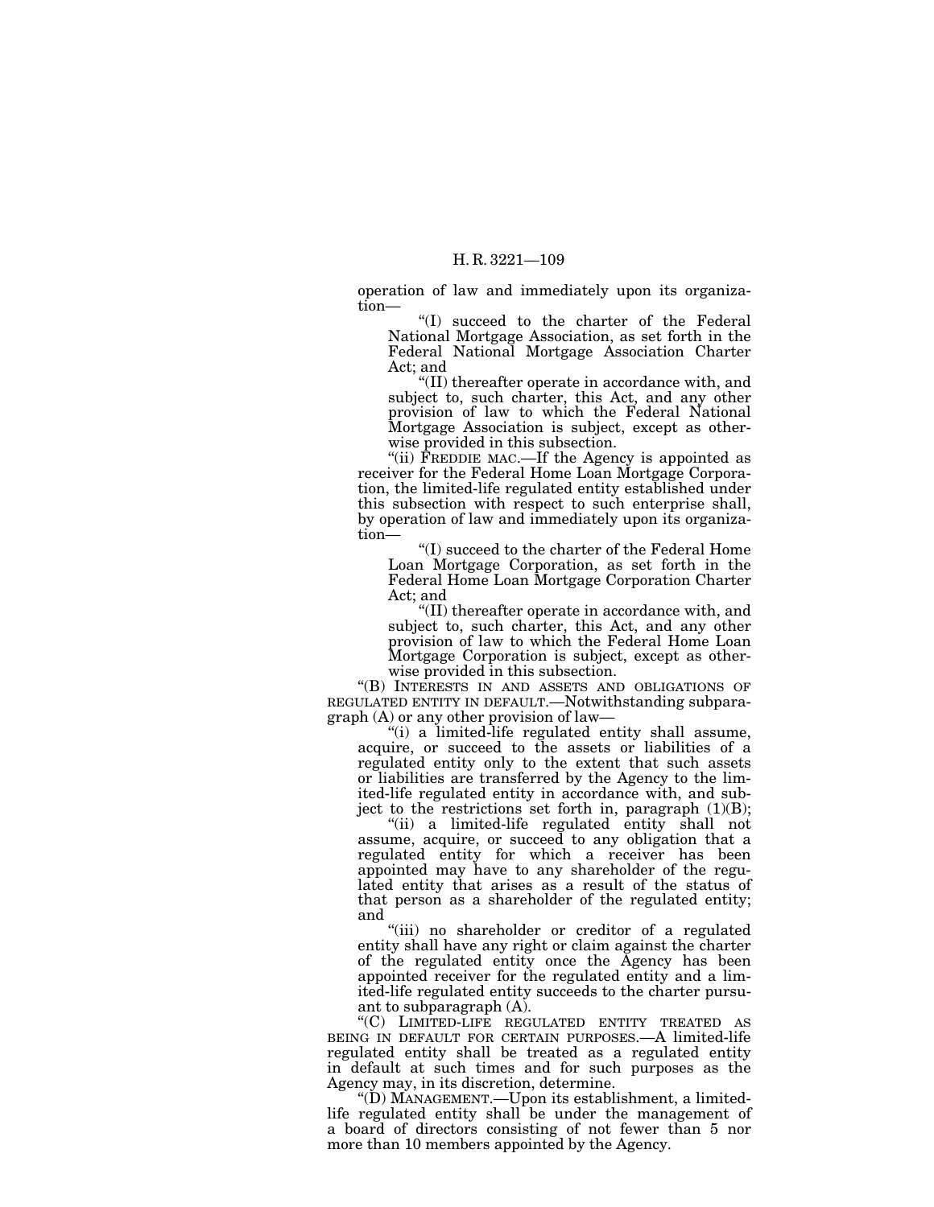operation of law and immediately upon its organization—

"(I) succeed to the charter of the Federal National Mortgage Association, as set forth in the Federal National Mortgage Association Charter Act; and

"(II) thereafter operate in accordance with, and subject to, such charter, this Act, and any other provision of law to which the Federal National Mortgage Association is subject, except as otherwise provided in this subsection.

"(ii) FREDDIE MAC.—If the Agency is appointed as receiver for the Federal Home Loan Mortgage Corporation, the limited-life regulated entity established under this subsection with respect to such enterprise shall, by operation of law and immediately upon its organization—

"(I) succeed to the charter of the Federal Home Loan Mortgage Corporation, as set forth in the Federal Home Loan Mortgage Corporation Charter Act; and

"(II) thereafter operate in accordance with, and subject to, such charter, this Act, and any other provision of law to which the Federal Home Loan Mortgage Corporation is subject, except as otherwise provided in this subsection.

"(B) INTERESTS IN AND ASSETS AND OBLIGATIONS OF REGULATED ENTITY IN DEFAULT.—Notwithstanding subparagraph (A) or any other provision of law—

"(i) a limited-life regulated entity shall assume, acquire, or succeed to the assets or liabilities of a regulated entity only to the extent that such assets or liabilities are transferred by the Agency to the limited-life regulated entity in accordance with, and subject to the restrictions set forth in, paragraph (1)(B);

"(ii) a limited-life regulated entity shall not assume, acquire, or succeed to any obligation that a regulated entity for which a receiver has been appointed may have to any shareholder of the regulated entity that arises as a result of the status of that person as a shareholder of the regulated entity; and

"(iii) no shareholder or creditor of a regulated entity shall have any right or claim against the charter of the regulated entity once the Agency has been appointed receiver for the regulated entity and a limited-life regulated entity succeeds to the charter pursuant to subparagraph (A).

"(C) LIMITED-LIFE REGULATED ENTITY TREATED AS BEING IN DEFAULT FOR CERTAIN PURPOSES.—A limited-life regulated entity shall be treated as a regulated entity in default at such times and for such purposes as the Agency may, in its discretion, determine.

"(D) MANAGEMENT.—Upon its establishment, a limited-life regulated entity shall be under the management of a board of directors consisting of not fewer than 5 nor more than 10 members appointed by the Agency.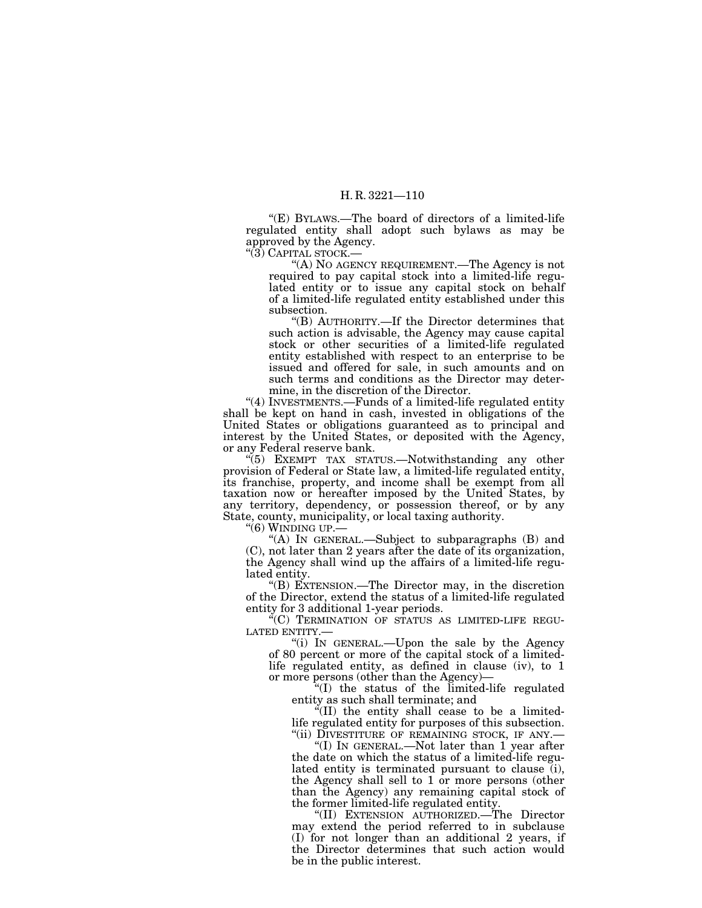"(E) BYLAWS.—The board of directors of a limited-life regulated entity shall adopt such bylaws as may be approved by the Agency.

"(3) CAPITAL STOCK.—

"(A) NO AGENCY REQUIREMENT.—The Agency is not required to pay capital stock into a limited-life regulated entity or to issue any capital stock on behalf of a limited-life regulated entity established under this subsection.

"(B) AUTHORITY.—If the Director determines that such action is advisable, the Agency may cause capital stock or other securities of a limited-life regulated entity established with respect to an enterprise to be issued and offered for sale, in such amounts and on such terms and conditions as the Director may determine, in the discretion of the Director.

"(4) INVESTMENTS.—Funds of a limited-life regulated entity shall be kept on hand in cash, invested in obligations of the United States or obligations guaranteed as to principal and interest by the United States, or deposited with the Agency, or any Federal reserve bank.

"(5) EXEMPT TAX STATUS.—Notwithstanding any other provision of Federal or State law, a limited-life regulated entity, its franchise, property, and income shall be exempt from all taxation now or hereafter imposed by the United States, by any territory, dependency, or possession thereof, or by any State, county, municipality, or local taxing authority.

"(6) WINDING UP.—

"(A) IN GENERAL.—Subject to subparagraphs (B) and (C), not later than 2 years after the date of its organization, the Agency shall wind up the affairs of a limited-life regulated entity.

"(B) EXTENSION.—The Director may, in the discretion of the Director, extend the status of a limited-life regulated entity for 3 additional 1-year periods.

"(C) TERMINATION OF STATUS AS LIMITED-LIFE REGULATED ENTITY.—

"(i) IN GENERAL.—Upon the sale by the Agency of 80 percent or more of the capital stock of a limited-life regulated entity, as defined in clause (iv), to 1 or more persons (other than the Agency)—

"(I) the status of the limited-life regulated entity as such shall terminate; and

"(II) the entity shall cease to be a limited-life regulated entity for purposes of this subsection.

"(ii) DIVESTITURE OF REMAINING STOCK, IF ANY.—

"(I) IN GENERAL.—Not later than 1 year after the date on which the status of a limited-life regulated entity is terminated pursuant to clause (i), the Agency shall sell to 1 or more persons (other than the Agency) any remaining capital stock of the former limited-life regulated entity.

"(II) EXTENSION AUTHORIZED.—The Director may extend the period referred to in subclause (I) for not longer than an additional 2 years, if the Director determines that such action would be in the public interest.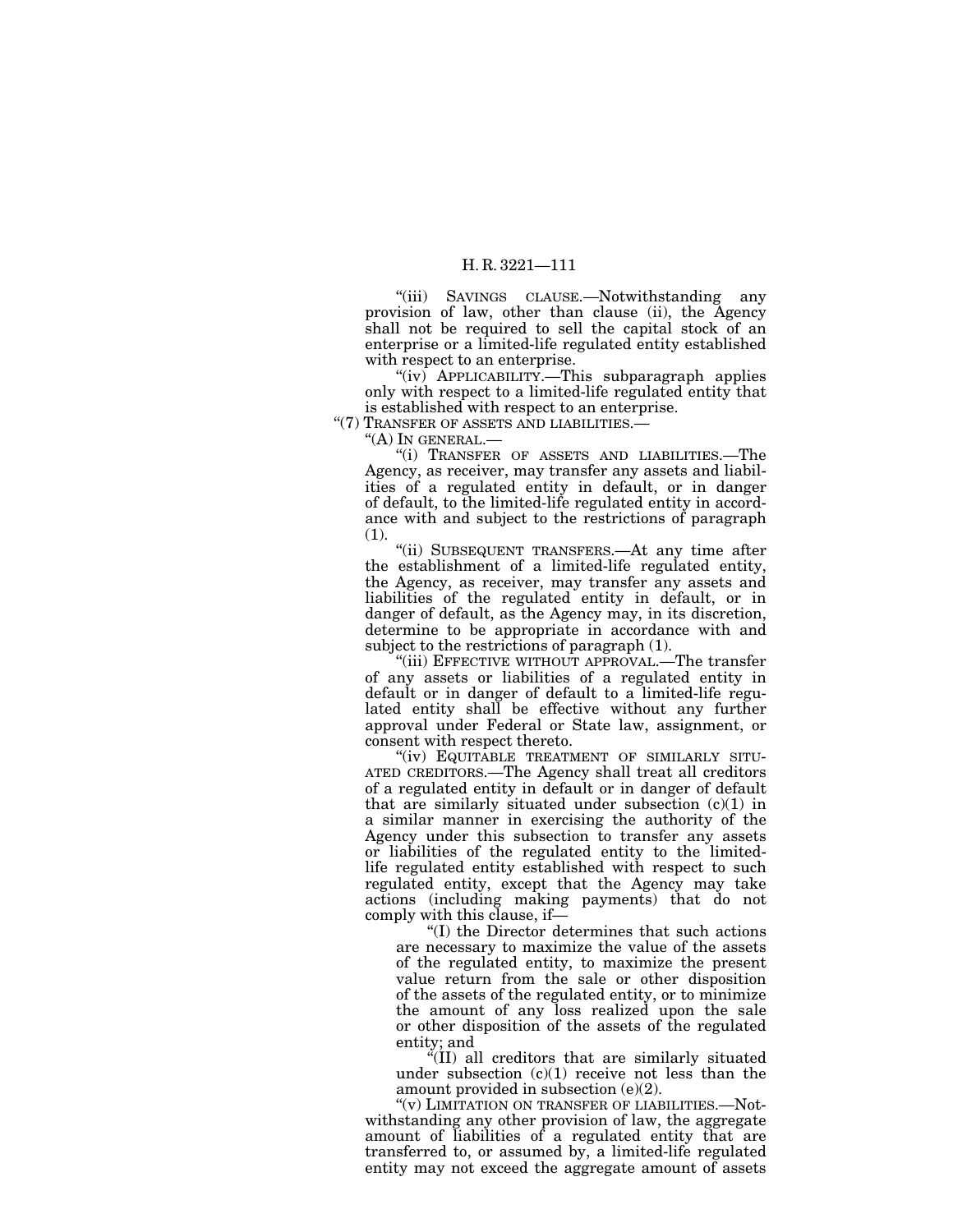"(iii) SAVINGS CLAUSE.—Notwithstanding any provision of law, other than clause (ii), the Agency shall not be required to sell the capital stock of an enterprise or a limited-life regulated entity established with respect to an enterprise.

"(iv) APPLICABILITY.—This subparagraph applies only with respect to a limited-life regulated entity that is established with respect to an enterprise.

"(7) TRANSFER OF ASSETS AND LIABILITIES.—

"(A) IN GENERAL.—

"(i) TRANSFER OF ASSETS AND LIABILITIES.—The Agency, as receiver, may transfer any assets and liabilities of a regulated entity in default, or in danger of default, to the limited-life regulated entity in accordance with and subject to the restrictions of paragraph (1).

"(ii) SUBSEQUENT TRANSFERS.—At any time after the establishment of a limited-life regulated entity, the Agency, as receiver, may transfer any assets and liabilities of the regulated entity in default, or in danger of default, as the Agency may, in its discretion, determine to be appropriate in accordance with and subject to the restrictions of paragraph (1).

"(iii) EFFECTIVE WITHOUT APPROVAL.—The transfer of any assets or liabilities of a regulated entity in default or in danger of default to a limited-life regulated entity shall be effective without any further approval under Federal or State law, assignment, or consent with respect thereto.

"(iv) EQUITABLE TREATMENT OF SIMILARLY SITUATED CREDITORS.—The Agency shall treat all creditors of a regulated entity in default or in danger of default that are similarly situated under subsection (c)(1) in a similar manner in exercising the authority of the Agency under this subsection to transfer any assets or liabilities of the regulated entity to the limited-life regulated entity established with respect to such regulated entity, except that the Agency may take actions (including making payments) that do not comply with this clause, if—

"(I) the Director determines that such actions are necessary to maximize the value of the assets of the regulated entity, to maximize the present value return from the sale or other disposition of the assets of the regulated entity, or to minimize the amount of any loss realized upon the sale or other disposition of the assets of the regulated entity; and

"(II) all creditors that are similarly situated under subsection (c)(1) receive not less than the amount provided in subsection (e)(2).

"(v) LIMITATION ON TRANSFER OF LIABILITIES.—Notwithstanding any other provision of law, the aggregate amount of liabilities of a regulated entity that are transferred to, or assumed by, a limited-life regulated entity may not exceed the aggregate amount of assets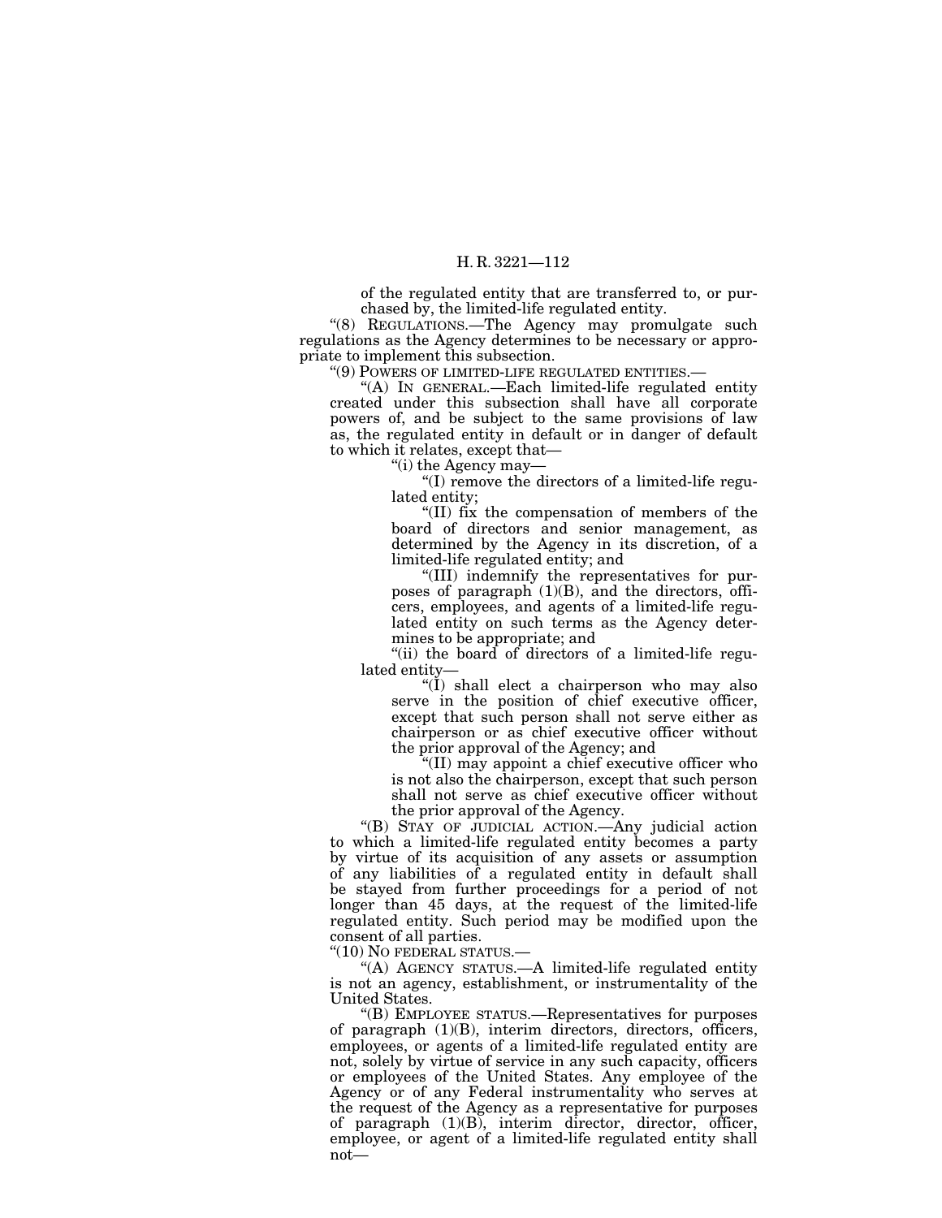of the regulated entity that are transferred to, or purchased by, the limited-life regulated entity.

“(8) REGULATIONS.—The Agency may promulgate such regulations as the Agency determines to be necessary or appropriate to implement this subsection.

“(9) POWERS OF LIMITED-LIFE REGULATED ENTITIES.—

“(A) IN GENERAL.—Each limited-life regulated entity created under this subsection shall have all corporate powers of, and be subject to the same provisions of law as, the regulated entity in default or in danger of default to which it relates, except that—

“(i) the Agency may—

“(I) remove the directors of a limited-life regulated entity;

“(II) fix the compensation of members of the board of directors and senior management, as determined by the Agency in its discretion, of a limited-life regulated entity; and

“(III) indemnify the representatives for purposes of paragraph (1)(B), and the directors, officers, employees, and agents of a limited-life regulated entity on such terms as the Agency determines to be appropriate; and

“(ii) the board of directors of a limited-life regulated entity—

“(I) shall elect a chairperson who may also serve in the position of chief executive officer, except that such person shall not serve either as chairperson or as chief executive officer without the prior approval of the Agency; and

“(II) may appoint a chief executive officer who is not also the chairperson, except that such person shall not serve as chief executive officer without the prior approval of the Agency.

“(B) STAY OF JUDICIAL ACTION.—Any judicial action to which a limited-life regulated entity becomes a party by virtue of its acquisition of any assets or assumption of any liabilities of a regulated entity in default shall be stayed from further proceedings for a period of not longer than 45 days, at the request of the limited-life regulated entity. Such period may be modified upon the consent of all parties.

“(10) NO FEDERAL STATUS.—

“(A) AGENCY STATUS.—A limited-life regulated entity is not an agency, establishment, or instrumentality of the United States.

“(B) EMPLOYEE STATUS.—Representatives for purposes of paragraph (1)(B), interim directors, directors, officers, employees, or agents of a limited-life regulated entity are not, solely by virtue of service in any such capacity, officers or employees of the United States. Any employee of the Agency or of any Federal instrumentality who serves at the request of the Agency as a representative for purposes of paragraph (1)(B), interim director, director, officer, employee, or agent of a limited-life regulated entity shall not—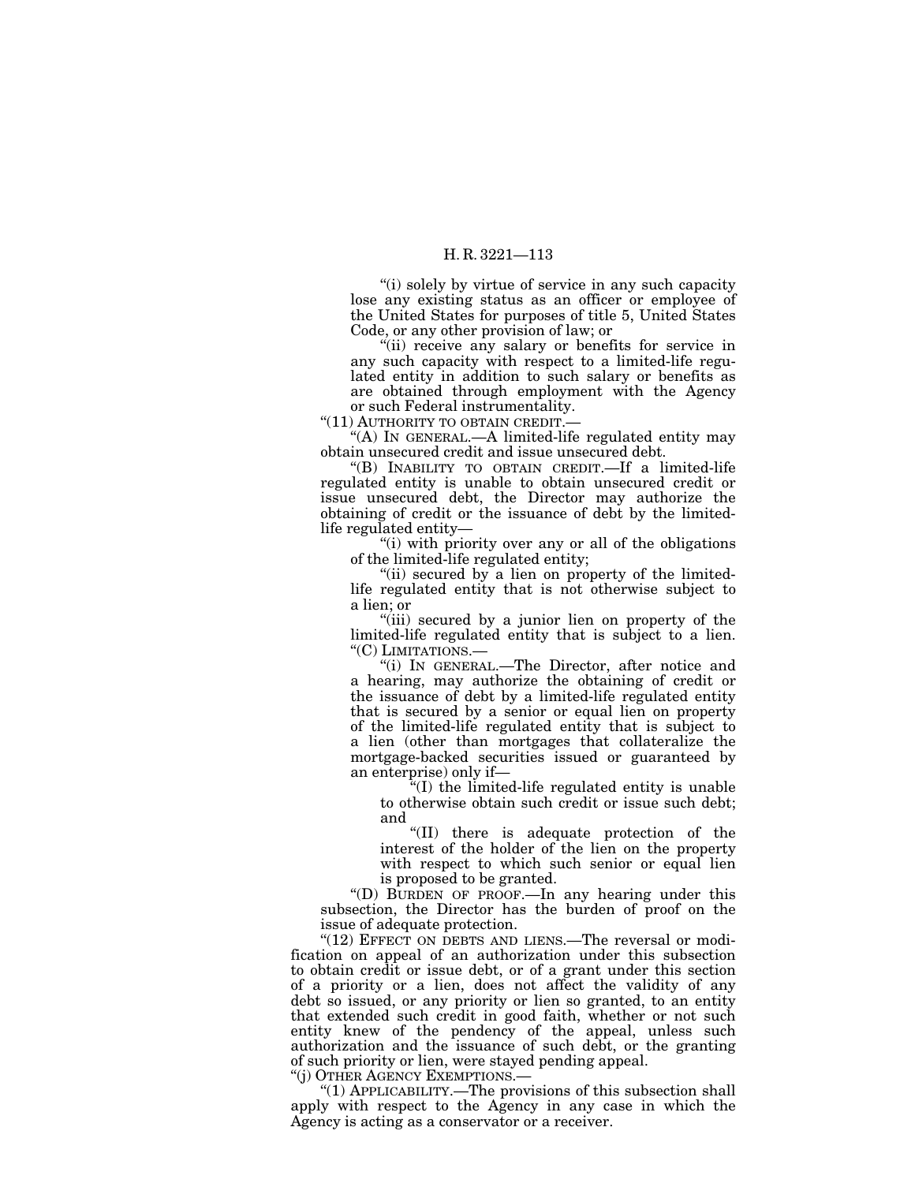"(i) solely by virtue of service in any such capacity lose any existing status as an officer or employee of the United States for purposes of title 5, United States Code, or any other provision of law; or

"(ii) receive any salary or benefits for service in any such capacity with respect to a limited-life regulated entity in addition to such salary or benefits as are obtained through employment with the Agency or such Federal instrumentality.

"(11) AUTHORITY TO OBTAIN CREDIT.—

"(A) IN GENERAL.—A limited-life regulated entity may obtain unsecured credit and issue unsecured debt.

"(B) INABILITY TO OBTAIN CREDIT.—If a limited-life regulated entity is unable to obtain unsecured credit or issue unsecured debt, the Director may authorize the obtaining of credit or the issuance of debt by the limited-life regulated entity—

"(i) with priority over any or all of the obligations of the limited-life regulated entity;

"(ii) secured by a lien on property of the limited-life regulated entity that is not otherwise subject to a lien; or

"(iii) secured by a junior lien on property of the limited-life regulated entity that is subject to a lien.

"(C) LIMITATIONS.—

"(i) IN GENERAL.—The Director, after notice and a hearing, may authorize the obtaining of credit or the issuance of debt by a limited-life regulated entity that is secured by a senior or equal lien on property of the limited-life regulated entity that is subject to a lien (other than mortgages that collateralize the mortgage-backed securities issued or guaranteed by an enterprise) only if—

"(I) the limited-life regulated entity is unable to otherwise obtain such credit or issue such debt; and

"(II) there is adequate protection of the interest of the holder of the lien on the property with respect to which such senior or equal lien is proposed to be granted.

"(D) BURDEN OF PROOF.—In any hearing under this subsection, the Director has the burden of proof on the issue of adequate protection.

"(12) EFFECT ON DEBTS AND LIENS.—The reversal or modification on appeal of an authorization under this subsection to obtain credit or issue debt, or of a grant under this section of a priority or a lien, does not affect the validity of any debt so issued, or any priority or lien so granted, to an entity that extended such credit in good faith, whether or not such entity knew of the pendency of the appeal, unless such authorization and the issuance of such debt, or the granting of such priority or lien, were stayed pending appeal.

"(j) OTHER AGENCY EXEMPTIONS.—

"(1) APPLICABILITY.—The provisions of this subsection shall apply with respect to the Agency in any case in which the Agency is acting as a conservator or a receiver.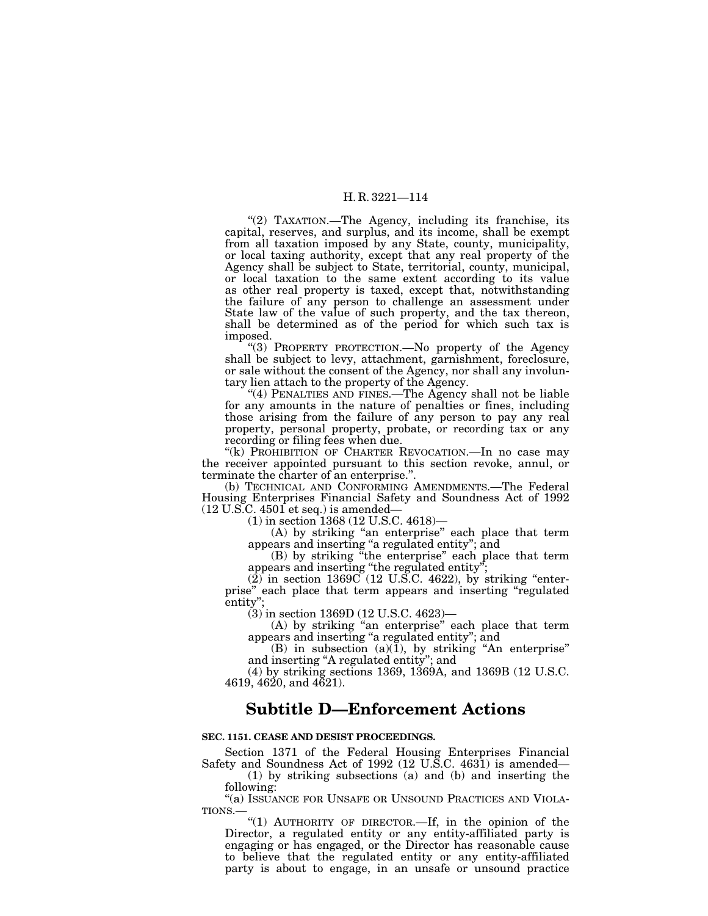"(2) TAXATION.—The Agency, including its franchise, its capital, reserves, and surplus, and its income, shall be exempt from all taxation imposed by any State, county, municipality, or local taxing authority, except that any real property of the Agency shall be subject to State, territorial, county, municipal, or local taxation to the same extent according to its value as other real property is taxed, except that, notwithstanding the failure of any person to challenge an assessment under State law of the value of such property, and the tax thereon, shall be determined as of the period for which such tax is imposed.

"(3) PROPERTY PROTECTION.—No property of the Agency shall be subject to levy, attachment, garnishment, foreclosure, or sale without the consent of the Agency, nor shall any involuntary lien attach to the property of the Agency.

"(4) PENALTIES AND FINES.—The Agency shall not be liable for any amounts in the nature of penalties or fines, including those arising from the failure of any person to pay any real property, personal property, probate, or recording tax or any recording or filing fees when due.

"(k) PROHIBITION OF CHARTER REVOCATION.—In no case may the receiver appointed pursuant to this section revoke, annul, or terminate the charter of an enterprise.".

(b) TECHNICAL AND CONFORMING AMENDMENTS.—The Federal Housing Enterprises Financial Safety and Soundness Act of 1992 (12 U.S.C. 4501 et seq.) is amended—

(1) in section 1368 (12 U.S.C. 4618)—

(A) by striking "an enterprise" each place that term appears and inserting "a regulated entity"; and

(B) by striking "the enterprise" each place that term appears and inserting "the regulated entity";

(2) in section 1369C (12 U.S.C. 4622), by striking "enterprise" each place that term appears and inserting "regulated entity";

(3) in section 1369D (12 U.S.C. 4623)—

(A) by striking "an enterprise" each place that term appears and inserting "a regulated entity"; and

(B) in subsection (a)(1), by striking "An enterprise" and inserting "A regulated entity"; and

(4) by striking sections 1369, 1369A, and 1369B (12 U.S.C. 4619, 4620, and 4621).

## Subtitle D—Enforcement Actions

### SEC. 1151. CEASE AND DESIST PROCEEDINGS.

Section 1371 of the Federal Housing Enterprises Financial Safety and Soundness Act of 1992 (12 U.S.C. 4631) is amended—

(1) by striking subsections (a) and (b) and inserting the following:

"(a) ISSUANCE FOR UNSAFE OR UNSOUND PRACTICES AND VIOLATIONS.—

"(1) AUTHORITY OF DIRECTOR.—If, in the opinion of the Director, a regulated entity or any entity-affiliated party is engaging or has engaged, or the Director has reasonable cause to believe that the regulated entity or any entity-affiliated party is about to engage, in an unsafe or unsound practice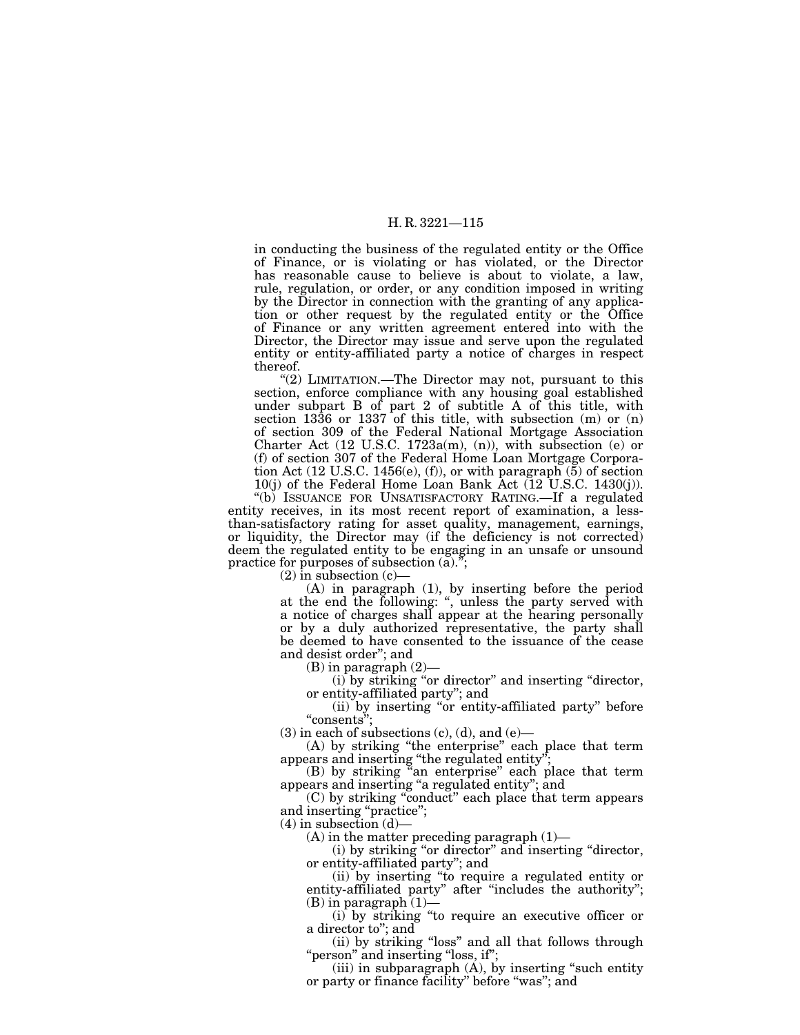in conducting the business of the regulated entity or the Office of Finance, or is violating or has violated, or the Director has reasonable cause to believe is about to violate, a law, rule, regulation, or order, or any condition imposed in writing by the Director in connection with the granting of any application or other request by the regulated entity or the Office of Finance or any written agreement entered into with the Director, the Director may issue and serve upon the regulated entity or entity-affiliated party a notice of charges in respect thereof.

"(2) LIMITATION.—The Director may not, pursuant to this section, enforce compliance with any housing goal established under subpart B of part 2 of subtitle A of this title, with section 1336 or 1337 of this title, with subsection (m) or (n) of section 309 of the Federal National Mortgage Association Charter Act (12 U.S.C. 1723a(m), (n)), with subsection (e) or (f) of section 307 of the Federal Home Loan Mortgage Corporation Act (12 U.S.C. 1456(e), (f)), or with paragraph (5) of section 10(j) of the Federal Home Loan Bank Act (12 U.S.C. 1430(j)).

"(b) ISSUANCE FOR UNSATISFACTORY RATING.—If a regulated entity receives, in its most recent report of examination, a less-than-satisfactory rating for asset quality, management, earnings, or liquidity, the Director may (if the deficiency is not corrected) deem the regulated entity to be engaging in an unsafe or unsound practice for purposes of subsection (a).";

(2) in subsection (c)—

(A) in paragraph (1), by inserting before the period at the end the following: ", unless the party served with a notice of charges shall appear at the hearing personally or by a duly authorized representative, the party shall be deemed to have consented to the issuance of the cease and desist order"; and

(B) in paragraph (2)—

(i) by striking "or director" and inserting "director, or entity-affiliated party"; and

(ii) by inserting "or entity-affiliated party" before "consents";

(3) in each of subsections (c), (d), and (e)—

(A) by striking "the enterprise" each place that term appears and inserting "the regulated entity";

(B) by striking "an enterprise" each place that term appears and inserting "a regulated entity"; and

(C) by striking "conduct" each place that term appears and inserting "practice";

(4) in subsection (d)—

(A) in the matter preceding paragraph (1)—

(i) by striking "or director" and inserting "director, or entity-affiliated party"; and

(ii) by inserting "to require a regulated entity or entity-affiliated party" after "includes the authority";

(B) in paragraph (1)—

(i) by striking "to require an executive officer or a director to"; and

(ii) by striking "loss" and all that follows through "person" and inserting "loss, if";

(iii) in subparagraph (A), by inserting "such entity or party or finance facility" before "was"; and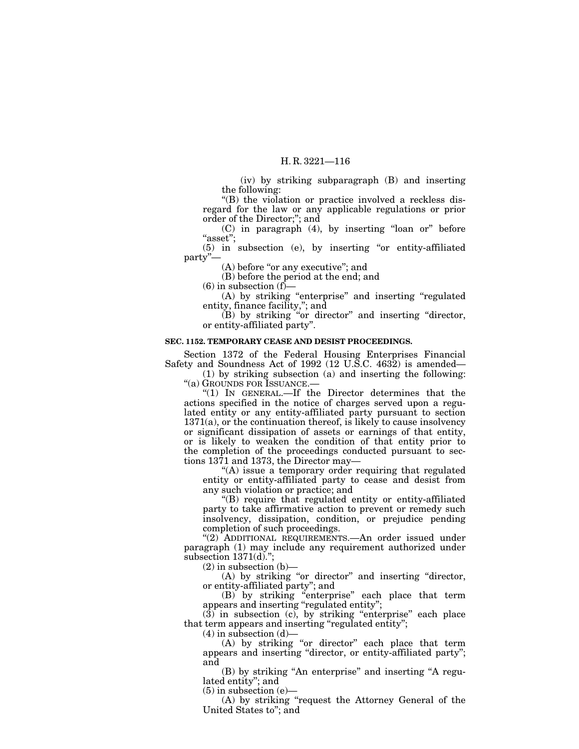(iv) by striking subparagraph (B) and inserting the following:

"(B) the violation or practice involved a reckless disregard for the law or any applicable regulations or prior order of the Director;"; and

(C) in paragraph (4), by inserting "loan or" before "asset";

(5) in subsection (e), by inserting "or entity-affiliated party"—

(A) before "or any executive"; and

(B) before the period at the end; and

(6) in subsection (f)—

(A) by striking "enterprise" and inserting "regulated entity, finance facility,"; and

(B) by striking "or director" and inserting "director, or entity-affiliated party".

**SEC. 1152. TEMPORARY CEASE AND DESIST PROCEEDINGS.**

Section 1372 of the Federal Housing Enterprises Financial Safety and Soundness Act of 1992 (12 U.S.C. 4632) is amended—

(1) by striking subsection (a) and inserting the following:

"(a) GROUNDS FOR ISSUANCE.—

"(1) IN GENERAL.—If the Director determines that the actions specified in the notice of charges served upon a regulated entity or any entity-affiliated party pursuant to section 1371(a), or the continuation thereof, is likely to cause insolvency or significant dissipation of assets or earnings of that entity, or is likely to weaken the condition of that entity prior to the completion of the proceedings conducted pursuant to sections 1371 and 1373, the Director may—

"(A) issue a temporary order requiring that regulated entity or entity-affiliated party to cease and desist from any such violation or practice; and

"(B) require that regulated entity or entity-affiliated party to take affirmative action to prevent or remedy such insolvency, dissipation, condition, or prejudice pending completion of such proceedings.

"(2) ADDITIONAL REQUIREMENTS.—An order issued under paragraph (1) may include any requirement authorized under subsection 1371(d).";

(2) in subsection (b)—

(A) by striking "or director" and inserting "director, or entity-affiliated party"; and

(B) by striking "enterprise" each place that term appears and inserting "regulated entity";

(3) in subsection (c), by striking "enterprise" each place that term appears and inserting "regulated entity";

(4) in subsection (d)—

(A) by striking "or director" each place that term appears and inserting "director, or entity-affiliated party"; and

(B) by striking "An enterprise" and inserting "A regulated entity"; and

(5) in subsection (e)—

(A) by striking "request the Attorney General of the United States to"; and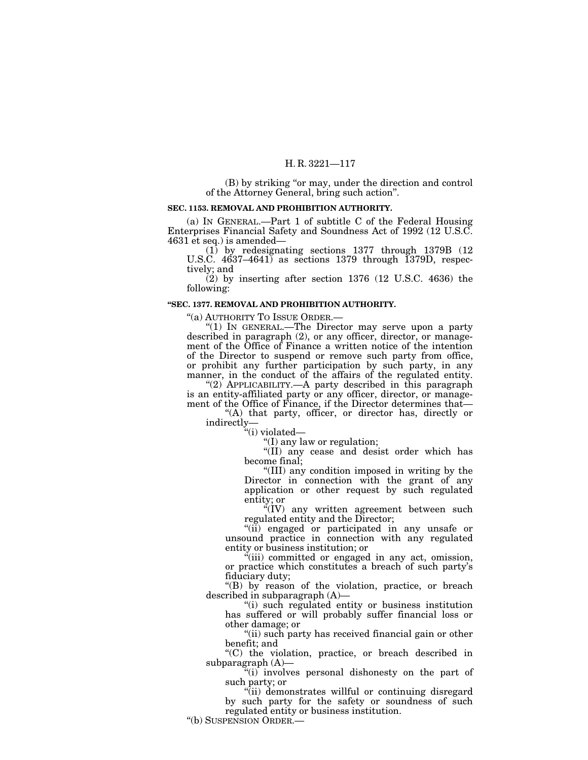(B) by striking "or may, under the direction and control of the Attorney General, bring such action".

**SEC. 1153. REMOVAL AND PROHIBITION AUTHORITY.**

(a) IN GENERAL.—Part 1 of subtitle C of the Federal Housing Enterprises Financial Safety and Soundness Act of 1992 (12 U.S.C. 4631 et seq.) is amended—

(1) by redesignating sections 1377 through 1379B (12 U.S.C. 4637–4641) as sections 1379 through 1379D, respectively; and

(2) by inserting after section 1376 (12 U.S.C. 4636) the following:

**"SEC. 1377. REMOVAL AND PROHIBITION AUTHORITY.**

"(a) AUTHORITY TO ISSUE ORDER.—

"(1) IN GENERAL.—The Director may serve upon a party described in paragraph (2), or any officer, director, or management of the Office of Finance a written notice of the intention of the Director to suspend or remove such party from office, or prohibit any further participation by such party, in any manner, in the conduct of the affairs of the regulated entity.

"(2) APPLICABILITY.—A party described in this paragraph is an entity-affiliated party or any officer, director, or management of the Office of Finance, if the Director determines that—

"(A) that party, officer, or director has, directly or indirectly—

"(i) violated—

"(I) any law or regulation;

"(II) any cease and desist order which has become final;

"(III) any condition imposed in writing by the Director in connection with the grant of any application or other request by such regulated entity; or

"(IV) any written agreement between such regulated entity and the Director;

"(ii) engaged or participated in any unsafe or unsound practice in connection with any regulated entity or business institution; or

"(iii) committed or engaged in any act, omission, or practice which constitutes a breach of such party's fiduciary duty;

"(B) by reason of the violation, practice, or breach described in subparagraph (A)—

"(i) such regulated entity or business institution has suffered or will probably suffer financial loss or other damage; or

"(ii) such party has received financial gain or other benefit; and

"(C) the violation, practice, or breach described in subparagraph (A)—

"(i) involves personal dishonesty on the part of such party; or

"(ii) demonstrates willful or continuing disregard by such party for the safety or soundness of such regulated entity or business institution.

"(b) SUSPENSION ORDER.—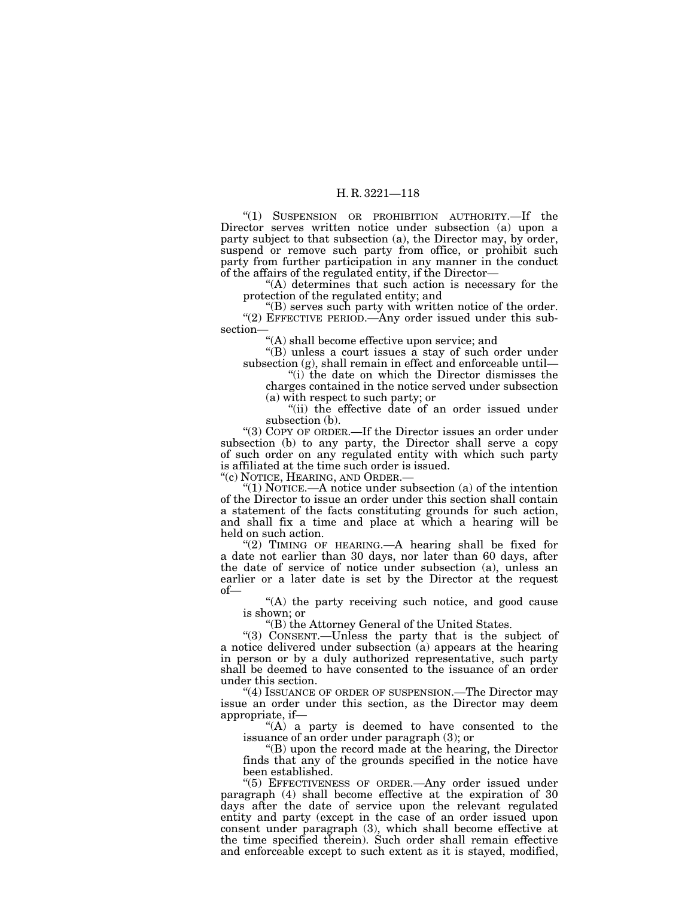"(1) SUSPENSION OR PROHIBITION AUTHORITY.—If the Director serves written notice under subsection (a) upon a party subject to that subsection (a), the Director may, by order, suspend or remove such party from office, or prohibit such party from further participation in any manner in the conduct of the affairs of the regulated entity, if the Director—

"(A) determines that such action is necessary for the protection of the regulated entity; and

"(B) serves such party with written notice of the order.

"(2) EFFECTIVE PERIOD.—Any order issued under this subsection—

"(A) shall become effective upon service; and

"(B) unless a court issues a stay of such order under subsection (g), shall remain in effect and enforceable until—

"(i) the date on which the Director dismisses the charges contained in the notice served under subsection (a) with respect to such party; or

"(ii) the effective date of an order issued under subsection (b).

"(3) COPY OF ORDER.—If the Director issues an order under subsection (b) to any party, the Director shall serve a copy of such order on any regulated entity with which such party is affiliated at the time such order is issued.

"(c) NOTICE, HEARING, AND ORDER.—

"(1) NOTICE.—A notice under subsection (a) of the intention of the Director to issue an order under this section shall contain a statement of the facts constituting grounds for such action, and shall fix a time and place at which a hearing will be held on such action.

"(2) TIMING OF HEARING.—A hearing shall be fixed for a date not earlier than 30 days, nor later than 60 days, after the date of service of notice under subsection (a), unless an earlier or a later date is set by the Director at the request of—

"(A) the party receiving such notice, and good cause is shown; or

"(B) the Attorney General of the United States.

"(3) CONSENT.—Unless the party that is the subject of a notice delivered under subsection (a) appears at the hearing in person or by a duly authorized representative, such party shall be deemed to have consented to the issuance of an order under this section.

"(4) ISSUANCE OF ORDER OF SUSPENSION.—The Director may issue an order under this section, as the Director may deem appropriate, if—

"(A) a party is deemed to have consented to the issuance of an order under paragraph (3); or

"(B) upon the record made at the hearing, the Director finds that any of the grounds specified in the notice have been established.

"(5) EFFECTIVENESS OF ORDER.—Any order issued under paragraph (4) shall become effective at the expiration of 30 days after the date of service upon the relevant regulated entity and party (except in the case of an order issued upon consent under paragraph (3), which shall become effective at the time specified therein). Such order shall remain effective and enforceable except to such extent as it is stayed, modified,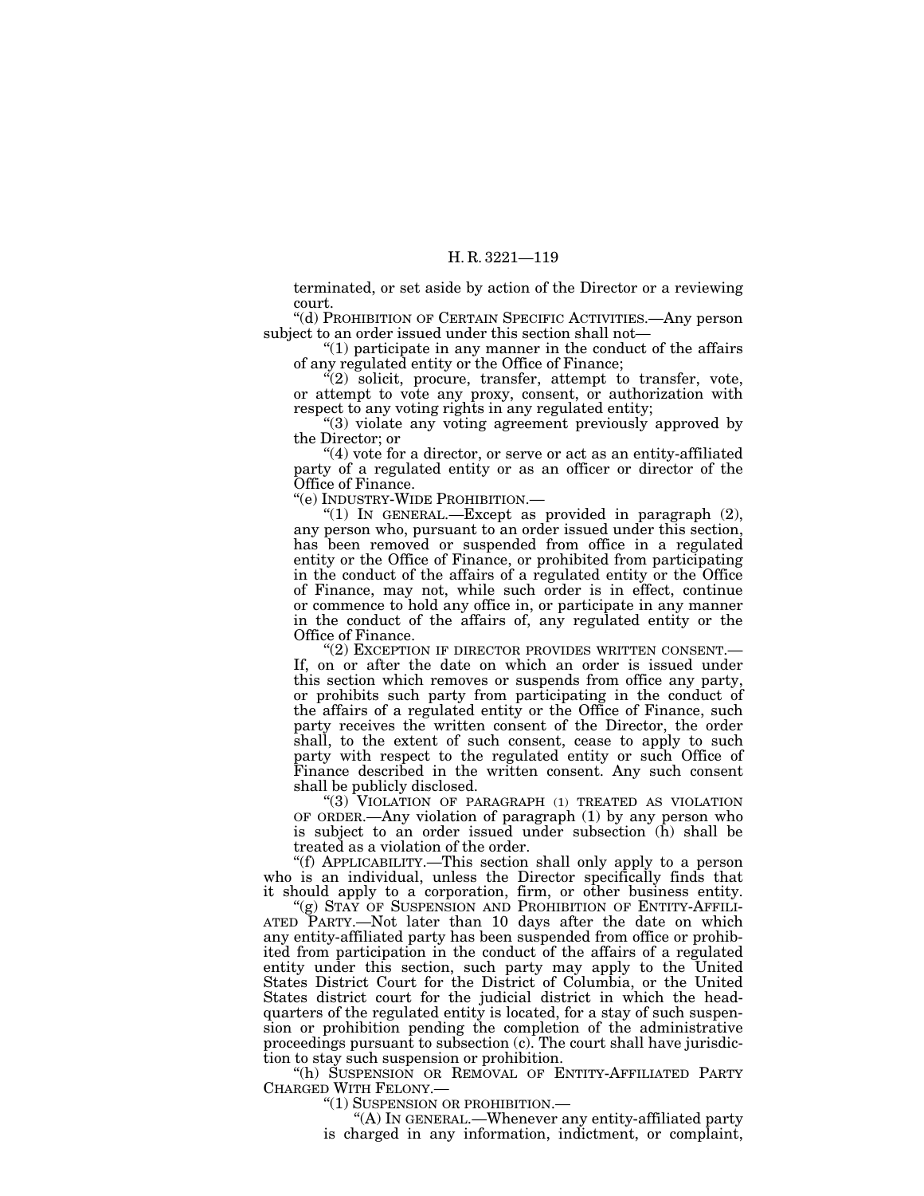terminated, or set aside by action of the Director or a reviewing court.

"(d) PROHIBITION OF CERTAIN SPECIFIC ACTIVITIES.—Any person subject to an order issued under this section shall not—

"(1) participate in any manner in the conduct of the affairs of any regulated entity or the Office of Finance;

"(2) solicit, procure, transfer, attempt to transfer, vote, or attempt to vote any proxy, consent, or authorization with respect to any voting rights in any regulated entity;

"(3) violate any voting agreement previously approved by the Director; or

"(4) vote for a director, or serve or act as an entity-affiliated party of a regulated entity or as an officer or director of the Office of Finance.

"(e) INDUSTRY-WIDE PROHIBITION.—

"(1) IN GENERAL.—Except as provided in paragraph (2), any person who, pursuant to an order issued under this section, has been removed or suspended from office in a regulated entity or the Office of Finance, or prohibited from participating in the conduct of the affairs of a regulated entity or the Office of Finance, may not, while such order is in effect, continue or commence to hold any office in, or participate in any manner in the conduct of the affairs of, any regulated entity or the Office of Finance.

"(2) EXCEPTION IF DIRECTOR PROVIDES WRITTEN CONSENT.—If, on or after the date on which an order is issued under this section which removes or suspends from office any party, or prohibits such party from participating in the conduct of the affairs of a regulated entity or the Office of Finance, such party receives the written consent of the Director, the order shall, to the extent of such consent, cease to apply to such party with respect to the regulated entity or such Office of Finance described in the written consent. Any such consent shall be publicly disclosed.

"(3) VIOLATION OF PARAGRAPH (1) TREATED AS VIOLATION OF ORDER.—Any violation of paragraph (1) by any person who is subject to an order issued under subsection (h) shall be treated as a violation of the order.

"(f) APPLICABILITY.—This section shall only apply to a person who is an individual, unless the Director specifically finds that it should apply to a corporation, firm, or other business entity.

"(g) STAY OF SUSPENSION AND PROHIBITION OF ENTITY-AFFILIATED PARTY.—Not later than 10 days after the date on which any entity-affiliated party has been suspended from office or prohibited from participation in the conduct of the affairs of a regulated entity under this section, such party may apply to the United States District Court for the District of Columbia, or the United States district court for the judicial district in which the headquarters of the regulated entity is located, for a stay of such suspension or prohibition pending the completion of the administrative proceedings pursuant to subsection (c). The court shall have jurisdiction to stay such suspension or prohibition.

"(h) SUSPENSION OR REMOVAL OF ENTITY-AFFILIATED PARTY CHARGED WITH FELONY.—

"(1) SUSPENSION OR PROHIBITION.—

"(A) IN GENERAL.—Whenever any entity-affiliated party is charged in any information, indictment, or complaint,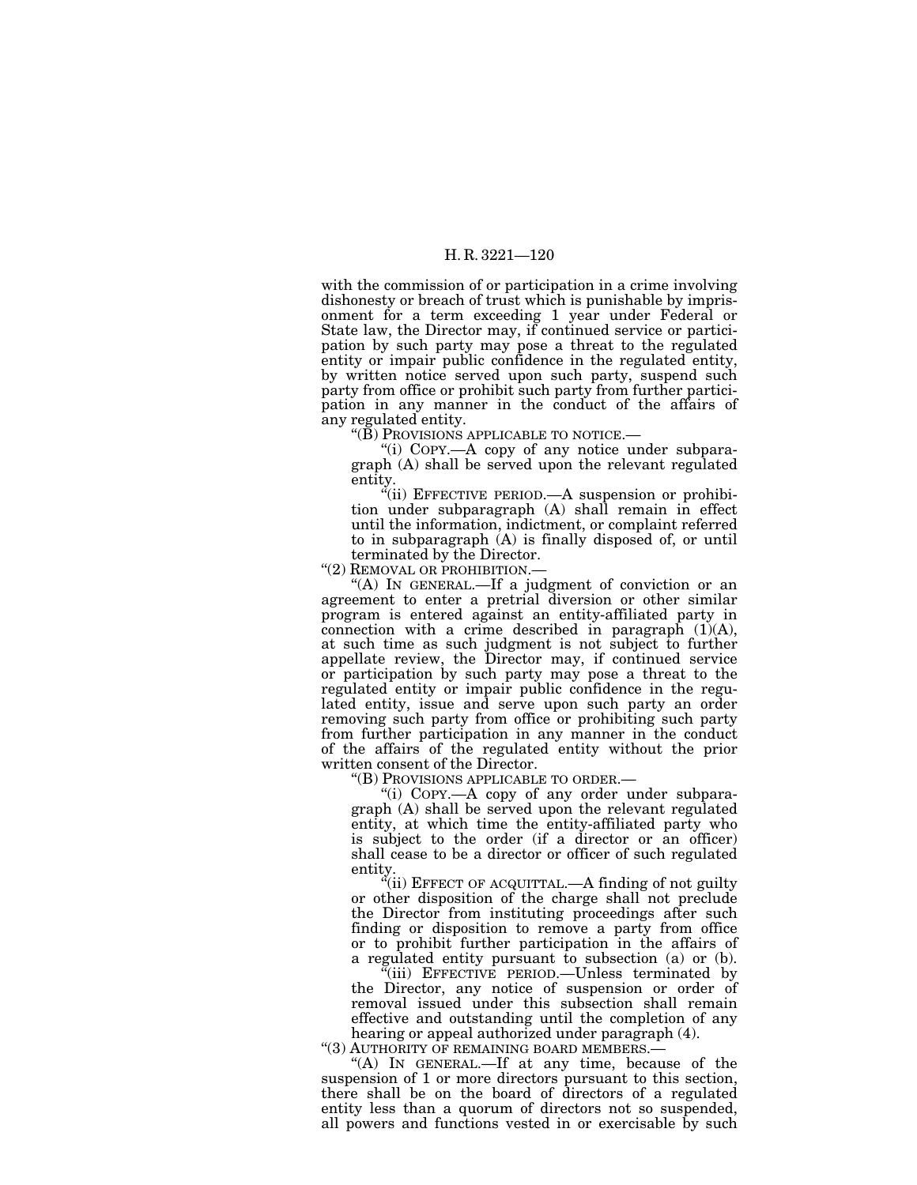with the commission of or participation in a crime involving dishonesty or breach of trust which is punishable by imprisonment for a term exceeding 1 year under Federal or State law, the Director may, if continued service or participation by such party may pose a threat to the regulated entity or impair public confidence in the regulated entity, by written notice served upon such party, suspend such party from office or prohibit such party from further participation in any manner in the conduct of the affairs of any regulated entity.

"(B) PROVISIONS APPLICABLE TO NOTICE.—

"(i) COPY.—A copy of any notice under subparagraph (A) shall be served upon the relevant regulated entity.

"(ii) EFFECTIVE PERIOD.—A suspension or prohibition under subparagraph (A) shall remain in effect until the information, indictment, or complaint referred to in subparagraph (A) is finally disposed of, or until terminated by the Director.

"(2) REMOVAL OR PROHIBITION.—

"(A) IN GENERAL.—If a judgment of conviction or an agreement to enter a pretrial diversion or other similar program is entered against an entity-affiliated party in connection with a crime described in paragraph (1)(A), at such time as such judgment is not subject to further appellate review, the Director may, if continued service or participation by such party may pose a threat to the regulated entity or impair public confidence in the regulated entity, issue and serve upon such party an order removing such party from office or prohibiting such party from further participation in any manner in the conduct of the affairs of the regulated entity without the prior written consent of the Director.

"(B) PROVISIONS APPLICABLE TO ORDER.—

"(i) COPY.—A copy of any order under subparagraph (A) shall be served upon the relevant regulated entity, at which time the entity-affiliated party who is subject to the order (if a director or an officer) shall cease to be a director or officer of such regulated entity.

"(ii) EFFECT OF ACQUITTAL.—A finding of not guilty or other disposition of the charge shall not preclude the Director from instituting proceedings after such finding or disposition to remove a party from office or to prohibit further participation in the affairs of a regulated entity pursuant to subsection (a) or (b).

"(iii) EFFECTIVE PERIOD.—Unless terminated by the Director, any notice of suspension or order of removal issued under this subsection shall remain effective and outstanding until the completion of any hearing or appeal authorized under paragraph (4).

"(3) AUTHORITY OF REMAINING BOARD MEMBERS.—

"(A) IN GENERAL.—If at any time, because of the suspension of 1 or more directors pursuant to this section, there shall be on the board of directors of a regulated entity less than a quorum of directors not so suspended, all powers and functions vested in or exercisable by such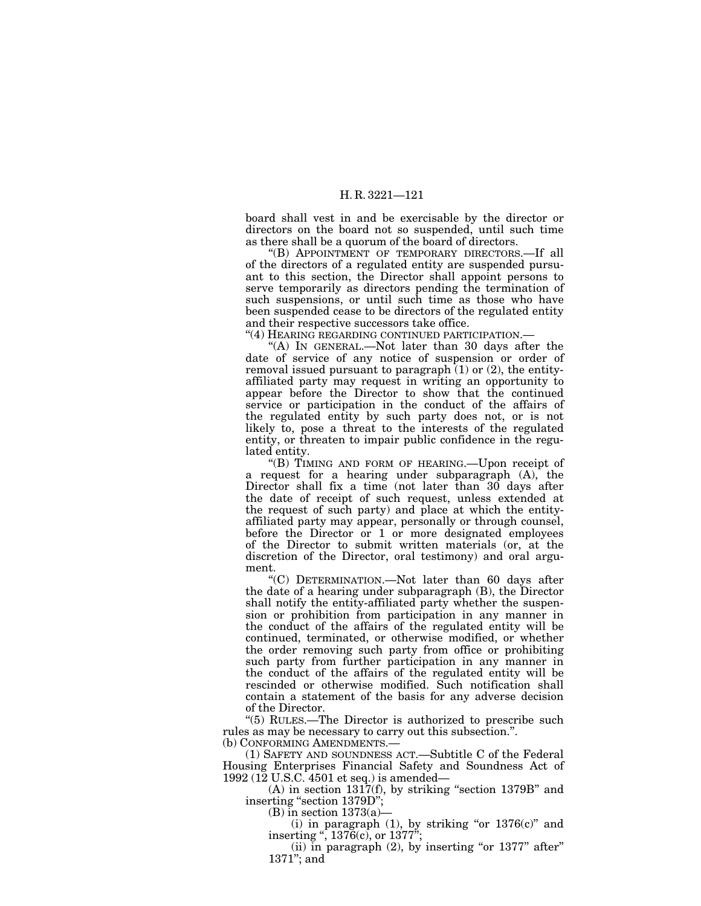board shall vest in and be exercisable by the director or directors on the board not so suspended, until such time as there shall be a quorum of the board of directors.

"(B) APPOINTMENT OF TEMPORARY DIRECTORS.—If all of the directors of a regulated entity are suspended pursuant to this section, the Director shall appoint persons to serve temporarily as directors pending the termination of such suspensions, or until such time as those who have been suspended cease to be directors of the regulated entity and their respective successors take office.

"(4) HEARING REGARDING CONTINUED PARTICIPATION.—

"(A) IN GENERAL.—Not later than 30 days after the date of service of any notice of suspension or order of removal issued pursuant to paragraph (1) or (2), the entity-affiliated party may request in writing an opportunity to appear before the Director to show that the continued service or participation in the conduct of the affairs of the regulated entity by such party does not, or is not likely to, pose a threat to the interests of the regulated entity, or threaten to impair public confidence in the regulated entity.

"(B) TIMING AND FORM OF HEARING.—Upon receipt of a request for a hearing under subparagraph (A), the Director shall fix a time (not later than 30 days after the date of receipt of such request, unless extended at the request of such party) and place at which the entity-affiliated party may appear, personally or through counsel, before the Director or 1 or more designated employees of the Director to submit written materials (or, at the discretion of the Director, oral testimony) and oral argument.

"(C) DETERMINATION.—Not later than 60 days after the date of a hearing under subparagraph (B), the Director shall notify the entity-affiliated party whether the suspension or prohibition from participation in any manner in the conduct of the affairs of the regulated entity will be continued, terminated, or otherwise modified, or whether the order removing such party from office or prohibiting such party from further participation in any manner in the conduct of the affairs of the regulated entity will be rescinded or otherwise modified. Such notification shall contain a statement of the basis for any adverse decision of the Director.

"(5) RULES.—The Director is authorized to prescribe such rules as may be necessary to carry out this subsection.".

(b) CONFORMING AMENDMENTS.—

(1) SAFETY AND SOUNDNESS ACT.—Subtitle C of the Federal Housing Enterprises Financial Safety and Soundness Act of 1992 (12 U.S.C. 4501 et seq.) is amended—

(A) in section 1317(f), by striking "section 1379B" and inserting "section 1379D";

(B) in section 1373(a)—

(i) in paragraph (1), by striking "or 1376(c)" and inserting ", 1376(c), or 1377";

(ii) in paragraph (2), by inserting "or 1377" after "1371"; and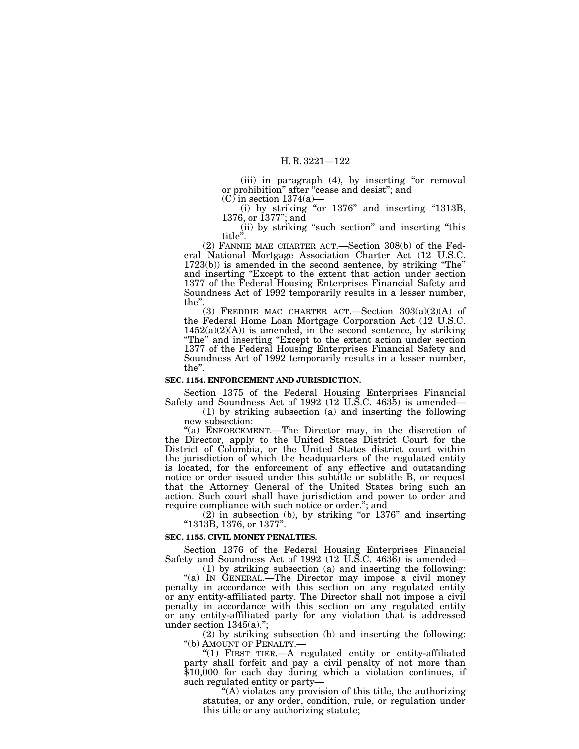(iii) in paragraph (4), by inserting "or removal or prohibition" after "cease and desist"; and

(C) in section 1374(a)—

(i) by striking "or 1376" and inserting "1313B, 1376, or 1377"; and

(ii) by striking "such section" and inserting "this title".

(2) FANNIE MAE CHARTER ACT.—Section 308(b) of the Federal National Mortgage Association Charter Act (12 U.S.C. 1723(b)) is amended in the second sentence, by striking "The" and inserting "Except to the extent that action under section 1377 of the Federal Housing Enterprises Financial Safety and Soundness Act of 1992 temporarily results in a lesser number, the".

(3) FREDDIE MAC CHARTER ACT.—Section 303(a)(2)(A) of the Federal Home Loan Mortgage Corporation Act (12 U.S.C. 1452(a)(2)(A)) is amended, in the second sentence, by striking "The" and inserting "Except to the extent action under section 1377 of the Federal Housing Enterprises Financial Safety and Soundness Act of 1992 temporarily results in a lesser number, the".

**SEC. 1154. ENFORCEMENT AND JURISDICTION.**

Section 1375 of the Federal Housing Enterprises Financial Safety and Soundness Act of 1992 (12 U.S.C. 4635) is amended—

(1) by striking subsection (a) and inserting the following new subsection:

"(a) ENFORCEMENT.—The Director may, in the discretion of the Director, apply to the United States District Court for the District of Columbia, or the United States district court within the jurisdiction of which the headquarters of the regulated entity is located, for the enforcement of any effective and outstanding notice or order issued under this subtitle or subtitle B, or request that the Attorney General of the United States bring such an action. Such court shall have jurisdiction and power to order and require compliance with such notice or order."; and

(2) in subsection (b), by striking "or 1376" and inserting "1313B, 1376, or 1377".

**SEC. 1155. CIVIL MONEY PENALTIES.**

Section 1376 of the Federal Housing Enterprises Financial Safety and Soundness Act of 1992 (12 U.S.C. 4636) is amended—

(1) by striking subsection (a) and inserting the following:

"(a) IN GENERAL.—The Director may impose a civil money penalty in accordance with this section on any regulated entity or any entity-affiliated party. The Director shall not impose a civil penalty in accordance with this section on any regulated entity or any entity-affiliated party for any violation that is addressed under section 1345(a).";

(2) by striking subsection (b) and inserting the following:

"(b) AMOUNT OF PENALTY.—

"(1) FIRST TIER.—A regulated entity or entity-affiliated party shall forfeit and pay a civil penalty of not more than $10,000 for each day during which a violation continues, if such regulated entity or party—

"(A) violates any provision of this title, the authorizing statutes, or any order, condition, rule, or regulation under this title or any authorizing statute;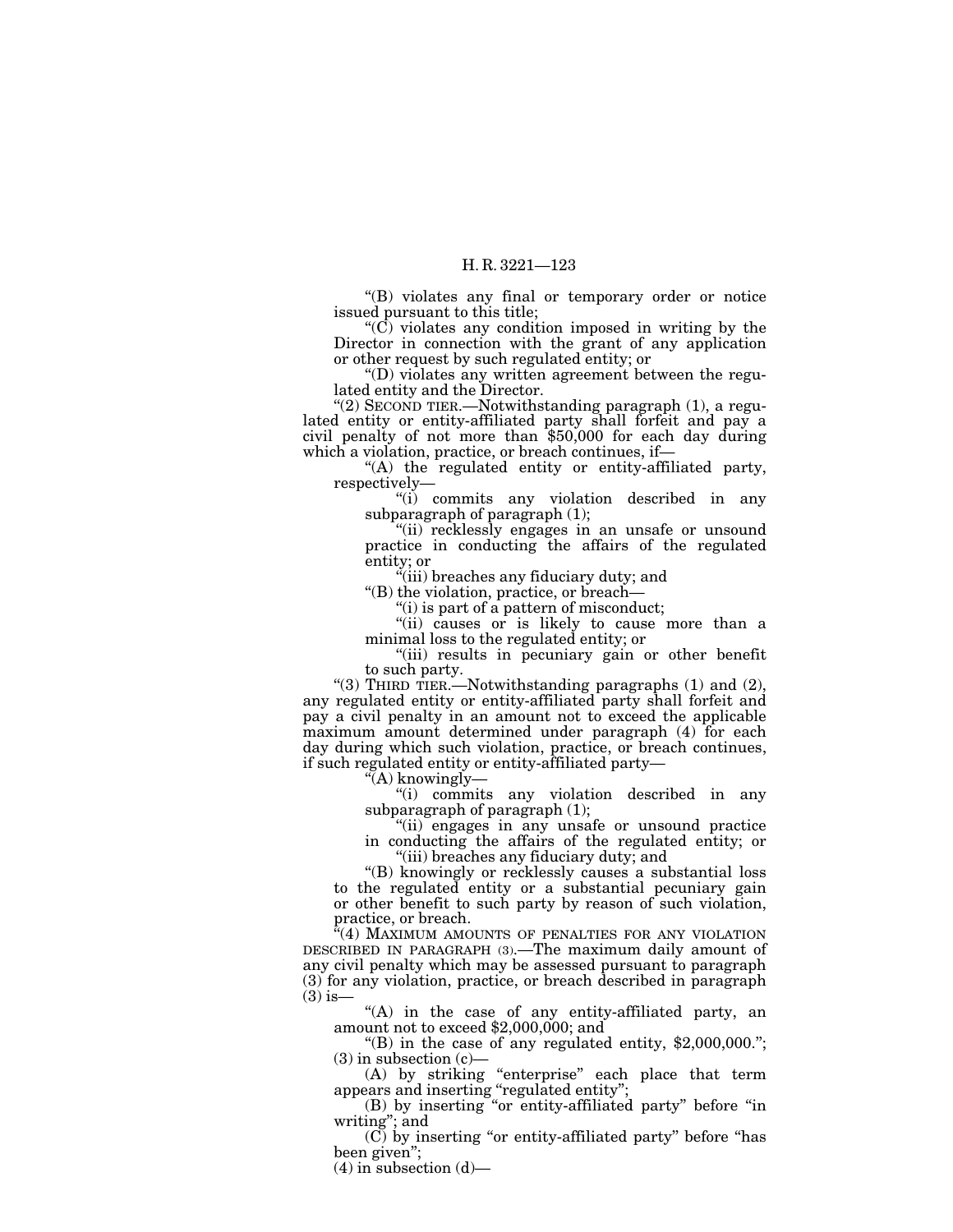"(B) violates any final or temporary order or notice issued pursuant to this title;

"(C) violates any condition imposed in writing by the Director in connection with the grant of any application or other request by such regulated entity; or

"(D) violates any written agreement between the regulated entity and the Director.

"(2) SECOND TIER.—Notwithstanding paragraph (1), a regulated entity or entity-affiliated party shall forfeit and pay a civil penalty of not more than $50,000 for each day during which a violation, practice, or breach continues, if—

"(A) the regulated entity or entity-affiliated party, respectively—

"(i) commits any violation described in any subparagraph of paragraph (1);

"(ii) recklessly engages in an unsafe or unsound practice in conducting the affairs of the regulated entity; or

"(iii) breaches any fiduciary duty; and

"(B) the violation, practice, or breach—

"(i) is part of a pattern of misconduct;

"(ii) causes or is likely to cause more than a minimal loss to the regulated entity; or

"(iii) results in pecuniary gain or other benefit to such party.

"(3) THIRD TIER.—Notwithstanding paragraphs (1) and (2), any regulated entity or entity-affiliated party shall forfeit and pay a civil penalty in an amount not to exceed the applicable maximum amount determined under paragraph (4) for each day during which such violation, practice, or breach continues, if such regulated entity or entity-affiliated party—

"(A) knowingly—

"(i) commits any violation described in any subparagraph of paragraph (1);

"(ii) engages in any unsafe or unsound practice in conducting the affairs of the regulated entity; or

"(iii) breaches any fiduciary duty; and

"(B) knowingly or recklessly causes a substantial loss to the regulated entity or a substantial pecuniary gain or other benefit to such party by reason of such violation, practice, or breach.

"(4) MAXIMUM AMOUNTS OF PENALTIES FOR ANY VIOLATION DESCRIBED IN PARAGRAPH (3).—The maximum daily amount of any civil penalty which may be assessed pursuant to paragraph (3) for any violation, practice, or breach described in paragraph (3) is—

"(A) in the case of any entity-affiliated party, an amount not to exceed $2,000,000; and

"(B) in the case of any regulated entity, $2,000,000.";

(3) in subsection (c)—

(A) by striking "enterprise" each place that term appears and inserting "regulated entity";

(B) by inserting "or entity-affiliated party" before "in writing"; and

(C) by inserting "or entity-affiliated party" before "has been given";

(4) in subsection (d)—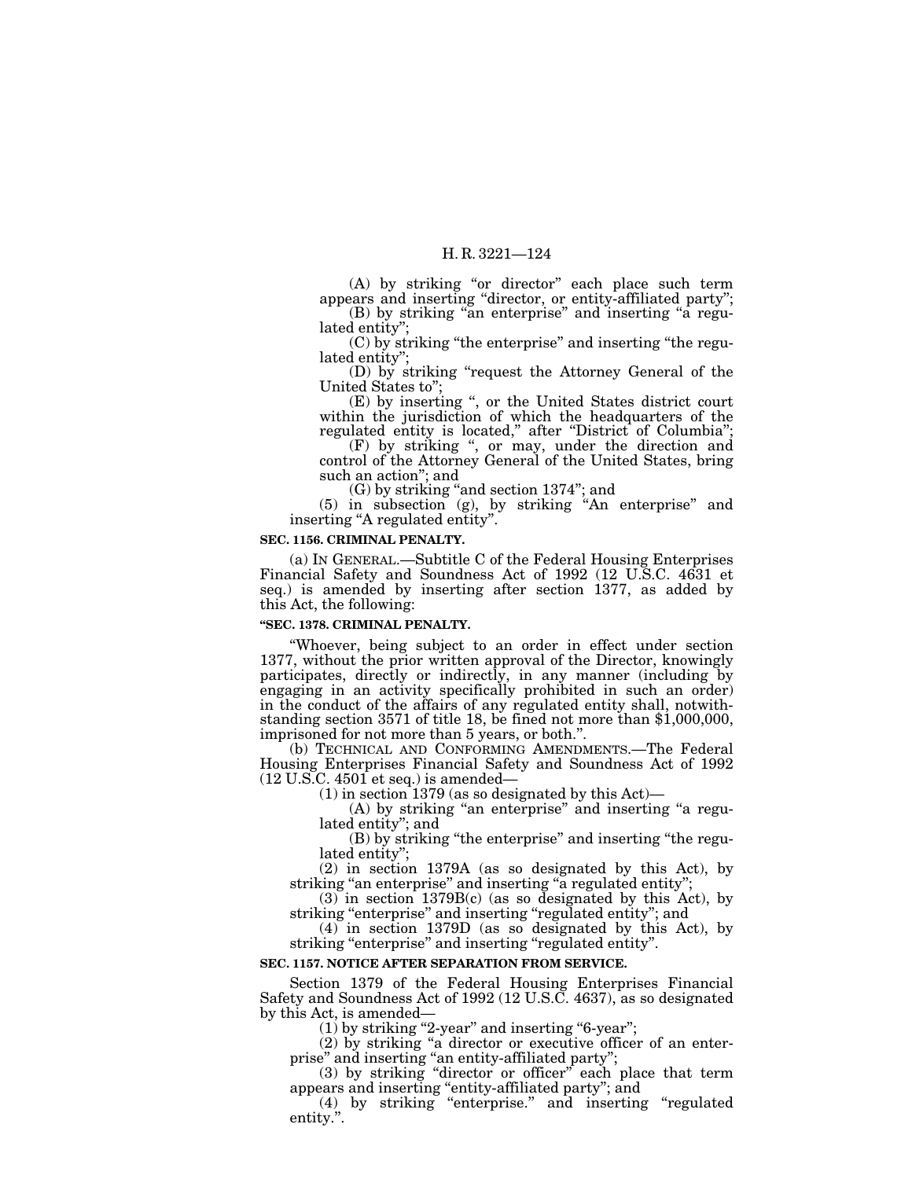(A) by striking "or director" each place such term appears and inserting "director, or entity-affiliated party";

(B) by striking "an enterprise" and inserting "a regulated entity";

(C) by striking "the enterprise" and inserting "the regulated entity";

(D) by striking "request the Attorney General of the United States to";

(E) by inserting ", or the United States district court within the jurisdiction of which the headquarters of the regulated entity is located," after "District of Columbia";

(F) by striking ", or may, under the direction and control of the Attorney General of the United States, bring such an action"; and

(G) by striking "and section 1374"; and

(5) in subsection (g), by striking "An enterprise" and inserting "A regulated entity".

**SEC. 1156. CRIMINAL PENALTY.**

(a) IN GENERAL.—Subtitle C of the Federal Housing Enterprises Financial Safety and Soundness Act of 1992 (12 U.S.C. 4631 et seq.) is amended by inserting after section 1377, as added by this Act, the following:

**"SEC. 1378. CRIMINAL PENALTY.**

"Whoever, being subject to an order in effect under section 1377, without the prior written approval of the Director, knowingly participates, directly or indirectly, in any manner (including by engaging in an activity specifically prohibited in such an order) in the conduct of the affairs of any regulated entity shall, notwithstanding section 3571 of title 18, be fined not more than $1,000,000, imprisoned for not more than 5 years, or both.".

(b) TECHNICAL AND CONFORMING AMENDMENTS.—The Federal Housing Enterprises Financial Safety and Soundness Act of 1992 (12 U.S.C. 4501 et seq.) is amended—

(1) in section 1379 (as so designated by this Act)—

(A) by striking "an enterprise" and inserting "a regulated entity"; and

(B) by striking "the enterprise" and inserting "the regulated entity";

(2) in section 1379A (as so designated by this Act), by striking "an enterprise" and inserting "a regulated entity";

(3) in section 1379B(c) (as so designated by this Act), by striking "enterprise" and inserting "regulated entity"; and

(4) in section 1379D (as so designated by this Act), by striking "enterprise" and inserting "regulated entity".

**SEC. 1157. NOTICE AFTER SEPARATION FROM SERVICE.**

Section 1379 of the Federal Housing Enterprises Financial Safety and Soundness Act of 1992 (12 U.S.C. 4637), as so designated by this Act, is amended—

(1) by striking "2-year" and inserting "6-year";

(2) by striking "a director or executive officer of an enterprise" and inserting "an entity-affiliated party";

(3) by striking "director or officer" each place that term appears and inserting "entity-affiliated party"; and

(4) by striking "enterprise." and inserting "regulated entity.".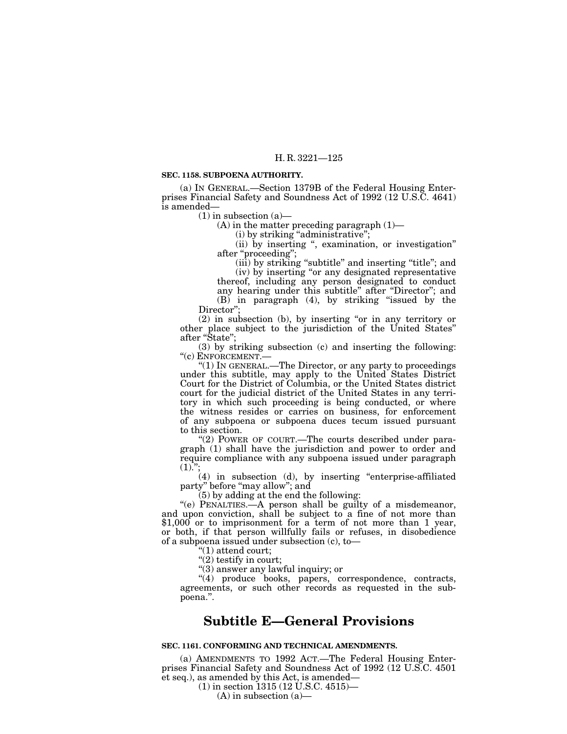**SEC. 1158. SUBPOENA AUTHORITY.**

(a) IN GENERAL.—Section 1379B of the Federal Housing Enterprises Financial Safety and Soundness Act of 1992 (12 U.S.C. 4641) is amended—

(1) in subsection (a)—

(A) in the matter preceding paragraph (1)—

(i) by striking "administrative";

(ii) by inserting ", examination, or investigation" after "proceeding";

(iii) by striking "subtitle" and inserting "title"; and

(iv) by inserting "or any designated representative thereof, including any person designated to conduct any hearing under this subtitle" after "Director"; and

(B) in paragraph (4), by striking "issued by the Director";

(2) in subsection (b), by inserting "or in any territory or other place subject to the jurisdiction of the United States" after "State";

(3) by striking subsection (c) and inserting the following:

"(c) ENFORCEMENT.—

"(1) IN GENERAL.—The Director, or any party to proceedings under this subtitle, may apply to the United States District Court for the District of Columbia, or the United States district court for the judicial district of the United States in any territory in which such proceeding is being conducted, or where the witness resides or carries on business, for enforcement of any subpoena or subpoena duces tecum issued pursuant to this section.

"(2) POWER OF COURT.—The courts described under paragraph (1) shall have the jurisdiction and power to order and require compliance with any subpoena issued under paragraph (1).";

(4) in subsection (d), by inserting "enterprise-affiliated party" before "may allow"; and

(5) by adding at the end the following:

"(e) PENALTIES.—A person shall be guilty of a misdemeanor, and upon conviction, shall be subject to a fine of not more than $1,000 or to imprisonment for a term of not more than 1 year, or both, if that person willfully fails or refuses, in disobedience of a subpoena issued under subsection (c), to—

"(1) attend court;

"(2) testify in court;

"(3) answer any lawful inquiry; or

"(4) produce books, papers, correspondence, contracts, agreements, or such other records as requested in the subpoena.".

## Subtitle E—General Provisions

**SEC. 1161. CONFORMING AND TECHNICAL AMENDMENTS.**

(a) AMENDMENTS TO 1992 ACT.—The Federal Housing Enterprises Financial Safety and Soundness Act of 1992 (12 U.S.C. 4501 et seq.), as amended by this Act, is amended—

(1) in section 1315 (12 U.S.C. 4515)—

(A) in subsection (a)—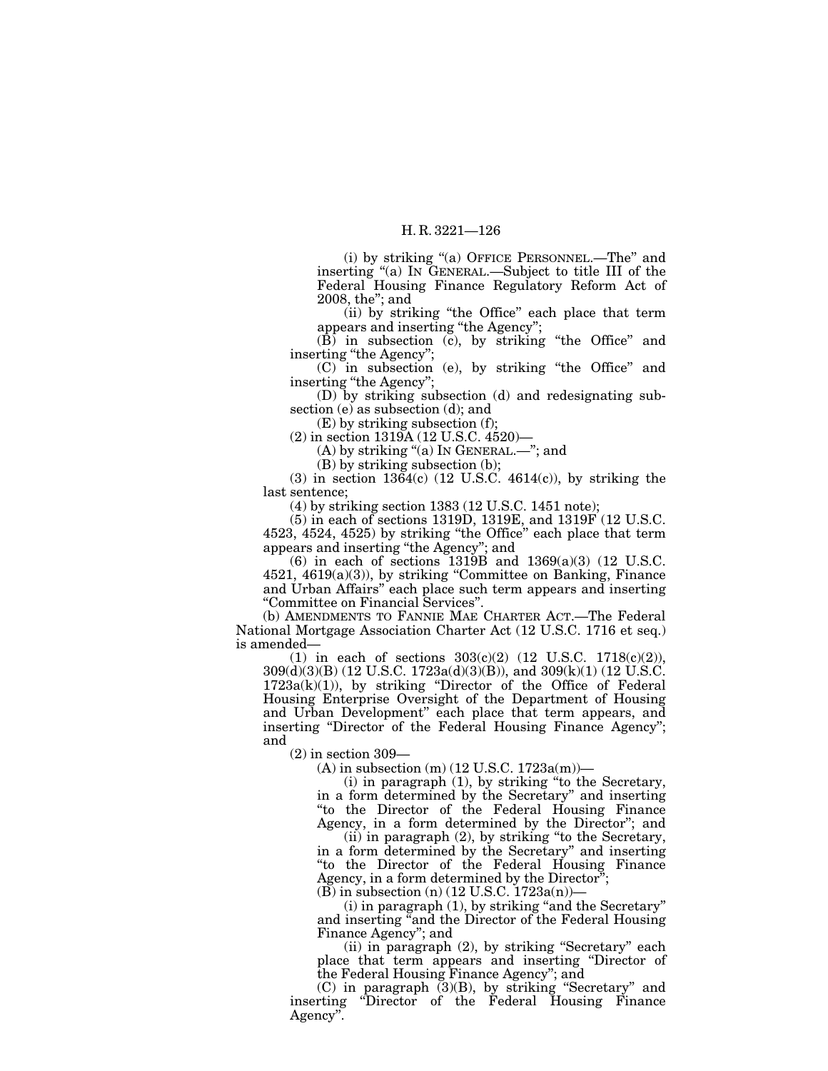(i) by striking "(a) OFFICE PERSONNEL.—The" and inserting "(a) IN GENERAL.—Subject to title III of the Federal Housing Finance Regulatory Reform Act of 2008, the"; and

(ii) by striking "the Office" each place that term appears and inserting "the Agency";

(B) in subsection (c), by striking "the Office" and inserting "the Agency";

(C) in subsection (e), by striking "the Office" and inserting "the Agency";

(D) by striking subsection (d) and redesignating subsection (e) as subsection (d); and

(E) by striking subsection (f);

(2) in section 1319A (12 U.S.C. 4520)—

(A) by striking "(a) IN GENERAL.—"; and

(B) by striking subsection (b);

(3) in section 1364(c) (12 U.S.C. 4614(c)), by striking the last sentence;

(4) by striking section 1383 (12 U.S.C. 1451 note);

(5) in each of sections 1319D, 1319E, and 1319F (12 U.S.C. 4523, 4524, 4525) by striking "the Office" each place that term appears and inserting "the Agency"; and

(6) in each of sections 1319B and 1369(a)(3) (12 U.S.C. 4521, 4619(a)(3)), by striking "Committee on Banking, Finance and Urban Affairs" each place such term appears and inserting "Committee on Financial Services".

(b) AMENDMENTS TO FANNIE MAE CHARTER ACT.—The Federal National Mortgage Association Charter Act (12 U.S.C. 1716 et seq.) is amended—

(1) in each of sections 303(c)(2) (12 U.S.C. 1718(c)(2)), 309(d)(3)(B) (12 U.S.C. 1723a(d)(3)(B)), and 309(k)(1) (12 U.S.C. 1723a(k)(1)), by striking "Director of the Office of Federal Housing Enterprise Oversight of the Department of Housing and Urban Development" each place that term appears, and inserting "Director of the Federal Housing Finance Agency"; and

(2) in section 309—

(A) in subsection (m) (12 U.S.C. 1723a(m))—

(i) in paragraph (1), by striking "to the Secretary, in a form determined by the Secretary" and inserting "to the Director of the Federal Housing Finance Agency, in a form determined by the Director"; and

(ii) in paragraph (2), by striking "to the Secretary, in a form determined by the Secretary" and inserting "to the Director of the Federal Housing Finance Agency, in a form determined by the Director";

(B) in subsection (n) (12 U.S.C. 1723a(n))—

(i) in paragraph (1), by striking "and the Secretary" and inserting "and the Director of the Federal Housing Finance Agency"; and

(ii) in paragraph (2), by striking "Secretary" each place that term appears and inserting "Director of the Federal Housing Finance Agency"; and

(C) in paragraph (3)(B), by striking "Secretary" and inserting "Director of the Federal Housing Finance Agency".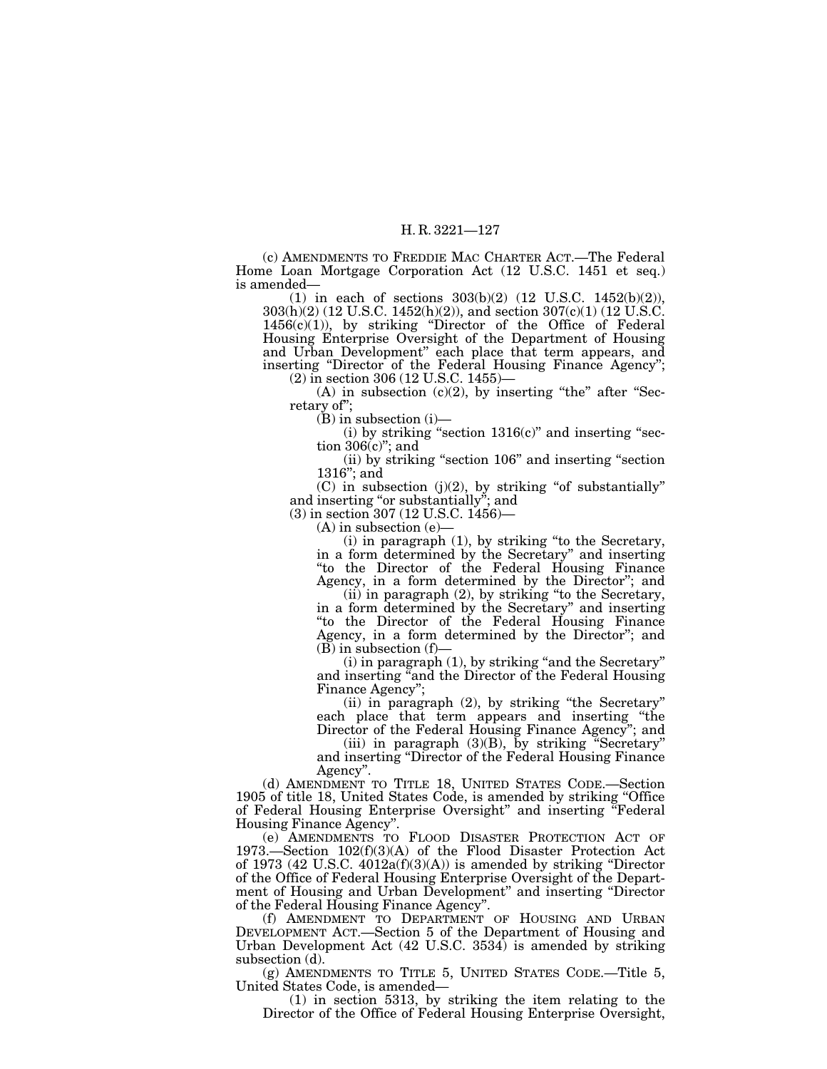(c) AMENDMENTS TO FREDDIE MAC CHARTER ACT.—The Federal Home Loan Mortgage Corporation Act (12 U.S.C. 1451 et seq.) is amended—

(1) in each of sections 303(b)(2) (12 U.S.C. 1452(b)(2)), 303(h)(2) (12 U.S.C. 1452(h)(2)), and section 307(c)(1) (12 U.S.C. 1456(c)(1)), by striking "Director of the Office of Federal Housing Enterprise Oversight of the Department of Housing and Urban Development" each place that term appears, and inserting "Director of the Federal Housing Finance Agency";

(2) in section 306 (12 U.S.C. 1455)—

(A) in subsection (c)(2), by inserting "the" after "Secretary of";

(B) in subsection (i)—

(i) by striking "section 1316(c)" and inserting "section 306(c)"; and

(ii) by striking "section 106" and inserting "section 1316"; and

(C) in subsection (j)(2), by striking "of substantially" and inserting "or substantially"; and

(3) in section 307 (12 U.S.C. 1456)—

(A) in subsection (e)—

(i) in paragraph (1), by striking "to the Secretary, in a form determined by the Secretary" and inserting "to the Director of the Federal Housing Finance Agency, in a form determined by the Director"; and

(ii) in paragraph (2), by striking "to the Secretary, in a form determined by the Secretary" and inserting "to the Director of the Federal Housing Finance Agency, in a form determined by the Director"; and

(B) in subsection (f)—

(i) in paragraph (1), by striking "and the Secretary" and inserting "and the Director of the Federal Housing Finance Agency";

(ii) in paragraph (2), by striking "the Secretary" each place that term appears and inserting "the Director of the Federal Housing Finance Agency"; and

(iii) in paragraph (3)(B), by striking "Secretary" and inserting "Director of the Federal Housing Finance Agency".

(d) AMENDMENT TO TITLE 18, UNITED STATES CODE.—Section 1905 of title 18, United States Code, is amended by striking "Office of Federal Housing Enterprise Oversight" and inserting "Federal Housing Finance Agency".

(e) AMENDMENTS TO FLOOD DISASTER PROTECTION ACT OF 1973.—Section 102(f)(3)(A) of the Flood Disaster Protection Act of 1973 (42 U.S.C. 4012a(f)(3)(A)) is amended by striking "Director of the Office of Federal Housing Enterprise Oversight of the Department of Housing and Urban Development" and inserting "Director of the Federal Housing Finance Agency".

(f) AMENDMENT TO DEPARTMENT OF HOUSING AND URBAN DEVELOPMENT ACT.—Section 5 of the Department of Housing and Urban Development Act (42 U.S.C. 3534) is amended by striking subsection (d).

(g) AMENDMENTS TO TITLE 5, UNITED STATES CODE.—Title 5, United States Code, is amended—

(1) in section 5313, by striking the item relating to the Director of the Office of Federal Housing Enterprise Oversight,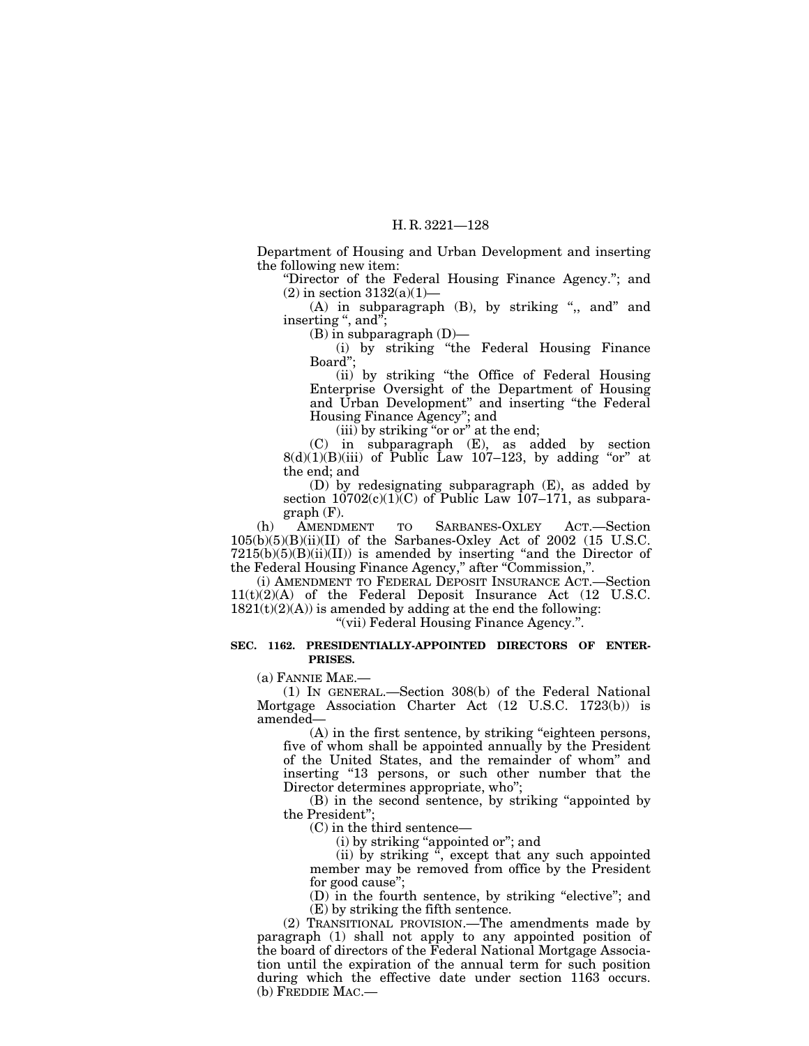Department of Housing and Urban Development and inserting the following new item:

"Director of the Federal Housing Finance Agency."; and

(2) in section 3132(a)(1)—

(A) in subparagraph (B), by striking ",, and" and inserting ", and";

(B) in subparagraph (D)—

(i) by striking "the Federal Housing Finance Board";

(ii) by striking "the Office of Federal Housing Enterprise Oversight of the Department of Housing and Urban Development" and inserting "the Federal Housing Finance Agency"; and

(iii) by striking "or or" at the end;

(C) in subparagraph (E), as added by section 8(d)(1)(B)(iii) of Public Law 107–123, by adding "or" at the end; and

(D) by redesignating subparagraph (E), as added by section 10702(c)(1)(C) of Public Law 107–171, as subparagraph (F).

(h) AMENDMENT TO SARBANES-OXLEY ACT.—Section 105(b)(5)(B)(ii)(II) of the Sarbanes-Oxley Act of 2002 (15 U.S.C. 7215(b)(5)(B)(ii)(II)) is amended by inserting "and the Director of the Federal Housing Finance Agency," after "Commission,".

(i) AMENDMENT TO FEDERAL DEPOSIT INSURANCE ACT.—Section 11(t)(2)(A) of the Federal Deposit Insurance Act (12 U.S.C. 1821(t)(2)(A)) is amended by adding at the end the following:

"(vii) Federal Housing Finance Agency.".

**SEC. 1162. PRESIDENTIALLY-APPOINTED DIRECTORS OF ENTERPRISES.**

(a) FANNIE MAE.—

(1) IN GENERAL.—Section 308(b) of the Federal National Mortgage Association Charter Act (12 U.S.C. 1723(b)) is amended—

(A) in the first sentence, by striking "eighteen persons, five of whom shall be appointed annually by the President of the United States, and the remainder of whom" and inserting "13 persons, or such other number that the Director determines appropriate, who";

(B) in the second sentence, by striking "appointed by the President";

(C) in the third sentence—

(i) by striking "appointed or"; and

(ii) by striking ", except that any such appointed member may be removed from office by the President for good cause";

(D) in the fourth sentence, by striking "elective"; and

(E) by striking the fifth sentence.

(2) TRANSITIONAL PROVISION.—The amendments made by paragraph (1) shall not apply to any appointed position of the board of directors of the Federal National Mortgage Association until the expiration of the annual term for such position during which the effective date under section 1163 occurs.

(b) FREDDIE MAC.—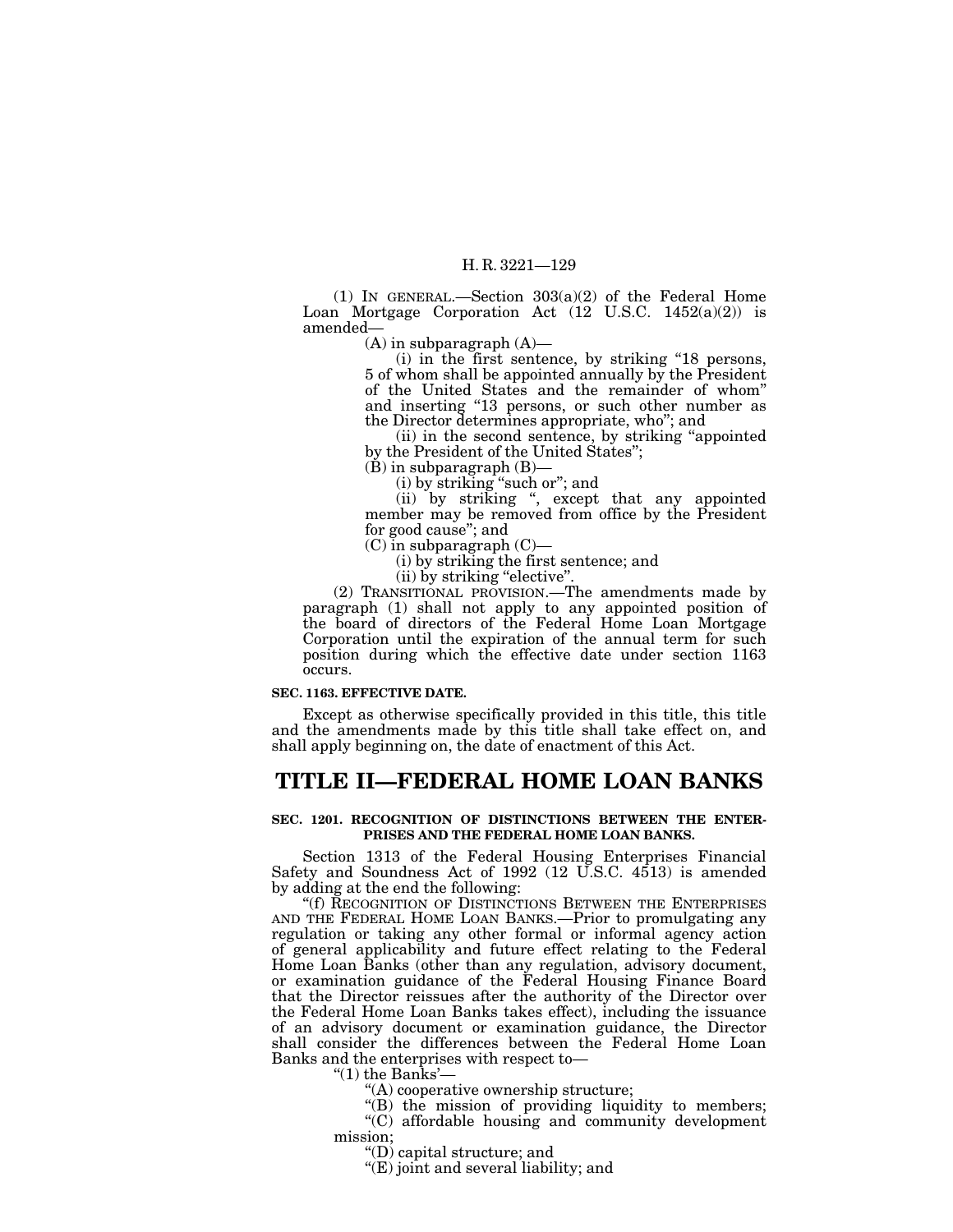(1) IN GENERAL.—Section 303(a)(2) of the Federal Home Loan Mortgage Corporation Act (12 U.S.C. 1452(a)(2)) is amended—

(A) in subparagraph (A)—

(i) in the first sentence, by striking "18 persons, 5 of whom shall be appointed annually by the President of the United States and the remainder of whom" and inserting "13 persons, or such other number as the Director determines appropriate, who"; and

(ii) in the second sentence, by striking "appointed by the President of the United States";

(B) in subparagraph (B)—

(i) by striking "such or"; and

(ii) by striking ", except that any appointed member may be removed from office by the President for good cause"; and

(C) in subparagraph (C)—

(i) by striking the first sentence; and

(ii) by striking "elective".

(2) TRANSITIONAL PROVISION.—The amendments made by paragraph (1) shall not apply to any appointed position of the board of directors of the Federal Home Loan Mortgage Corporation until the expiration of the annual term for such position during which the effective date under section 1163 occurs.

**SEC. 1163. EFFECTIVE DATE.**

Except as otherwise specifically provided in this title, this title and the amendments made by this title shall take effect on, and shall apply beginning on, the date of enactment of this Act.

# TITLE II—FEDERAL HOME LOAN BANKS

**SEC. 1201. RECOGNITION OF DISTINCTIONS BETWEEN THE ENTERPRISES AND THE FEDERAL HOME LOAN BANKS.**

Section 1313 of the Federal Housing Enterprises Financial Safety and Soundness Act of 1992 (12 U.S.C. 4513) is amended by adding at the end the following:

"(f) RECOGNITION OF DISTINCTIONS BETWEEN THE ENTERPRISES AND THE FEDERAL HOME LOAN BANKS.—Prior to promulgating any regulation or taking any other formal or informal agency action of general applicability and future effect relating to the Federal Home Loan Banks (other than any regulation, advisory document, or examination guidance of the Federal Housing Finance Board that the Director reissues after the authority of the Director over the Federal Home Loan Banks takes effect), including the issuance of an advisory document or examination guidance, the Director shall consider the differences between the Federal Home Loan Banks and the enterprises with respect to—

"(1) the Banks'—

"(A) cooperative ownership structure;

"(B) the mission of providing liquidity to members;

"(C) affordable housing and community development mission;

"(D) capital structure; and

"(E) joint and several liability; and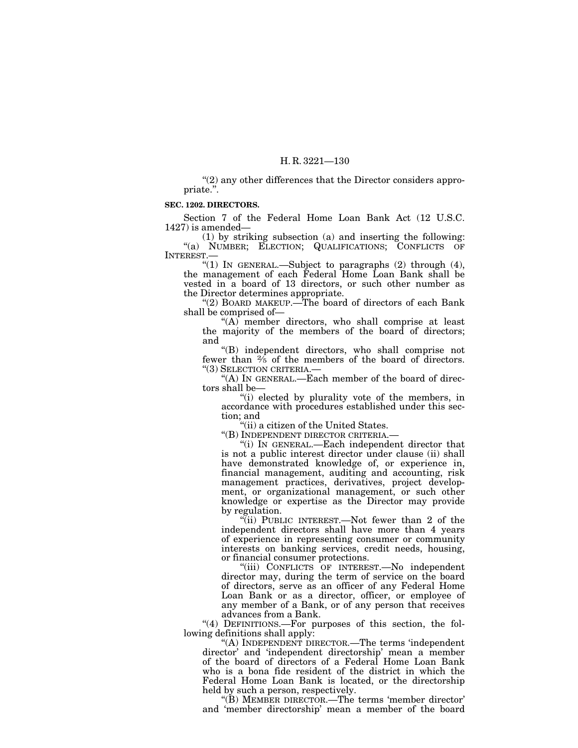"(2) any other differences that the Director considers appropriate.".

**SEC. 1202. DIRECTORS.**

Section 7 of the Federal Home Loan Bank Act (12 U.S.C. 1427) is amended—

(1) by striking subsection (a) and inserting the following:

"(a) NUMBER; ELECTION; QUALIFICATIONS; CONFLICTS OF INTEREST.—

"(1) IN GENERAL.—Subject to paragraphs (2) through (4), the management of each Federal Home Loan Bank shall be vested in a board of 13 directors, or such other number as the Director determines appropriate.

"(2) BOARD MAKEUP.—The board of directors of each Bank shall be comprised of—

"(A) member directors, who shall comprise at least the majority of the members of the board of directors; and

"(B) independent directors, who shall comprise not fewer than ⅖ of the members of the board of directors.

"(3) SELECTION CRITERIA.—

"(A) IN GENERAL.—Each member of the board of directors shall be—

"(i) elected by plurality vote of the members, in accordance with procedures established under this section; and

"(ii) a citizen of the United States.

"(B) INDEPENDENT DIRECTOR CRITERIA.—

"(i) IN GENERAL.—Each independent director that is not a public interest director under clause (ii) shall have demonstrated knowledge of, or experience in, financial management, auditing and accounting, risk management practices, derivatives, project development, or organizational management, or such other knowledge or expertise as the Director may provide by regulation.

"(ii) PUBLIC INTEREST.—Not fewer than 2 of the independent directors shall have more than 4 years of experience in representing consumer or community interests on banking services, credit needs, housing, or financial consumer protections.

"(iii) CONFLICTS OF INTEREST.—No independent director may, during the term of service on the board of directors, serve as an officer of any Federal Home Loan Bank or as a director, officer, or employee of any member of a Bank, or of any person that receives advances from a Bank.

"(4) DEFINITIONS.—For purposes of this section, the following definitions shall apply:

"(A) INDEPENDENT DIRECTOR.—The terms 'independent director' and 'independent directorship' mean a member of the board of directors of a Federal Home Loan Bank who is a bona fide resident of the district in which the Federal Home Loan Bank is located, or the directorship held by such a person, respectively.

"(B) MEMBER DIRECTOR.—The terms 'member director' and 'member directorship' mean a member of the board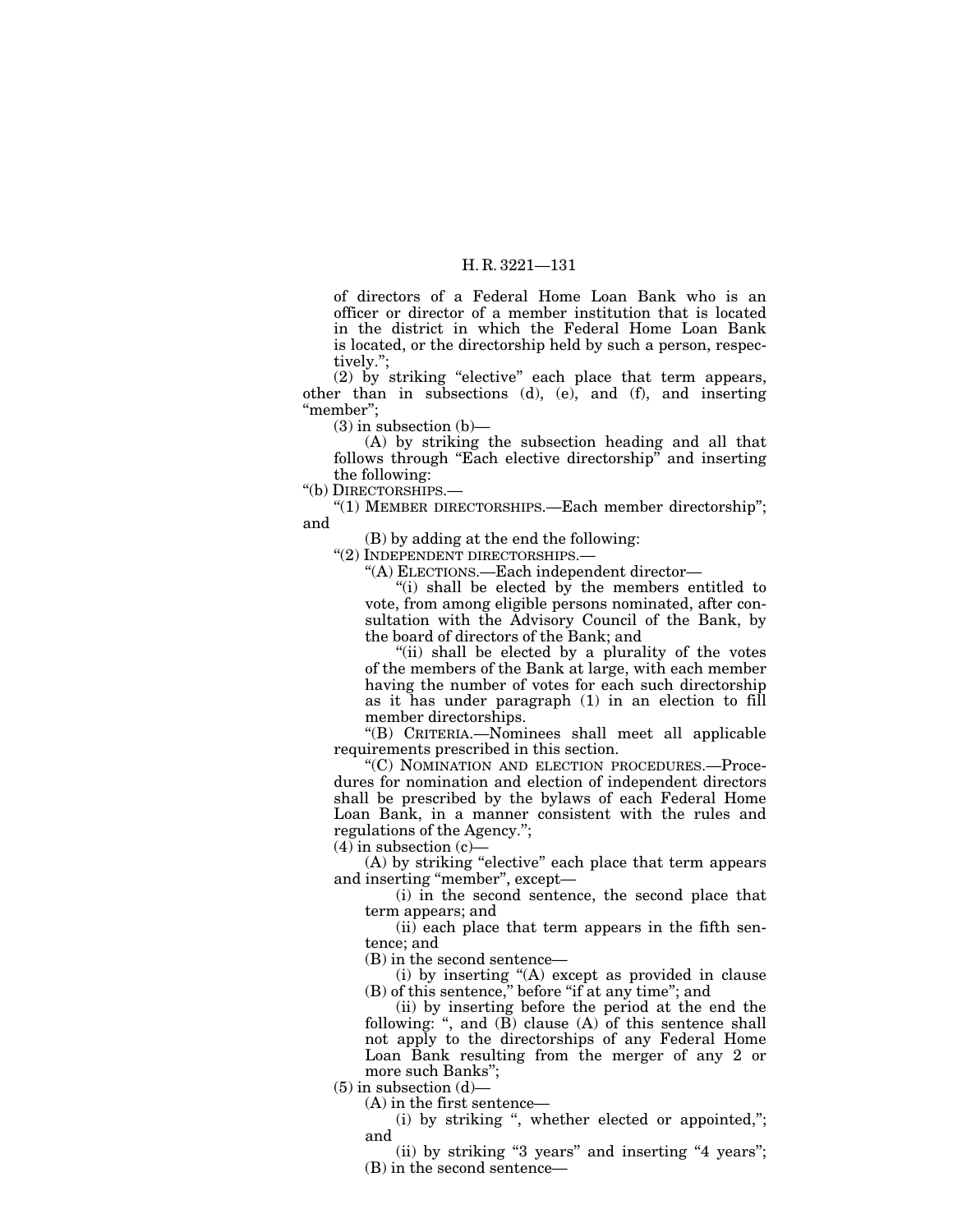of directors of a Federal Home Loan Bank who is an officer or director of a member institution that is located in the district in which the Federal Home Loan Bank is located, or the directorship held by such a person, respectively.'';

(2) by striking ''elective'' each place that term appears, other than in subsections (d), (e), and (f), and inserting ''member'';

(3) in subsection (b)—

(A) by striking the subsection heading and all that follows through ''Each elective directorship'' and inserting the following:

''(b) DIRECTORSHIPS.—

''(1) MEMBER DIRECTORSHIPS.—Each member directorship''; and

(B) by adding at the end the following:

''(2) INDEPENDENT DIRECTORSHIPS.—

''(A) ELECTIONS.—Each independent director—

''(i) shall be elected by the members entitled to vote, from among eligible persons nominated, after consultation with the Advisory Council of the Bank, by the board of directors of the Bank; and

''(ii) shall be elected by a plurality of the votes of the members of the Bank at large, with each member having the number of votes for each such directorship as it has under paragraph (1) in an election to fill member directorships.

''(B) CRITERIA.—Nominees shall meet all applicable requirements prescribed in this section.

''(C) NOMINATION AND ELECTION PROCEDURES.—Procedures for nomination and election of independent directors shall be prescribed by the bylaws of each Federal Home Loan Bank, in a manner consistent with the rules and regulations of the Agency.'';

(4) in subsection (c)—

(A) by striking ''elective'' each place that term appears and inserting ''member'', except—

(i) in the second sentence, the second place that term appears; and

(ii) each place that term appears in the fifth sentence; and

(B) in the second sentence—

(i) by inserting ''(A) except as provided in clause (B) of this sentence,'' before ''if at any time''; and

(ii) by inserting before the period at the end the following: '', and (B) clause (A) of this sentence shall not apply to the directorships of any Federal Home Loan Bank resulting from the merger of any 2 or more such Banks'';

(5) in subsection (d)—

(A) in the first sentence—

(i) by striking '', whether elected or appointed,''; and

(ii) by striking ''3 years'' and inserting ''4 years'';

(B) in the second sentence—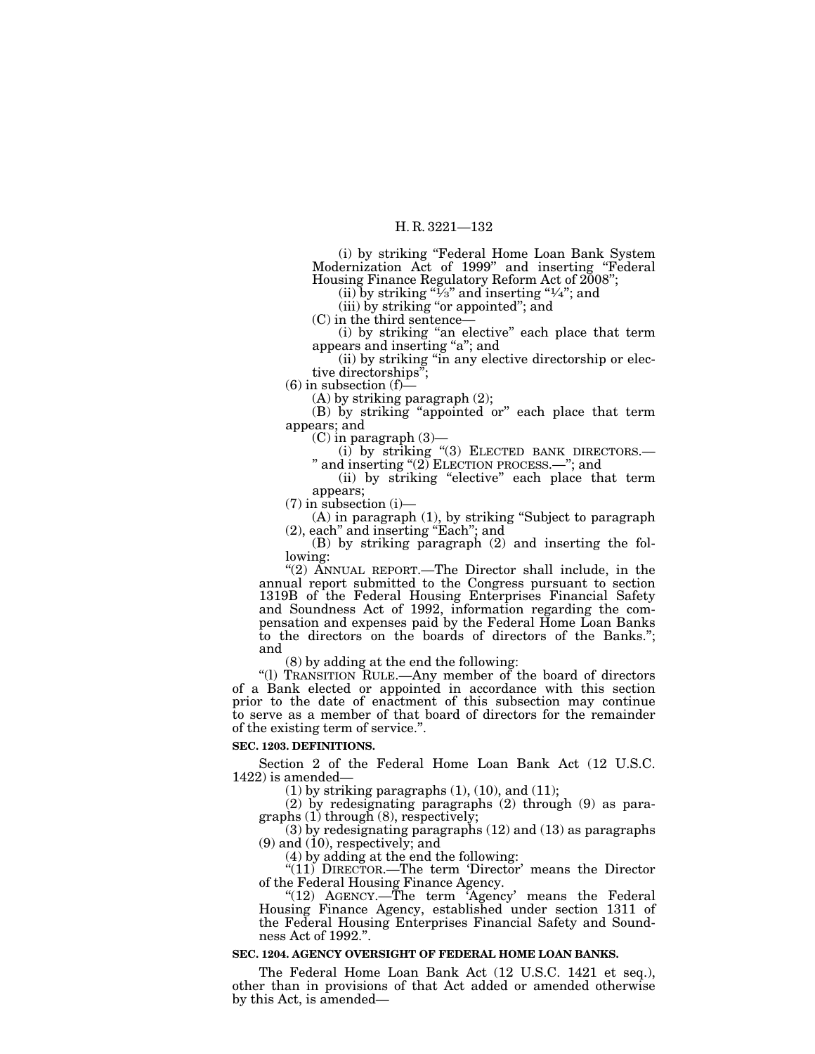(i) by striking "Federal Home Loan Bank System Modernization Act of 1999" and inserting "Federal Housing Finance Regulatory Reform Act of 2008";

(ii) by striking "1⁄3" and inserting "1⁄4"; and

(iii) by striking "or appointed"; and

(C) in the third sentence—

(i) by striking "an elective" each place that term appears and inserting "a"; and

(ii) by striking "in any elective directorship or elective directorships";

(6) in subsection (f)—

(A) by striking paragraph (2);

(B) by striking "appointed or" each place that term appears; and

(C) in paragraph (3)—

(i) by striking "(3) ELECTED BANK DIRECTORS.— " and inserting "(2) ELECTION PROCESS.—"; and

(ii) by striking "elective" each place that term appears;

(7) in subsection (i)—

(A) in paragraph (1), by striking "Subject to paragraph (2), each" and inserting "Each"; and

(B) by striking paragraph (2) and inserting the following:

"(2) ANNUAL REPORT.—The Director shall include, in the annual report submitted to the Congress pursuant to section 1319B of the Federal Housing Enterprises Financial Safety and Soundness Act of 1992, information regarding the compensation and expenses paid by the Federal Home Loan Banks to the directors on the boards of directors of the Banks."; and

(8) by adding at the end the following:

"(l) TRANSITION RULE.—Any member of the board of directors of a Bank elected or appointed in accordance with this section prior to the date of enactment of this subsection may continue to serve as a member of that board of directors for the remainder of the existing term of service.".

**SEC. 1203. DEFINITIONS.**

Section 2 of the Federal Home Loan Bank Act (12 U.S.C. 1422) is amended—

(1) by striking paragraphs (1), (10), and (11);

(2) by redesignating paragraphs (2) through (9) as paragraphs (1) through (8), respectively;

(3) by redesignating paragraphs (12) and (13) as paragraphs (9) and (10), respectively; and

(4) by adding at the end the following:

"(11) DIRECTOR.—The term 'Director' means the Director of the Federal Housing Finance Agency.

"(12) AGENCY.—The term 'Agency' means the Federal Housing Finance Agency, established under section 1311 of the Federal Housing Enterprises Financial Safety and Soundness Act of 1992.".

**SEC. 1204. AGENCY OVERSIGHT OF FEDERAL HOME LOAN BANKS.**

The Federal Home Loan Bank Act (12 U.S.C. 1421 et seq.), other than in provisions of that Act added or amended otherwise by this Act, is amended—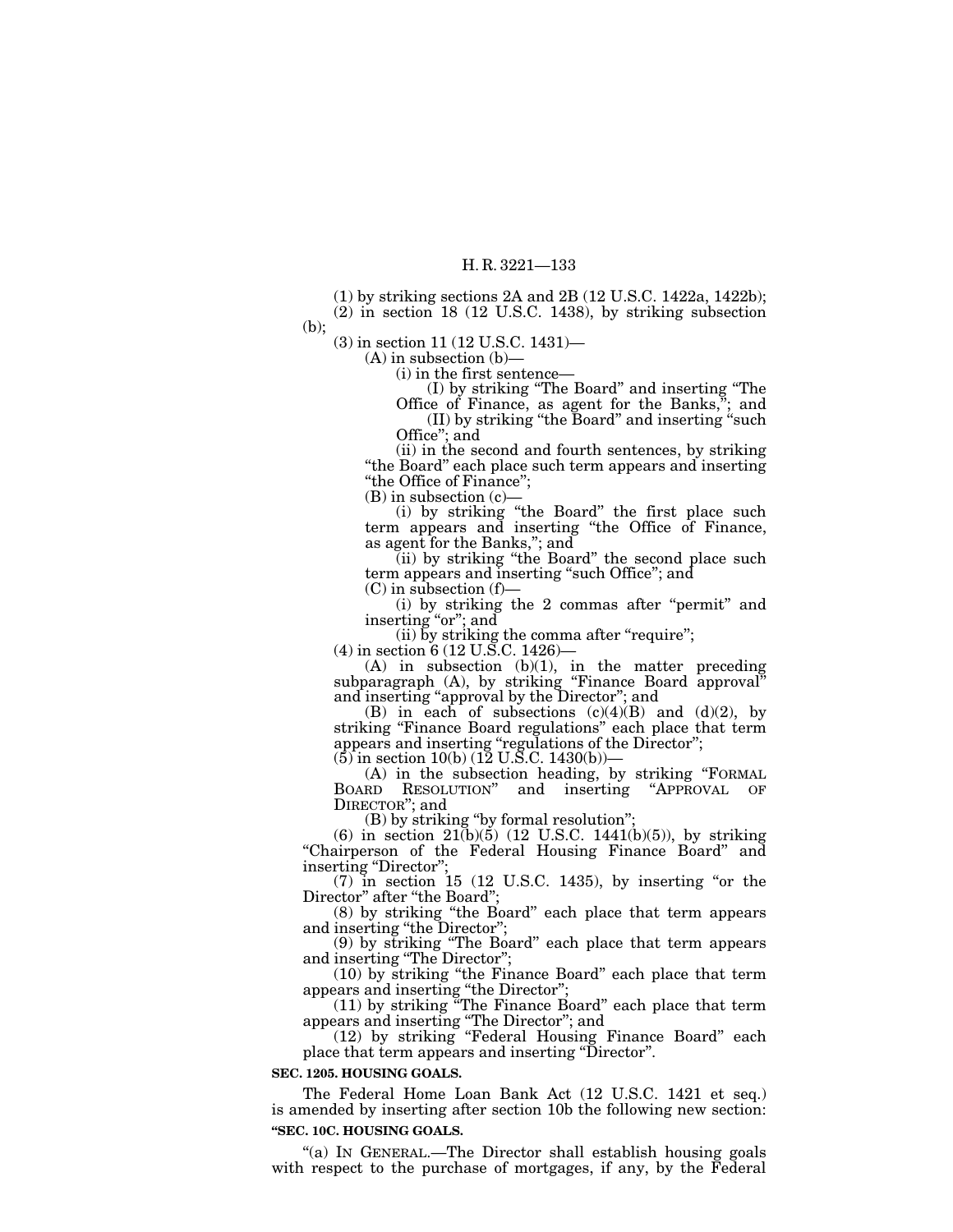(1) by striking sections 2A and 2B (12 U.S.C. 1422a, 1422b);

(2) in section 18 (12 U.S.C. 1438), by striking subsection (b);

(3) in section 11 (12 U.S.C. 1431)—

(A) in subsection (b)—

(i) in the first sentence—

(I) by striking "The Board" and inserting "The Office of Finance, as agent for the Banks,"; and

(II) by striking "the Board" and inserting "such Office"; and

(ii) in the second and fourth sentences, by striking "the Board" each place such term appears and inserting "the Office of Finance";

(B) in subsection (c)—

(i) by striking "the Board" the first place such term appears and inserting "the Office of Finance, as agent for the Banks,"; and

(ii) by striking "the Board" the second place such term appears and inserting "such Office"; and

(C) in subsection (f)—

(i) by striking the 2 commas after "permit" and inserting "or"; and

(ii) by striking the comma after "require";

(4) in section 6 (12 U.S.C. 1426)—

(A) in subsection (b)(1), in the matter preceding subparagraph (A), by striking "Finance Board approval" and inserting "approval by the Director"; and

(B) in each of subsections (c)(4)(B) and (d)(2), by striking "Finance Board regulations" each place that term appears and inserting "regulations of the Director";

(5) in section 10(b) (12 U.S.C. 1430(b))—

(A) in the subsection heading, by striking "FORMAL BOARD RESOLUTION" and inserting "APPROVAL OF DIRECTOR"; and

(B) by striking "by formal resolution";

(6) in section 21(b)(5) (12 U.S.C. 1441(b)(5)), by striking "Chairperson of the Federal Housing Finance Board" and inserting "Director";

(7) in section 15 (12 U.S.C. 1435), by inserting "or the Director" after "the Board";

(8) by striking "the Board" each place that term appears and inserting "the Director";

(9) by striking "The Board" each place that term appears and inserting "The Director";

(10) by striking "the Finance Board" each place that term appears and inserting "the Director";

(11) by striking "The Finance Board" each place that term appears and inserting "The Director"; and

(12) by striking "Federal Housing Finance Board" each place that term appears and inserting "Director".

**SEC. 1205. HOUSING GOALS.**

The Federal Home Loan Bank Act (12 U.S.C. 1421 et seq.) is amended by inserting after section 10b the following new section:

**"SEC. 10C. HOUSING GOALS.**

"(a) IN GENERAL.—The Director shall establish housing goals with respect to the purchase of mortgages, if any, by the Federal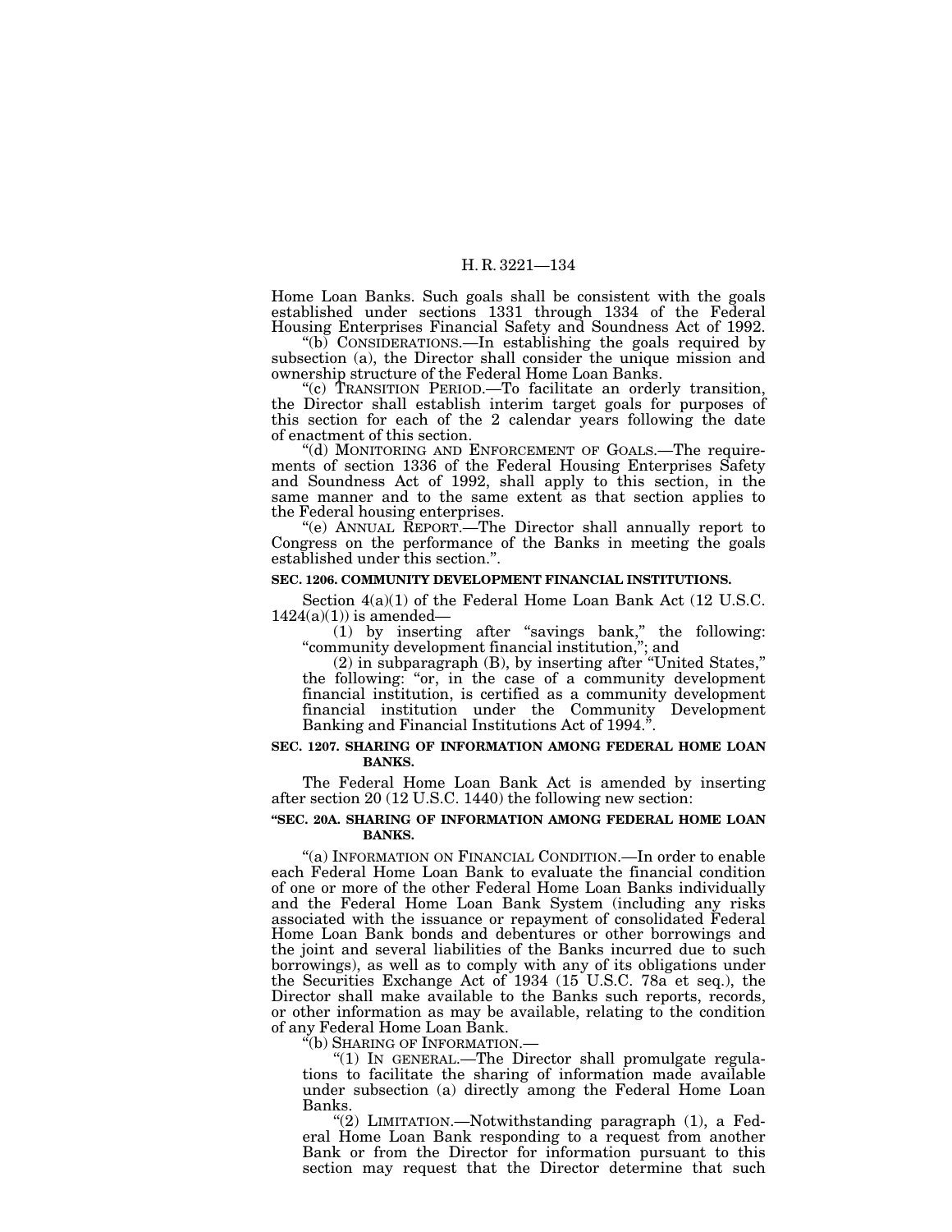Home Loan Banks. Such goals shall be consistent with the goals established under sections 1331 through 1334 of the Federal Housing Enterprises Financial Safety and Soundness Act of 1992.

"(b) CONSIDERATIONS.—In establishing the goals required by subsection (a), the Director shall consider the unique mission and ownership structure of the Federal Home Loan Banks.

"(c) TRANSITION PERIOD.—To facilitate an orderly transition, the Director shall establish interim target goals for purposes of this section for each of the 2 calendar years following the date of enactment of this section.

"(d) MONITORING AND ENFORCEMENT OF GOALS.—The requirements of section 1336 of the Federal Housing Enterprises Safety and Soundness Act of 1992, shall apply to this section, in the same manner and to the same extent as that section applies to the Federal housing enterprises.

"(e) ANNUAL REPORT.—The Director shall annually report to Congress on the performance of the Banks in meeting the goals established under this section.".

**SEC. 1206. COMMUNITY DEVELOPMENT FINANCIAL INSTITUTIONS.**

Section 4(a)(1) of the Federal Home Loan Bank Act (12 U.S.C. 1424(a)(1)) is amended—

(1) by inserting after "savings bank," the following: "community development financial institution,"; and

(2) in subparagraph (B), by inserting after "United States," the following: "or, in the case of a community development financial institution, is certified as a community development financial institution under the Community Development Banking and Financial Institutions Act of 1994.".

**SEC. 1207. SHARING OF INFORMATION AMONG FEDERAL HOME LOAN BANKS.**

The Federal Home Loan Bank Act is amended by inserting after section 20 (12 U.S.C. 1440) the following new section:

**"SEC. 20A. SHARING OF INFORMATION AMONG FEDERAL HOME LOAN BANKS.**

"(a) INFORMATION ON FINANCIAL CONDITION.—In order to enable each Federal Home Loan Bank to evaluate the financial condition of one or more of the other Federal Home Loan Banks individually and the Federal Home Loan Bank System (including any risks associated with the issuance or repayment of consolidated Federal Home Loan Bank bonds and debentures or other borrowings and the joint and several liabilities of the Banks incurred due to such borrowings), as well as to comply with any of its obligations under the Securities Exchange Act of 1934 (15 U.S.C. 78a et seq.), the Director shall make available to the Banks such reports, records, or other information as may be available, relating to the condition of any Federal Home Loan Bank.

"(b) SHARING OF INFORMATION.—

"(1) IN GENERAL.—The Director shall promulgate regulations to facilitate the sharing of information made available under subsection (a) directly among the Federal Home Loan Banks.

"(2) LIMITATION.—Notwithstanding paragraph (1), a Federal Home Loan Bank responding to a request from another Bank or from the Director for information pursuant to this section may request that the Director determine that such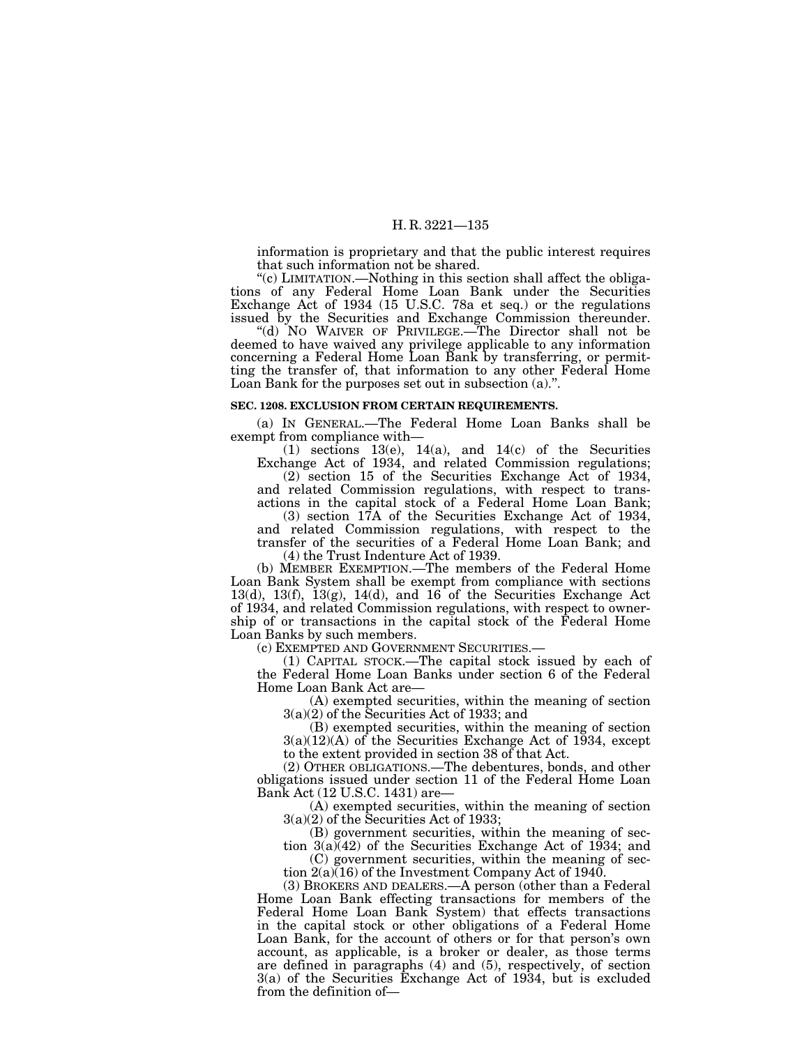information is proprietary and that the public interest requires that such information not be shared.

"(c) LIMITATION.—Nothing in this section shall affect the obligations of any Federal Home Loan Bank under the Securities Exchange Act of 1934 (15 U.S.C. 78a et seq.) or the regulations issued by the Securities and Exchange Commission thereunder.

"(d) NO WAIVER OF PRIVILEGE.—The Director shall not be deemed to have waived any privilege applicable to any information concerning a Federal Home Loan Bank by transferring, or permitting the transfer of, that information to any other Federal Home Loan Bank for the purposes set out in subsection (a).".

**SEC. 1208. EXCLUSION FROM CERTAIN REQUIREMENTS.**

(a) IN GENERAL.—The Federal Home Loan Banks shall be exempt from compliance with—

(1) sections 13(e), 14(a), and 14(c) of the Securities Exchange Act of 1934, and related Commission regulations;

(2) section 15 of the Securities Exchange Act of 1934, and related Commission regulations, with respect to transactions in the capital stock of a Federal Home Loan Bank;

(3) section 17A of the Securities Exchange Act of 1934, and related Commission regulations, with respect to the transfer of the securities of a Federal Home Loan Bank; and

(4) the Trust Indenture Act of 1939.

(b) MEMBER EXEMPTION.—The members of the Federal Home Loan Bank System shall be exempt from compliance with sections 13(d), 13(f), 13(g), 14(d), and 16 of the Securities Exchange Act of 1934, and related Commission regulations, with respect to ownership of or transactions in the capital stock of the Federal Home Loan Banks by such members.

(c) EXEMPTED AND GOVERNMENT SECURITIES.—

(1) CAPITAL STOCK.—The capital stock issued by each of the Federal Home Loan Banks under section 6 of the Federal Home Loan Bank Act are—

(A) exempted securities, within the meaning of section 3(a)(2) of the Securities Act of 1933; and

(B) exempted securities, within the meaning of section 3(a)(12)(A) of the Securities Exchange Act of 1934, except to the extent provided in section 38 of that Act.

(2) OTHER OBLIGATIONS.—The debentures, bonds, and other obligations issued under section 11 of the Federal Home Loan Bank Act (12 U.S.C. 1431) are—

(A) exempted securities, within the meaning of section 3(a)(2) of the Securities Act of 1933;

(B) government securities, within the meaning of section 3(a)(42) of the Securities Exchange Act of 1934; and

(C) government securities, within the meaning of section 2(a)(16) of the Investment Company Act of 1940.

(3) BROKERS AND DEALERS.—A person (other than a Federal Home Loan Bank effecting transactions for members of the Federal Home Loan Bank System) that effects transactions in the capital stock or other obligations of a Federal Home Loan Bank, for the account of others or for that person's own account, as applicable, is a broker or dealer, as those terms are defined in paragraphs (4) and (5), respectively, of section 3(a) of the Securities Exchange Act of 1934, but is excluded from the definition of—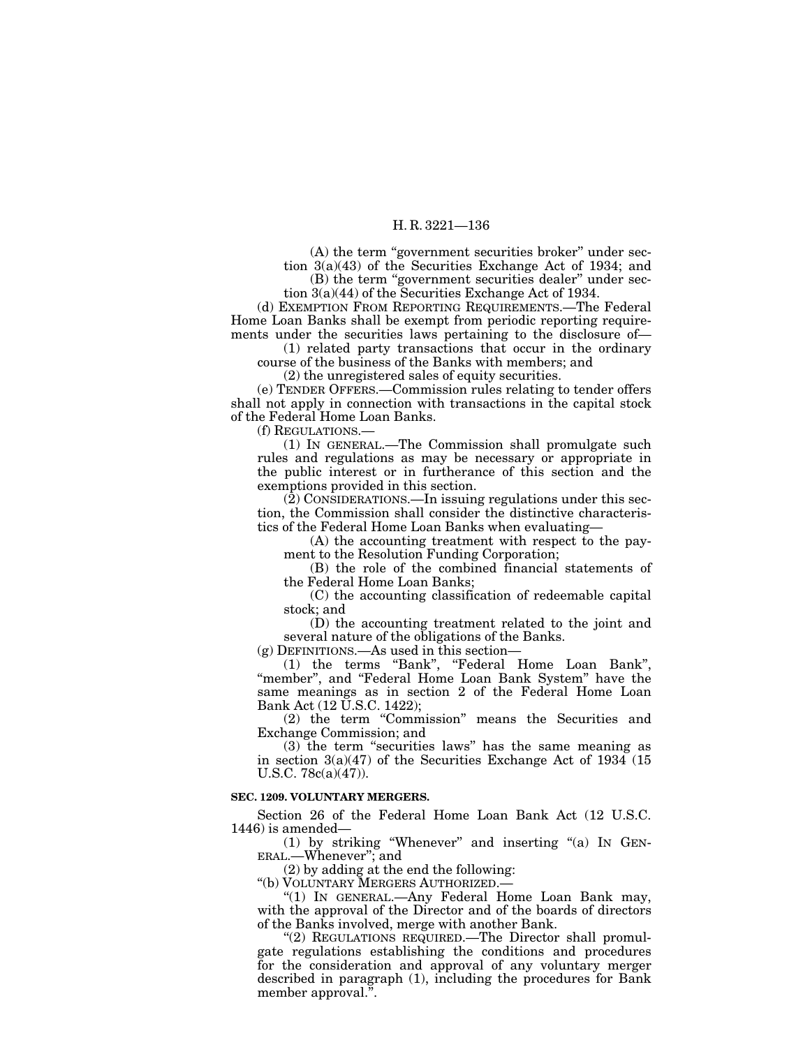(A) the term "government securities broker" under section 3(a)(43) of the Securities Exchange Act of 1934; and

(B) the term "government securities dealer" under section 3(a)(44) of the Securities Exchange Act of 1934.

(d) EXEMPTION FROM REPORTING REQUIREMENTS.—The Federal Home Loan Banks shall be exempt from periodic reporting requirements under the securities laws pertaining to the disclosure of—

(1) related party transactions that occur in the ordinary course of the business of the Banks with members; and

(2) the unregistered sales of equity securities.

(e) TENDER OFFERS.—Commission rules relating to tender offers shall not apply in connection with transactions in the capital stock of the Federal Home Loan Banks.

(f) REGULATIONS.—

(1) IN GENERAL.—The Commission shall promulgate such rules and regulations as may be necessary or appropriate in the public interest or in furtherance of this section and the exemptions provided in this section.

(2) CONSIDERATIONS.—In issuing regulations under this section, the Commission shall consider the distinctive characteristics of the Federal Home Loan Banks when evaluating—

(A) the accounting treatment with respect to the payment to the Resolution Funding Corporation;

(B) the role of the combined financial statements of the Federal Home Loan Banks;

(C) the accounting classification of redeemable capital stock; and

(D) the accounting treatment related to the joint and several nature of the obligations of the Banks.

(g) DEFINITIONS.—As used in this section—

(1) the terms "Bank", "Federal Home Loan Bank", "member", and "Federal Home Loan Bank System" have the same meanings as in section 2 of the Federal Home Loan Bank Act (12 U.S.C. 1422);

(2) the term "Commission" means the Securities and Exchange Commission; and

(3) the term "securities laws" has the same meaning as in section 3(a)(47) of the Securities Exchange Act of 1934 (15 U.S.C. 78c(a)(47)).

**SEC. 1209. VOLUNTARY MERGERS.**

Section 26 of the Federal Home Loan Bank Act (12 U.S.C. 1446) is amended—

(1) by striking "Whenever" and inserting "(a) IN GENERAL.—Whenever"; and

(2) by adding at the end the following:

"(b) VOLUNTARY MERGERS AUTHORIZED.—

"(1) IN GENERAL.—Any Federal Home Loan Bank may, with the approval of the Director and of the boards of directors of the Banks involved, merge with another Bank.

"(2) REGULATIONS REQUIRED.—The Director shall promulgate regulations establishing the conditions and procedures for the consideration and approval of any voluntary merger described in paragraph (1), including the procedures for Bank member approval.".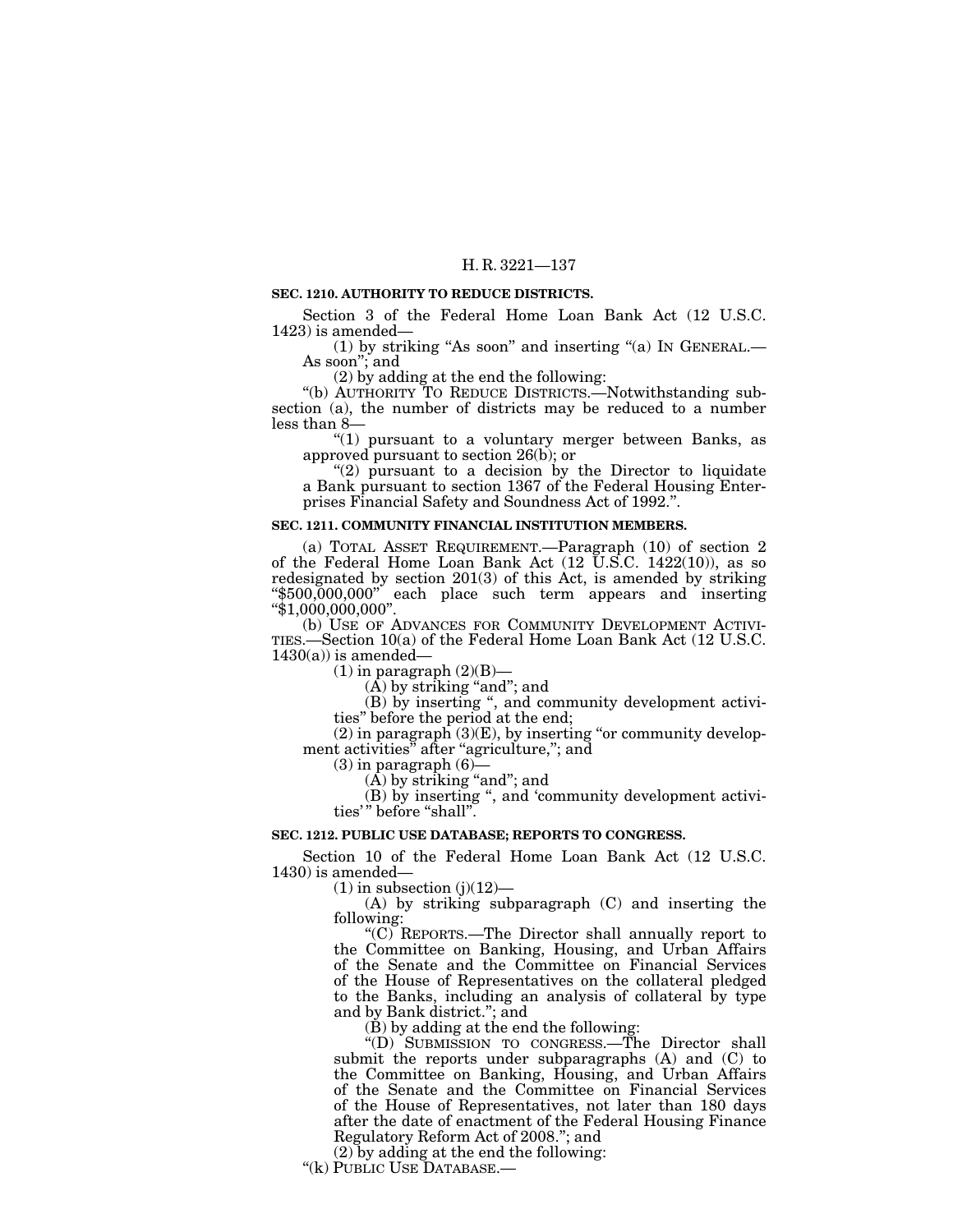**SEC. 1210. AUTHORITY TO REDUCE DISTRICTS.**

Section 3 of the Federal Home Loan Bank Act (12 U.S.C. 1423) is amended—

(1) by striking "As soon" and inserting "(a) IN GENERAL.—As soon"; and

(2) by adding at the end the following:

"(b) AUTHORITY TO REDUCE DISTRICTS.—Notwithstanding subsection (a), the number of districts may be reduced to a number less than 8—

"(1) pursuant to a voluntary merger between Banks, as approved pursuant to section 26(b); or

"(2) pursuant to a decision by the Director to liquidate a Bank pursuant to section 1367 of the Federal Housing Enterprises Financial Safety and Soundness Act of 1992.".

**SEC. 1211. COMMUNITY FINANCIAL INSTITUTION MEMBERS.**

(a) TOTAL ASSET REQUIREMENT.—Paragraph (10) of section 2 of the Federal Home Loan Bank Act (12 U.S.C. 1422(10)), as so redesignated by section 201(3) of this Act, is amended by striking "$500,000,000" each place such term appears and inserting "$1,000,000,000".

(b) USE OF ADVANCES FOR COMMUNITY DEVELOPMENT ACTIVITIES.—Section 10(a) of the Federal Home Loan Bank Act (12 U.S.C. 1430(a)) is amended—

(1) in paragraph (2)(B)—

(A) by striking "and"; and

(B) by inserting ", and community development activities" before the period at the end;

(2) in paragraph (3)(E), by inserting "or community development activities" after "agriculture,"; and

(3) in paragraph (6)—

(A) by striking "and"; and

(B) by inserting ", and 'community development activities'" before "shall".

**SEC. 1212. PUBLIC USE DATABASE; REPORTS TO CONGRESS.**

Section 10 of the Federal Home Loan Bank Act (12 U.S.C. 1430) is amended—

(1) in subsection (j)(12)—

(A) by striking subparagraph (C) and inserting the following:

"(C) REPORTS.—The Director shall annually report to the Committee on Banking, Housing, and Urban Affairs of the Senate and the Committee on Financial Services of the House of Representatives on the collateral pledged to the Banks, including an analysis of collateral by type and by Bank district."; and

(B) by adding at the end the following:

"(D) SUBMISSION TO CONGRESS.—The Director shall submit the reports under subparagraphs (A) and (C) to the Committee on Banking, Housing, and Urban Affairs of the Senate and the Committee on Financial Services of the House of Representatives, not later than 180 days after the date of enactment of the Federal Housing Finance Regulatory Reform Act of 2008."; and

(2) by adding at the end the following:

"(k) PUBLIC USE DATABASE.—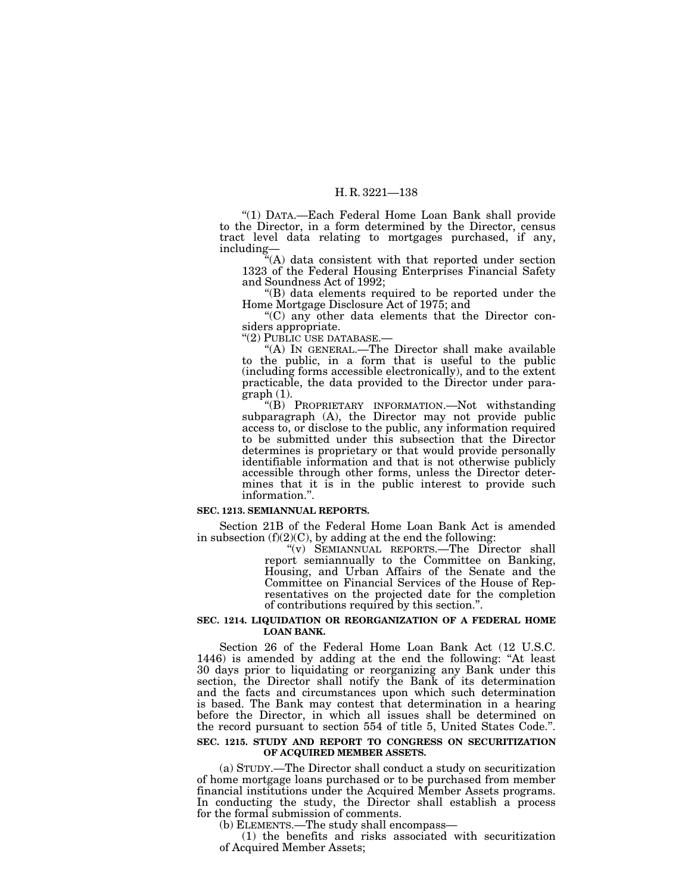"(1) DATA.—Each Federal Home Loan Bank shall provide to the Director, in a form determined by the Director, census tract level data relating to mortgages purchased, if any, including—

"(A) data consistent with that reported under section 1323 of the Federal Housing Enterprises Financial Safety and Soundness Act of 1992;

"(B) data elements required to be reported under the Home Mortgage Disclosure Act of 1975; and

"(C) any other data elements that the Director considers appropriate.

"(2) PUBLIC USE DATABASE.—

"(A) IN GENERAL.—The Director shall make available to the public, in a form that is useful to the public (including forms accessible electronically), and to the extent practicable, the data provided to the Director under paragraph (1).

"(B) PROPRIETARY INFORMATION.—Not withstanding subparagraph (A), the Director may not provide public access to, or disclose to the public, any information required to be submitted under this subsection that the Director determines is proprietary or that would provide personally identifiable information and that is not otherwise publicly accessible through other forms, unless the Director determines that it is in the public interest to provide such information.".

**SEC. 1213. SEMIANNUAL REPORTS.**

Section 21B of the Federal Home Loan Bank Act is amended in subsection (f)(2)(C), by adding at the end the following:

"(v) SEMIANNUAL REPORTS.—The Director shall report semiannually to the Committee on Banking, Housing, and Urban Affairs of the Senate and the Committee on Financial Services of the House of Representatives on the projected date for the completion of contributions required by this section.".

**SEC. 1214. LIQUIDATION OR REORGANIZATION OF A FEDERAL HOME LOAN BANK.**

Section 26 of the Federal Home Loan Bank Act (12 U.S.C. 1446) is amended by adding at the end the following: "At least 30 days prior to liquidating or reorganizing any Bank under this section, the Director shall notify the Bank of its determination and the facts and circumstances upon which such determination is based. The Bank may contest that determination in a hearing before the Director, in which all issues shall be determined on the record pursuant to section 554 of title 5, United States Code.".

**SEC. 1215. STUDY AND REPORT TO CONGRESS ON SECURITIZATION OF ACQUIRED MEMBER ASSETS.**

(a) STUDY.—The Director shall conduct a study on securitization of home mortgage loans purchased or to be purchased from member financial institutions under the Acquired Member Assets programs. In conducting the study, the Director shall establish a process for the formal submission of comments.

(b) ELEMENTS.—The study shall encompass—

(1) the benefits and risks associated with securitization of Acquired Member Assets;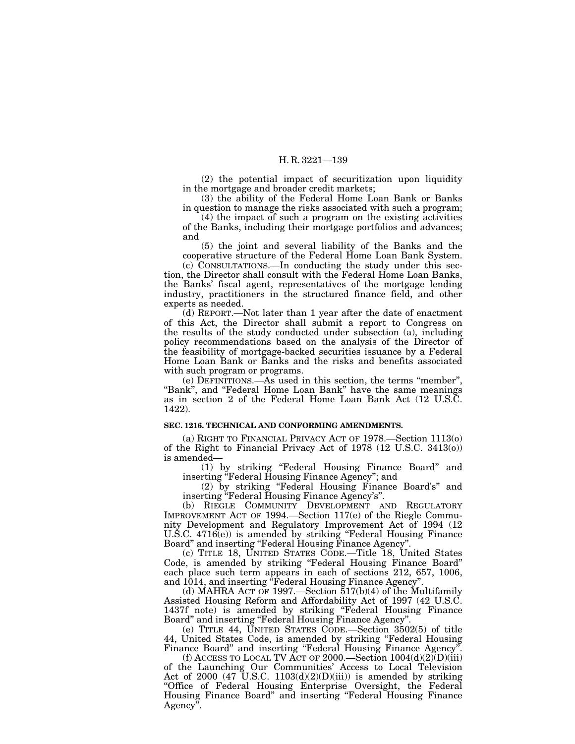(2) the potential impact of securitization upon liquidity in the mortgage and broader credit markets;

(3) the ability of the Federal Home Loan Bank or Banks in question to manage the risks associated with such a program;

(4) the impact of such a program on the existing activities of the Banks, including their mortgage portfolios and advances; and

(5) the joint and several liability of the Banks and the cooperative structure of the Federal Home Loan Bank System.

(c) CONSULTATIONS.—In conducting the study under this section, the Director shall consult with the Federal Home Loan Banks, the Banks' fiscal agent, representatives of the mortgage lending industry, practitioners in the structured finance field, and other experts as needed.

(d) REPORT.—Not later than 1 year after the date of enactment of this Act, the Director shall submit a report to Congress on the results of the study conducted under subsection (a), including policy recommendations based on the analysis of the Director of the feasibility of mortgage-backed securities issuance by a Federal Home Loan Bank or Banks and the risks and benefits associated with such program or programs.

(e) DEFINITIONS.—As used in this section, the terms "member", "Bank", and "Federal Home Loan Bank" have the same meanings as in section 2 of the Federal Home Loan Bank Act (12 U.S.C. 1422).

### SEC. 1216. TECHNICAL AND CONFORMING AMENDMENTS.

(a) RIGHT TO FINANCIAL PRIVACY ACT OF 1978.—Section 1113(o) of the Right to Financial Privacy Act of 1978 (12 U.S.C. 3413(o)) is amended—

(1) by striking "Federal Housing Finance Board" and inserting "Federal Housing Finance Agency"; and

(2) by striking "Federal Housing Finance Board's" and inserting "Federal Housing Finance Agency's".

(b) RIEGLE COMMUNITY DEVELOPMENT AND REGULATORY IMPROVEMENT ACT OF 1994.—Section 117(e) of the Riegle Community Development and Regulatory Improvement Act of 1994 (12 U.S.C. 4716(e)) is amended by striking "Federal Housing Finance Board" and inserting "Federal Housing Finance Agency".

(c) TITLE 18, UNITED STATES CODE.—Title 18, United States Code, is amended by striking "Federal Housing Finance Board" each place such term appears in each of sections 212, 657, 1006, and 1014, and inserting "Federal Housing Finance Agency".

(d) MAHRA ACT OF 1997.—Section 517(b)(4) of the Multifamily Assisted Housing Reform and Affordability Act of 1997 (42 U.S.C. 1437f note) is amended by striking "Federal Housing Finance Board" and inserting "Federal Housing Finance Agency".

(e) TITLE 44, UNITED STATES CODE.—Section 3502(5) of title 44, United States Code, is amended by striking "Federal Housing Finance Board" and inserting "Federal Housing Finance Agency".

(f) ACCESS TO LOCAL TV ACT OF 2000.—Section 1004(d)(2)(D)(iii) of the Launching Our Communities' Access to Local Television Act of 2000 (47 U.S.C. 1103(d)(2)(D)(iii)) is amended by striking "Office of Federal Housing Enterprise Oversight, the Federal Housing Finance Board" and inserting "Federal Housing Finance Agency".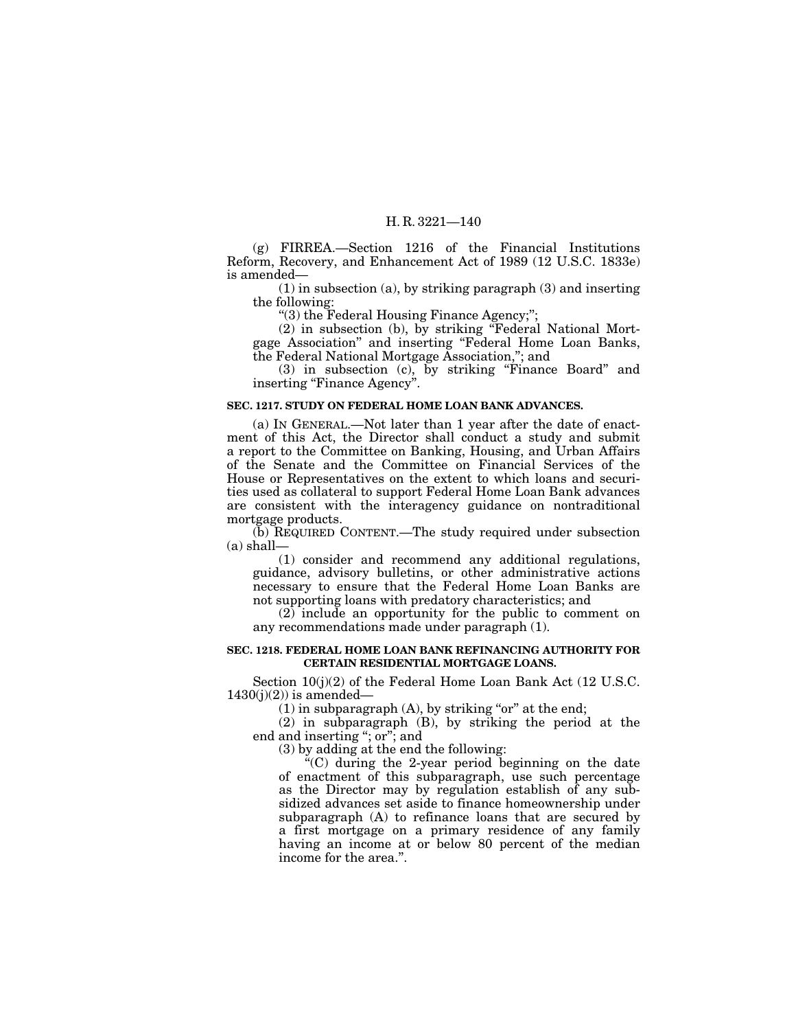(g) FIRREA.—Section 1216 of the Financial Institutions Reform, Recovery, and Enhancement Act of 1989 (12 U.S.C. 1833e) is amended—

(1) in subsection (a), by striking paragraph (3) and inserting the following:

"(3) the Federal Housing Finance Agency;";

(2) in subsection (b), by striking "Federal National Mortgage Association" and inserting "Federal Home Loan Banks, the Federal National Mortgage Association,"; and

(3) in subsection (c), by striking "Finance Board" and inserting "Finance Agency".

**SEC. 1217. STUDY ON FEDERAL HOME LOAN BANK ADVANCES.**

(a) IN GENERAL.—Not later than 1 year after the date of enactment of this Act, the Director shall conduct a study and submit a report to the Committee on Banking, Housing, and Urban Affairs of the Senate and the Committee on Financial Services of the House or Representatives on the extent to which loans and securities used as collateral to support Federal Home Loan Bank advances are consistent with the interagency guidance on nontraditional mortgage products.

(b) REQUIRED CONTENT.—The study required under subsection (a) shall—

(1) consider and recommend any additional regulations, guidance, advisory bulletins, or other administrative actions necessary to ensure that the Federal Home Loan Banks are not supporting loans with predatory characteristics; and

(2) include an opportunity for the public to comment on any recommendations made under paragraph (1).

**SEC. 1218. FEDERAL HOME LOAN BANK REFINANCING AUTHORITY FOR CERTAIN RESIDENTIAL MORTGAGE LOANS.**

Section 10(j)(2) of the Federal Home Loan Bank Act (12 U.S.C. 1430(j)(2)) is amended—

(1) in subparagraph (A), by striking "or" at the end;

(2) in subparagraph (B), by striking the period at the end and inserting "; or"; and

(3) by adding at the end the following:

"(C) during the 2-year period beginning on the date of enactment of this subparagraph, use such percentage as the Director may by regulation establish of any subsidized advances set aside to finance homeownership under subparagraph (A) to refinance loans that are secured by a first mortgage on a primary residence of any family having an income at or below 80 percent of the median income for the area.".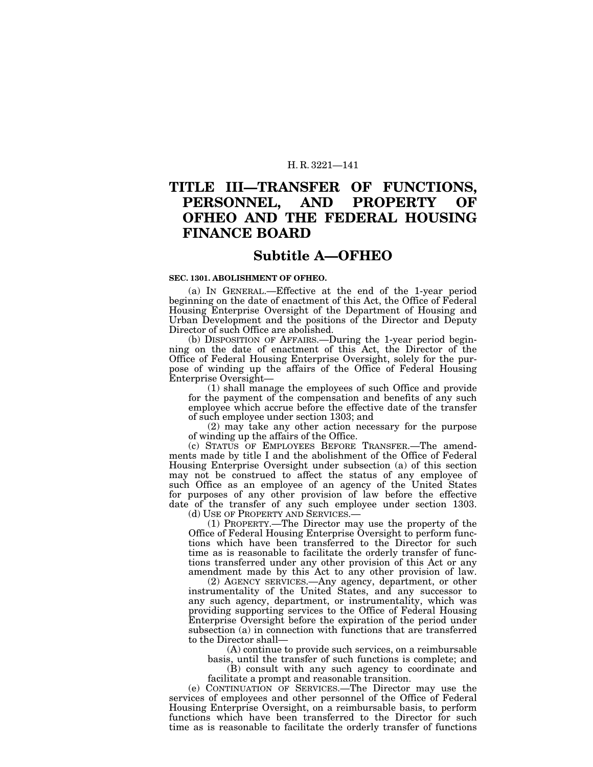# TITLE III—TRANSFER OF FUNCTIONS, PERSONNEL, AND PROPERTY OF OFHEO AND THE FEDERAL HOUSING FINANCE BOARD

## Subtitle A—OFHEO

**SEC. 1301. ABOLISHMENT OF OFHEO.**

(a) IN GENERAL.—Effective at the end of the 1-year period beginning on the date of enactment of this Act, the Office of Federal Housing Enterprise Oversight of the Department of Housing and Urban Development and the positions of the Director and Deputy Director of such Office are abolished.

(b) DISPOSITION OF AFFAIRS.—During the 1-year period beginning on the date of enactment of this Act, the Director of the Office of Federal Housing Enterprise Oversight, solely for the purpose of winding up the affairs of the Office of Federal Housing Enterprise Oversight—

(1) shall manage the employees of such Office and provide for the payment of the compensation and benefits of any such employee which accrue before the effective date of the transfer of such employee under section 1303; and

(2) may take any other action necessary for the purpose of winding up the affairs of the Office.

(c) STATUS OF EMPLOYEES BEFORE TRANSFER.—The amendments made by title I and the abolishment of the Office of Federal Housing Enterprise Oversight under subsection (a) of this section may not be construed to affect the status of any employee of such Office as an employee of an agency of the United States for purposes of any other provision of law before the effective date of the transfer of any such employee under section 1303.

(d) USE OF PROPERTY AND SERVICES.—

(1) PROPERTY.—The Director may use the property of the Office of Federal Housing Enterprise Oversight to perform functions which have been transferred to the Director for such time as is reasonable to facilitate the orderly transfer of functions transferred under any other provision of this Act or any amendment made by this Act to any other provision of law.

(2) AGENCY SERVICES.—Any agency, department, or other instrumentality of the United States, and any successor to any such agency, department, or instrumentality, which was providing supporting services to the Office of Federal Housing Enterprise Oversight before the expiration of the period under subsection (a) in connection with functions that are transferred to the Director shall—

(A) continue to provide such services, on a reimbursable basis, until the transfer of such functions is complete; and

(B) consult with any such agency to coordinate and facilitate a prompt and reasonable transition.

(e) CONTINUATION OF SERVICES.—The Director may use the services of employees and other personnel of the Office of Federal Housing Enterprise Oversight, on a reimbursable basis, to perform functions which have been transferred to the Director for such time as is reasonable to facilitate the orderly transfer of functions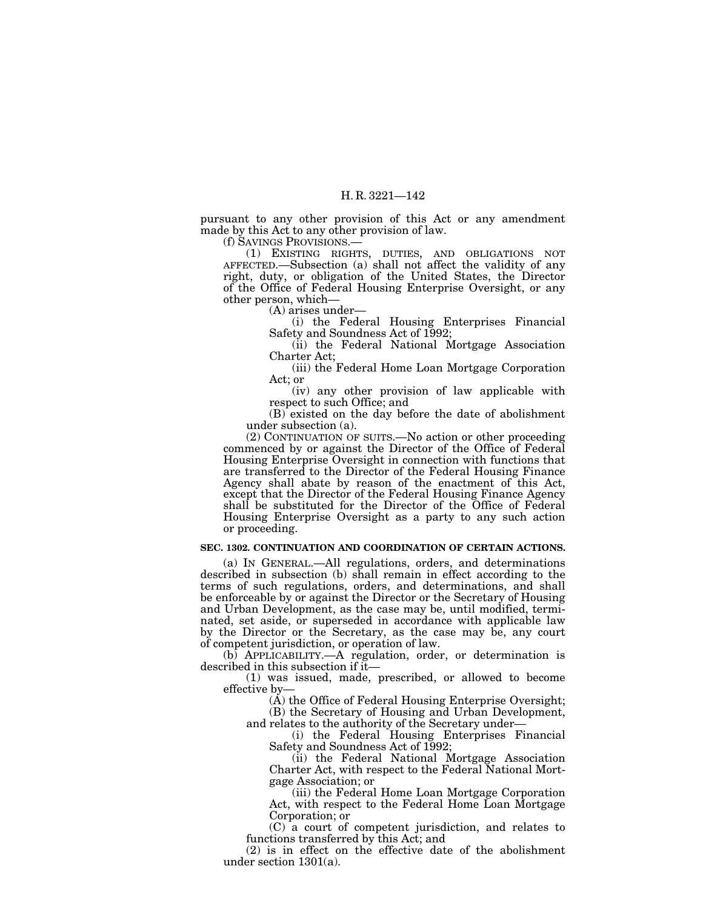pursuant to any other provision of this Act or any amendment made by this Act to any other provision of law.

(f) SAVINGS PROVISIONS.—

(1) EXISTING RIGHTS, DUTIES, AND OBLIGATIONS NOT AFFECTED.—Subsection (a) shall not affect the validity of any right, duty, or obligation of the United States, the Director of the Office of Federal Housing Enterprise Oversight, or any other person, which—

(A) arises under—

(i) the Federal Housing Enterprises Financial Safety and Soundness Act of 1992;

(ii) the Federal National Mortgage Association Charter Act;

(iii) the Federal Home Loan Mortgage Corporation Act; or

(iv) any other provision of law applicable with respect to such Office; and

(B) existed on the day before the date of abolishment under subsection (a).

(2) CONTINUATION OF SUITS.—No action or other proceeding commenced by or against the Director of the Office of Federal Housing Enterprise Oversight in connection with functions that are transferred to the Director of the Federal Housing Finance Agency shall abate by reason of the enactment of this Act, except that the Director of the Federal Housing Finance Agency shall be substituted for the Director of the Office of Federal Housing Enterprise Oversight as a party to any such action or proceeding.

**SEC. 1302. CONTINUATION AND COORDINATION OF CERTAIN ACTIONS.**

(a) IN GENERAL.—All regulations, orders, and determinations described in subsection (b) shall remain in effect according to the terms of such regulations, orders, and determinations, and shall be enforceable by or against the Director or the Secretary of Housing and Urban Development, as the case may be, until modified, terminated, set aside, or superseded in accordance with applicable law by the Director or the Secretary, as the case may be, any court of competent jurisdiction, or operation of law.

(b) APPLICABILITY.—A regulation, order, or determination is described in this subsection if it—

(1) was issued, made, prescribed, or allowed to become effective by—

(A) the Office of Federal Housing Enterprise Oversight;

(B) the Secretary of Housing and Urban Development, and relates to the authority of the Secretary under—

(i) the Federal Housing Enterprises Financial Safety and Soundness Act of 1992;

(ii) the Federal National Mortgage Association Charter Act, with respect to the Federal National Mortgage Association; or

(iii) the Federal Home Loan Mortgage Corporation Act, with respect to the Federal Home Loan Mortgage Corporation; or

(C) a court of competent jurisdiction, and relates to functions transferred by this Act; and

(2) is in effect on the effective date of the abolishment under section 1301(a).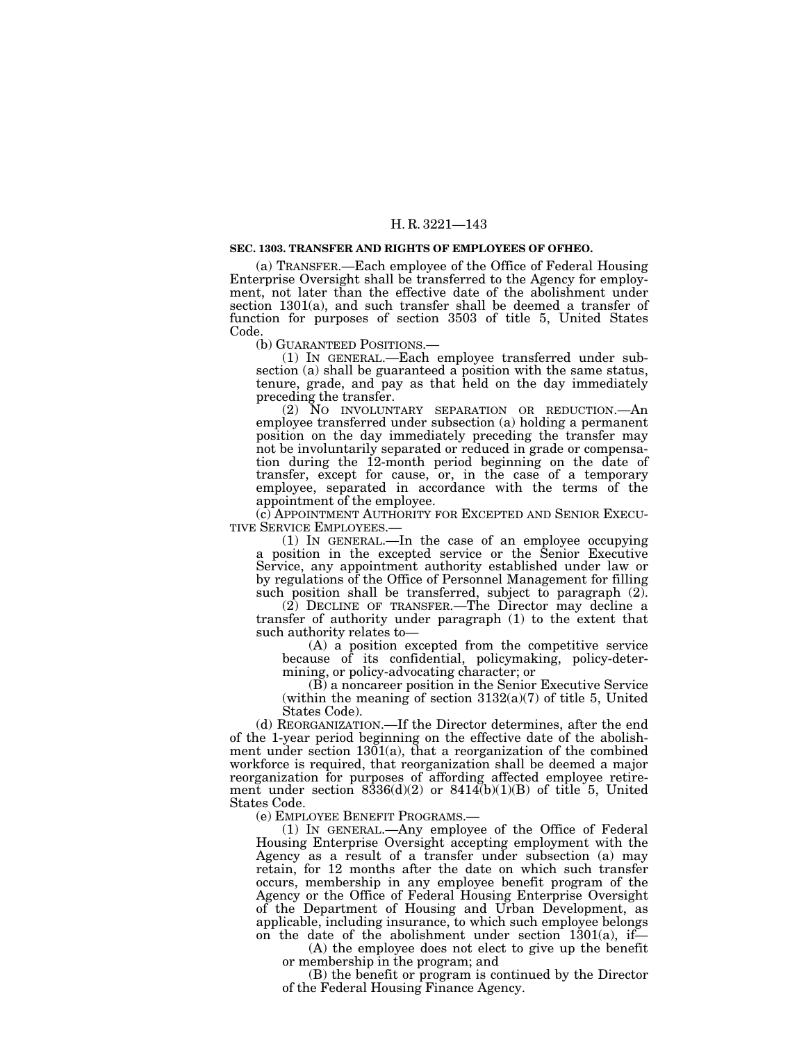**SEC. 1303. TRANSFER AND RIGHTS OF EMPLOYEES OF OFHEO.**

(a) TRANSFER.—Each employee of the Office of Federal Housing Enterprise Oversight shall be transferred to the Agency for employment, not later than the effective date of the abolishment under section 1301(a), and such transfer shall be deemed a transfer of function for purposes of section 3503 of title 5, United States Code.

(b) GUARANTEED POSITIONS.—

(1) IN GENERAL.—Each employee transferred under subsection (a) shall be guaranteed a position with the same status, tenure, grade, and pay as that held on the day immediately preceding the transfer.

(2) NO INVOLUNTARY SEPARATION OR REDUCTION.—An employee transferred under subsection (a) holding a permanent position on the day immediately preceding the transfer may not be involuntarily separated or reduced in grade or compensation during the 12-month period beginning on the date of transfer, except for cause, or, in the case of a temporary employee, separated in accordance with the terms of the appointment of the employee.

(c) APPOINTMENT AUTHORITY FOR EXCEPTED AND SENIOR EXECUTIVE SERVICE EMPLOYEES.—

(1) IN GENERAL.—In the case of an employee occupying a position in the excepted service or the Senior Executive Service, any appointment authority established under law or by regulations of the Office of Personnel Management for filling such position shall be transferred, subject to paragraph (2).

(2) DECLINE OF TRANSFER.—The Director may decline a transfer of authority under paragraph (1) to the extent that such authority relates to—

(A) a position excepted from the competitive service because of its confidential, policymaking, policy-determining, or policy-advocating character; or

(B) a noncareer position in the Senior Executive Service (within the meaning of section 3132(a)(7) of title 5, United States Code).

(d) REORGANIZATION.—If the Director determines, after the end of the 1-year period beginning on the effective date of the abolishment under section 1301(a), that a reorganization of the combined workforce is required, that reorganization shall be deemed a major reorganization for purposes of affording affected employee retirement under section 8336(d)(2) or 8414(b)(1)(B) of title 5, United States Code.

(e) EMPLOYEE BENEFIT PROGRAMS.—

(1) IN GENERAL.—Any employee of the Office of Federal Housing Enterprise Oversight accepting employment with the Agency as a result of a transfer under subsection (a) may retain, for 12 months after the date on which such transfer occurs, membership in any employee benefit program of the Agency or the Office of Federal Housing Enterprise Oversight of the Department of Housing and Urban Development, as applicable, including insurance, to which such employee belongs on the date of the abolishment under section 1301(a), if—

(A) the employee does not elect to give up the benefit or membership in the program; and

(B) the benefit or program is continued by the Director of the Federal Housing Finance Agency.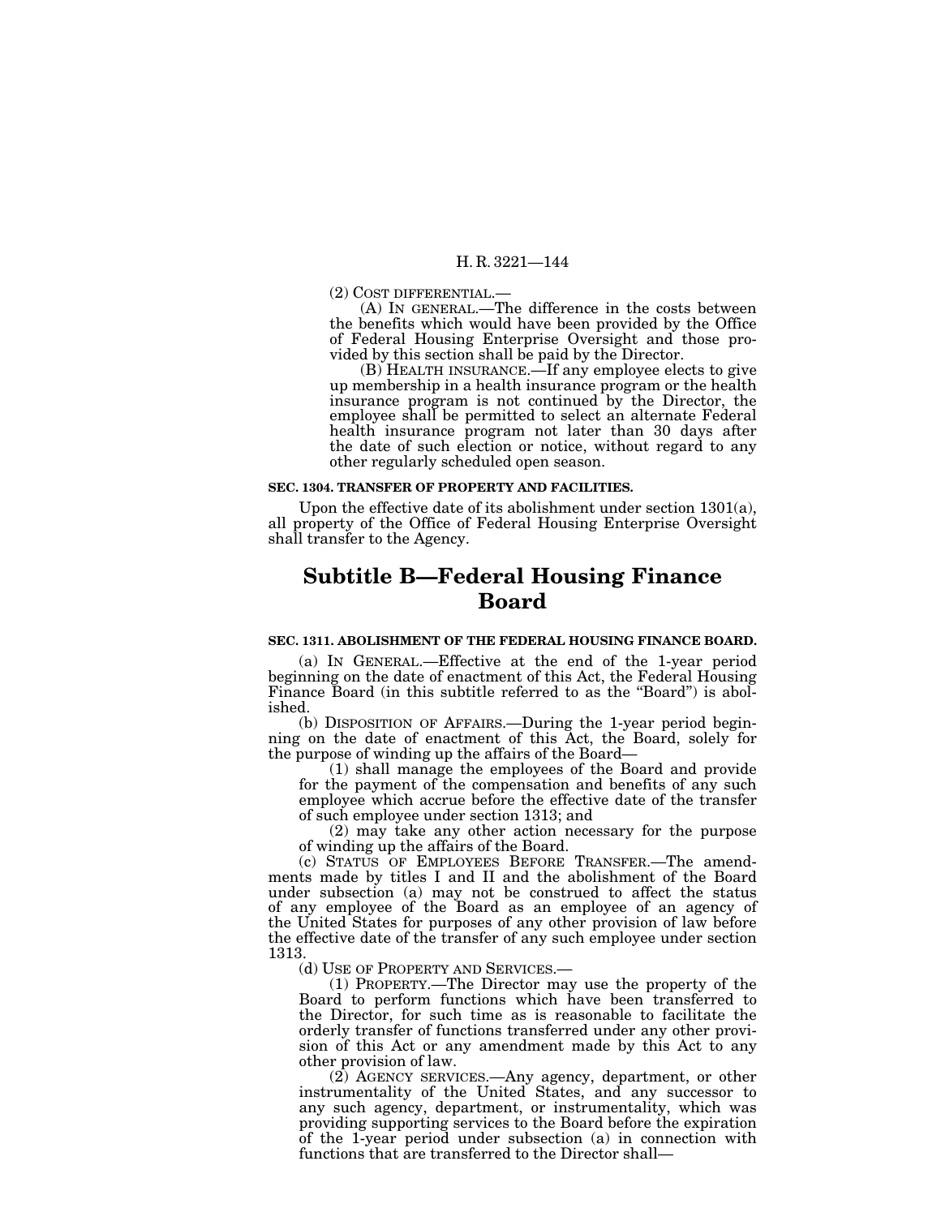(2) COST DIFFERENTIAL.—

(A) IN GENERAL.—The difference in the costs between the benefits which would have been provided by the Office of Federal Housing Enterprise Oversight and those provided by this section shall be paid by the Director.

(B) HEALTH INSURANCE.—If any employee elects to give up membership in a health insurance program or the health insurance program is not continued by the Director, the employee shall be permitted to select an alternate Federal health insurance program not later than 30 days after the date of such election or notice, without regard to any other regularly scheduled open season.

**SEC. 1304. TRANSFER OF PROPERTY AND FACILITIES.**

Upon the effective date of its abolishment under section 1301(a), all property of the Office of Federal Housing Enterprise Oversight shall transfer to the Agency.

# Subtitle B—Federal Housing Finance Board

**SEC. 1311. ABOLISHMENT OF THE FEDERAL HOUSING FINANCE BOARD.**

(a) IN GENERAL.—Effective at the end of the 1-year period beginning on the date of enactment of this Act, the Federal Housing Finance Board (in this subtitle referred to as the "Board") is abolished.

(b) DISPOSITION OF AFFAIRS.—During the 1-year period beginning on the date of enactment of this Act, the Board, solely for the purpose of winding up the affairs of the Board—

(1) shall manage the employees of the Board and provide for the payment of the compensation and benefits of any such employee which accrue before the effective date of the transfer of such employee under section 1313; and

(2) may take any other action necessary for the purpose of winding up the affairs of the Board.

(c) STATUS OF EMPLOYEES BEFORE TRANSFER.—The amendments made by titles I and II and the abolishment of the Board under subsection (a) may not be construed to affect the status of any employee of the Board as an employee of an agency of the United States for purposes of any other provision of law before the effective date of the transfer of any such employee under section 1313.

(d) USE OF PROPERTY AND SERVICES.—

(1) PROPERTY.—The Director may use the property of the Board to perform functions which have been transferred to the Director, for such time as is reasonable to facilitate the orderly transfer of functions transferred under any other provision of this Act or any amendment made by this Act to any other provision of law.

(2) AGENCY SERVICES.—Any agency, department, or other instrumentality of the United States, and any successor to any such agency, department, or instrumentality, which was providing supporting services to the Board before the expiration of the 1-year period under subsection (a) in connection with functions that are transferred to the Director shall—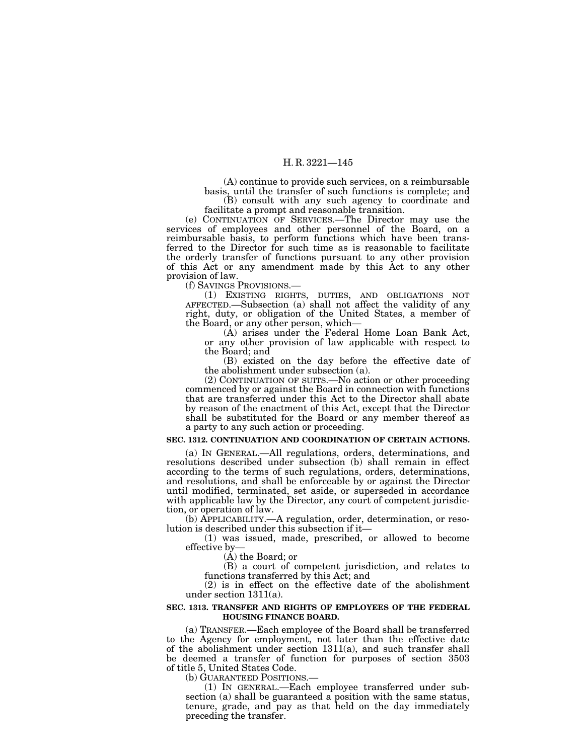(A) continue to provide such services, on a reimbursable basis, until the transfer of such functions is complete; and

(B) consult with any such agency to coordinate and facilitate a prompt and reasonable transition.

(e) CONTINUATION OF SERVICES.—The Director may use the services of employees and other personnel of the Board, on a reimbursable basis, to perform functions which have been transferred to the Director for such time as is reasonable to facilitate the orderly transfer of functions pursuant to any other provision of this Act or any amendment made by this Act to any other provision of law.

(f) SAVINGS PROVISIONS.—

(1) EXISTING RIGHTS, DUTIES, AND OBLIGATIONS NOT AFFECTED.—Subsection (a) shall not affect the validity of any right, duty, or obligation of the United States, a member of the Board, or any other person, which—

(A) arises under the Federal Home Loan Bank Act, or any other provision of law applicable with respect to the Board; and

(B) existed on the day before the effective date of the abolishment under subsection (a).

(2) CONTINUATION OF SUITS.—No action or other proceeding commenced by or against the Board in connection with functions that are transferred under this Act to the Director shall abate by reason of the enactment of this Act, except that the Director shall be substituted for the Board or any member thereof as a party to any such action or proceeding.

**SEC. 1312. CONTINUATION AND COORDINATION OF CERTAIN ACTIONS.**

(a) IN GENERAL.—All regulations, orders, determinations, and resolutions described under subsection (b) shall remain in effect according to the terms of such regulations, orders, determinations, and resolutions, and shall be enforceable by or against the Director until modified, terminated, set aside, or superseded in accordance with applicable law by the Director, any court of competent jurisdiction, or operation of law.

(b) APPLICABILITY.—A regulation, order, determination, or resolution is described under this subsection if it—

(1) was issued, made, prescribed, or allowed to become effective by—

(A) the Board; or

(B) a court of competent jurisdiction, and relates to functions transferred by this Act; and

(2) is in effect on the effective date of the abolishment under section 1311(a).

**SEC. 1313. TRANSFER AND RIGHTS OF EMPLOYEES OF THE FEDERAL HOUSING FINANCE BOARD.**

(a) TRANSFER.—Each employee of the Board shall be transferred to the Agency for employment, not later than the effective date of the abolishment under section 1311(a), and such transfer shall be deemed a transfer of function for purposes of section 3503 of title 5, United States Code.

(b) GUARANTEED POSITIONS.—

(1) IN GENERAL.—Each employee transferred under subsection (a) shall be guaranteed a position with the same status, tenure, grade, and pay as that held on the day immediately preceding the transfer.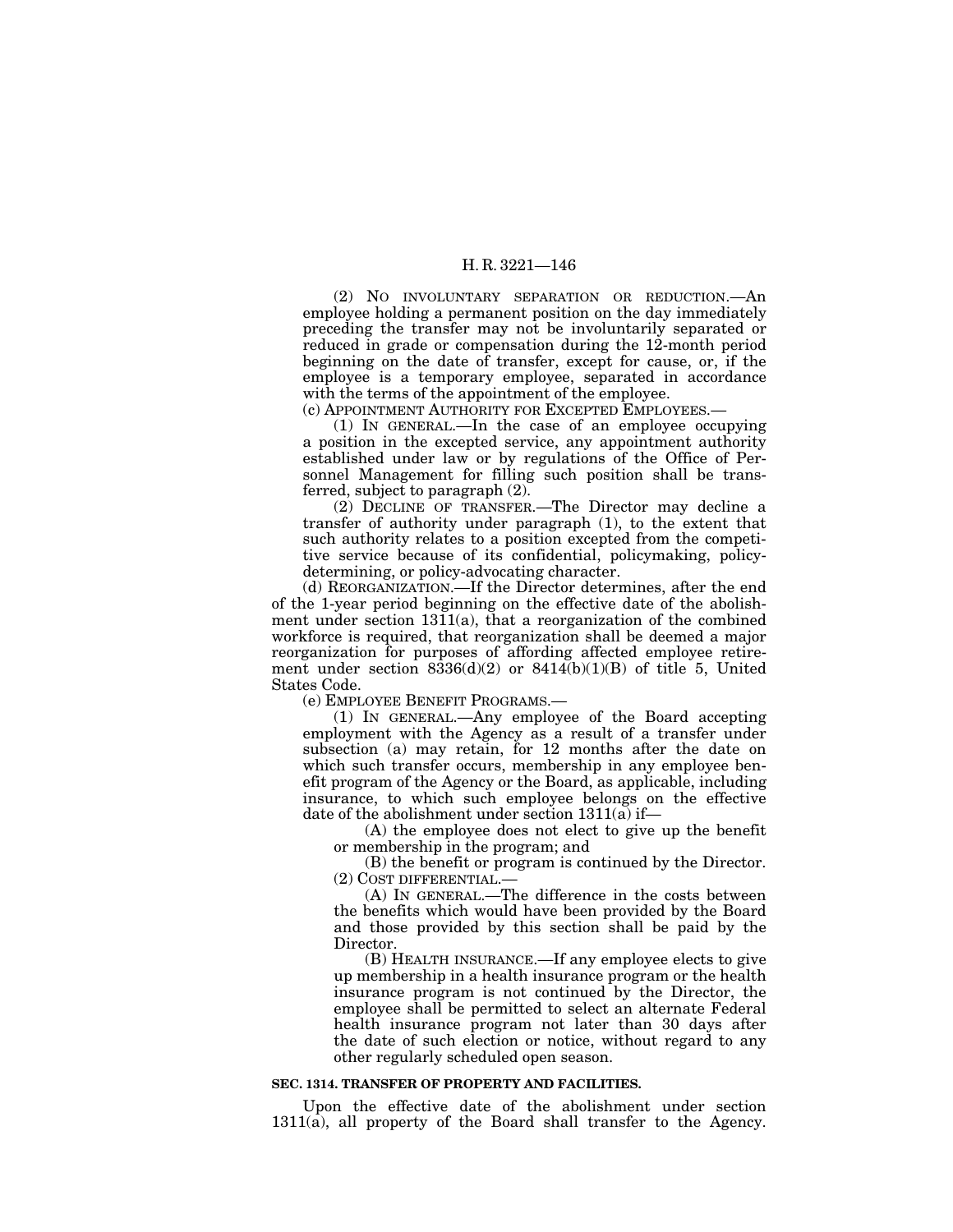(2) NO INVOLUNTARY SEPARATION OR REDUCTION.—An employee holding a permanent position on the day immediately preceding the transfer may not be involuntarily separated or reduced in grade or compensation during the 12-month period beginning on the date of transfer, except for cause, or, if the employee is a temporary employee, separated in accordance with the terms of the appointment of the employee.

(c) APPOINTMENT AUTHORITY FOR EXCEPTED EMPLOYEES.—

(1) IN GENERAL.—In the case of an employee occupying a position in the excepted service, any appointment authority established under law or by regulations of the Office of Personnel Management for filling such position shall be transferred, subject to paragraph (2).

(2) DECLINE OF TRANSFER.—The Director may decline a transfer of authority under paragraph (1), to the extent that such authority relates to a position excepted from the competitive service because of its confidential, policymaking, policy-determining, or policy-advocating character.

(d) REORGANIZATION.—If the Director determines, after the end of the 1-year period beginning on the effective date of the abolishment under section 1311(a), that a reorganization of the combined workforce is required, that reorganization shall be deemed a major reorganization for purposes of affording affected employee retirement under section 8336(d)(2) or 8414(b)(1)(B) of title 5, United States Code.

(e) EMPLOYEE BENEFIT PROGRAMS.—

(1) IN GENERAL.—Any employee of the Board accepting employment with the Agency as a result of a transfer under subsection (a) may retain, for 12 months after the date on which such transfer occurs, membership in any employee benefit program of the Agency or the Board, as applicable, including insurance, to which such employee belongs on the effective date of the abolishment under section 1311(a) if—

(A) the employee does not elect to give up the benefit or membership in the program; and

(B) the benefit or program is continued by the Director.

(2) COST DIFFERENTIAL.—

(A) IN GENERAL.—The difference in the costs between the benefits which would have been provided by the Board and those provided by this section shall be paid by the Director.

(B) HEALTH INSURANCE.—If any employee elects to give up membership in a health insurance program or the health insurance program is not continued by the Director, the employee shall be permitted to select an alternate Federal health insurance program not later than 30 days after the date of such election or notice, without regard to any other regularly scheduled open season.

**SEC. 1314. TRANSFER OF PROPERTY AND FACILITIES.**

Upon the effective date of the abolishment under section 1311(a), all property of the Board shall transfer to the Agency.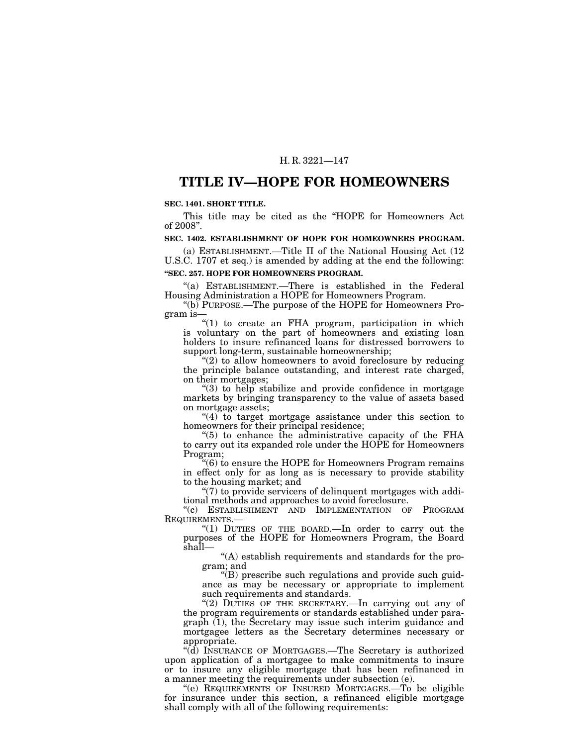# TITLE IV—HOPE FOR HOMEOWNERS

**SEC. 1401. SHORT TITLE.**

This title may be cited as the "HOPE for Homeowners Act of 2008".

**SEC. 1402. ESTABLISHMENT OF HOPE FOR HOMEOWNERS PROGRAM.**

(a) ESTABLISHMENT.—Title II of the National Housing Act (12 U.S.C. 1707 et seq.) is amended by adding at the end the following:

**"SEC. 257. HOPE FOR HOMEOWNERS PROGRAM.**

"(a) ESTABLISHMENT.—There is established in the Federal Housing Administration a HOPE for Homeowners Program.

"(b) PURPOSE.—The purpose of the HOPE for Homeowners Program is—

"(1) to create an FHA program, participation in which is voluntary on the part of homeowners and existing loan holders to insure refinanced loans for distressed borrowers to support long-term, sustainable homeownership;

"(2) to allow homeowners to avoid foreclosure by reducing the principle balance outstanding, and interest rate charged, on their mortgages;

"(3) to help stabilize and provide confidence in mortgage markets by bringing transparency to the value of assets based on mortgage assets;

"(4) to target mortgage assistance under this section to homeowners for their principal residence;

"(5) to enhance the administrative capacity of the FHA to carry out its expanded role under the HOPE for Homeowners Program;

"(6) to ensure the HOPE for Homeowners Program remains in effect only for as long as is necessary to provide stability to the housing market; and

"(7) to provide servicers of delinquent mortgages with additional methods and approaches to avoid foreclosure.

"(c) ESTABLISHMENT AND IMPLEMENTATION OF PROGRAM REQUIREMENTS.—

"(1) DUTIES OF THE BOARD.—In order to carry out the purposes of the HOPE for Homeowners Program, the Board shall—

"(A) establish requirements and standards for the program; and

"(B) prescribe such regulations and provide such guidance as may be necessary or appropriate to implement such requirements and standards.

"(2) DUTIES OF THE SECRETARY.—In carrying out any of the program requirements or standards established under paragraph (1), the Secretary may issue such interim guidance and mortgagee letters as the Secretary determines necessary or appropriate.

"(d) INSURANCE OF MORTGAGES.—The Secretary is authorized upon application of a mortgagee to make commitments to insure or to insure any eligible mortgage that has been refinanced in a manner meeting the requirements under subsection (e).

"(e) REQUIREMENTS OF INSURED MORTGAGES.—To be eligible for insurance under this section, a refinanced eligible mortgage shall comply with all of the following requirements: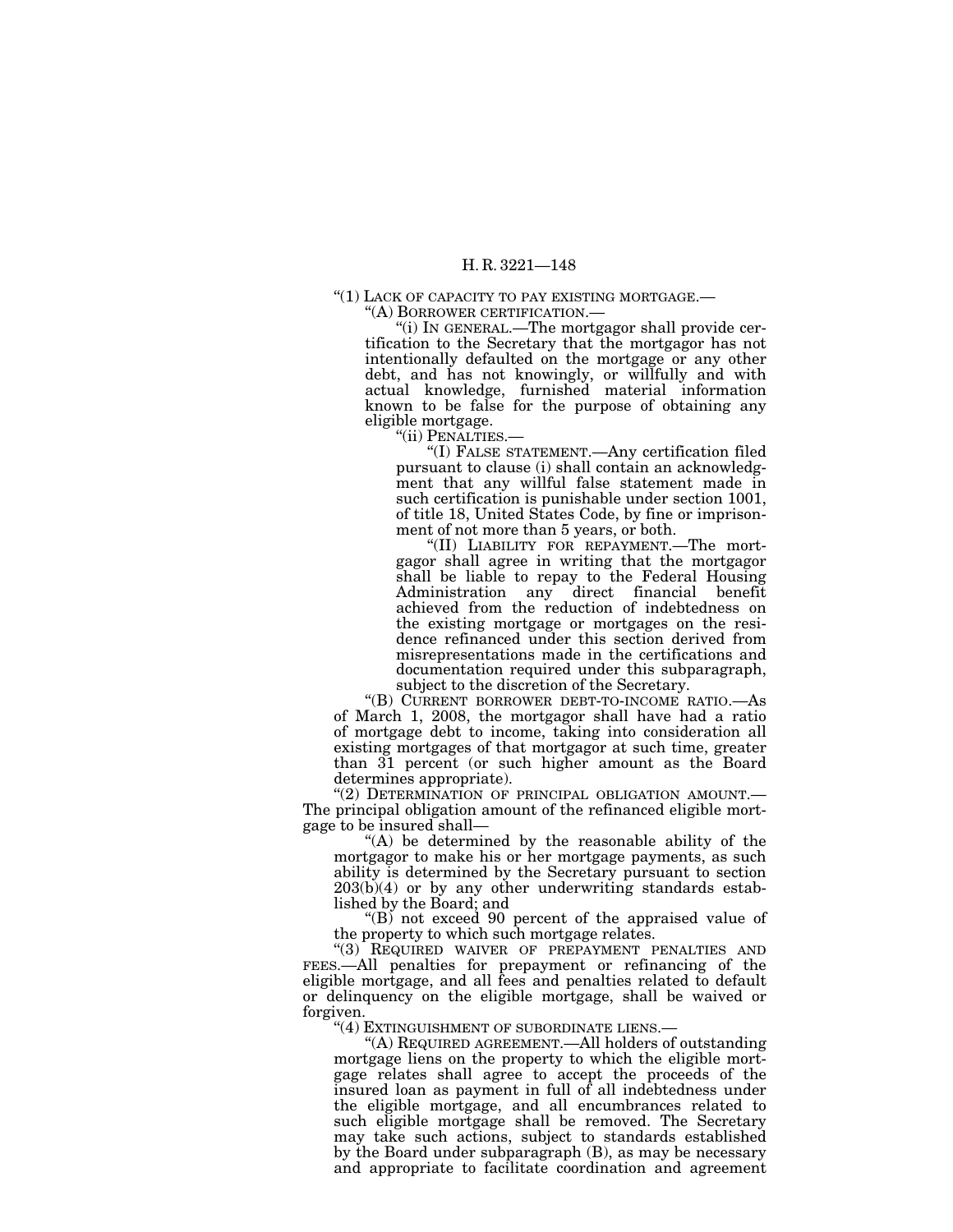"(1) LACK OF CAPACITY TO PAY EXISTING MORTGAGE.—

"(A) BORROWER CERTIFICATION.—

"(i) IN GENERAL.—The mortgagor shall provide certification to the Secretary that the mortgagor has not intentionally defaulted on the mortgage or any other debt, and has not knowingly, or willfully and with actual knowledge, furnished material information known to be false for the purpose of obtaining any eligible mortgage.

"(ii) PENALTIES.—

"(I) FALSE STATEMENT.—Any certification filed pursuant to clause (i) shall contain an acknowledgment that any willful false statement made in such certification is punishable under section 1001, of title 18, United States Code, by fine or imprisonment of not more than 5 years, or both.

"(II) LIABILITY FOR REPAYMENT.—The mortgagor shall agree in writing that the mortgagor shall be liable to repay to the Federal Housing Administration any direct financial benefit achieved from the reduction of indebtedness on the existing mortgage or mortgages on the residence refinanced under this section derived from misrepresentations made in the certifications and documentation required under this subparagraph, subject to the discretion of the Secretary.

"(B) CURRENT BORROWER DEBT-TO-INCOME RATIO.—As of March 1, 2008, the mortgagor shall have had a ratio of mortgage debt to income, taking into consideration all existing mortgages of that mortgagor at such time, greater than 31 percent (or such higher amount as the Board determines appropriate).

"(2) DETERMINATION OF PRINCIPAL OBLIGATION AMOUNT.— The principal obligation amount of the refinanced eligible mortgage to be insured shall—

"(A) be determined by the reasonable ability of the mortgagor to make his or her mortgage payments, as such ability is determined by the Secretary pursuant to section 203(b)(4) or by any other underwriting standards established by the Board; and

"(B) not exceed 90 percent of the appraised value of the property to which such mortgage relates.

"(3) REQUIRED WAIVER OF PREPAYMENT PENALTIES AND FEES.—All penalties for prepayment or refinancing of the eligible mortgage, and all fees and penalties related to default or delinquency on the eligible mortgage, shall be waived or forgiven.

"(4) EXTINGUISHMENT OF SUBORDINATE LIENS.—

"(A) REQUIRED AGREEMENT.—All holders of outstanding mortgage liens on the property to which the eligible mortgage relates shall agree to accept the proceeds of the insured loan as payment in full of all indebtedness under the eligible mortgage, and all encumbrances related to such eligible mortgage shall be removed. The Secretary may take such actions, subject to standards established by the Board under subparagraph (B), as may be necessary and appropriate to facilitate coordination and agreement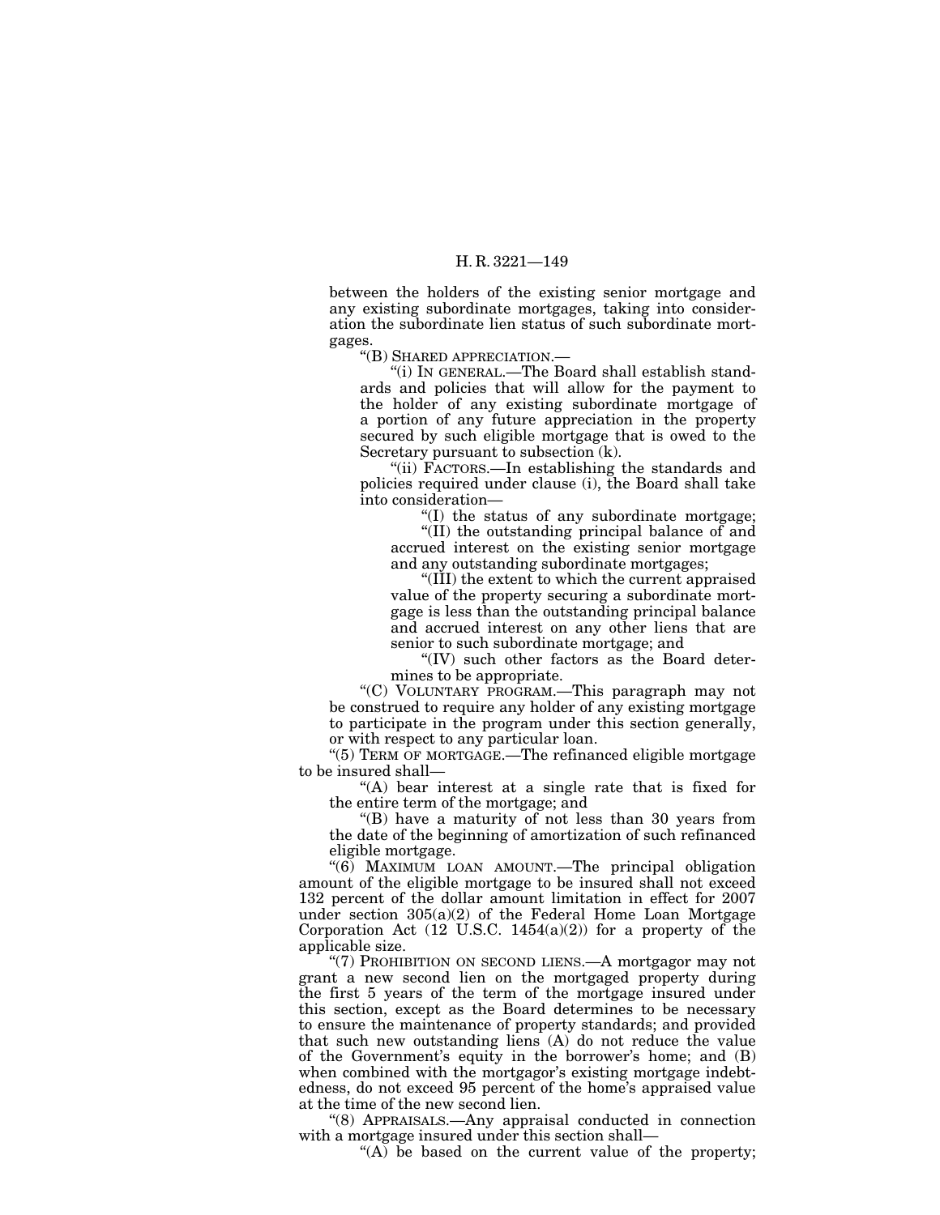between the holders of the existing senior mortgage and any existing subordinate mortgages, taking into consideration the subordinate lien status of such subordinate mortgages.

"(B) SHARED APPRECIATION.—

"(i) IN GENERAL.—The Board shall establish standards and policies that will allow for the payment to the holder of any existing subordinate mortgage of a portion of any future appreciation in the property secured by such eligible mortgage that is owed to the Secretary pursuant to subsection (k).

"(ii) FACTORS.—In establishing the standards and policies required under clause (i), the Board shall take into consideration—

"(I) the status of any subordinate mortgage;

"(II) the outstanding principal balance of and accrued interest on the existing senior mortgage and any outstanding subordinate mortgages;

"(III) the extent to which the current appraised value of the property securing a subordinate mortgage is less than the outstanding principal balance and accrued interest on any other liens that are senior to such subordinate mortgage; and

"(IV) such other factors as the Board determines to be appropriate.

"(C) VOLUNTARY PROGRAM.—This paragraph may not be construed to require any holder of any existing mortgage to participate in the program under this section generally, or with respect to any particular loan.

"(5) TERM OF MORTGAGE.—The refinanced eligible mortgage to be insured shall—

"(A) bear interest at a single rate that is fixed for the entire term of the mortgage; and

"(B) have a maturity of not less than 30 years from the date of the beginning of amortization of such refinanced eligible mortgage.

"(6) MAXIMUM LOAN AMOUNT.—The principal obligation amount of the eligible mortgage to be insured shall not exceed 132 percent of the dollar amount limitation in effect for 2007 under section 305(a)(2) of the Federal Home Loan Mortgage Corporation Act (12 U.S.C. 1454(a)(2)) for a property of the applicable size.

"(7) PROHIBITION ON SECOND LIENS.—A mortgagor may not grant a new second lien on the mortgaged property during the first 5 years of the term of the mortgage insured under this section, except as the Board determines to be necessary to ensure the maintenance of property standards; and provided that such new outstanding liens (A) do not reduce the value of the Government's equity in the borrower's home; and (B) when combined with the mortgagor's existing mortgage indebtedness, do not exceed 95 percent of the home's appraised value at the time of the new second lien.

"(8) APPRAISALS.—Any appraisal conducted in connection with a mortgage insured under this section shall—

"(A) be based on the current value of the property;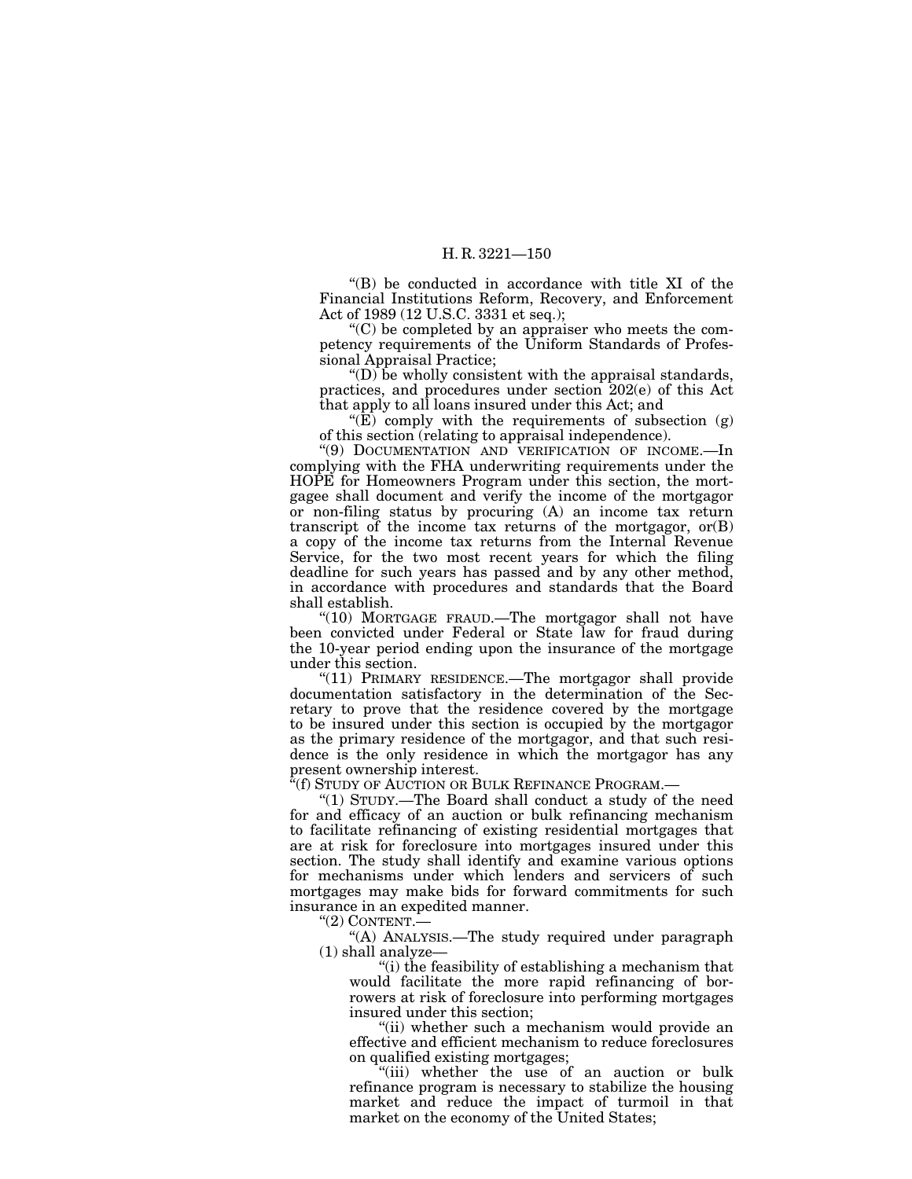"(B) be conducted in accordance with title XI of the Financial Institutions Reform, Recovery, and Enforcement Act of 1989 (12 U.S.C. 3331 et seq.);

"(C) be completed by an appraiser who meets the competency requirements of the Uniform Standards of Professional Appraisal Practice;

"(D) be wholly consistent with the appraisal standards, practices, and procedures under section 202(e) of this Act that apply to all loans insured under this Act; and

"(E) comply with the requirements of subsection (g) of this section (relating to appraisal independence).

"(9) DOCUMENTATION AND VERIFICATION OF INCOME.—In complying with the FHA underwriting requirements under the HOPE for Homeowners Program under this section, the mortgagee shall document and verify the income of the mortgagor or non-filing status by procuring (A) an income tax return transcript of the income tax returns of the mortgagor, or(B) a copy of the income tax returns from the Internal Revenue Service, for the two most recent years for which the filing deadline for such years has passed and by any other method, in accordance with procedures and standards that the Board shall establish.

"(10) MORTGAGE FRAUD.—The mortgagor shall not have been convicted under Federal or State law for fraud during the 10-year period ending upon the insurance of the mortgage under this section.

"(11) PRIMARY RESIDENCE.—The mortgagor shall provide documentation satisfactory in the determination of the Secretary to prove that the residence covered by the mortgage to be insured under this section is occupied by the mortgagor as the primary residence of the mortgagor, and that such residence is the only residence in which the mortgagor has any present ownership interest.

"(f) STUDY OF AUCTION OR BULK REFINANCE PROGRAM.—

"(1) STUDY.—The Board shall conduct a study of the need for and efficacy of an auction or bulk refinancing mechanism to facilitate refinancing of existing residential mortgages that are at risk for foreclosure into mortgages insured under this section. The study shall identify and examine various options for mechanisms under which lenders and servicers of such mortgages may make bids for forward commitments for such insurance in an expedited manner.

"(2) CONTENT.—

"(A) ANALYSIS.—The study required under paragraph (1) shall analyze—

"(i) the feasibility of establishing a mechanism that would facilitate the more rapid refinancing of borrowers at risk of foreclosure into performing mortgages insured under this section;

"(ii) whether such a mechanism would provide an effective and efficient mechanism to reduce foreclosures on qualified existing mortgages;

"(iii) whether the use of an auction or bulk refinance program is necessary to stabilize the housing market and reduce the impact of turmoil in that market on the economy of the United States;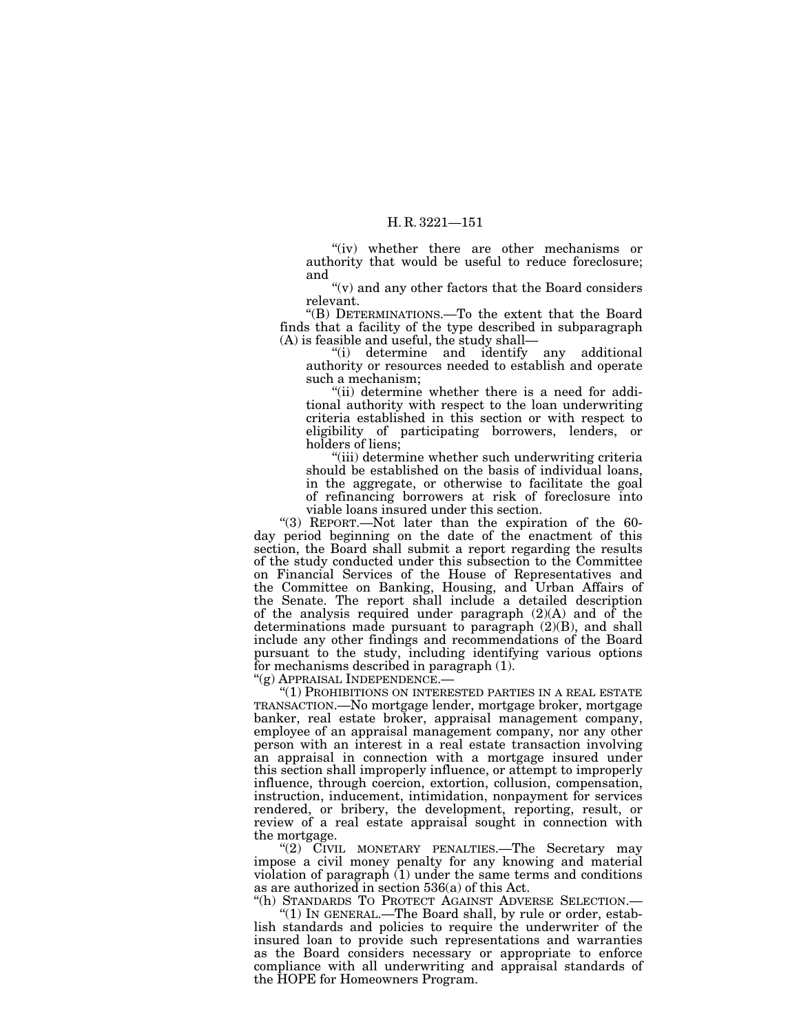"(iv) whether there are other mechanisms or authority that would be useful to reduce foreclosure; and

"(v) and any other factors that the Board considers relevant.

"(B) DETERMINATIONS.—To the extent that the Board finds that a facility of the type described in subparagraph (A) is feasible and useful, the study shall—

"(i) determine and identify any additional authority or resources needed to establish and operate such a mechanism;

"(ii) determine whether there is a need for additional authority with respect to the loan underwriting criteria established in this section or with respect to eligibility of participating borrowers, lenders, or holders of liens;

"(iii) determine whether such underwriting criteria should be established on the basis of individual loans, in the aggregate, or otherwise to facilitate the goal of refinancing borrowers at risk of foreclosure into viable loans insured under this section.

"(3) REPORT.—Not later than the expiration of the 60-day period beginning on the date of the enactment of this section, the Board shall submit a report regarding the results of the study conducted under this subsection to the Committee on Financial Services of the House of Representatives and the Committee on Banking, Housing, and Urban Affairs of the Senate. The report shall include a detailed description of the analysis required under paragraph (2)(A) and of the determinations made pursuant to paragraph (2)(B), and shall include any other findings and recommendations of the Board pursuant to the study, including identifying various options for mechanisms described in paragraph (1).

"(g) APPRAISAL INDEPENDENCE.—

"(1) PROHIBITIONS ON INTERESTED PARTIES IN A REAL ESTATE TRANSACTION.—No mortgage lender, mortgage broker, mortgage banker, real estate broker, appraisal management company, employee of an appraisal management company, nor any other person with an interest in a real estate transaction involving an appraisal in connection with a mortgage insured under this section shall improperly influence, or attempt to improperly influence, through coercion, extortion, collusion, compensation, instruction, inducement, intimidation, nonpayment for services rendered, or bribery, the development, reporting, result, or review of a real estate appraisal sought in connection with the mortgage.

"(2) CIVIL MONETARY PENALTIES.—The Secretary may impose a civil money penalty for any knowing and material violation of paragraph (1) under the same terms and conditions as are authorized in section 536(a) of this Act.

"(h) STANDARDS TO PROTECT AGAINST ADVERSE SELECTION.—

"(1) IN GENERAL.—The Board shall, by rule or order, establish standards and policies to require the underwriter of the insured loan to provide such representations and warranties as the Board considers necessary or appropriate to enforce compliance with all underwriting and appraisal standards of the HOPE for Homeowners Program.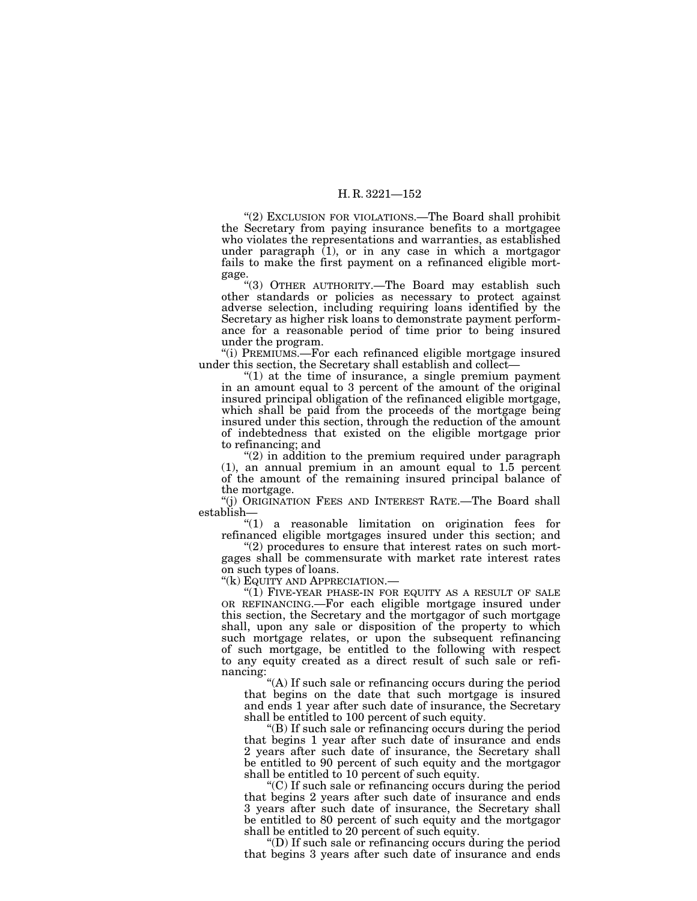“(2) EXCLUSION FOR VIOLATIONS.—The Board shall prohibit the Secretary from paying insurance benefits to a mortgagee who violates the representations and warranties, as established under paragraph (1), or in any case in which a mortgagor fails to make the first payment on a refinanced eligible mortgage.

“(3) OTHER AUTHORITY.—The Board may establish such other standards or policies as necessary to protect against adverse selection, including requiring loans identified by the Secretary as higher risk loans to demonstrate payment performance for a reasonable period of time prior to being insured under the program.

“(i) PREMIUMS.—For each refinanced eligible mortgage insured under this section, the Secretary shall establish and collect—

“(1) at the time of insurance, a single premium payment in an amount equal to 3 percent of the amount of the original insured principal obligation of the refinanced eligible mortgage, which shall be paid from the proceeds of the mortgage being insured under this section, through the reduction of the amount of indebtedness that existed on the eligible mortgage prior to refinancing; and

“(2) in addition to the premium required under paragraph (1), an annual premium in an amount equal to 1.5 percent of the amount of the remaining insured principal balance of the mortgage.

“(j) ORIGINATION FEES AND INTEREST RATE.—The Board shall establish—

“(1) a reasonable limitation on origination fees for refinanced eligible mortgages insured under this section; and

“(2) procedures to ensure that interest rates on such mortgages shall be commensurate with market rate interest rates on such types of loans.

“(k) EQUITY AND APPRECIATION.—

“(1) FIVE-YEAR PHASE-IN FOR EQUITY AS A RESULT OF SALE OR REFINANCING.—For each eligible mortgage insured under this section, the Secretary and the mortgagor of such mortgage shall, upon any sale or disposition of the property to which such mortgage relates, or upon the subsequent refinancing of such mortgage, be entitled to the following with respect to any equity created as a direct result of such sale or refinancing:

“(A) If such sale or refinancing occurs during the period that begins on the date that such mortgage is insured and ends 1 year after such date of insurance, the Secretary shall be entitled to 100 percent of such equity.

“(B) If such sale or refinancing occurs during the period that begins 1 year after such date of insurance and ends 2 years after such date of insurance, the Secretary shall be entitled to 90 percent of such equity and the mortgagor shall be entitled to 10 percent of such equity.

“(C) If such sale or refinancing occurs during the period that begins 2 years after such date of insurance and ends 3 years after such date of insurance, the Secretary shall be entitled to 80 percent of such equity and the mortgagor shall be entitled to 20 percent of such equity.

“(D) If such sale or refinancing occurs during the period that begins 3 years after such date of insurance and ends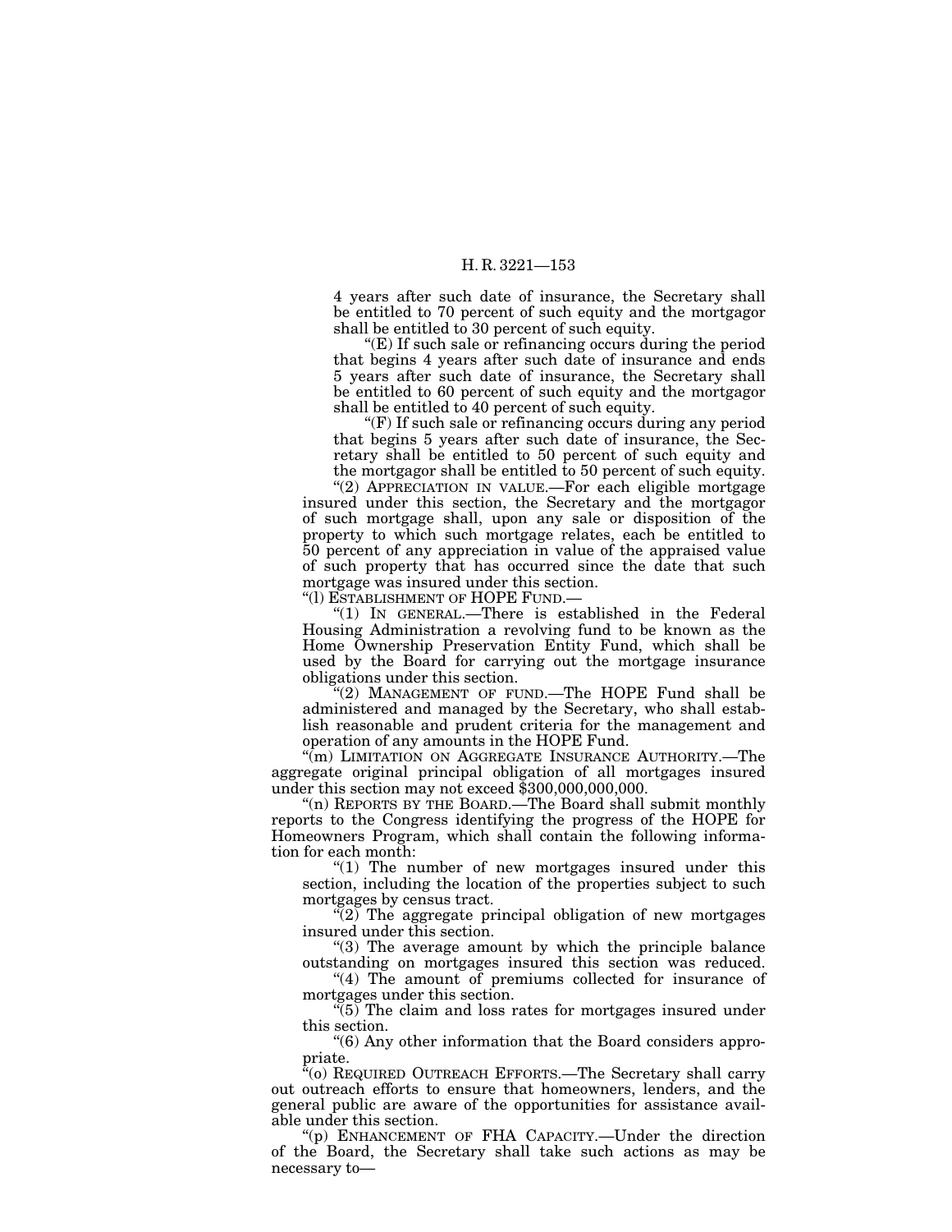4 years after such date of insurance, the Secretary shall be entitled to 70 percent of such equity and the mortgagor shall be entitled to 30 percent of such equity.

"(E) If such sale or refinancing occurs during the period that begins 4 years after such date of insurance and ends 5 years after such date of insurance, the Secretary shall be entitled to 60 percent of such equity and the mortgagor shall be entitled to 40 percent of such equity.

"(F) If such sale or refinancing occurs during any period that begins 5 years after such date of insurance, the Secretary shall be entitled to 50 percent of such equity and the mortgagor shall be entitled to 50 percent of such equity.

"(2) APPRECIATION IN VALUE.—For each eligible mortgage insured under this section, the Secretary and the mortgagor of such mortgage shall, upon any sale or disposition of the property to which such mortgage relates, each be entitled to 50 percent of any appreciation in value of the appraised value of such property that has occurred since the date that such mortgage was insured under this section.

"(l) ESTABLISHMENT OF HOPE FUND.—

"(1) IN GENERAL.—There is established in the Federal Housing Administration a revolving fund to be known as the Home Ownership Preservation Entity Fund, which shall be used by the Board for carrying out the mortgage insurance obligations under this section.

"(2) MANAGEMENT OF FUND.—The HOPE Fund shall be administered and managed by the Secretary, who shall establish reasonable and prudent criteria for the management and operation of any amounts in the HOPE Fund.

"(m) LIMITATION ON AGGREGATE INSURANCE AUTHORITY.—The aggregate original principal obligation of all mortgages insured under this section may not exceed $300,000,000,000.

"(n) REPORTS BY THE BOARD.—The Board shall submit monthly reports to the Congress identifying the progress of the HOPE for Homeowners Program, which shall contain the following information for each month:

"(1) The number of new mortgages insured under this section, including the location of the properties subject to such mortgages by census tract.

"(2) The aggregate principal obligation of new mortgages insured under this section.

"(3) The average amount by which the principle balance outstanding on mortgages insured this section was reduced.

"(4) The amount of premiums collected for insurance of mortgages under this section.

"(5) The claim and loss rates for mortgages insured under this section.

"(6) Any other information that the Board considers appropriate.

"(o) REQUIRED OUTREACH EFFORTS.—The Secretary shall carry out outreach efforts to ensure that homeowners, lenders, and the general public are aware of the opportunities for assistance available under this section.

"(p) ENHANCEMENT OF FHA CAPACITY.—Under the direction of the Board, the Secretary shall take such actions as may be necessary to—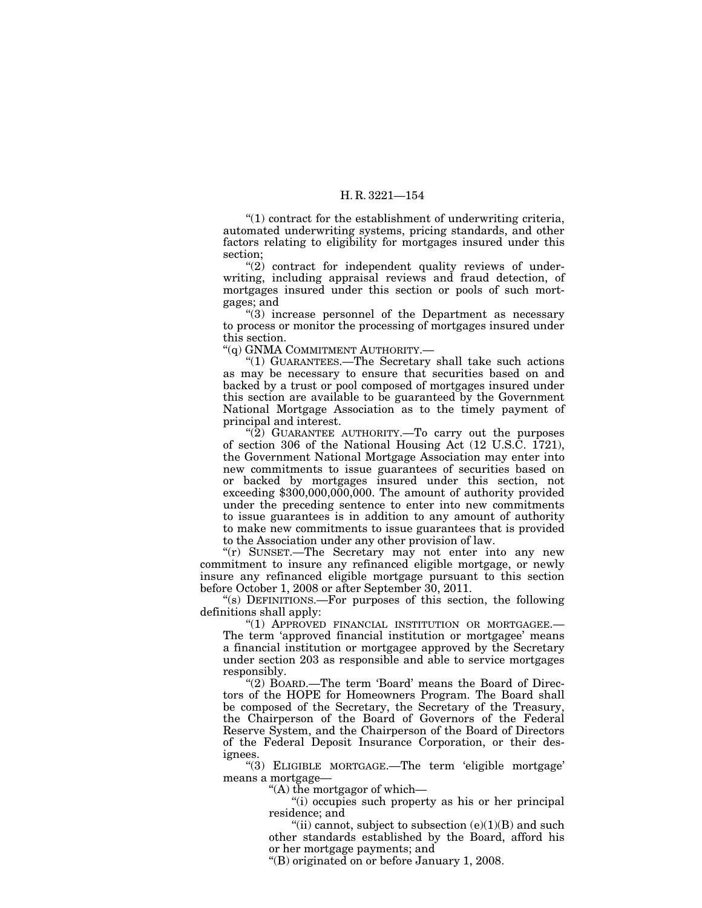"(1) contract for the establishment of underwriting criteria, automated underwriting systems, pricing standards, and other factors relating to eligibility for mortgages insured under this section;

"(2) contract for independent quality reviews of underwriting, including appraisal reviews and fraud detection, of mortgages insured under this section or pools of such mortgages; and

"(3) increase personnel of the Department as necessary to process or monitor the processing of mortgages insured under this section.

"(q) GNMA COMMITMENT AUTHORITY.—

"(1) GUARANTEES.—The Secretary shall take such actions as may be necessary to ensure that securities based on and backed by a trust or pool composed of mortgages insured under this section are available to be guaranteed by the Government National Mortgage Association as to the timely payment of principal and interest.

"(2) GUARANTEE AUTHORITY.—To carry out the purposes of section 306 of the National Housing Act (12 U.S.C. 1721), the Government National Mortgage Association may enter into new commitments to issue guarantees of securities based on or backed by mortgages insured under this section, not exceeding $300,000,000,000. The amount of authority provided under the preceding sentence to enter into new commitments to issue guarantees is in addition to any amount of authority to make new commitments to issue guarantees that is provided to the Association under any other provision of law.

"(r) SUNSET.—The Secretary may not enter into any new commitment to insure any refinanced eligible mortgage, or newly insure any refinanced eligible mortgage pursuant to this section before October 1, 2008 or after September 30, 2011.

"(s) DEFINITIONS.—For purposes of this section, the following definitions shall apply:

"(1) APPROVED FINANCIAL INSTITUTION OR MORTGAGEE.—The term 'approved financial institution or mortgagee' means a financial institution or mortgagee approved by the Secretary under section 203 as responsible and able to service mortgages responsibly.

"(2) BOARD.—The term 'Board' means the Board of Directors of the HOPE for Homeowners Program. The Board shall be composed of the Secretary, the Secretary of the Treasury, the Chairperson of the Board of Governors of the Federal Reserve System, and the Chairperson of the Board of Directors of the Federal Deposit Insurance Corporation, or their designees.

"(3) ELIGIBLE MORTGAGE.—The term 'eligible mortgage' means a mortgage—

"(A) the mortgagor of which—

"(i) occupies such property as his or her principal residence; and

"(ii) cannot, subject to subsection (e)(1)(B) and such other standards established by the Board, afford his or her mortgage payments; and

"(B) originated on or before January 1, 2008.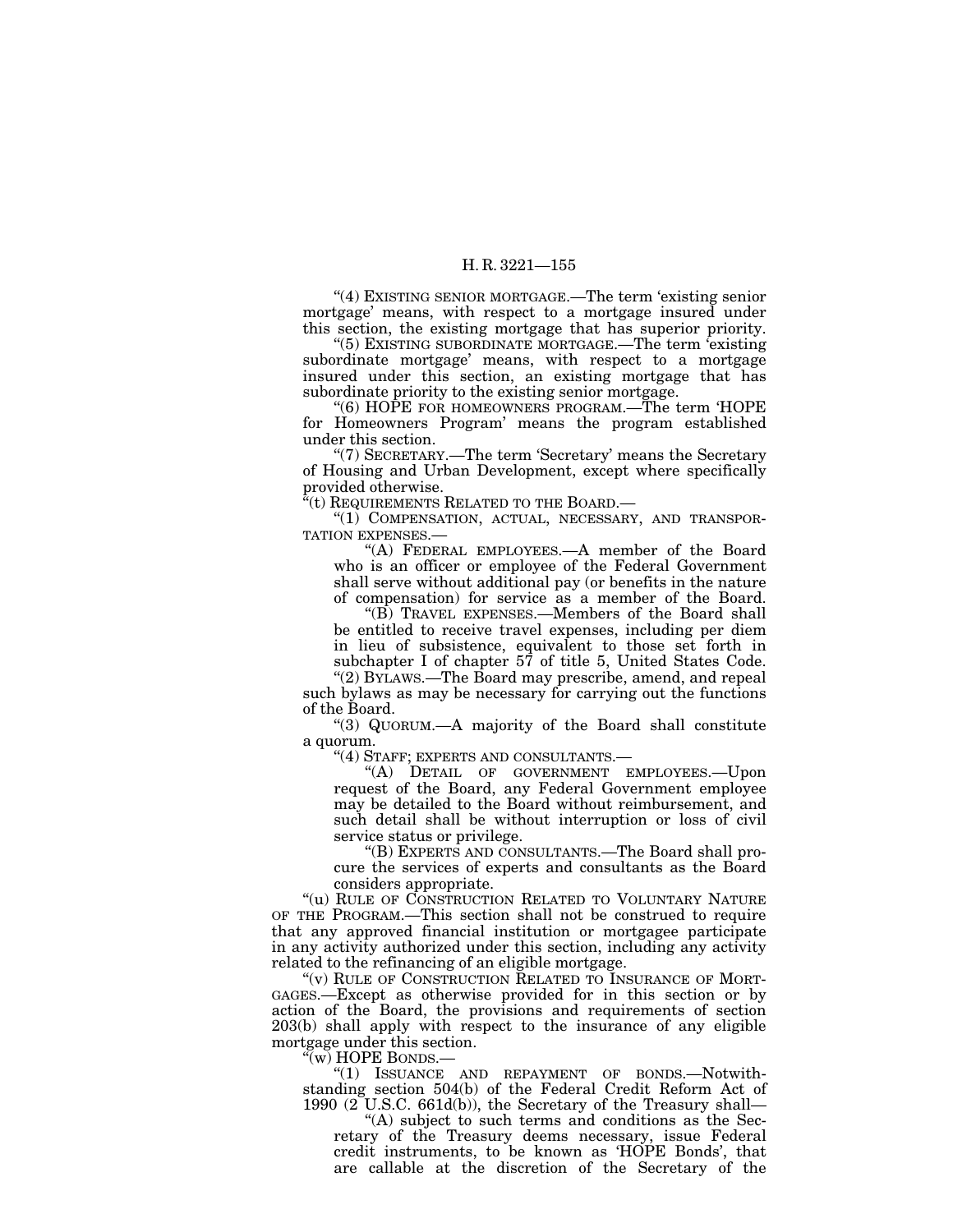"(4) EXISTING SENIOR MORTGAGE.—The term 'existing senior mortgage' means, with respect to a mortgage insured under this section, the existing mortgage that has superior priority.

"(5) EXISTING SUBORDINATE MORTGAGE.—The term 'existing subordinate mortgage' means, with respect to a mortgage insured under this section, an existing mortgage that has subordinate priority to the existing senior mortgage.

"(6) HOPE FOR HOMEOWNERS PROGRAM.—The term 'HOPE for Homeowners Program' means the program established under this section.

"(7) SECRETARY.—The term 'Secretary' means the Secretary of Housing and Urban Development, except where specifically provided otherwise.

"(t) REQUIREMENTS RELATED TO THE BOARD.—

"(1) COMPENSATION, ACTUAL, NECESSARY, AND TRANSPORTATION EXPENSES.—

"(A) FEDERAL EMPLOYEES.—A member of the Board who is an officer or employee of the Federal Government shall serve without additional pay (or benefits in the nature of compensation) for service as a member of the Board.

"(B) TRAVEL EXPENSES.—Members of the Board shall be entitled to receive travel expenses, including per diem in lieu of subsistence, equivalent to those set forth in subchapter I of chapter 57 of title 5, United States Code.

"(2) BYLAWS.—The Board may prescribe, amend, and repeal such bylaws as may be necessary for carrying out the functions of the Board.

"(3) QUORUM.—A majority of the Board shall constitute a quorum.

"(4) STAFF; EXPERTS AND CONSULTANTS.—

"(A) DETAIL OF GOVERNMENT EMPLOYEES.—Upon request of the Board, any Federal Government employee may be detailed to the Board without reimbursement, and such detail shall be without interruption or loss of civil service status or privilege.

"(B) EXPERTS AND CONSULTANTS.—The Board shall procure the services of experts and consultants as the Board considers appropriate.

"(u) RULE OF CONSTRUCTION RELATED TO VOLUNTARY NATURE OF THE PROGRAM.—This section shall not be construed to require that any approved financial institution or mortgagee participate in any activity authorized under this section, including any activity related to the refinancing of an eligible mortgage.

"(v) RULE OF CONSTRUCTION RELATED TO INSURANCE OF MORTGAGES.—Except as otherwise provided for in this section or by action of the Board, the provisions and requirements of section 203(b) shall apply with respect to the insurance of any eligible mortgage under this section.

"(w) HOPE BONDS.—

"(1) ISSUANCE AND REPAYMENT OF BONDS.—Notwithstanding section 504(b) of the Federal Credit Reform Act of 1990 (2 U.S.C. 661d(b)), the Secretary of the Treasury shall—

"(A) subject to such terms and conditions as the Secretary of the Treasury deems necessary, issue Federal credit instruments, to be known as 'HOPE Bonds', that are callable at the discretion of the Secretary of the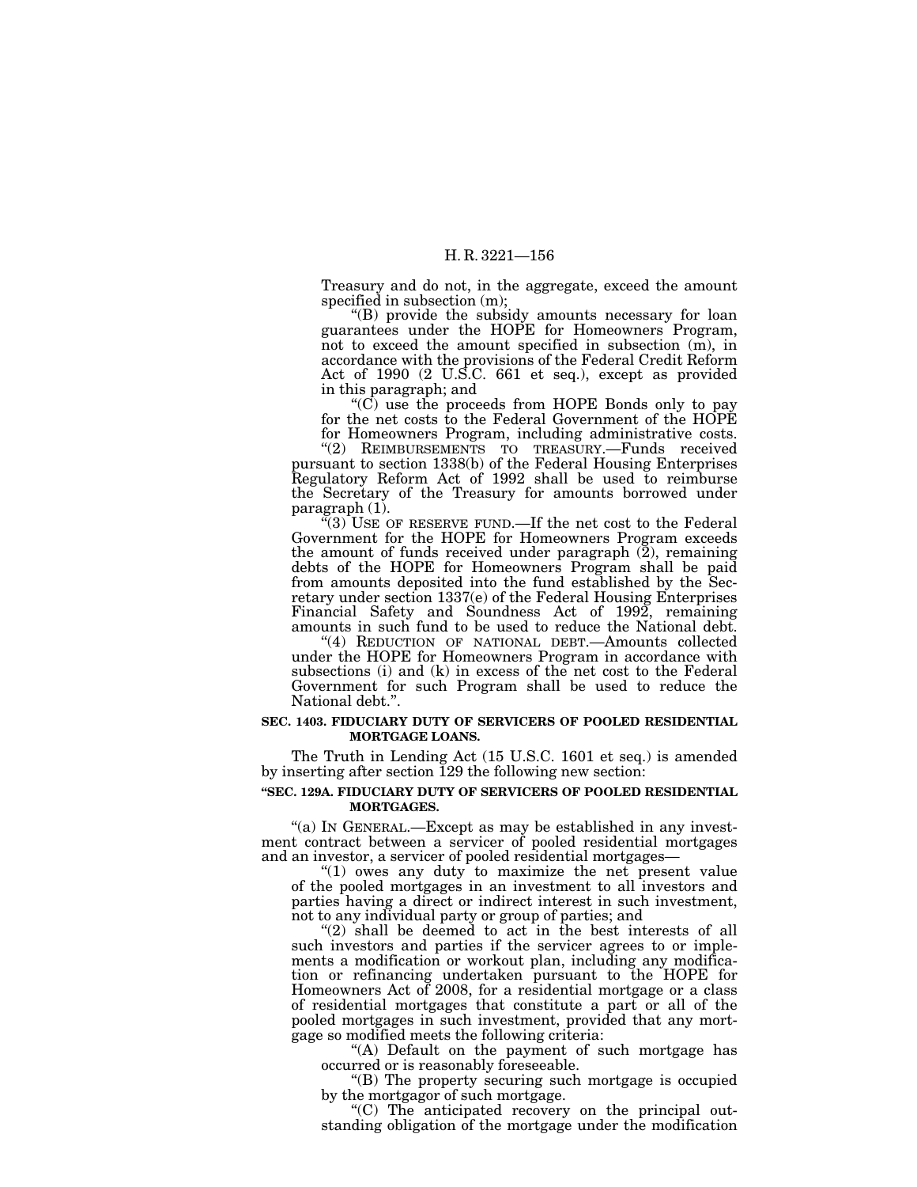Treasury and do not, in the aggregate, exceed the amount specified in subsection (m);

"(B) provide the subsidy amounts necessary for loan guarantees under the HOPE for Homeowners Program, not to exceed the amount specified in subsection (m), in accordance with the provisions of the Federal Credit Reform Act of 1990 (2 U.S.C. 661 et seq.), except as provided in this paragraph; and

"(C) use the proceeds from HOPE Bonds only to pay for the net costs to the Federal Government of the HOPE for Homeowners Program, including administrative costs.

"(2) REIMBURSEMENTS TO TREASURY.—Funds received pursuant to section 1338(b) of the Federal Housing Enterprises Regulatory Reform Act of 1992 shall be used to reimburse the Secretary of the Treasury for amounts borrowed under paragraph (1).

"(3) USE OF RESERVE FUND.—If the net cost to the Federal Government for the HOPE for Homeowners Program exceeds the amount of funds received under paragraph (2), remaining debts of the HOPE for Homeowners Program shall be paid from amounts deposited into the fund established by the Secretary under section 1337(e) of the Federal Housing Enterprises Financial Safety and Soundness Act of 1992, remaining amounts in such fund to be used to reduce the National debt.

"(4) REDUCTION OF NATIONAL DEBT.—Amounts collected under the HOPE for Homeowners Program in accordance with subsections (i) and (k) in excess of the net cost to the Federal Government for such Program shall be used to reduce the National debt.".

**SEC. 1403. FIDUCIARY DUTY OF SERVICERS OF POOLED RESIDENTIAL MORTGAGE LOANS.**

The Truth in Lending Act (15 U.S.C. 1601 et seq.) is amended by inserting after section 129 the following new section:

**"SEC. 129A. FIDUCIARY DUTY OF SERVICERS OF POOLED RESIDENTIAL MORTGAGES.**

"(a) IN GENERAL.—Except as may be established in any investment contract between a servicer of pooled residential mortgages and an investor, a servicer of pooled residential mortgages—

"(1) owes any duty to maximize the net present value of the pooled mortgages in an investment to all investors and parties having a direct or indirect interest in such investment, not to any individual party or group of parties; and

"(2) shall be deemed to act in the best interests of all such investors and parties if the servicer agrees to or implements a modification or workout plan, including any modification or refinancing undertaken pursuant to the HOPE for Homeowners Act of 2008, for a residential mortgage or a class of residential mortgages that constitute a part or all of the pooled mortgages in such investment, provided that any mortgage so modified meets the following criteria:

"(A) Default on the payment of such mortgage has occurred or is reasonably foreseeable.

"(B) The property securing such mortgage is occupied by the mortgagor of such mortgage.

"(C) The anticipated recovery on the principal outstanding obligation of the mortgage under the modification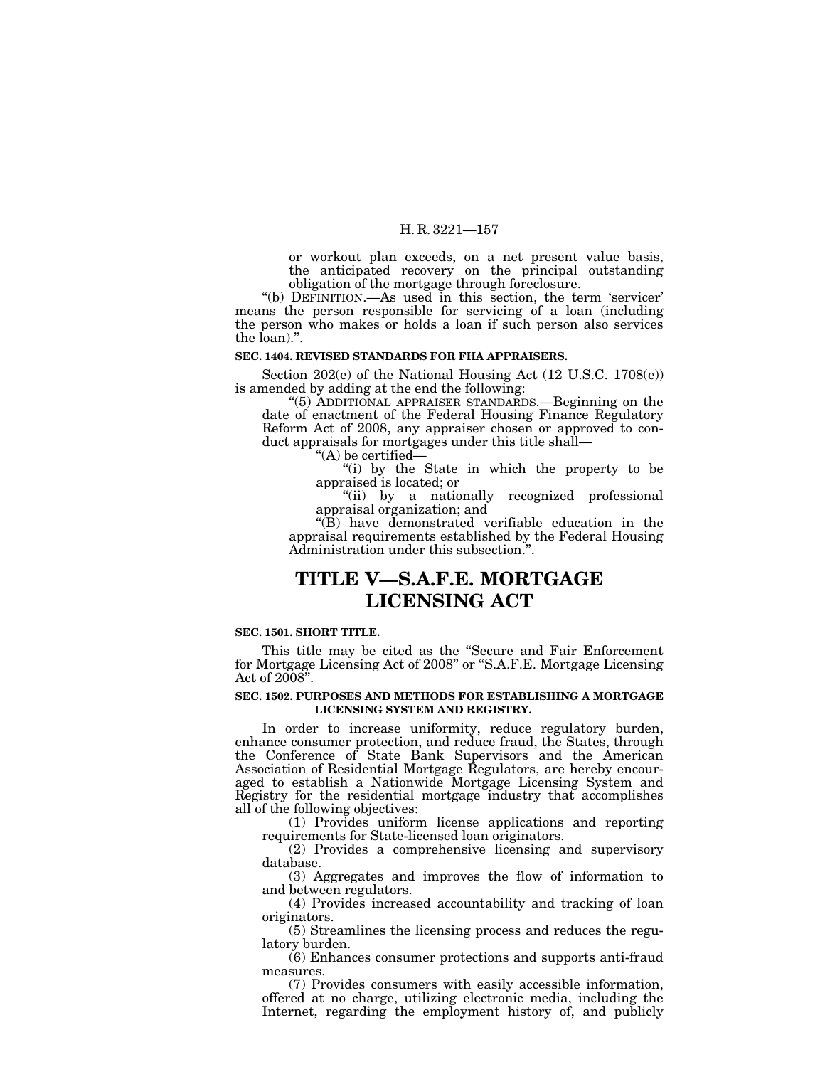or workout plan exceeds, on a net present value basis, the anticipated recovery on the principal outstanding obligation of the mortgage through foreclosure.

"(b) DEFINITION.—As used in this section, the term 'servicer' means the person responsible for servicing of a loan (including the person who makes or holds a loan if such person also services the loan).".

**SEC. 1404. REVISED STANDARDS FOR FHA APPRAISERS.**

Section 202(e) of the National Housing Act (12 U.S.C. 1708(e)) is amended by adding at the end the following:

"(5) ADDITIONAL APPRAISER STANDARDS.—Beginning on the date of enactment of the Federal Housing Finance Regulatory Reform Act of 2008, any appraiser chosen or approved to conduct appraisals for mortgages under this title shall—

"(A) be certified—

"(i) by the State in which the property to be appraised is located; or

"(ii) by a nationally recognized professional appraisal organization; and

"(B) have demonstrated verifiable education in the appraisal requirements established by the Federal Housing Administration under this subsection.".

# TITLE V—S.A.F.E. MORTGAGE LICENSING ACT

**SEC. 1501. SHORT TITLE.**

This title may be cited as the "Secure and Fair Enforcement for Mortgage Licensing Act of 2008" or "S.A.F.E. Mortgage Licensing Act of 2008".

**SEC. 1502. PURPOSES AND METHODS FOR ESTABLISHING A MORTGAGE LICENSING SYSTEM AND REGISTRY.**

In order to increase uniformity, reduce regulatory burden, enhance consumer protection, and reduce fraud, the States, through the Conference of State Bank Supervisors and the American Association of Residential Mortgage Regulators, are hereby encouraged to establish a Nationwide Mortgage Licensing System and Registry for the residential mortgage industry that accomplishes all of the following objectives:

(1) Provides uniform license applications and reporting requirements for State-licensed loan originators.

(2) Provides a comprehensive licensing and supervisory database.

(3) Aggregates and improves the flow of information to and between regulators.

(4) Provides increased accountability and tracking of loan originators.

(5) Streamlines the licensing process and reduces the regulatory burden.

(6) Enhances consumer protections and supports anti-fraud measures.

(7) Provides consumers with easily accessible information, offered at no charge, utilizing electronic media, including the Internet, regarding the employment history of, and publicly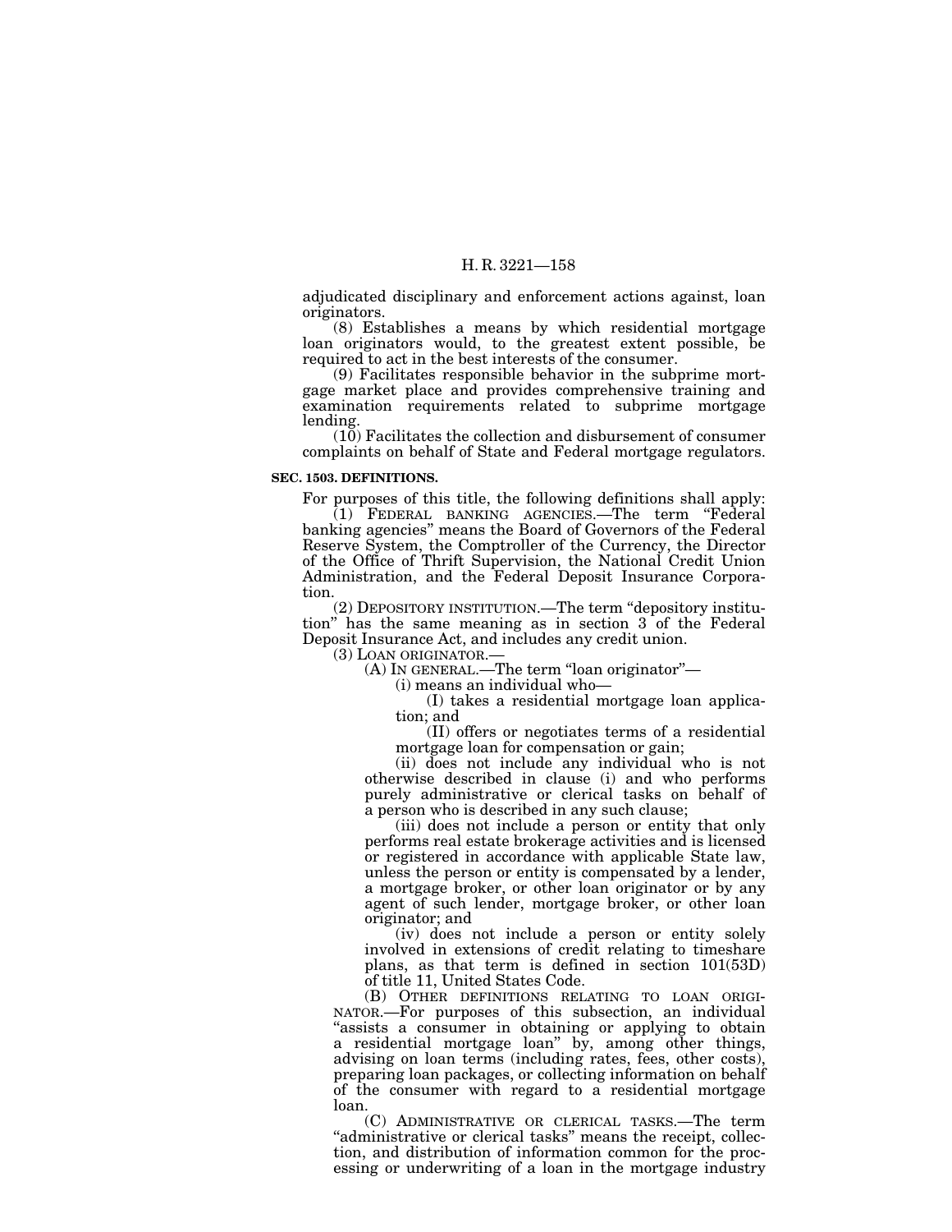adjudicated disciplinary and enforcement actions against, loan originators.

(8) Establishes a means by which residential mortgage loan originators would, to the greatest extent possible, be required to act in the best interests of the consumer.

(9) Facilitates responsible behavior in the subprime mortgage market place and provides comprehensive training and examination requirements related to subprime mortgage lending.

(10) Facilitates the collection and disbursement of consumer complaints on behalf of State and Federal mortgage regulators.

**SEC. 1503. DEFINITIONS.**

For purposes of this title, the following definitions shall apply:

(1) FEDERAL BANKING AGENCIES.—The term "Federal banking agencies" means the Board of Governors of the Federal Reserve System, the Comptroller of the Currency, the Director of the Office of Thrift Supervision, the National Credit Union Administration, and the Federal Deposit Insurance Corporation.

(2) DEPOSITORY INSTITUTION.—The term "depository institution" has the same meaning as in section 3 of the Federal Deposit Insurance Act, and includes any credit union.

(3) LOAN ORIGINATOR.—

(A) IN GENERAL.—The term "loan originator"—

(i) means an individual who—

(I) takes a residential mortgage loan application; and

(II) offers or negotiates terms of a residential mortgage loan for compensation or gain;

(ii) does not include any individual who is not otherwise described in clause (i) and who performs purely administrative or clerical tasks on behalf of a person who is described in any such clause;

(iii) does not include a person or entity that only performs real estate brokerage activities and is licensed or registered in accordance with applicable State law, unless the person or entity is compensated by a lender, a mortgage broker, or other loan originator or by any agent of such lender, mortgage broker, or other loan originator; and

(iv) does not include a person or entity solely involved in extensions of credit relating to timeshare plans, as that term is defined in section 101(53D) of title 11, United States Code.

(B) OTHER DEFINITIONS RELATING TO LOAN ORIGINATOR.—For purposes of this subsection, an individual "assists a consumer in obtaining or applying to obtain a residential mortgage loan" by, among other things, advising on loan terms (including rates, fees, other costs), preparing loan packages, or collecting information on behalf of the consumer with regard to a residential mortgage loan.

(C) ADMINISTRATIVE OR CLERICAL TASKS.—The term "administrative or clerical tasks" means the receipt, collection, and distribution of information common for the processing or underwriting of a loan in the mortgage industry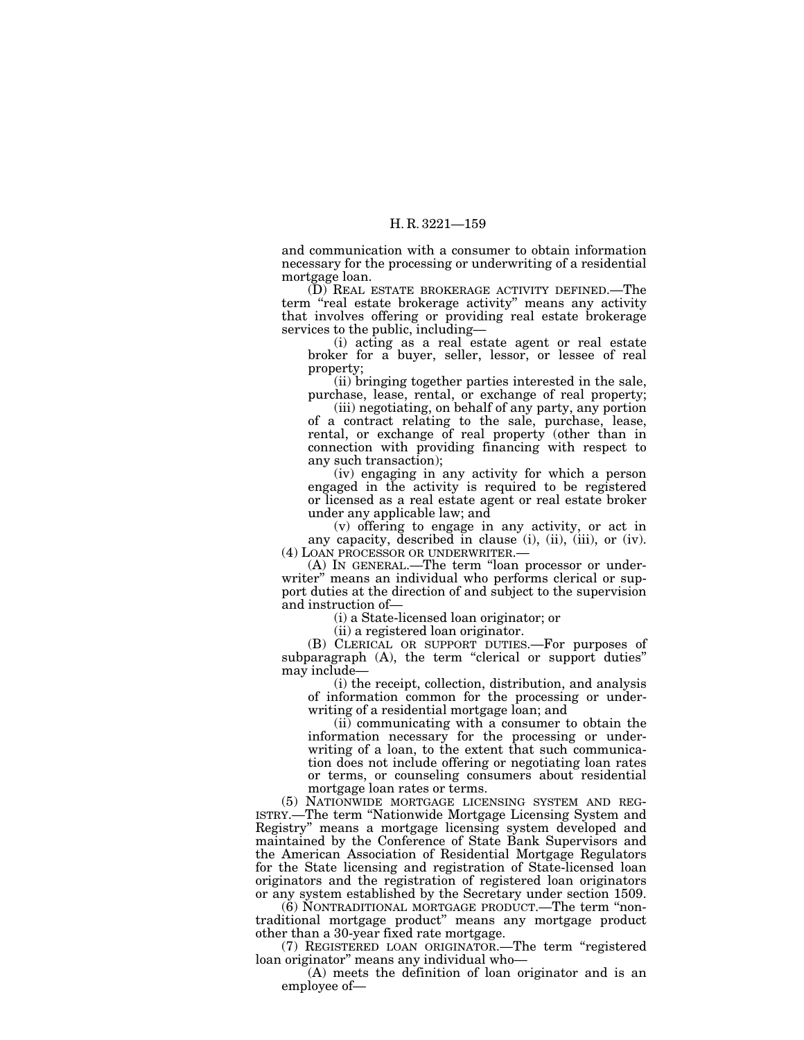and communication with a consumer to obtain information necessary for the processing or underwriting of a residential mortgage loan.

(D) REAL ESTATE BROKERAGE ACTIVITY DEFINED.—The term "real estate brokerage activity" means any activity that involves offering or providing real estate brokerage services to the public, including—

(i) acting as a real estate agent or real estate broker for a buyer, seller, lessor, or lessee of real property;

(ii) bringing together parties interested in the sale, purchase, lease, rental, or exchange of real property;

(iii) negotiating, on behalf of any party, any portion of a contract relating to the sale, purchase, lease, rental, or exchange of real property (other than in connection with providing financing with respect to any such transaction);

(iv) engaging in any activity for which a person engaged in the activity is required to be registered or licensed as a real estate agent or real estate broker under any applicable law; and

(v) offering to engage in any activity, or act in any capacity, described in clause (i), (ii), (iii), or (iv).

(4) LOAN PROCESSOR OR UNDERWRITER.—

(A) IN GENERAL.—The term "loan processor or underwriter" means an individual who performs clerical or support duties at the direction of and subject to the supervision and instruction of—

(i) a State-licensed loan originator; or

(ii) a registered loan originator.

(B) CLERICAL OR SUPPORT DUTIES.—For purposes of subparagraph (A), the term "clerical or support duties" may include—

(i) the receipt, collection, distribution, and analysis of information common for the processing or underwriting of a residential mortgage loan; and

(ii) communicating with a consumer to obtain the information necessary for the processing or underwriting of a loan, to the extent that such communication does not include offering or negotiating loan rates or terms, or counseling consumers about residential mortgage loan rates or terms.

(5) NATIONWIDE MORTGAGE LICENSING SYSTEM AND REGISTRY.—The term "Nationwide Mortgage Licensing System and Registry" means a mortgage licensing system developed and maintained by the Conference of State Bank Supervisors and the American Association of Residential Mortgage Regulators for the State licensing and registration of State-licensed loan originators and the registration of registered loan originators or any system established by the Secretary under section 1509.

(6) NONTRADITIONAL MORTGAGE PRODUCT.—The term "nontraditional mortgage product" means any mortgage product other than a 30-year fixed rate mortgage.

(7) REGISTERED LOAN ORIGINATOR.—The term "registered loan originator" means any individual who—

(A) meets the definition of loan originator and is an employee of—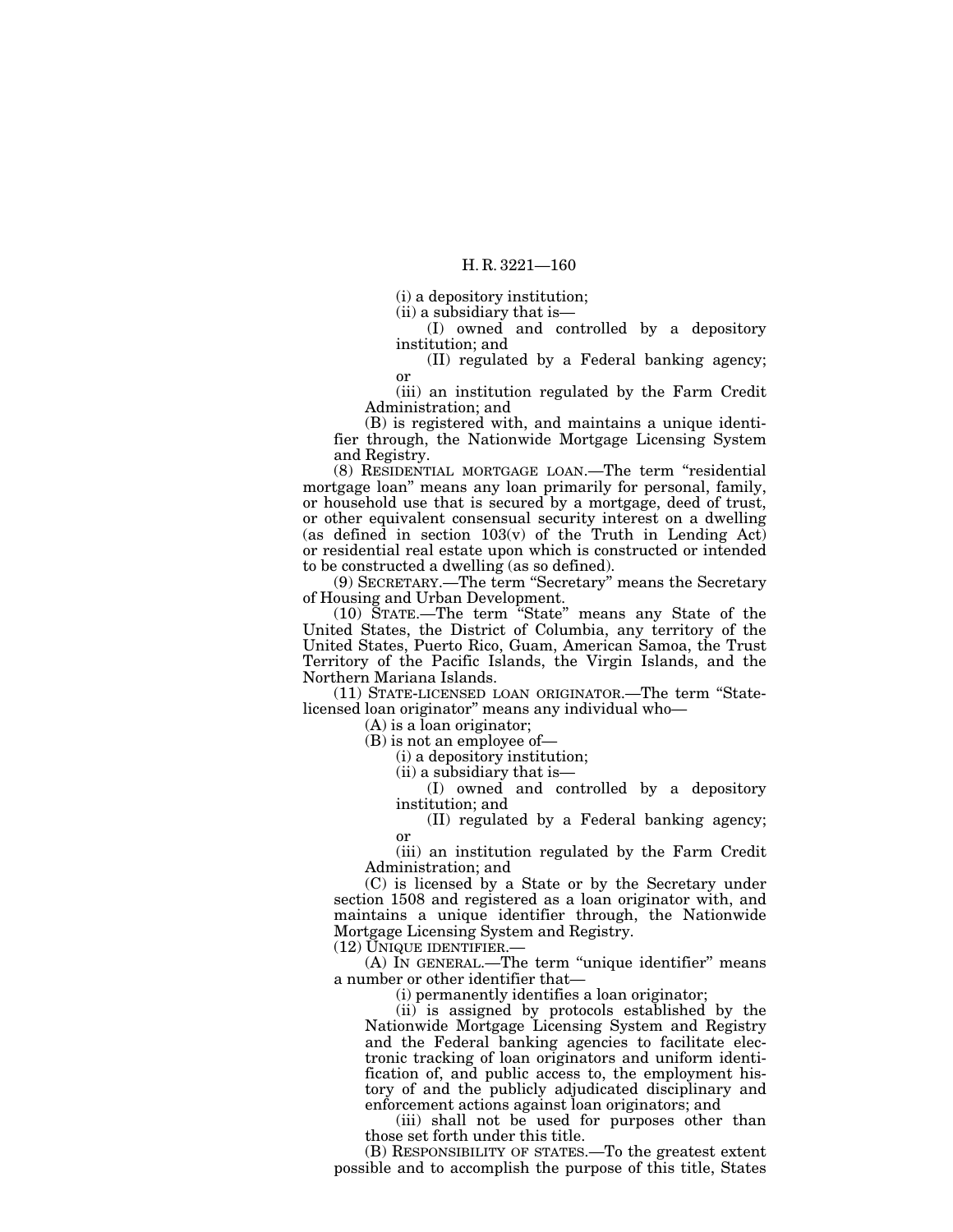(i) a depository institution;

(ii) a subsidiary that is—

(I) owned and controlled by a depository institution; and

(II) regulated by a Federal banking agency; or

(iii) an institution regulated by the Farm Credit Administration; and

(B) is registered with, and maintains a unique identifier through, the Nationwide Mortgage Licensing System and Registry.

(8) RESIDENTIAL MORTGAGE LOAN.—The term "residential mortgage loan" means any loan primarily for personal, family, or household use that is secured by a mortgage, deed of trust, or other equivalent consensual security interest on a dwelling (as defined in section 103(v) of the Truth in Lending Act) or residential real estate upon which is constructed or intended to be constructed a dwelling (as so defined).

(9) SECRETARY.—The term "Secretary" means the Secretary of Housing and Urban Development.

(10) STATE.—The term "State" means any State of the United States, the District of Columbia, any territory of the United States, Puerto Rico, Guam, American Samoa, the Trust Territory of the Pacific Islands, the Virgin Islands, and the Northern Mariana Islands.

(11) STATE-LICENSED LOAN ORIGINATOR.—The term "State-licensed loan originator" means any individual who—

(A) is a loan originator;

(B) is not an employee of—

(i) a depository institution;

(ii) a subsidiary that is—

(I) owned and controlled by a depository institution; and

(II) regulated by a Federal banking agency; or

(iii) an institution regulated by the Farm Credit Administration; and

(C) is licensed by a State or by the Secretary under section 1508 and registered as a loan originator with, and maintains a unique identifier through, the Nationwide Mortgage Licensing System and Registry.

(12) UNIQUE IDENTIFIER.—

(A) IN GENERAL.—The term "unique identifier" means a number or other identifier that—

(i) permanently identifies a loan originator;

(ii) is assigned by protocols established by the Nationwide Mortgage Licensing System and Registry and the Federal banking agencies to facilitate electronic tracking of loan originators and uniform identification of, and public access to, the employment history of and the publicly adjudicated disciplinary and enforcement actions against loan originators; and

(iii) shall not be used for purposes other than those set forth under this title.

(B) RESPONSIBILITY OF STATES.—To the greatest extent possible and to accomplish the purpose of this title, States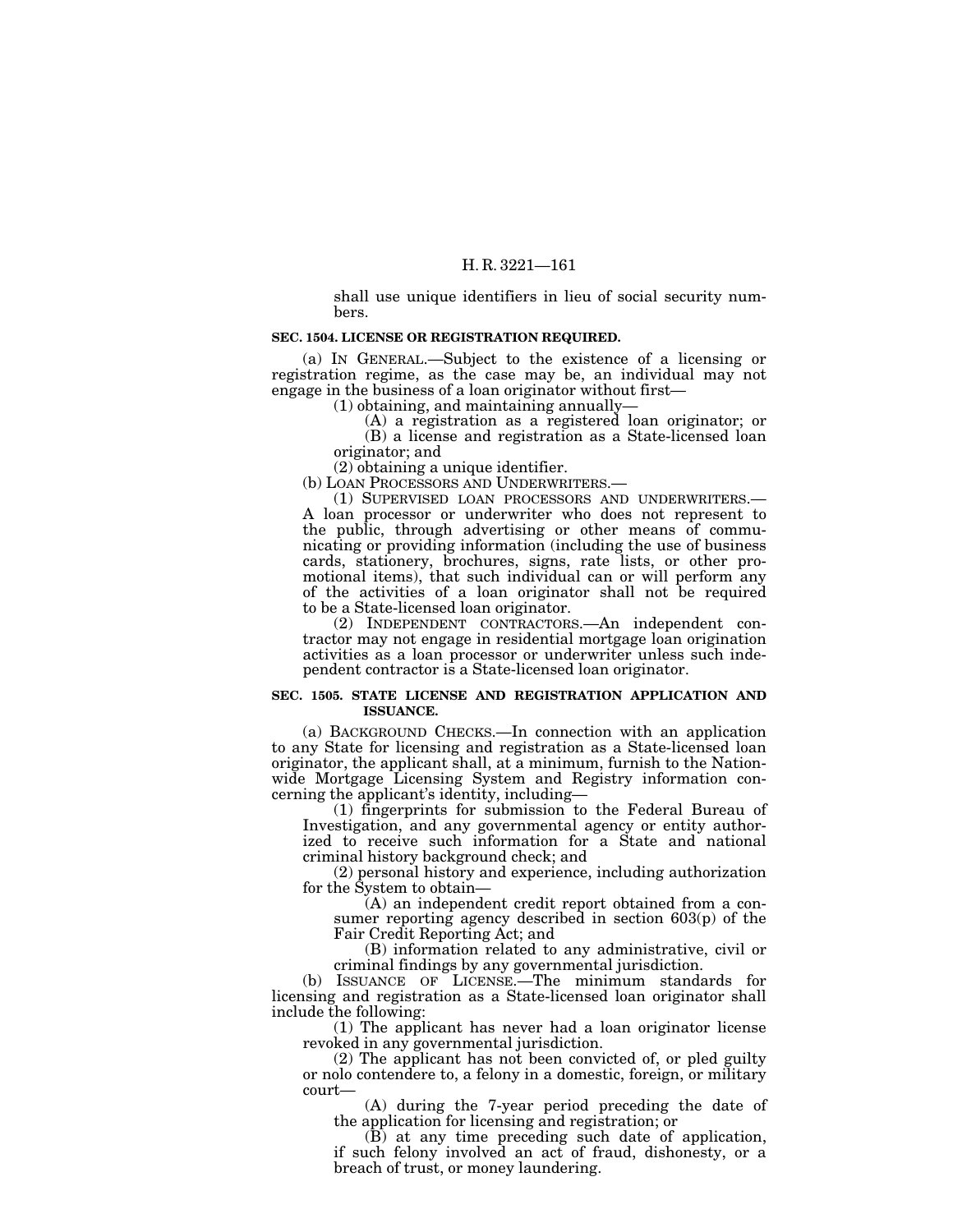shall use unique identifiers in lieu of social security numbers.

**SEC. 1504. LICENSE OR REGISTRATION REQUIRED.**

(a) IN GENERAL.—Subject to the existence of a licensing or registration regime, as the case may be, an individual may not engage in the business of a loan originator without first—

(1) obtaining, and maintaining annually—

(A) a registration as a registered loan originator; or

(B) a license and registration as a State-licensed loan originator; and

(2) obtaining a unique identifier.

(b) LOAN PROCESSORS AND UNDERWRITERS.—

(1) SUPERVISED LOAN PROCESSORS AND UNDERWRITERS.—A loan processor or underwriter who does not represent to the public, through advertising or other means of communicating or providing information (including the use of business cards, stationery, brochures, signs, rate lists, or other promotional items), that such individual can or will perform any of the activities of a loan originator shall not be required to be a State-licensed loan originator.

(2) INDEPENDENT CONTRACTORS.—An independent contractor may not engage in residential mortgage loan origination activities as a loan processor or underwriter unless such independent contractor is a State-licensed loan originator.

**SEC. 1505. STATE LICENSE AND REGISTRATION APPLICATION AND ISSUANCE.**

(a) BACKGROUND CHECKS.—In connection with an application to any State for licensing and registration as a State-licensed loan originator, the applicant shall, at a minimum, furnish to the Nationwide Mortgage Licensing System and Registry information concerning the applicant's identity, including—

(1) fingerprints for submission to the Federal Bureau of Investigation, and any governmental agency or entity authorized to receive such information for a State and national criminal history background check; and

(2) personal history and experience, including authorization for the System to obtain—

(A) an independent credit report obtained from a consumer reporting agency described in section 603(p) of the Fair Credit Reporting Act; and

(B) information related to any administrative, civil or criminal findings by any governmental jurisdiction.

(b) ISSUANCE OF LICENSE.—The minimum standards for licensing and registration as a State-licensed loan originator shall include the following:

(1) The applicant has never had a loan originator license revoked in any governmental jurisdiction.

(2) The applicant has not been convicted of, or pled guilty or nolo contendere to, a felony in a domestic, foreign, or military court—

(A) during the 7-year period preceding the date of the application for licensing and registration; or

(B) at any time preceding such date of application, if such felony involved an act of fraud, dishonesty, or a breach of trust, or money laundering.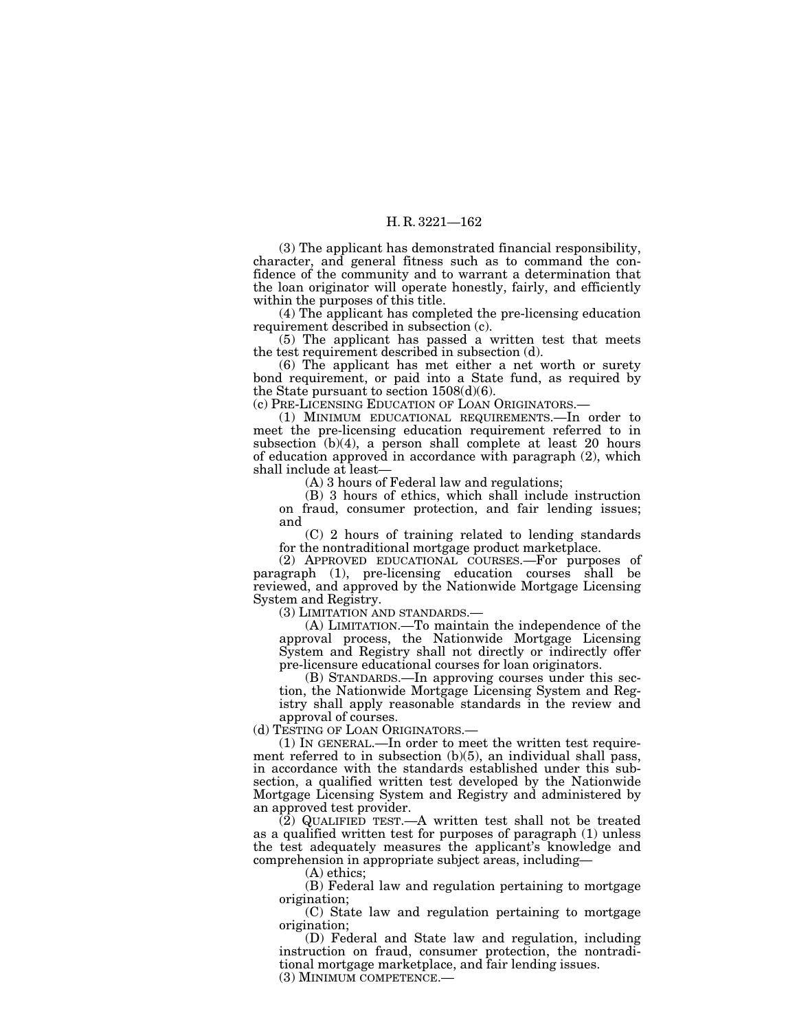(3) The applicant has demonstrated financial responsibility, character, and general fitness such as to command the confidence of the community and to warrant a determination that the loan originator will operate honestly, fairly, and efficiently within the purposes of this title.

(4) The applicant has completed the pre-licensing education requirement described in subsection (c).

(5) The applicant has passed a written test that meets the test requirement described in subsection (d).

(6) The applicant has met either a net worth or surety bond requirement, or paid into a State fund, as required by the State pursuant to section 1508(d)(6).

(c) PRE-LICENSING EDUCATION OF LOAN ORIGINATORS.—

(1) MINIMUM EDUCATIONAL REQUIREMENTS.—In order to meet the pre-licensing education requirement referred to in subsection (b)(4), a person shall complete at least 20 hours of education approved in accordance with paragraph (2), which shall include at least—

(A) 3 hours of Federal law and regulations;

(B) 3 hours of ethics, which shall include instruction on fraud, consumer protection, and fair lending issues; and

(C) 2 hours of training related to lending standards for the nontraditional mortgage product marketplace.

(2) APPROVED EDUCATIONAL COURSES.—For purposes of paragraph (1), pre-licensing education courses shall be reviewed, and approved by the Nationwide Mortgage Licensing System and Registry.

(3) LIMITATION AND STANDARDS.—

(A) LIMITATION.—To maintain the independence of the approval process, the Nationwide Mortgage Licensing System and Registry shall not directly or indirectly offer pre-licensure educational courses for loan originators.

(B) STANDARDS.—In approving courses under this section, the Nationwide Mortgage Licensing System and Registry shall apply reasonable standards in the review and approval of courses.

(d) TESTING OF LOAN ORIGINATORS.—

(1) IN GENERAL.—In order to meet the written test requirement referred to in subsection (b)(5), an individual shall pass, in accordance with the standards established under this subsection, a qualified written test developed by the Nationwide Mortgage Licensing System and Registry and administered by an approved test provider.

(2) QUALIFIED TEST.—A written test shall not be treated as a qualified written test for purposes of paragraph (1) unless the test adequately measures the applicant's knowledge and comprehension in appropriate subject areas, including—

(A) ethics;

(B) Federal law and regulation pertaining to mortgage origination;

(C) State law and regulation pertaining to mortgage origination;

(D) Federal and State law and regulation, including instruction on fraud, consumer protection, the nontraditional mortgage marketplace, and fair lending issues.

(3) MINIMUM COMPETENCE.—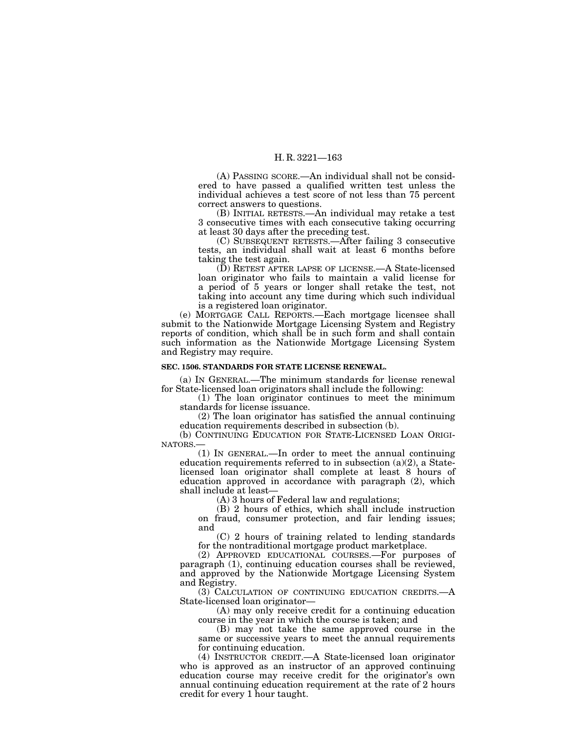(A) PASSING SCORE.—An individual shall not be considered to have passed a qualified written test unless the individual achieves a test score of not less than 75 percent correct answers to questions.

(B) INITIAL RETESTS.—An individual may retake a test 3 consecutive times with each consecutive taking occurring at least 30 days after the preceding test.

(C) SUBSEQUENT RETESTS.—After failing 3 consecutive tests, an individual shall wait at least 6 months before taking the test again.

(D) RETEST AFTER LAPSE OF LICENSE.—A State-licensed loan originator who fails to maintain a valid license for a period of 5 years or longer shall retake the test, not taking into account any time during which such individual is a registered loan originator.

(e) MORTGAGE CALL REPORTS.—Each mortgage licensee shall submit to the Nationwide Mortgage Licensing System and Registry reports of condition, which shall be in such form and shall contain such information as the Nationwide Mortgage Licensing System and Registry may require.

**SEC. 1506. STANDARDS FOR STATE LICENSE RENEWAL.**

(a) IN GENERAL.—The minimum standards for license renewal for State-licensed loan originators shall include the following:

(1) The loan originator continues to meet the minimum standards for license issuance.

(2) The loan originator has satisfied the annual continuing education requirements described in subsection (b).

(b) CONTINUING EDUCATION FOR STATE-LICENSED LOAN ORIGINATORS.—

(1) IN GENERAL.—In order to meet the annual continuing education requirements referred to in subsection (a)(2), a State-licensed loan originator shall complete at least 8 hours of education approved in accordance with paragraph (2), which shall include at least—

(A) 3 hours of Federal law and regulations;

(B) 2 hours of ethics, which shall include instruction on fraud, consumer protection, and fair lending issues; and

(C) 2 hours of training related to lending standards for the nontraditional mortgage product marketplace.

(2) APPROVED EDUCATIONAL COURSES.—For purposes of paragraph (1), continuing education courses shall be reviewed, and approved by the Nationwide Mortgage Licensing System and Registry.

(3) CALCULATION OF CONTINUING EDUCATION CREDITS.—A State-licensed loan originator—

(A) may only receive credit for a continuing education course in the year in which the course is taken; and

(B) may not take the same approved course in the same or successive years to meet the annual requirements for continuing education.

(4) INSTRUCTOR CREDIT.—A State-licensed loan originator who is approved as an instructor of an approved continuing education course may receive credit for the originator's own annual continuing education requirement at the rate of 2 hours credit for every 1 hour taught.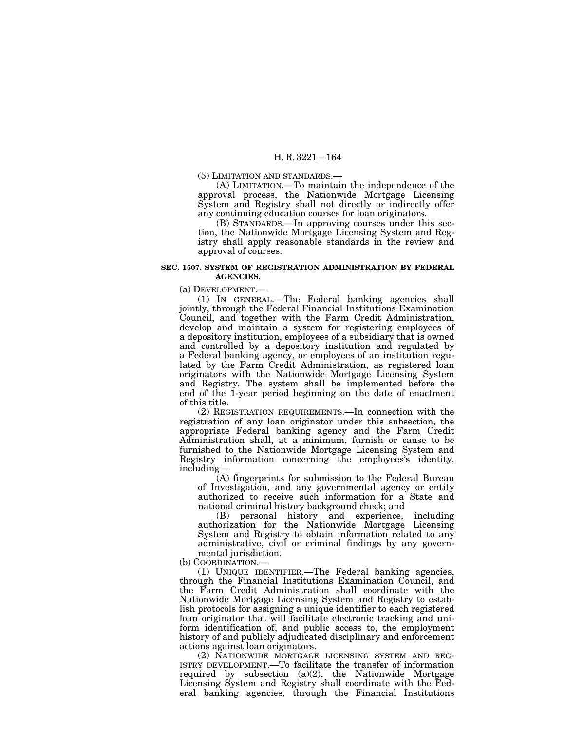(5) LIMITATION AND STANDARDS.—

(A) LIMITATION.—To maintain the independence of the approval process, the Nationwide Mortgage Licensing System and Registry shall not directly or indirectly offer any continuing education courses for loan originators.

(B) STANDARDS.—In approving courses under this section, the Nationwide Mortgage Licensing System and Registry shall apply reasonable standards in the review and approval of courses.

**SEC. 1507. SYSTEM OF REGISTRATION ADMINISTRATION BY FEDERAL AGENCIES.**

(a) DEVELOPMENT.—

(1) IN GENERAL.—The Federal banking agencies shall jointly, through the Federal Financial Institutions Examination Council, and together with the Farm Credit Administration, develop and maintain a system for registering employees of a depository institution, employees of a subsidiary that is owned and controlled by a depository institution and regulated by a Federal banking agency, or employees of an institution regulated by the Farm Credit Administration, as registered loan originators with the Nationwide Mortgage Licensing System and Registry. The system shall be implemented before the end of the 1-year period beginning on the date of enactment of this title.

(2) REGISTRATION REQUIREMENTS.—In connection with the registration of any loan originator under this subsection, the appropriate Federal banking agency and the Farm Credit Administration shall, at a minimum, furnish or cause to be furnished to the Nationwide Mortgage Licensing System and Registry information concerning the employees's identity, including—

(A) fingerprints for submission to the Federal Bureau of Investigation, and any governmental agency or entity authorized to receive such information for a State and national criminal history background check; and

(B) personal history and experience, including authorization for the Nationwide Mortgage Licensing System and Registry to obtain information related to any administrative, civil or criminal findings by any governmental jurisdiction.

(b) COORDINATION.—

(1) UNIQUE IDENTIFIER.—The Federal banking agencies, through the Financial Institutions Examination Council, and the Farm Credit Administration shall coordinate with the Nationwide Mortgage Licensing System and Registry to establish protocols for assigning a unique identifier to each registered loan originator that will facilitate electronic tracking and uniform identification of, and public access to, the employment history of and publicly adjudicated disciplinary and enforcement actions against loan originators.

(2) NATIONWIDE MORTGAGE LICENSING SYSTEM AND REGISTRY DEVELOPMENT.—To facilitate the transfer of information required by subsection (a)(2), the Nationwide Mortgage Licensing System and Registry shall coordinate with the Federal banking agencies, through the Financial Institutions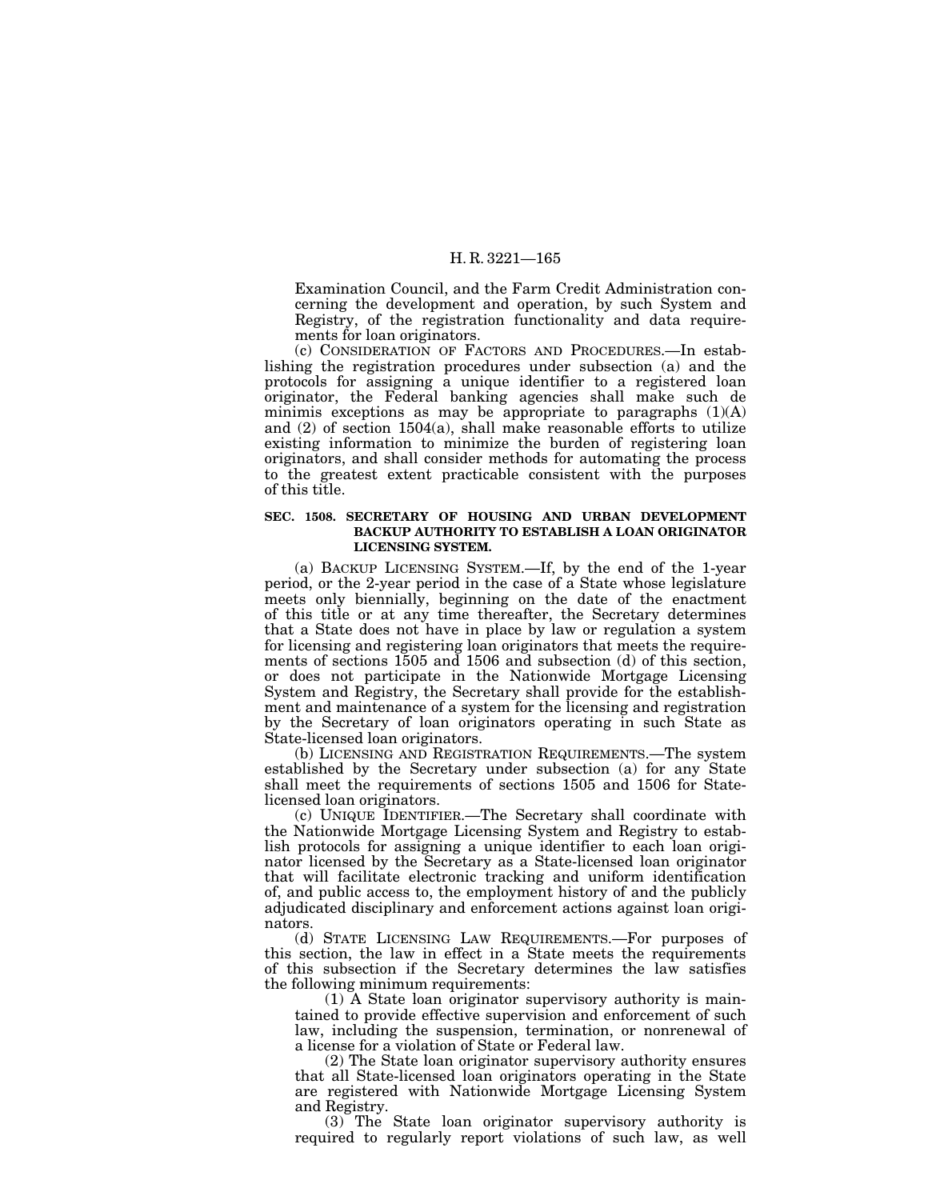Examination Council, and the Farm Credit Administration concerning the development and operation, by such System and Registry, of the registration functionality and data requirements for loan originators.

(c) CONSIDERATION OF FACTORS AND PROCEDURES.—In establishing the registration procedures under subsection (a) and the protocols for assigning a unique identifier to a registered loan originator, the Federal banking agencies shall make such de minimis exceptions as may be appropriate to paragraphs (1)(A) and (2) of section 1504(a), shall make reasonable efforts to utilize existing information to minimize the burden of registering loan originators, and shall consider methods for automating the process to the greatest extent practicable consistent with the purposes of this title.

**SEC. 1508. SECRETARY OF HOUSING AND URBAN DEVELOPMENT BACKUP AUTHORITY TO ESTABLISH A LOAN ORIGINATOR LICENSING SYSTEM.**

(a) BACKUP LICENSING SYSTEM.—If, by the end of the 1-year period, or the 2-year period in the case of a State whose legislature meets only biennially, beginning on the date of the enactment of this title or at any time thereafter, the Secretary determines that a State does not have in place by law or regulation a system for licensing and registering loan originators that meets the requirements of sections 1505 and 1506 and subsection (d) of this section, or does not participate in the Nationwide Mortgage Licensing System and Registry, the Secretary shall provide for the establishment and maintenance of a system for the licensing and registration by the Secretary of loan originators operating in such State as State-licensed loan originators.

(b) LICENSING AND REGISTRATION REQUIREMENTS.—The system established by the Secretary under subsection (a) for any State shall meet the requirements of sections 1505 and 1506 for State-licensed loan originators.

(c) UNIQUE IDENTIFIER.—The Secretary shall coordinate with the Nationwide Mortgage Licensing System and Registry to establish protocols for assigning a unique identifier to each loan originator licensed by the Secretary as a State-licensed loan originator that will facilitate electronic tracking and uniform identification of, and public access to, the employment history of and the publicly adjudicated disciplinary and enforcement actions against loan originators.

(d) STATE LICENSING LAW REQUIREMENTS.—For purposes of this section, the law in effect in a State meets the requirements of this subsection if the Secretary determines the law satisfies the following minimum requirements:

(1) A State loan originator supervisory authority is maintained to provide effective supervision and enforcement of such law, including the suspension, termination, or nonrenewal of a license for a violation of State or Federal law.

(2) The State loan originator supervisory authority ensures that all State-licensed loan originators operating in the State are registered with Nationwide Mortgage Licensing System and Registry.

(3) The State loan originator supervisory authority is required to regularly report violations of such law, as well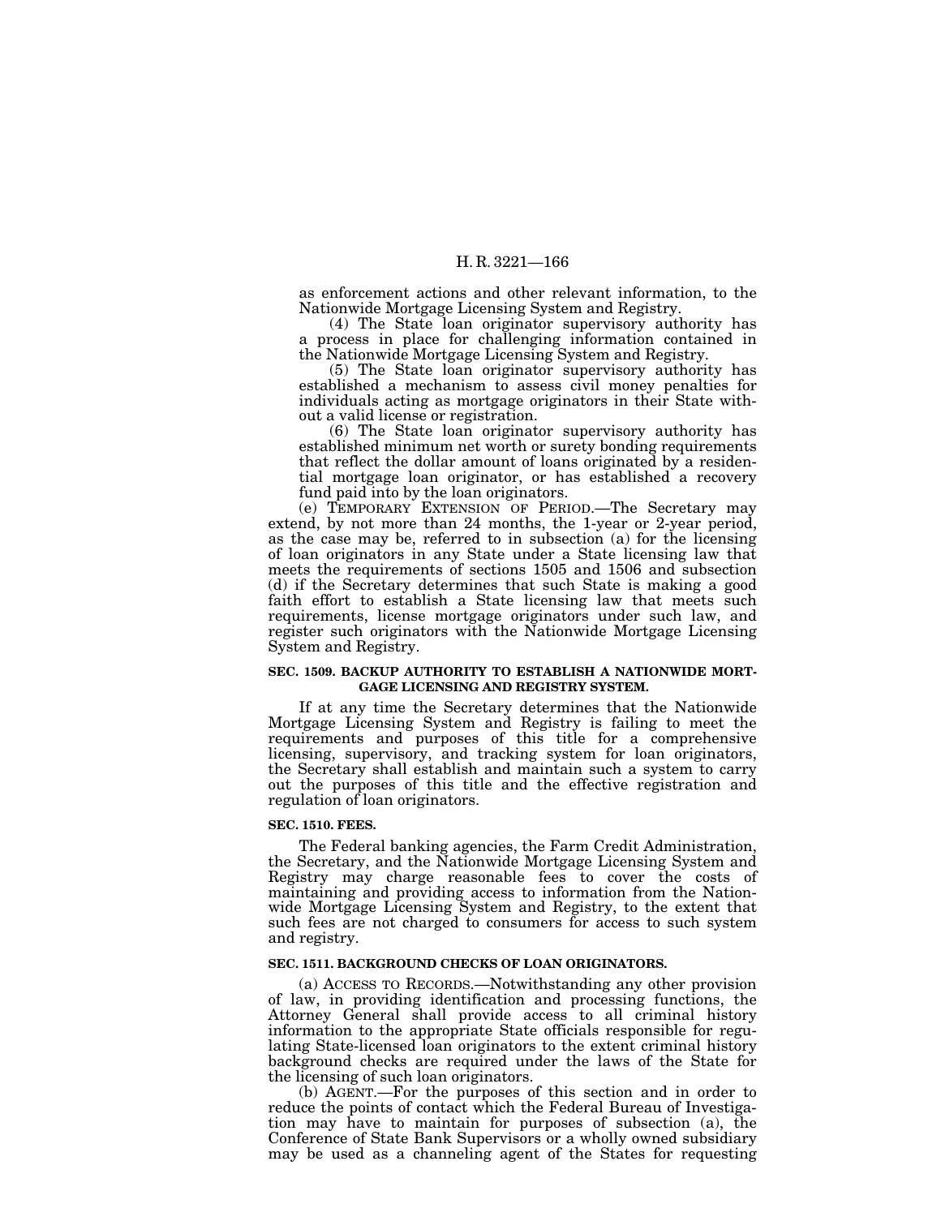as enforcement actions and other relevant information, to the Nationwide Mortgage Licensing System and Registry.

(4) The State loan originator supervisory authority has a process in place for challenging information contained in the Nationwide Mortgage Licensing System and Registry.

(5) The State loan originator supervisory authority has established a mechanism to assess civil money penalties for individuals acting as mortgage originators in their State without a valid license or registration.

(6) The State loan originator supervisory authority has established minimum net worth or surety bonding requirements that reflect the dollar amount of loans originated by a residential mortgage loan originator, or has established a recovery fund paid into by the loan originators.

(e) TEMPORARY EXTENSION OF PERIOD.—The Secretary may extend, by not more than 24 months, the 1-year or 2-year period, as the case may be, referred to in subsection (a) for the licensing of loan originators in any State under a State licensing law that meets the requirements of sections 1505 and 1506 and subsection (d) if the Secretary determines that such State is making a good faith effort to establish a State licensing law that meets such requirements, license mortgage originators under such law, and register such originators with the Nationwide Mortgage Licensing System and Registry.

**SEC. 1509. BACKUP AUTHORITY TO ESTABLISH A NATIONWIDE MORTGAGE LICENSING AND REGISTRY SYSTEM.**

If at any time the Secretary determines that the Nationwide Mortgage Licensing System and Registry is failing to meet the requirements and purposes of this title for a comprehensive licensing, supervisory, and tracking system for loan originators, the Secretary shall establish and maintain such a system to carry out the purposes of this title and the effective registration and regulation of loan originators.

**SEC. 1510. FEES.**

The Federal banking agencies, the Farm Credit Administration, the Secretary, and the Nationwide Mortgage Licensing System and Registry may charge reasonable fees to cover the costs of maintaining and providing access to information from the Nationwide Mortgage Licensing System and Registry, to the extent that such fees are not charged to consumers for access to such system and registry.

**SEC. 1511. BACKGROUND CHECKS OF LOAN ORIGINATORS.**

(a) ACCESS TO RECORDS.—Notwithstanding any other provision of law, in providing identification and processing functions, the Attorney General shall provide access to all criminal history information to the appropriate State officials responsible for regulating State-licensed loan originators to the extent criminal history background checks are required under the laws of the State for the licensing of such loan originators.

(b) AGENT.—For the purposes of this section and in order to reduce the points of contact which the Federal Bureau of Investigation may have to maintain for purposes of subsection (a), the Conference of State Bank Supervisors or a wholly owned subsidiary may be used as a channeling agent of the States for requesting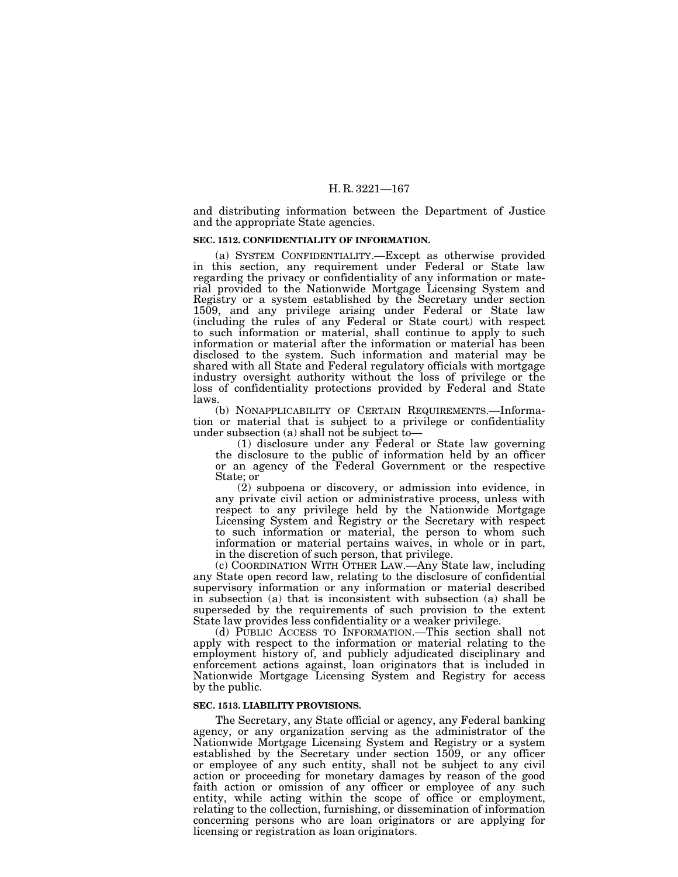and distributing information between the Department of Justice and the appropriate State agencies.

### SEC. 1512. CONFIDENTIALITY OF INFORMATION.

(a) SYSTEM CONFIDENTIALITY.—Except as otherwise provided in this section, any requirement under Federal or State law regarding the privacy or confidentiality of any information or material provided to the Nationwide Mortgage Licensing System and Registry or a system established by the Secretary under section 1509, and any privilege arising under Federal or State law (including the rules of any Federal or State court) with respect to such information or material, shall continue to apply to such information or material after the information or material has been disclosed to the system. Such information and material may be shared with all State and Federal regulatory officials with mortgage industry oversight authority without the loss of privilege or the loss of confidentiality protections provided by Federal and State laws.

(b) NONAPPLICABILITY OF CERTAIN REQUIREMENTS.—Information or material that is subject to a privilege or confidentiality under subsection (a) shall not be subject to—

(1) disclosure under any Federal or State law governing the disclosure to the public of information held by an officer or an agency of the Federal Government or the respective State; or

(2) subpoena or discovery, or admission into evidence, in any private civil action or administrative process, unless with respect to any privilege held by the Nationwide Mortgage Licensing System and Registry or the Secretary with respect to such information or material, the person to whom such information or material pertains waives, in whole or in part, in the discretion of such person, that privilege.

(c) COORDINATION WITH OTHER LAW.—Any State law, including any State open record law, relating to the disclosure of confidential supervisory information or any information or material described in subsection (a) that is inconsistent with subsection (a) shall be superseded by the requirements of such provision to the extent State law provides less confidentiality or a weaker privilege.

(d) PUBLIC ACCESS TO INFORMATION.—This section shall not apply with respect to the information or material relating to the employment history of, and publicly adjudicated disciplinary and enforcement actions against, loan originators that is included in Nationwide Mortgage Licensing System and Registry for access by the public.

### SEC. 1513. LIABILITY PROVISIONS.

The Secretary, any State official or agency, any Federal banking agency, or any organization serving as the administrator of the Nationwide Mortgage Licensing System and Registry or a system established by the Secretary under section 1509, or any officer or employee of any such entity, shall not be subject to any civil action or proceeding for monetary damages by reason of the good faith action or omission of any officer or employee of any such entity, while acting within the scope of office or employment, relating to the collection, furnishing, or dissemination of information concerning persons who are loan originators or are applying for licensing or registration as loan originators.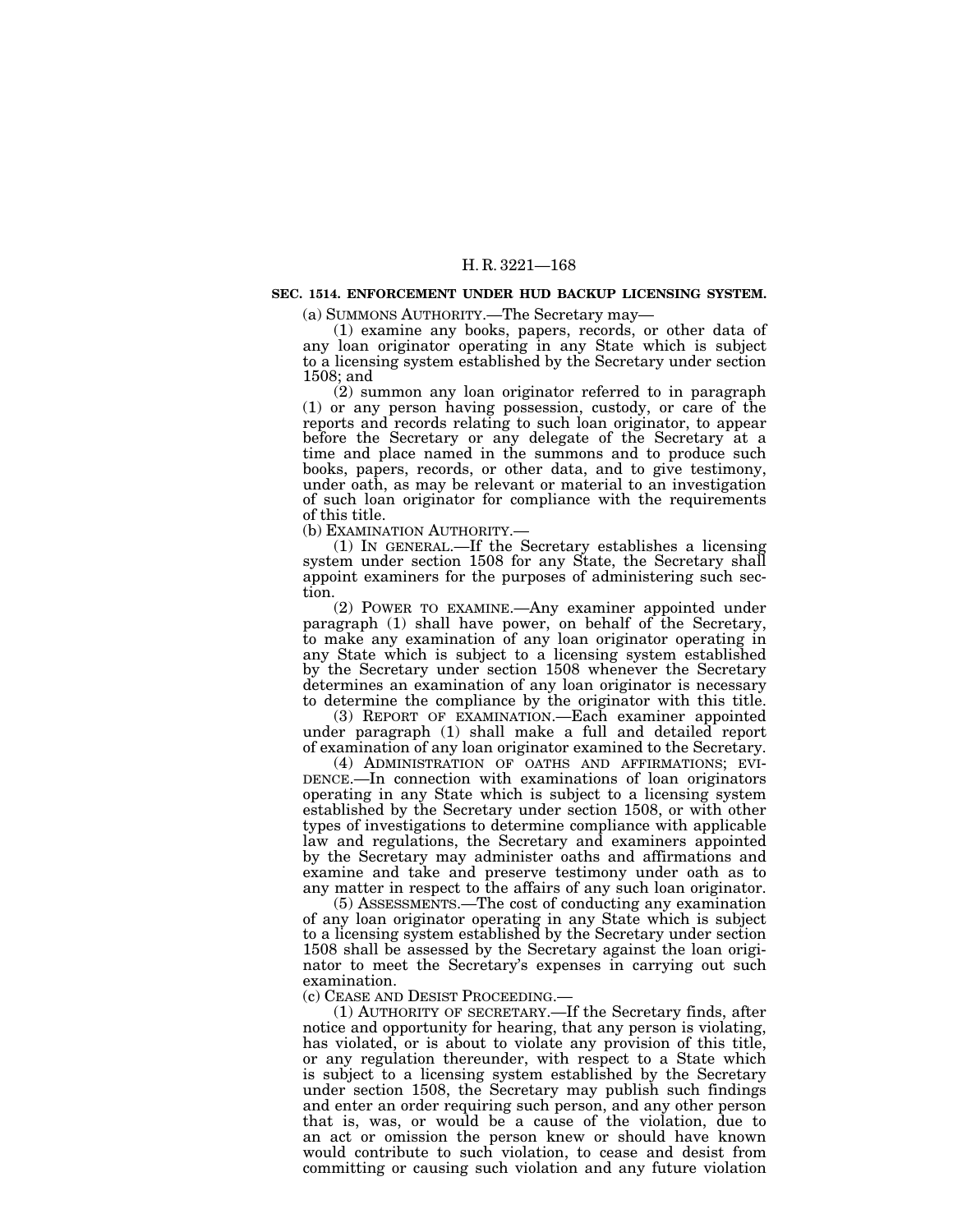**SEC. 1514. ENFORCEMENT UNDER HUD BACKUP LICENSING SYSTEM.**

(a) SUMMONS AUTHORITY.—The Secretary may—

(1) examine any books, papers, records, or other data of any loan originator operating in any State which is subject to a licensing system established by the Secretary under section 1508; and

(2) summon any loan originator referred to in paragraph (1) or any person having possession, custody, or care of the reports and records relating to such loan originator, to appear before the Secretary or any delegate of the Secretary at a time and place named in the summons and to produce such books, papers, records, or other data, and to give testimony, under oath, as may be relevant or material to an investigation of such loan originator for compliance with the requirements of this title.

(b) EXAMINATION AUTHORITY.—

(1) IN GENERAL.—If the Secretary establishes a licensing system under section 1508 for any State, the Secretary shall appoint examiners for the purposes of administering such section.

(2) POWER TO EXAMINE.—Any examiner appointed under paragraph (1) shall have power, on behalf of the Secretary, to make any examination of any loan originator operating in any State which is subject to a licensing system established by the Secretary under section 1508 whenever the Secretary determines an examination of any loan originator is necessary to determine the compliance by the originator with this title.

(3) REPORT OF EXAMINATION.—Each examiner appointed under paragraph (1) shall make a full and detailed report of examination of any loan originator examined to the Secretary.

(4) ADMINISTRATION OF OATHS AND AFFIRMATIONS; EVIDENCE.—In connection with examinations of loan originators operating in any State which is subject to a licensing system established by the Secretary under section 1508, or with other types of investigations to determine compliance with applicable law and regulations, the Secretary and examiners appointed by the Secretary may administer oaths and affirmations and examine and take and preserve testimony under oath as to any matter in respect to the affairs of any such loan originator.

(5) ASSESSMENTS.—The cost of conducting any examination of any loan originator operating in any State which is subject to a licensing system established by the Secretary under section 1508 shall be assessed by the Secretary against the loan originator to meet the Secretary's expenses in carrying out such examination.

(c) CEASE AND DESIST PROCEEDING.—

(1) AUTHORITY OF SECRETARY.—If the Secretary finds, after notice and opportunity for hearing, that any person is violating, has violated, or is about to violate any provision of this title, or any regulation thereunder, with respect to a State which is subject to a licensing system established by the Secretary under section 1508, the Secretary may publish such findings and enter an order requiring such person, and any other person that is, was, or would be a cause of the violation, due to an act or omission the person knew or should have known would contribute to such violation, to cease and desist from committing or causing such violation and any future violation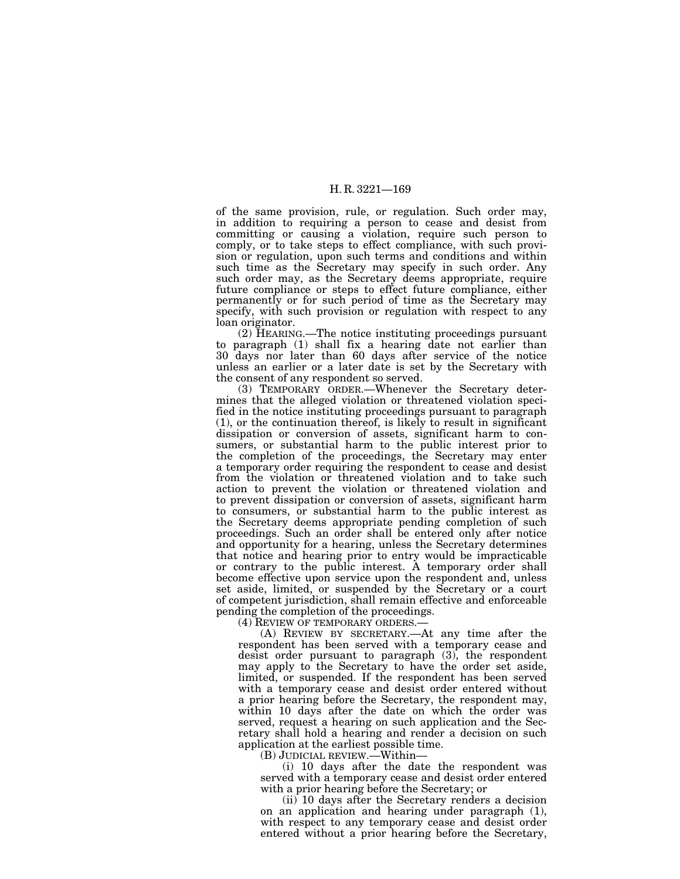of the same provision, rule, or regulation. Such order may, in addition to requiring a person to cease and desist from committing or causing a violation, require such person to comply, or to take steps to effect compliance, with such provision or regulation, upon such terms and conditions and within such time as the Secretary may specify in such order. Any such order may, as the Secretary deems appropriate, require future compliance or steps to effect future compliance, either permanently or for such period of time as the Secretary may specify, with such provision or regulation with respect to any loan originator.

(2) HEARING.—The notice instituting proceedings pursuant to paragraph (1) shall fix a hearing date not earlier than 30 days nor later than 60 days after service of the notice unless an earlier or a later date is set by the Secretary with the consent of any respondent so served.

(3) TEMPORARY ORDER.—Whenever the Secretary determines that the alleged violation or threatened violation specified in the notice instituting proceedings pursuant to paragraph (1), or the continuation thereof, is likely to result in significant dissipation or conversion of assets, significant harm to consumers, or substantial harm to the public interest prior to the completion of the proceedings, the Secretary may enter a temporary order requiring the respondent to cease and desist from the violation or threatened violation and to take such action to prevent the violation or threatened violation and to prevent dissipation or conversion of assets, significant harm to consumers, or substantial harm to the public interest as the Secretary deems appropriate pending completion of such proceedings. Such an order shall be entered only after notice and opportunity for a hearing, unless the Secretary determines that notice and hearing prior to entry would be impracticable or contrary to the public interest. A temporary order shall become effective upon service upon the respondent and, unless set aside, limited, or suspended by the Secretary or a court of competent jurisdiction, shall remain effective and enforceable pending the completion of the proceedings.

(4) REVIEW OF TEMPORARY ORDERS.—

(A) REVIEW BY SECRETARY.—At any time after the respondent has been served with a temporary cease and desist order pursuant to paragraph (3), the respondent may apply to the Secretary to have the order set aside, limited, or suspended. If the respondent has been served with a temporary cease and desist order entered without a prior hearing before the Secretary, the respondent may, within 10 days after the date on which the order was served, request a hearing on such application and the Secretary shall hold a hearing and render a decision on such application at the earliest possible time.

(B) JUDICIAL REVIEW.—Within—

(i) 10 days after the date the respondent was served with a temporary cease and desist order entered with a prior hearing before the Secretary; or

(ii) 10 days after the Secretary renders a decision on an application and hearing under paragraph (1), with respect to any temporary cease and desist order entered without a prior hearing before the Secretary,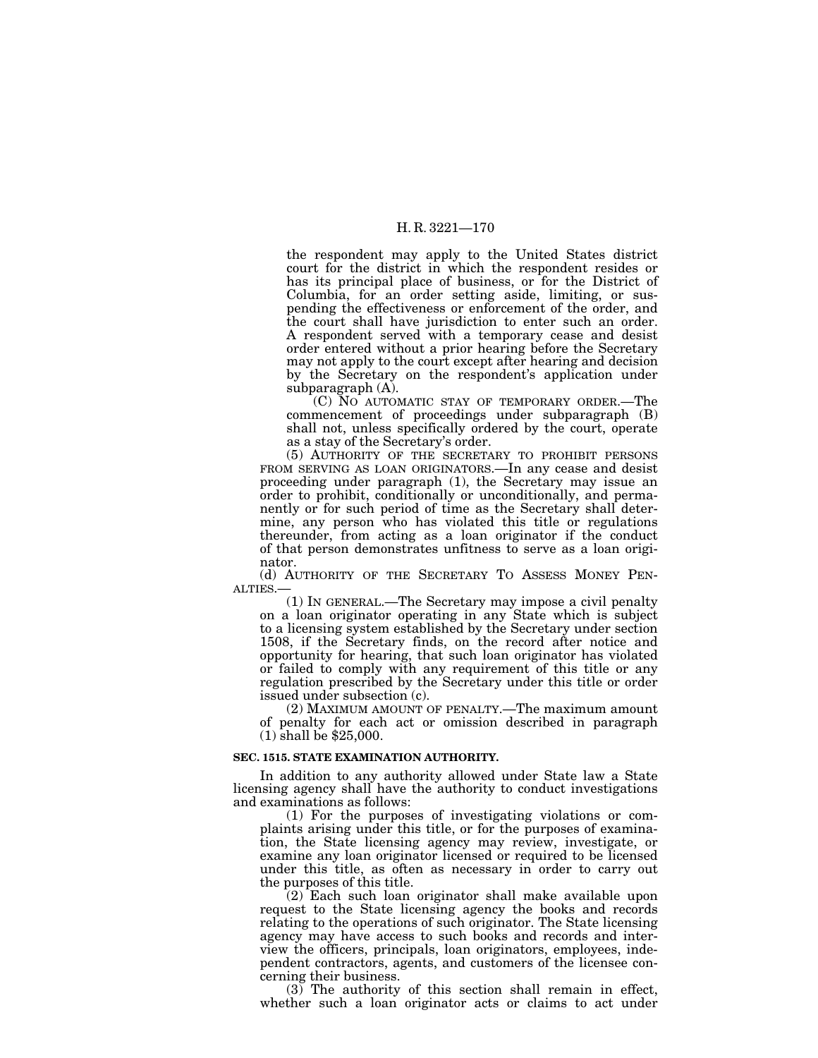the respondent may apply to the United States district court for the district in which the respondent resides or has its principal place of business, or for the District of Columbia, for an order setting aside, limiting, or suspending the effectiveness or enforcement of the order, and the court shall have jurisdiction to enter such an order. A respondent served with a temporary cease and desist order entered without a prior hearing before the Secretary may not apply to the court except after hearing and decision by the Secretary on the respondent's application under subparagraph (A).

(C) NO AUTOMATIC STAY OF TEMPORARY ORDER.—The commencement of proceedings under subparagraph (B) shall not, unless specifically ordered by the court, operate as a stay of the Secretary's order.

(5) AUTHORITY OF THE SECRETARY TO PROHIBIT PERSONS FROM SERVING AS LOAN ORIGINATORS.—In any cease and desist proceeding under paragraph (1), the Secretary may issue an order to prohibit, conditionally or unconditionally, and permanently or for such period of time as the Secretary shall determine, any person who has violated this title or regulations thereunder, from acting as a loan originator if the conduct of that person demonstrates unfitness to serve as a loan originator.

(d) AUTHORITY OF THE SECRETARY TO ASSESS MONEY PENALTIES.—

(1) IN GENERAL.—The Secretary may impose a civil penalty on a loan originator operating in any State which is subject to a licensing system established by the Secretary under section 1508, if the Secretary finds, on the record after notice and opportunity for hearing, that such loan originator has violated or failed to comply with any requirement of this title or any regulation prescribed by the Secretary under this title or order issued under subsection (c).

(2) MAXIMUM AMOUNT OF PENALTY.—The maximum amount of penalty for each act or omission described in paragraph (1) shall be $25,000.

**SEC. 1515. STATE EXAMINATION AUTHORITY.**

In addition to any authority allowed under State law a State licensing agency shall have the authority to conduct investigations and examinations as follows:

(1) For the purposes of investigating violations or complaints arising under this title, or for the purposes of examination, the State licensing agency may review, investigate, or examine any loan originator licensed or required to be licensed under this title, as often as necessary in order to carry out the purposes of this title.

(2) Each such loan originator shall make available upon request to the State licensing agency the books and records relating to the operations of such originator. The State licensing agency may have access to such books and records and interview the officers, principals, loan originators, employees, independent contractors, agents, and customers of the licensee concerning their business.

(3) The authority of this section shall remain in effect, whether such a loan originator acts or claims to act under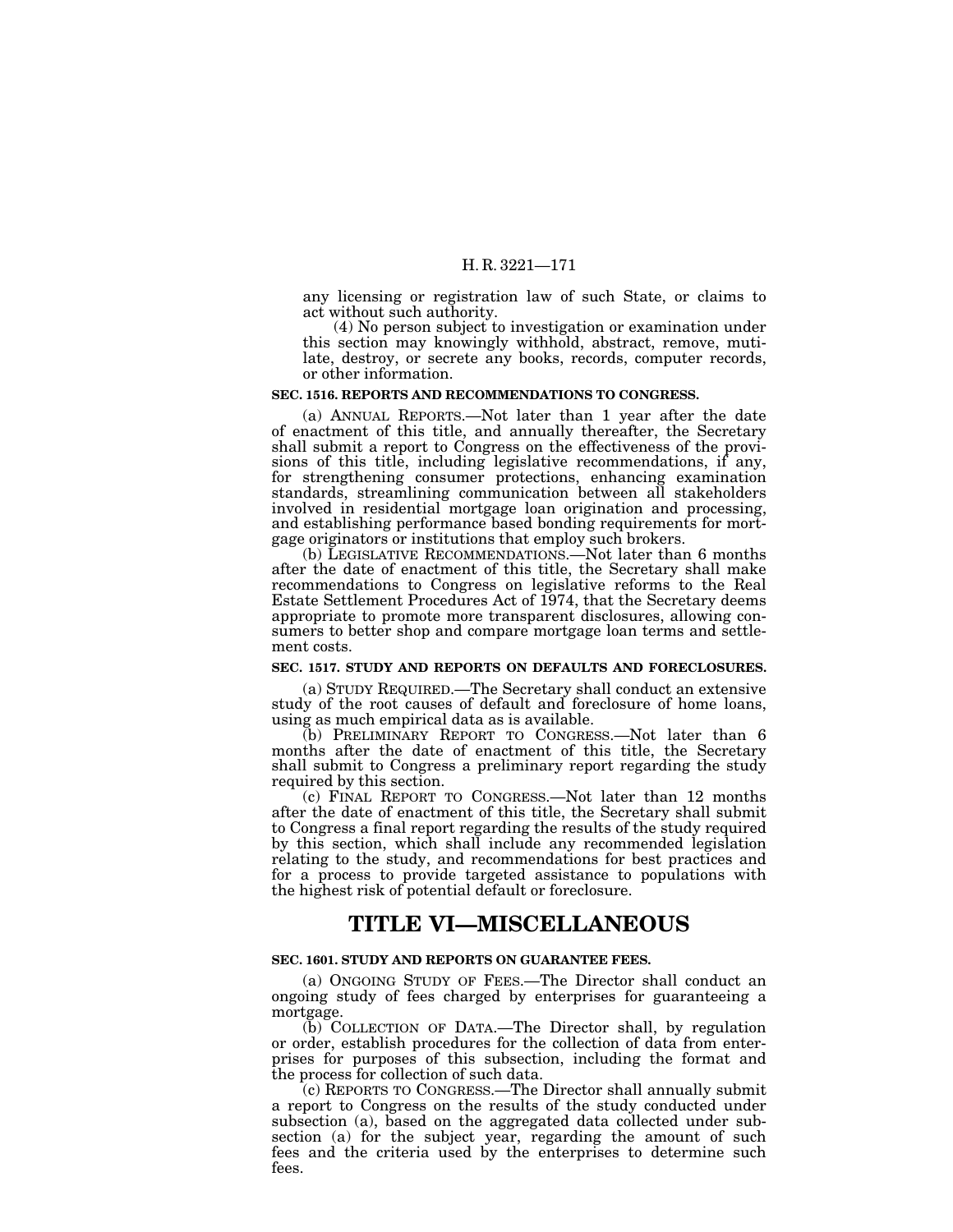any licensing or registration law of such State, or claims to act without such authority.

(4) No person subject to investigation or examination under this section may knowingly withhold, abstract, remove, mutilate, destroy, or secrete any books, records, computer records, or other information.

### SEC. 1516. REPORTS AND RECOMMENDATIONS TO CONGRESS.

(a) ANNUAL REPORTS.—Not later than 1 year after the date of enactment of this title, and annually thereafter, the Secretary shall submit a report to Congress on the effectiveness of the provisions of this title, including legislative recommendations, if any, for strengthening consumer protections, enhancing examination standards, streamlining communication between all stakeholders involved in residential mortgage loan origination and processing, and establishing performance based bonding requirements for mortgage originators or institutions that employ such brokers.

(b) LEGISLATIVE RECOMMENDATIONS.—Not later than 6 months after the date of enactment of this title, the Secretary shall make recommendations to Congress on legislative reforms to the Real Estate Settlement Procedures Act of 1974, that the Secretary deems appropriate to promote more transparent disclosures, allowing consumers to better shop and compare mortgage loan terms and settlement costs.

### SEC. 1517. STUDY AND REPORTS ON DEFAULTS AND FORECLOSURES.

(a) STUDY REQUIRED.—The Secretary shall conduct an extensive study of the root causes of default and foreclosure of home loans, using as much empirical data as is available.

(b) PRELIMINARY REPORT TO CONGRESS.—Not later than 6 months after the date of enactment of this title, the Secretary shall submit to Congress a preliminary report regarding the study required by this section.

(c) FINAL REPORT TO CONGRESS.—Not later than 12 months after the date of enactment of this title, the Secretary shall submit to Congress a final report regarding the results of the study required by this section, which shall include any recommended legislation relating to the study, and recommendations for best practices and for a process to provide targeted assistance to populations with the highest risk of potential default or foreclosure.

# TITLE VI—MISCELLANEOUS

### SEC. 1601. STUDY AND REPORTS ON GUARANTEE FEES.

(a) ONGOING STUDY OF FEES.—The Director shall conduct an ongoing study of fees charged by enterprises for guaranteeing a mortgage.

(b) COLLECTION OF DATA.—The Director shall, by regulation or order, establish procedures for the collection of data from enterprises for purposes of this subsection, including the format and the process for collection of such data.

(c) REPORTS TO CONGRESS.—The Director shall annually submit a report to Congress on the results of the study conducted under subsection (a), based on the aggregated data collected under subsection (a) for the subject year, regarding the amount of such fees and the criteria used by the enterprises to determine such fees.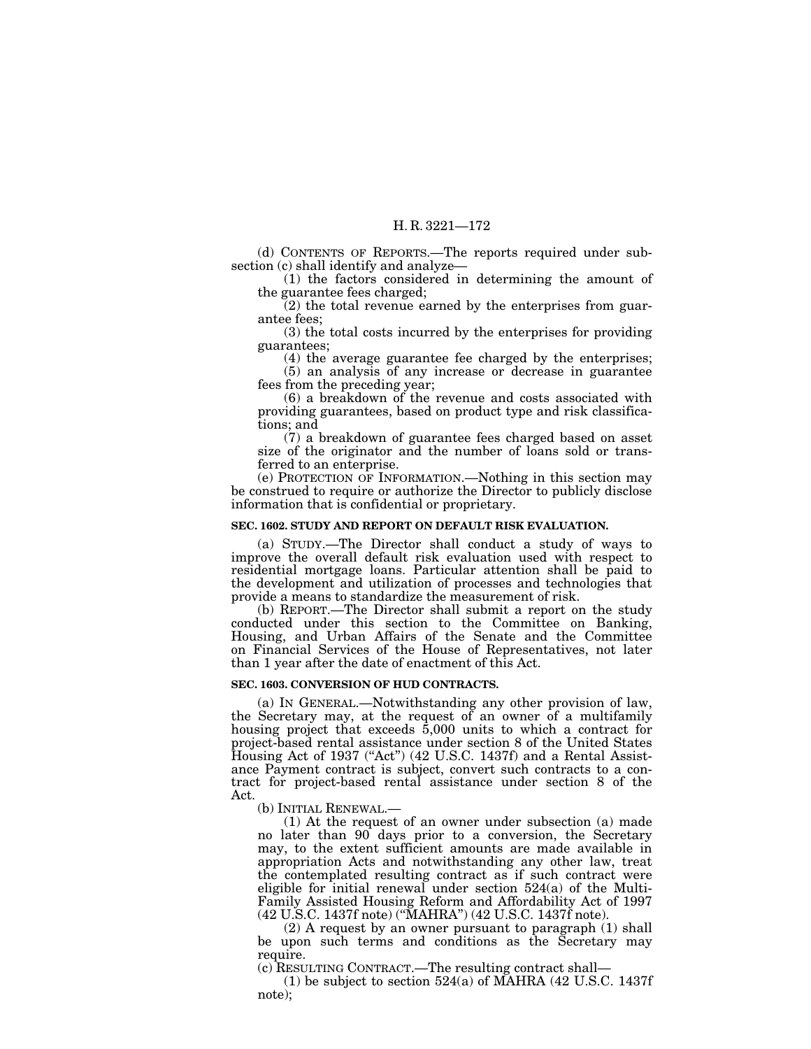(d) CONTENTS OF REPORTS.—The reports required under subsection (c) shall identify and analyze—

(1) the factors considered in determining the amount of the guarantee fees charged;

(2) the total revenue earned by the enterprises from guarantee fees;

(3) the total costs incurred by the enterprises for providing guarantees;

(4) the average guarantee fee charged by the enterprises;

(5) an analysis of any increase or decrease in guarantee fees from the preceding year;

(6) a breakdown of the revenue and costs associated with providing guarantees, based on product type and risk classifications; and

(7) a breakdown of guarantee fees charged based on asset size of the originator and the number of loans sold or transferred to an enterprise.

(e) PROTECTION OF INFORMATION.—Nothing in this section may be construed to require or authorize the Director to publicly disclose information that is confidential or proprietary.

**SEC. 1602. STUDY AND REPORT ON DEFAULT RISK EVALUATION.**

(a) STUDY.—The Director shall conduct a study of ways to improve the overall default risk evaluation used with respect to residential mortgage loans. Particular attention shall be paid to the development and utilization of processes and technologies that provide a means to standardize the measurement of risk.

(b) REPORT.—The Director shall submit a report on the study conducted under this section to the Committee on Banking, Housing, and Urban Affairs of the Senate and the Committee on Financial Services of the House of Representatives, not later than 1 year after the date of enactment of this Act.

**SEC. 1603. CONVERSION OF HUD CONTRACTS.**

(a) IN GENERAL.—Notwithstanding any other provision of law, the Secretary may, at the request of an owner of a multifamily housing project that exceeds 5,000 units to which a contract for project-based rental assistance under section 8 of the United States Housing Act of 1937 ("Act") (42 U.S.C. 1437f) and a Rental Assistance Payment contract is subject, convert such contracts to a contract for project-based rental assistance under section 8 of the Act.

(b) INITIAL RENEWAL.—

(1) At the request of an owner under subsection (a) made no later than 90 days prior to a conversion, the Secretary may, to the extent sufficient amounts are made available in appropriation Acts and notwithstanding any other law, treat the contemplated resulting contract as if such contract were eligible for initial renewal under section 524(a) of the Multi-Family Assisted Housing Reform and Affordability Act of 1997 (42 U.S.C. 1437f note) ("MAHRA") (42 U.S.C. 1437f note).

(2) A request by an owner pursuant to paragraph (1) shall be upon such terms and conditions as the Secretary may require.

(c) RESULTING CONTRACT.—The resulting contract shall—

(1) be subject to section 524(a) of MAHRA (42 U.S.C. 1437f note);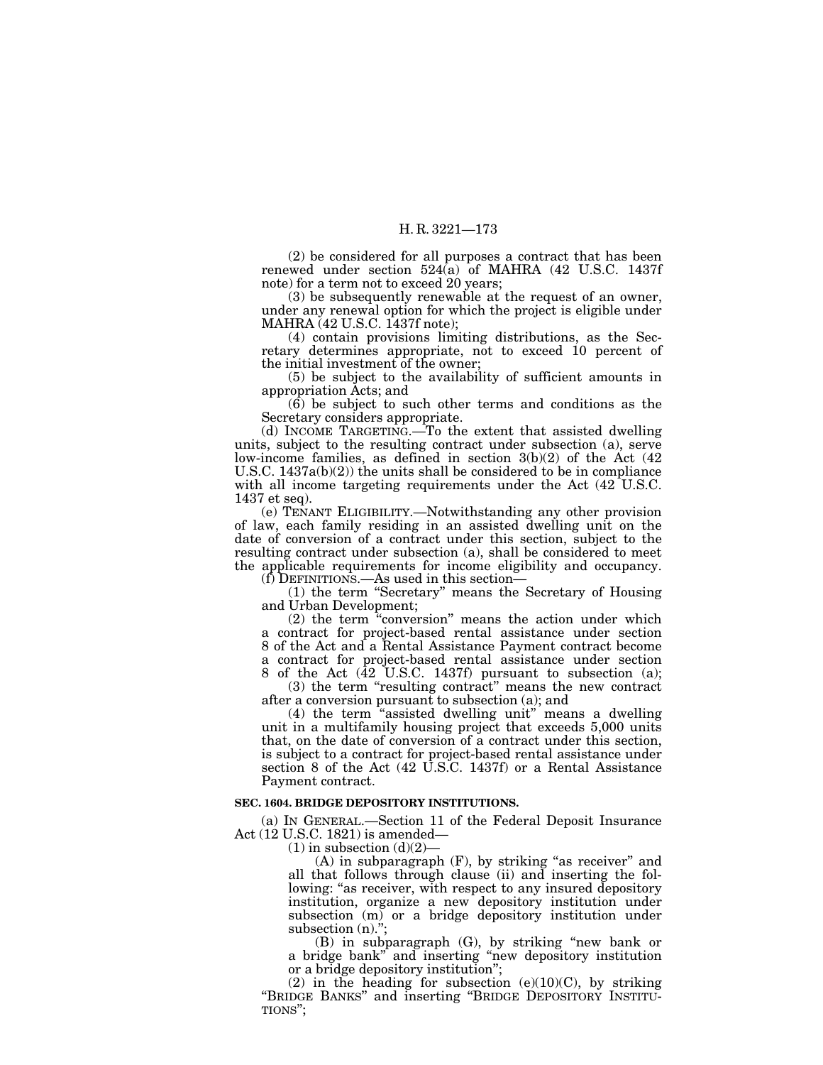(2) be considered for all purposes a contract that has been renewed under section 524(a) of MAHRA (42 U.S.C. 1437f note) for a term not to exceed 20 years;

(3) be subsequently renewable at the request of an owner, under any renewal option for which the project is eligible under MAHRA (42 U.S.C. 1437f note);

(4) contain provisions limiting distributions, as the Secretary determines appropriate, not to exceed 10 percent of the initial investment of the owner;

(5) be subject to the availability of sufficient amounts in appropriation Acts; and

(6) be subject to such other terms and conditions as the Secretary considers appropriate.

(d) INCOME TARGETING.—To the extent that assisted dwelling units, subject to the resulting contract under subsection (a), serve low-income families, as defined in section 3(b)(2) of the Act (42 U.S.C. 1437a(b)(2)) the units shall be considered to be in compliance with all income targeting requirements under the Act (42 U.S.C. 1437 et seq).

(e) TENANT ELIGIBILITY.—Notwithstanding any other provision of law, each family residing in an assisted dwelling unit on the date of conversion of a contract under this section, subject to the resulting contract under subsection (a), shall be considered to meet the applicable requirements for income eligibility and occupancy.

(f) DEFINITIONS.—As used in this section—

(1) the term "Secretary" means the Secretary of Housing and Urban Development;

(2) the term "conversion" means the action under which a contract for project-based rental assistance under section 8 of the Act and a Rental Assistance Payment contract become a contract for project-based rental assistance under section 8 of the Act (42 U.S.C. 1437f) pursuant to subsection (a);

(3) the term "resulting contract" means the new contract after a conversion pursuant to subsection (a); and

(4) the term "assisted dwelling unit" means a dwelling unit in a multifamily housing project that exceeds 5,000 units that, on the date of conversion of a contract under this section, is subject to a contract for project-based rental assistance under section 8 of the Act (42 U.S.C. 1437f) or a Rental Assistance Payment contract.

**SEC. 1604. BRIDGE DEPOSITORY INSTITUTIONS.**

(a) IN GENERAL.—Section 11 of the Federal Deposit Insurance Act (12 U.S.C. 1821) is amended—

(1) in subsection (d)(2)—

(A) in subparagraph (F), by striking "as receiver" and all that follows through clause (ii) and inserting the following: "as receiver, with respect to any insured depository institution, organize a new depository institution under subsection (m) or a bridge depository institution under subsection (n).";

(B) in subparagraph (G), by striking "new bank or a bridge bank" and inserting "new depository institution or a bridge depository institution";

(2) in the heading for subsection (e)(10)(C), by striking "BRIDGE BANKS" and inserting "BRIDGE DEPOSITORY INSTITUTIONS";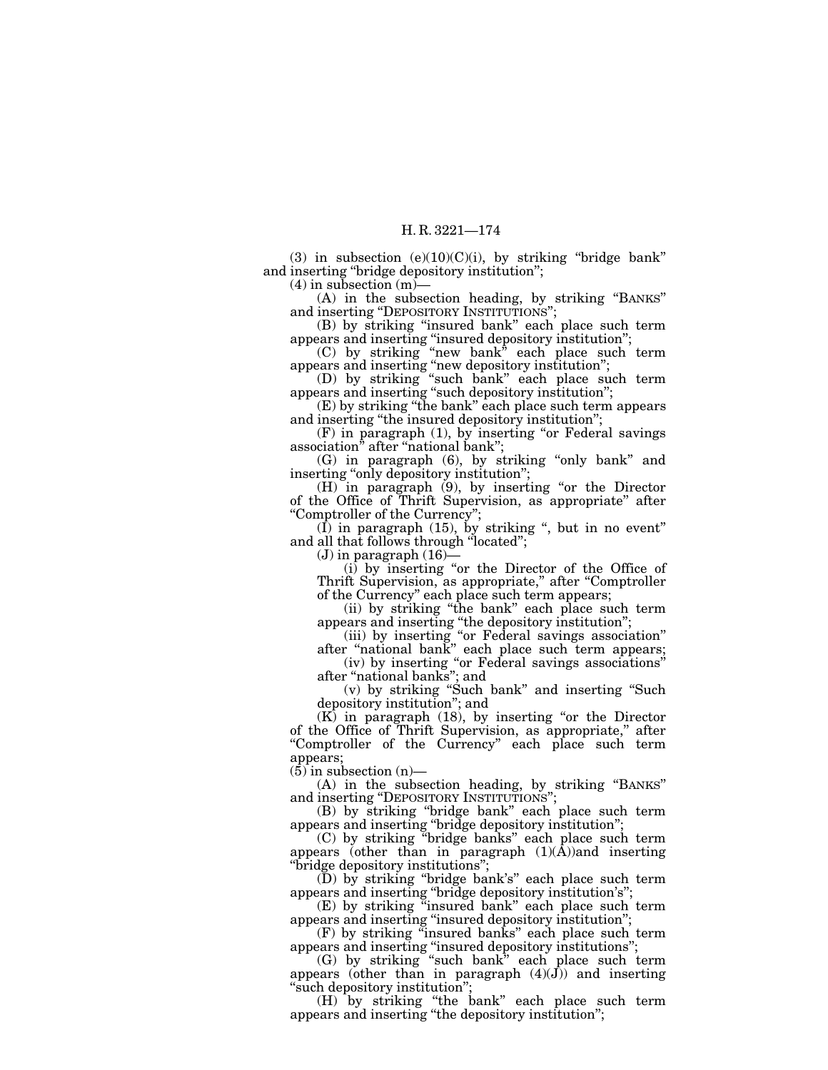(3) in subsection (e)(10)(C)(i), by striking "bridge bank" and inserting "bridge depository institution";

(4) in subsection (m)—

(A) in the subsection heading, by striking "BANKS" and inserting "DEPOSITORY INSTITUTIONS";

(B) by striking "insured bank" each place such term appears and inserting "insured depository institution";

(C) by striking "new bank" each place such term appears and inserting "new depository institution";

(D) by striking "such bank" each place such term appears and inserting "such depository institution";

(E) by striking "the bank" each place such term appears and inserting "the insured depository institution";

(F) in paragraph (1), by inserting "or Federal savings association" after "national bank";

(G) in paragraph (6), by striking "only bank" and inserting "only depository institution";

(H) in paragraph (9), by inserting "or the Director of the Office of Thrift Supervision, as appropriate" after "Comptroller of the Currency";

(I) in paragraph (15), by striking ", but in no event" and all that follows through "located";

(J) in paragraph (16)—

(i) by inserting "or the Director of the Office of Thrift Supervision, as appropriate," after "Comptroller of the Currency" each place such term appears;

(ii) by striking "the bank" each place such term appears and inserting "the depository institution";

(iii) by inserting "or Federal savings association" after "national bank" each place such term appears;

(iv) by inserting "or Federal savings associations" after "national banks"; and

(v) by striking "Such bank" and inserting "Such depository institution"; and

(K) in paragraph (18), by inserting "or the Director of the Office of Thrift Supervision, as appropriate," after "Comptroller of the Currency" each place such term appears;

(5) in subsection (n)—

(A) in the subsection heading, by striking "BANKS" and inserting "DEPOSITORY INSTITUTIONS";

(B) by striking "bridge bank" each place such term appears and inserting "bridge depository institution";

(C) by striking "bridge banks" each place such term appears (other than in paragraph (1)(A))and inserting "bridge depository institutions";

(D) by striking "bridge bank's" each place such term appears and inserting "bridge depository institution's";

(E) by striking "insured bank" each place such term appears and inserting "insured depository institution";

(F) by striking "insured banks" each place such term appears and inserting "insured depository institutions";

(G) by striking "such bank" each place such term appears (other than in paragraph (4)(J)) and inserting "such depository institution";

(H) by striking "the bank" each place such term appears and inserting "the depository institution";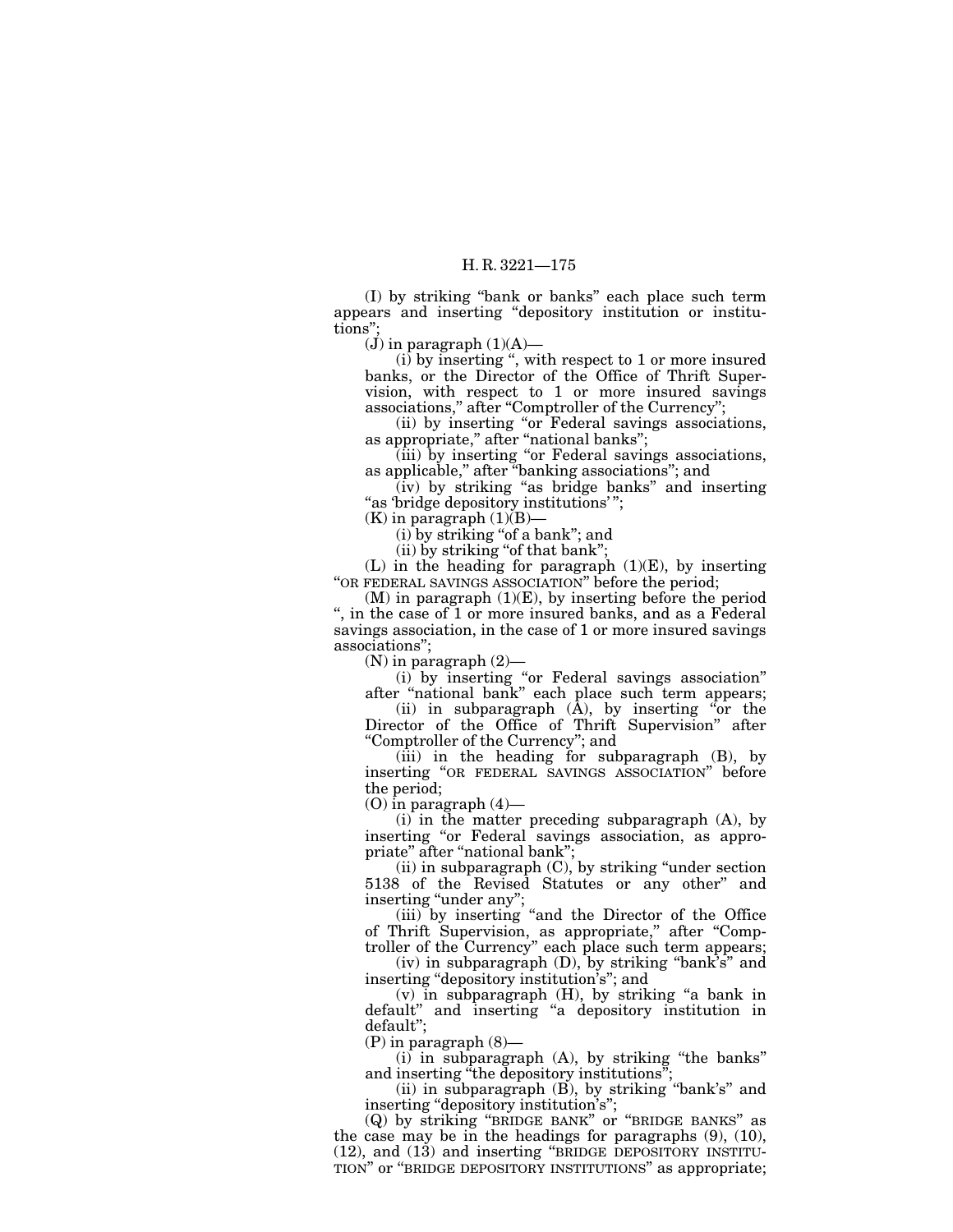(I) by striking "bank or banks" each place such term appears and inserting "depository institution or institutions";

(J) in paragraph (1)(A)—

(i) by inserting ", with respect to 1 or more insured banks, or the Director of the Office of Thrift Supervision, with respect to 1 or more insured savings associations," after "Comptroller of the Currency";

(ii) by inserting "or Federal savings associations, as appropriate," after "national banks";

(iii) by inserting "or Federal savings associations, as applicable," after "banking associations"; and

(iv) by striking "as bridge banks" and inserting "as 'bridge depository institutions' ";

(K) in paragraph (1)(B)—

(i) by striking "of a bank"; and

(ii) by striking "of that bank";

(L) in the heading for paragraph (1)(E), by inserting "OR FEDERAL SAVINGS ASSOCIATION" before the period;

(M) in paragraph (1)(E), by inserting before the period ", in the case of 1 or more insured banks, and as a Federal savings association, in the case of 1 or more insured savings associations";

(N) in paragraph (2)—

(i) by inserting "or Federal savings association" after "national bank" each place such term appears;

(ii) in subparagraph (A), by inserting "or the Director of the Office of Thrift Supervision" after "Comptroller of the Currency"; and

(iii) in the heading for subparagraph (B), by inserting "OR FEDERAL SAVINGS ASSOCIATION" before the period;

(O) in paragraph (4)—

(i) in the matter preceding subparagraph (A), by inserting "or Federal savings association, as appropriate" after "national bank";

(ii) in subparagraph (C), by striking "under section 5138 of the Revised Statutes or any other" and inserting "under any";

(iii) by inserting "and the Director of the Office of Thrift Supervision, as appropriate," after "Comptroller of the Currency" each place such term appears;

(iv) in subparagraph (D), by striking "bank's" and inserting "depository institution's"; and

(v) in subparagraph (H), by striking "a bank in default" and inserting "a depository institution in default";

(P) in paragraph (8)—

(i) in subparagraph (A), by striking "the banks" and inserting "the depository institutions";

(ii) in subparagraph (B), by striking "bank's" and inserting "depository institution's";

(Q) by striking "BRIDGE BANK" or "BRIDGE BANKS" as the case may be in the headings for paragraphs (9), (10), (12), and (13) and inserting "BRIDGE DEPOSITORY INSTITUTION" or "BRIDGE DEPOSITORY INSTITUTIONS" as appropriate;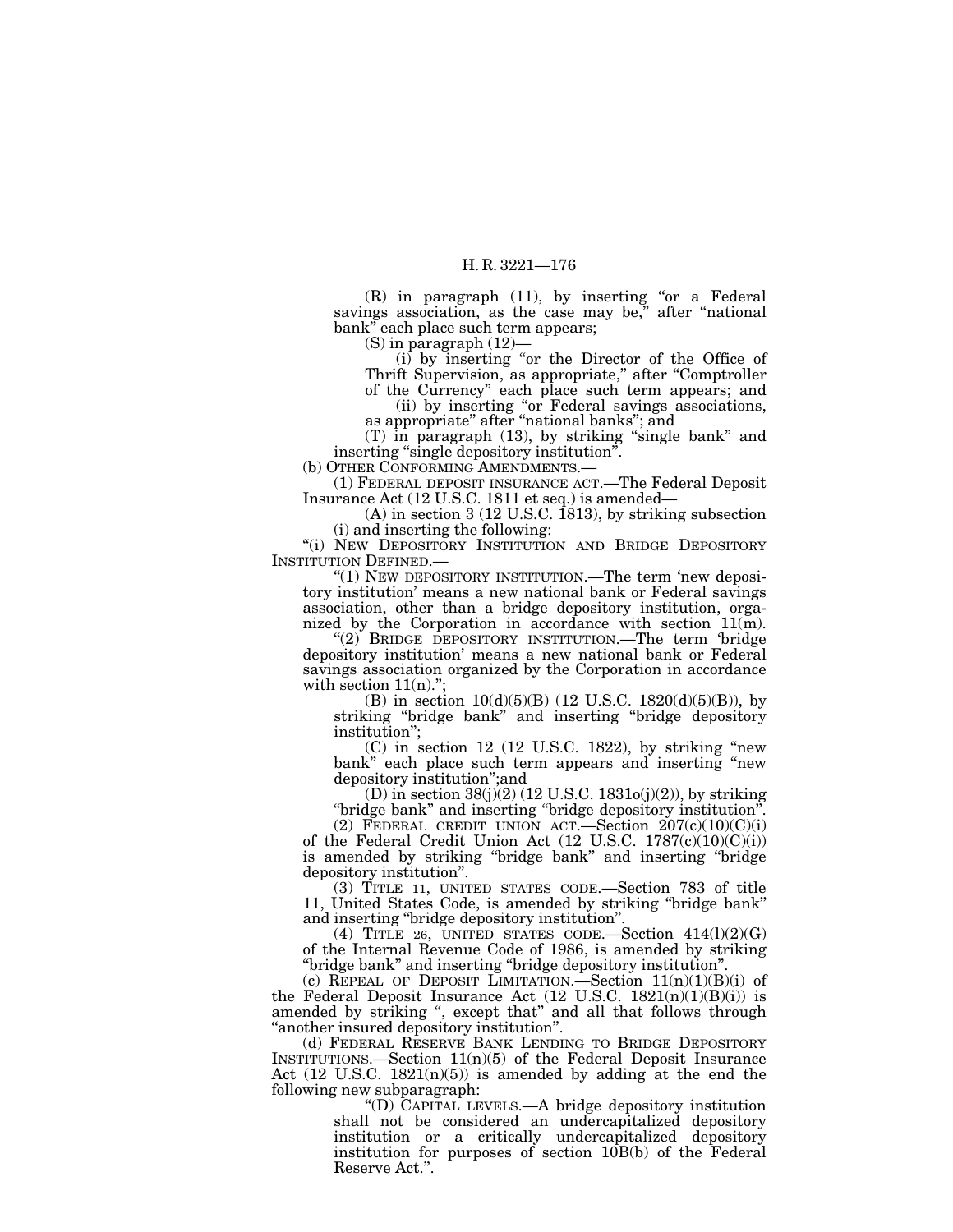(R) in paragraph (11), by inserting "or a Federal savings association, as the case may be," after "national bank" each place such term appears;

(S) in paragraph (12)—

(i) by inserting "or the Director of the Office of Thrift Supervision, as appropriate," after "Comptroller of the Currency" each place such term appears; and

(ii) by inserting "or Federal savings associations, as appropriate" after "national banks"; and

(T) in paragraph (13), by striking "single bank" and inserting "single depository institution".

(b) OTHER CONFORMING AMENDMENTS.—

(1) FEDERAL DEPOSIT INSURANCE ACT.—The Federal Deposit Insurance Act (12 U.S.C. 1811 et seq.) is amended—

(A) in section 3 (12 U.S.C. 1813), by striking subsection (i) and inserting the following:

"(i) NEW DEPOSITORY INSTITUTION AND BRIDGE DEPOSITORY INSTITUTION DEFINED.—

"(1) NEW DEPOSITORY INSTITUTION.—The term 'new depository institution' means a new national bank or Federal savings association, other than a bridge depository institution, organized by the Corporation in accordance with section 11(m).

"(2) BRIDGE DEPOSITORY INSTITUTION.—The term 'bridge depository institution' means a new national bank or Federal savings association organized by the Corporation in accordance with section 11(n).";

(B) in section 10(d)(5)(B) (12 U.S.C. 1820(d)(5)(B)), by striking "bridge bank" and inserting "bridge depository institution";

(C) in section 12 (12 U.S.C. 1822), by striking "new bank" each place such term appears and inserting "new depository institution";and

(D) in section 38(j)(2) (12 U.S.C. 1831o(j)(2)), by striking "bridge bank" and inserting "bridge depository institution".

(2) FEDERAL CREDIT UNION ACT.—Section 207(c)(10)(C)(i) of the Federal Credit Union Act (12 U.S.C. 1787(c)(10)(C)(i)) is amended by striking "bridge bank" and inserting "bridge depository institution".

(3) TITLE 11, UNITED STATES CODE.—Section 783 of title 11, United States Code, is amended by striking "bridge bank" and inserting "bridge depository institution".

(4) TITLE 26, UNITED STATES CODE.—Section 414(l)(2)(G) of the Internal Revenue Code of 1986, is amended by striking "bridge bank" and inserting "bridge depository institution".

(c) REPEAL OF DEPOSIT LIMITATION.—Section 11(n)(1)(B)(i) of the Federal Deposit Insurance Act (12 U.S.C. 1821(n)(1)(B)(i)) is amended by striking ", except that" and all that follows through "another insured depository institution".

(d) FEDERAL RESERVE BANK LENDING TO BRIDGE DEPOSITORY INSTITUTIONS.—Section 11(n)(5) of the Federal Deposit Insurance Act (12 U.S.C. 1821(n)(5)) is amended by adding at the end the following new subparagraph:

"(D) CAPITAL LEVELS.—A bridge depository institution shall not be considered an undercapitalized depository institution or a critically undercapitalized depository institution for purposes of section 10B(b) of the Federal Reserve Act.".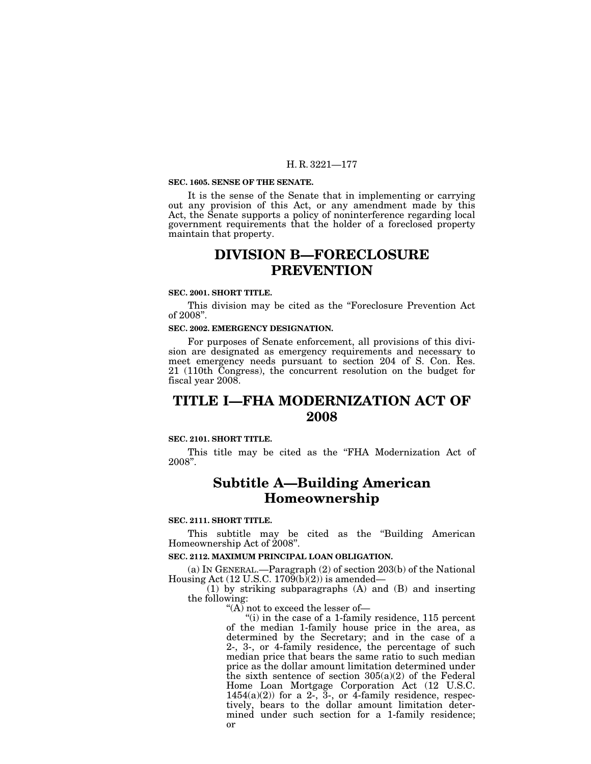**SEC. 1605. SENSE OF THE SENATE.**

It is the sense of the Senate that in implementing or carrying out any provision of this Act, or any amendment made by this Act, the Senate supports a policy of noninterference regarding local government requirements that the holder of a foreclosed property maintain that property.

# DIVISION B—FORECLOSURE PREVENTION

**SEC. 2001. SHORT TITLE.**

This division may be cited as the "Foreclosure Prevention Act of 2008".

**SEC. 2002. EMERGENCY DESIGNATION.**

For purposes of Senate enforcement, all provisions of this division are designated as emergency requirements and necessary to meet emergency needs pursuant to section 204 of S. Con. Res. 21 (110th Congress), the concurrent resolution on the budget for fiscal year 2008.

# TITLE I—FHA MODERNIZATION ACT OF 2008

**SEC. 2101. SHORT TITLE.**

This title may be cited as the "FHA Modernization Act of 2008".

## Subtitle A—Building American Homeownership

**SEC. 2111. SHORT TITLE.**

This subtitle may be cited as the "Building American Homeownership Act of 2008".

**SEC. 2112. MAXIMUM PRINCIPAL LOAN OBLIGATION.**

(a) IN GENERAL.—Paragraph (2) of section 203(b) of the National Housing Act (12 U.S.C. 1709(b)(2)) is amended—

(1) by striking subparagraphs (A) and (B) and inserting the following:

"(A) not to exceed the lesser of—

"(i) in the case of a 1-family residence, 115 percent of the median 1-family house price in the area, as determined by the Secretary; and in the case of a 2-, 3-, or 4-family residence, the percentage of such median price that bears the same ratio to such median price as the dollar amount limitation determined under the sixth sentence of section 305(a)(2) of the Federal Home Loan Mortgage Corporation Act (12 U.S.C. 1454(a)(2)) for a 2-, 3-, or 4-family residence, respectively, bears to the dollar amount limitation determined under such section for a 1-family residence; or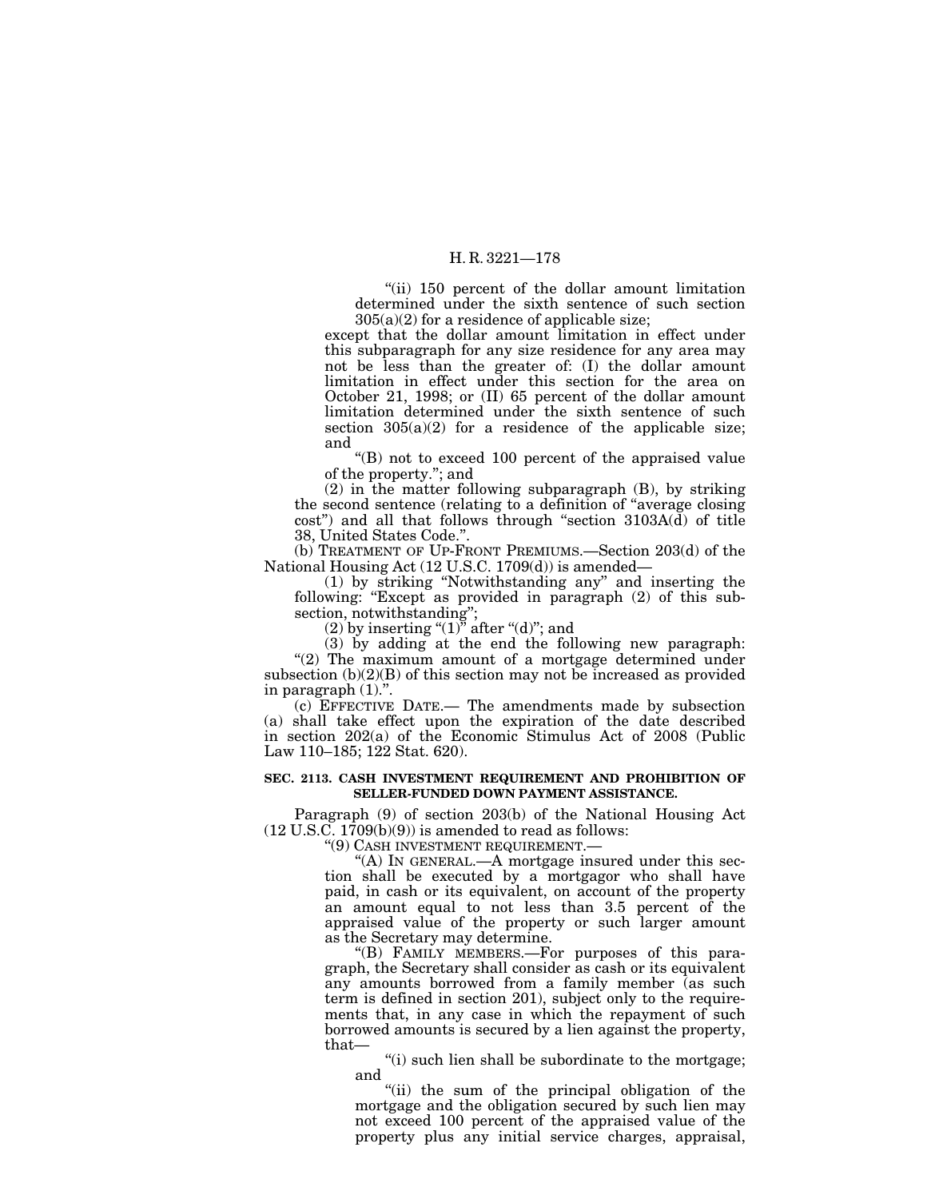"(ii) 150 percent of the dollar amount limitation determined under the sixth sentence of such section 305(a)(2) for a residence of applicable size;

except that the dollar amount limitation in effect under this subparagraph for any size residence for any area may not be less than the greater of: (I) the dollar amount limitation in effect under this section for the area on October 21, 1998; or (II) 65 percent of the dollar amount limitation determined under the sixth sentence of such section 305(a)(2) for a residence of the applicable size; and

"(B) not to exceed 100 percent of the appraised value of the property."; and

(2) in the matter following subparagraph (B), by striking the second sentence (relating to a definition of "average closing cost") and all that follows through "section 3103A(d) of title 38, United States Code.".

(b) TREATMENT OF UP-FRONT PREMIUMS.—Section 203(d) of the National Housing Act (12 U.S.C. 1709(d)) is amended—

(1) by striking "Notwithstanding any" and inserting the following: "Except as provided in paragraph (2) of this subsection, notwithstanding";

(2) by inserting "(1)" after "(d)"; and

(3) by adding at the end the following new paragraph: "(2) The maximum amount of a mortgage determined under subsection (b)(2)(B) of this section may not be increased as provided in paragraph (1).".

(c) EFFECTIVE DATE.— The amendments made by subsection (a) shall take effect upon the expiration of the date described in section 202(a) of the Economic Stimulus Act of 2008 (Public Law 110–185; 122 Stat. 620).

**SEC. 2113. CASH INVESTMENT REQUIREMENT AND PROHIBITION OF SELLER-FUNDED DOWN PAYMENT ASSISTANCE.**

Paragraph (9) of section 203(b) of the National Housing Act (12 U.S.C. 1709(b)(9)) is amended to read as follows:

"(9) CASH INVESTMENT REQUIREMENT.—

"(A) IN GENERAL.—A mortgage insured under this section shall be executed by a mortgagor who shall have paid, in cash or its equivalent, on account of the property an amount equal to not less than 3.5 percent of the appraised value of the property or such larger amount as the Secretary may determine.

"(B) FAMILY MEMBERS.—For purposes of this paragraph, the Secretary shall consider as cash or its equivalent any amounts borrowed from a family member (as such term is defined in section 201), subject only to the requirements that, in any case in which the repayment of such borrowed amounts is secured by a lien against the property, that—

"(i) such lien shall be subordinate to the mortgage; and

"(ii) the sum of the principal obligation of the mortgage and the obligation secured by such lien may not exceed 100 percent of the appraised value of the property plus any initial service charges, appraisal,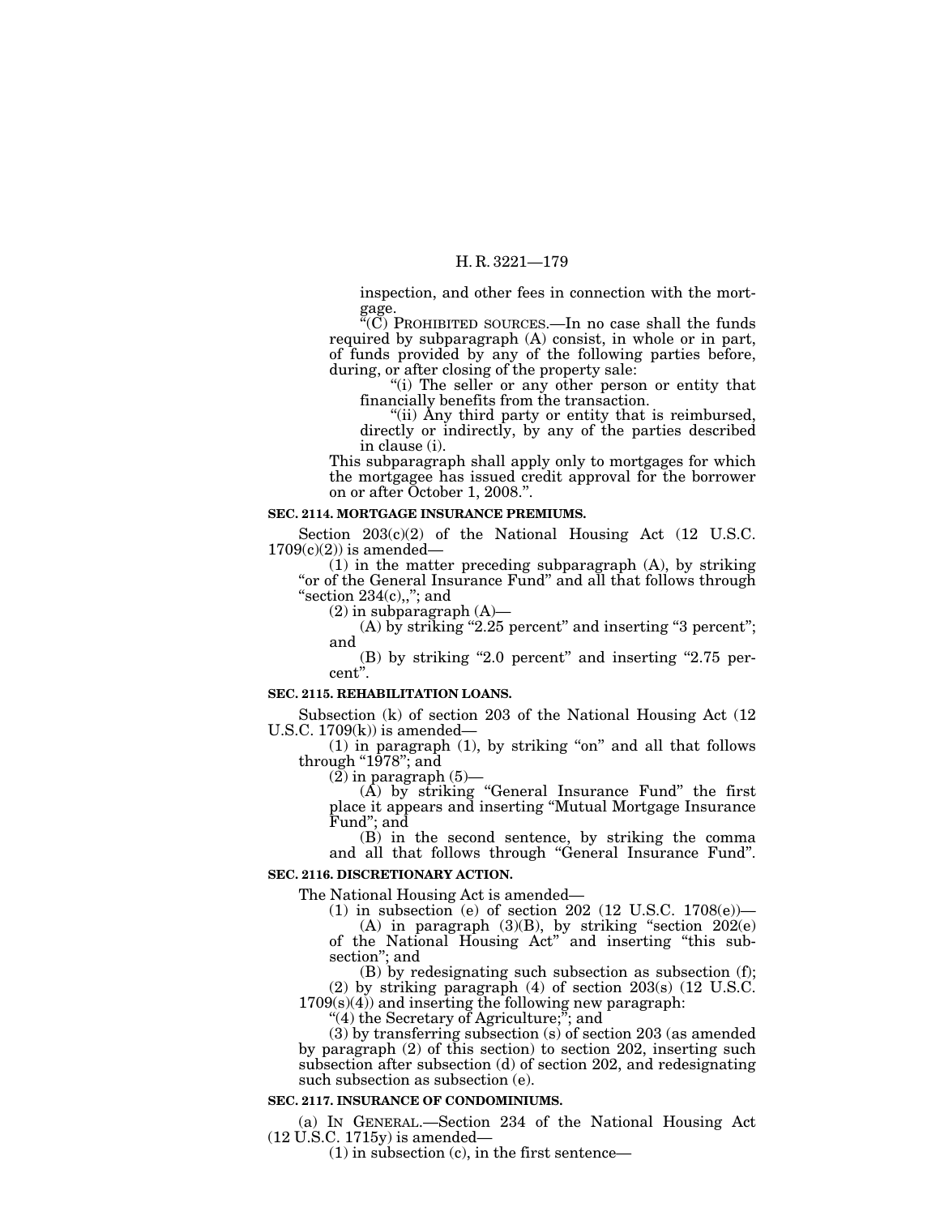inspection, and other fees in connection with the mortgage.

"(C) PROHIBITED SOURCES.—In no case shall the funds required by subparagraph (A) consist, in whole or in part, of funds provided by any of the following parties before, during, or after closing of the property sale:

"(i) The seller or any other person or entity that financially benefits from the transaction.

"(ii) Any third party or entity that is reimbursed, directly or indirectly, by any of the parties described in clause (i).

This subparagraph shall apply only to mortgages for which the mortgagee has issued credit approval for the borrower on or after October 1, 2008.".

**SEC. 2114. MORTGAGE INSURANCE PREMIUMS.**

Section 203(c)(2) of the National Housing Act (12 U.S.C. 1709(c)(2)) is amended—

(1) in the matter preceding subparagraph (A), by striking "or of the General Insurance Fund" and all that follows through "section 234(c),,"; and

(2) in subparagraph (A)—

(A) by striking "2.25 percent" and inserting "3 percent"; and

(B) by striking "2.0 percent" and inserting "2.75 percent".

**SEC. 2115. REHABILITATION LOANS.**

Subsection (k) of section 203 of the National Housing Act (12 U.S.C. 1709(k)) is amended—

(1) in paragraph (1), by striking "on" and all that follows through "1978"; and

(2) in paragraph (5)—

(A) by striking "General Insurance Fund" the first place it appears and inserting "Mutual Mortgage Insurance Fund"; and

(B) in the second sentence, by striking the comma and all that follows through "General Insurance Fund".

**SEC. 2116. DISCRETIONARY ACTION.**

The National Housing Act is amended—

(1) in subsection (e) of section 202 (12 U.S.C. 1708(e))—

(A) in paragraph (3)(B), by striking "section 202(e) of the National Housing Act" and inserting "this subsection"; and

(B) by redesignating such subsection as subsection (f);

(2) by striking paragraph (4) of section 203(s) (12 U.S.C. 1709(s)(4)) and inserting the following new paragraph:

"(4) the Secretary of Agriculture;"; and

(3) by transferring subsection (s) of section 203 (as amended by paragraph (2) of this section) to section 202, inserting such subsection after subsection (d) of section 202, and redesignating such subsection as subsection (e).

**SEC. 2117. INSURANCE OF CONDOMINIUMS.**

(a) IN GENERAL.—Section 234 of the National Housing Act (12 U.S.C. 1715y) is amended—

(1) in subsection (c), in the first sentence—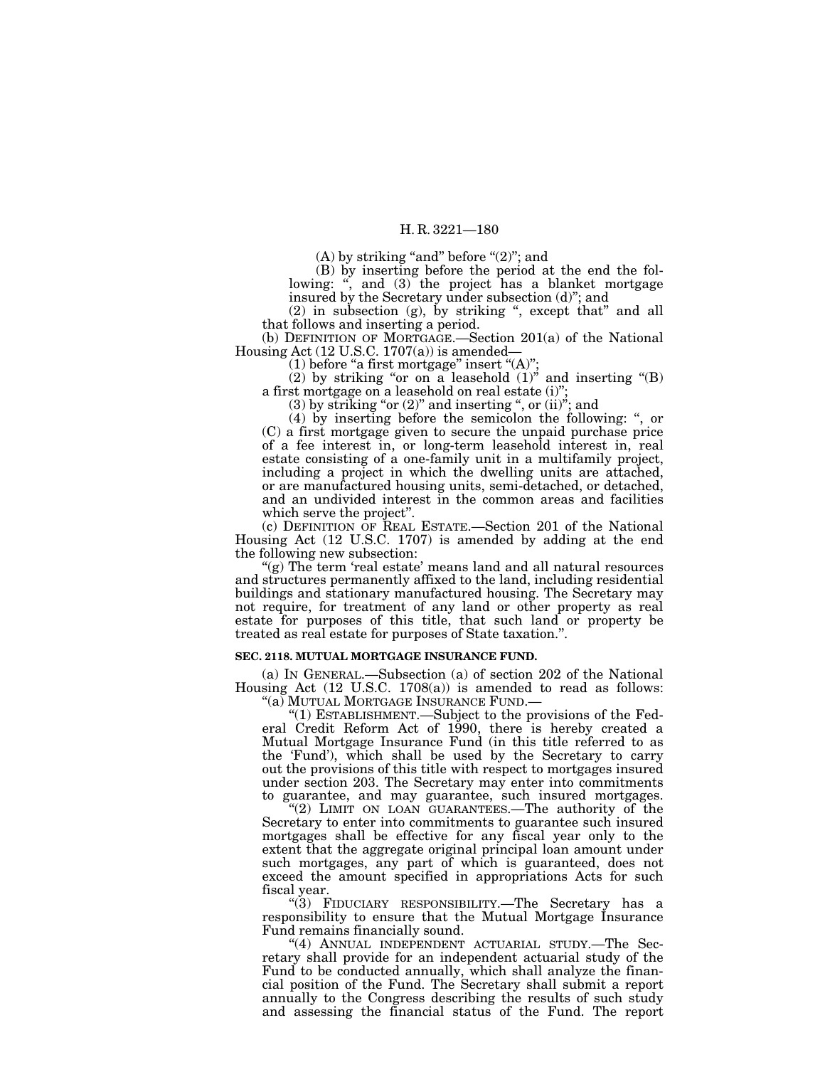(A) by striking "and" before "(2)"; and

(B) by inserting before the period at the end the following: ", and (3) the project has a blanket mortgage insured by the Secretary under subsection (d)"; and

(2) in subsection (g), by striking ", except that" and all that follows and inserting a period.

(b) DEFINITION OF MORTGAGE.—Section 201(a) of the National Housing Act (12 U.S.C. 1707(a)) is amended—

(1) before "a first mortgage" insert "(A)";

(2) by striking "or on a leasehold (1)" and inserting "(B) a first mortgage on a leasehold on real estate (i)";

(3) by striking "or (2)" and inserting ", or (ii)"; and

(4) by inserting before the semicolon the following: ", or (C) a first mortgage given to secure the unpaid purchase price of a fee interest in, or long-term leasehold interest in, real estate consisting of a one-family unit in a multifamily project, including a project in which the dwelling units are attached, or are manufactured housing units, semi-detached, or detached, and an undivided interest in the common areas and facilities which serve the project".

(c) DEFINITION OF REAL ESTATE.—Section 201 of the National Housing Act (12 U.S.C. 1707) is amended by adding at the end the following new subsection:

"(g) The term 'real estate' means land and all natural resources and structures permanently affixed to the land, including residential buildings and stationary manufactured housing. The Secretary may not require, for treatment of any land or other property as real estate for purposes of this title, that such land or property be treated as real estate for purposes of State taxation.".

**SEC. 2118. MUTUAL MORTGAGE INSURANCE FUND.**

(a) IN GENERAL.—Subsection (a) of section 202 of the National Housing Act (12 U.S.C. 1708(a)) is amended to read as follows:

"(a) MUTUAL MORTGAGE INSURANCE FUND.—

"(1) ESTABLISHMENT.—Subject to the provisions of the Federal Credit Reform Act of 1990, there is hereby created a Mutual Mortgage Insurance Fund (in this title referred to as the 'Fund'), which shall be used by the Secretary to carry out the provisions of this title with respect to mortgages insured under section 203. The Secretary may enter into commitments to guarantee, and may guarantee, such insured mortgages.

"(2) LIMIT ON LOAN GUARANTEES.—The authority of the Secretary to enter into commitments to guarantee such insured mortgages shall be effective for any fiscal year only to the extent that the aggregate original principal loan amount under such mortgages, any part of which is guaranteed, does not exceed the amount specified in appropriations Acts for such fiscal year.

"(3) FIDUCIARY RESPONSIBILITY.—The Secretary has a responsibility to ensure that the Mutual Mortgage Insurance Fund remains financially sound.

"(4) ANNUAL INDEPENDENT ACTUARIAL STUDY.—The Secretary shall provide for an independent actuarial study of the Fund to be conducted annually, which shall analyze the financial position of the Fund. The Secretary shall submit a report annually to the Congress describing the results of such study and assessing the financial status of the Fund. The report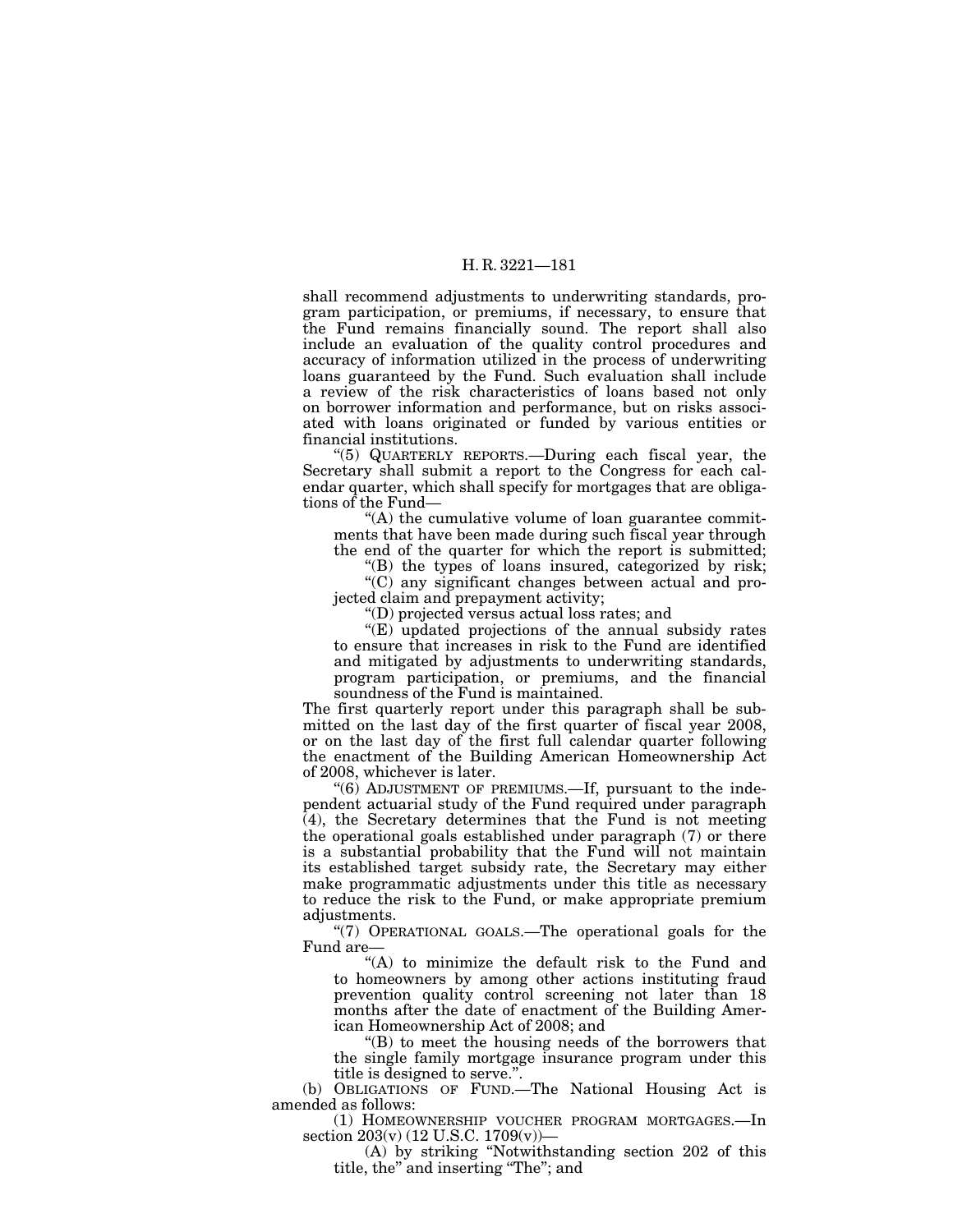shall recommend adjustments to underwriting standards, program participation, or premiums, if necessary, to ensure that the Fund remains financially sound. The report shall also include an evaluation of the quality control procedures and accuracy of information utilized in the process of underwriting loans guaranteed by the Fund. Such evaluation shall include a review of the risk characteristics of loans based not only on borrower information and performance, but on risks associated with loans originated or funded by various entities or financial institutions.

"(5) QUARTERLY REPORTS.—During each fiscal year, the Secretary shall submit a report to the Congress for each calendar quarter, which shall specify for mortgages that are obligations of the Fund—

"(A) the cumulative volume of loan guarantee commitments that have been made during such fiscal year through the end of the quarter for which the report is submitted;

"(B) the types of loans insured, categorized by risk;

"(C) any significant changes between actual and projected claim and prepayment activity;

"(D) projected versus actual loss rates; and

"(E) updated projections of the annual subsidy rates to ensure that increases in risk to the Fund are identified and mitigated by adjustments to underwriting standards, program participation, or premiums, and the financial soundness of the Fund is maintained.

The first quarterly report under this paragraph shall be submitted on the last day of the first quarter of fiscal year 2008, or on the last day of the first full calendar quarter following the enactment of the Building American Homeownership Act of 2008, whichever is later.

"(6) ADJUSTMENT OF PREMIUMS.—If, pursuant to the independent actuarial study of the Fund required under paragraph (4), the Secretary determines that the Fund is not meeting the operational goals established under paragraph (7) or there is a substantial probability that the Fund will not maintain its established target subsidy rate, the Secretary may either make programmatic adjustments under this title as necessary to reduce the risk to the Fund, or make appropriate premium adjustments.

"(7) OPERATIONAL GOALS.—The operational goals for the Fund are—

"(A) to minimize the default risk to the Fund and to homeowners by among other actions instituting fraud prevention quality control screening not later than 18 months after the date of enactment of the Building American Homeownership Act of 2008; and

"(B) to meet the housing needs of the borrowers that the single family mortgage insurance program under this title is designed to serve.".

(b) OBLIGATIONS OF FUND.—The National Housing Act is amended as follows:

(1) HOMEOWNERSHIP VOUCHER PROGRAM MORTGAGES.—In section 203(v) (12 U.S.C. 1709(v))—

(A) by striking "Notwithstanding section 202 of this title, the" and inserting "The"; and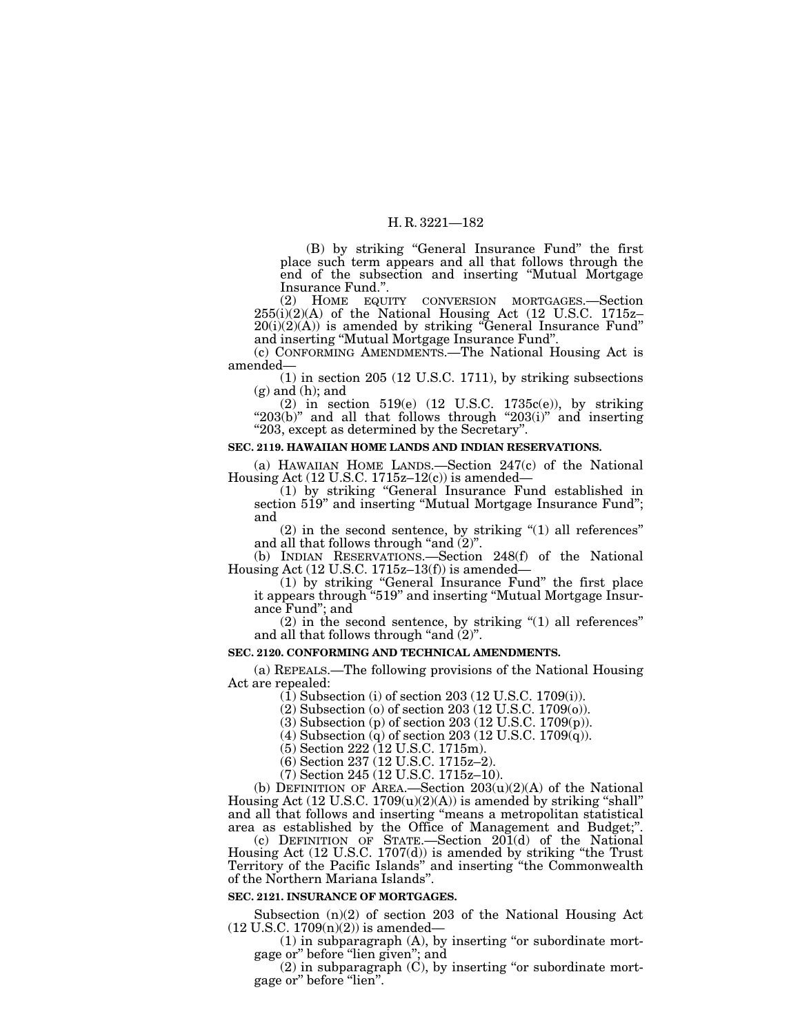(B) by striking "General Insurance Fund" the first place such term appears and all that follows through the end of the subsection and inserting "Mutual Mortgage Insurance Fund.".

(2) HOME EQUITY CONVERSION MORTGAGES.—Section 255(i)(2)(A) of the National Housing Act (12 U.S.C. 1715z–20(i)(2)(A)) is amended by striking "General Insurance Fund" and inserting "Mutual Mortgage Insurance Fund".

(c) CONFORMING AMENDMENTS.—The National Housing Act is amended—

(1) in section 205 (12 U.S.C. 1711), by striking subsections (g) and (h); and

(2) in section 519(e) (12 U.S.C. 1735c(e)), by striking "203(b)" and all that follows through "203(i)" and inserting "203, except as determined by the Secretary".

**SEC. 2119. HAWAIIAN HOME LANDS AND INDIAN RESERVATIONS.**

(a) HAWAIIAN HOME LANDS.—Section 247(c) of the National Housing Act (12 U.S.C. 1715z–12(c)) is amended—

(1) by striking "General Insurance Fund established in section 519" and inserting "Mutual Mortgage Insurance Fund"; and

(2) in the second sentence, by striking "(1) all references" and all that follows through "and (2)".

(b) INDIAN RESERVATIONS.—Section 248(f) of the National Housing Act (12 U.S.C. 1715z–13(f)) is amended—

(1) by striking "General Insurance Fund" the first place it appears through "519" and inserting "Mutual Mortgage Insurance Fund"; and

(2) in the second sentence, by striking "(1) all references" and all that follows through "and (2)".

**SEC. 2120. CONFORMING AND TECHNICAL AMENDMENTS.**

(a) REPEALS.—The following provisions of the National Housing Act are repealed:

(1) Subsection (i) of section 203 (12 U.S.C. 1709(i)).

(2) Subsection (o) of section 203 (12 U.S.C. 1709(o)).

(3) Subsection (p) of section 203 (12 U.S.C. 1709(p)).

(4) Subsection (q) of section 203 (12 U.S.C. 1709(q)).

(5) Section 222 (12 U.S.C. 1715m).

(6) Section 237 (12 U.S.C. 1715z–2).

(7) Section 245 (12 U.S.C. 1715z–10).

(b) DEFINITION OF AREA.—Section 203(u)(2)(A) of the National Housing Act (12 U.S.C. 1709(u)(2)(A)) is amended by striking "shall" and all that follows and inserting "means a metropolitan statistical area as established by the Office of Management and Budget;".

(c) DEFINITION OF STATE.—Section 201(d) of the National Housing Act (12 U.S.C. 1707(d)) is amended by striking "the Trust Territory of the Pacific Islands" and inserting "the Commonwealth of the Northern Mariana Islands".

**SEC. 2121. INSURANCE OF MORTGAGES.**

Subsection (n)(2) of section 203 of the National Housing Act (12 U.S.C. 1709(n)(2)) is amended—

(1) in subparagraph (A), by inserting "or subordinate mortgage or" before "lien given"; and

(2) in subparagraph (C), by inserting "or subordinate mortgage or" before "lien".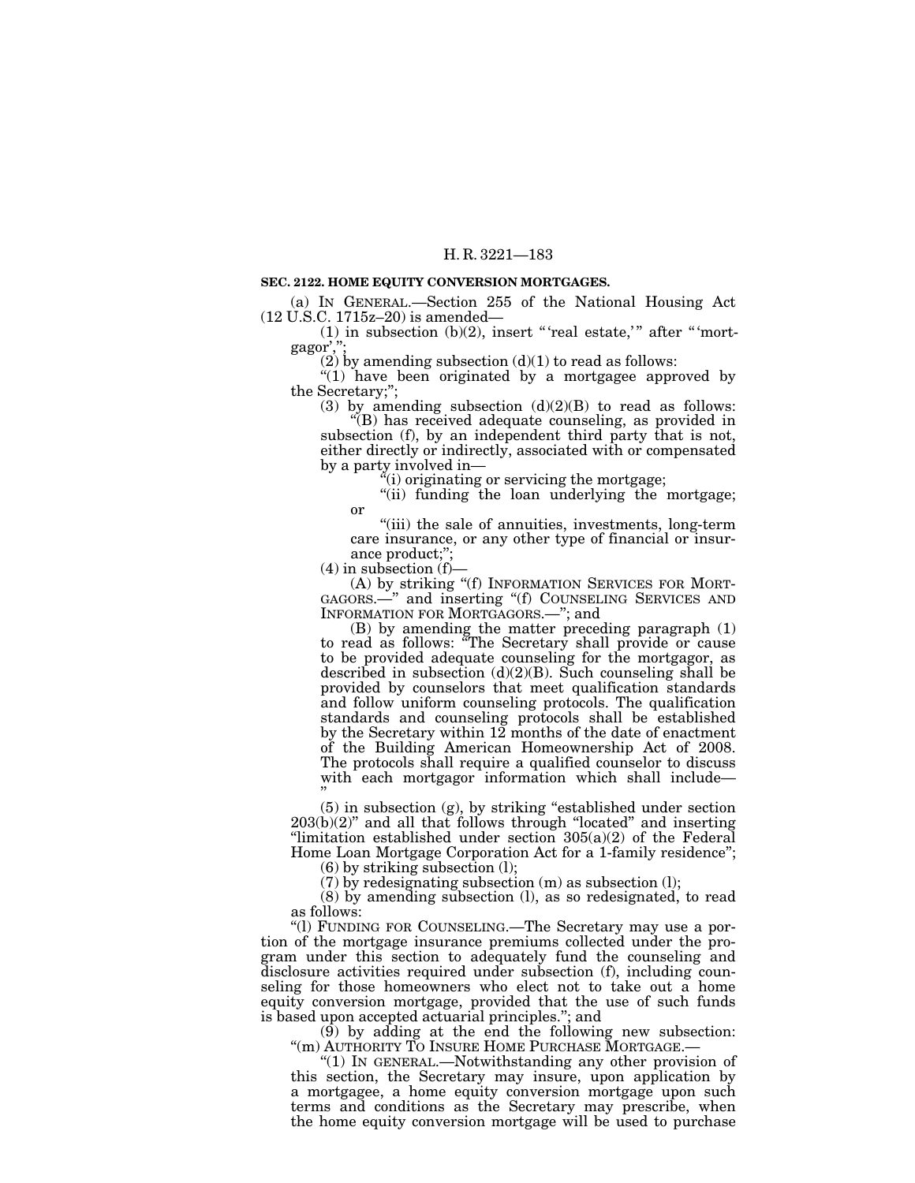**SEC. 2122. HOME EQUITY CONVERSION MORTGAGES.**

(a) IN GENERAL.—Section 255 of the National Housing Act (12 U.S.C. 1715z–20) is amended—

(1) in subsection (b)(2), insert " 'real estate,' " after " 'mortgagor',";

(2) by amending subsection (d)(1) to read as follows:

"(1) have been originated by a mortgagee approved by the Secretary;";

(3) by amending subsection (d)(2)(B) to read as follows:

"(B) has received adequate counseling, as provided in subsection (f), by an independent third party that is not, either directly or indirectly, associated with or compensated by a party involved in—

"(i) originating or servicing the mortgage;

"(ii) funding the loan underlying the mortgage; or

"(iii) the sale of annuities, investments, long-term care insurance, or any other type of financial or insurance product;";

(4) in subsection (f)—

(A) by striking "(f) INFORMATION SERVICES FOR MORTGAGORS.—" and inserting "(f) COUNSELING SERVICES AND INFORMATION FOR MORTGAGORS.—"; and

(B) by amending the matter preceding paragraph (1) to read as follows: "The Secretary shall provide or cause to be provided adequate counseling for the mortgagor, as described in subsection (d)(2)(B). Such counseling shall be provided by counselors that meet qualification standards and follow uniform counseling protocols. The qualification standards and counseling protocols shall be established by the Secretary within 12 months of the date of enactment of the Building American Homeownership Act of 2008. The protocols shall require a qualified counselor to discuss with each mortgagor information which shall include—"

(5) in subsection (g), by striking "established under section 203(b)(2)" and all that follows through "located" and inserting "limitation established under section 305(a)(2) of the Federal Home Loan Mortgage Corporation Act for a 1-family residence";

(6) by striking subsection (l);

(7) by redesignating subsection (m) as subsection (l);

(8) by amending subsection (l), as so redesignated, to read as follows:

"(l) FUNDING FOR COUNSELING.—The Secretary may use a portion of the mortgage insurance premiums collected under the program under this section to adequately fund the counseling and disclosure activities required under subsection (f), including counseling for those homeowners who elect not to take out a home equity conversion mortgage, provided that the use of such funds is based upon accepted actuarial principles."; and

(9) by adding at the end the following new subsection:

"(m) AUTHORITY TO INSURE HOME PURCHASE MORTGAGE.—

"(1) IN GENERAL.—Notwithstanding any other provision of this section, the Secretary may insure, upon application by a mortgagee, a home equity conversion mortgage upon such terms and conditions as the Secretary may prescribe, when the home equity conversion mortgage will be used to purchase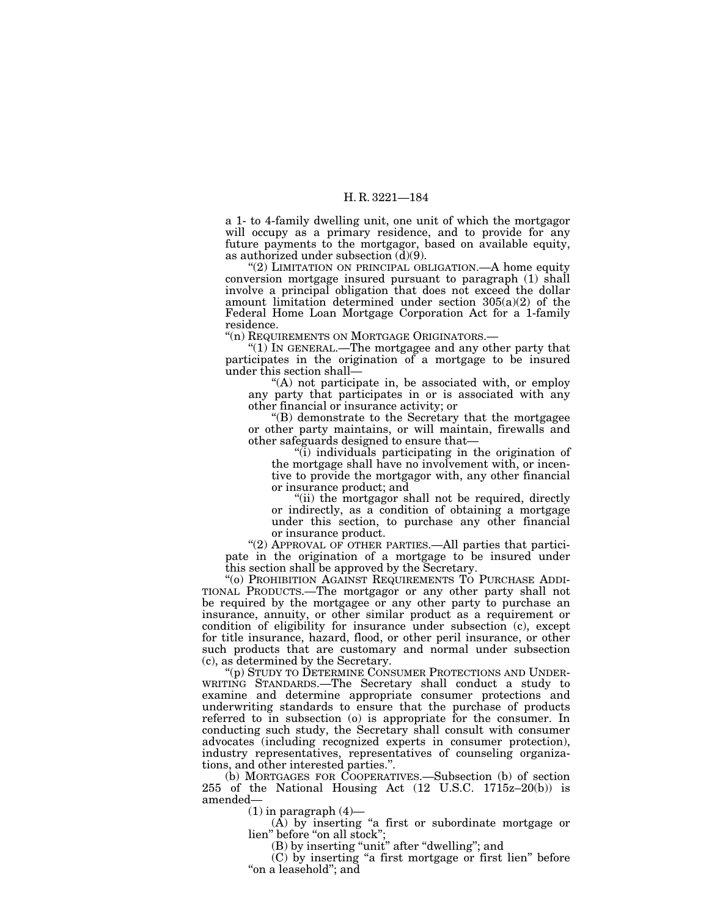a 1- to 4-family dwelling unit, one unit of which the mortgagor will occupy as a primary residence, and to provide for any future payments to the mortgagor, based on available equity, as authorized under subsection (d)(9).

"(2) LIMITATION ON PRINCIPAL OBLIGATION.—A home equity conversion mortgage insured pursuant to paragraph (1) shall involve a principal obligation that does not exceed the dollar amount limitation determined under section 305(a)(2) of the Federal Home Loan Mortgage Corporation Act for a 1-family residence.

"(n) REQUIREMENTS ON MORTGAGE ORIGINATORS.—

"(1) IN GENERAL.—The mortgagee and any other party that participates in the origination of a mortgage to be insured under this section shall—

"(A) not participate in, be associated with, or employ any party that participates in or is associated with any other financial or insurance activity; or

"(B) demonstrate to the Secretary that the mortgagee or other party maintains, or will maintain, firewalls and other safeguards designed to ensure that—

"(i) individuals participating in the origination of the mortgage shall have no involvement with, or incentive to provide the mortgagor with, any other financial or insurance product; and

"(ii) the mortgagor shall not be required, directly or indirectly, as a condition of obtaining a mortgage under this section, to purchase any other financial or insurance product.

"(2) APPROVAL OF OTHER PARTIES.—All parties that participate in the origination of a mortgage to be insured under this section shall be approved by the Secretary.

"(o) PROHIBITION AGAINST REQUIREMENTS TO PURCHASE ADDITIONAL PRODUCTS.—The mortgagor or any other party shall not be required by the mortgagee or any other party to purchase an insurance, annuity, or other similar product as a requirement or condition of eligibility for insurance under subsection (c), except for title insurance, hazard, flood, or other peril insurance, or other such products that are customary and normal under subsection (c), as determined by the Secretary.

"(p) STUDY TO DETERMINE CONSUMER PROTECTIONS AND UNDERWRITING STANDARDS.—The Secretary shall conduct a study to examine and determine appropriate consumer protections and underwriting standards to ensure that the purchase of products referred to in subsection (o) is appropriate for the consumer. In conducting such study, the Secretary shall consult with consumer advocates (including recognized experts in consumer protection), industry representatives, representatives of counseling organizations, and other interested parties.".

(b) MORTGAGES FOR COOPERATIVES.—Subsection (b) of section 255 of the National Housing Act (12 U.S.C. 1715z–20(b)) is amended—

(1) in paragraph (4)—

(A) by inserting "a first or subordinate mortgage or lien" before "on all stock";

(B) by inserting "unit" after "dwelling"; and

(C) by inserting "a first mortgage or first lien" before "on a leasehold"; and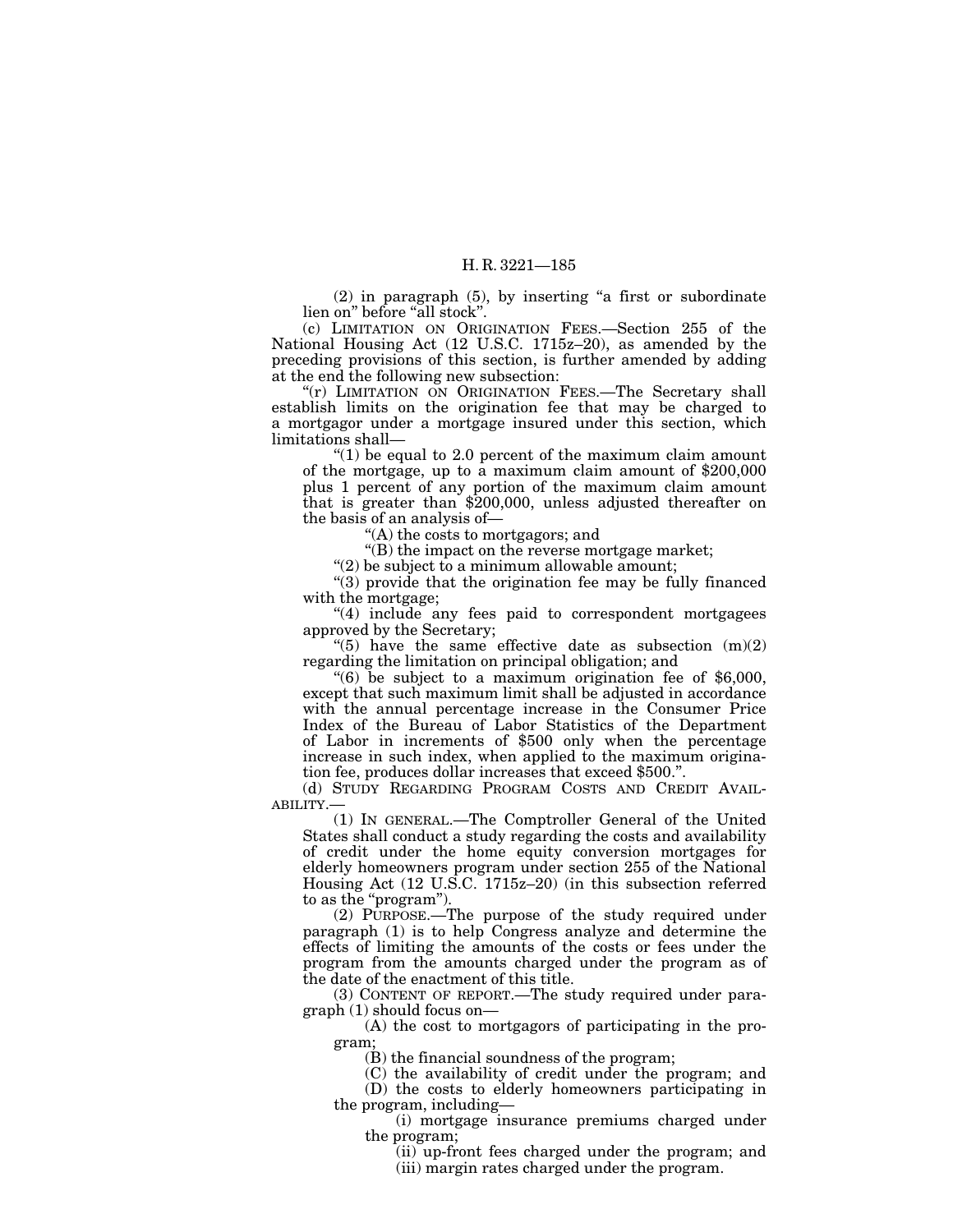(2) in paragraph (5), by inserting "a first or subordinate lien on" before "all stock".

(c) LIMITATION ON ORIGINATION FEES.—Section 255 of the National Housing Act (12 U.S.C. 1715z–20), as amended by the preceding provisions of this section, is further amended by adding at the end the following new subsection:

"(r) LIMITATION ON ORIGINATION FEES.—The Secretary shall establish limits on the origination fee that may be charged to a mortgagor under a mortgage insured under this section, which limitations shall—

"(1) be equal to 2.0 percent of the maximum claim amount of the mortgage, up to a maximum claim amount of $200,000 plus 1 percent of any portion of the maximum claim amount that is greater than $200,000, unless adjusted thereafter on the basis of an analysis of—

"(A) the costs to mortgagors; and

"(B) the impact on the reverse mortgage market;

"(2) be subject to a minimum allowable amount;

"(3) provide that the origination fee may be fully financed with the mortgage;

"(4) include any fees paid to correspondent mortgagees approved by the Secretary;

"(5) have the same effective date as subsection (m)(2) regarding the limitation on principal obligation; and

"(6) be subject to a maximum origination fee of $6,000, except that such maximum limit shall be adjusted in accordance with the annual percentage increase in the Consumer Price Index of the Bureau of Labor Statistics of the Department of Labor in increments of $500 only when the percentage increase in such index, when applied to the maximum origination fee, produces dollar increases that exceed $500.".

(d) STUDY REGARDING PROGRAM COSTS AND CREDIT AVAILABILITY.—

(1) IN GENERAL.—The Comptroller General of the United States shall conduct a study regarding the costs and availability of credit under the home equity conversion mortgages for elderly homeowners program under section 255 of the National Housing Act (12 U.S.C. 1715z–20) (in this subsection referred to as the "program").

(2) PURPOSE.—The purpose of the study required under paragraph (1) is to help Congress analyze and determine the effects of limiting the amounts of the costs or fees under the program from the amounts charged under the program as of the date of the enactment of this title.

(3) CONTENT OF REPORT.—The study required under paragraph (1) should focus on—

(A) the cost to mortgagors of participating in the program;

(B) the financial soundness of the program;

(C) the availability of credit under the program; and

(D) the costs to elderly homeowners participating in the program, including—

(i) mortgage insurance premiums charged under the program;

(ii) up-front fees charged under the program; and

(iii) margin rates charged under the program.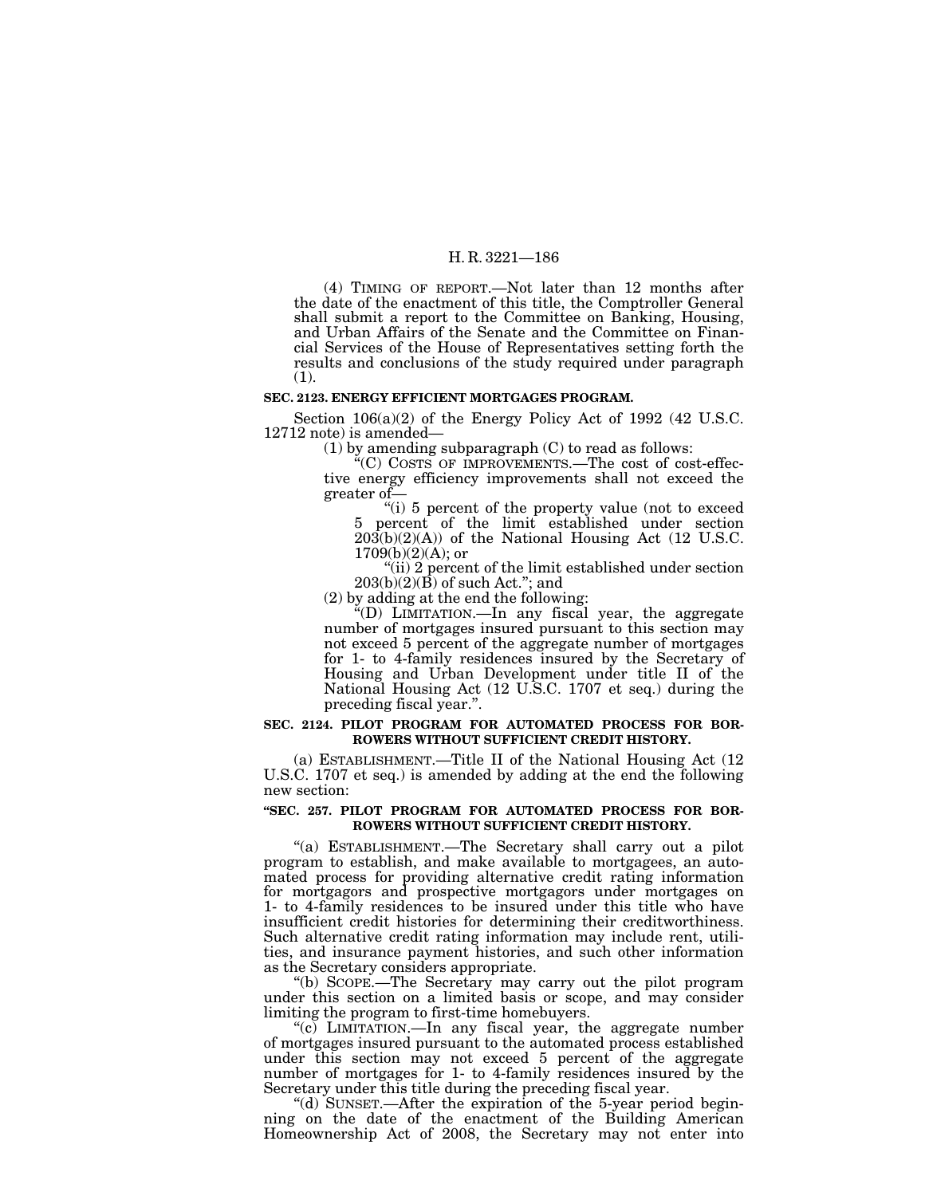(4) TIMING OF REPORT.—Not later than 12 months after the date of the enactment of this title, the Comptroller General shall submit a report to the Committee on Banking, Housing, and Urban Affairs of the Senate and the Committee on Financial Services of the House of Representatives setting forth the results and conclusions of the study required under paragraph (1).

**SEC. 2123. ENERGY EFFICIENT MORTGAGES PROGRAM.**

Section 106(a)(2) of the Energy Policy Act of 1992 (42 U.S.C. 12712 note) is amended—

(1) by amending subparagraph (C) to read as follows:

"(C) COSTS OF IMPROVEMENTS.—The cost of cost-effective energy efficiency improvements shall not exceed the greater of—

"(i) 5 percent of the property value (not to exceed 5 percent of the limit established under section 203(b)(2)(A)) of the National Housing Act (12 U.S.C. 1709(b)(2)(A); or

"(ii) 2 percent of the limit established under section 203(b)(2)(B) of such Act."; and

(2) by adding at the end the following:

"(D) LIMITATION.—In any fiscal year, the aggregate number of mortgages insured pursuant to this section may not exceed 5 percent of the aggregate number of mortgages for 1- to 4-family residences insured by the Secretary of Housing and Urban Development under title II of the National Housing Act (12 U.S.C. 1707 et seq.) during the preceding fiscal year.".

**SEC. 2124. PILOT PROGRAM FOR AUTOMATED PROCESS FOR BORROWERS WITHOUT SUFFICIENT CREDIT HISTORY.**

(a) ESTABLISHMENT.—Title II of the National Housing Act (12 U.S.C. 1707 et seq.) is amended by adding at the end the following new section:

**"SEC. 257. PILOT PROGRAM FOR AUTOMATED PROCESS FOR BORROWERS WITHOUT SUFFICIENT CREDIT HISTORY.**

"(a) ESTABLISHMENT.—The Secretary shall carry out a pilot program to establish, and make available to mortgagees, an automated process for providing alternative credit rating information for mortgagors and prospective mortgagors under mortgages on 1- to 4-family residences to be insured under this title who have insufficient credit histories for determining their creditworthiness. Such alternative credit rating information may include rent, utilities, and insurance payment histories, and such other information as the Secretary considers appropriate.

"(b) SCOPE.—The Secretary may carry out the pilot program under this section on a limited basis or scope, and may consider limiting the program to first-time homebuyers.

"(c) LIMITATION.—In any fiscal year, the aggregate number of mortgages insured pursuant to the automated process established under this section may not exceed 5 percent of the aggregate number of mortgages for 1- to 4-family residences insured by the Secretary under this title during the preceding fiscal year.

"(d) SUNSET.—After the expiration of the 5-year period beginning on the date of the enactment of the Building American Homeownership Act of 2008, the Secretary may not enter into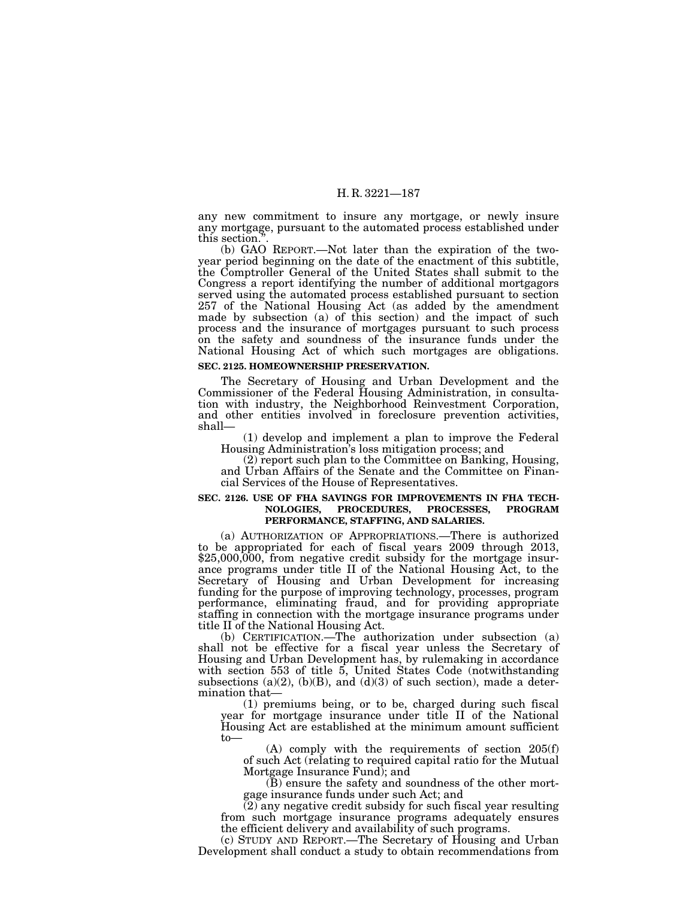any new commitment to insure any mortgage, or newly insure any mortgage, pursuant to the automated process established under this section.''.

(b) GAO REPORT.—Not later than the expiration of the two-year period beginning on the date of the enactment of this subtitle, the Comptroller General of the United States shall submit to the Congress a report identifying the number of additional mortgagors served using the automated process established pursuant to section 257 of the National Housing Act (as added by the amendment made by subsection (a) of this section) and the impact of such process and the insurance of mortgages pursuant to such process on the safety and soundness of the insurance funds under the National Housing Act of which such mortgages are obligations.

**SEC. 2125. HOMEOWNERSHIP PRESERVATION.**

The Secretary of Housing and Urban Development and the Commissioner of the Federal Housing Administration, in consultation with industry, the Neighborhood Reinvestment Corporation, and other entities involved in foreclosure prevention activities, shall—

(1) develop and implement a plan to improve the Federal Housing Administration's loss mitigation process; and

(2) report such plan to the Committee on Banking, Housing, and Urban Affairs of the Senate and the Committee on Financial Services of the House of Representatives.

**SEC. 2126. USE OF FHA SAVINGS FOR IMPROVEMENTS IN FHA TECHNOLOGIES, PROCEDURES, PROCESSES, PROGRAM PERFORMANCE, STAFFING, AND SALARIES.**

(a) AUTHORIZATION OF APPROPRIATIONS.—There is authorized to be appropriated for each of fiscal years 2009 through 2013, $25,000,000, from negative credit subsidy for the mortgage insurance programs under title II of the National Housing Act, to the Secretary of Housing and Urban Development for increasing funding for the purpose of improving technology, processes, program performance, eliminating fraud, and for providing appropriate staffing in connection with the mortgage insurance programs under title II of the National Housing Act.

(b) CERTIFICATION.—The authorization under subsection (a) shall not be effective for a fiscal year unless the Secretary of Housing and Urban Development has, by rulemaking in accordance with section 553 of title 5, United States Code (notwithstanding subsections (a)(2), (b)(B), and (d)(3) of such section), made a determination that—

(1) premiums being, or to be, charged during such fiscal year for mortgage insurance under title II of the National Housing Act are established at the minimum amount sufficient to—

(A) comply with the requirements of section 205(f) of such Act (relating to required capital ratio for the Mutual Mortgage Insurance Fund); and

(B) ensure the safety and soundness of the other mortgage insurance funds under such Act; and

(2) any negative credit subsidy for such fiscal year resulting from such mortgage insurance programs adequately ensures the efficient delivery and availability of such programs.

(c) STUDY AND REPORT.—The Secretary of Housing and Urban Development shall conduct a study to obtain recommendations from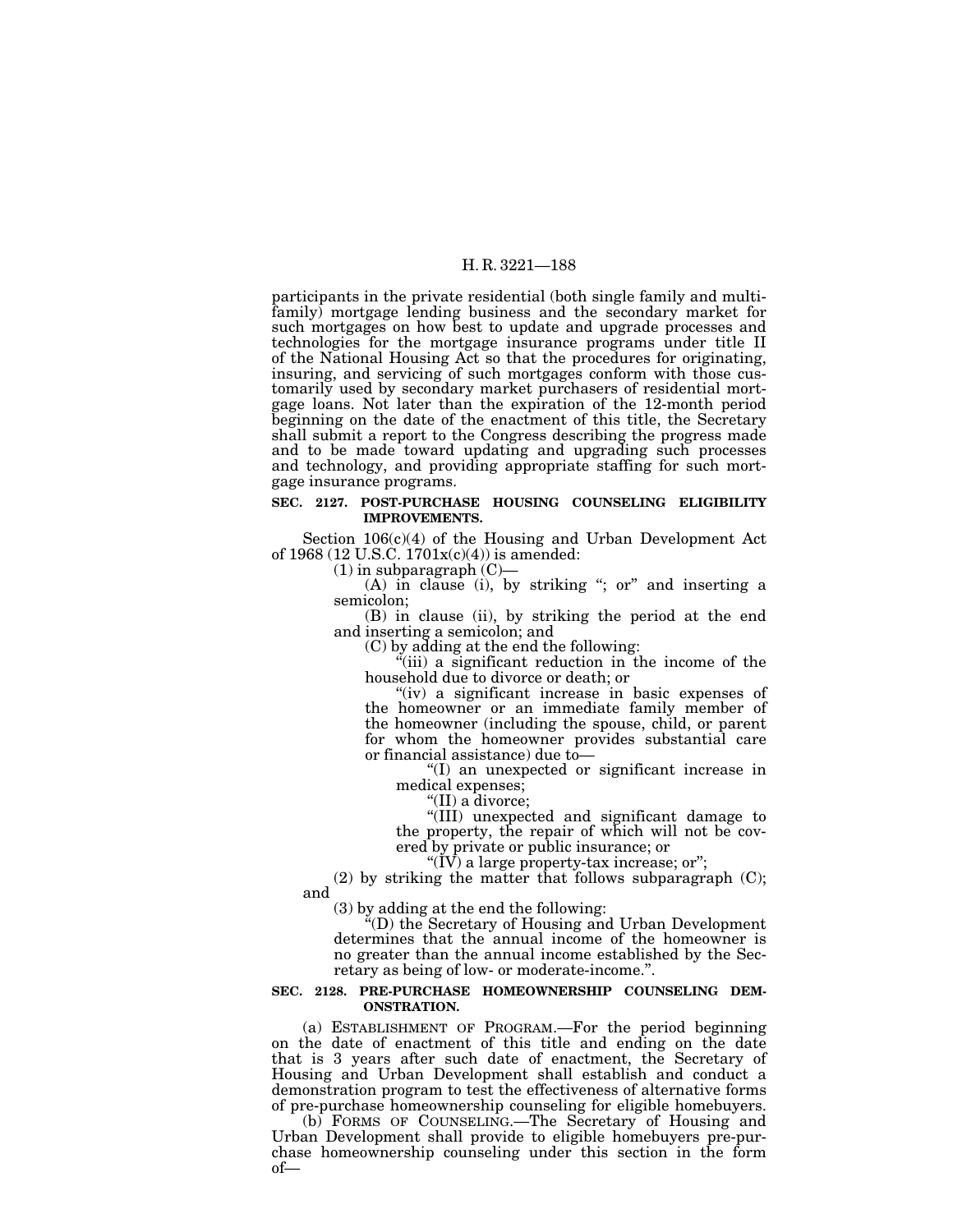participants in the private residential (both single family and multifamily) mortgage lending business and the secondary market for such mortgages on how best to update and upgrade processes and technologies for the mortgage insurance programs under title II of the National Housing Act so that the procedures for originating, insuring, and servicing of such mortgages conform with those customarily used by secondary market purchasers of residential mortgage loans. Not later than the expiration of the 12-month period beginning on the date of the enactment of this title, the Secretary shall submit a report to the Congress describing the progress made and to be made toward updating and upgrading such processes and technology, and providing appropriate staffing for such mortgage insurance programs.

**SEC. 2127. POST-PURCHASE HOUSING COUNSELING ELIGIBILITY IMPROVEMENTS.**

Section 106(c)(4) of the Housing and Urban Development Act of 1968 (12 U.S.C. 1701x(c)(4)) is amended:

(1) in subparagraph (C)—

(A) in clause (i), by striking "; or" and inserting a semicolon;

(B) in clause (ii), by striking the period at the end and inserting a semicolon; and

(C) by adding at the end the following:

"(iii) a significant reduction in the income of the household due to divorce or death; or

"(iv) a significant increase in basic expenses of the homeowner or an immediate family member of the homeowner (including the spouse, child, or parent for whom the homeowner provides substantial care or financial assistance) due to—

"(I) an unexpected or significant increase in medical expenses;

"(II) a divorce;

"(III) unexpected and significant damage to the property, the repair of which will not be covered by private or public insurance; or

"(IV) a large property-tax increase; or";

(2) by striking the matter that follows subparagraph (C); and

(3) by adding at the end the following:

"(D) the Secretary of Housing and Urban Development determines that the annual income of the homeowner is no greater than the annual income established by the Secretary as being of low- or moderate-income.".

**SEC. 2128. PRE-PURCHASE HOMEOWNERSHIP COUNSELING DEMONSTRATION.**

(a) ESTABLISHMENT OF PROGRAM.—For the period beginning on the date of enactment of this title and ending on the date that is 3 years after such date of enactment, the Secretary of Housing and Urban Development shall establish and conduct a demonstration program to test the effectiveness of alternative forms of pre-purchase homeownership counseling for eligible homebuyers.

(b) FORMS OF COUNSELING.—The Secretary of Housing and Urban Development shall provide to eligible homebuyers pre-purchase homeownership counseling under this section in the form of—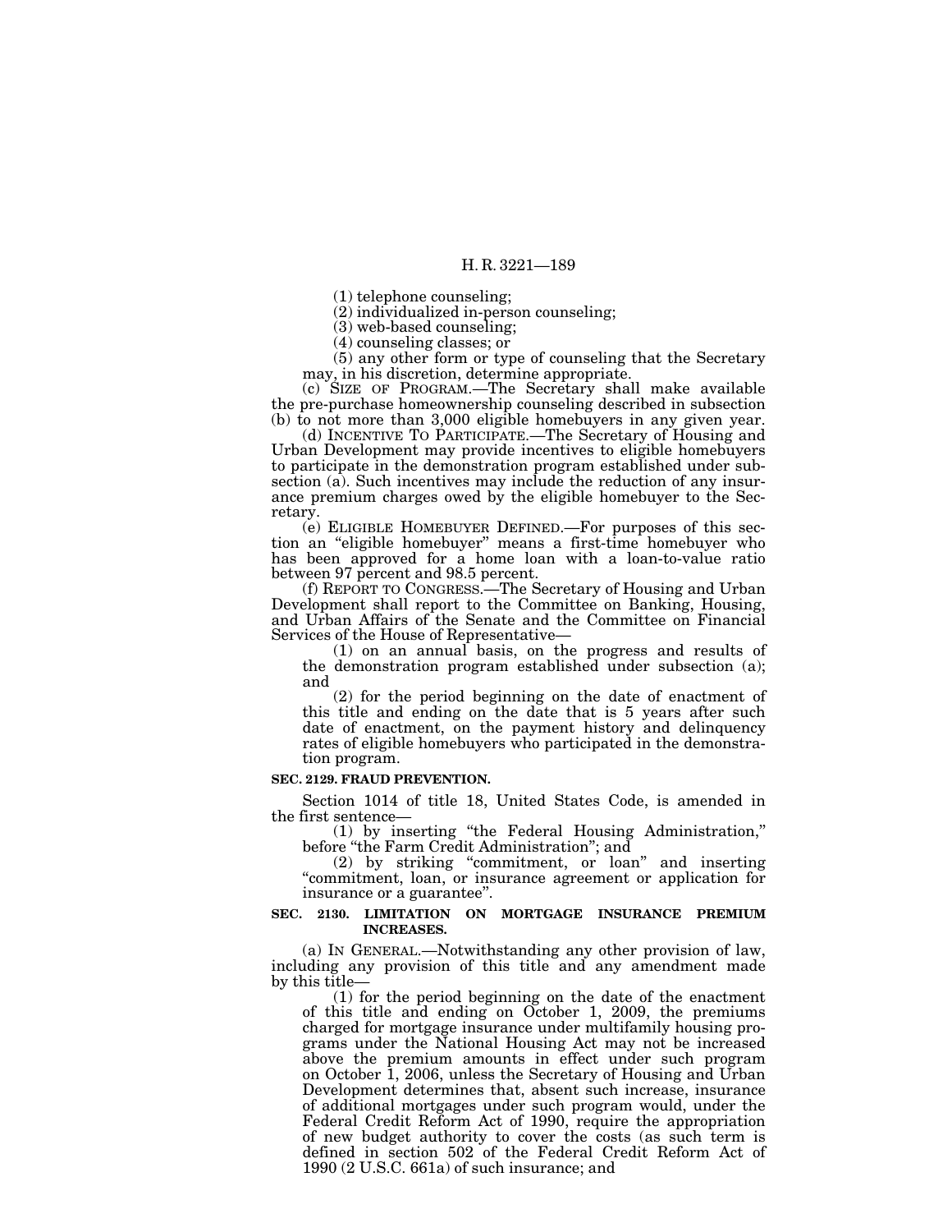(1) telephone counseling;

(2) individualized in-person counseling;

(3) web-based counseling;

(4) counseling classes; or

(5) any other form or type of counseling that the Secretary may, in his discretion, determine appropriate.

(c) SIZE OF PROGRAM.—The Secretary shall make available the pre-purchase homeownership counseling described in subsection (b) to not more than 3,000 eligible homebuyers in any given year.

(d) INCENTIVE TO PARTICIPATE.—The Secretary of Housing and Urban Development may provide incentives to eligible homebuyers to participate in the demonstration program established under subsection (a). Such incentives may include the reduction of any insurance premium charges owed by the eligible homebuyer to the Secretary.

(e) ELIGIBLE HOMEBUYER DEFINED.—For purposes of this section an "eligible homebuyer" means a first-time homebuyer who has been approved for a home loan with a loan-to-value ratio between 97 percent and 98.5 percent.

(f) REPORT TO CONGRESS.—The Secretary of Housing and Urban Development shall report to the Committee on Banking, Housing, and Urban Affairs of the Senate and the Committee on Financial Services of the House of Representative—

(1) on an annual basis, on the progress and results of the demonstration program established under subsection (a); and

(2) for the period beginning on the date of enactment of this title and ending on the date that is 5 years after such date of enactment, on the payment history and delinquency rates of eligible homebuyers who participated in the demonstration program.

**SEC. 2129. FRAUD PREVENTION.**

Section 1014 of title 18, United States Code, is amended in the first sentence—

(1) by inserting "the Federal Housing Administration," before "the Farm Credit Administration"; and

(2) by striking "commitment, or loan" and inserting "commitment, loan, or insurance agreement or application for insurance or a guarantee".

**SEC. 2130. LIMITATION ON MORTGAGE INSURANCE PREMIUM INCREASES.**

(a) IN GENERAL.—Notwithstanding any other provision of law, including any provision of this title and any amendment made by this title—

(1) for the period beginning on the date of the enactment of this title and ending on October 1, 2009, the premiums charged for mortgage insurance under multifamily housing programs under the National Housing Act may not be increased above the premium amounts in effect under such program on October 1, 2006, unless the Secretary of Housing and Urban Development determines that, absent such increase, insurance of additional mortgages under such program would, under the Federal Credit Reform Act of 1990, require the appropriation of new budget authority to cover the costs (as such term is defined in section 502 of the Federal Credit Reform Act of 1990 (2 U.S.C. 661a) of such insurance; and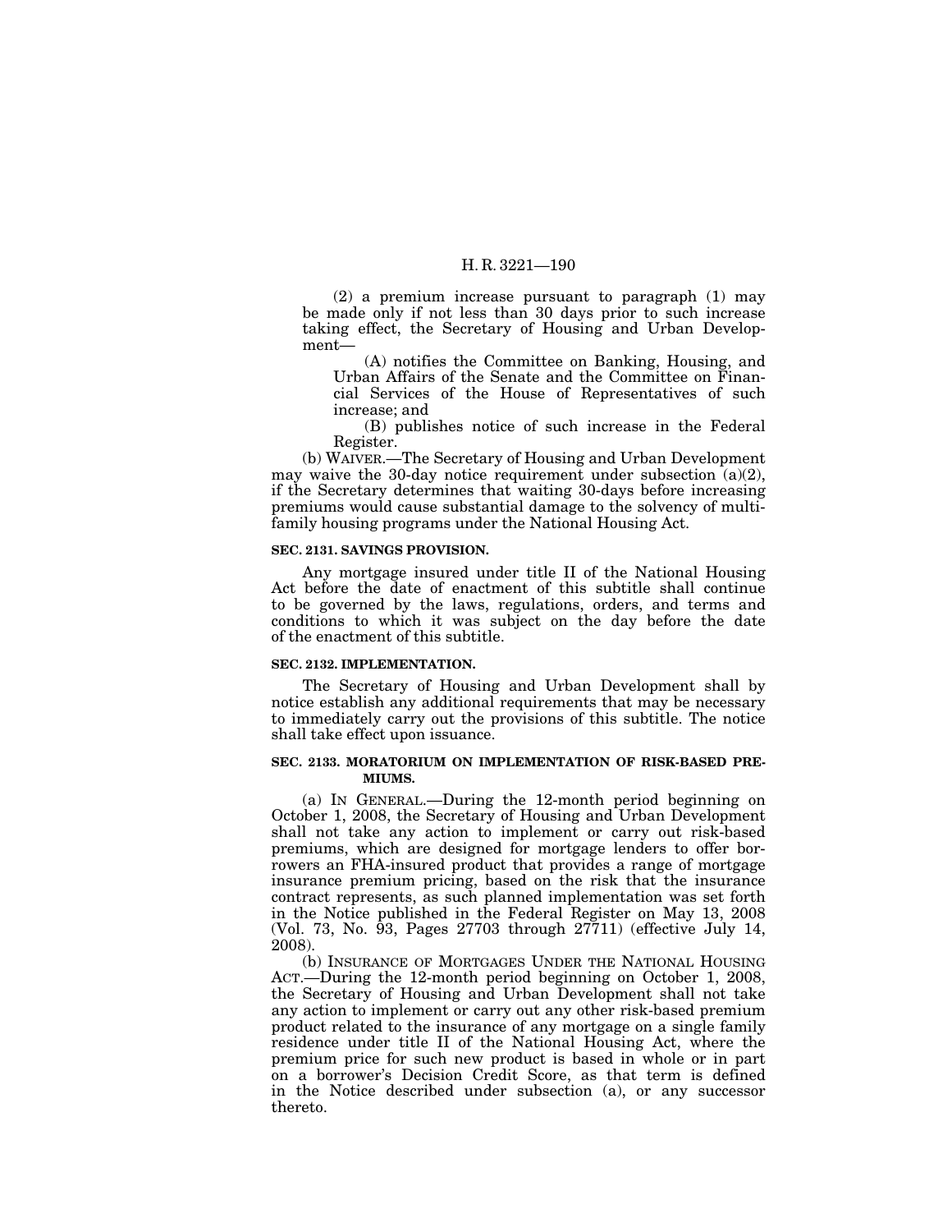(2) a premium increase pursuant to paragraph (1) may be made only if not less than 30 days prior to such increase taking effect, the Secretary of Housing and Urban Development—

(A) notifies the Committee on Banking, Housing, and Urban Affairs of the Senate and the Committee on Financial Services of the House of Representatives of such increase; and

(B) publishes notice of such increase in the Federal Register.

(b) WAIVER.—The Secretary of Housing and Urban Development may waive the 30-day notice requirement under subsection (a)(2), if the Secretary determines that waiting 30-days before increasing premiums would cause substantial damage to the solvency of multifamily housing programs under the National Housing Act.

**SEC. 2131. SAVINGS PROVISION.**

Any mortgage insured under title II of the National Housing Act before the date of enactment of this subtitle shall continue to be governed by the laws, regulations, orders, and terms and conditions to which it was subject on the day before the date of the enactment of this subtitle.

**SEC. 2132. IMPLEMENTATION.**

The Secretary of Housing and Urban Development shall by notice establish any additional requirements that may be necessary to immediately carry out the provisions of this subtitle. The notice shall take effect upon issuance.

**SEC. 2133. MORATORIUM ON IMPLEMENTATION OF RISK-BASED PREMIUMS.**

(a) IN GENERAL.—During the 12-month period beginning on October 1, 2008, the Secretary of Housing and Urban Development shall not take any action to implement or carry out risk-based premiums, which are designed for mortgage lenders to offer borrowers an FHA-insured product that provides a range of mortgage insurance premium pricing, based on the risk that the insurance contract represents, as such planned implementation was set forth in the Notice published in the Federal Register on May 13, 2008 (Vol. 73, No. 93, Pages 27703 through 27711) (effective July 14, 2008).

(b) INSURANCE OF MORTGAGES UNDER THE NATIONAL HOUSING ACT.—During the 12-month period beginning on October 1, 2008, the Secretary of Housing and Urban Development shall not take any action to implement or carry out any other risk-based premium product related to the insurance of any mortgage on a single family residence under title II of the National Housing Act, where the premium price for such new product is based in whole or in part on a borrower's Decision Credit Score, as that term is defined in the Notice described under subsection (a), or any successor thereto.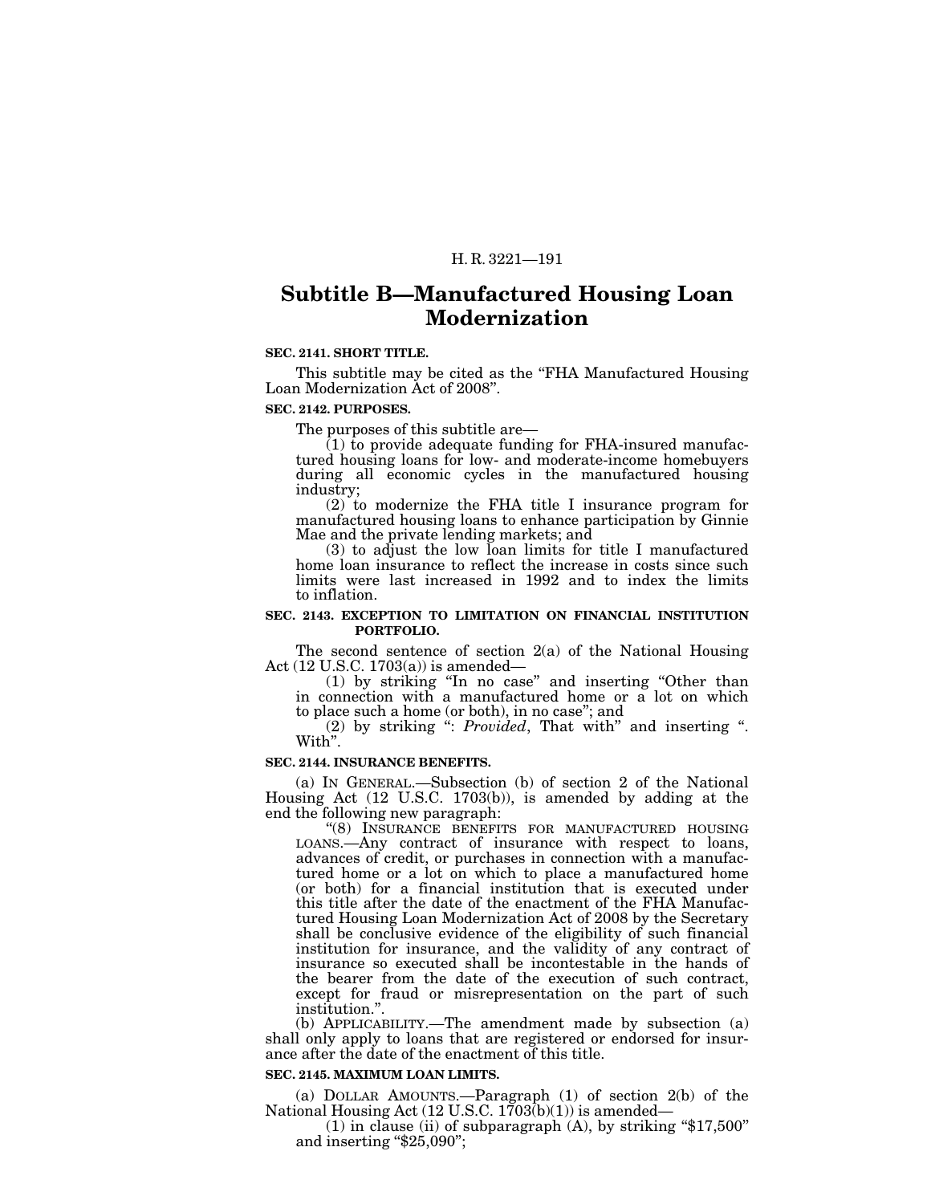## Subtitle B—Manufactured Housing Loan Modernization

**SEC. 2141. SHORT TITLE.**

This subtitle may be cited as the "FHA Manufactured Housing Loan Modernization Act of 2008".

**SEC. 2142. PURPOSES.**

The purposes of this subtitle are—

(1) to provide adequate funding for FHA-insured manufactured housing loans for low- and moderate-income homebuyers during all economic cycles in the manufactured housing industry;

(2) to modernize the FHA title I insurance program for manufactured housing loans to enhance participation by Ginnie Mae and the private lending markets; and

(3) to adjust the low loan limits for title I manufactured home loan insurance to reflect the increase in costs since such limits were last increased in 1992 and to index the limits to inflation.

**SEC. 2143. EXCEPTION TO LIMITATION ON FINANCIAL INSTITUTION PORTFOLIO.**

The second sentence of section 2(a) of the National Housing Act (12 U.S.C. 1703(a)) is amended—

(1) by striking "In no case" and inserting "Other than in connection with a manufactured home or a lot on which to place such a home (or both), in no case"; and

(2) by striking ": *Provided*, That with" and inserting ". With".

**SEC. 2144. INSURANCE BENEFITS.**

(a) IN GENERAL.—Subsection (b) of section 2 of the National Housing Act (12 U.S.C. 1703(b)), is amended by adding at the end the following new paragraph:

"(8) INSURANCE BENEFITS FOR MANUFACTURED HOUSING LOANS.—Any contract of insurance with respect to loans, advances of credit, or purchases in connection with a manufactured home or a lot on which to place a manufactured home (or both) for a financial institution that is executed under this title after the date of the enactment of the FHA Manufactured Housing Loan Modernization Act of 2008 by the Secretary shall be conclusive evidence of the eligibility of such financial institution for insurance, and the validity of any contract of insurance so executed shall be incontestable in the hands of the bearer from the date of the execution of such contract, except for fraud or misrepresentation on the part of such institution.".

(b) APPLICABILITY.—The amendment made by subsection (a) shall only apply to loans that are registered or endorsed for insurance after the date of the enactment of this title.

**SEC. 2145. MAXIMUM LOAN LIMITS.**

(a) DOLLAR AMOUNTS.—Paragraph (1) of section 2(b) of the National Housing Act (12 U.S.C. 1703(b)(1)) is amended—

(1) in clause (ii) of subparagraph (A), by striking "$17,500" and inserting "$25,090";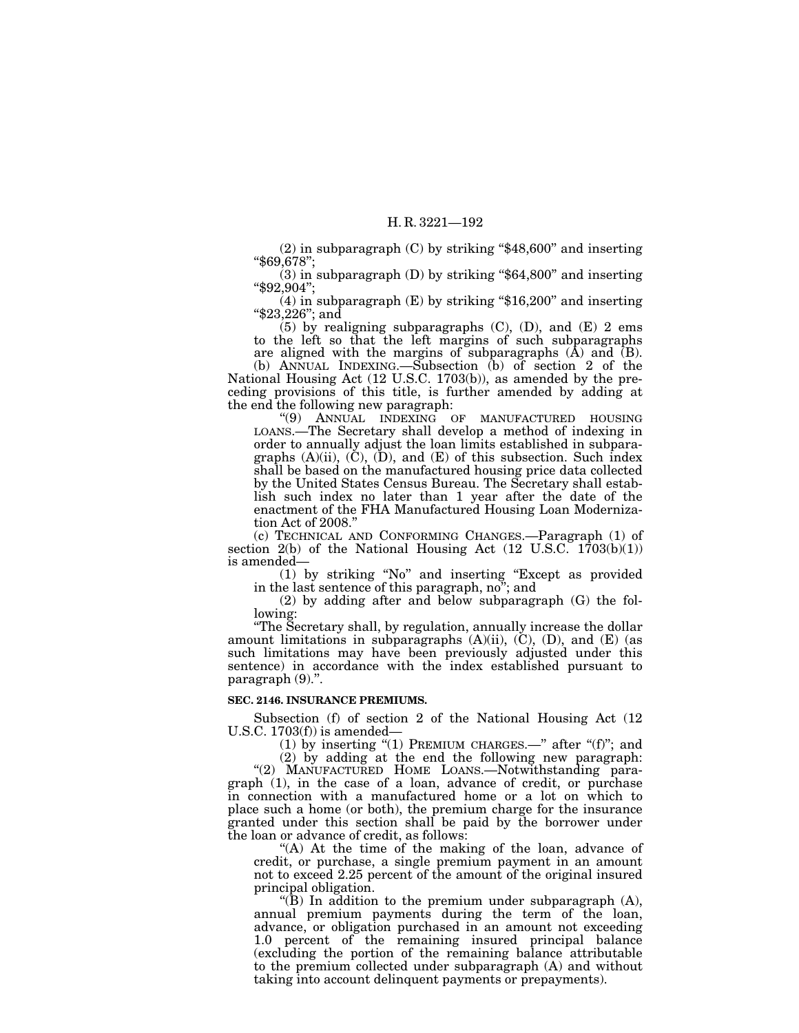(2) in subparagraph (C) by striking "$48,600" and inserting "$69,678";

(3) in subparagraph (D) by striking "$64,800" and inserting "$92,904";

(4) in subparagraph (E) by striking "$16,200" and inserting "$23,226"; and

(5) by realigning subparagraphs (C), (D), and (E) 2 ems to the left so that the left margins of such subparagraphs are aligned with the margins of subparagraphs (A) and (B).

(b) ANNUAL INDEXING.—Subsection (b) of section 2 of the National Housing Act (12 U.S.C. 1703(b)), as amended by the preceding provisions of this title, is further amended by adding at the end the following new paragraph:

"(9) ANNUAL INDEXING OF MANUFACTURED HOUSING LOANS.—The Secretary shall develop a method of indexing in order to annually adjust the loan limits established in subparagraphs (A)(ii), (C), (D), and (E) of this subsection. Such index shall be based on the manufactured housing price data collected by the United States Census Bureau. The Secretary shall establish such index no later than 1 year after the date of the enactment of the FHA Manufactured Housing Loan Modernization Act of 2008."

(c) TECHNICAL AND CONFORMING CHANGES.—Paragraph (1) of section 2(b) of the National Housing Act (12 U.S.C. 1703(b)(1)) is amended—

(1) by striking "No" and inserting "Except as provided in the last sentence of this paragraph, no"; and

(2) by adding after and below subparagraph (G) the following:

"The Secretary shall, by regulation, annually increase the dollar amount limitations in subparagraphs (A)(ii), (C), (D), and (E) (as such limitations may have been previously adjusted under this sentence) in accordance with the index established pursuant to paragraph (9).".

**SEC. 2146. INSURANCE PREMIUMS.**

Subsection (f) of section 2 of the National Housing Act (12 U.S.C. 1703(f)) is amended—

(1) by inserting "(1) PREMIUM CHARGES.—" after "(f)"; and

(2) by adding at the end the following new paragraph:

"(2) MANUFACTURED HOME LOANS.—Notwithstanding paragraph (1), in the case of a loan, advance of credit, or purchase in connection with a manufactured home or a lot on which to place such a home (or both), the premium charge for the insurance granted under this section shall be paid by the borrower under the loan or advance of credit, as follows:

"(A) At the time of the making of the loan, advance of credit, or purchase, a single premium payment in an amount not to exceed 2.25 percent of the amount of the original insured principal obligation.

"(B) In addition to the premium under subparagraph (A), annual premium payments during the term of the loan, advance, or obligation purchased in an amount not exceeding 1.0 percent of the remaining insured principal balance (excluding the portion of the remaining balance attributable to the premium collected under subparagraph (A) and without taking into account delinquent payments or prepayments).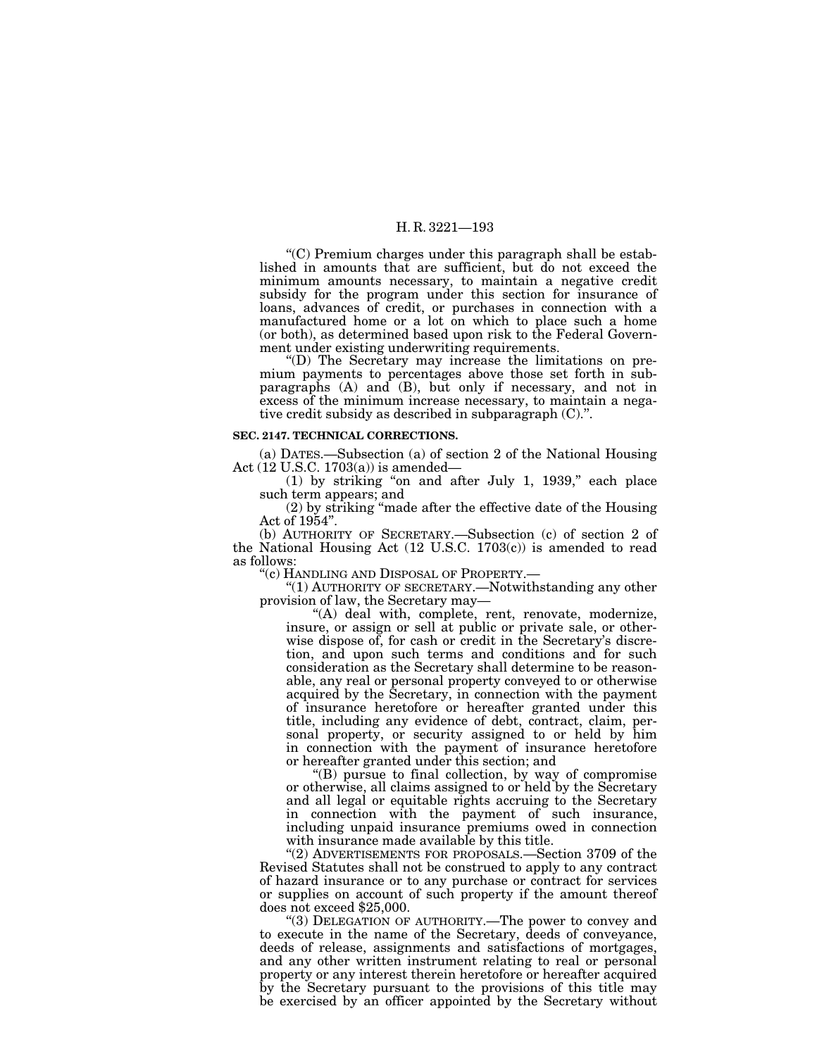"(C) Premium charges under this paragraph shall be established in amounts that are sufficient, but do not exceed the minimum amounts necessary, to maintain a negative credit subsidy for the program under this section for insurance of loans, advances of credit, or purchases in connection with a manufactured home or a lot on which to place such a home (or both), as determined based upon risk to the Federal Government under existing underwriting requirements.

"(D) The Secretary may increase the limitations on premium payments to percentages above those set forth in subparagraphs (A) and (B), but only if necessary, and not in excess of the minimum increase necessary, to maintain a negative credit subsidy as described in subparagraph (C).".

**SEC. 2147. TECHNICAL CORRECTIONS.**

(a) DATES.—Subsection (a) of section 2 of the National Housing Act (12 U.S.C. 1703(a)) is amended—

(1) by striking "on and after July 1, 1939," each place such term appears; and

(2) by striking "made after the effective date of the Housing Act of 1954".

(b) AUTHORITY OF SECRETARY.—Subsection (c) of section 2 of the National Housing Act (12 U.S.C. 1703(c)) is amended to read as follows:

"(c) HANDLING AND DISPOSAL OF PROPERTY.—

"(1) AUTHORITY OF SECRETARY.—Notwithstanding any other provision of law, the Secretary may—

"(A) deal with, complete, rent, renovate, modernize, insure, or assign or sell at public or private sale, or otherwise dispose of, for cash or credit in the Secretary's discretion, and upon such terms and conditions and for such consideration as the Secretary shall determine to be reasonable, any real or personal property conveyed to or otherwise acquired by the Secretary, in connection with the payment of insurance heretofore or hereafter granted under this title, including any evidence of debt, contract, claim, personal property, or security assigned to or held by him in connection with the payment of insurance heretofore or hereafter granted under this section; and

"(B) pursue to final collection, by way of compromise or otherwise, all claims assigned to or held by the Secretary and all legal or equitable rights accruing to the Secretary in connection with the payment of such insurance, including unpaid insurance premiums owed in connection with insurance made available by this title.

"(2) ADVERTISEMENTS FOR PROPOSALS.—Section 3709 of the Revised Statutes shall not be construed to apply to any contract of hazard insurance or to any purchase or contract for services or supplies on account of such property if the amount thereof does not exceed $25,000.

"(3) DELEGATION OF AUTHORITY.—The power to convey and to execute in the name of the Secretary, deeds of conveyance, deeds of release, assignments and satisfactions of mortgages, and any other written instrument relating to real or personal property or any interest therein heretofore or hereafter acquired by the Secretary pursuant to the provisions of this title may be exercised by an officer appointed by the Secretary without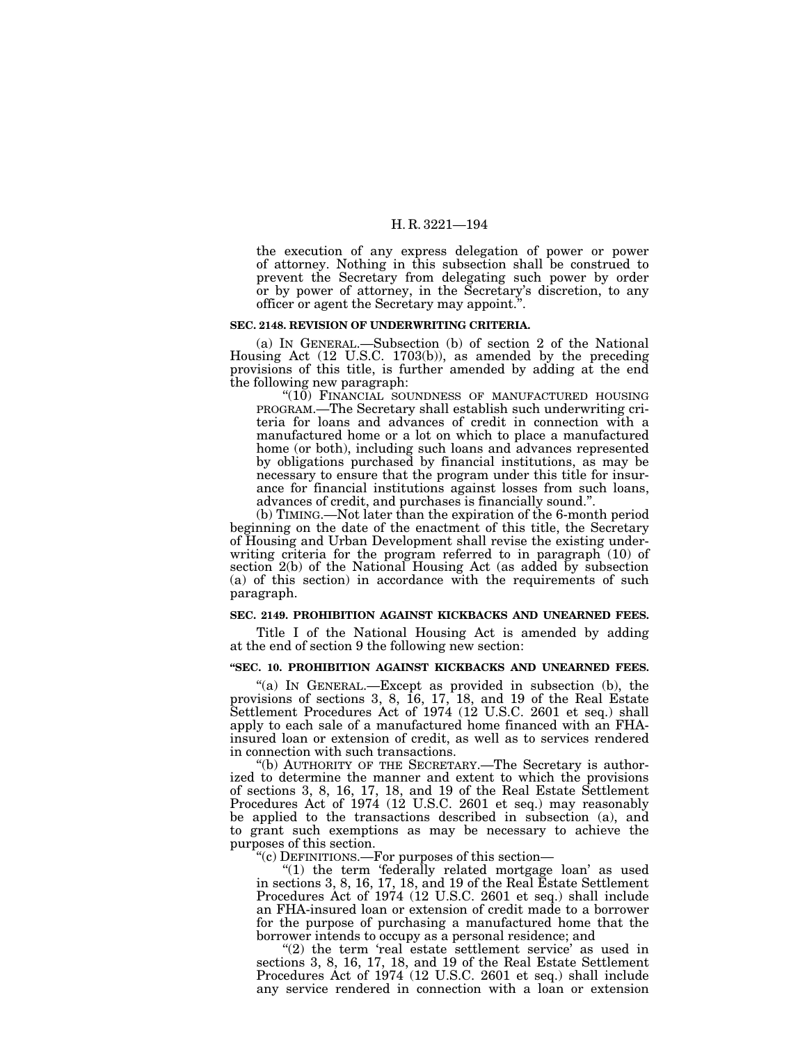the execution of any express delegation of power or power of attorney. Nothing in this subsection shall be construed to prevent the Secretary from delegating such power by order or by power of attorney, in the Secretary's discretion, to any officer or agent the Secretary may appoint.".

**SEC. 2148. REVISION OF UNDERWRITING CRITERIA.**

(a) IN GENERAL.—Subsection (b) of section 2 of the National Housing Act (12 U.S.C. 1703(b)), as amended by the preceding provisions of this title, is further amended by adding at the end the following new paragraph:

"(10) FINANCIAL SOUNDNESS OF MANUFACTURED HOUSING PROGRAM.—The Secretary shall establish such underwriting criteria for loans and advances of credit in connection with a manufactured home or a lot on which to place a manufactured home (or both), including such loans and advances represented by obligations purchased by financial institutions, as may be necessary to ensure that the program under this title for insurance for financial institutions against losses from such loans, advances of credit, and purchases is financially sound.".

(b) TIMING.—Not later than the expiration of the 6-month period beginning on the date of the enactment of this title, the Secretary of Housing and Urban Development shall revise the existing underwriting criteria for the program referred to in paragraph (10) of section 2(b) of the National Housing Act (as added by subsection (a) of this section) in accordance with the requirements of such paragraph.

**SEC. 2149. PROHIBITION AGAINST KICKBACKS AND UNEARNED FEES.**

Title I of the National Housing Act is amended by adding at the end of section 9 the following new section:

**"SEC. 10. PROHIBITION AGAINST KICKBACKS AND UNEARNED FEES.**

"(a) IN GENERAL.—Except as provided in subsection (b), the provisions of sections 3, 8, 16, 17, 18, and 19 of the Real Estate Settlement Procedures Act of 1974 (12 U.S.C. 2601 et seq.) shall apply to each sale of a manufactured home financed with an FHA-insured loan or extension of credit, as well as to services rendered in connection with such transactions.

"(b) AUTHORITY OF THE SECRETARY.—The Secretary is authorized to determine the manner and extent to which the provisions of sections 3, 8, 16, 17, 18, and 19 of the Real Estate Settlement Procedures Act of 1974 (12 U.S.C. 2601 et seq.) may reasonably be applied to the transactions described in subsection (a), and to grant such exemptions as may be necessary to achieve the purposes of this section.

"(c) DEFINITIONS.—For purposes of this section—

"(1) the term 'federally related mortgage loan' as used in sections 3, 8, 16, 17, 18, and 19 of the Real Estate Settlement Procedures Act of 1974 (12 U.S.C. 2601 et seq.) shall include an FHA-insured loan or extension of credit made to a borrower for the purpose of purchasing a manufactured home that the borrower intends to occupy as a personal residence; and

"(2) the term 'real estate settlement service' as used in sections 3, 8, 16, 17, 18, and 19 of the Real Estate Settlement Procedures Act of 1974 (12 U.S.C. 2601 et seq.) shall include any service rendered in connection with a loan or extension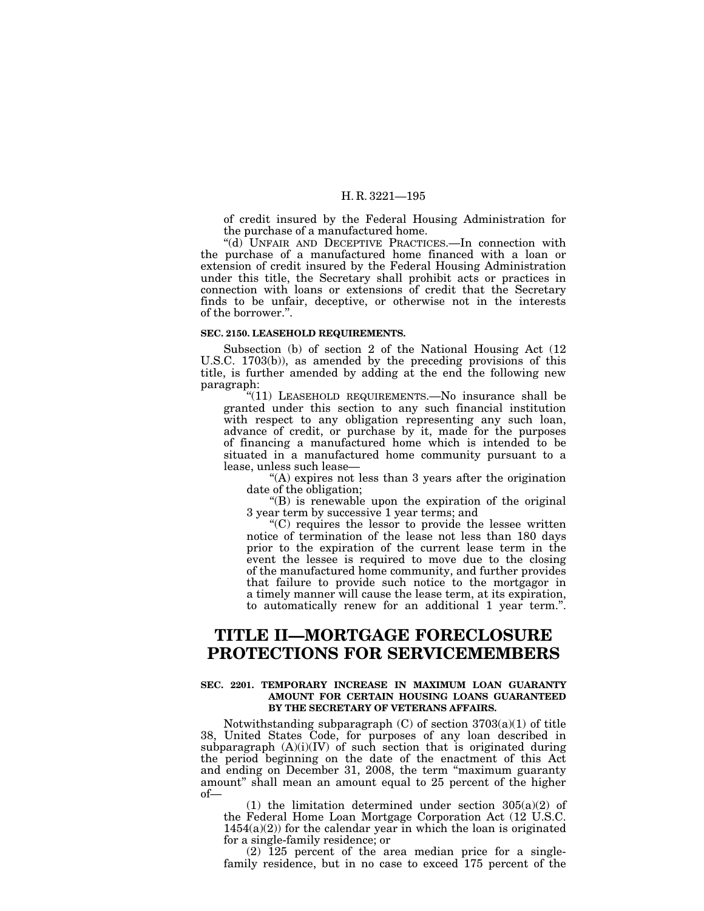of credit insured by the Federal Housing Administration for the purchase of a manufactured home.

"(d) UNFAIR AND DECEPTIVE PRACTICES.—In connection with the purchase of a manufactured home financed with a loan or extension of credit insured by the Federal Housing Administration under this title, the Secretary shall prohibit acts or practices in connection with loans or extensions of credit that the Secretary finds to be unfair, deceptive, or otherwise not in the interests of the borrower.".

**SEC. 2150. LEASEHOLD REQUIREMENTS.**

Subsection (b) of section 2 of the National Housing Act (12 U.S.C. 1703(b)), as amended by the preceding provisions of this title, is further amended by adding at the end the following new paragraph:

"(11) LEASEHOLD REQUIREMENTS.—No insurance shall be granted under this section to any such financial institution with respect to any obligation representing any such loan, advance of credit, or purchase by it, made for the purposes of financing a manufactured home which is intended to be situated in a manufactured home community pursuant to a lease, unless such lease—

"(A) expires not less than 3 years after the origination date of the obligation;

"(B) is renewable upon the expiration of the original 3 year term by successive 1 year terms; and

"(C) requires the lessor to provide the lessee written notice of termination of the lease not less than 180 days prior to the expiration of the current lease term in the event the lessee is required to move due to the closing of the manufactured home community, and further provides that failure to provide such notice to the mortgagor in a timely manner will cause the lease term, at its expiration, to automatically renew for an additional 1 year term.".

# TITLE II—MORTGAGE FORECLOSURE PROTECTIONS FOR SERVICEMEMBERS

**SEC. 2201. TEMPORARY INCREASE IN MAXIMUM LOAN GUARANTY AMOUNT FOR CERTAIN HOUSING LOANS GUARANTEED BY THE SECRETARY OF VETERANS AFFAIRS.**

Notwithstanding subparagraph (C) of section 3703(a)(1) of title 38, United States Code, for purposes of any loan described in subparagraph (A)(i)(IV) of such section that is originated during the period beginning on the date of the enactment of this Act and ending on December 31, 2008, the term "maximum guaranty amount" shall mean an amount equal to 25 percent of the higher of—

(1) the limitation determined under section 305(a)(2) of the Federal Home Loan Mortgage Corporation Act (12 U.S.C. 1454(a)(2)) for the calendar year in which the loan is originated for a single-family residence; or

(2) 125 percent of the area median price for a single-family residence, but in no case to exceed 175 percent of the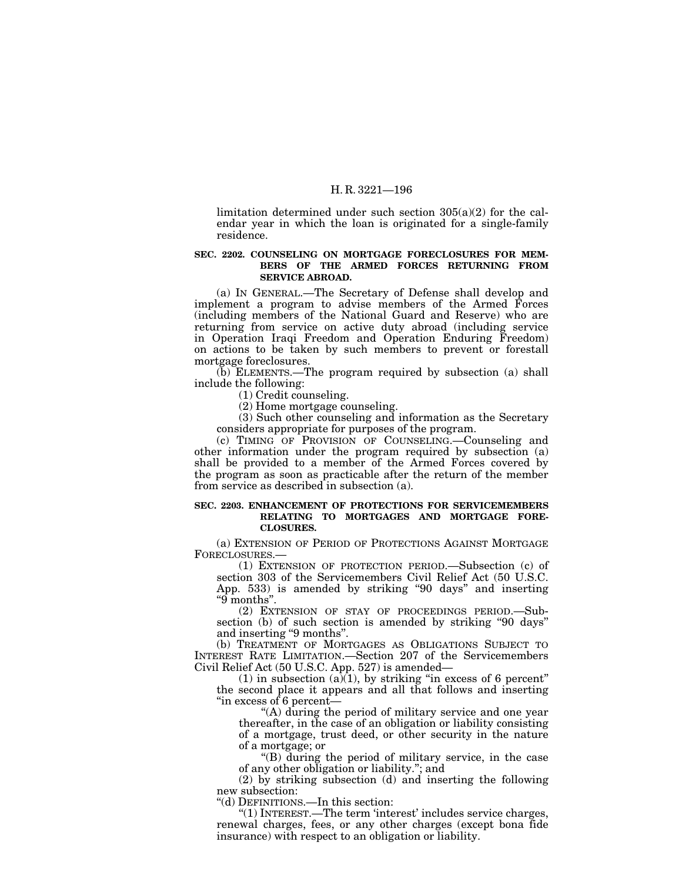limitation determined under such section 305(a)(2) for the calendar year in which the loan is originated for a single-family residence.

**SEC. 2202. COUNSELING ON MORTGAGE FORECLOSURES FOR MEMBERS OF THE ARMED FORCES RETURNING FROM SERVICE ABROAD.**

(a) IN GENERAL.—The Secretary of Defense shall develop and implement a program to advise members of the Armed Forces (including members of the National Guard and Reserve) who are returning from service on active duty abroad (including service in Operation Iraqi Freedom and Operation Enduring Freedom) on actions to be taken by such members to prevent or forestall mortgage foreclosures.

(b) ELEMENTS.—The program required by subsection (a) shall include the following:

(1) Credit counseling.

(2) Home mortgage counseling.

(3) Such other counseling and information as the Secretary considers appropriate for purposes of the program.

(c) TIMING OF PROVISION OF COUNSELING.—Counseling and other information under the program required by subsection (a) shall be provided to a member of the Armed Forces covered by the program as soon as practicable after the return of the member from service as described in subsection (a).

**SEC. 2203. ENHANCEMENT OF PROTECTIONS FOR SERVICEMEMBERS RELATING TO MORTGAGES AND MORTGAGE FORECLOSURES.**

(a) EXTENSION OF PERIOD OF PROTECTIONS AGAINST MORTGAGE FORECLOSURES.—

(1) EXTENSION OF PROTECTION PERIOD.—Subsection (c) of section 303 of the Servicemembers Civil Relief Act (50 U.S.C. App. 533) is amended by striking "90 days" and inserting "9 months".

(2) EXTENSION OF STAY OF PROCEEDINGS PERIOD.—Subsection (b) of such section is amended by striking "90 days" and inserting "9 months".

(b) TREATMENT OF MORTGAGES AS OBLIGATIONS SUBJECT TO INTEREST RATE LIMITATION.—Section 207 of the Servicemembers Civil Relief Act (50 U.S.C. App. 527) is amended—

(1) in subsection (a)(1), by striking "in excess of 6 percent" the second place it appears and all that follows and inserting "in excess of 6 percent—

"(A) during the period of military service and one year thereafter, in the case of an obligation or liability consisting of a mortgage, trust deed, or other security in the nature of a mortgage; or

"(B) during the period of military service, in the case of any other obligation or liability."; and

(2) by striking subsection (d) and inserting the following new subsection:

"(d) DEFINITIONS.—In this section:

"(1) INTEREST.—The term 'interest' includes service charges, renewal charges, fees, or any other charges (except bona fide insurance) with respect to an obligation or liability.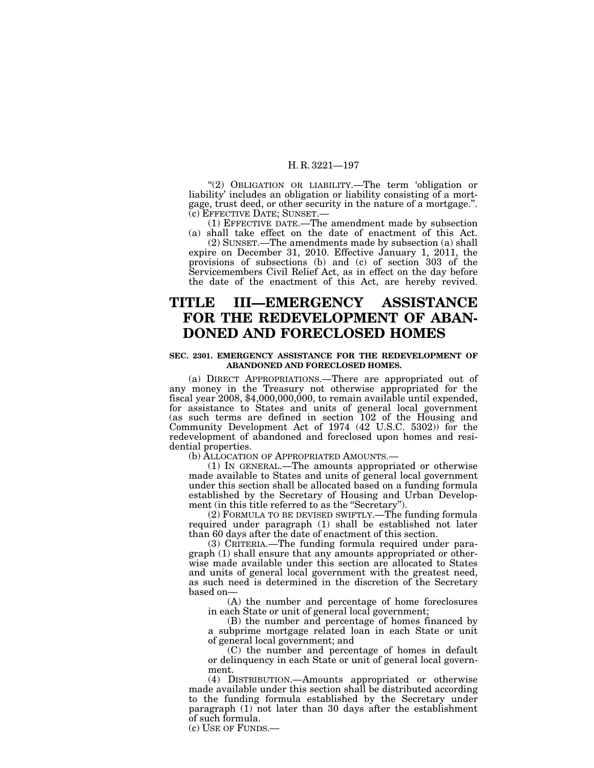"(2) OBLIGATION OR LIABILITY.—The term 'obligation or liability' includes an obligation or liability consisting of a mortgage, trust deed, or other security in the nature of a mortgage.".

(c) EFFECTIVE DATE; SUNSET.—

(1) EFFECTIVE DATE.—The amendment made by subsection (a) shall take effect on the date of enactment of this Act.

(2) SUNSET.—The amendments made by subsection (a) shall expire on December 31, 2010. Effective January 1, 2011, the provisions of subsections (b) and (c) of section 303 of the Servicemembers Civil Relief Act, as in effect on the day before the date of the enactment of this Act, are hereby revived.

# TITLE III—EMERGENCY ASSISTANCE FOR THE REDEVELOPMENT OF ABANDONED AND FORECLOSED HOMES

**SEC. 2301. EMERGENCY ASSISTANCE FOR THE REDEVELOPMENT OF ABANDONED AND FORECLOSED HOMES.**

(a) DIRECT APPROPRIATIONS.—There are appropriated out of any money in the Treasury not otherwise appropriated for the fiscal year 2008, $4,000,000,000, to remain available until expended, for assistance to States and units of general local government (as such terms are defined in section 102 of the Housing and Community Development Act of 1974 (42 U.S.C. 5302)) for the redevelopment of abandoned and foreclosed upon homes and residential properties.

(b) ALLOCATION OF APPROPRIATED AMOUNTS.—

(1) IN GENERAL.—The amounts appropriated or otherwise made available to States and units of general local government under this section shall be allocated based on a funding formula established by the Secretary of Housing and Urban Development (in this title referred to as the "Secretary").

(2) FORMULA TO BE DEVISED SWIFTLY.—The funding formula required under paragraph (1) shall be established not later than 60 days after the date of enactment of this section.

(3) CRITERIA.—The funding formula required under paragraph (1) shall ensure that any amounts appropriated or otherwise made available under this section are allocated to States and units of general local government with the greatest need, as such need is determined in the discretion of the Secretary based on—

(A) the number and percentage of home foreclosures in each State or unit of general local government;

(B) the number and percentage of homes financed by a subprime mortgage related loan in each State or unit of general local government; and

(C) the number and percentage of homes in default or delinquency in each State or unit of general local government.

(4) DISTRIBUTION.—Amounts appropriated or otherwise made available under this section shall be distributed according to the funding formula established by the Secretary under paragraph (1) not later than 30 days after the establishment of such formula.

(c) USE OF FUNDS.—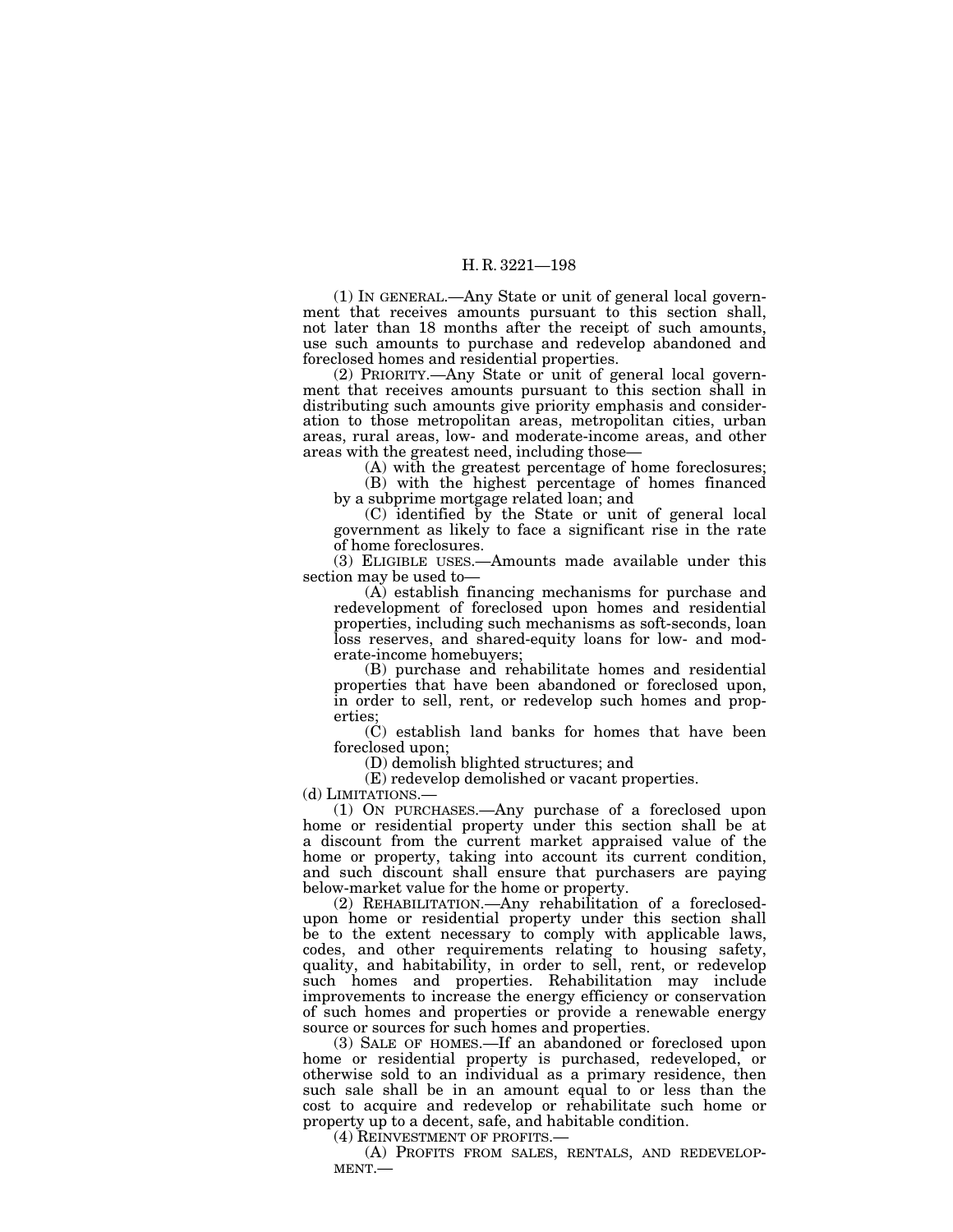(1) IN GENERAL.—Any State or unit of general local government that receives amounts pursuant to this section shall, not later than 18 months after the receipt of such amounts, use such amounts to purchase and redevelop abandoned and foreclosed homes and residential properties.

(2) PRIORITY.—Any State or unit of general local government that receives amounts pursuant to this section shall in distributing such amounts give priority emphasis and consideration to those metropolitan areas, metropolitan cities, urban areas, rural areas, low- and moderate-income areas, and other areas with the greatest need, including those—

(A) with the greatest percentage of home foreclosures;

(B) with the highest percentage of homes financed by a subprime mortgage related loan; and

(C) identified by the State or unit of general local government as likely to face a significant rise in the rate of home foreclosures.

(3) ELIGIBLE USES.—Amounts made available under this section may be used to—

(A) establish financing mechanisms for purchase and redevelopment of foreclosed upon homes and residential properties, including such mechanisms as soft-seconds, loan loss reserves, and shared-equity loans for low- and moderate-income homebuyers;

(B) purchase and rehabilitate homes and residential properties that have been abandoned or foreclosed upon, in order to sell, rent, or redevelop such homes and properties;

(C) establish land banks for homes that have been foreclosed upon;

(D) demolish blighted structures; and

(E) redevelop demolished or vacant properties.

(d) LIMITATIONS.—

(1) ON PURCHASES.—Any purchase of a foreclosed upon home or residential property under this section shall be at a discount from the current market appraised value of the home or property, taking into account its current condition, and such discount shall ensure that purchasers are paying below-market value for the home or property.

(2) REHABILITATION.—Any rehabilitation of a foreclosed-upon home or residential property under this section shall be to the extent necessary to comply with applicable laws, codes, and other requirements relating to housing safety, quality, and habitability, in order to sell, rent, or redevelop such homes and properties. Rehabilitation may include improvements to increase the energy efficiency or conservation of such homes and properties or provide a renewable energy source or sources for such homes and properties.

(3) SALE OF HOMES.—If an abandoned or foreclosed upon home or residential property is purchased, redeveloped, or otherwise sold to an individual as a primary residence, then such sale shall be in an amount equal to or less than the cost to acquire and redevelop or rehabilitate such home or property up to a decent, safe, and habitable condition.

(4) REINVESTMENT OF PROFITS.—

(A) PROFITS FROM SALES, RENTALS, AND REDEVELOPMENT.—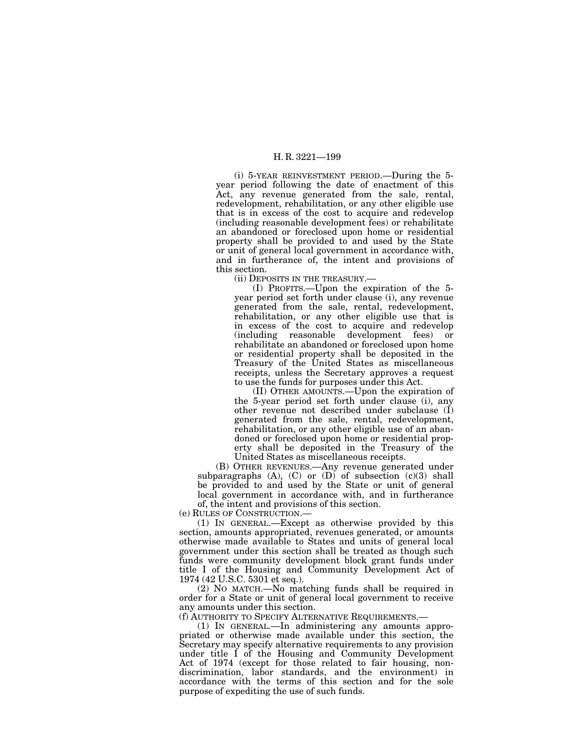(i) 5-YEAR REINVESTMENT PERIOD.—During the 5-year period following the date of enactment of this Act, any revenue generated from the sale, rental, redevelopment, rehabilitation, or any other eligible use that is in excess of the cost to acquire and redevelop (including reasonable development fees) or rehabilitate an abandoned or foreclosed upon home or residential property shall be provided to and used by the State or unit of general local government in accordance with, and in furtherance of, the intent and provisions of this section.

(ii) DEPOSITS IN THE TREASURY.—

(I) PROFITS.—Upon the expiration of the 5-year period set forth under clause (i), any revenue generated from the sale, rental, redevelopment, rehabilitation, or any other eligible use that is in excess of the cost to acquire and redevelop (including reasonable development fees) or rehabilitate an abandoned or foreclosed upon home or residential property shall be deposited in the Treasury of the United States as miscellaneous receipts, unless the Secretary approves a request to use the funds for purposes under this Act.

(II) OTHER AMOUNTS.—Upon the expiration of the 5-year period set forth under clause (i), any other revenue not described under subclause (I) generated from the sale, rental, redevelopment, rehabilitation, or any other eligible use of an abandoned or foreclosed upon home or residential property shall be deposited in the Treasury of the United States as miscellaneous receipts.

(B) OTHER REVENUES.—Any revenue generated under subparagraphs (A), (C) or (D) of subsection (c)(3) shall be provided to and used by the State or unit of general local government in accordance with, and in furtherance of, the intent and provisions of this section.

(e) RULES OF CONSTRUCTION.—

(1) IN GENERAL.—Except as otherwise provided by this section, amounts appropriated, revenues generated, or amounts otherwise made available to States and units of general local government under this section shall be treated as though such funds were community development block grant funds under title I of the Housing and Community Development Act of 1974 (42 U.S.C. 5301 et seq.).

(2) NO MATCH.—No matching funds shall be required in order for a State or unit of general local government to receive any amounts under this section.

(f) AUTHORITY TO SPECIFY ALTERNATIVE REQUIREMENTS.—

(1) IN GENERAL.—In administering any amounts appropriated or otherwise made available under this section, the Secretary may specify alternative requirements to any provision under title I of the Housing and Community Development Act of 1974 (except for those related to fair housing, nondiscrimination, labor standards, and the environment) in accordance with the terms of this section and for the sole purpose of expediting the use of such funds.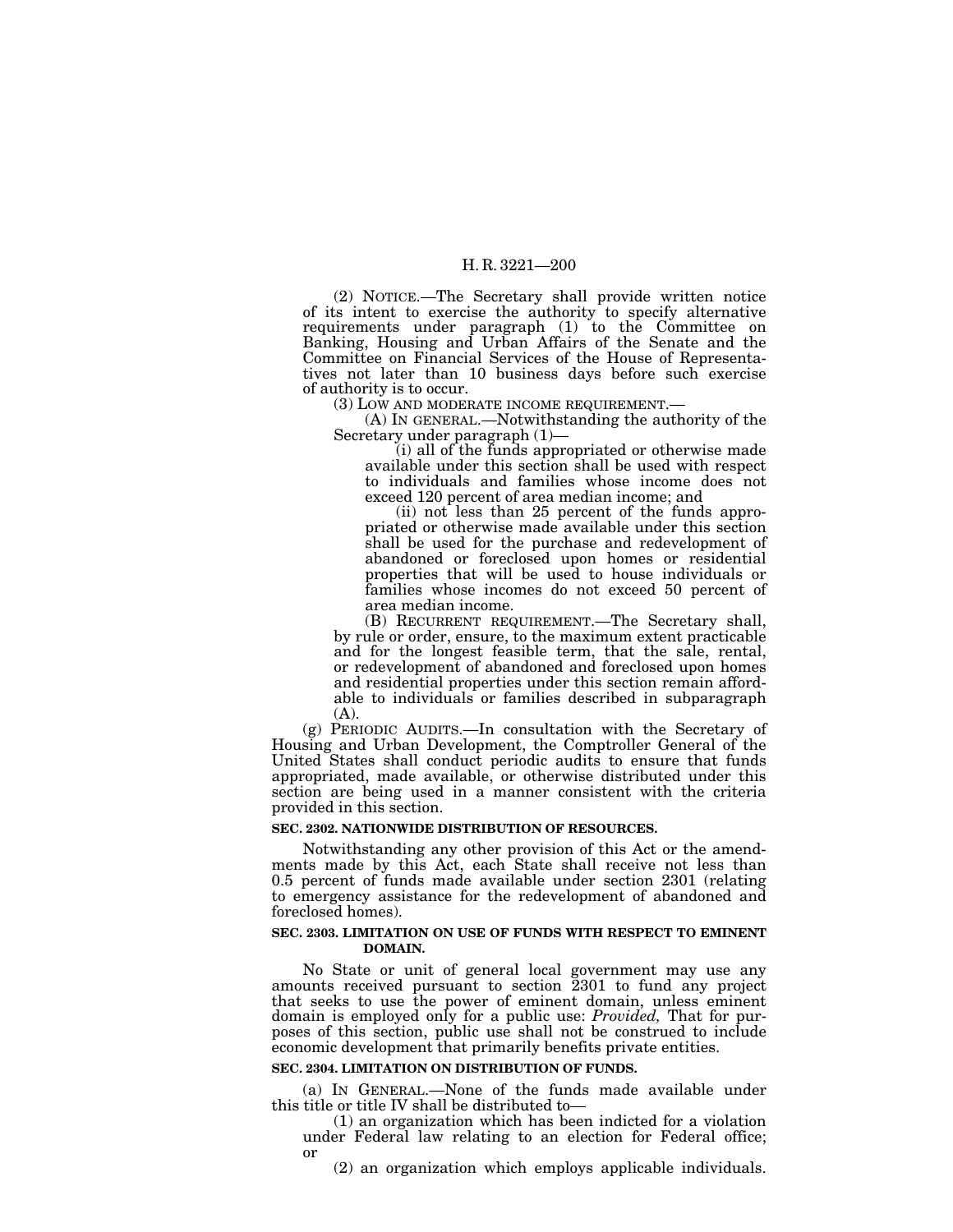(2) NOTICE.—The Secretary shall provide written notice of its intent to exercise the authority to specify alternative requirements under paragraph (1) to the Committee on Banking, Housing and Urban Affairs of the Senate and the Committee on Financial Services of the House of Representatives not later than 10 business days before such exercise of authority is to occur.

(3) LOW AND MODERATE INCOME REQUIREMENT.—

(A) IN GENERAL.—Notwithstanding the authority of the Secretary under paragraph (1)—

(i) all of the funds appropriated or otherwise made available under this section shall be used with respect to individuals and families whose income does not exceed 120 percent of area median income; and

(ii) not less than 25 percent of the funds appropriated or otherwise made available under this section shall be used for the purchase and redevelopment of abandoned or foreclosed upon homes or residential properties that will be used to house individuals or families whose incomes do not exceed 50 percent of area median income.

(B) RECURRENT REQUIREMENT.—The Secretary shall, by rule or order, ensure, to the maximum extent practicable and for the longest feasible term, that the sale, rental, or redevelopment of abandoned and foreclosed upon homes and residential properties under this section remain affordable to individuals or families described in subparagraph (A).

(g) PERIODIC AUDITS.—In consultation with the Secretary of Housing and Urban Development, the Comptroller General of the United States shall conduct periodic audits to ensure that funds appropriated, made available, or otherwise distributed under this section are being used in a manner consistent with the criteria provided in this section.

**SEC. 2302. NATIONWIDE DISTRIBUTION OF RESOURCES.**

Notwithstanding any other provision of this Act or the amendments made by this Act, each State shall receive not less than 0.5 percent of funds made available under section 2301 (relating to emergency assistance for the redevelopment of abandoned and foreclosed homes).

**SEC. 2303. LIMITATION ON USE OF FUNDS WITH RESPECT TO EMINENT DOMAIN.**

No State or unit of general local government may use any amounts received pursuant to section 2301 to fund any project that seeks to use the power of eminent domain, unless eminent domain is employed only for a public use: *Provided,* That for purposes of this section, public use shall not be construed to include economic development that primarily benefits private entities.

**SEC. 2304. LIMITATION ON DISTRIBUTION OF FUNDS.**

(a) IN GENERAL.—None of the funds made available under this title or title IV shall be distributed to—

(1) an organization which has been indicted for a violation under Federal law relating to an election for Federal office; or

(2) an organization which employs applicable individuals.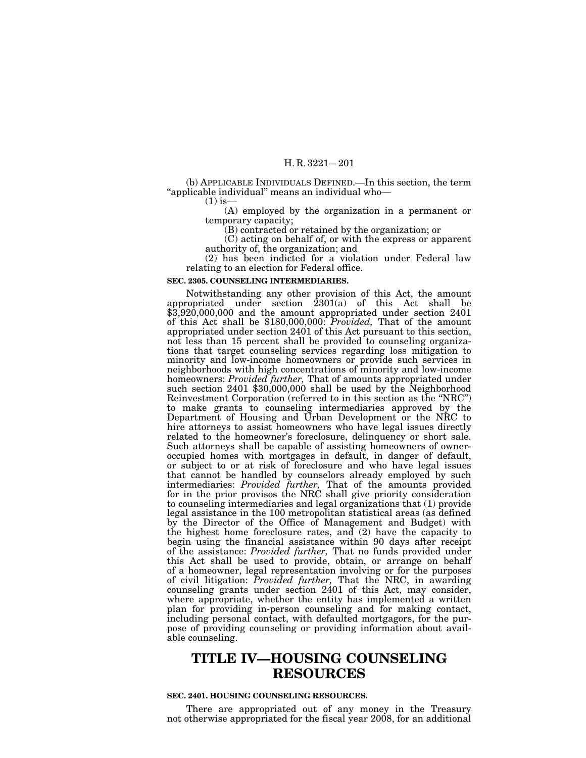(b) APPLICABLE INDIVIDUALS DEFINED.—In this section, the term "applicable individual" means an individual who—

(1) is—

(A) employed by the organization in a permanent or temporary capacity;

(B) contracted or retained by the organization; or

(C) acting on behalf of, or with the express or apparent authority of, the organization; and

(2) has been indicted for a violation under Federal law relating to an election for Federal office.

**SEC. 2305. COUNSELING INTERMEDIARIES.**

Notwithstanding any other provision of this Act, the amount appropriated under section 2301(a) of this Act shall be $3,920,000,000 and the amount appropriated under section 2401 of this Act shall be $180,000,000: *Provided,* That of the amount appropriated under section 2401 of this Act pursuant to this section, not less than 15 percent shall be provided to counseling organizations that target counseling services regarding loss mitigation to minority and low-income homeowners or provide such services in neighborhoods with high concentrations of minority and low-income homeowners: *Provided further,* That of amounts appropriated under such section 2401 $30,000,000 shall be used by the Neighborhood Reinvestment Corporation (referred to in this section as the "NRC") to make grants to counseling intermediaries approved by the Department of Housing and Urban Development or the NRC to hire attorneys to assist homeowners who have legal issues directly related to the homeowner's foreclosure, delinquency or short sale. Such attorneys shall be capable of assisting homeowners of owner-occupied homes with mortgages in default, in danger of default, or subject to or at risk of foreclosure and who have legal issues that cannot be handled by counselors already employed by such intermediaries: *Provided further,* That of the amounts provided for in the prior provisos the NRC shall give priority consideration to counseling intermediaries and legal organizations that (1) provide legal assistance in the 100 metropolitan statistical areas (as defined by the Director of the Office of Management and Budget) with the highest home foreclosure rates, and (2) have the capacity to begin using the financial assistance within 90 days after receipt of the assistance: *Provided further,* That no funds provided under this Act shall be used to provide, obtain, or arrange on behalf of a homeowner, legal representation involving or for the purposes of civil litigation: *Provided further,* That the NRC, in awarding counseling grants under section 2401 of this Act, may consider, where appropriate, whether the entity has implemented a written plan for providing in-person counseling and for making contact, including personal contact, with defaulted mortgagors, for the purpose of providing counseling or providing information about available counseling.

# TITLE IV—HOUSING COUNSELING RESOURCES

**SEC. 2401. HOUSING COUNSELING RESOURCES.**

There are appropriated out of any money in the Treasury not otherwise appropriated for the fiscal year 2008, for an additional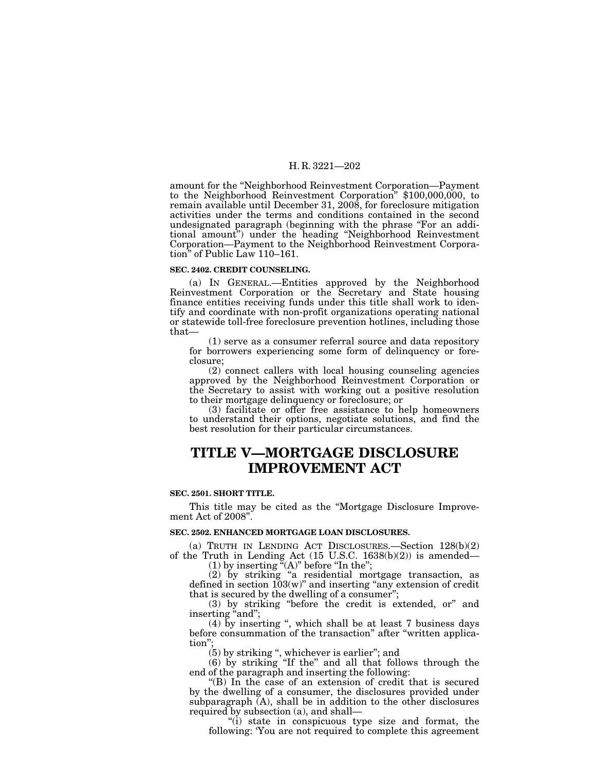amount for the "Neighborhood Reinvestment Corporation—Payment to the Neighborhood Reinvestment Corporation" $100,000,000, to remain available until December 31, 2008, for foreclosure mitigation activities under the terms and conditions contained in the second undesignated paragraph (beginning with the phrase "For an additional amount") under the heading "Neighborhood Reinvestment Corporation—Payment to the Neighborhood Reinvestment Corporation" of Public Law 110–161.

**SEC. 2402. CREDIT COUNSELING.**

(a) IN GENERAL.—Entities approved by the Neighborhood Reinvestment Corporation or the Secretary and State housing finance entities receiving funds under this title shall work to identify and coordinate with non-profit organizations operating national or statewide toll-free foreclosure prevention hotlines, including those that—

(1) serve as a consumer referral source and data repository for borrowers experiencing some form of delinquency or foreclosure;

(2) connect callers with local housing counseling agencies approved by the Neighborhood Reinvestment Corporation or the Secretary to assist with working out a positive resolution to their mortgage delinquency or foreclosure; or

(3) facilitate or offer free assistance to help homeowners to understand their options, negotiate solutions, and find the best resolution for their particular circumstances.

# TITLE V—MORTGAGE DISCLOSURE IMPROVEMENT ACT

**SEC. 2501. SHORT TITLE.**

This title may be cited as the "Mortgage Disclosure Improvement Act of 2008".

**SEC. 2502. ENHANCED MORTGAGE LOAN DISCLOSURES.**

(a) TRUTH IN LENDING ACT DISCLOSURES.—Section 128(b)(2) of the Truth in Lending Act (15 U.S.C. 1638(b)(2)) is amended—

(1) by inserting "(A)" before "In the";

(2) by striking "a residential mortgage transaction, as defined in section 103(w)" and inserting "any extension of credit that is secured by the dwelling of a consumer";

(3) by striking "before the credit is extended, or" and inserting "and";

(4) by inserting ", which shall be at least 7 business days before consummation of the transaction" after "written application";

(5) by striking ", whichever is earlier"; and

(6) by striking "If the" and all that follows through the end of the paragraph and inserting the following:

"(B) In the case of an extension of credit that is secured by the dwelling of a consumer, the disclosures provided under subparagraph (A), shall be in addition to the other disclosures required by subsection (a), and shall—

"(i) state in conspicuous type size and format, the following: 'You are not required to complete this agreement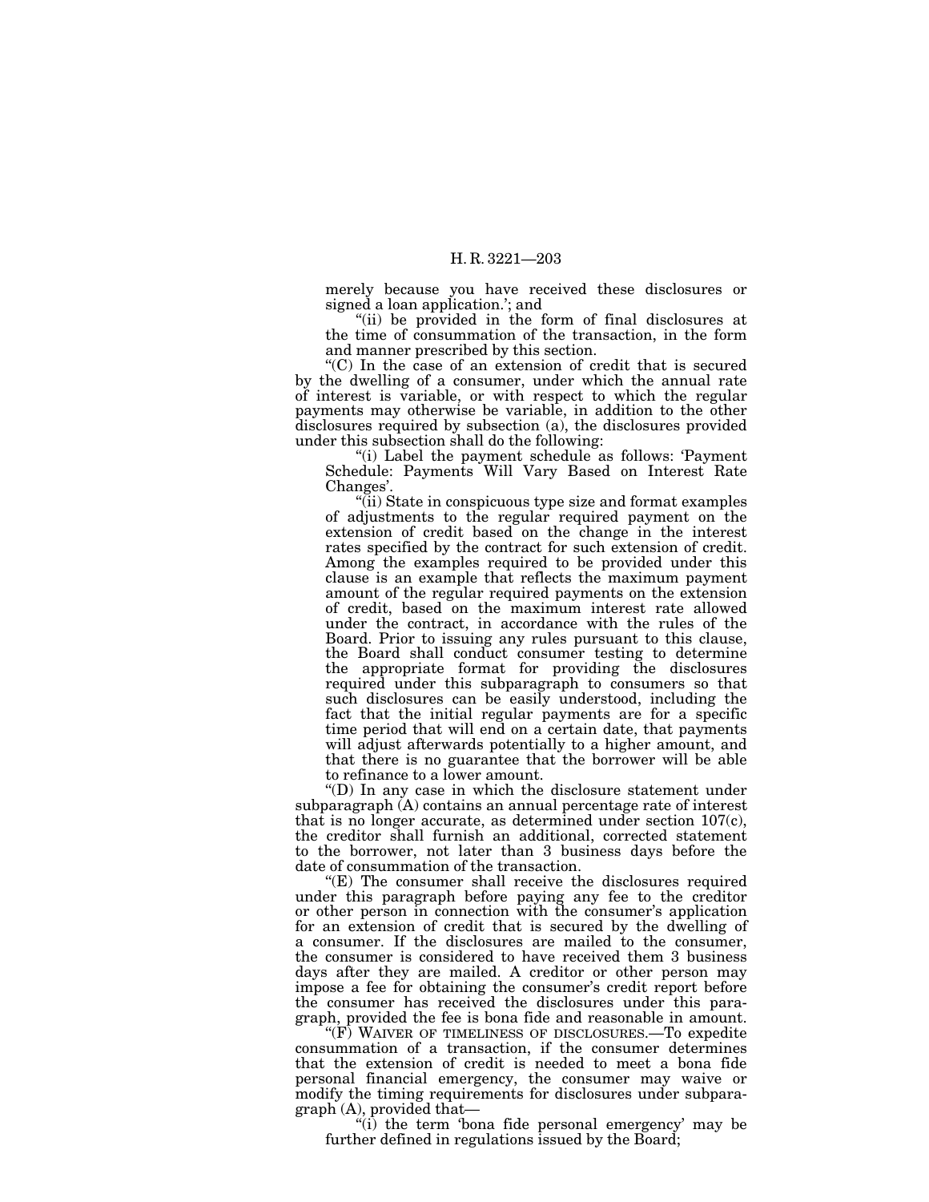merely because you have received these disclosures or signed a loan application.'; and

"(ii) be provided in the form of final disclosures at the time of consummation of the transaction, in the form and manner prescribed by this section.

"(C) In the case of an extension of credit that is secured by the dwelling of a consumer, under which the annual rate of interest is variable, or with respect to which the regular payments may otherwise be variable, in addition to the other disclosures required by subsection (a), the disclosures provided under this subsection shall do the following:

"(i) Label the payment schedule as follows: 'Payment Schedule: Payments Will Vary Based on Interest Rate Changes'.

"(ii) State in conspicuous type size and format examples of adjustments to the regular required payment on the extension of credit based on the change in the interest rates specified by the contract for such extension of credit. Among the examples required to be provided under this clause is an example that reflects the maximum payment amount of the regular required payments on the extension of credit, based on the maximum interest rate allowed under the contract, in accordance with the rules of the Board. Prior to issuing any rules pursuant to this clause, the Board shall conduct consumer testing to determine the appropriate format for providing the disclosures required under this subparagraph to consumers so that such disclosures can be easily understood, including the fact that the initial regular payments are for a specific time period that will end on a certain date, that payments will adjust afterwards potentially to a higher amount, and that there is no guarantee that the borrower will be able to refinance to a lower amount.

"(D) In any case in which the disclosure statement under subparagraph (A) contains an annual percentage rate of interest that is no longer accurate, as determined under section 107(c), the creditor shall furnish an additional, corrected statement to the borrower, not later than 3 business days before the date of consummation of the transaction.

"(E) The consumer shall receive the disclosures required under this paragraph before paying any fee to the creditor or other person in connection with the consumer's application for an extension of credit that is secured by the dwelling of a consumer. If the disclosures are mailed to the consumer, the consumer is considered to have received them 3 business days after they are mailed. A creditor or other person may impose a fee for obtaining the consumer's credit report before the consumer has received the disclosures under this paragraph, provided the fee is bona fide and reasonable in amount.

"(F) WAIVER OF TIMELINESS OF DISCLOSURES.—To expedite consummation of a transaction, if the consumer determines that the extension of credit is needed to meet a bona fide personal financial emergency, the consumer may waive or modify the timing requirements for disclosures under subparagraph (A), provided that—

"(i) the term 'bona fide personal emergency' may be further defined in regulations issued by the Board;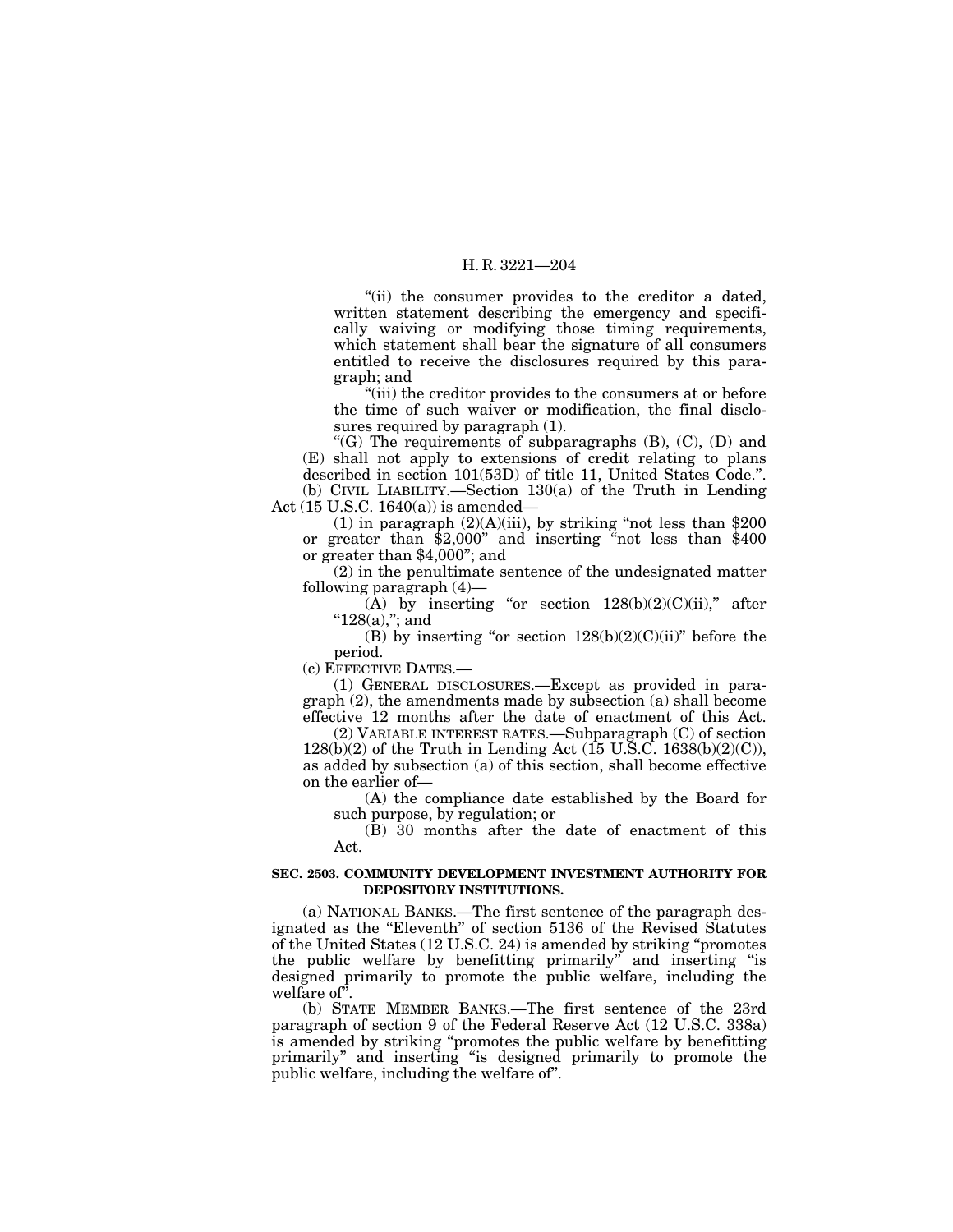"(ii) the consumer provides to the creditor a dated, written statement describing the emergency and specifically waiving or modifying those timing requirements, which statement shall bear the signature of all consumers entitled to receive the disclosures required by this paragraph; and

"(iii) the creditor provides to the consumers at or before the time of such waiver or modification, the final disclosures required by paragraph (1).

"(G) The requirements of subparagraphs (B), (C), (D) and (E) shall not apply to extensions of credit relating to plans described in section 101(53D) of title 11, United States Code.".

(b) CIVIL LIABILITY.—Section 130(a) of the Truth in Lending Act (15 U.S.C. 1640(a)) is amended—

(1) in paragraph (2)(A)(iii), by striking "not less than $200 or greater than $2,000" and inserting "not less than $400 or greater than $4,000"; and

(2) in the penultimate sentence of the undesignated matter following paragraph (4)—

(A) by inserting "or section 128(b)(2)(C)(ii)," after "128(a),"; and

(B) by inserting "or section 128(b)(2)(C)(ii)" before the period.

(c) EFFECTIVE DATES.—

(1) GENERAL DISCLOSURES.—Except as provided in paragraph (2), the amendments made by subsection (a) shall become effective 12 months after the date of enactment of this Act.

(2) VARIABLE INTEREST RATES.—Subparagraph (C) of section 128(b)(2) of the Truth in Lending Act (15 U.S.C. 1638(b)(2)(C)), as added by subsection (a) of this section, shall become effective on the earlier of—

(A) the compliance date established by the Board for such purpose, by regulation; or

(B) 30 months after the date of enactment of this Act.

**SEC. 2503. COMMUNITY DEVELOPMENT INVESTMENT AUTHORITY FOR DEPOSITORY INSTITUTIONS.**

(a) NATIONAL BANKS.—The first sentence of the paragraph designated as the "Eleventh" of section 5136 of the Revised Statutes of the United States (12 U.S.C. 24) is amended by striking "promotes the public welfare by benefitting primarily" and inserting "is designed primarily to promote the public welfare, including the welfare of".

(b) STATE MEMBER BANKS.—The first sentence of the 23rd paragraph of section 9 of the Federal Reserve Act (12 U.S.C. 338a) is amended by striking "promotes the public welfare by benefitting primarily" and inserting "is designed primarily to promote the public welfare, including the welfare of".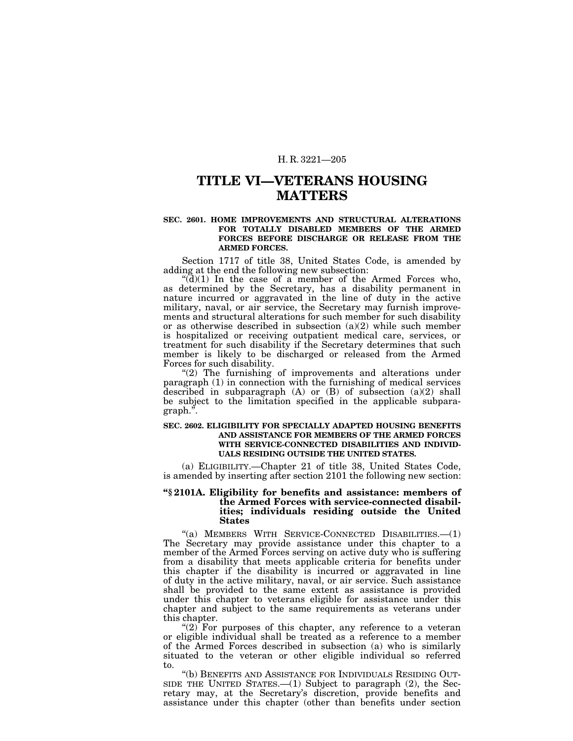# TITLE VI—VETERANS HOUSING MATTERS

### SEC. 2601. HOME IMPROVEMENTS AND STRUCTURAL ALTERATIONS FOR TOTALLY DISABLED MEMBERS OF THE ARMED FORCES BEFORE DISCHARGE OR RELEASE FROM THE ARMED FORCES.

Section 1717 of title 38, United States Code, is amended by adding at the end the following new subsection:

"(d)(1) In the case of a member of the Armed Forces who, as determined by the Secretary, has a disability permanent in nature incurred or aggravated in the line of duty in the active military, naval, or air service, the Secretary may furnish improvements and structural alterations for such member for such disability or as otherwise described in subsection (a)(2) while such member is hospitalized or receiving outpatient medical care, services, or treatment for such disability if the Secretary determines that such member is likely to be discharged or released from the Armed Forces for such disability.

"(2) The furnishing of improvements and alterations under paragraph (1) in connection with the furnishing of medical services described in subparagraph (A) or (B) of subsection (a)(2) shall be subject to the limitation specified in the applicable subparagraph.".

### SEC. 2602. ELIGIBILITY FOR SPECIALLY ADAPTED HOUSING BENEFITS AND ASSISTANCE FOR MEMBERS OF THE ARMED FORCES WITH SERVICE-CONNECTED DISABILITIES AND INDIVIDUALS RESIDING OUTSIDE THE UNITED STATES.

(a) ELIGIBILITY.—Chapter 21 of title 38, United States Code, is amended by inserting after section 2101 the following new section:

**"§ 2101A. Eligibility for benefits and assistance: members of the Armed Forces with service-connected disabilities; individuals residing outside the United States**

"(a) MEMBERS WITH SERVICE-CONNECTED DISABILITIES.—(1) The Secretary may provide assistance under this chapter to a member of the Armed Forces serving on active duty who is suffering from a disability that meets applicable criteria for benefits under this chapter if the disability is incurred or aggravated in line of duty in the active military, naval, or air service. Such assistance shall be provided to the same extent as assistance is provided under this chapter to veterans eligible for assistance under this chapter and subject to the same requirements as veterans under this chapter.

"(2) For purposes of this chapter, any reference to a veteran or eligible individual shall be treated as a reference to a member of the Armed Forces described in subsection (a) who is similarly situated to the veteran or other eligible individual so referred to.

"(b) BENEFITS AND ASSISTANCE FOR INDIVIDUALS RESIDING OUTSIDE THE UNITED STATES.—(1) Subject to paragraph (2), the Secretary may, at the Secretary's discretion, provide benefits and assistance under this chapter (other than benefits under section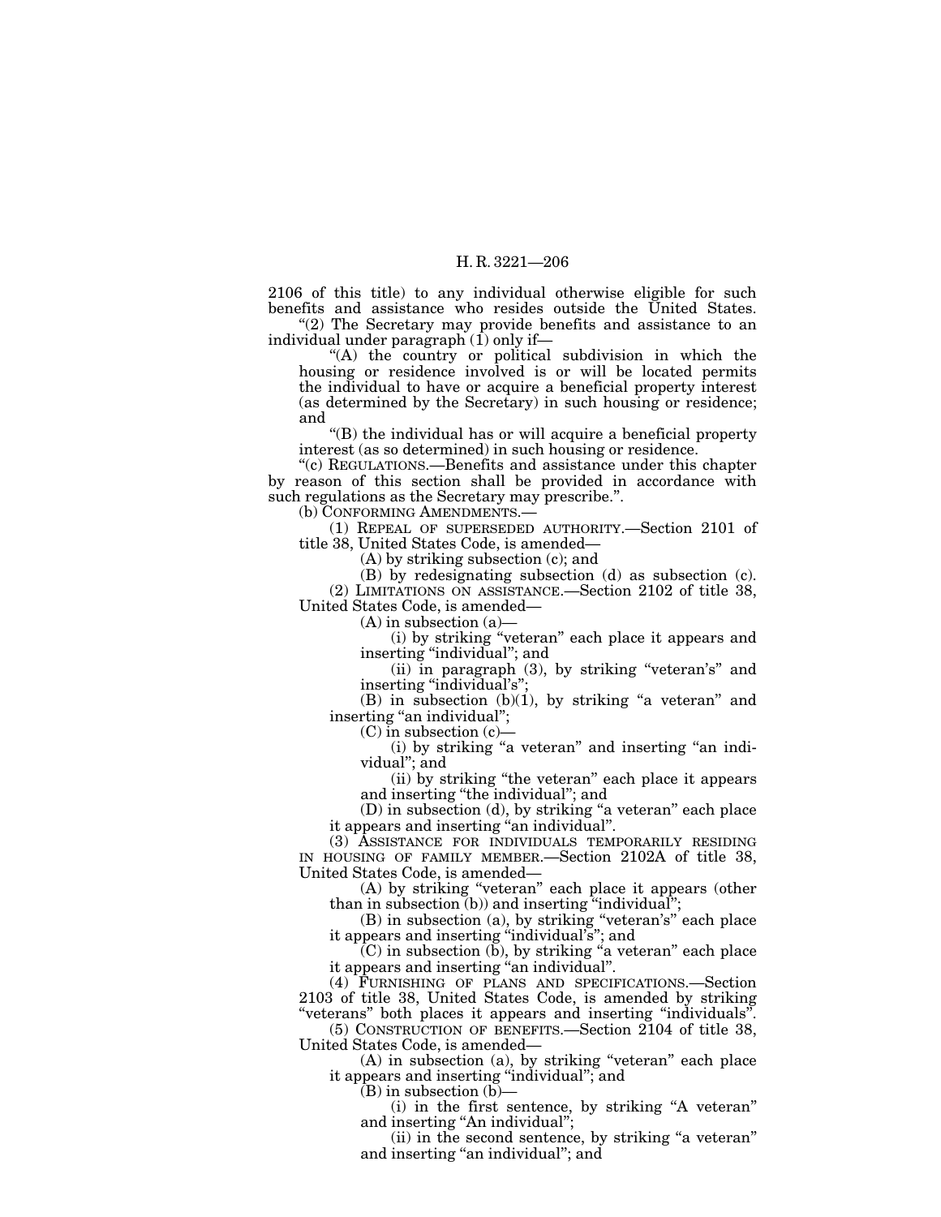2106 of this title) to any individual otherwise eligible for such benefits and assistance who resides outside the United States.

"(2) The Secretary may provide benefits and assistance to an individual under paragraph (1) only if—

"(A) the country or political subdivision in which the housing or residence involved is or will be located permits the individual to have or acquire a beneficial property interest (as determined by the Secretary) in such housing or residence; and

"(B) the individual has or will acquire a beneficial property interest (as so determined) in such housing or residence.

"(c) REGULATIONS.—Benefits and assistance under this chapter by reason of this section shall be provided in accordance with such regulations as the Secretary may prescribe.".

(b) CONFORMING AMENDMENTS.—

(1) REPEAL OF SUPERSEDED AUTHORITY.—Section 2101 of title 38, United States Code, is amended—

(A) by striking subsection (c); and

(B) by redesignating subsection (d) as subsection (c).

(2) LIMITATIONS ON ASSISTANCE.—Section 2102 of title 38, United States Code, is amended—

(A) in subsection (a)—

(i) by striking "veteran" each place it appears and inserting "individual"; and

(ii) in paragraph (3), by striking "veteran's" and inserting "individual's";

(B) in subsection (b)(1), by striking "a veteran" and inserting "an individual";

(C) in subsection (c)—

(i) by striking "a veteran" and inserting "an individual"; and

(ii) by striking "the veteran" each place it appears and inserting "the individual"; and

(D) in subsection (d), by striking "a veteran" each place it appears and inserting "an individual".

(3) ASSISTANCE FOR INDIVIDUALS TEMPORARILY RESIDING IN HOUSING OF FAMILY MEMBER.—Section 2102A of title 38, United States Code, is amended—

(A) by striking "veteran" each place it appears (other than in subsection (b)) and inserting "individual";

(B) in subsection (a), by striking "veteran's" each place it appears and inserting "individual's"; and

(C) in subsection (b), by striking "a veteran" each place it appears and inserting "an individual".

(4) FURNISHING OF PLANS AND SPECIFICATIONS.—Section 2103 of title 38, United States Code, is amended by striking "veterans" both places it appears and inserting "individuals".

(5) CONSTRUCTION OF BENEFITS.—Section 2104 of title 38, United States Code, is amended—

(A) in subsection (a), by striking "veteran" each place it appears and inserting "individual"; and

(B) in subsection (b)—

(i) in the first sentence, by striking "A veteran" and inserting "An individual";

(ii) in the second sentence, by striking "a veteran" and inserting "an individual"; and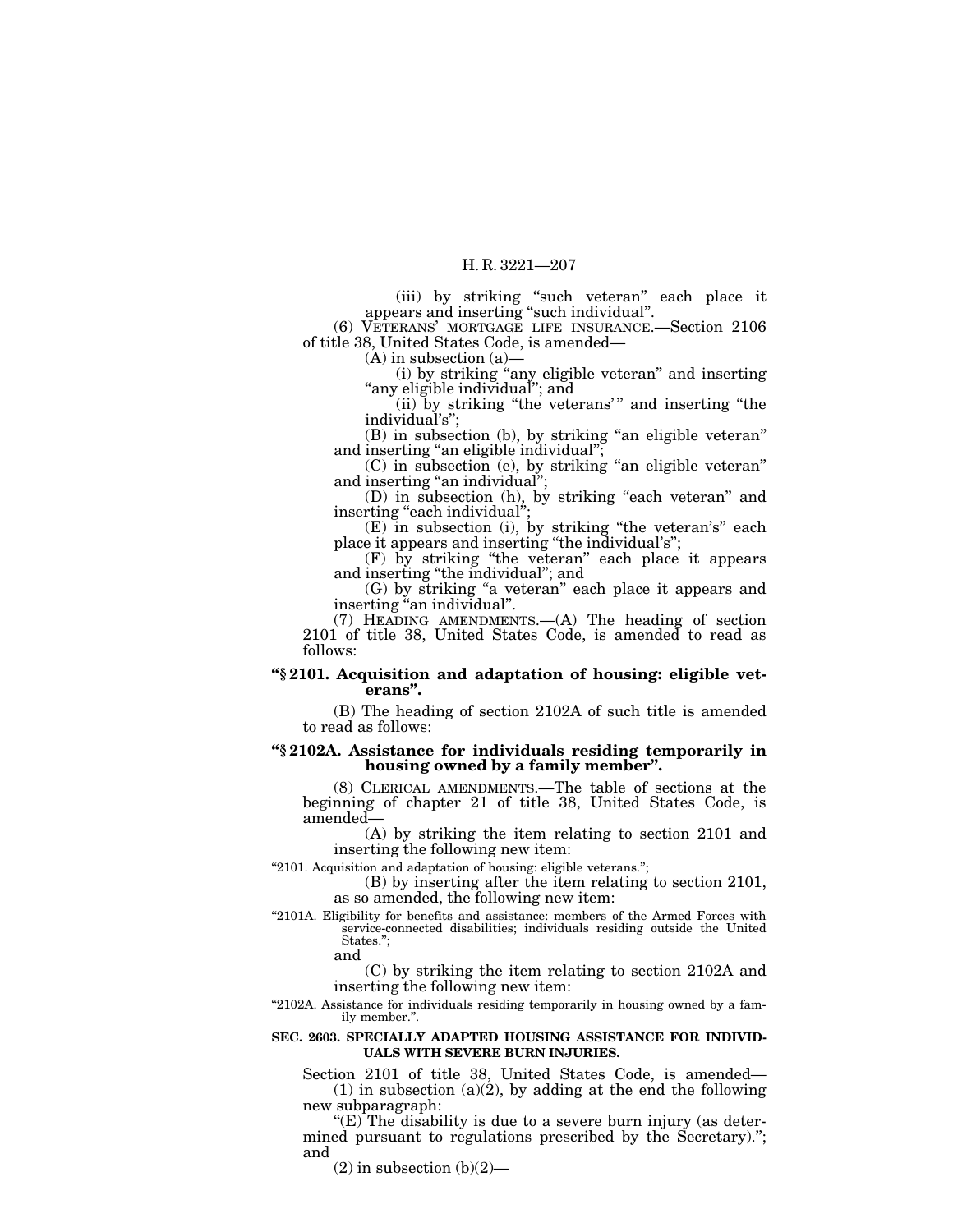(iii) by striking "such veteran" each place it appears and inserting "such individual".

(6) VETERANS' MORTGAGE LIFE INSURANCE.—Section 2106 of title 38, United States Code, is amended—

(A) in subsection (a)—

(i) by striking "any eligible veteran" and inserting "any eligible individual"; and

(ii) by striking "the veterans'" and inserting "the individual's";

(B) in subsection (b), by striking "an eligible veteran" and inserting "an eligible individual";

(C) in subsection (e), by striking "an eligible veteran" and inserting "an individual";

(D) in subsection (h), by striking "each veteran" and inserting "each individual";

(E) in subsection (i), by striking "the veteran's" each place it appears and inserting "the individual's";

(F) by striking "the veteran" each place it appears and inserting "the individual"; and

(G) by striking "a veteran" each place it appears and inserting "an individual".

(7) HEADING AMENDMENTS.—(A) The heading of section 2101 of title 38, United States Code, is amended to read as follows:

**"§ 2101. Acquisition and adaptation of housing: eligible veterans".**

(B) The heading of section 2102A of such title is amended to read as follows:

**"§ 2102A. Assistance for individuals residing temporarily in housing owned by a family member".**

(8) CLERICAL AMENDMENTS.—The table of sections at the beginning of chapter 21 of title 38, United States Code, is amended—

(A) by striking the item relating to section 2101 and inserting the following new item:

"2101. Acquisition and adaptation of housing: eligible veterans.";

(B) by inserting after the item relating to section 2101, as so amended, the following new item:

"2101A. Eligibility for benefits and assistance: members of the Armed Forces with service-connected disabilities; individuals residing outside the United States.";

and

(C) by striking the item relating to section 2102A and inserting the following new item:

"2102A. Assistance for individuals residing temporarily in housing owned by a family member.".

**SEC. 2603. SPECIALLY ADAPTED HOUSING ASSISTANCE FOR INDIVIDUALS WITH SEVERE BURN INJURIES.**

Section 2101 of title 38, United States Code, is amended—

(1) in subsection (a)(2), by adding at the end the following new subparagraph:

"(E) The disability is due to a severe burn injury (as determined pursuant to regulations prescribed by the Secretary)."; and

(2) in subsection (b)(2)—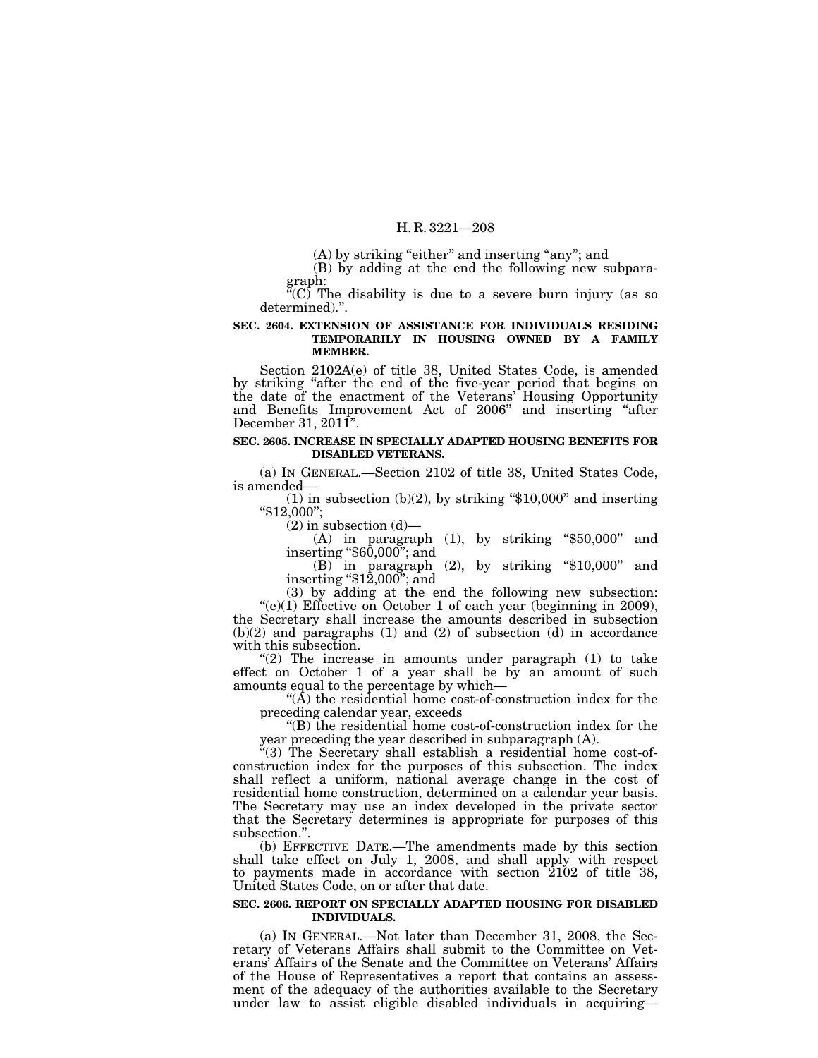(A) by striking "either" and inserting "any"; and

(B) by adding at the end the following new subparagraph:

"(C) The disability is due to a severe burn injury (as so determined).".

**SEC. 2604. EXTENSION OF ASSISTANCE FOR INDIVIDUALS RESIDING TEMPORARILY IN HOUSING OWNED BY A FAMILY MEMBER.**

Section 2102A(e) of title 38, United States Code, is amended by striking "after the end of the five-year period that begins on the date of the enactment of the Veterans' Housing Opportunity and Benefits Improvement Act of 2006" and inserting "after December 31, 2011".

**SEC. 2605. INCREASE IN SPECIALLY ADAPTED HOUSING BENEFITS FOR DISABLED VETERANS.**

(a) IN GENERAL.—Section 2102 of title 38, United States Code, is amended—

(1) in subsection (b)(2), by striking "$10,000" and inserting "$12,000";

(2) in subsection (d)—

(A) in paragraph (1), by striking "$50,000" and inserting "$60,000"; and

(B) in paragraph (2), by striking "$10,000" and inserting "$12,000"; and

(3) by adding at the end the following new subsection:

"(e)(1) Effective on October 1 of each year (beginning in 2009), the Secretary shall increase the amounts described in subsection (b)(2) and paragraphs (1) and (2) of subsection (d) in accordance with this subsection.

"(2) The increase in amounts under paragraph (1) to take effect on October 1 of a year shall be by an amount of such amounts equal to the percentage by which—

"(A) the residential home cost-of-construction index for the preceding calendar year, exceeds

"(B) the residential home cost-of-construction index for the year preceding the year described in subparagraph (A).

"(3) The Secretary shall establish a residential home cost-of-construction index for the purposes of this subsection. The index shall reflect a uniform, national average change in the cost of residential home construction, determined on a calendar year basis. The Secretary may use an index developed in the private sector that the Secretary determines is appropriate for purposes of this subsection.".

(b) EFFECTIVE DATE.—The amendments made by this section shall take effect on July 1, 2008, and shall apply with respect to payments made in accordance with section 2102 of title 38, United States Code, on or after that date.

**SEC. 2606. REPORT ON SPECIALLY ADAPTED HOUSING FOR DISABLED INDIVIDUALS.**

(a) IN GENERAL.—Not later than December 31, 2008, the Secretary of Veterans Affairs shall submit to the Committee on Veterans' Affairs of the Senate and the Committee on Veterans' Affairs of the House of Representatives a report that contains an assessment of the adequacy of the authorities available to the Secretary under law to assist eligible disabled individuals in acquiring—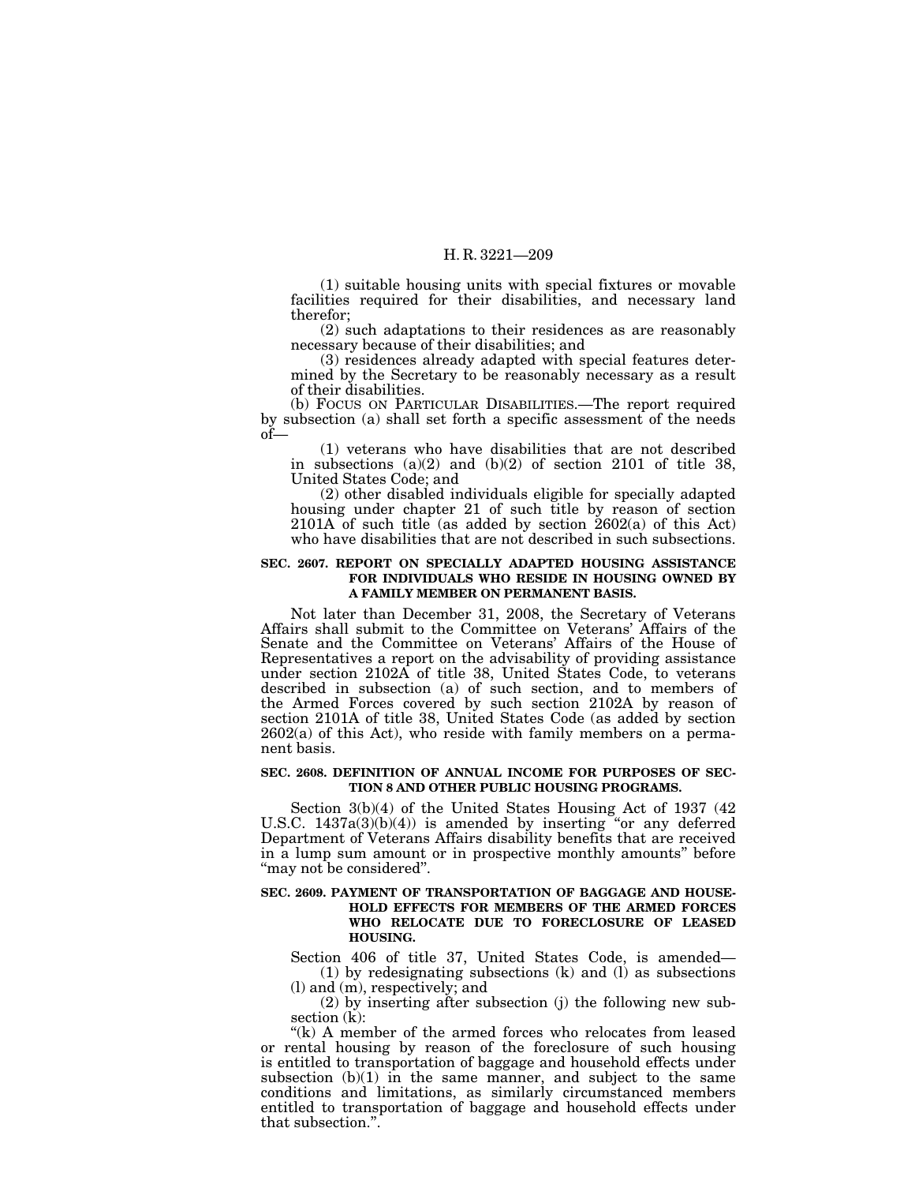(1) suitable housing units with special fixtures or movable facilities required for their disabilities, and necessary land therefor;

(2) such adaptations to their residences as are reasonably necessary because of their disabilities; and

(3) residences already adapted with special features determined by the Secretary to be reasonably necessary as a result of their disabilities.

(b) FOCUS ON PARTICULAR DISABILITIES.—The report required by subsection (a) shall set forth a specific assessment of the needs of—

(1) veterans who have disabilities that are not described in subsections (a)(2) and (b)(2) of section 2101 of title 38, United States Code; and

(2) other disabled individuals eligible for specially adapted housing under chapter 21 of such title by reason of section 2101A of such title (as added by section 2602(a) of this Act) who have disabilities that are not described in such subsections.

**SEC. 2607. REPORT ON SPECIALLY ADAPTED HOUSING ASSISTANCE FOR INDIVIDUALS WHO RESIDE IN HOUSING OWNED BY A FAMILY MEMBER ON PERMANENT BASIS.**

Not later than December 31, 2008, the Secretary of Veterans Affairs shall submit to the Committee on Veterans' Affairs of the Senate and the Committee on Veterans' Affairs of the House of Representatives a report on the advisability of providing assistance under section 2102A of title 38, United States Code, to veterans described in subsection (a) of such section, and to members of the Armed Forces covered by such section 2102A by reason of section 2101A of title 38, United States Code (as added by section 2602(a) of this Act), who reside with family members on a permanent basis.

**SEC. 2608. DEFINITION OF ANNUAL INCOME FOR PURPOSES OF SECTION 8 AND OTHER PUBLIC HOUSING PROGRAMS.**

Section 3(b)(4) of the United States Housing Act of 1937 (42 U.S.C. 1437a(3)(b)(4)) is amended by inserting "or any deferred Department of Veterans Affairs disability benefits that are received in a lump sum amount or in prospective monthly amounts" before "may not be considered".

**SEC. 2609. PAYMENT OF TRANSPORTATION OF BAGGAGE AND HOUSEHOLD EFFECTS FOR MEMBERS OF THE ARMED FORCES WHO RELOCATE DUE TO FORECLOSURE OF LEASED HOUSING.**

Section 406 of title 37, United States Code, is amended—

(1) by redesignating subsections (k) and (l) as subsections (l) and (m), respectively; and

(2) by inserting after subsection (j) the following new subsection (k):

"(k) A member of the armed forces who relocates from leased or rental housing by reason of the foreclosure of such housing is entitled to transportation of baggage and household effects under subsection (b)(1) in the same manner, and subject to the same conditions and limitations, as similarly circumstanced members entitled to transportation of baggage and household effects under that subsection.".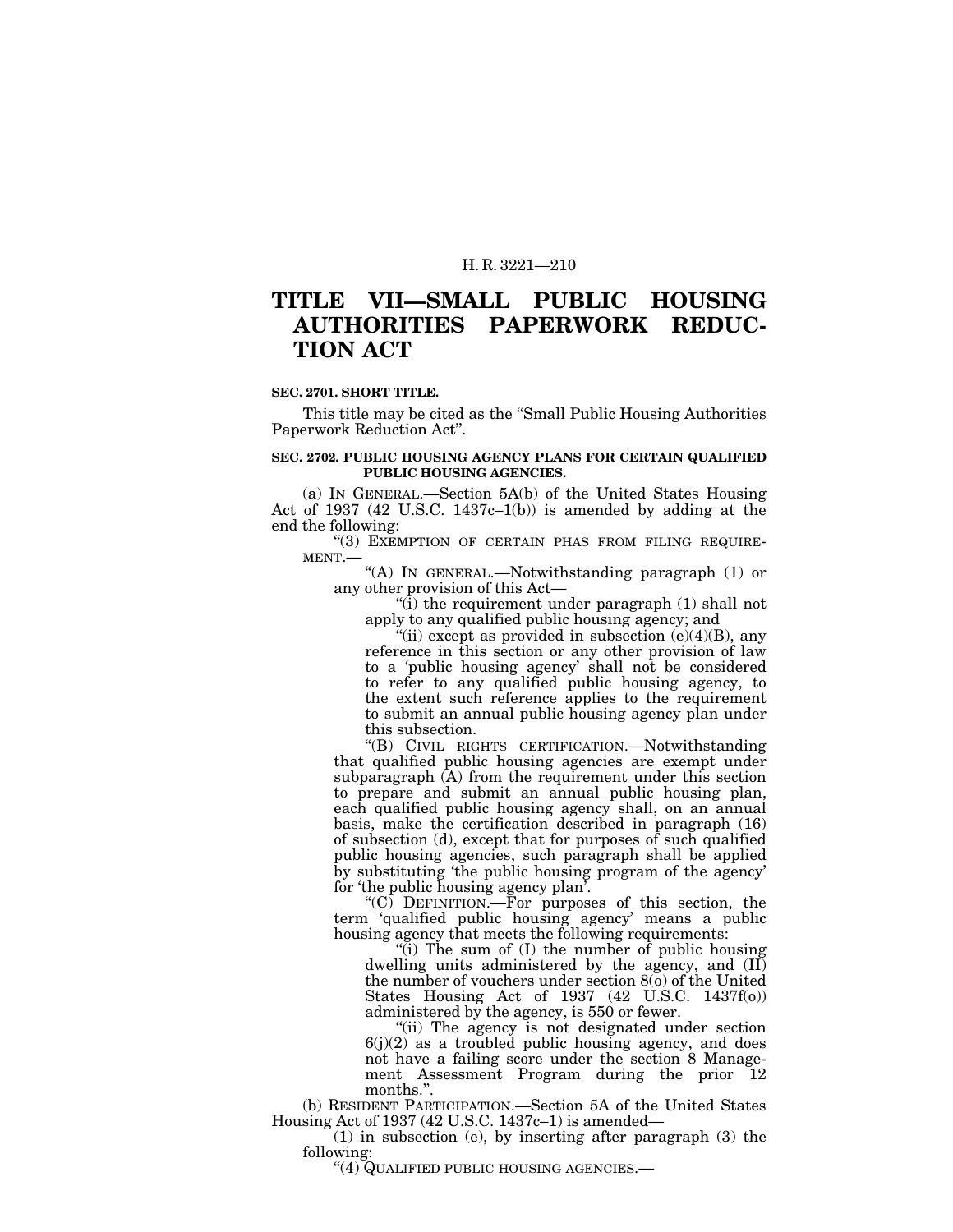# TITLE VII—SMALL PUBLIC HOUSING AUTHORITIES PAPERWORK REDUCTION ACT

**SEC. 2701. SHORT TITLE.**

This title may be cited as the "Small Public Housing Authorities Paperwork Reduction Act".

**SEC. 2702. PUBLIC HOUSING AGENCY PLANS FOR CERTAIN QUALIFIED PUBLIC HOUSING AGENCIES.**

(a) IN GENERAL.—Section 5A(b) of the United States Housing Act of 1937 (42 U.S.C. 1437c–1(b)) is amended by adding at the end the following:

"(3) EXEMPTION OF CERTAIN PHAS FROM FILING REQUIREMENT.—

"(A) IN GENERAL.—Notwithstanding paragraph (1) or any other provision of this Act—

"(i) the requirement under paragraph (1) shall not apply to any qualified public housing agency; and

"(ii) except as provided in subsection (e)(4)(B), any reference in this section or any other provision of law to a 'public housing agency' shall not be considered to refer to any qualified public housing agency, to the extent such reference applies to the requirement to submit an annual public housing agency plan under this subsection.

"(B) CIVIL RIGHTS CERTIFICATION.—Notwithstanding that qualified public housing agencies are exempt under subparagraph (A) from the requirement under this section to prepare and submit an annual public housing plan, each qualified public housing agency shall, on an annual basis, make the certification described in paragraph (16) of subsection (d), except that for purposes of such qualified public housing agencies, such paragraph shall be applied by substituting 'the public housing program of the agency' for 'the public housing agency plan'.

"(C) DEFINITION.—For purposes of this section, the term 'qualified public housing agency' means a public housing agency that meets the following requirements:

"(i) The sum of (I) the number of public housing dwelling units administered by the agency, and (II) the number of vouchers under section 8(o) of the United States Housing Act of 1937 (42 U.S.C. 1437f(o)) administered by the agency, is 550 or fewer.

"(ii) The agency is not designated under section 6(j)(2) as a troubled public housing agency, and does not have a failing score under the section 8 Management Assessment Program during the prior 12 months.".

(b) RESIDENT PARTICIPATION.—Section 5A of the United States Housing Act of 1937 (42 U.S.C. 1437c–1) is amended—

(1) in subsection (e), by inserting after paragraph (3) the following:

"(4) QUALIFIED PUBLIC HOUSING AGENCIES.—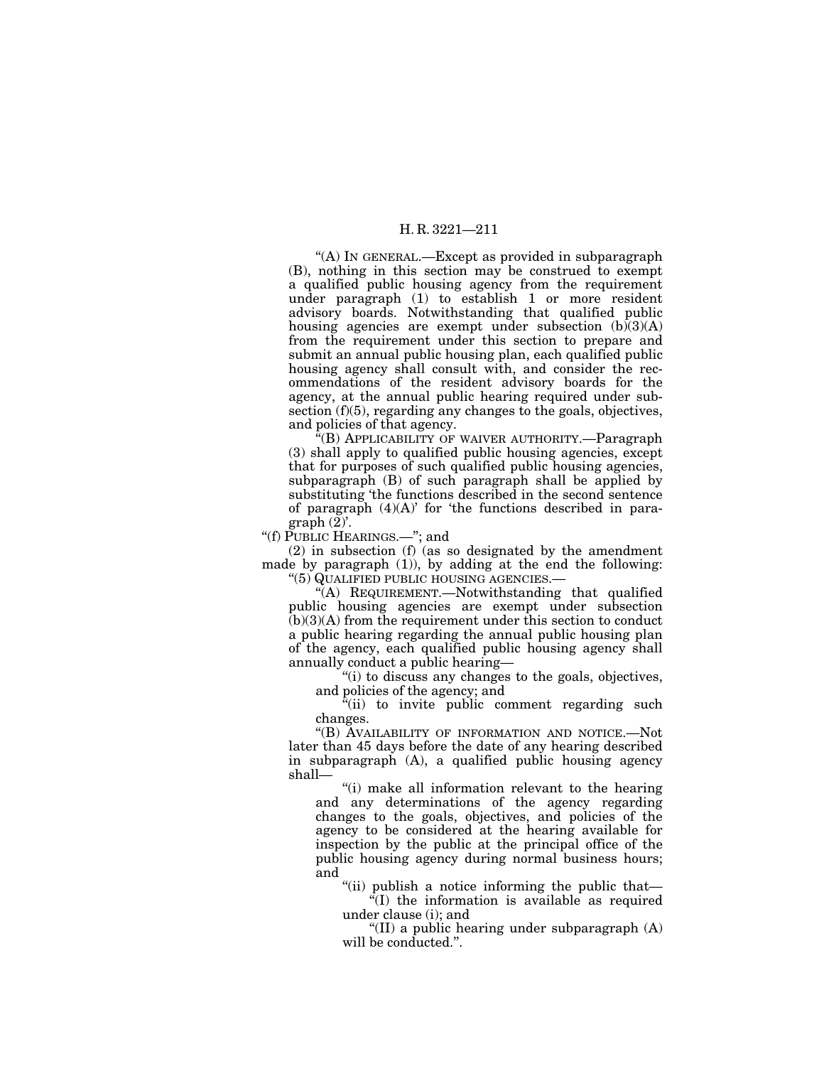"(A) IN GENERAL.—Except as provided in subparagraph (B), nothing in this section may be construed to exempt a qualified public housing agency from the requirement under paragraph (1) to establish 1 or more resident advisory boards. Notwithstanding that qualified public housing agencies are exempt under subsection (b)(3)(A) from the requirement under this section to prepare and submit an annual public housing plan, each qualified public housing agency shall consult with, and consider the recommendations of the resident advisory boards for the agency, at the annual public hearing required under subsection (f)(5), regarding any changes to the goals, objectives, and policies of that agency.

"(B) APPLICABILITY OF WAIVER AUTHORITY.—Paragraph (3) shall apply to qualified public housing agencies, except that for purposes of such qualified public housing agencies, subparagraph (B) of such paragraph shall be applied by substituting 'the functions described in the second sentence of paragraph (4)(A)' for 'the functions described in paragraph (2)'.

"(f) PUBLIC HEARINGS.—"; and

(2) in subsection (f) (as so designated by the amendment made by paragraph (1)), by adding at the end the following:

"(5) QUALIFIED PUBLIC HOUSING AGENCIES.—

"(A) REQUIREMENT.—Notwithstanding that qualified public housing agencies are exempt under subsection (b)(3)(A) from the requirement under this section to conduct a public hearing regarding the annual public housing plan of the agency, each qualified public housing agency shall annually conduct a public hearing—

"(i) to discuss any changes to the goals, objectives, and policies of the agency; and

"(ii) to invite public comment regarding such changes.

"(B) AVAILABILITY OF INFORMATION AND NOTICE.—Not later than 45 days before the date of any hearing described in subparagraph (A), a qualified public housing agency shall—

"(i) make all information relevant to the hearing and any determinations of the agency regarding changes to the goals, objectives, and policies of the agency to be considered at the hearing available for inspection by the public at the principal office of the public housing agency during normal business hours; and

"(ii) publish a notice informing the public that—

"(I) the information is available as required under clause (i); and

"(II) a public hearing under subparagraph (A) will be conducted.".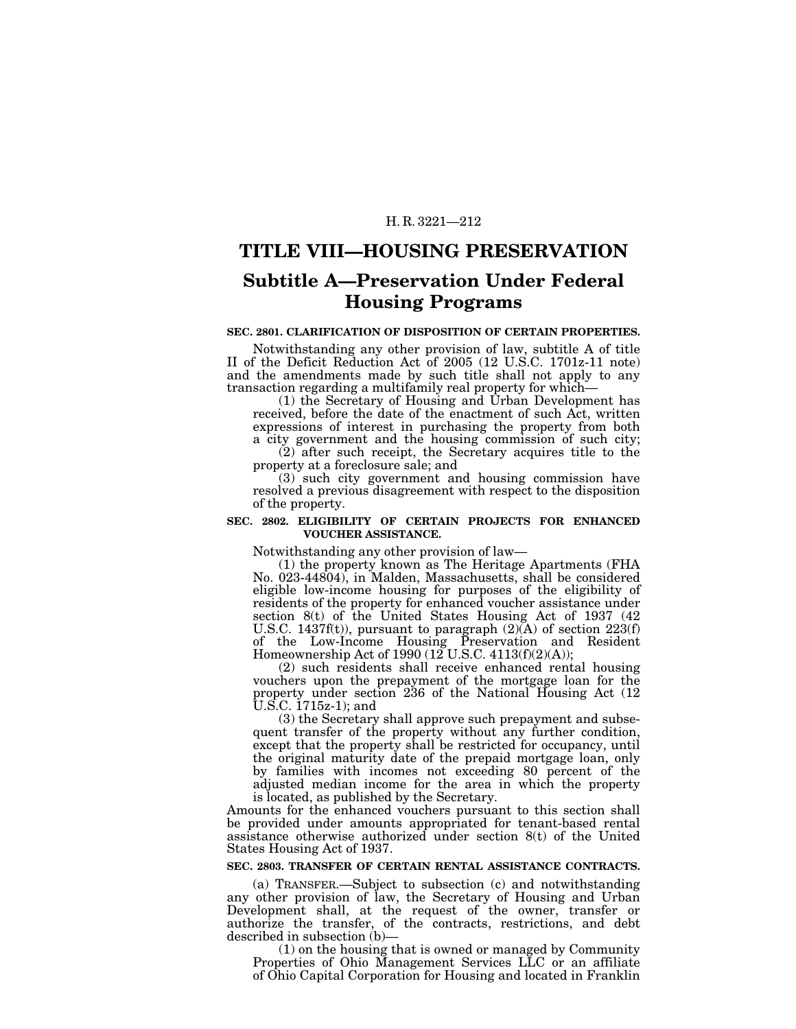# TITLE VIII—HOUSING PRESERVATION

## Subtitle A—Preservation Under Federal Housing Programs

**SEC. 2801. CLARIFICATION OF DISPOSITION OF CERTAIN PROPERTIES.**

Notwithstanding any other provision of law, subtitle A of title II of the Deficit Reduction Act of 2005 (12 U.S.C. 1701z-11 note) and the amendments made by such title shall not apply to any transaction regarding a multifamily real property for which—

(1) the Secretary of Housing and Urban Development has received, before the date of the enactment of such Act, written expressions of interest in purchasing the property from both a city government and the housing commission of such city;

(2) after such receipt, the Secretary acquires title to the property at a foreclosure sale; and

(3) such city government and housing commission have resolved a previous disagreement with respect to the disposition of the property.

**SEC. 2802. ELIGIBILITY OF CERTAIN PROJECTS FOR ENHANCED VOUCHER ASSISTANCE.**

Notwithstanding any other provision of law—

(1) the property known as The Heritage Apartments (FHA No. 023-44804), in Malden, Massachusetts, shall be considered eligible low-income housing for purposes of the eligibility of residents of the property for enhanced voucher assistance under section 8(t) of the United States Housing Act of 1937 (42 U.S.C. 1437f(t)), pursuant to paragraph (2)(A) of section 223(f) of the Low-Income Housing Preservation and Resident Homeownership Act of 1990 (12 U.S.C. 4113(f)(2)(A));

(2) such residents shall receive enhanced rental housing vouchers upon the prepayment of the mortgage loan for the property under section 236 of the National Housing Act (12 U.S.C. 1715z-1); and

(3) the Secretary shall approve such prepayment and subsequent transfer of the property without any further condition, except that the property shall be restricted for occupancy, until the original maturity date of the prepaid mortgage loan, only by families with incomes not exceeding 80 percent of the adjusted median income for the area in which the property is located, as published by the Secretary.

Amounts for the enhanced vouchers pursuant to this section shall be provided under amounts appropriated for tenant-based rental assistance otherwise authorized under section 8(t) of the United States Housing Act of 1937.

**SEC. 2803. TRANSFER OF CERTAIN RENTAL ASSISTANCE CONTRACTS.**

(a) TRANSFER.—Subject to subsection (c) and notwithstanding any other provision of law, the Secretary of Housing and Urban Development shall, at the request of the owner, transfer or authorize the transfer, of the contracts, restrictions, and debt described in subsection (b)—

(1) on the housing that is owned or managed by Community Properties of Ohio Management Services LLC or an affiliate of Ohio Capital Corporation for Housing and located in Franklin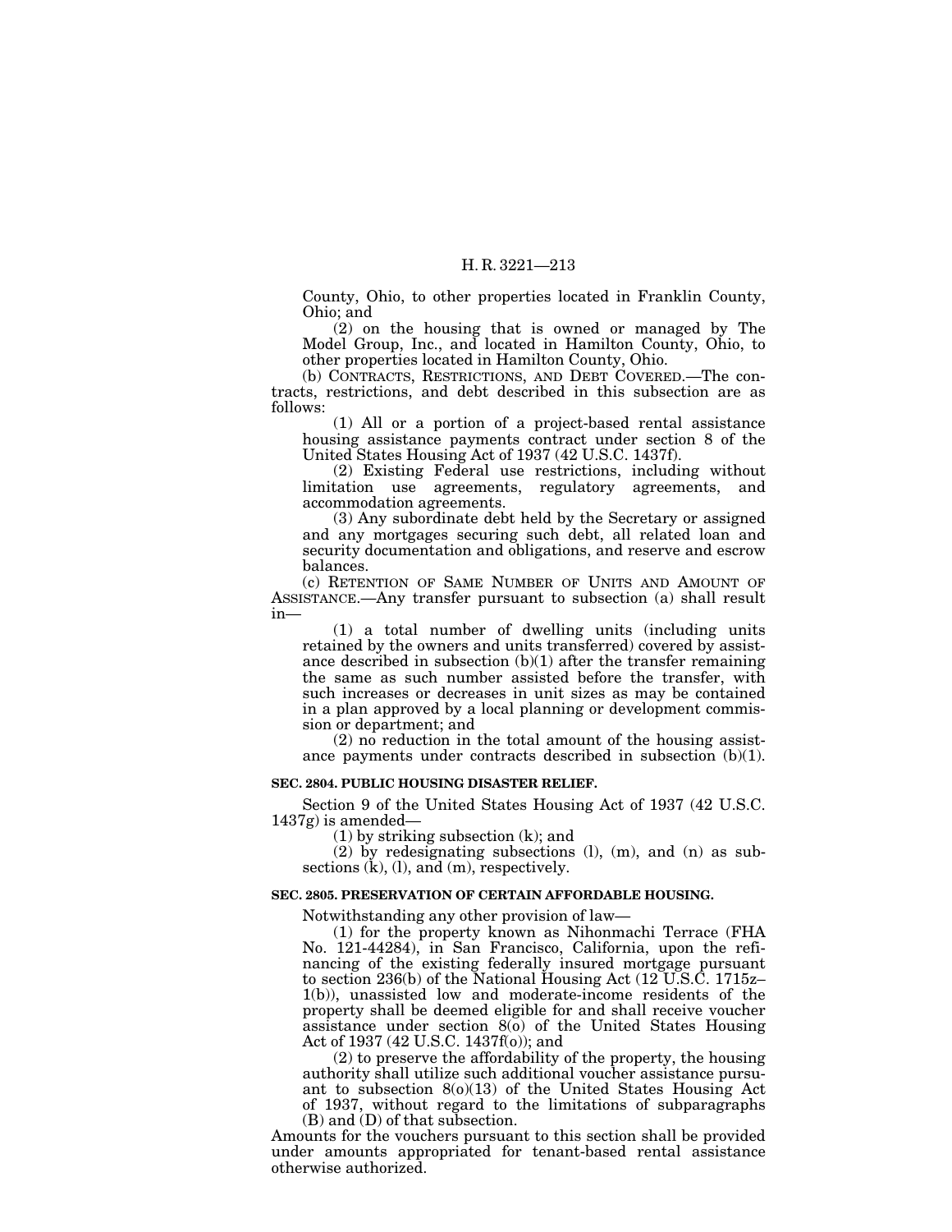County, Ohio, to other properties located in Franklin County, Ohio; and

(2) on the housing that is owned or managed by The Model Group, Inc., and located in Hamilton County, Ohio, to other properties located in Hamilton County, Ohio.

(b) CONTRACTS, RESTRICTIONS, AND DEBT COVERED.—The contracts, restrictions, and debt described in this subsection are as follows:

(1) All or a portion of a project-based rental assistance housing assistance payments contract under section 8 of the United States Housing Act of 1937 (42 U.S.C. 1437f).

(2) Existing Federal use restrictions, including without limitation use agreements, regulatory agreements, and accommodation agreements.

(3) Any subordinate debt held by the Secretary or assigned and any mortgages securing such debt, all related loan and security documentation and obligations, and reserve and escrow balances.

(c) RETENTION OF SAME NUMBER OF UNITS AND AMOUNT OF ASSISTANCE.—Any transfer pursuant to subsection (a) shall result in—

(1) a total number of dwelling units (including units retained by the owners and units transferred) covered by assistance described in subsection (b)(1) after the transfer remaining the same as such number assisted before the transfer, with such increases or decreases in unit sizes as may be contained in a plan approved by a local planning or development commission or department; and

(2) no reduction in the total amount of the housing assistance payments under contracts described in subsection (b)(1).

**SEC. 2804. PUBLIC HOUSING DISASTER RELIEF.**

Section 9 of the United States Housing Act of 1937 (42 U.S.C. 1437g) is amended—

(1) by striking subsection (k); and

(2) by redesignating subsections (l), (m), and (n) as subsections (k), (l), and (m), respectively.

**SEC. 2805. PRESERVATION OF CERTAIN AFFORDABLE HOUSING.**

Notwithstanding any other provision of law—

(1) for the property known as Nihonmachi Terrace (FHA No. 121-44284), in San Francisco, California, upon the refinancing of the existing federally insured mortgage pursuant to section 236(b) of the National Housing Act (12 U.S.C. 1715z–1(b)), unassisted low and moderate-income residents of the property shall be deemed eligible for and shall receive voucher assistance under section 8(o) of the United States Housing Act of 1937 (42 U.S.C. 1437f(o)); and

(2) to preserve the affordability of the property, the housing authority shall utilize such additional voucher assistance pursuant to subsection 8(o)(13) of the United States Housing Act of 1937, without regard to the limitations of subparagraphs (B) and (D) of that subsection.

Amounts for the vouchers pursuant to this section shall be provided under amounts appropriated for tenant-based rental assistance otherwise authorized.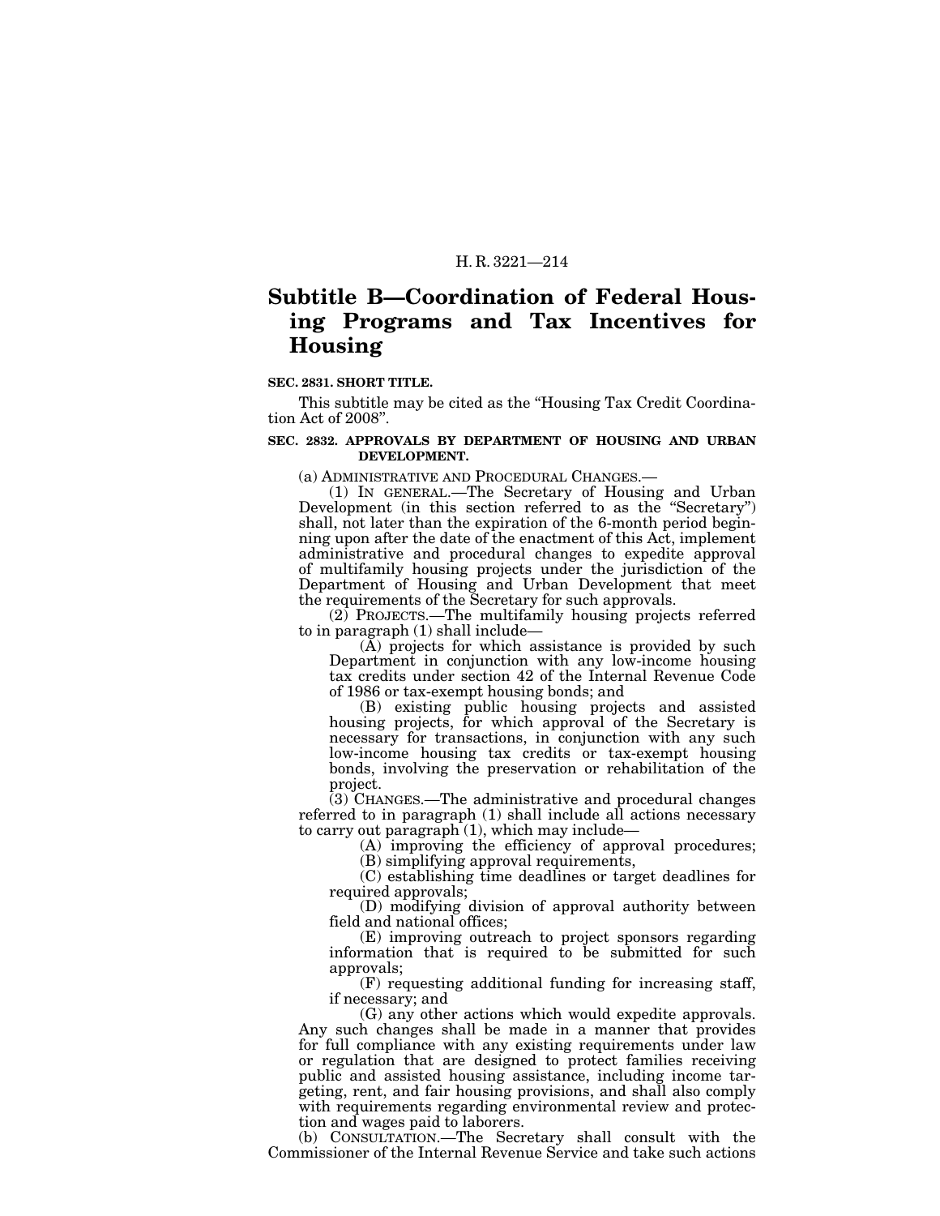## Subtitle B—Coordination of Federal Housing Programs and Tax Incentives for Housing

**SEC. 2831. SHORT TITLE.**

This subtitle may be cited as the "Housing Tax Credit Coordination Act of 2008".

**SEC. 2832. APPROVALS BY DEPARTMENT OF HOUSING AND URBAN DEVELOPMENT.**

(a) ADMINISTRATIVE AND PROCEDURAL CHANGES.—

(1) IN GENERAL.—The Secretary of Housing and Urban Development (in this section referred to as the "Secretary") shall, not later than the expiration of the 6-month period beginning upon after the date of the enactment of this Act, implement administrative and procedural changes to expedite approval of multifamily housing projects under the jurisdiction of the Department of Housing and Urban Development that meet the requirements of the Secretary for such approvals.

(2) PROJECTS.—The multifamily housing projects referred to in paragraph (1) shall include—

(A) projects for which assistance is provided by such Department in conjunction with any low-income housing tax credits under section 42 of the Internal Revenue Code of 1986 or tax-exempt housing bonds; and

(B) existing public housing projects and assisted housing projects, for which approval of the Secretary is necessary for transactions, in conjunction with any such low-income housing tax credits or tax-exempt housing bonds, involving the preservation or rehabilitation of the project.

(3) CHANGES.—The administrative and procedural changes referred to in paragraph (1) shall include all actions necessary to carry out paragraph (1), which may include—

(A) improving the efficiency of approval procedures;

(B) simplifying approval requirements,

(C) establishing time deadlines or target deadlines for required approvals;

(D) modifying division of approval authority between field and national offices;

(E) improving outreach to project sponsors regarding information that is required to be submitted for such approvals;

(F) requesting additional funding for increasing staff, if necessary; and

(G) any other actions which would expedite approvals.

Any such changes shall be made in a manner that provides for full compliance with any existing requirements under law or regulation that are designed to protect families receiving public and assisted housing assistance, including income targeting, rent, and fair housing provisions, and shall also comply with requirements regarding environmental review and protection and wages paid to laborers.

(b) CONSULTATION.—The Secretary shall consult with the Commissioner of the Internal Revenue Service and take such actions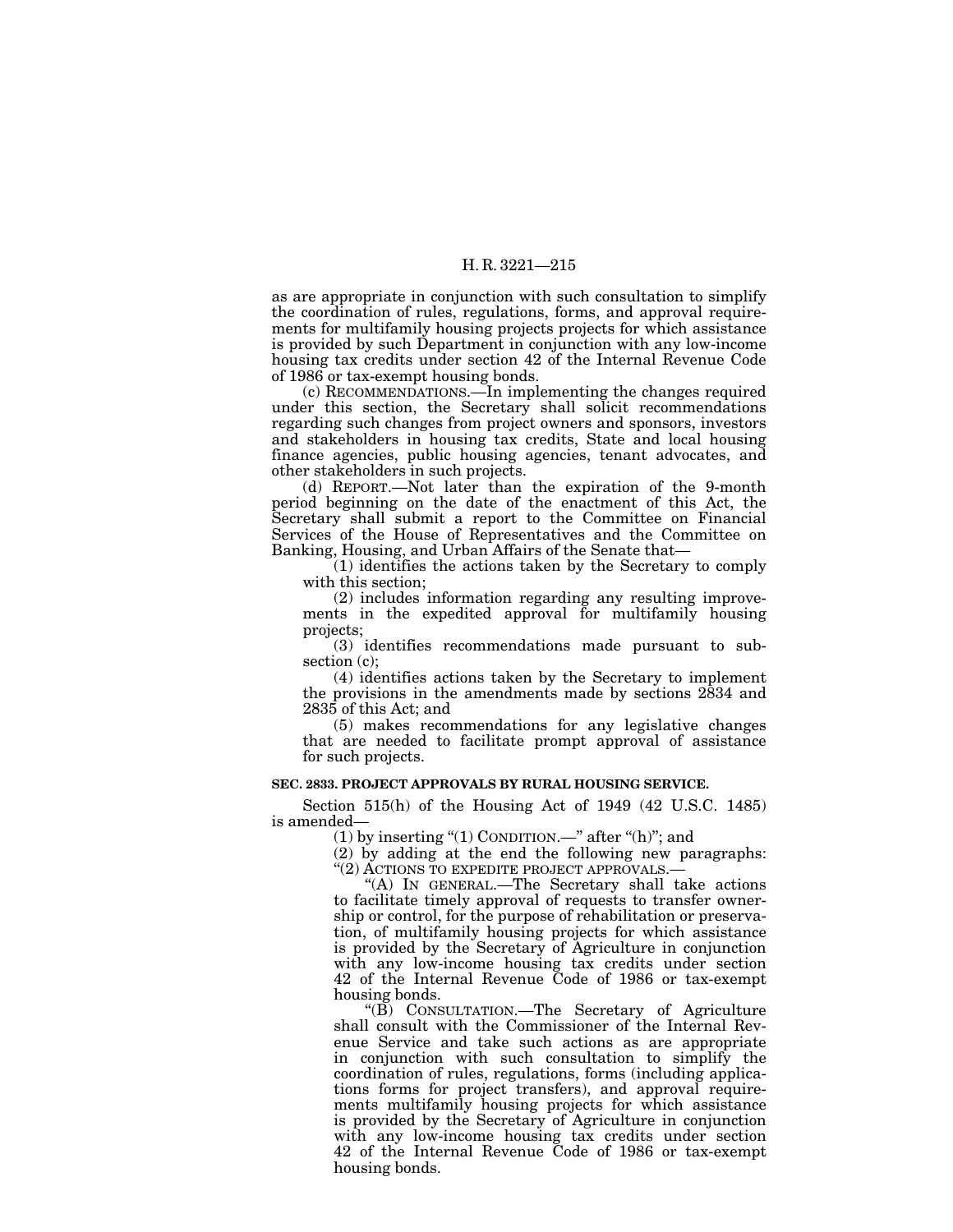as are appropriate in conjunction with such consultation to simplify the coordination of rules, regulations, forms, and approval requirements for multifamily housing projects projects for which assistance is provided by such Department in conjunction with any low-income housing tax credits under section 42 of the Internal Revenue Code of 1986 or tax-exempt housing bonds.

(c) RECOMMENDATIONS.—In implementing the changes required under this section, the Secretary shall solicit recommendations regarding such changes from project owners and sponsors, investors and stakeholders in housing tax credits, State and local housing finance agencies, public housing agencies, tenant advocates, and other stakeholders in such projects.

(d) REPORT.—Not later than the expiration of the 9-month period beginning on the date of the enactment of this Act, the Secretary shall submit a report to the Committee on Financial Services of the House of Representatives and the Committee on Banking, Housing, and Urban Affairs of the Senate that—

(1) identifies the actions taken by the Secretary to comply with this section;

(2) includes information regarding any resulting improvements in the expedited approval for multifamily housing projects;

(3) identifies recommendations made pursuant to subsection (c);

(4) identifies actions taken by the Secretary to implement the provisions in the amendments made by sections 2834 and 2835 of this Act; and

(5) makes recommendations for any legislative changes that are needed to facilitate prompt approval of assistance for such projects.

**SEC. 2833. PROJECT APPROVALS BY RURAL HOUSING SERVICE.**

Section 515(h) of the Housing Act of 1949 (42 U.S.C. 1485) is amended—

(1) by inserting "(1) CONDITION.—" after "(h)"; and

(2) by adding at the end the following new paragraphs:

"(2) ACTIONS TO EXPEDITE PROJECT APPROVALS.—

"(A) IN GENERAL.—The Secretary shall take actions to facilitate timely approval of requests to transfer ownership or control, for the purpose of rehabilitation or preservation, of multifamily housing projects for which assistance is provided by the Secretary of Agriculture in conjunction with any low-income housing tax credits under section 42 of the Internal Revenue Code of 1986 or tax-exempt housing bonds.

"(B) CONSULTATION.—The Secretary of Agriculture shall consult with the Commissioner of the Internal Revenue Service and take such actions as are appropriate in conjunction with such consultation to simplify the coordination of rules, regulations, forms (including applications forms for project transfers), and approval requirements multifamily housing projects for which assistance is provided by the Secretary of Agriculture in conjunction with any low-income housing tax credits under section 42 of the Internal Revenue Code of 1986 or tax-exempt housing bonds.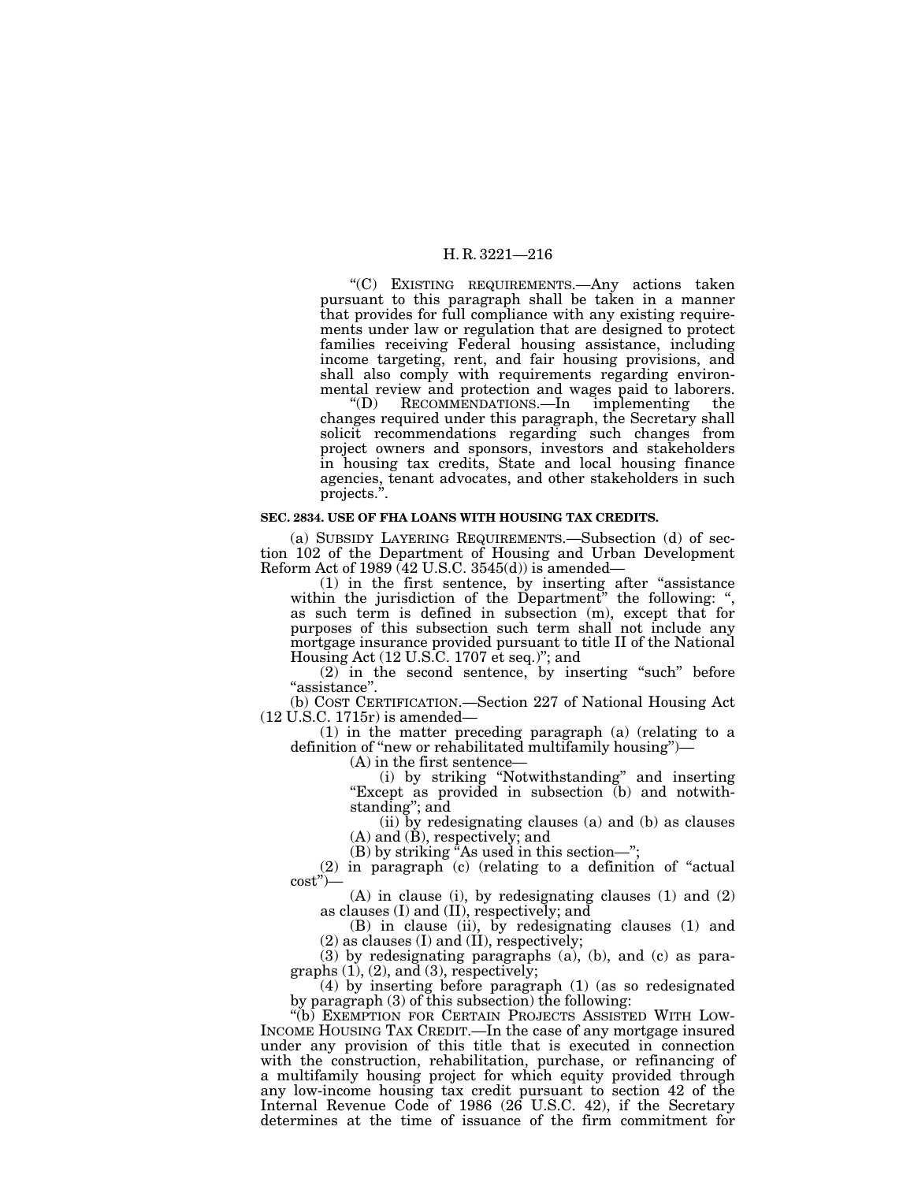"(C) EXISTING REQUIREMENTS.—Any actions taken pursuant to this paragraph shall be taken in a manner that provides for full compliance with any existing requirements under law or regulation that are designed to protect families receiving Federal housing assistance, including income targeting, rent, and fair housing provisions, and shall also comply with requirements regarding environmental review and protection and wages paid to laborers.

"(D) RECOMMENDATIONS.—In implementing the changes required under this paragraph, the Secretary shall solicit recommendations regarding such changes from project owners and sponsors, investors and stakeholders in housing tax credits, State and local housing finance agencies, tenant advocates, and other stakeholders in such projects.".

**SEC. 2834. USE OF FHA LOANS WITH HOUSING TAX CREDITS.**

(a) SUBSIDY LAYERING REQUIREMENTS.—Subsection (d) of section 102 of the Department of Housing and Urban Development Reform Act of 1989 (42 U.S.C. 3545(d)) is amended—

(1) in the first sentence, by inserting after "assistance within the jurisdiction of the Department" the following: ", as such term is defined in subsection (m), except that for purposes of this subsection such term shall not include any mortgage insurance provided pursuant to title II of the National Housing Act (12 U.S.C. 1707 et seq.)"; and

(2) in the second sentence, by inserting "such" before "assistance".

(b) COST CERTIFICATION.—Section 227 of National Housing Act (12 U.S.C. 1715r) is amended—

(1) in the matter preceding paragraph (a) (relating to a definition of "new or rehabilitated multifamily housing")—

(A) in the first sentence—

(i) by striking "Notwithstanding" and inserting "Except as provided in subsection (b) and notwithstanding"; and

(ii) by redesignating clauses (a) and (b) as clauses (A) and (B), respectively; and

(B) by striking "As used in this section—";

(2) in paragraph (c) (relating to a definition of "actual cost")—

(A) in clause (i), by redesignating clauses (1) and (2) as clauses (I) and (II), respectively; and

(B) in clause (ii), by redesignating clauses (1) and (2) as clauses (I) and (II), respectively;

(3) by redesignating paragraphs (a), (b), and (c) as paragraphs (1), (2), and (3), respectively;

(4) by inserting before paragraph (1) (as so redesignated by paragraph (3) of this subsection) the following:

"(b) EXEMPTION FOR CERTAIN PROJECTS ASSISTED WITH LOW-INCOME HOUSING TAX CREDIT.—In the case of any mortgage insured under any provision of this title that is executed in connection with the construction, rehabilitation, purchase, or refinancing of a multifamily housing project for which equity provided through any low-income housing tax credit pursuant to section 42 of the Internal Revenue Code of 1986 (26 U.S.C. 42), if the Secretary determines at the time of issuance of the firm commitment for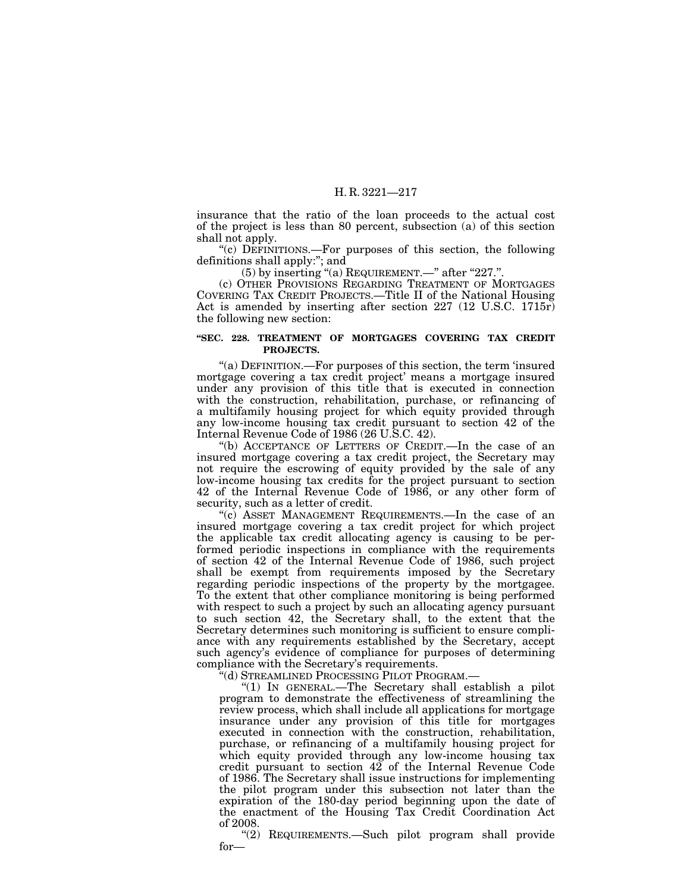insurance that the ratio of the loan proceeds to the actual cost of the project is less than 80 percent, subsection (a) of this section shall not apply.

"(c) DEFINITIONS.—For purposes of this section, the following definitions shall apply:"; and

(5) by inserting "(a) REQUIREMENT.—" after "227.".

(c) OTHER PROVISIONS REGARDING TREATMENT OF MORTGAGES COVERING TAX CREDIT PROJECTS.—Title II of the National Housing Act is amended by inserting after section 227 (12 U.S.C. 1715r) the following new section:

**"SEC. 228. TREATMENT OF MORTGAGES COVERING TAX CREDIT PROJECTS.**

"(a) DEFINITION.—For purposes of this section, the term 'insured mortgage covering a tax credit project' means a mortgage insured under any provision of this title that is executed in connection with the construction, rehabilitation, purchase, or refinancing of a multifamily housing project for which equity provided through any low-income housing tax credit pursuant to section 42 of the Internal Revenue Code of 1986 (26 U.S.C. 42).

"(b) ACCEPTANCE OF LETTERS OF CREDIT.—In the case of an insured mortgage covering a tax credit project, the Secretary may not require the escrowing of equity provided by the sale of any low-income housing tax credits for the project pursuant to section 42 of the Internal Revenue Code of 1986, or any other form of security, such as a letter of credit.

"(c) ASSET MANAGEMENT REQUIREMENTS.—In the case of an insured mortgage covering a tax credit project for which project the applicable tax credit allocating agency is causing to be performed periodic inspections in compliance with the requirements of section 42 of the Internal Revenue Code of 1986, such project shall be exempt from requirements imposed by the Secretary regarding periodic inspections of the property by the mortgagee. To the extent that other compliance monitoring is being performed with respect to such a project by such an allocating agency pursuant to such section 42, the Secretary shall, to the extent that the Secretary determines such monitoring is sufficient to ensure compliance with any requirements established by the Secretary, accept such agency's evidence of compliance for purposes of determining compliance with the Secretary's requirements.

"(d) STREAMLINED PROCESSING PILOT PROGRAM.—

"(1) IN GENERAL.—The Secretary shall establish a pilot program to demonstrate the effectiveness of streamlining the review process, which shall include all applications for mortgage insurance under any provision of this title for mortgages executed in connection with the construction, rehabilitation, purchase, or refinancing of a multifamily housing project for which equity provided through any low-income housing tax credit pursuant to section 42 of the Internal Revenue Code of 1986. The Secretary shall issue instructions for implementing the pilot program under this subsection not later than the expiration of the 180-day period beginning upon the date of the enactment of the Housing Tax Credit Coordination Act of 2008.

"(2) REQUIREMENTS.—Such pilot program shall provide for—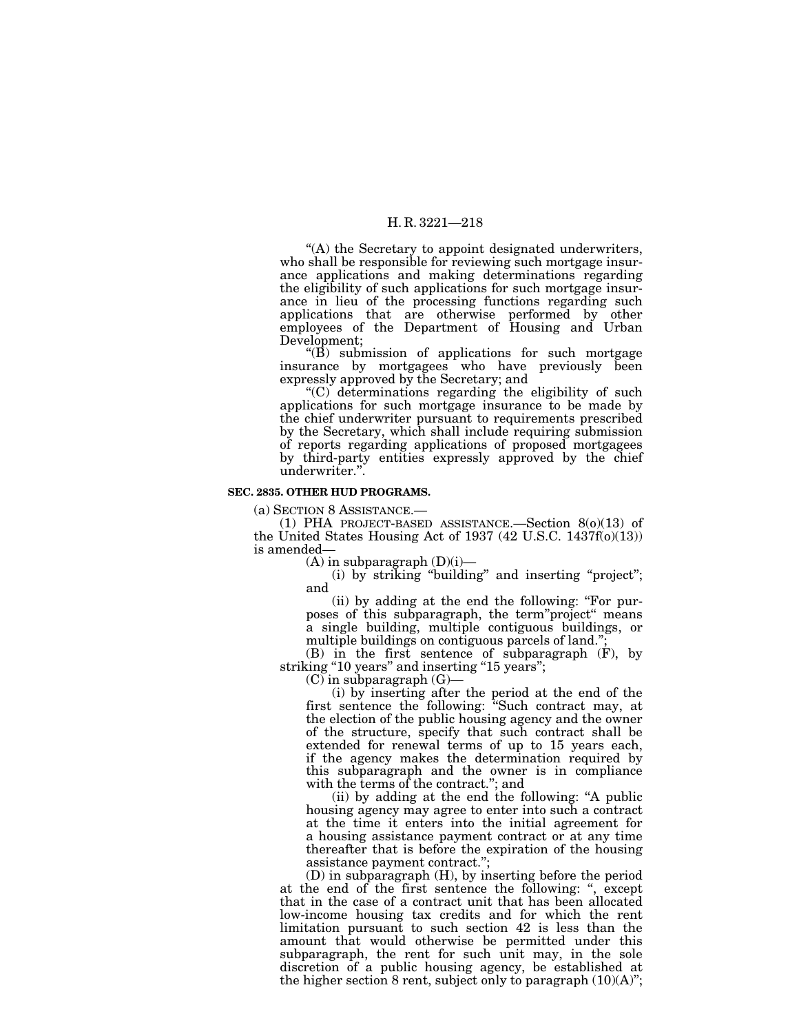"(A) the Secretary to appoint designated underwriters, who shall be responsible for reviewing such mortgage insurance applications and making determinations regarding the eligibility of such applications for such mortgage insurance in lieu of the processing functions regarding such applications that are otherwise performed by other employees of the Department of Housing and Urban Development;

"(B) submission of applications for such mortgage insurance by mortgagees who have previously been expressly approved by the Secretary; and

"(C) determinations regarding the eligibility of such applications for such mortgage insurance to be made by the chief underwriter pursuant to requirements prescribed by the Secretary, which shall include requiring submission of reports regarding applications of proposed mortgagees by third-party entities expressly approved by the chief underwriter.".

**SEC. 2835. OTHER HUD PROGRAMS.**

(a) SECTION 8 ASSISTANCE.—

(1) PHA PROJECT-BASED ASSISTANCE.—Section 8(o)(13) of the United States Housing Act of 1937 (42 U.S.C. 1437f(o)(13)) is amended—

(A) in subparagraph (D)(i)—

(i) by striking "building" and inserting "project"; and

(ii) by adding at the end the following: "For purposes of this subparagraph, the term"project" means a single building, multiple contiguous buildings, or multiple buildings on contiguous parcels of land.";

(B) in the first sentence of subparagraph (F), by striking "10 years" and inserting "15 years";

(C) in subparagraph (G)—

(i) by inserting after the period at the end of the first sentence the following: "Such contract may, at the election of the public housing agency and the owner of the structure, specify that such contract shall be extended for renewal terms of up to 15 years each, if the agency makes the determination required by this subparagraph and the owner is in compliance with the terms of the contract."; and

(ii) by adding at the end the following: "A public housing agency may agree to enter into such a contract at the time it enters into the initial agreement for a housing assistance payment contract or at any time thereafter that is before the expiration of the housing assistance payment contract.";

(D) in subparagraph (H), by inserting before the period at the end of the first sentence the following: ", except that in the case of a contract unit that has been allocated low-income housing tax credits and for which the rent limitation pursuant to such section 42 is less than the amount that would otherwise be permitted under this subparagraph, the rent for such unit may, in the sole discretion of a public housing agency, be established at the higher section 8 rent, subject only to paragraph (10)(A)";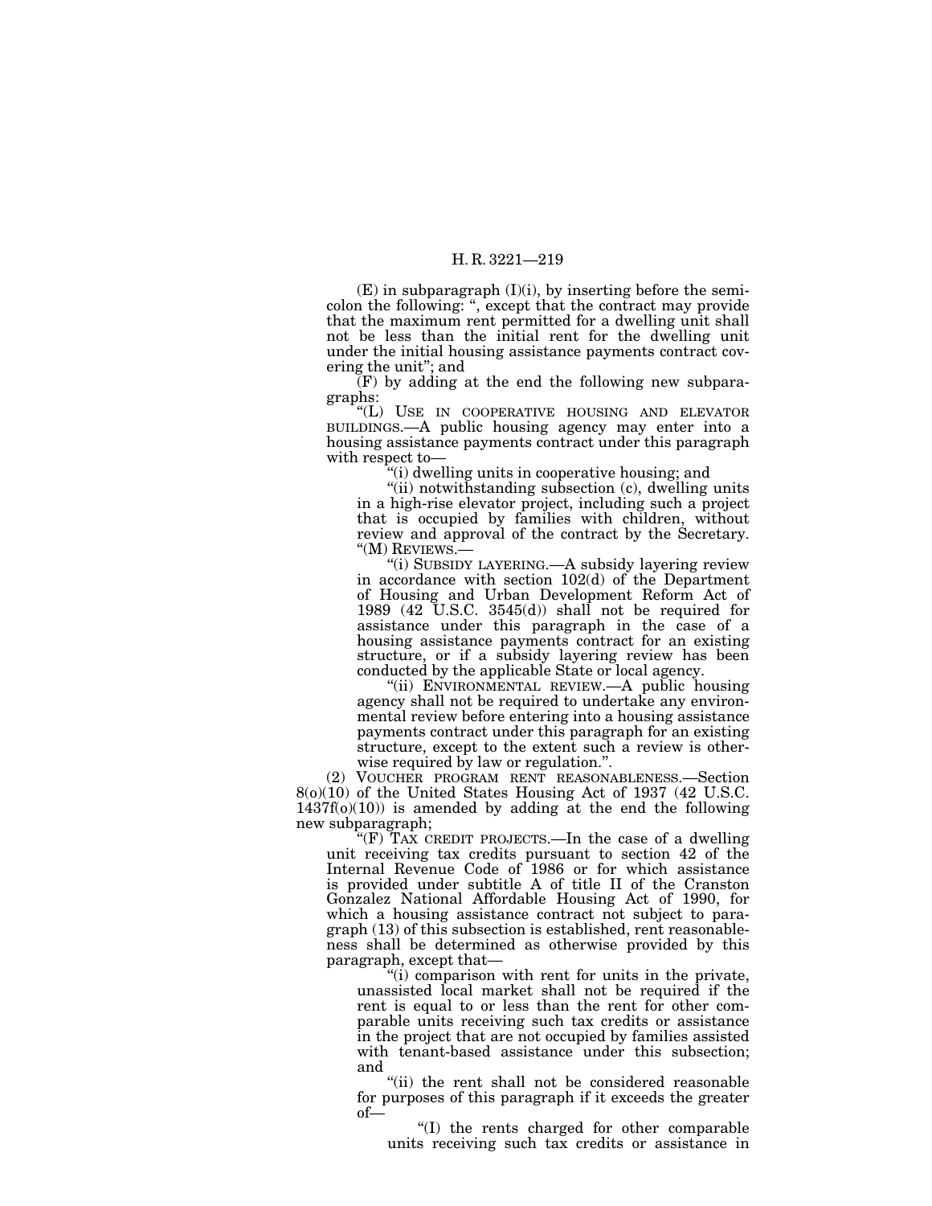(E) in subparagraph (I)(i), by inserting before the semicolon the following: ", except that the contract may provide that the maximum rent permitted for a dwelling unit shall not be less than the initial rent for the dwelling unit under the initial housing assistance payments contract covering the unit"; and

(F) by adding at the end the following new subparagraphs:

"(L) USE IN COOPERATIVE HOUSING AND ELEVATOR BUILDINGS.—A public housing agency may enter into a housing assistance payments contract under this paragraph with respect to—

"(i) dwelling units in cooperative housing; and

"(ii) notwithstanding subsection (c), dwelling units in a high-rise elevator project, including such a project that is occupied by families with children, without review and approval of the contract by the Secretary.

"(M) REVIEWS.—

"(i) SUBSIDY LAYERING.—A subsidy layering review in accordance with section 102(d) of the Department of Housing and Urban Development Reform Act of 1989 (42 U.S.C. 3545(d)) shall not be required for assistance under this paragraph in the case of a housing assistance payments contract for an existing structure, or if a subsidy layering review has been conducted by the applicable State or local agency.

"(ii) ENVIRONMENTAL REVIEW.—A public housing agency shall not be required to undertake any environmental review before entering into a housing assistance payments contract under this paragraph for an existing structure, except to the extent such a review is otherwise required by law or regulation.".

(2) VOUCHER PROGRAM RENT REASONABLENESS.—Section 8(o)(10) of the United States Housing Act of 1937 (42 U.S.C. 1437f(o)(10)) is amended by adding at the end the following new subparagraph;

"(F) TAX CREDIT PROJECTS.—In the case of a dwelling unit receiving tax credits pursuant to section 42 of the Internal Revenue Code of 1986 or for which assistance is provided under subtitle A of title II of the Cranston Gonzalez National Affordable Housing Act of 1990, for which a housing assistance contract not subject to paragraph (13) of this subsection is established, rent reasonableness shall be determined as otherwise provided by this paragraph, except that—

"(i) comparison with rent for units in the private, unassisted local market shall not be required if the rent is equal to or less than the rent for other comparable units receiving such tax credits or assistance in the project that are not occupied by families assisted with tenant-based assistance under this subsection; and

"(ii) the rent shall not be considered reasonable for purposes of this paragraph if it exceeds the greater of—

"(I) the rents charged for other comparable units receiving such tax credits or assistance in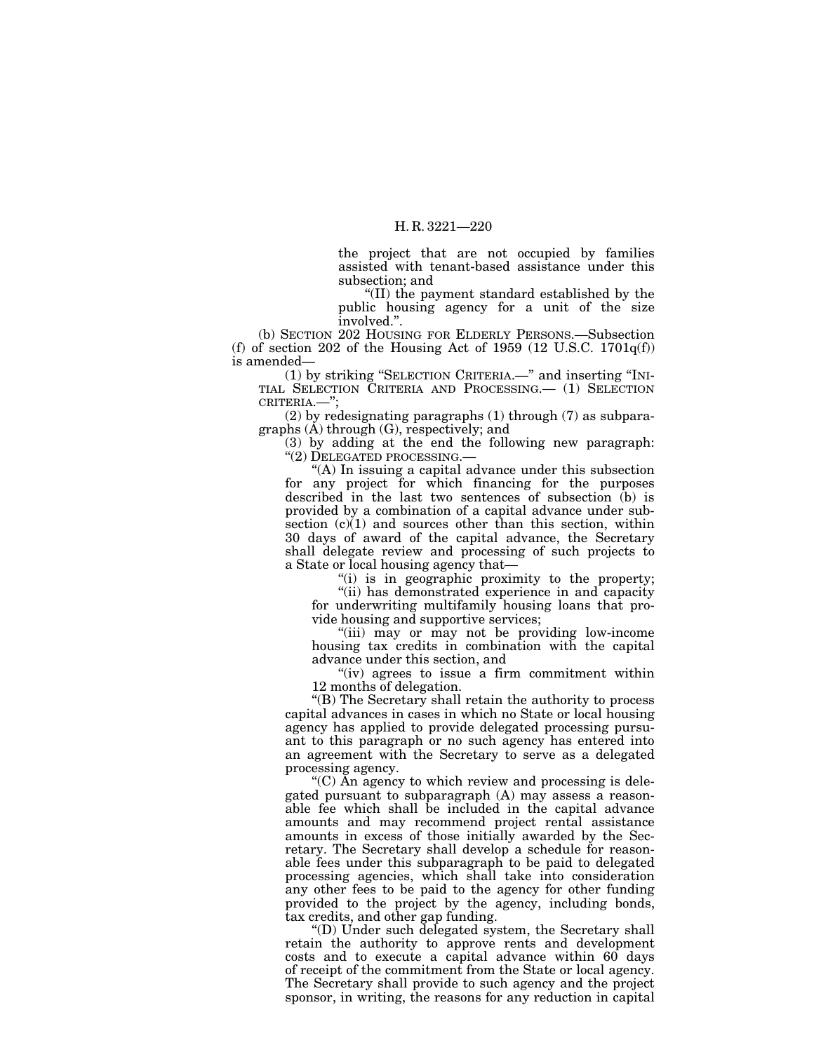the project that are not occupied by families assisted with tenant-based assistance under this subsection; and

"(II) the payment standard established by the public housing agency for a unit of the size involved.".

(b) SECTION 202 HOUSING FOR ELDERLY PERSONS.—Subsection (f) of section 202 of the Housing Act of 1959 (12 U.S.C. 1701q(f)) is amended—

(1) by striking "SELECTION CRITERIA.—" and inserting "INITIAL SELECTION CRITERIA AND PROCESSING.— (1) SELECTION CRITERIA.—";

(2) by redesignating paragraphs (1) through (7) as subparagraphs (A) through (G), respectively; and

(3) by adding at the end the following new paragraph:

"(2) DELEGATED PROCESSING.—

"(A) In issuing a capital advance under this subsection for any project for which financing for the purposes described in the last two sentences of subsection (b) is provided by a combination of a capital advance under subsection (c)(1) and sources other than this section, within 30 days of award of the capital advance, the Secretary shall delegate review and processing of such projects to a State or local housing agency that—

"(i) is in geographic proximity to the property;

"(ii) has demonstrated experience in and capacity for underwriting multifamily housing loans that provide housing and supportive services;

"(iii) may or may not be providing low-income housing tax credits in combination with the capital advance under this section, and

"(iv) agrees to issue a firm commitment within 12 months of delegation.

"(B) The Secretary shall retain the authority to process capital advances in cases in which no State or local housing agency has applied to provide delegated processing pursuant to this paragraph or no such agency has entered into an agreement with the Secretary to serve as a delegated processing agency.

"(C) An agency to which review and processing is delegated pursuant to subparagraph (A) may assess a reasonable fee which shall be included in the capital advance amounts and may recommend project rental assistance amounts in excess of those initially awarded by the Secretary. The Secretary shall develop a schedule for reasonable fees under this subparagraph to be paid to delegated processing agencies, which shall take into consideration any other fees to be paid to the agency for other funding provided to the project by the agency, including bonds, tax credits, and other gap funding.

"(D) Under such delegated system, the Secretary shall retain the authority to approve rents and development costs and to execute a capital advance within 60 days of receipt of the commitment from the State or local agency. The Secretary shall provide to such agency and the project sponsor, in writing, the reasons for any reduction in capital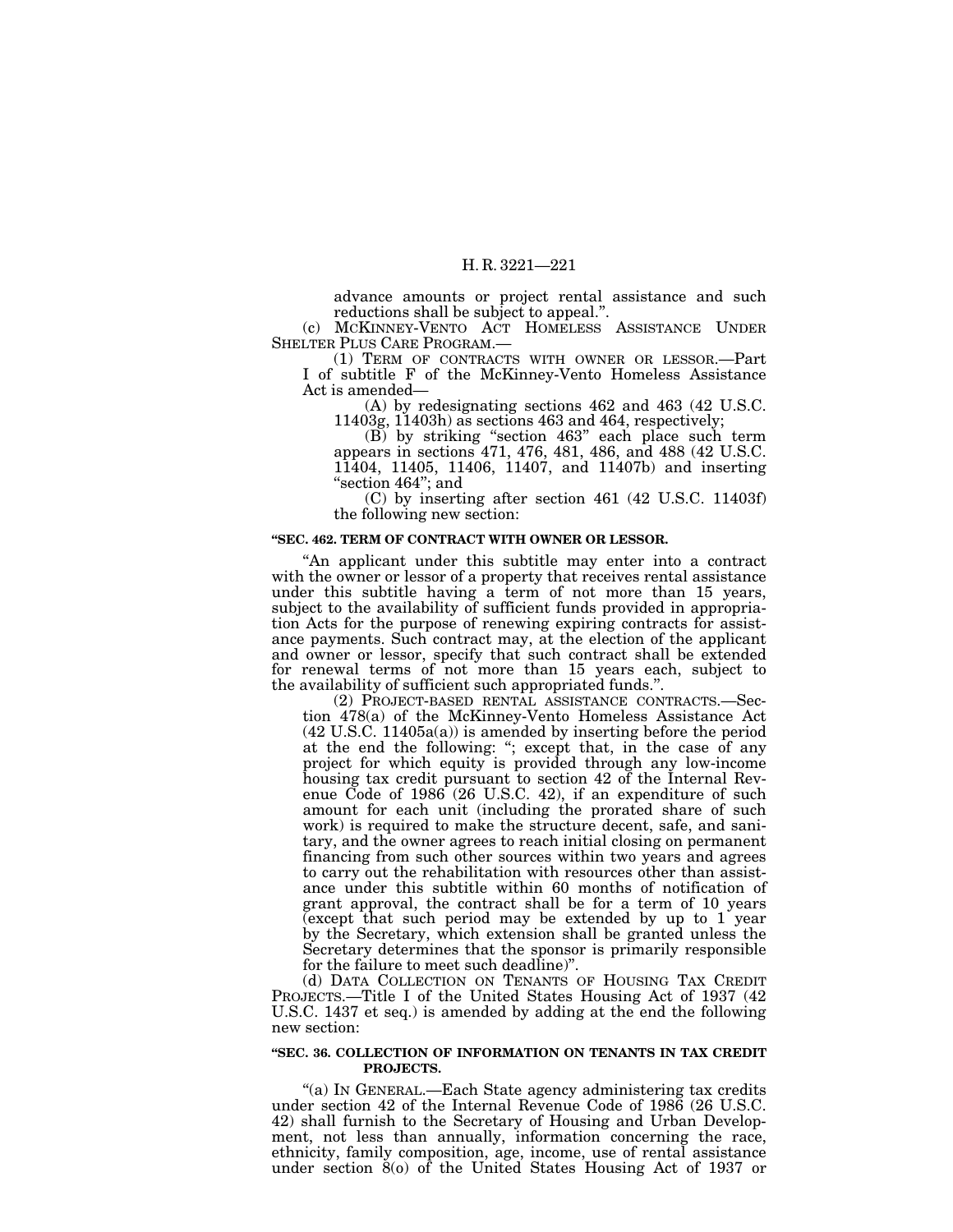advance amounts or project rental assistance and such reductions shall be subject to appeal.".

(c) McKINNEY-VENTO ACT HOMELESS ASSISTANCE UNDER SHELTER PLUS CARE PROGRAM.—

(1) TERM OF CONTRACTS WITH OWNER OR LESSOR.—Part I of subtitle F of the McKinney-Vento Homeless Assistance Act is amended—

(A) by redesignating sections 462 and 463 (42 U.S.C. 11403g, 11403h) as sections 463 and 464, respectively;

(B) by striking "section 463" each place such term appears in sections 471, 476, 481, 486, and 488 (42 U.S.C. 11404, 11405, 11406, 11407, and 11407b) and inserting "section 464"; and

(C) by inserting after section 461 (42 U.S.C. 11403f) the following new section:

**"SEC. 462. TERM OF CONTRACT WITH OWNER OR LESSOR.**

"An applicant under this subtitle may enter into a contract with the owner or lessor of a property that receives rental assistance under this subtitle having a term of not more than 15 years, subject to the availability of sufficient funds provided in appropriation Acts for the purpose of renewing expiring contracts for assistance payments. Such contract may, at the election of the applicant and owner or lessor, specify that such contract shall be extended for renewal terms of not more than 15 years each, subject to the availability of sufficient such appropriated funds.".

(2) PROJECT-BASED RENTAL ASSISTANCE CONTRACTS.—Section 478(a) of the McKinney-Vento Homeless Assistance Act (42 U.S.C. 11405a(a)) is amended by inserting before the period at the end the following: "; except that, in the case of any project for which equity is provided through any low-income housing tax credit pursuant to section 42 of the Internal Revenue Code of 1986 (26 U.S.C. 42), if an expenditure of such amount for each unit (including the prorated share of such work) is required to make the structure decent, safe, and sanitary, and the owner agrees to reach initial closing on permanent financing from such other sources within two years and agrees to carry out the rehabilitation with resources other than assistance under this subtitle within 60 months of notification of grant approval, the contract shall be for a term of 10 years (except that such period may be extended by up to 1 year by the Secretary, which extension shall be granted unless the Secretary determines that the sponsor is primarily responsible for the failure to meet such deadline)".

(d) DATA COLLECTION ON TENANTS OF HOUSING TAX CREDIT PROJECTS.—Title I of the United States Housing Act of 1937 (42 U.S.C. 1437 et seq.) is amended by adding at the end the following new section:

**"SEC. 36. COLLECTION OF INFORMATION ON TENANTS IN TAX CREDIT PROJECTS.**

"(a) IN GENERAL.—Each State agency administering tax credits under section 42 of the Internal Revenue Code of 1986 (26 U.S.C. 42) shall furnish to the Secretary of Housing and Urban Development, not less than annually, information concerning the race, ethnicity, family composition, age, income, use of rental assistance under section 8(o) of the United States Housing Act of 1937 or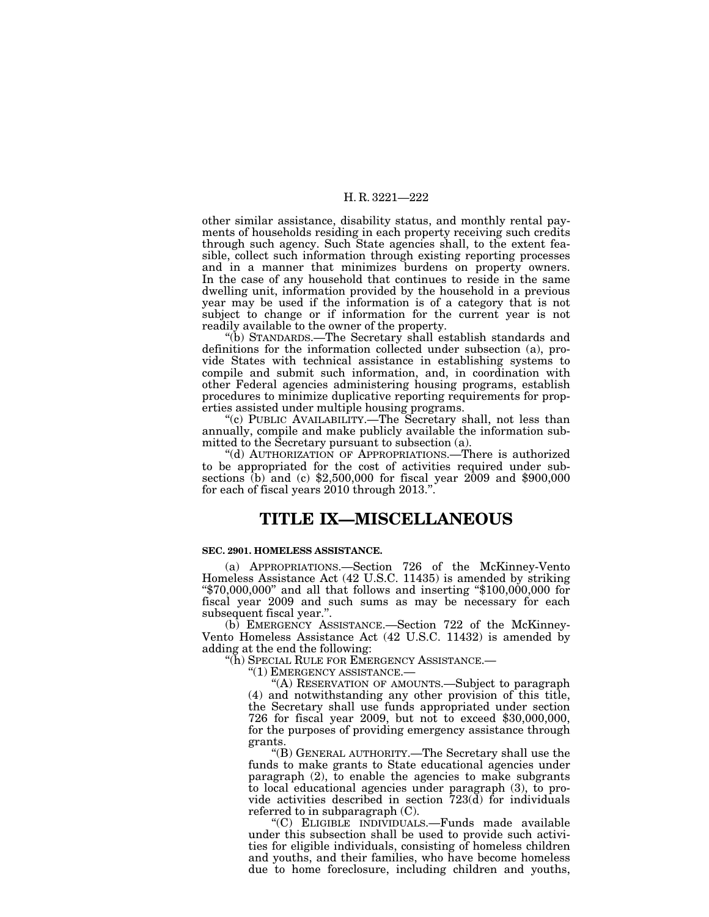other similar assistance, disability status, and monthly rental payments of households residing in each property receiving such credits through such agency. Such State agencies shall, to the extent feasible, collect such information through existing reporting processes and in a manner that minimizes burdens on property owners. In the case of any household that continues to reside in the same dwelling unit, information provided by the household in a previous year may be used if the information is of a category that is not subject to change or if information for the current year is not readily available to the owner of the property.

"(b) STANDARDS.—The Secretary shall establish standards and definitions for the information collected under subsection (a), provide States with technical assistance in establishing systems to compile and submit such information, and, in coordination with other Federal agencies administering housing programs, establish procedures to minimize duplicative reporting requirements for properties assisted under multiple housing programs.

"(c) PUBLIC AVAILABILITY.—The Secretary shall, not less than annually, compile and make publicly available the information submitted to the Secretary pursuant to subsection (a).

"(d) AUTHORIZATION OF APPROPRIATIONS.—There is authorized to be appropriated for the cost of activities required under subsections (b) and (c) $2,500,000 for fiscal year 2009 and $900,000 for each of fiscal years 2010 through 2013.".

# TITLE IX—MISCELLANEOUS

**SEC. 2901. HOMELESS ASSISTANCE.**

(a) APPROPRIATIONS.—Section 726 of the McKinney-Vento Homeless Assistance Act (42 U.S.C. 11435) is amended by striking "$70,000,000" and all that follows and inserting "$100,000,000 for fiscal year 2009 and such sums as may be necessary for each subsequent fiscal year.".

(b) EMERGENCY ASSISTANCE.—Section 722 of the McKinney-Vento Homeless Assistance Act (42 U.S.C. 11432) is amended by adding at the end the following:

"(h) SPECIAL RULE FOR EMERGENCY ASSISTANCE.—

"(1) EMERGENCY ASSISTANCE.—

"(A) RESERVATION OF AMOUNTS.—Subject to paragraph (4) and notwithstanding any other provision of this title, the Secretary shall use funds appropriated under section 726 for fiscal year 2009, but not to exceed $30,000,000, for the purposes of providing emergency assistance through grants.

"(B) GENERAL AUTHORITY.—The Secretary shall use the funds to make grants to State educational agencies under paragraph (2), to enable the agencies to make subgrants to local educational agencies under paragraph (3), to provide activities described in section 723(d) for individuals referred to in subparagraph (C).

"(C) ELIGIBLE INDIVIDUALS.—Funds made available under this subsection shall be used to provide such activities for eligible individuals, consisting of homeless children and youths, and their families, who have become homeless due to home foreclosure, including children and youths,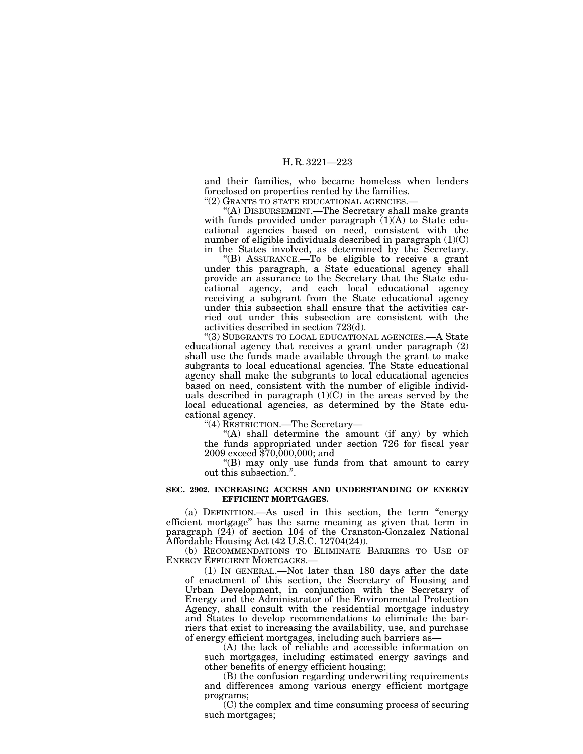and their families, who became homeless when lenders foreclosed on properties rented by the families.

"(2) GRANTS TO STATE EDUCATIONAL AGENCIES.—

"(A) DISBURSEMENT.—The Secretary shall make grants with funds provided under paragraph (1)(A) to State educational agencies based on need, consistent with the number of eligible individuals described in paragraph (1)(C) in the States involved, as determined by the Secretary.

"(B) ASSURANCE.—To be eligible to receive a grant under this paragraph, a State educational agency shall provide an assurance to the Secretary that the State educational agency, and each local educational agency receiving a subgrant from the State educational agency under this subsection shall ensure that the activities carried out under this subsection are consistent with the activities described in section 723(d).

"(3) SUBGRANTS TO LOCAL EDUCATIONAL AGENCIES.—A State educational agency that receives a grant under paragraph (2) shall use the funds made available through the grant to make subgrants to local educational agencies. The State educational agency shall make the subgrants to local educational agencies based on need, consistent with the number of eligible individuals described in paragraph (1)(C) in the areas served by the local educational agencies, as determined by the State educational agency.

"(4) RESTRICTION.—The Secretary—

"(A) shall determine the amount (if any) by which the funds appropriated under section 726 for fiscal year 2009 exceed $70,000,000; and

"(B) may only use funds from that amount to carry out this subsection.".

**SEC. 2902. INCREASING ACCESS AND UNDERSTANDING OF ENERGY EFFICIENT MORTGAGES.**

(a) DEFINITION.—As used in this section, the term "energy efficient mortgage" has the same meaning as given that term in paragraph (24) of section 104 of the Cranston-Gonzalez National Affordable Housing Act (42 U.S.C. 12704(24)).

(b) RECOMMENDATIONS TO ELIMINATE BARRIERS TO USE OF ENERGY EFFICIENT MORTGAGES.—

(1) IN GENERAL.—Not later than 180 days after the date of enactment of this section, the Secretary of Housing and Urban Development, in conjunction with the Secretary of Energy and the Administrator of the Environmental Protection Agency, shall consult with the residential mortgage industry and States to develop recommendations to eliminate the barriers that exist to increasing the availability, use, and purchase of energy efficient mortgages, including such barriers as—

(A) the lack of reliable and accessible information on such mortgages, including estimated energy savings and other benefits of energy efficient housing;

(B) the confusion regarding underwriting requirements and differences among various energy efficient mortgage programs;

(C) the complex and time consuming process of securing such mortgages;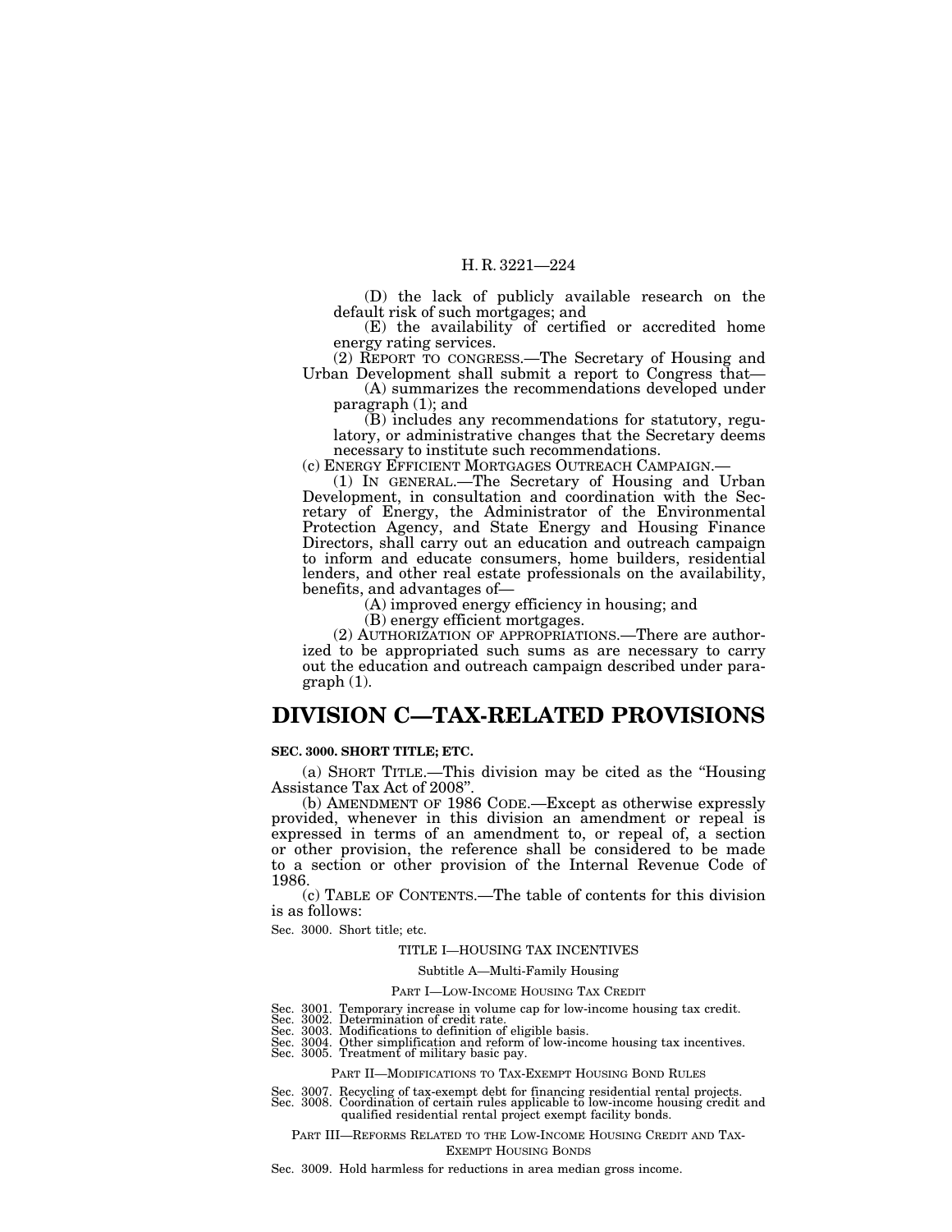(D) the lack of publicly available research on the default risk of such mortgages; and

(E) the availability of certified or accredited home energy rating services.

(2) REPORT TO CONGRESS.—The Secretary of Housing and Urban Development shall submit a report to Congress that—

(A) summarizes the recommendations developed under paragraph (1); and

(B) includes any recommendations for statutory, regulatory, or administrative changes that the Secretary deems necessary to institute such recommendations.

(c) ENERGY EFFICIENT MORTGAGES OUTREACH CAMPAIGN.—

(1) IN GENERAL.—The Secretary of Housing and Urban Development, in consultation and coordination with the Secretary of Energy, the Administrator of the Environmental Protection Agency, and State Energy and Housing Finance Directors, shall carry out an education and outreach campaign to inform and educate consumers, home builders, residential lenders, and other real estate professionals on the availability, benefits, and advantages of—

(A) improved energy efficiency in housing; and

(B) energy efficient mortgages.

(2) AUTHORIZATION OF APPROPRIATIONS.—There are authorized to be appropriated such sums as are necessary to carry out the education and outreach campaign described under paragraph (1).

# DIVISION C—TAX-RELATED PROVISIONS

**SEC. 3000. SHORT TITLE; ETC.**

(a) SHORT TITLE.—This division may be cited as the "Housing Assistance Tax Act of 2008".

(b) AMENDMENT OF 1986 CODE.—Except as otherwise expressly provided, whenever in this division an amendment or repeal is expressed in terms of an amendment to, or repeal of, a section or other provision, the reference shall be considered to be made to a section or other provision of the Internal Revenue Code of 1986.

(c) TABLE OF CONTENTS.—The table of contents for this division is as follows:

Sec. 3000. Short title; etc.

TITLE I—HOUSING TAX INCENTIVES

Subtitle A—Multi-Family Housing

PART I—LOW-INCOME HOUSING TAX CREDIT

Sec. 3001. Temporary increase in volume cap for low-income housing tax credit.
Sec. 3002. Determination of credit rate.
Sec. 3003. Modifications to definition of eligible basis.
Sec. 3004. Other simplification and reform of low-income housing tax incentives.
Sec. 3005. Treatment of military basic pay.

PART II—MODIFICATIONS TO TAX-EXEMPT HOUSING BOND RULES

Sec. 3007. Recycling of tax-exempt debt for financing residential rental projects.
Sec. 3008. Coordination of certain rules applicable to low-income housing credit and qualified residential rental project exempt facility bonds.

PART III—REFORMS RELATED TO THE LOW-INCOME HOUSING CREDIT AND TAX-EXEMPT HOUSING BONDS

Sec. 3009. Hold harmless for reductions in area median gross income.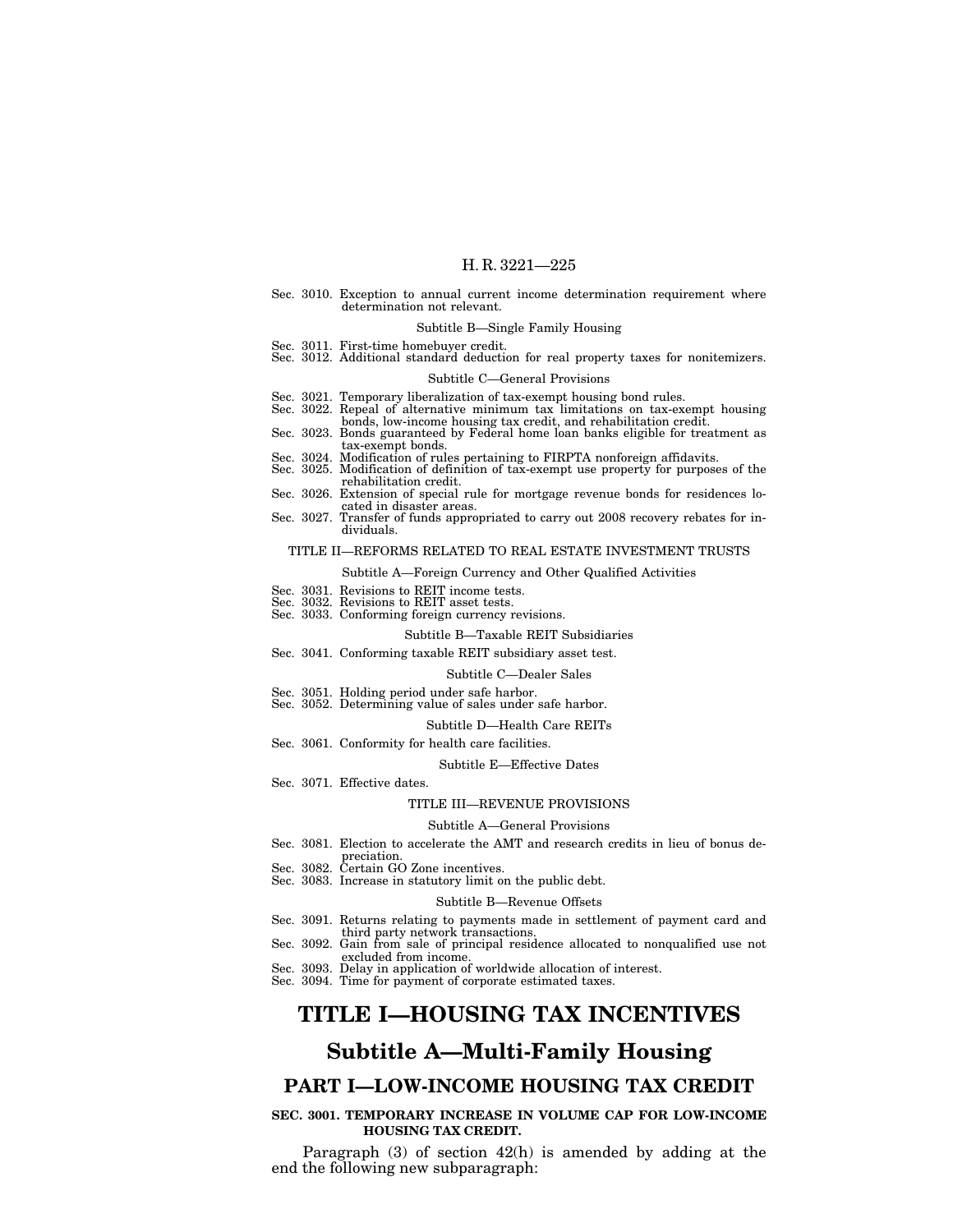Sec. 3010. Exception to annual current income determination requirement where determination not relevant.

Subtitle B—Single Family Housing

Sec. 3011. First-time homebuyer credit.
Sec. 3012. Additional standard deduction for real property taxes for nonitemizers.

Subtitle C—General Provisions

Sec. 3021. Temporary liberalization of tax-exempt housing bond rules.
Sec. 3022. Repeal of alternative minimum tax limitations on tax-exempt housing bonds, low-income housing tax credit, and rehabilitation credit.
Sec. 3023. Bonds guaranteed by Federal home loan banks eligible for treatment as tax-exempt bonds.
Sec. 3024. Modification of rules pertaining to FIRPTA nonforeign affidavits.
Sec. 3025. Modification of definition of tax-exempt use property for purposes of the rehabilitation credit.
Sec. 3026. Extension of special rule for mortgage revenue bonds for residences located in disaster areas.
Sec. 3027. Transfer of funds appropriated to carry out 2008 recovery rebates for individuals.

TITLE II—REFORMS RELATED TO REAL ESTATE INVESTMENT TRUSTS

Subtitle A—Foreign Currency and Other Qualified Activities

Sec. 3031. Revisions to REIT income tests.
Sec. 3032. Revisions to REIT asset tests.
Sec. 3033. Conforming foreign currency revisions.

Subtitle B—Taxable REIT Subsidiaries

Sec. 3041. Conforming taxable REIT subsidiary asset test.

Subtitle C—Dealer Sales

Sec. 3051. Holding period under safe harbor.
Sec. 3052. Determining value of sales under safe harbor.

Subtitle D—Health Care REITs

Sec. 3061. Conformity for health care facilities.

Subtitle E—Effective Dates

Sec. 3071. Effective dates.

TITLE III—REVENUE PROVISIONS

Subtitle A—General Provisions

Sec. 3081. Election to accelerate the AMT and research credits in lieu of bonus depreciation.
Sec. 3082. Certain GO Zone incentives.
Sec. 3083. Increase in statutory limit on the public debt.

Subtitle B—Revenue Offsets

Sec. 3091. Returns relating to payments made in settlement of payment card and third party network transactions.
Sec. 3092. Gain from sale of principal residence allocated to nonqualified use not excluded from income.
Sec. 3093. Delay in application of worldwide allocation of interest.
Sec. 3094. Time for payment of corporate estimated taxes.

# TITLE I—HOUSING TAX INCENTIVES

## Subtitle A—Multi-Family Housing

### PART I—LOW-INCOME HOUSING TAX CREDIT

**SEC. 3001. TEMPORARY INCREASE IN VOLUME CAP FOR LOW-INCOME HOUSING TAX CREDIT.**

Paragraph (3) of section 42(h) is amended by adding at the end the following new subparagraph: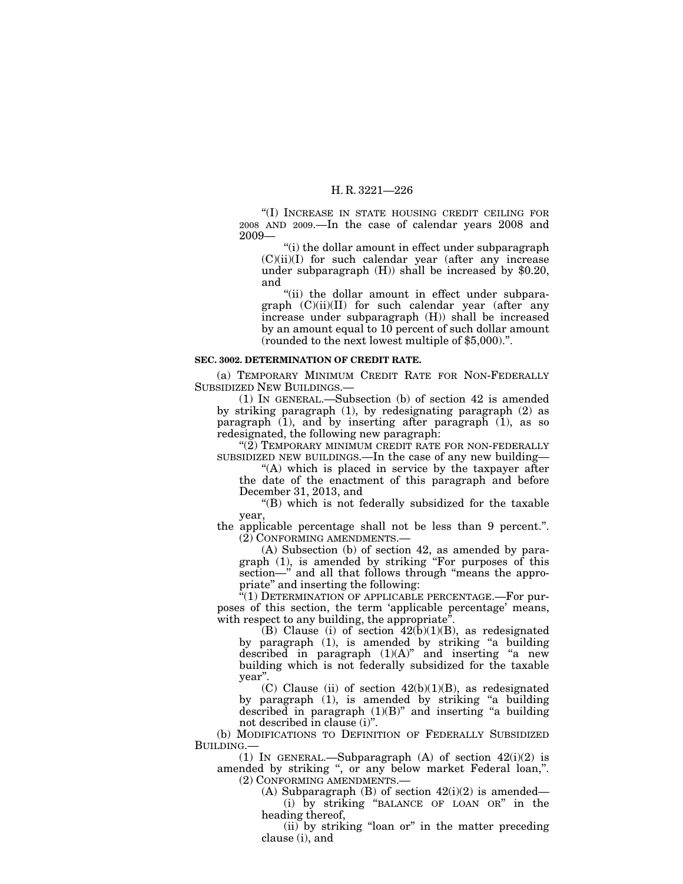"(I) INCREASE IN STATE HOUSING CREDIT CEILING FOR 2008 AND 2009.—In the case of calendar years 2008 and 2009—

"(i) the dollar amount in effect under subparagraph (C)(ii)(I) for such calendar year (after any increase under subparagraph (H)) shall be increased by $0.20, and

"(ii) the dollar amount in effect under subparagraph (C)(ii)(II) for such calendar year (after any increase under subparagraph (H)) shall be increased by an amount equal to 10 percent of such dollar amount (rounded to the next lowest multiple of $5,000).".

**SEC. 3002. DETERMINATION OF CREDIT RATE.**

(a) TEMPORARY MINIMUM CREDIT RATE FOR NON-FEDERALLY SUBSIDIZED NEW BUILDINGS.—

(1) IN GENERAL.—Subsection (b) of section 42 is amended by striking paragraph (1), by redesignating paragraph (2) as paragraph (1), and by inserting after paragraph (1), as so redesignated, the following new paragraph:

"(2) TEMPORARY MINIMUM CREDIT RATE FOR NON-FEDERALLY SUBSIDIZED NEW BUILDINGS.—In the case of any new building—

"(A) which is placed in service by the taxpayer after the date of the enactment of this paragraph and before December 31, 2013, and

"(B) which is not federally subsidized for the taxable year,

the applicable percentage shall not be less than 9 percent.".

(2) CONFORMING AMENDMENTS.—

(A) Subsection (b) of section 42, as amended by paragraph (1), is amended by striking "For purposes of this section—" and all that follows through "means the appropriate" and inserting the following:

"(1) DETERMINATION OF APPLICABLE PERCENTAGE.—For purposes of this section, the term 'applicable percentage' means, with respect to any building, the appropriate".

(B) Clause (i) of section 42(b)(1)(B), as redesignated by paragraph (1), is amended by striking "a building described in paragraph (1)(A)" and inserting "a new building which is not federally subsidized for the taxable year".

(C) Clause (ii) of section 42(b)(1)(B), as redesignated by paragraph (1), is amended by striking "a building described in paragraph (1)(B)" and inserting "a building not described in clause (i)".

(b) MODIFICATIONS TO DEFINITION OF FEDERALLY SUBSIDIZED BUILDING.—

(1) IN GENERAL.—Subparagraph (A) of section 42(i)(2) is amended by striking ", or any below market Federal loan,".

(2) CONFORMING AMENDMENTS.—

(A) Subparagraph (B) of section 42(i)(2) is amended—

(i) by striking "BALANCE OF LOAN OR" in the heading thereof,

(ii) by striking "loan or" in the matter preceding clause (i), and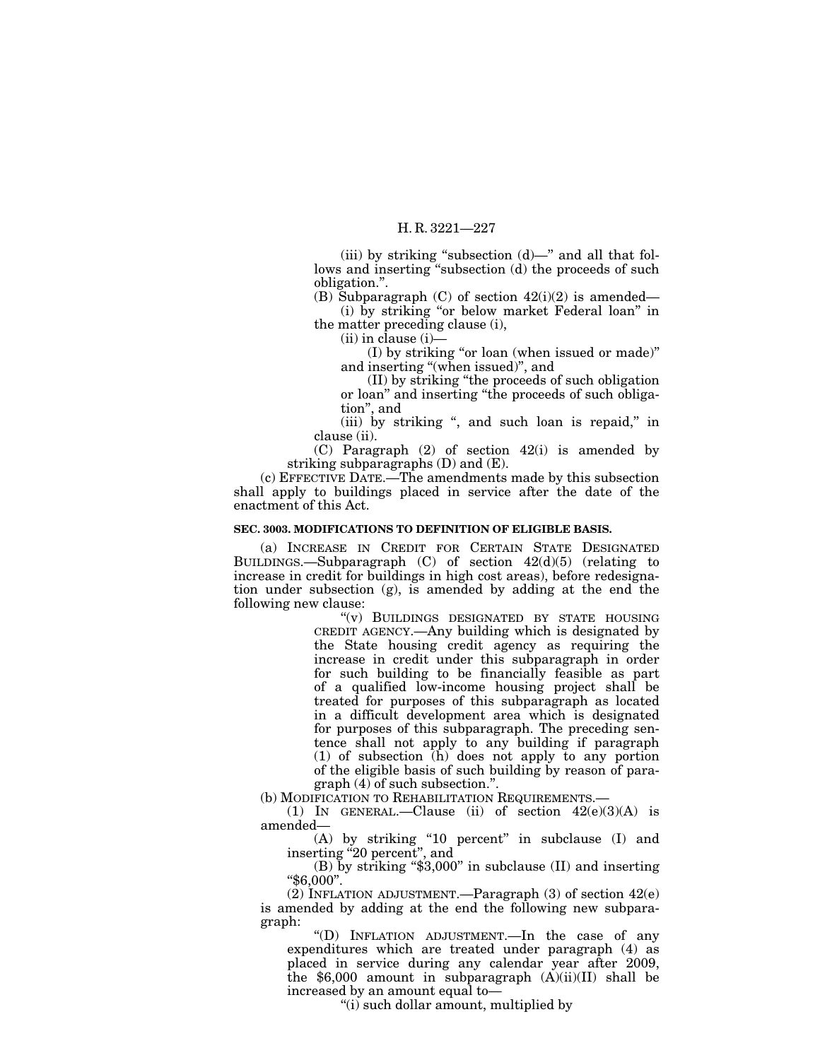(iii) by striking "subsection (d)—" and all that follows and inserting "subsection (d) the proceeds of such obligation.".

(B) Subparagraph (C) of section 42(i)(2) is amended—

(i) by striking "or below market Federal loan" in the matter preceding clause (i),

(ii) in clause (i)—

(I) by striking "or loan (when issued or made)" and inserting "(when issued)", and

(II) by striking "the proceeds of such obligation or loan" and inserting "the proceeds of such obligation", and

(iii) by striking ", and such loan is repaid," in clause (ii).

(C) Paragraph (2) of section 42(i) is amended by striking subparagraphs (D) and (E).

(c) EFFECTIVE DATE.—The amendments made by this subsection shall apply to buildings placed in service after the date of the enactment of this Act.

**SEC. 3003. MODIFICATIONS TO DEFINITION OF ELIGIBLE BASIS.**

(a) INCREASE IN CREDIT FOR CERTAIN STATE DESIGNATED BUILDINGS.—Subparagraph (C) of section 42(d)(5) (relating to increase in credit for buildings in high cost areas), before redesignation under subsection (g), is amended by adding at the end the following new clause:

"(v) BUILDINGS DESIGNATED BY STATE HOUSING CREDIT AGENCY.—Any building which is designated by the State housing credit agency as requiring the increase in credit under this subparagraph in order for such building to be financially feasible as part of a qualified low-income housing project shall be treated for purposes of this subparagraph as located in a difficult development area which is designated for purposes of this subparagraph. The preceding sentence shall not apply to any building if paragraph (1) of subsection (h) does not apply to any portion of the eligible basis of such building by reason of paragraph (4) of such subsection.".

(b) MODIFICATION TO REHABILITATION REQUIREMENTS.—

(1) IN GENERAL.—Clause (ii) of section 42(e)(3)(A) is amended—

(A) by striking "10 percent" in subclause (I) and inserting "20 percent", and

(B) by striking "$3,000" in subclause (II) and inserting "$6,000".

(2) INFLATION ADJUSTMENT.—Paragraph (3) of section 42(e) is amended by adding at the end the following new subparagraph:

"(D) INFLATION ADJUSTMENT.—In the case of any expenditures which are treated under paragraph (4) as placed in service during any calendar year after 2009, the $6,000 amount in subparagraph (A)(ii)(II) shall be increased by an amount equal to—

"(i) such dollar amount, multiplied by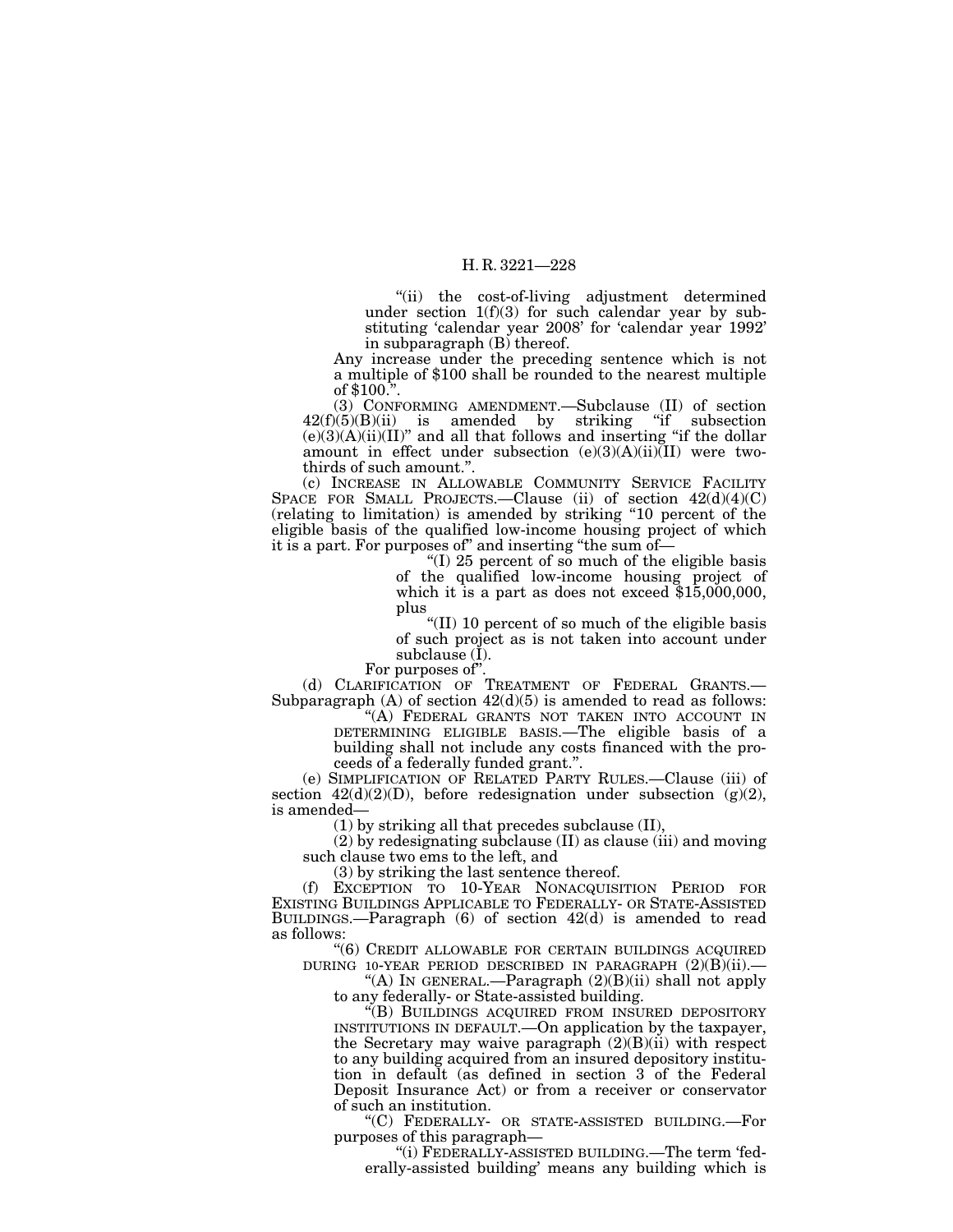"(ii) the cost-of-living adjustment determined under section 1(f)(3) for such calendar year by substituting 'calendar year 2008' for 'calendar year 1992' in subparagraph (B) thereof.

Any increase under the preceding sentence which is not a multiple of $100 shall be rounded to the nearest multiple of $100.".

(3) CONFORMING AMENDMENT.—Subclause (II) of section 42(f)(5)(B)(ii) is amended by striking "if subsection (e)(3)(A)(ii)(II)" and all that follows and inserting "if the dollar amount in effect under subsection (e)(3)(A)(ii)(II) were two-thirds of such amount.".

(c) INCREASE IN ALLOWABLE COMMUNITY SERVICE FACILITY SPACE FOR SMALL PROJECTS.—Clause (ii) of section 42(d)(4)(C) (relating to limitation) is amended by striking "10 percent of the eligible basis of the qualified low-income housing project of which it is a part. For purposes of" and inserting "the sum of—

"(I) 25 percent of so much of the eligible basis of the qualified low-income housing project of which it is a part as does not exceed $15,000,000, plus

"(II) 10 percent of so much of the eligible basis of such project as is not taken into account under subclause (I).

For purposes of".

(d) CLARIFICATION OF TREATMENT OF FEDERAL GRANTS.—Subparagraph (A) of section 42(d)(5) is amended to read as follows:

"(A) FEDERAL GRANTS NOT TAKEN INTO ACCOUNT IN DETERMINING ELIGIBLE BASIS.—The eligible basis of a building shall not include any costs financed with the proceeds of a federally funded grant.".

(e) SIMPLIFICATION OF RELATED PARTY RULES.—Clause (iii) of section 42(d)(2)(D), before redesignation under subsection (g)(2), is amended—

(1) by striking all that precedes subclause (II),

(2) by redesignating subclause (II) as clause (iii) and moving such clause two ems to the left, and

(3) by striking the last sentence thereof.

(f) EXCEPTION TO 10-YEAR NONACQUISITION PERIOD FOR EXISTING BUILDINGS APPLICABLE TO FEDERALLY- OR STATE-ASSISTED BUILDINGS.—Paragraph (6) of section 42(d) is amended to read as follows:

"(6) CREDIT ALLOWABLE FOR CERTAIN BUILDINGS ACQUIRED DURING 10-YEAR PERIOD DESCRIBED IN PARAGRAPH (2)(B)(ii).—

"(A) IN GENERAL.—Paragraph (2)(B)(ii) shall not apply to any federally- or State-assisted building.

"(B) BUILDINGS ACQUIRED FROM INSURED DEPOSITORY INSTITUTIONS IN DEFAULT.—On application by the taxpayer, the Secretary may waive paragraph (2)(B)(ii) with respect to any building acquired from an insured depository institution in default (as defined in section 3 of the Federal Deposit Insurance Act) or from a receiver or conservator of such an institution.

"(C) FEDERALLY- OR STATE-ASSISTED BUILDING.—For purposes of this paragraph—

"(i) FEDERALLY-ASSISTED BUILDING.—The term 'federally-assisted building' means any building which is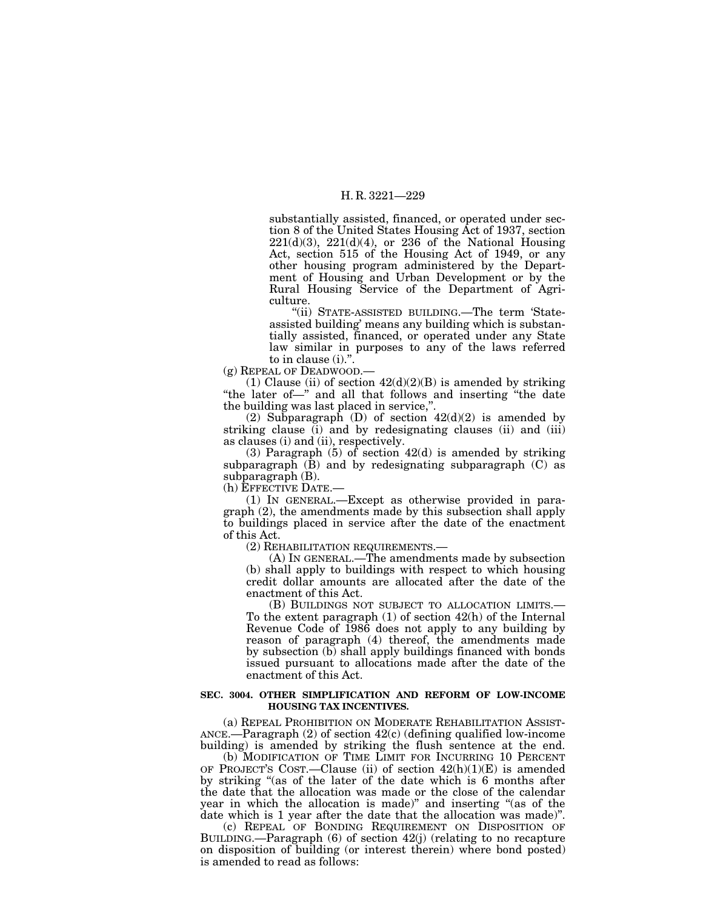substantially assisted, financed, or operated under section 8 of the United States Housing Act of 1937, section 221(d)(3), 221(d)(4), or 236 of the National Housing Act, section 515 of the Housing Act of 1949, or any other housing program administered by the Department of Housing and Urban Development or by the Rural Housing Service of the Department of Agriculture.

"(ii) STATE-ASSISTED BUILDING.—The term 'State-assisted building' means any building which is substantially assisted, financed, or operated under any State law similar in purposes to any of the laws referred to in clause (i).".

(g) REPEAL OF DEADWOOD.—

(1) Clause (ii) of section 42(d)(2)(B) is amended by striking "the later of—" and all that follows and inserting "the date the building was last placed in service,".

(2) Subparagraph (D) of section 42(d)(2) is amended by striking clause (i) and by redesignating clauses (ii) and (iii) as clauses (i) and (ii), respectively.

(3) Paragraph (5) of section 42(d) is amended by striking subparagraph (B) and by redesignating subparagraph (C) as subparagraph (B).

(h) EFFECTIVE DATE.—

(1) IN GENERAL.—Except as otherwise provided in paragraph (2), the amendments made by this subsection shall apply to buildings placed in service after the date of the enactment of this Act.

(2) REHABILITATION REQUIREMENTS.—

(A) IN GENERAL.—The amendments made by subsection (b) shall apply to buildings with respect to which housing credit dollar amounts are allocated after the date of the enactment of this Act.

(B) BUILDINGS NOT SUBJECT TO ALLOCATION LIMITS.—To the extent paragraph (1) of section 42(h) of the Internal Revenue Code of 1986 does not apply to any building by reason of paragraph (4) thereof, the amendments made by subsection (b) shall apply buildings financed with bonds issued pursuant to allocations made after the date of the enactment of this Act.

**SEC. 3004. OTHER SIMPLIFICATION AND REFORM OF LOW-INCOME HOUSING TAX INCENTIVES.**

(a) REPEAL PROHIBITION ON MODERATE REHABILITATION ASSISTANCE.—Paragraph (2) of section 42(c) (defining qualified low-income building) is amended by striking the flush sentence at the end.

(b) MODIFICATION OF TIME LIMIT FOR INCURRING 10 PERCENT OF PROJECT'S COST.—Clause (ii) of section 42(h)(1)(E) is amended by striking "(as of the later of the date which is 6 months after the date that the allocation was made or the close of the calendar year in which the allocation is made)" and inserting "(as of the date which is 1 year after the date that the allocation was made)".

(c) REPEAL OF BONDING REQUIREMENT ON DISPOSITION OF BUILDING.—Paragraph (6) of section 42(j) (relating to no recapture on disposition of building (or interest therein) where bond posted) is amended to read as follows: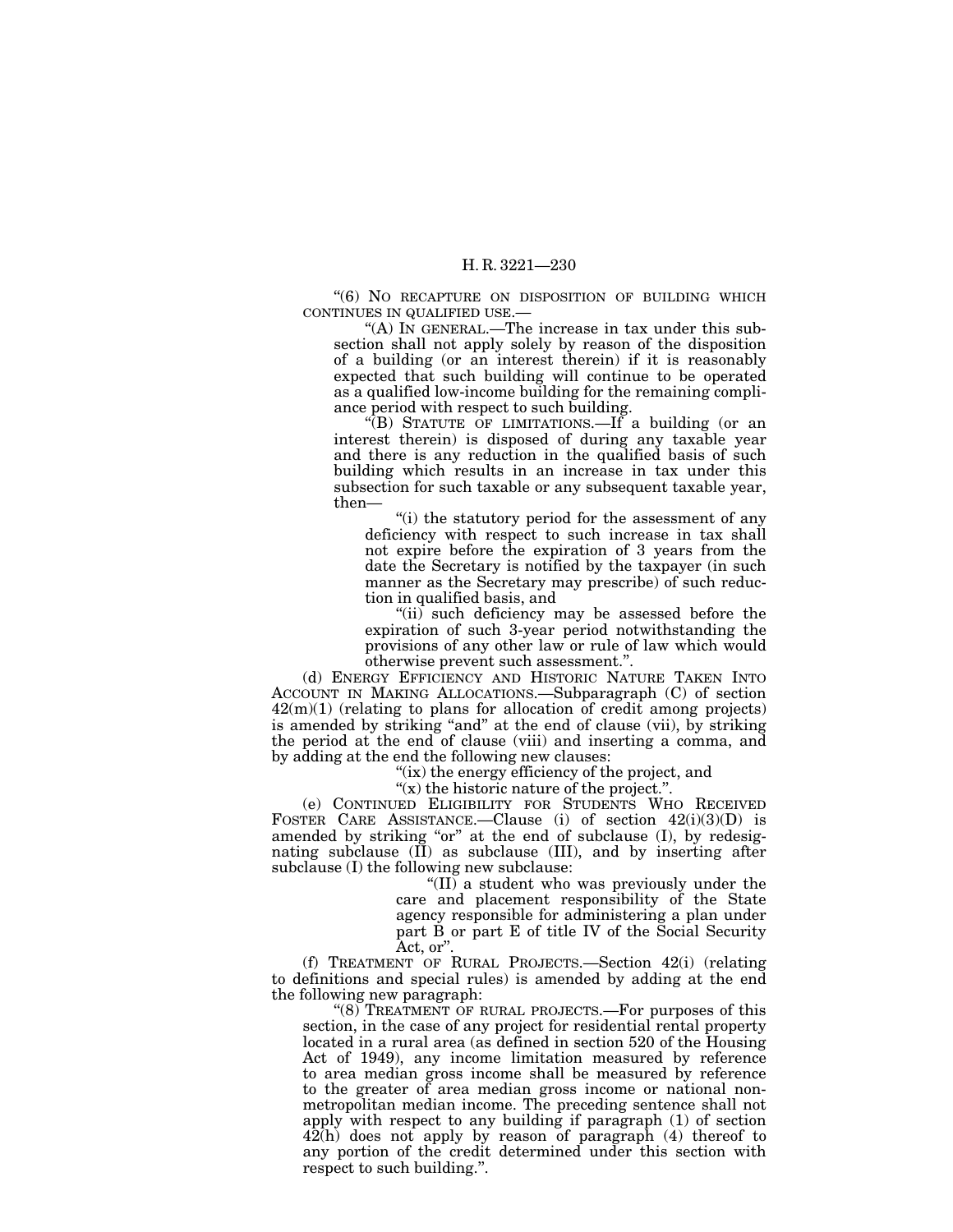"(6) NO RECAPTURE ON DISPOSITION OF BUILDING WHICH CONTINUES IN QUALIFIED USE.—

"(A) IN GENERAL.—The increase in tax under this subsection shall not apply solely by reason of the disposition of a building (or an interest therein) if it is reasonably expected that such building will continue to be operated as a qualified low-income building for the remaining compliance period with respect to such building.

"(B) STATUTE OF LIMITATIONS.—If a building (or an interest therein) is disposed of during any taxable year and there is any reduction in the qualified basis of such building which results in an increase in tax under this subsection for such taxable or any subsequent taxable year, then—

"(i) the statutory period for the assessment of any deficiency with respect to such increase in tax shall not expire before the expiration of 3 years from the date the Secretary is notified by the taxpayer (in such manner as the Secretary may prescribe) of such reduction in qualified basis, and

"(ii) such deficiency may be assessed before the expiration of such 3-year period notwithstanding the provisions of any other law or rule of law which would otherwise prevent such assessment.".

(d) ENERGY EFFICIENCY AND HISTORIC NATURE TAKEN INTO ACCOUNT IN MAKING ALLOCATIONS.—Subparagraph (C) of section 42(m)(1) (relating to plans for allocation of credit among projects) is amended by striking "and" at the end of clause (vii), by striking the period at the end of clause (viii) and inserting a comma, and by adding at the end the following new clauses:

"(ix) the energy efficiency of the project, and

"(x) the historic nature of the project.".

(e) CONTINUED ELIGIBILITY FOR STUDENTS WHO RECEIVED FOSTER CARE ASSISTANCE.—Clause (i) of section 42(i)(3)(D) is amended by striking "or" at the end of subclause (I), by redesignating subclause (II) as subclause (III), and by inserting after subclause (I) the following new subclause:

"(II) a student who was previously under the care and placement responsibility of the State agency responsible for administering a plan under part B or part E of title IV of the Social Security Act, or".

(f) TREATMENT OF RURAL PROJECTS.—Section 42(i) (relating to definitions and special rules) is amended by adding at the end the following new paragraph:

"(8) TREATMENT OF RURAL PROJECTS.—For purposes of this section, in the case of any project for residential rental property located in a rural area (as defined in section 520 of the Housing Act of 1949), any income limitation measured by reference to area median gross income shall be measured by reference to the greater of area median gross income or national non-metropolitan median income. The preceding sentence shall not apply with respect to any building if paragraph (1) of section 42(h) does not apply by reason of paragraph (4) thereof to any portion of the credit determined under this section with respect to such building.".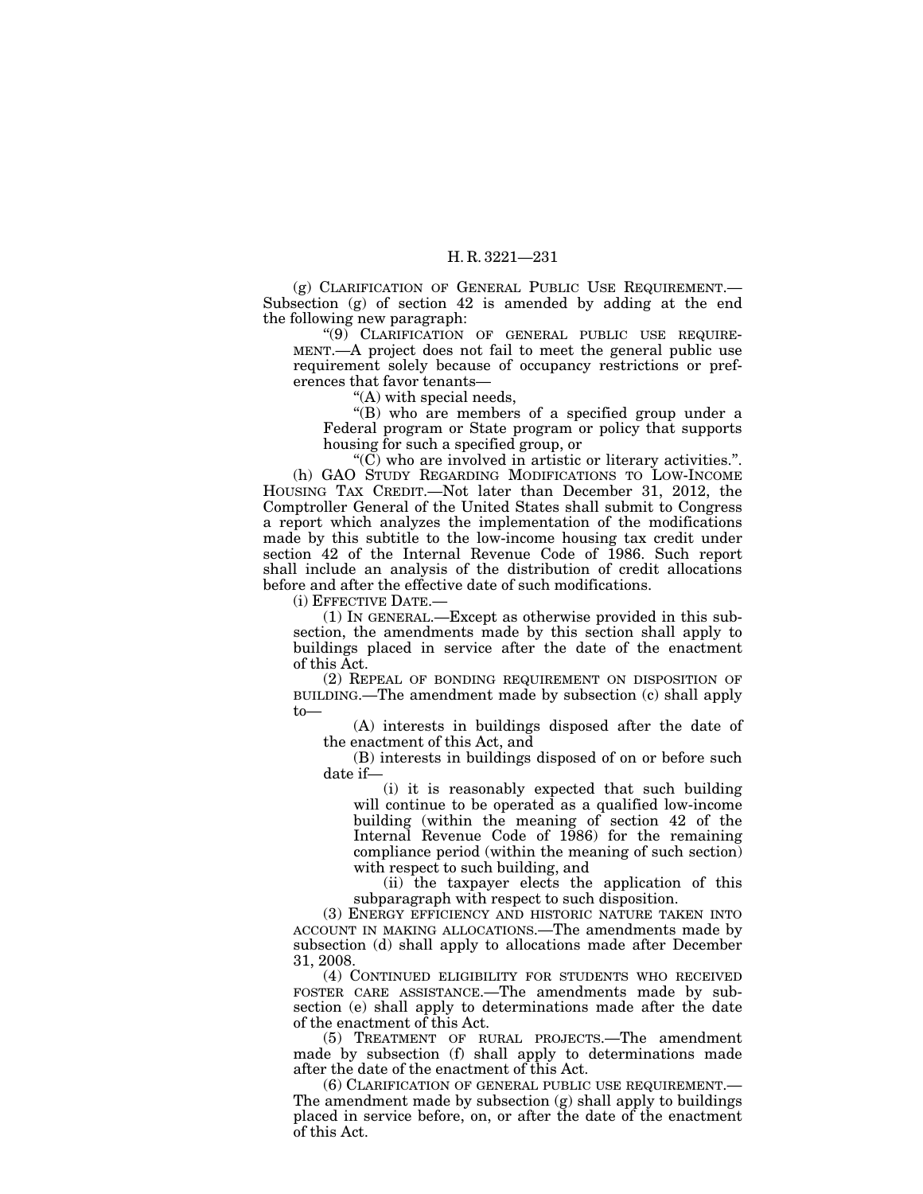(g) CLARIFICATION OF GENERAL PUBLIC USE REQUIREMENT.—Subsection (g) of section 42 is amended by adding at the end the following new paragraph:

"(9) CLARIFICATION OF GENERAL PUBLIC USE REQUIREMENT.—A project does not fail to meet the general public use requirement solely because of occupancy restrictions or preferences that favor tenants—

"(A) with special needs,

"(B) who are members of a specified group under a Federal program or State program or policy that supports housing for such a specified group, or

"(C) who are involved in artistic or literary activities.".

(h) GAO STUDY REGARDING MODIFICATIONS TO LOW-INCOME HOUSING TAX CREDIT.—Not later than December 31, 2012, the Comptroller General of the United States shall submit to Congress a report which analyzes the implementation of the modifications made by this subtitle to the low-income housing tax credit under section 42 of the Internal Revenue Code of 1986. Such report shall include an analysis of the distribution of credit allocations before and after the effective date of such modifications.

(i) EFFECTIVE DATE.—

(1) IN GENERAL.—Except as otherwise provided in this subsection, the amendments made by this section shall apply to buildings placed in service after the date of the enactment of this Act.

(2) REPEAL OF BONDING REQUIREMENT ON DISPOSITION OF BUILDING.—The amendment made by subsection (c) shall apply to—

(A) interests in buildings disposed after the date of the enactment of this Act, and

(B) interests in buildings disposed of on or before such date if—

(i) it is reasonably expected that such building will continue to be operated as a qualified low-income building (within the meaning of section 42 of the Internal Revenue Code of 1986) for the remaining compliance period (within the meaning of such section) with respect to such building, and

(ii) the taxpayer elects the application of this subparagraph with respect to such disposition.

(3) ENERGY EFFICIENCY AND HISTORIC NATURE TAKEN INTO ACCOUNT IN MAKING ALLOCATIONS.—The amendments made by subsection (d) shall apply to allocations made after December 31, 2008.

(4) CONTINUED ELIGIBILITY FOR STUDENTS WHO RECEIVED FOSTER CARE ASSISTANCE.—The amendments made by subsection (e) shall apply to determinations made after the date of the enactment of this Act.

(5) TREATMENT OF RURAL PROJECTS.—The amendment made by subsection (f) shall apply to determinations made after the date of the enactment of this Act.

(6) CLARIFICATION OF GENERAL PUBLIC USE REQUIREMENT.—The amendment made by subsection (g) shall apply to buildings placed in service before, on, or after the date of the enactment of this Act.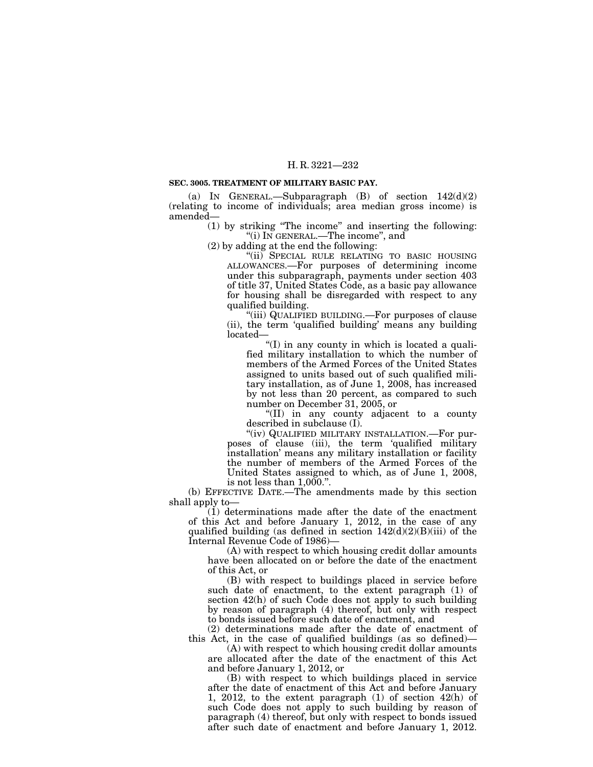**SEC. 3005. TREATMENT OF MILITARY BASIC PAY.**

(a) IN GENERAL.—Subparagraph (B) of section 142(d)(2) (relating to income of individuals; area median gross income) is amended—

(1) by striking "The income" and inserting the following: "(i) IN GENERAL.—The income", and

(2) by adding at the end the following:

"(ii) SPECIAL RULE RELATING TO BASIC HOUSING ALLOWANCES.—For purposes of determining income under this subparagraph, payments under section 403 of title 37, United States Code, as a basic pay allowance for housing shall be disregarded with respect to any qualified building.

"(iii) QUALIFIED BUILDING.—For purposes of clause (ii), the term 'qualified building' means any building located—

"(I) in any county in which is located a qualified military installation to which the number of members of the Armed Forces of the United States assigned to units based out of such qualified military installation, as of June 1, 2008, has increased by not less than 20 percent, as compared to such number on December 31, 2005, or

"(II) in any county adjacent to a county described in subclause (I).

"(iv) QUALIFIED MILITARY INSTALLATION.—For purposes of clause (iii), the term 'qualified military installation' means any military installation or facility the number of members of the Armed Forces of the United States assigned to which, as of June 1, 2008, is not less than 1,000.".

(b) EFFECTIVE DATE.—The amendments made by this section shall apply to—

(1) determinations made after the date of the enactment of this Act and before January 1, 2012, in the case of any qualified building (as defined in section 142(d)(2)(B)(iii) of the Internal Revenue Code of 1986)—

(A) with respect to which housing credit dollar amounts have been allocated on or before the date of the enactment of this Act, or

(B) with respect to buildings placed in service before such date of enactment, to the extent paragraph (1) of section 42(h) of such Code does not apply to such building by reason of paragraph (4) thereof, but only with respect to bonds issued before such date of enactment, and

(2) determinations made after the date of enactment of this Act, in the case of qualified buildings (as so defined)—

(A) with respect to which housing credit dollar amounts are allocated after the date of the enactment of this Act and before January 1, 2012, or

(B) with respect to which buildings placed in service after the date of enactment of this Act and before January 1, 2012, to the extent paragraph (1) of section 42(h) of such Code does not apply to such building by reason of paragraph (4) thereof, but only with respect to bonds issued after such date of enactment and before January 1, 2012.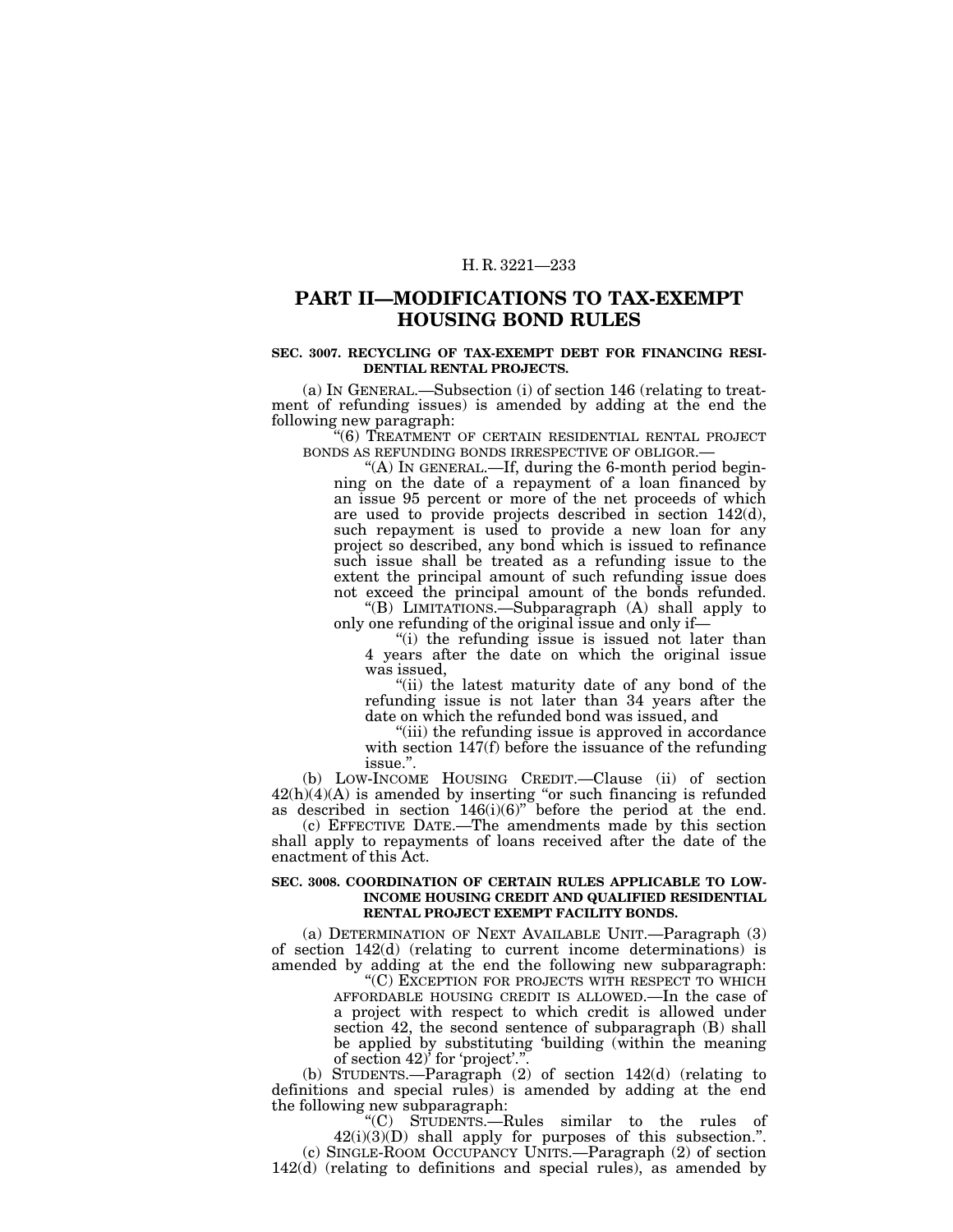## PART II—MODIFICATIONS TO TAX-EXEMPT HOUSING BOND RULES

**SEC. 3007. RECYCLING OF TAX-EXEMPT DEBT FOR FINANCING RESIDENTIAL RENTAL PROJECTS.**

(a) IN GENERAL.—Subsection (i) of section 146 (relating to treatment of refunding issues) is amended by adding at the end the following new paragraph:

"(6) TREATMENT OF CERTAIN RESIDENTIAL RENTAL PROJECT BONDS AS REFUNDING BONDS IRRESPECTIVE OF OBLIGOR.—

"(A) IN GENERAL.—If, during the 6-month period beginning on the date of a repayment of a loan financed by an issue 95 percent or more of the net proceeds of which are used to provide projects described in section 142(d), such repayment is used to provide a new loan for any project so described, any bond which is issued to refinance such issue shall be treated as a refunding issue to the extent the principal amount of such refunding issue does not exceed the principal amount of the bonds refunded.

"(B) LIMITATIONS.—Subparagraph (A) shall apply to only one refunding of the original issue and only if—

"(i) the refunding issue is issued not later than 4 years after the date on which the original issue was issued,

"(ii) the latest maturity date of any bond of the refunding issue is not later than 34 years after the date on which the refunded bond was issued, and

"(iii) the refunding issue is approved in accordance with section 147(f) before the issuance of the refunding issue.".

(b) LOW-INCOME HOUSING CREDIT.—Clause (ii) of section 42(h)(4)(A) is amended by inserting "or such financing is refunded as described in section 146(i)(6)" before the period at the end.

(c) EFFECTIVE DATE.—The amendments made by this section shall apply to repayments of loans received after the date of the enactment of this Act.

**SEC. 3008. COORDINATION OF CERTAIN RULES APPLICABLE TO LOW-INCOME HOUSING CREDIT AND QUALIFIED RESIDENTIAL RENTAL PROJECT EXEMPT FACILITY BONDS.**

(a) DETERMINATION OF NEXT AVAILABLE UNIT.—Paragraph (3) of section 142(d) (relating to current income determinations) is amended by adding at the end the following new subparagraph:

"(C) EXCEPTION FOR PROJECTS WITH RESPECT TO WHICH AFFORDABLE HOUSING CREDIT IS ALLOWED.—In the case of a project with respect to which credit is allowed under section 42, the second sentence of subparagraph (B) shall be applied by substituting 'building (within the meaning of section 42)' for 'project'.".

(b) STUDENTS.—Paragraph (2) of section 142(d) (relating to definitions and special rules) is amended by adding at the end the following new subparagraph:

"(C) STUDENTS.—Rules similar to the rules of 42(i)(3)(D) shall apply for purposes of this subsection.".

(c) SINGLE-ROOM OCCUPANCY UNITS.—Paragraph (2) of section 142(d) (relating to definitions and special rules), as amended by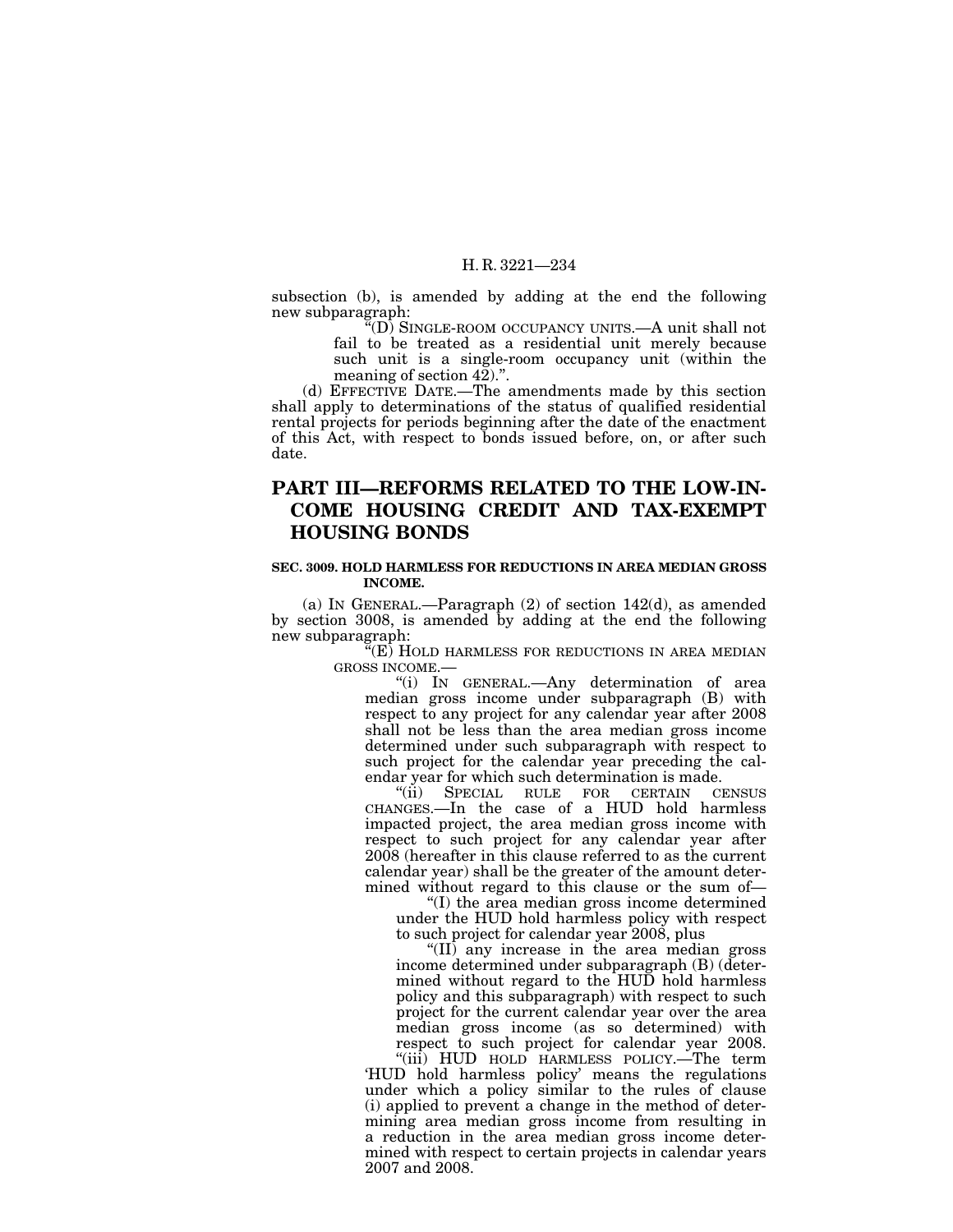subsection (b), is amended by adding at the end the following new subparagraph:

"(D) SINGLE-ROOM OCCUPANCY UNITS.—A unit shall not fail to be treated as a residential unit merely because such unit is a single-room occupancy unit (within the meaning of section 42).".

(d) EFFECTIVE DATE.—The amendments made by this section shall apply to determinations of the status of qualified residential rental projects for periods beginning after the date of the enactment of this Act, with respect to bonds issued before, on, or after such date.

## PART III—REFORMS RELATED TO THE LOW-INCOME HOUSING CREDIT AND TAX-EXEMPT HOUSING BONDS

### SEC. 3009. HOLD HARMLESS FOR REDUCTIONS IN AREA MEDIAN GROSS INCOME.

(a) IN GENERAL.—Paragraph (2) of section 142(d), as amended by section 3008, is amended by adding at the end the following new subparagraph:

"(E) HOLD HARMLESS FOR REDUCTIONS IN AREA MEDIAN GROSS INCOME.—

"(i) IN GENERAL.—Any determination of area median gross income under subparagraph (B) with respect to any project for any calendar year after 2008 shall not be less than the area median gross income determined under such subparagraph with respect to such project for the calendar year preceding the calendar year for which such determination is made.

"(ii) SPECIAL RULE FOR CERTAIN CENSUS CHANGES.—In the case of a HUD hold harmless impacted project, the area median gross income with respect to such project for any calendar year after 2008 (hereafter in this clause referred to as the current calendar year) shall be the greater of the amount determined without regard to this clause or the sum of—

"(I) the area median gross income determined under the HUD hold harmless policy with respect to such project for calendar year 2008, plus

"(II) any increase in the area median gross income determined under subparagraph (B) (determined without regard to the HUD hold harmless policy and this subparagraph) with respect to such project for the current calendar year over the area median gross income (as so determined) with respect to such project for calendar year 2008.

"(iii) HUD HOLD HARMLESS POLICY.—The term 'HUD hold harmless policy' means the regulations under which a policy similar to the rules of clause (i) applied to prevent a change in the method of determining area median gross income from resulting in a reduction in the area median gross income determined with respect to certain projects in calendar years 2007 and 2008.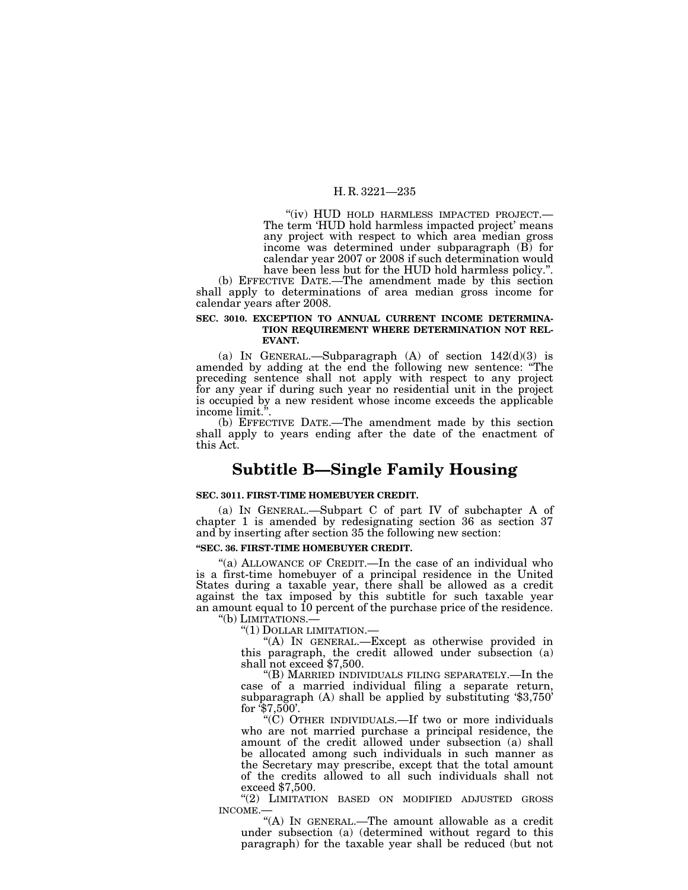"(iv) HUD HOLD HARMLESS IMPACTED PROJECT.—The term 'HUD hold harmless impacted project' means any project with respect to which area median gross income was determined under subparagraph (B) for calendar year 2007 or 2008 if such determination would have been less but for the HUD hold harmless policy.".

(b) EFFECTIVE DATE.—The amendment made by this section shall apply to determinations of area median gross income for calendar years after 2008.

**SEC. 3010. EXCEPTION TO ANNUAL CURRENT INCOME DETERMINATION REQUIREMENT WHERE DETERMINATION NOT RELEVANT.**

(a) IN GENERAL.—Subparagraph (A) of section 142(d)(3) is amended by adding at the end the following new sentence: "The preceding sentence shall not apply with respect to any project for any year if during such year no residential unit in the project is occupied by a new resident whose income exceeds the applicable income limit.".

(b) EFFECTIVE DATE.—The amendment made by this section shall apply to years ending after the date of the enactment of this Act.

## Subtitle B—Single Family Housing

**SEC. 3011. FIRST-TIME HOMEBUYER CREDIT.**

(a) IN GENERAL.—Subpart C of part IV of subchapter A of chapter 1 is amended by redesignating section 36 as section 37 and by inserting after section 35 the following new section:

**"SEC. 36. FIRST-TIME HOMEBUYER CREDIT.**

"(a) ALLOWANCE OF CREDIT.—In the case of an individual who is a first-time homebuyer of a principal residence in the United States during a taxable year, there shall be allowed as a credit against the tax imposed by this subtitle for such taxable year an amount equal to 10 percent of the purchase price of the residence.

"(b) LIMITATIONS.—

"(1) DOLLAR LIMITATION.—

"(A) IN GENERAL.—Except as otherwise provided in this paragraph, the credit allowed under subsection (a) shall not exceed $7,500.

"(B) MARRIED INDIVIDUALS FILING SEPARATELY.—In the case of a married individual filing a separate return, subparagraph (A) shall be applied by substituting '$3,750' for '$7,500'.

"(C) OTHER INDIVIDUALS.—If two or more individuals who are not married purchase a principal residence, the amount of the credit allowed under subsection (a) shall be allocated among such individuals in such manner as the Secretary may prescribe, except that the total amount of the credits allowed to all such individuals shall not exceed $7,500.

"(2) LIMITATION BASED ON MODIFIED ADJUSTED GROSS INCOME.—

"(A) IN GENERAL.—The amount allowable as a credit under subsection (a) (determined without regard to this paragraph) for the taxable year shall be reduced (but not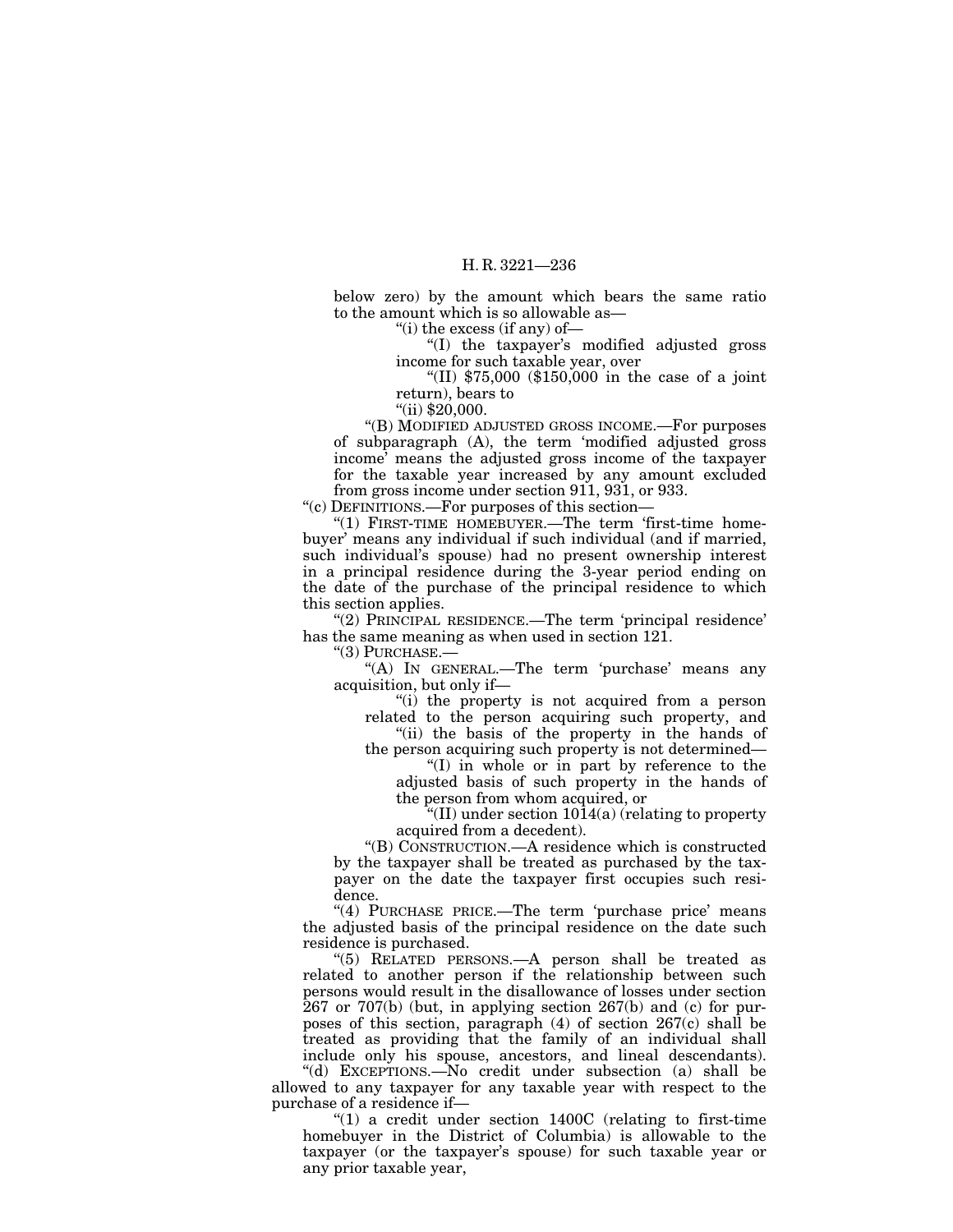below zero) by the amount which bears the same ratio to the amount which is so allowable as—

"(i) the excess (if any) of—

"(I) the taxpayer's modified adjusted gross income for such taxable year, over

"(II) $75,000 ($150,000 in the case of a joint return), bears to

"(ii) $20,000.

"(B) MODIFIED ADJUSTED GROSS INCOME.—For purposes of subparagraph (A), the term 'modified adjusted gross income' means the adjusted gross income of the taxpayer for the taxable year increased by any amount excluded from gross income under section 911, 931, or 933.

"(c) DEFINITIONS.—For purposes of this section—

"(1) FIRST-TIME HOMEBUYER.—The term 'first-time homebuyer' means any individual if such individual (and if married, such individual's spouse) had no present ownership interest in a principal residence during the 3-year period ending on the date of the purchase of the principal residence to which this section applies.

"(2) PRINCIPAL RESIDENCE.—The term 'principal residence' has the same meaning as when used in section 121.

"(3) PURCHASE.—

"(A) IN GENERAL.—The term 'purchase' means any acquisition, but only if—

"(i) the property is not acquired from a person related to the person acquiring such property, and

"(ii) the basis of the property in the hands of the person acquiring such property is not determined—

"(I) in whole or in part by reference to the adjusted basis of such property in the hands of the person from whom acquired, or

"(II) under section 1014(a) (relating to property acquired from a decedent).

"(B) CONSTRUCTION.—A residence which is constructed by the taxpayer shall be treated as purchased by the taxpayer on the date the taxpayer first occupies such residence.

"(4) PURCHASE PRICE.—The term 'purchase price' means the adjusted basis of the principal residence on the date such residence is purchased.

"(5) RELATED PERSONS.—A person shall be treated as related to another person if the relationship between such persons would result in the disallowance of losses under section 267 or 707(b) (but, in applying section 267(b) and (c) for purposes of this section, paragraph (4) of section 267(c) shall be treated as providing that the family of an individual shall include only his spouse, ancestors, and lineal descendants).

"(d) EXCEPTIONS.—No credit under subsection (a) shall be allowed to any taxpayer for any taxable year with respect to the purchase of a residence if—

"(1) a credit under section 1400C (relating to first-time homebuyer in the District of Columbia) is allowable to the taxpayer (or the taxpayer's spouse) for such taxable year or any prior taxable year,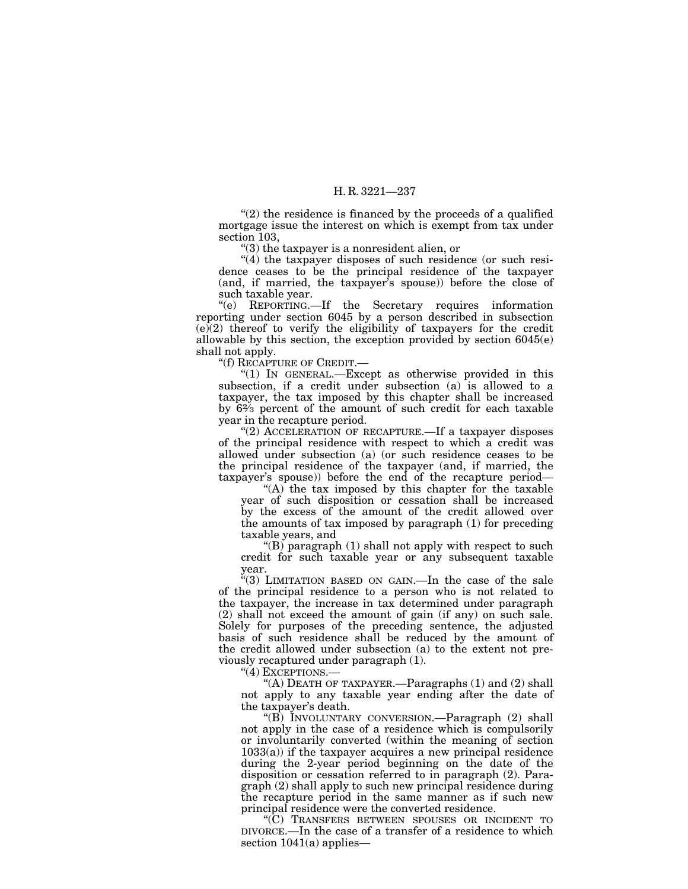"(2) the residence is financed by the proceeds of a qualified mortgage issue the interest on which is exempt from tax under section 103,

"(3) the taxpayer is a nonresident alien, or

"(4) the taxpayer disposes of such residence (or such residence ceases to be the principal residence of the taxpayer (and, if married, the taxpayer's spouse)) before the close of such taxable year.

"(e) REPORTING.—If the Secretary requires information reporting under section 6045 by a person described in subsection (e)(2) thereof to verify the eligibility of taxpayers for the credit allowable by this section, the exception provided by section 6045(e) shall not apply.

"(f) RECAPTURE OF CREDIT.—

"(1) IN GENERAL.—Except as otherwise provided in this subsection, if a credit under subsection (a) is allowed to a taxpayer, the tax imposed by this chapter shall be increased by 6⅔ percent of the amount of such credit for each taxable year in the recapture period.

"(2) ACCELERATION OF RECAPTURE.—If a taxpayer disposes of the principal residence with respect to which a credit was allowed under subsection (a) (or such residence ceases to be the principal residence of the taxpayer (and, if married, the taxpayer's spouse)) before the end of the recapture period—

"(A) the tax imposed by this chapter for the taxable year of such disposition or cessation shall be increased by the excess of the amount of the credit allowed over the amounts of tax imposed by paragraph (1) for preceding taxable years, and

"(B) paragraph (1) shall not apply with respect to such credit for such taxable year or any subsequent taxable year.

"(3) LIMITATION BASED ON GAIN.—In the case of the sale of the principal residence to a person who is not related to the taxpayer, the increase in tax determined under paragraph (2) shall not exceed the amount of gain (if any) on such sale. Solely for purposes of the preceding sentence, the adjusted basis of such residence shall be reduced by the amount of the credit allowed under subsection (a) to the extent not previously recaptured under paragraph (1).

"(4) EXCEPTIONS.—

"(A) DEATH OF TAXPAYER.—Paragraphs (1) and (2) shall not apply to any taxable year ending after the date of the taxpayer's death.

"(B) INVOLUNTARY CONVERSION.—Paragraph (2) shall not apply in the case of a residence which is compulsorily or involuntarily converted (within the meaning of section 1033(a)) if the taxpayer acquires a new principal residence during the 2-year period beginning on the date of the disposition or cessation referred to in paragraph (2). Paragraph (2) shall apply to such new principal residence during the recapture period in the same manner as if such new principal residence were the converted residence.

"(C) TRANSFERS BETWEEN SPOUSES OR INCIDENT TO DIVORCE.—In the case of a transfer of a residence to which section 1041(a) applies—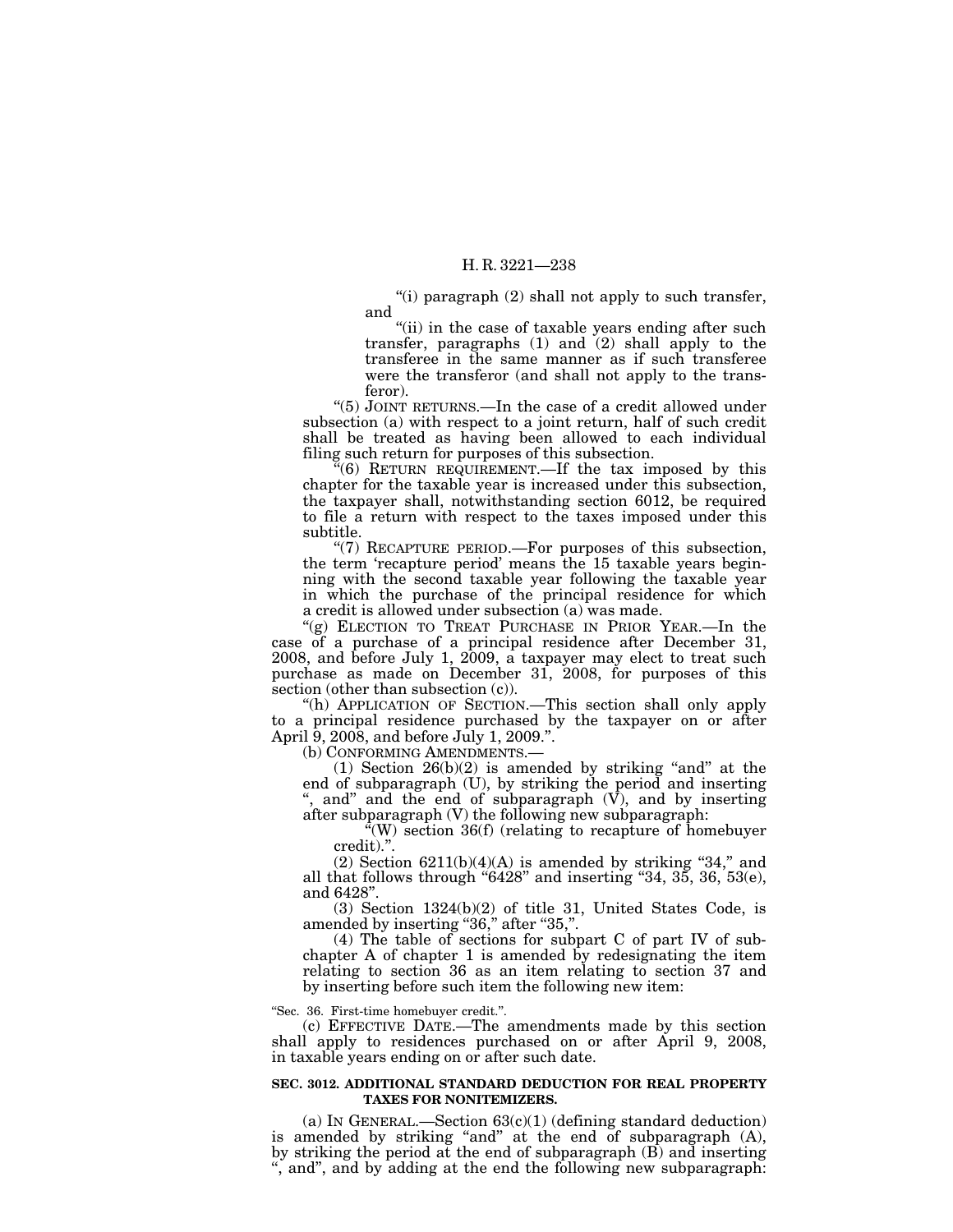"(i) paragraph (2) shall not apply to such transfer, and

"(ii) in the case of taxable years ending after such transfer, paragraphs (1) and (2) shall apply to the transferee in the same manner as if such transferee were the transferor (and shall not apply to the transferor).

"(5) JOINT RETURNS.—In the case of a credit allowed under subsection (a) with respect to a joint return, half of such credit shall be treated as having been allowed to each individual filing such return for purposes of this subsection.

"(6) RETURN REQUIREMENT.—If the tax imposed by this chapter for the taxable year is increased under this subsection, the taxpayer shall, notwithstanding section 6012, be required to file a return with respect to the taxes imposed under this subtitle.

"(7) RECAPTURE PERIOD.—For purposes of this subsection, the term 'recapture period' means the 15 taxable years beginning with the second taxable year following the taxable year in which the purchase of the principal residence for which a credit is allowed under subsection (a) was made.

"(g) ELECTION TO TREAT PURCHASE IN PRIOR YEAR.—In the case of a purchase of a principal residence after December 31, 2008, and before July 1, 2009, a taxpayer may elect to treat such purchase as made on December 31, 2008, for purposes of this section (other than subsection (c)).

"(h) APPLICATION OF SECTION.—This section shall only apply to a principal residence purchased by the taxpayer on or after April 9, 2008, and before July 1, 2009.".

(b) CONFORMING AMENDMENTS.—

(1) Section 26(b)(2) is amended by striking "and" at the end of subparagraph (U), by striking the period and inserting ", and" and the end of subparagraph (V), and by inserting after subparagraph (V) the following new subparagraph:

"(W) section 36(f) (relating to recapture of homebuyer credit).".

(2) Section 6211(b)(4)(A) is amended by striking "34," and all that follows through "6428" and inserting "34, 35, 36, 53(e), and 6428".

(3) Section 1324(b)(2) of title 31, United States Code, is amended by inserting "36," after "35,".

(4) The table of sections for subpart C of part IV of subchapter A of chapter 1 is amended by redesignating the item relating to section 36 as an item relating to section 37 and by inserting before such item the following new item:

"Sec. 36. First-time homebuyer credit.".

(c) EFFECTIVE DATE.—The amendments made by this section shall apply to residences purchased on or after April 9, 2008, in taxable years ending on or after such date.

**SEC. 3012. ADDITIONAL STANDARD DEDUCTION FOR REAL PROPERTY TAXES FOR NONITEMIZERS.**

(a) IN GENERAL.—Section 63(c)(1) (defining standard deduction) is amended by striking "and" at the end of subparagraph (A), by striking the period at the end of subparagraph (B) and inserting ", and", and by adding at the end the following new subparagraph: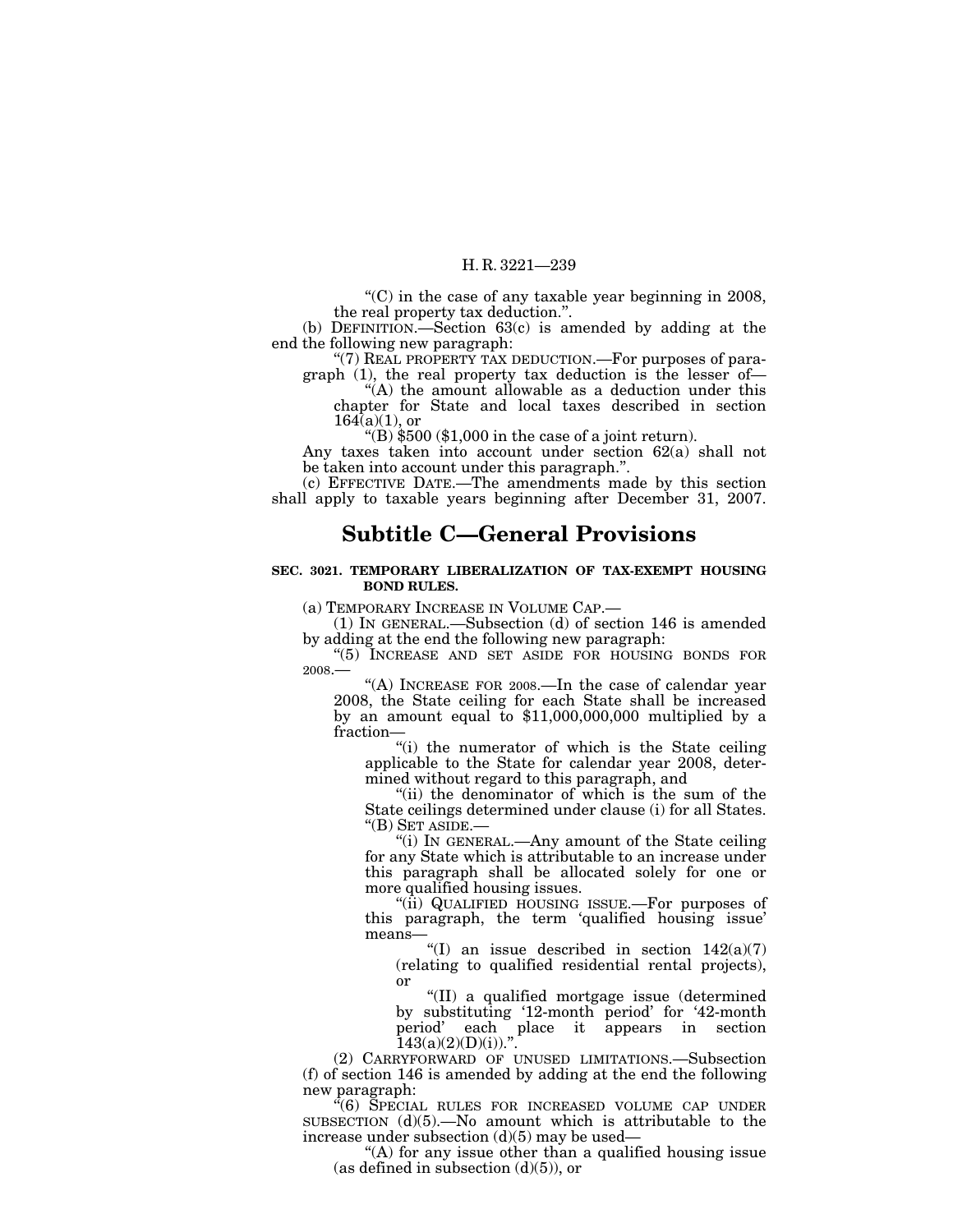"(C) in the case of any taxable year beginning in 2008, the real property tax deduction.".

(b) DEFINITION.—Section 63(c) is amended by adding at the end the following new paragraph:

"(7) REAL PROPERTY TAX DEDUCTION.—For purposes of paragraph (1), the real property tax deduction is the lesser of—

"(A) the amount allowable as a deduction under this chapter for State and local taxes described in section 164(a)(1), or

"(B) $500 ($1,000 in the case of a joint return).

Any taxes taken into account under section 62(a) shall not be taken into account under this paragraph.".

(c) EFFECTIVE DATE.—The amendments made by this section shall apply to taxable years beginning after December 31, 2007.

## Subtitle C—General Provisions

**SEC. 3021. TEMPORARY LIBERALIZATION OF TAX-EXEMPT HOUSING BOND RULES.**

(a) TEMPORARY INCREASE IN VOLUME CAP.—

(1) IN GENERAL.—Subsection (d) of section 146 is amended by adding at the end the following new paragraph:

"(5) INCREASE AND SET ASIDE FOR HOUSING BONDS FOR 2008.—

"(A) INCREASE FOR 2008.—In the case of calendar year 2008, the State ceiling for each State shall be increased by an amount equal to $11,000,000,000 multiplied by a fraction—

"(i) the numerator of which is the State ceiling applicable to the State for calendar year 2008, determined without regard to this paragraph, and

"(ii) the denominator of which is the sum of the State ceilings determined under clause (i) for all States.

"(B) SET ASIDE.—

"(i) IN GENERAL.—Any amount of the State ceiling for any State which is attributable to an increase under this paragraph shall be allocated solely for one or more qualified housing issues.

"(ii) QUALIFIED HOUSING ISSUE.—For purposes of this paragraph, the term 'qualified housing issue' means—

"(I) an issue described in section 142(a)(7) (relating to qualified residential rental projects), or

"(II) a qualified mortgage issue (determined by substituting '12-month period' for '42-month period' each place it appears in section 143(a)(2)(D)(i)).".

(2) CARRYFORWARD OF UNUSED LIMITATIONS.—Subsection (f) of section 146 is amended by adding at the end the following new paragraph:

"(6) SPECIAL RULES FOR INCREASED VOLUME CAP UNDER SUBSECTION (d)(5).—No amount which is attributable to the increase under subsection (d)(5) may be used—

"(A) for any issue other than a qualified housing issue (as defined in subsection (d)(5)), or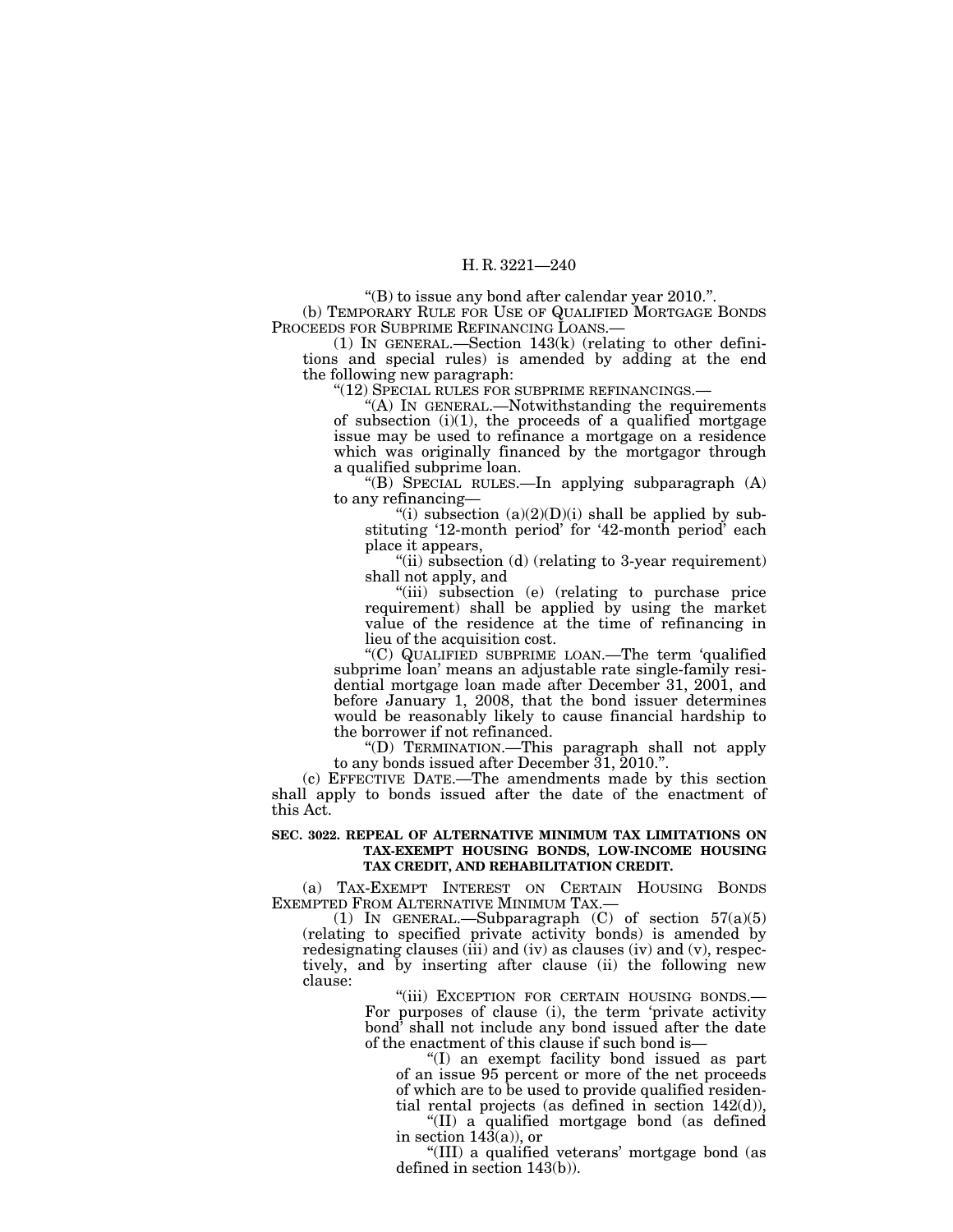"(B) to issue any bond after calendar year 2010.".

(b) TEMPORARY RULE FOR USE OF QUALIFIED MORTGAGE BONDS PROCEEDS FOR SUBPRIME REFINANCING LOANS.—

(1) IN GENERAL.—Section 143(k) (relating to other definitions and special rules) is amended by adding at the end the following new paragraph:

"(12) SPECIAL RULES FOR SUBPRIME REFINANCINGS.—

"(A) IN GENERAL.—Notwithstanding the requirements of subsection (i)(1), the proceeds of a qualified mortgage issue may be used to refinance a mortgage on a residence which was originally financed by the mortgagor through a qualified subprime loan.

"(B) SPECIAL RULES.—In applying subparagraph (A) to any refinancing—

"(i) subsection (a)(2)(D)(i) shall be applied by substituting '12-month period' for '42-month period' each place it appears,

"(ii) subsection (d) (relating to 3-year requirement) shall not apply, and

"(iii) subsection (e) (relating to purchase price requirement) shall be applied by using the market value of the residence at the time of refinancing in lieu of the acquisition cost.

"(C) QUALIFIED SUBPRIME LOAN.—The term 'qualified subprime loan' means an adjustable rate single-family residential mortgage loan made after December 31, 2001, and before January 1, 2008, that the bond issuer determines would be reasonably likely to cause financial hardship to the borrower if not refinanced.

"(D) TERMINATION.—This paragraph shall not apply to any bonds issued after December 31, 2010.".

(c) EFFECTIVE DATE.—The amendments made by this section shall apply to bonds issued after the date of the enactment of this Act.

**SEC. 3022. REPEAL OF ALTERNATIVE MINIMUM TAX LIMITATIONS ON TAX-EXEMPT HOUSING BONDS, LOW-INCOME HOUSING TAX CREDIT, AND REHABILITATION CREDIT.**

(a) TAX-EXEMPT INTEREST ON CERTAIN HOUSING BONDS EXEMPTED FROM ALTERNATIVE MINIMUM TAX.—

(1) IN GENERAL.—Subparagraph (C) of section 57(a)(5) (relating to specified private activity bonds) is amended by redesignating clauses (iii) and (iv) as clauses (iv) and (v), respectively, and by inserting after clause (ii) the following new clause:

"(iii) EXCEPTION FOR CERTAIN HOUSING BONDS.—For purposes of clause (i), the term 'private activity bond' shall not include any bond issued after the date of the enactment of this clause if such bond is—

"(I) an exempt facility bond issued as part of an issue 95 percent or more of the net proceeds of which are to be used to provide qualified residential rental projects (as defined in section 142(d)),

"(II) a qualified mortgage bond (as defined in section 143(a)), or

"(III) a qualified veterans' mortgage bond (as defined in section 143(b)).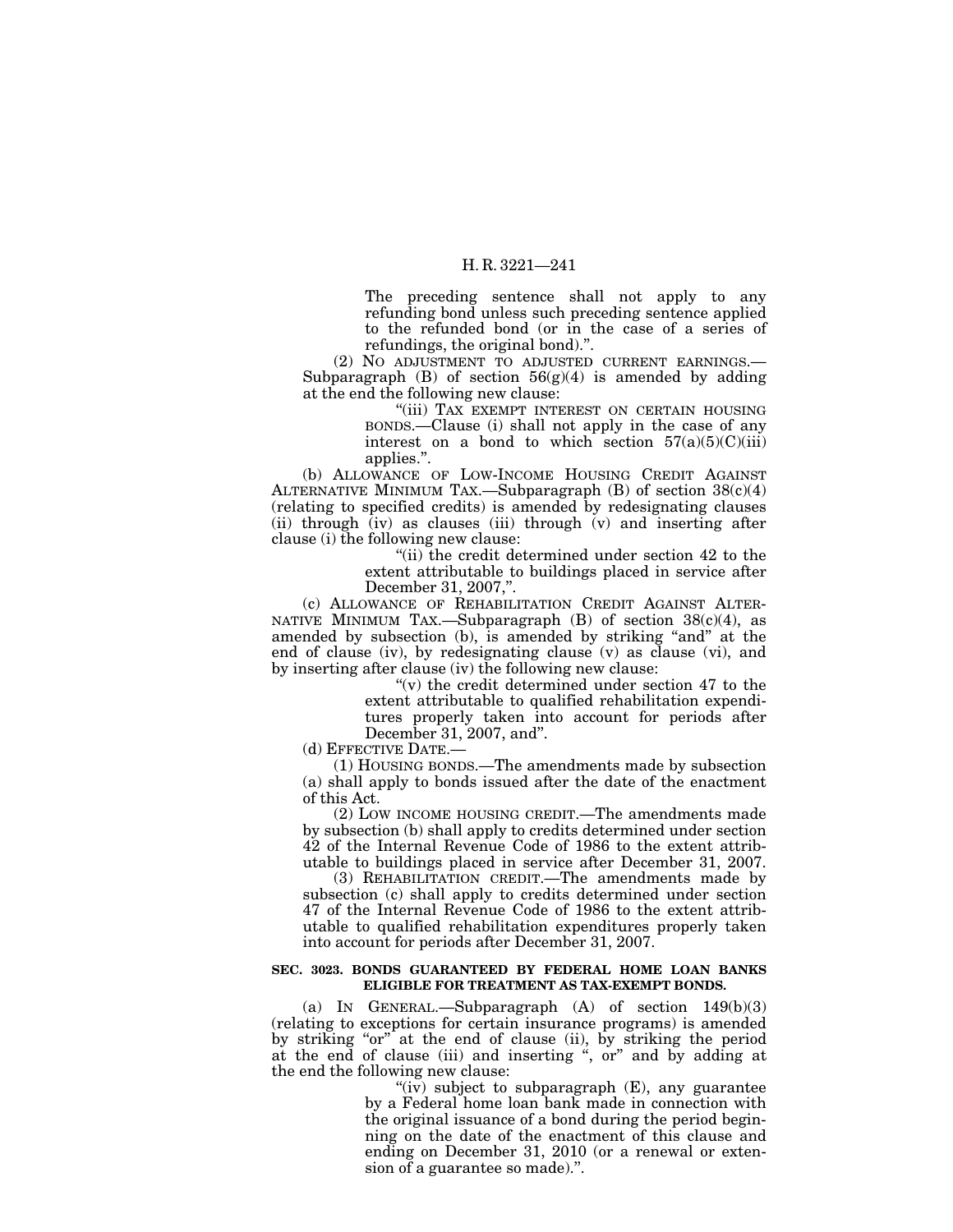The preceding sentence shall not apply to any refunding bond unless such preceding sentence applied to the refunded bond (or in the case of a series of refundings, the original bond).".

(2) NO ADJUSTMENT TO ADJUSTED CURRENT EARNINGS.—Subparagraph (B) of section 56(g)(4) is amended by adding at the end the following new clause:

"(iii) TAX EXEMPT INTEREST ON CERTAIN HOUSING BONDS.—Clause (i) shall not apply in the case of any interest on a bond to which section 57(a)(5)(C)(iii) applies.".

(b) ALLOWANCE OF LOW-INCOME HOUSING CREDIT AGAINST ALTERNATIVE MINIMUM TAX.—Subparagraph (B) of section 38(c)(4) (relating to specified credits) is amended by redesignating clauses (ii) through (iv) as clauses (iii) through (v) and inserting after clause (i) the following new clause:

"(ii) the credit determined under section 42 to the extent attributable to buildings placed in service after December 31, 2007,".

(c) ALLOWANCE OF REHABILITATION CREDIT AGAINST ALTERNATIVE MINIMUM TAX.—Subparagraph (B) of section 38(c)(4), as amended by subsection (b), is amended by striking "and" at the end of clause (iv), by redesignating clause (v) as clause (vi), and by inserting after clause (iv) the following new clause:

"(v) the credit determined under section 47 to the extent attributable to qualified rehabilitation expenditures properly taken into account for periods after December 31, 2007, and".

(d) EFFECTIVE DATE.—

(1) HOUSING BONDS.—The amendments made by subsection (a) shall apply to bonds issued after the date of the enactment of this Act.

(2) LOW INCOME HOUSING CREDIT.—The amendments made by subsection (b) shall apply to credits determined under section 42 of the Internal Revenue Code of 1986 to the extent attributable to buildings placed in service after December 31, 2007.

(3) REHABILITATION CREDIT.—The amendments made by subsection (c) shall apply to credits determined under section 47 of the Internal Revenue Code of 1986 to the extent attributable to qualified rehabilitation expenditures properly taken into account for periods after December 31, 2007.

**SEC. 3023. BONDS GUARANTEED BY FEDERAL HOME LOAN BANKS ELIGIBLE FOR TREATMENT AS TAX-EXEMPT BONDS.**

(a) IN GENERAL.—Subparagraph (A) of section 149(b)(3) (relating to exceptions for certain insurance programs) is amended by striking "or" at the end of clause (ii), by striking the period at the end of clause (iii) and inserting ", or" and by adding at the end the following new clause:

"(iv) subject to subparagraph (E), any guarantee by a Federal home loan bank made in connection with the original issuance of a bond during the period beginning on the date of the enactment of this clause and ending on December 31, 2010 (or a renewal or extension of a guarantee so made).".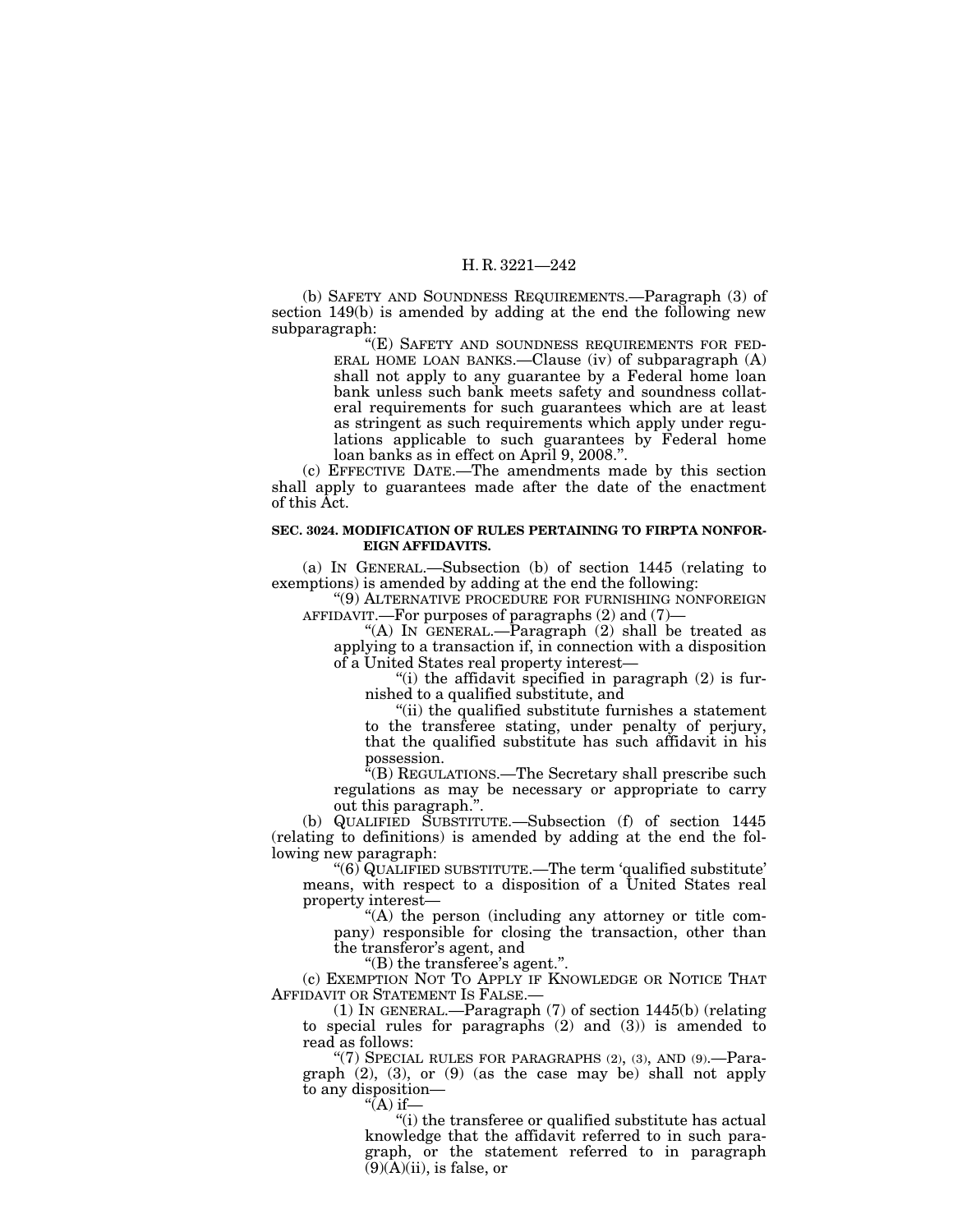(b) SAFETY AND SOUNDNESS REQUIREMENTS.—Paragraph (3) of section 149(b) is amended by adding at the end the following new subparagraph:

"(E) SAFETY AND SOUNDNESS REQUIREMENTS FOR FEDERAL HOME LOAN BANKS.—Clause (iv) of subparagraph (A) shall not apply to any guarantee by a Federal home loan bank unless such bank meets safety and soundness collateral requirements for such guarantees which are at least as stringent as such requirements which apply under regulations applicable to such guarantees by Federal home loan banks as in effect on April 9, 2008.".

(c) EFFECTIVE DATE.—The amendments made by this section shall apply to guarantees made after the date of the enactment of this Act.

**SEC. 3024. MODIFICATION OF RULES PERTAINING TO FIRPTA NONFOREIGN AFFIDAVITS.**

(a) IN GENERAL.—Subsection (b) of section 1445 (relating to exemptions) is amended by adding at the end the following:

"(9) ALTERNATIVE PROCEDURE FOR FURNISHING NONFOREIGN AFFIDAVIT.—For purposes of paragraphs (2) and (7)—

"(A) IN GENERAL.—Paragraph (2) shall be treated as applying to a transaction if, in connection with a disposition of a United States real property interest—

"(i) the affidavit specified in paragraph (2) is furnished to a qualified substitute, and

"(ii) the qualified substitute furnishes a statement to the transferee stating, under penalty of perjury, that the qualified substitute has such affidavit in his possession.

"(B) REGULATIONS.—The Secretary shall prescribe such regulations as may be necessary or appropriate to carry out this paragraph.".

(b) QUALIFIED SUBSTITUTE.—Subsection (f) of section 1445 (relating to definitions) is amended by adding at the end the following new paragraph:

"(6) QUALIFIED SUBSTITUTE.—The term 'qualified substitute' means, with respect to a disposition of a United States real property interest—

"(A) the person (including any attorney or title company) responsible for closing the transaction, other than the transferor's agent, and

"(B) the transferee's agent.".

(c) EXEMPTION NOT TO APPLY IF KNOWLEDGE OR NOTICE THAT AFFIDAVIT OR STATEMENT IS FALSE.—

(1) IN GENERAL.—Paragraph (7) of section 1445(b) (relating to special rules for paragraphs (2) and (3)) is amended to read as follows:

"(7) SPECIAL RULES FOR PARAGRAPHS (2), (3), AND (9).—Paragraph (2), (3), or (9) (as the case may be) shall not apply to any disposition—

"(A) if—

"(i) the transferee or qualified substitute has actual knowledge that the affidavit referred to in such paragraph, or the statement referred to in paragraph (9)(A)(ii), is false, or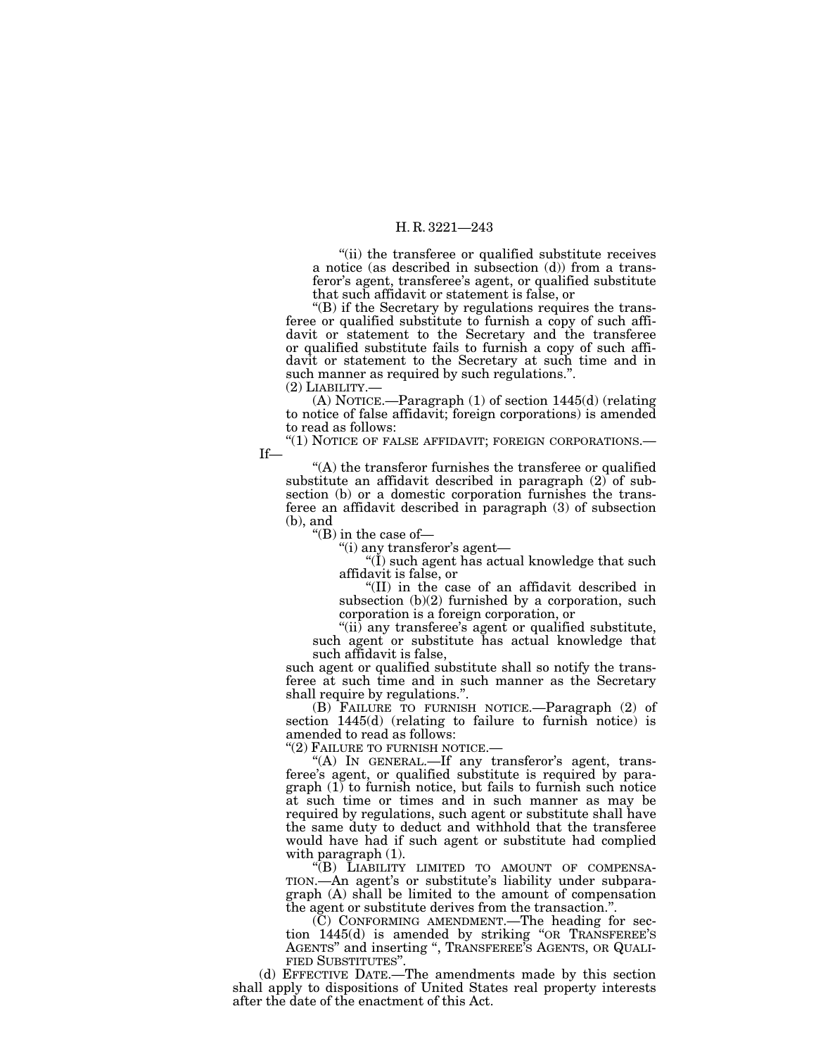"(ii) the transferee or qualified substitute receives a notice (as described in subsection (d)) from a transferor's agent, transferee's agent, or qualified substitute that such affidavit or statement is false, or

"(B) if the Secretary by regulations requires the transferee or qualified substitute to furnish a copy of such affidavit or statement to the Secretary and the transferee or qualified substitute fails to furnish a copy of such affidavit or statement to the Secretary at such time and in such manner as required by such regulations.".

(2) LIABILITY.—

(A) NOTICE.—Paragraph (1) of section 1445(d) (relating to notice of false affidavit; foreign corporations) is amended to read as follows:

"(1) NOTICE OF FALSE AFFIDAVIT; FOREIGN CORPORATIONS.—If—

"(A) the transferor furnishes the transferee or qualified substitute an affidavit described in paragraph (2) of subsection (b) or a domestic corporation furnishes the transferee an affidavit described in paragraph (3) of subsection (b), and

"(B) in the case of—

"(i) any transferor's agent—

"(I) such agent has actual knowledge that such affidavit is false, or

"(II) in the case of an affidavit described in subsection (b)(2) furnished by a corporation, such corporation is a foreign corporation, or

"(ii) any transferee's agent or qualified substitute, such agent or substitute has actual knowledge that such affidavit is false,

such agent or qualified substitute shall so notify the transferee at such time and in such manner as the Secretary shall require by regulations.".

(B) FAILURE TO FURNISH NOTICE.—Paragraph (2) of section 1445(d) (relating to failure to furnish notice) is amended to read as follows:

"(2) FAILURE TO FURNISH NOTICE.—

"(A) IN GENERAL.—If any transferor's agent, transferee's agent, or qualified substitute is required by paragraph (1) to furnish notice, but fails to furnish such notice at such time or times and in such manner as may be required by regulations, such agent or substitute shall have the same duty to deduct and withhold that the transferee would have had if such agent or substitute had complied with paragraph (1).

"(B) LIABILITY LIMITED TO AMOUNT OF COMPENSATION.—An agent's or substitute's liability under subparagraph (A) shall be limited to the amount of compensation the agent or substitute derives from the transaction.".

(C) CONFORMING AMENDMENT.—The heading for section 1445(d) is amended by striking "OR TRANSFEREE'S AGENTS" and inserting ", TRANSFEREE'S AGENTS, OR QUALIFIED SUBSTITUTES".

(d) EFFECTIVE DATE.—The amendments made by this section shall apply to dispositions of United States real property interests after the date of the enactment of this Act.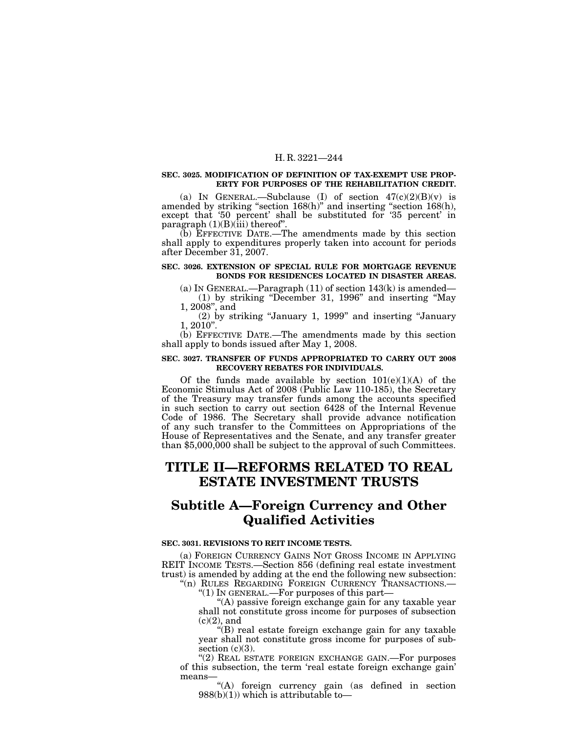**SEC. 3025. MODIFICATION OF DEFINITION OF TAX-EXEMPT USE PROPERTY FOR PURPOSES OF THE REHABILITATION CREDIT.**

(a) IN GENERAL.—Subclause (I) of section 47(c)(2)(B)(v) is amended by striking "section 168(h)" and inserting "section 168(h), except that '50 percent' shall be substituted for '35 percent' in paragraph (1)(B)(iii) thereof".

(b) EFFECTIVE DATE.—The amendments made by this section shall apply to expenditures properly taken into account for periods after December 31, 2007.

**SEC. 3026. EXTENSION OF SPECIAL RULE FOR MORTGAGE REVENUE BONDS FOR RESIDENCES LOCATED IN DISASTER AREAS.**

(a) IN GENERAL.—Paragraph (11) of section 143(k) is amended—

(1) by striking "December 31, 1996" and inserting "May 1, 2008", and

(2) by striking "January 1, 1999" and inserting "January 1, 2010".

(b) EFFECTIVE DATE.—The amendments made by this section shall apply to bonds issued after May 1, 2008.

**SEC. 3027. TRANSFER OF FUNDS APPROPRIATED TO CARRY OUT 2008 RECOVERY REBATES FOR INDIVIDUALS.**

Of the funds made available by section 101(e)(1)(A) of the Economic Stimulus Act of 2008 (Public Law 110-185), the Secretary of the Treasury may transfer funds among the accounts specified in such section to carry out section 6428 of the Internal Revenue Code of 1986. The Secretary shall provide advance notification of any such transfer to the Committees on Appropriations of the House of Representatives and the Senate, and any transfer greater than $5,000,000 shall be subject to the approval of such Committees.

# TITLE II—REFORMS RELATED TO REAL ESTATE INVESTMENT TRUSTS

## Subtitle A—Foreign Currency and Other Qualified Activities

**SEC. 3031. REVISIONS TO REIT INCOME TESTS.**

(a) FOREIGN CURRENCY GAINS NOT GROSS INCOME IN APPLYING REIT INCOME TESTS.—Section 856 (defining real estate investment trust) is amended by adding at the end the following new subsection:

"(n) RULES REGARDING FOREIGN CURRENCY TRANSACTIONS.—

"(1) IN GENERAL.—For purposes of this part—

"(A) passive foreign exchange gain for any taxable year shall not constitute gross income for purposes of subsection (c)(2), and

"(B) real estate foreign exchange gain for any taxable year shall not constitute gross income for purposes of subsection (c)(3).

"(2) REAL ESTATE FOREIGN EXCHANGE GAIN.—For purposes of this subsection, the term 'real estate foreign exchange gain' means—

"(A) foreign currency gain (as defined in section 988(b)(1)) which is attributable to—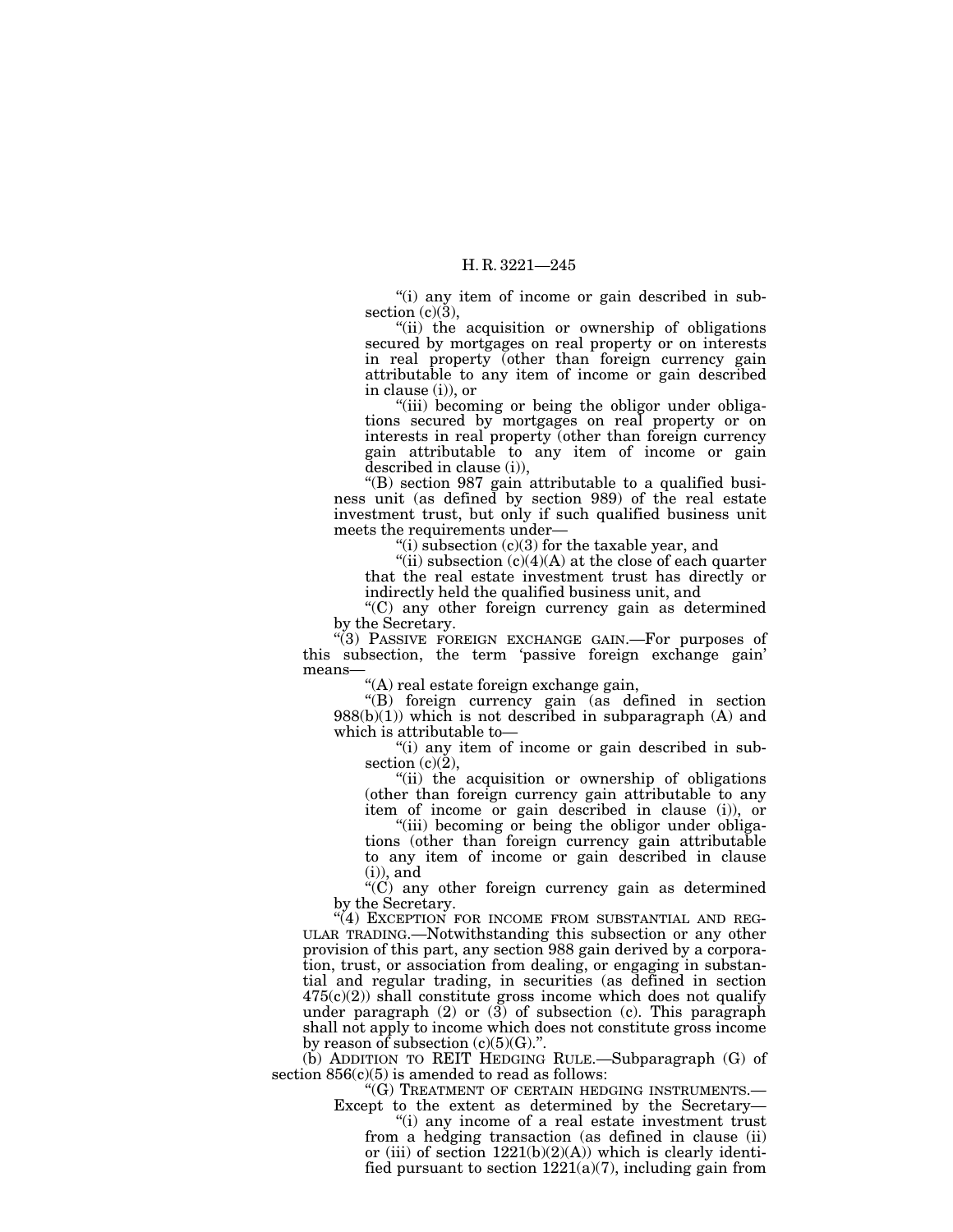"(i) any item of income or gain described in subsection (c)(3),

"(ii) the acquisition or ownership of obligations secured by mortgages on real property or on interests in real property (other than foreign currency gain attributable to any item of income or gain described in clause (i)), or

"(iii) becoming or being the obligor under obligations secured by mortgages on real property or on interests in real property (other than foreign currency gain attributable to any item of income or gain described in clause (i)),

"(B) section 987 gain attributable to a qualified business unit (as defined by section 989) of the real estate investment trust, but only if such qualified business unit meets the requirements under—

"(i) subsection (c)(3) for the taxable year, and

"(ii) subsection (c)(4)(A) at the close of each quarter that the real estate investment trust has directly or indirectly held the qualified business unit, and

"(C) any other foreign currency gain as determined by the Secretary.

"(3) PASSIVE FOREIGN EXCHANGE GAIN.—For purposes of this subsection, the term 'passive foreign exchange gain' means—

"(A) real estate foreign exchange gain,

"(B) foreign currency gain (as defined in section 988(b)(1)) which is not described in subparagraph (A) and which is attributable to—

"(i) any item of income or gain described in subsection (c)(2),

"(ii) the acquisition or ownership of obligations (other than foreign currency gain attributable to any item of income or gain described in clause (i)), or

"(iii) becoming or being the obligor under obligations (other than foreign currency gain attributable to any item of income or gain described in clause (i)), and

"(C) any other foreign currency gain as determined by the Secretary.

"(4) EXCEPTION FOR INCOME FROM SUBSTANTIAL AND REGULAR TRADING.—Notwithstanding this subsection or any other provision of this part, any section 988 gain derived by a corporation, trust, or association from dealing, or engaging in substantial and regular trading, in securities (as defined in section 475(c)(2)) shall constitute gross income which does not qualify under paragraph (2) or (3) of subsection (c). This paragraph shall not apply to income which does not constitute gross income by reason of subsection (c)(5)(G).".

(b) ADDITION TO REIT HEDGING RULE.—Subparagraph (G) of section 856(c)(5) is amended to read as follows:

"(G) TREATMENT OF CERTAIN HEDGING INSTRUMENTS.—Except to the extent as determined by the Secretary—

"(i) any income of a real estate investment trust from a hedging transaction (as defined in clause (ii) or (iii) of section 1221(b)(2)(A)) which is clearly identified pursuant to section 1221(a)(7), including gain from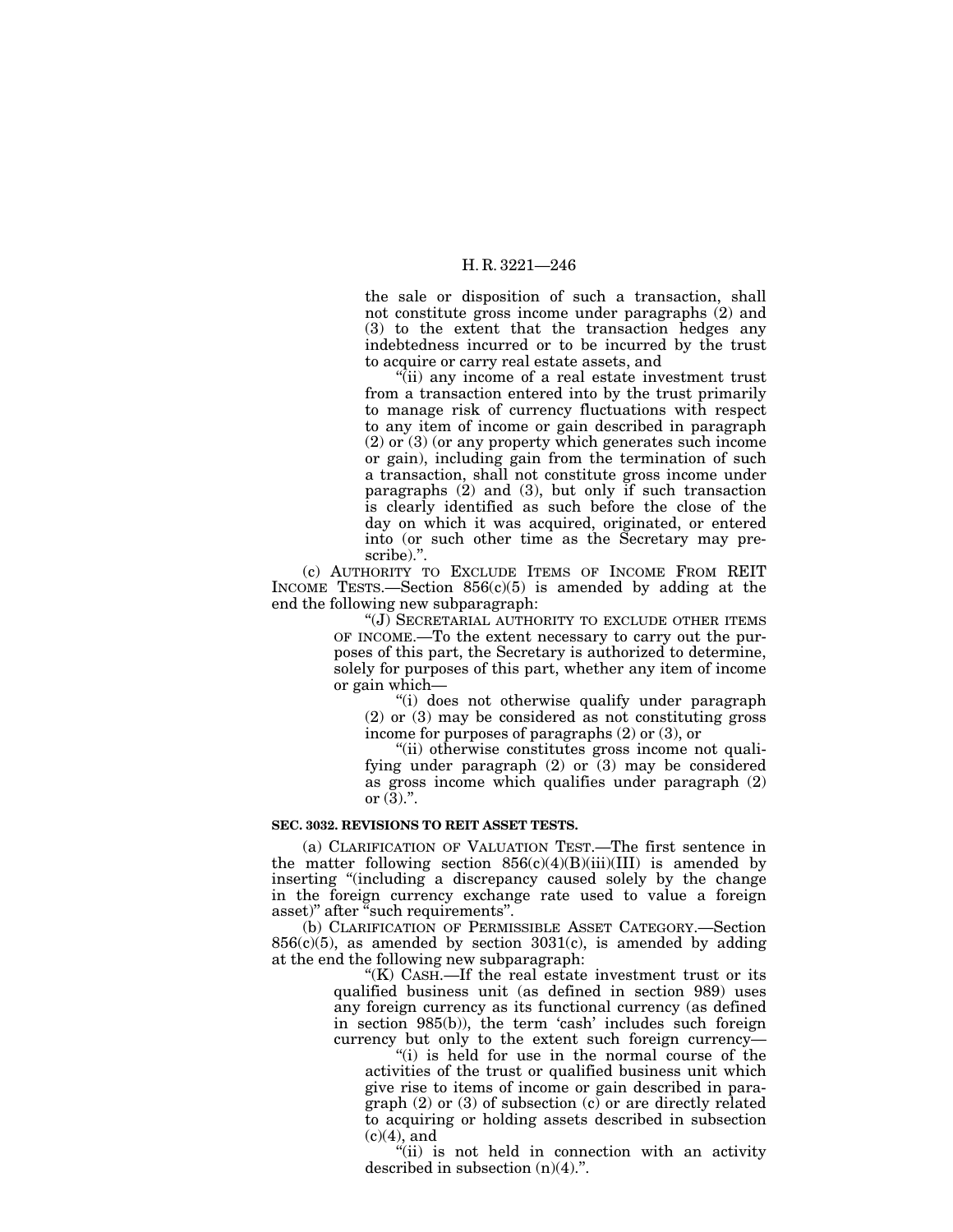the sale or disposition of such a transaction, shall not constitute gross income under paragraphs (2) and (3) to the extent that the transaction hedges any indebtedness incurred or to be incurred by the trust to acquire or carry real estate assets, and

"(ii) any income of a real estate investment trust from a transaction entered into by the trust primarily to manage risk of currency fluctuations with respect to any item of income or gain described in paragraph (2) or (3) (or any property which generates such income or gain), including gain from the termination of such a transaction, shall not constitute gross income under paragraphs (2) and (3), but only if such transaction is clearly identified as such before the close of the day on which it was acquired, originated, or entered into (or such other time as the Secretary may prescribe).".

(c) AUTHORITY TO EXCLUDE ITEMS OF INCOME FROM REIT INCOME TESTS.—Section 856(c)(5) is amended by adding at the end the following new subparagraph:

"(J) SECRETARIAL AUTHORITY TO EXCLUDE OTHER ITEMS OF INCOME.—To the extent necessary to carry out the purposes of this part, the Secretary is authorized to determine, solely for purposes of this part, whether any item of income or gain which—

"(i) does not otherwise qualify under paragraph (2) or (3) may be considered as not constituting gross income for purposes of paragraphs (2) or (3), or

"(ii) otherwise constitutes gross income not qualifying under paragraph (2) or (3) may be considered as gross income which qualifies under paragraph (2) or (3).".

**SEC. 3032. REVISIONS TO REIT ASSET TESTS.**

(a) CLARIFICATION OF VALUATION TEST.—The first sentence in the matter following section 856(c)(4)(B)(iii)(III) is amended by inserting "(including a discrepancy caused solely by the change in the foreign currency exchange rate used to value a foreign asset)" after "such requirements".

(b) CLARIFICATION OF PERMISSIBLE ASSET CATEGORY.—Section 856(c)(5), as amended by section 3031(c), is amended by adding at the end the following new subparagraph:

"(K) CASH.—If the real estate investment trust or its qualified business unit (as defined in section 989) uses any foreign currency as its functional currency (as defined in section 985(b)), the term 'cash' includes such foreign currency but only to the extent such foreign currency—

"(i) is held for use in the normal course of the activities of the trust or qualified business unit which give rise to items of income or gain described in paragraph (2) or (3) of subsection (c) or are directly related to acquiring or holding assets described in subsection (c)(4), and

"(ii) is not held in connection with an activity described in subsection (n)(4).".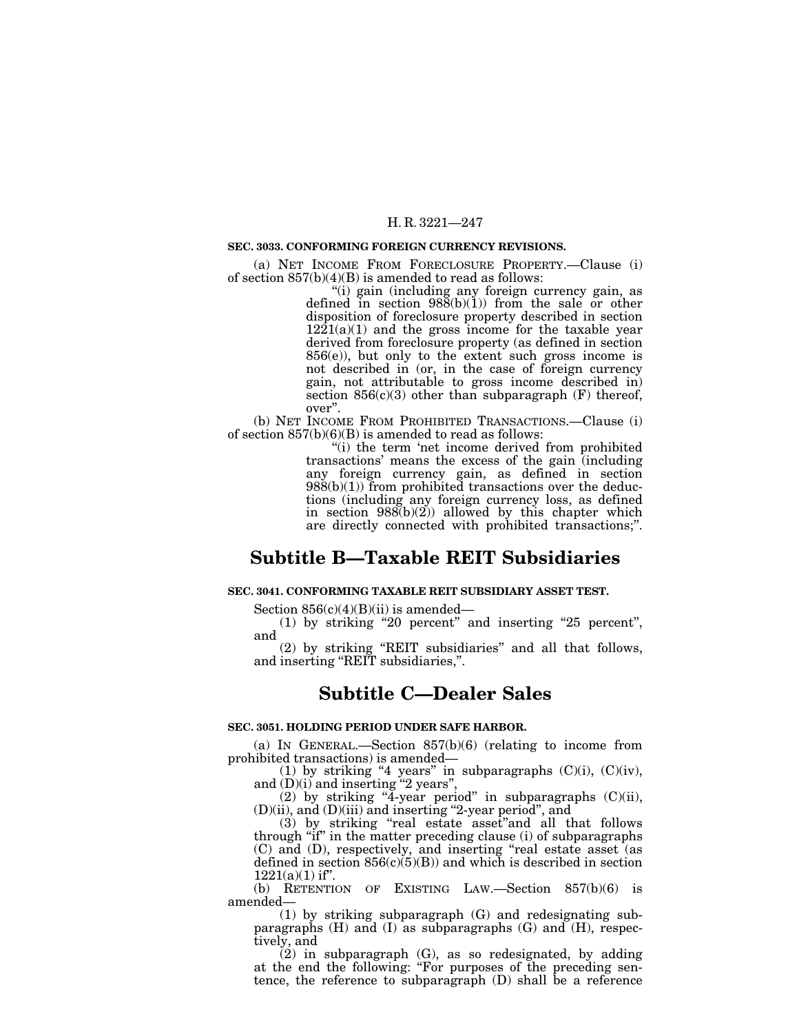**SEC. 3033. CONFORMING FOREIGN CURRENCY REVISIONS.**

(a) NET INCOME FROM FORECLOSURE PROPERTY.—Clause (i) of section 857(b)(4)(B) is amended to read as follows:

"(i) gain (including any foreign currency gain, as defined in section 988(b)(1)) from the sale or other disposition of foreclosure property described in section 1221(a)(1) and the gross income for the taxable year derived from foreclosure property (as defined in section 856(e)), but only to the extent such gross income is not described in (or, in the case of foreign currency gain, not attributable to gross income described in) section 856(c)(3) other than subparagraph (F) thereof, over".

(b) NET INCOME FROM PROHIBITED TRANSACTIONS.—Clause (i) of section 857(b)(6)(B) is amended to read as follows:

"(i) the term 'net income derived from prohibited transactions' means the excess of the gain (including any foreign currency gain, as defined in section 988(b)(1)) from prohibited transactions over the deductions (including any foreign currency loss, as defined in section 988(b)(2)) allowed by this chapter which are directly connected with prohibited transactions;".

## Subtitle B—Taxable REIT Subsidiaries

**SEC. 3041. CONFORMING TAXABLE REIT SUBSIDIARY ASSET TEST.**

Section 856(c)(4)(B)(ii) is amended—

(1) by striking "20 percent" and inserting "25 percent", and

(2) by striking "REIT subsidiaries" and all that follows, and inserting "REIT subsidiaries,".

## Subtitle C—Dealer Sales

**SEC. 3051. HOLDING PERIOD UNDER SAFE HARBOR.**

(a) IN GENERAL.—Section 857(b)(6) (relating to income from prohibited transactions) is amended—

(1) by striking "4 years" in subparagraphs (C)(i), (C)(iv), and (D)(i) and inserting "2 years",

(2) by striking "4-year period" in subparagraphs (C)(ii), (D)(ii), and (D)(iii) and inserting "2-year period", and

(3) by striking "real estate asset"and all that follows through "if" in the matter preceding clause (i) of subparagraphs (C) and (D), respectively, and inserting "real estate asset (as defined in section 856(c)(5)(B)) and which is described in section 1221(a)(1) if".

(b) RETENTION OF EXISTING LAW.—Section 857(b)(6) is amended—

(1) by striking subparagraph (G) and redesignating subparagraphs (H) and (I) as subparagraphs (G) and (H), respectively, and

(2) in subparagraph (G), as so redesignated, by adding at the end the following: "For purposes of the preceding sentence, the reference to subparagraph (D) shall be a reference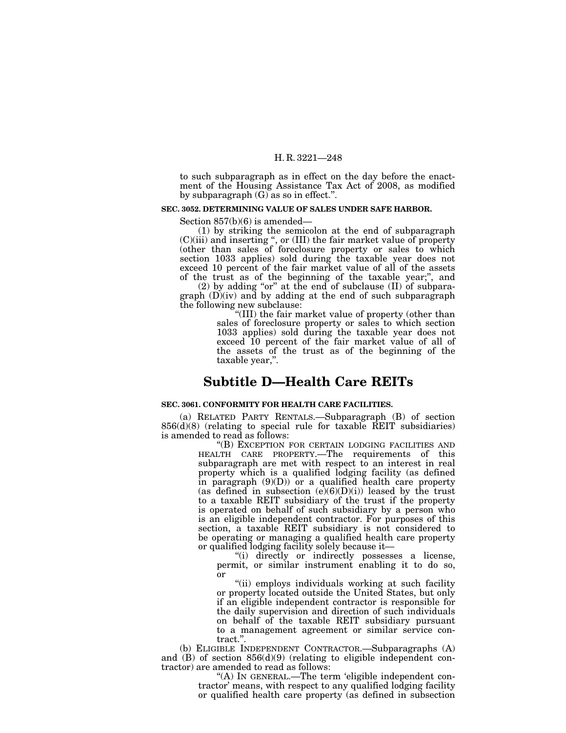to such subparagraph as in effect on the day before the enactment of the Housing Assistance Tax Act of 2008, as modified by subparagraph (G) as so in effect.".

**SEC. 3052. DETERMINING VALUE OF SALES UNDER SAFE HARBOR.**

Section 857(b)(6) is amended—

(1) by striking the semicolon at the end of subparagraph (C)(iii) and inserting ", or (III) the fair market value of property (other than sales of foreclosure property or sales to which section 1033 applies) sold during the taxable year does not exceed 10 percent of the fair market value of all of the assets of the trust as of the beginning of the taxable year;", and

(2) by adding "or" at the end of subclause (II) of subparagraph (D)(iv) and by adding at the end of such subparagraph the following new subclause:

"(III) the fair market value of property (other than sales of foreclosure property or sales to which section 1033 applies) sold during the taxable year does not exceed 10 percent of the fair market value of all of the assets of the trust as of the beginning of the taxable year,".

## Subtitle D—Health Care REITs

**SEC. 3061. CONFORMITY FOR HEALTH CARE FACILITIES.**

(a) RELATED PARTY RENTALS.—Subparagraph (B) of section 856(d)(8) (relating to special rule for taxable REIT subsidiaries) is amended to read as follows:

"(B) EXCEPTION FOR CERTAIN LODGING FACILITIES AND HEALTH CARE PROPERTY.—The requirements of this subparagraph are met with respect to an interest in real property which is a qualified lodging facility (as defined in paragraph (9)(D)) or a qualified health care property (as defined in subsection (e)(6)(D)(i)) leased by the trust to a taxable REIT subsidiary of the trust if the property is operated on behalf of such subsidiary by a person who is an eligible independent contractor. For purposes of this section, a taxable REIT subsidiary is not considered to be operating or managing a qualified health care property or qualified lodging facility solely because it—

"(i) directly or indirectly possesses a license, permit, or similar instrument enabling it to do so, or

"(ii) employs individuals working at such facility or property located outside the United States, but only if an eligible independent contractor is responsible for the daily supervision and direction of such individuals on behalf of the taxable REIT subsidiary pursuant to a management agreement or similar service contract.".

(b) ELIGIBLE INDEPENDENT CONTRACTOR.—Subparagraphs (A) and (B) of section 856(d)(9) (relating to eligible independent contractor) are amended to read as follows:

"(A) IN GENERAL.—The term 'eligible independent contractor' means, with respect to any qualified lodging facility or qualified health care property (as defined in subsection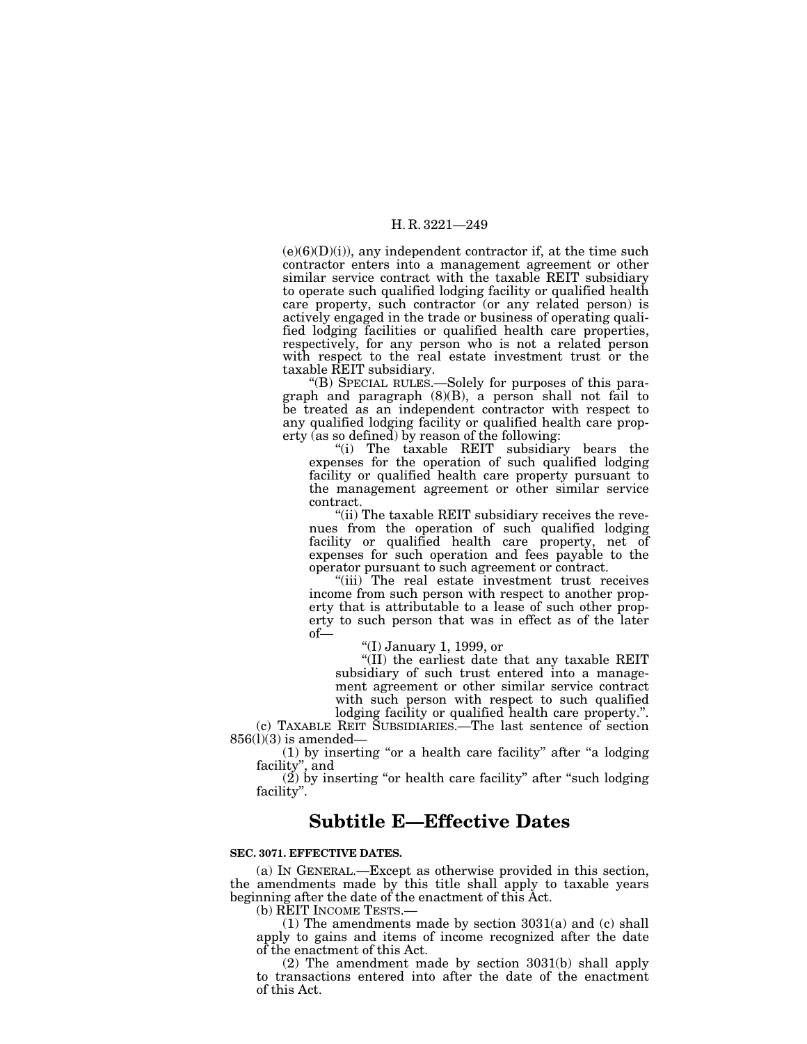(e)(6)(D)(i)), any independent contractor if, at the time such contractor enters into a management agreement or other similar service contract with the taxable REIT subsidiary to operate such qualified lodging facility or qualified health care property, such contractor (or any related person) is actively engaged in the trade or business of operating qualified lodging facilities or qualified health care properties, respectively, for any person who is not a related person with respect to the real estate investment trust or the taxable REIT subsidiary.

"(B) SPECIAL RULES.—Solely for purposes of this paragraph and paragraph (8)(B), a person shall not fail to be treated as an independent contractor with respect to any qualified lodging facility or qualified health care property (as so defined) by reason of the following:

"(i) The taxable REIT subsidiary bears the expenses for the operation of such qualified lodging facility or qualified health care property pursuant to the management agreement or other similar service contract.

"(ii) The taxable REIT subsidiary receives the revenues from the operation of such qualified lodging facility or qualified health care property, net of expenses for such operation and fees payable to the operator pursuant to such agreement or contract.

"(iii) The real estate investment trust receives income from such person with respect to another property that is attributable to a lease of such other property to such person that was in effect as of the later of—

"(I) January 1, 1999, or

"(II) the earliest date that any taxable REIT subsidiary of such trust entered into a management agreement or other similar service contract with such person with respect to such qualified lodging facility or qualified health care property.".

(c) TAXABLE REIT SUBSIDIARIES.—The last sentence of section 856(l)(3) is amended—

(1) by inserting "or a health care facility" after "a lodging facility", and

(2) by inserting "or health care facility" after "such lodging facility".

## Subtitle E—Effective Dates

**SEC. 3071. EFFECTIVE DATES.**

(a) IN GENERAL.—Except as otherwise provided in this section, the amendments made by this title shall apply to taxable years beginning after the date of the enactment of this Act.

(b) REIT INCOME TESTS.—

(1) The amendments made by section 3031(a) and (c) shall apply to gains and items of income recognized after the date of the enactment of this Act.

(2) The amendment made by section 3031(b) shall apply to transactions entered into after the date of the enactment of this Act.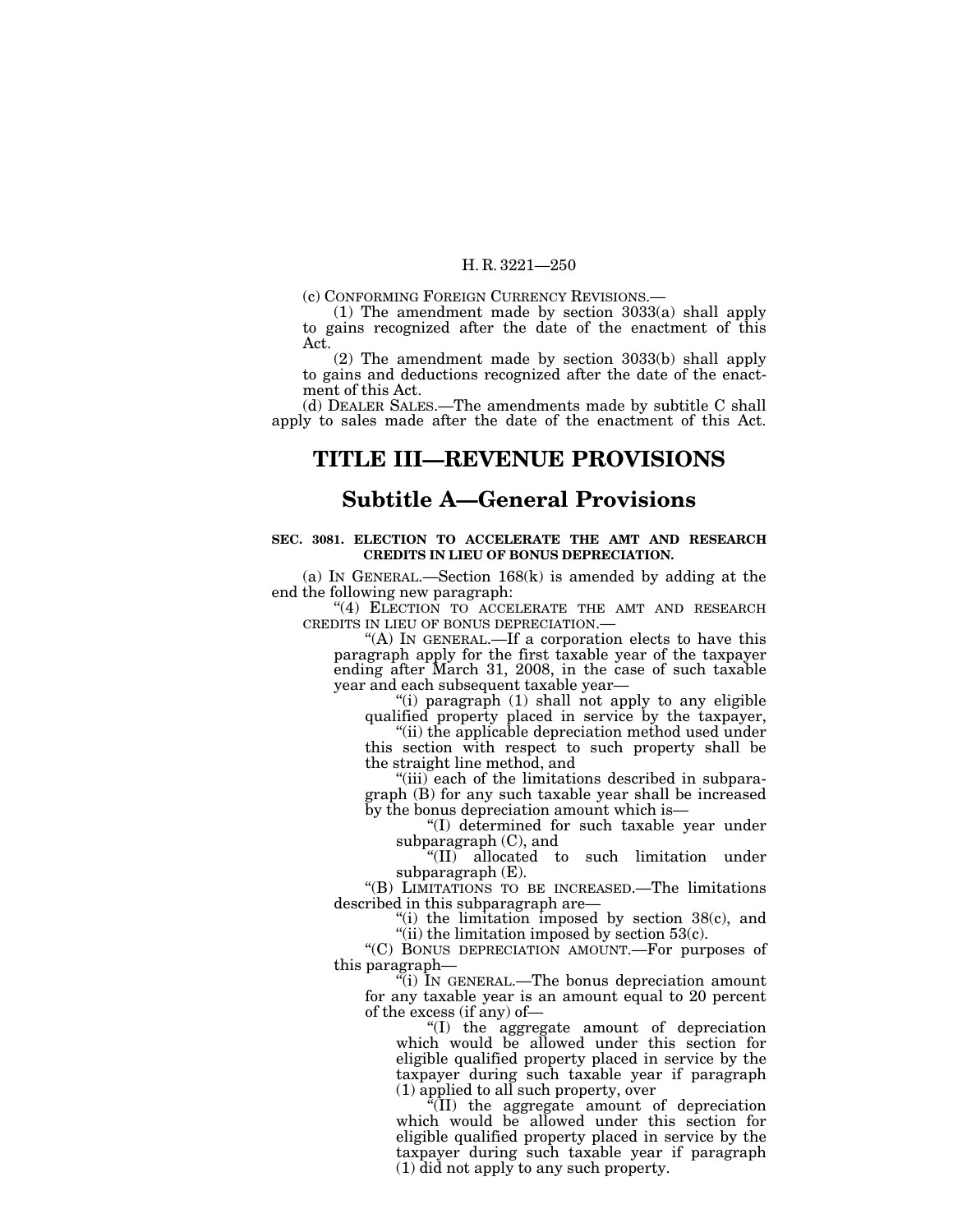(c) CONFORMING FOREIGN CURRENCY REVISIONS.—

(1) The amendment made by section 3033(a) shall apply to gains recognized after the date of the enactment of this Act.

(2) The amendment made by section 3033(b) shall apply to gains and deductions recognized after the date of the enactment of this Act.

(d) DEALER SALES.—The amendments made by subtitle C shall apply to sales made after the date of the enactment of this Act.

# TITLE III—REVENUE PROVISIONS

## Subtitle A—General Provisions

### SEC. 3081. ELECTION TO ACCELERATE THE AMT AND RESEARCH CREDITS IN LIEU OF BONUS DEPRECIATION.

(a) IN GENERAL.—Section 168(k) is amended by adding at the end the following new paragraph:

"(4) ELECTION TO ACCELERATE THE AMT AND RESEARCH CREDITS IN LIEU OF BONUS DEPRECIATION.—

"(A) IN GENERAL.—If a corporation elects to have this paragraph apply for the first taxable year of the taxpayer ending after March 31, 2008, in the case of such taxable year and each subsequent taxable year—

"(i) paragraph (1) shall not apply to any eligible qualified property placed in service by the taxpayer,

"(ii) the applicable depreciation method used under this section with respect to such property shall be the straight line method, and

"(iii) each of the limitations described in subparagraph (B) for any such taxable year shall be increased by the bonus depreciation amount which is—

"(I) determined for such taxable year under subparagraph (C), and

"(II) allocated to such limitation under subparagraph (E).

"(B) LIMITATIONS TO BE INCREASED.—The limitations described in this subparagraph are—

"(i) the limitation imposed by section 38(c), and

"(ii) the limitation imposed by section 53(c).

"(C) BONUS DEPRECIATION AMOUNT.—For purposes of this paragraph—

"(i) IN GENERAL.—The bonus depreciation amount for any taxable year is an amount equal to 20 percent of the excess (if any) of—

"(I) the aggregate amount of depreciation which would be allowed under this section for eligible qualified property placed in service by the taxpayer during such taxable year if paragraph (1) applied to all such property, over

"(II) the aggregate amount of depreciation which would be allowed under this section for eligible qualified property placed in service by the taxpayer during such taxable year if paragraph (1) did not apply to any such property.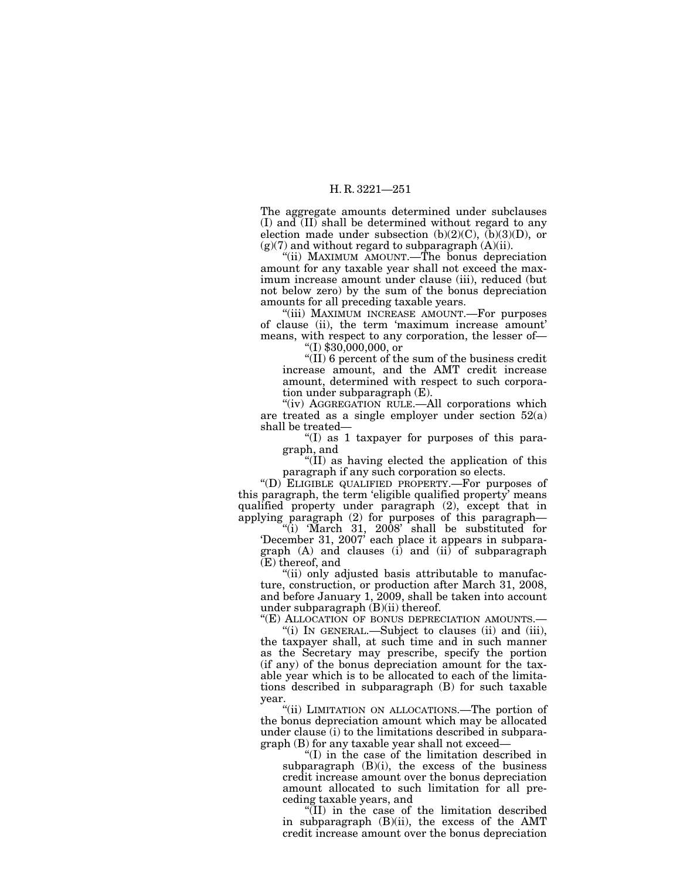The aggregate amounts determined under subclauses (I) and (II) shall be determined without regard to any election made under subsection (b)(2)(C), (b)(3)(D), or (g)(7) and without regard to subparagraph (A)(ii).

"(ii) MAXIMUM AMOUNT.—The bonus depreciation amount for any taxable year shall not exceed the maximum increase amount under clause (iii), reduced (but not below zero) by the sum of the bonus depreciation amounts for all preceding taxable years.

"(iii) MAXIMUM INCREASE AMOUNT.—For purposes of clause (ii), the term 'maximum increase amount' means, with respect to any corporation, the lesser of—

"(I) $30,000,000, or

"(II) 6 percent of the sum of the business credit increase amount, and the AMT credit increase amount, determined with respect to such corporation under subparagraph (E).

"(iv) AGGREGATION RULE.—All corporations which are treated as a single employer under section 52(a) shall be treated—

"(I) as 1 taxpayer for purposes of this paragraph, and

"(II) as having elected the application of this paragraph if any such corporation so elects.

"(D) ELIGIBLE QUALIFIED PROPERTY.—For purposes of this paragraph, the term 'eligible qualified property' means qualified property under paragraph (2), except that in applying paragraph (2) for purposes of this paragraph—

"(i) 'March 31, 2008' shall be substituted for 'December 31, 2007' each place it appears in subparagraph (A) and clauses (i) and (ii) of subparagraph (E) thereof, and

"(ii) only adjusted basis attributable to manufacture, construction, or production after March 31, 2008, and before January 1, 2009, shall be taken into account under subparagraph (B)(ii) thereof.

"(E) ALLOCATION OF BONUS DEPRECIATION AMOUNTS.—

"(i) IN GENERAL.—Subject to clauses (ii) and (iii), the taxpayer shall, at such time and in such manner as the Secretary may prescribe, specify the portion (if any) of the bonus depreciation amount for the taxable year which is to be allocated to each of the limitations described in subparagraph (B) for such taxable year.

"(ii) LIMITATION ON ALLOCATIONS.—The portion of the bonus depreciation amount which may be allocated under clause (i) to the limitations described in subparagraph (B) for any taxable year shall not exceed—

"(I) in the case of the limitation described in subparagraph (B)(i), the excess of the business credit increase amount over the bonus depreciation amount allocated to such limitation for all preceding taxable years, and

"(II) in the case of the limitation described in subparagraph (B)(ii), the excess of the AMT credit increase amount over the bonus depreciation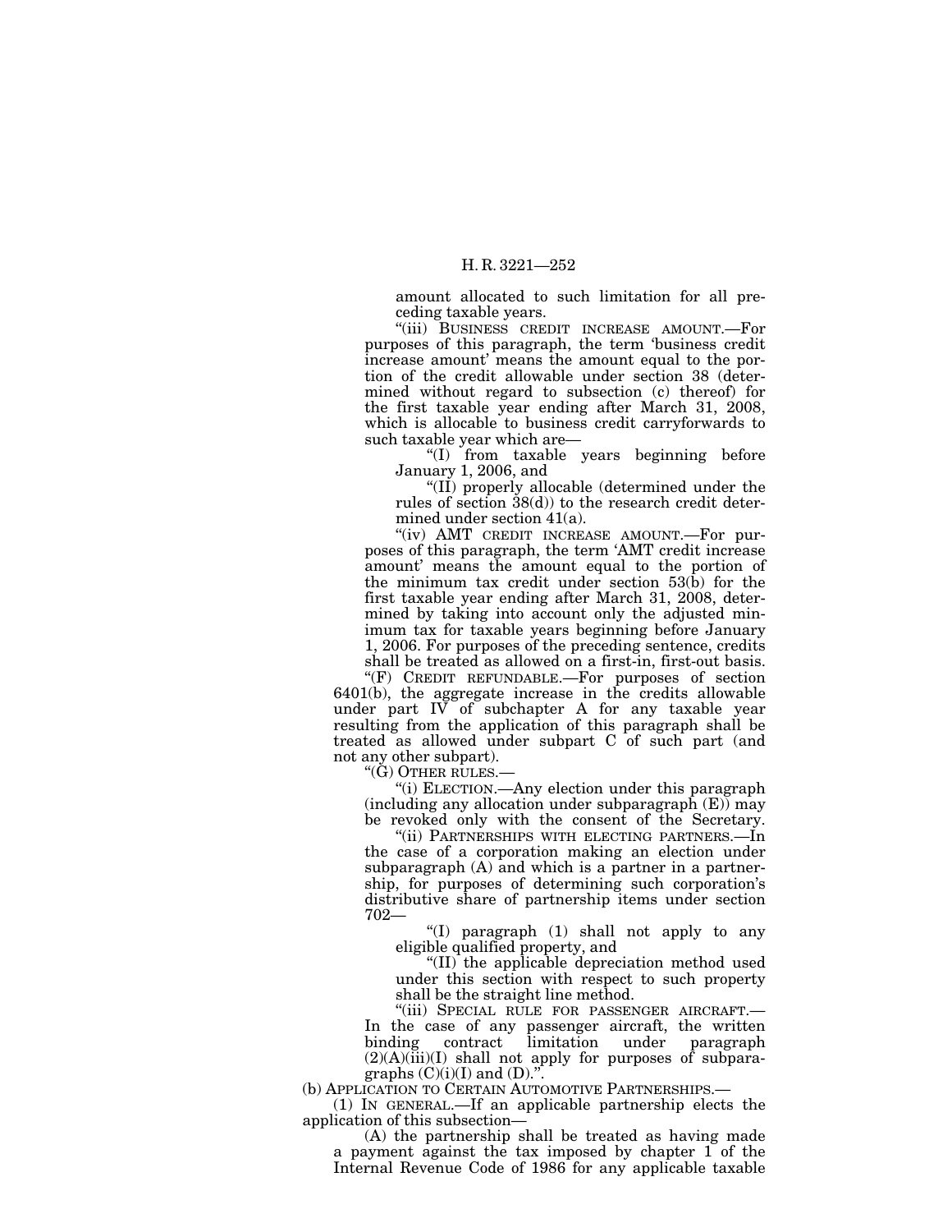amount allocated to such limitation for all preceding taxable years.

"(iii) BUSINESS CREDIT INCREASE AMOUNT.—For purposes of this paragraph, the term 'business credit increase amount' means the amount equal to the portion of the credit allowable under section 38 (determined without regard to subsection (c) thereof) for the first taxable year ending after March 31, 2008, which is allocable to business credit carryforwards to such taxable year which are—

"(I) from taxable years beginning before January 1, 2006, and

"(II) properly allocable (determined under the rules of section 38(d)) to the research credit determined under section 41(a).

"(iv) AMT CREDIT INCREASE AMOUNT.—For purposes of this paragraph, the term 'AMT credit increase amount' means the amount equal to the portion of the minimum tax credit under section 53(b) for the first taxable year ending after March 31, 2008, determined by taking into account only the adjusted minimum tax for taxable years beginning before January 1, 2006. For purposes of the preceding sentence, credits shall be treated as allowed on a first-in, first-out basis.

"(F) CREDIT REFUNDABLE.—For purposes of section 6401(b), the aggregate increase in the credits allowable under part IV of subchapter A for any taxable year resulting from the application of this paragraph shall be treated as allowed under subpart C of such part (and not any other subpart).

"(G) OTHER RULES.—

"(i) ELECTION.—Any election under this paragraph (including any allocation under subparagraph (E)) may be revoked only with the consent of the Secretary.

"(ii) PARTNERSHIPS WITH ELECTING PARTNERS.—In the case of a corporation making an election under subparagraph (A) and which is a partner in a partnership, for purposes of determining such corporation's distributive share of partnership items under section 702—

"(I) paragraph (1) shall not apply to any eligible qualified property, and

"(II) the applicable depreciation method used under this section with respect to such property shall be the straight line method.

"(iii) SPECIAL RULE FOR PASSENGER AIRCRAFT.—In the case of any passenger aircraft, the written binding contract limitation under paragraph (2)(A)(iii)(I) shall not apply for purposes of subparagraphs (C)(i)(I) and (D).".

(b) APPLICATION TO CERTAIN AUTOMOTIVE PARTNERSHIPS.—

(1) IN GENERAL.—If an applicable partnership elects the application of this subsection—

(A) the partnership shall be treated as having made a payment against the tax imposed by chapter 1 of the Internal Revenue Code of 1986 for any applicable taxable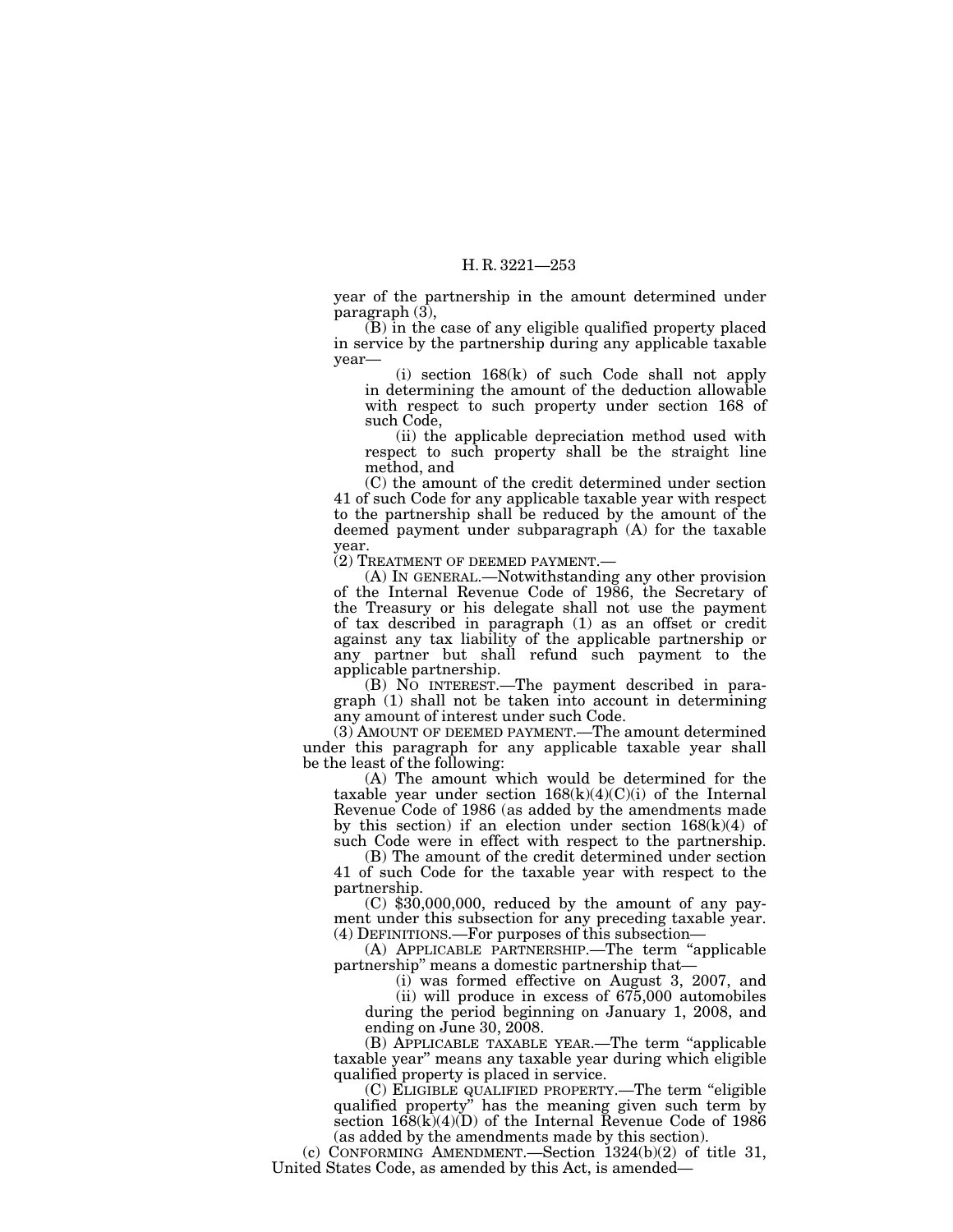year of the partnership in the amount determined under paragraph (3),

(B) in the case of any eligible qualified property placed in service by the partnership during any applicable taxable year—

(i) section 168(k) of such Code shall not apply in determining the amount of the deduction allowable with respect to such property under section 168 of such Code,

(ii) the applicable depreciation method used with respect to such property shall be the straight line method, and

(C) the amount of the credit determined under section 41 of such Code for any applicable taxable year with respect to the partnership shall be reduced by the amount of the deemed payment under subparagraph (A) for the taxable year.

(2) TREATMENT OF DEEMED PAYMENT.—

(A) IN GENERAL.—Notwithstanding any other provision of the Internal Revenue Code of 1986, the Secretary of the Treasury or his delegate shall not use the payment of tax described in paragraph (1) as an offset or credit against any tax liability of the applicable partnership or any partner but shall refund such payment to the applicable partnership.

(B) NO INTEREST.—The payment described in paragraph (1) shall not be taken into account in determining any amount of interest under such Code.

(3) AMOUNT OF DEEMED PAYMENT.—The amount determined under this paragraph for any applicable taxable year shall be the least of the following:

(A) The amount which would be determined for the taxable year under section 168(k)(4)(C)(i) of the Internal Revenue Code of 1986 (as added by the amendments made by this section) if an election under section 168(k)(4) of such Code were in effect with respect to the partnership.

(B) The amount of the credit determined under section 41 of such Code for the taxable year with respect to the partnership.

(C) $30,000,000, reduced by the amount of any payment under this subsection for any preceding taxable year.

(4) DEFINITIONS.—For purposes of this subsection—

(A) APPLICABLE PARTNERSHIP.—The term "applicable partnership" means a domestic partnership that—

(i) was formed effective on August 3, 2007, and

(ii) will produce in excess of 675,000 automobiles during the period beginning on January 1, 2008, and ending on June 30, 2008.

(B) APPLICABLE TAXABLE YEAR.—The term "applicable taxable year" means any taxable year during which eligible qualified property is placed in service.

(C) ELIGIBLE QUALIFIED PROPERTY.—The term "eligible qualified property" has the meaning given such term by section 168(k)(4)(D) of the Internal Revenue Code of 1986 (as added by the amendments made by this section).

(c) CONFORMING AMENDMENT.—Section 1324(b)(2) of title 31, United States Code, as amended by this Act, is amended—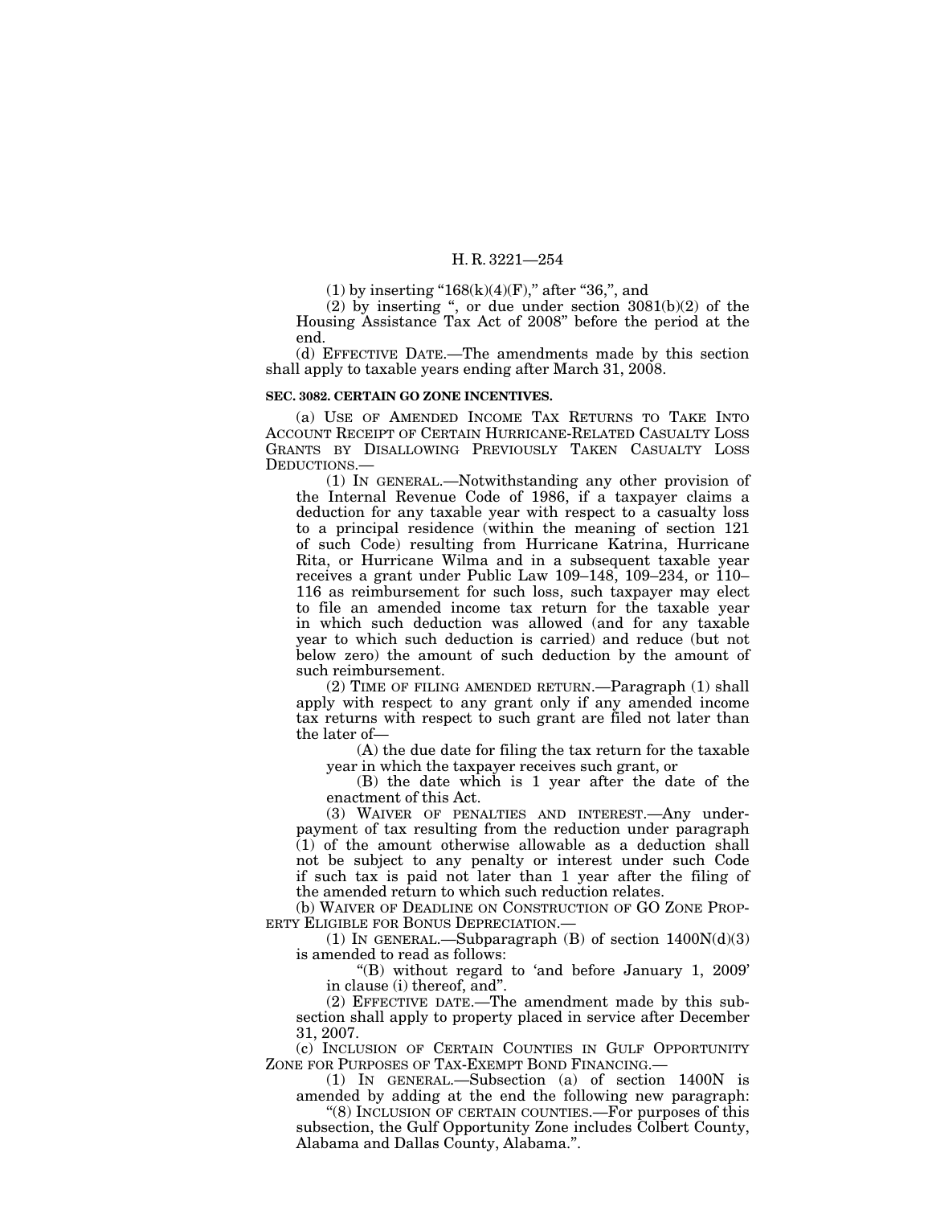(1) by inserting "168(k)(4)(F)," after "36,", and

(2) by inserting ", or due under section 3081(b)(2) of the Housing Assistance Tax Act of 2008" before the period at the end.

(d) EFFECTIVE DATE.—The amendments made by this section shall apply to taxable years ending after March 31, 2008.

**SEC. 3082. CERTAIN GO ZONE INCENTIVES.**

(a) USE OF AMENDED INCOME TAX RETURNS TO TAKE INTO ACCOUNT RECEIPT OF CERTAIN HURRICANE-RELATED CASUALTY LOSS GRANTS BY DISALLOWING PREVIOUSLY TAKEN CASUALTY LOSS DEDUCTIONS.—

(1) IN GENERAL.—Notwithstanding any other provision of the Internal Revenue Code of 1986, if a taxpayer claims a deduction for any taxable year with respect to a casualty loss to a principal residence (within the meaning of section 121 of such Code) resulting from Hurricane Katrina, Hurricane Rita, or Hurricane Wilma and in a subsequent taxable year receives a grant under Public Law 109–148, 109–234, or 110–116 as reimbursement for such loss, such taxpayer may elect to file an amended income tax return for the taxable year in which such deduction was allowed (and for any taxable year to which such deduction is carried) and reduce (but not below zero) the amount of such deduction by the amount of such reimbursement.

(2) TIME OF FILING AMENDED RETURN.—Paragraph (1) shall apply with respect to any grant only if any amended income tax returns with respect to such grant are filed not later than the later of—

(A) the due date for filing the tax return for the taxable year in which the taxpayer receives such grant, or

(B) the date which is 1 year after the date of the enactment of this Act.

(3) WAIVER OF PENALTIES AND INTEREST.—Any underpayment of tax resulting from the reduction under paragraph (1) of the amount otherwise allowable as a deduction shall not be subject to any penalty or interest under such Code if such tax is paid not later than 1 year after the filing of the amended return to which such reduction relates.

(b) WAIVER OF DEADLINE ON CONSTRUCTION OF GO ZONE PROPERTY ELIGIBLE FOR BONUS DEPRECIATION.—

(1) IN GENERAL.—Subparagraph (B) of section 1400N(d)(3) is amended to read as follows:

"(B) without regard to 'and before January 1, 2009' in clause (i) thereof, and".

(2) EFFECTIVE DATE.—The amendment made by this subsection shall apply to property placed in service after December 31, 2007.

(c) INCLUSION OF CERTAIN COUNTIES IN GULF OPPORTUNITY ZONE FOR PURPOSES OF TAX-EXEMPT BOND FINANCING.—

(1) IN GENERAL.—Subsection (a) of section 1400N is amended by adding at the end the following new paragraph:

"(8) INCLUSION OF CERTAIN COUNTIES.—For purposes of this subsection, the Gulf Opportunity Zone includes Colbert County, Alabama and Dallas County, Alabama.".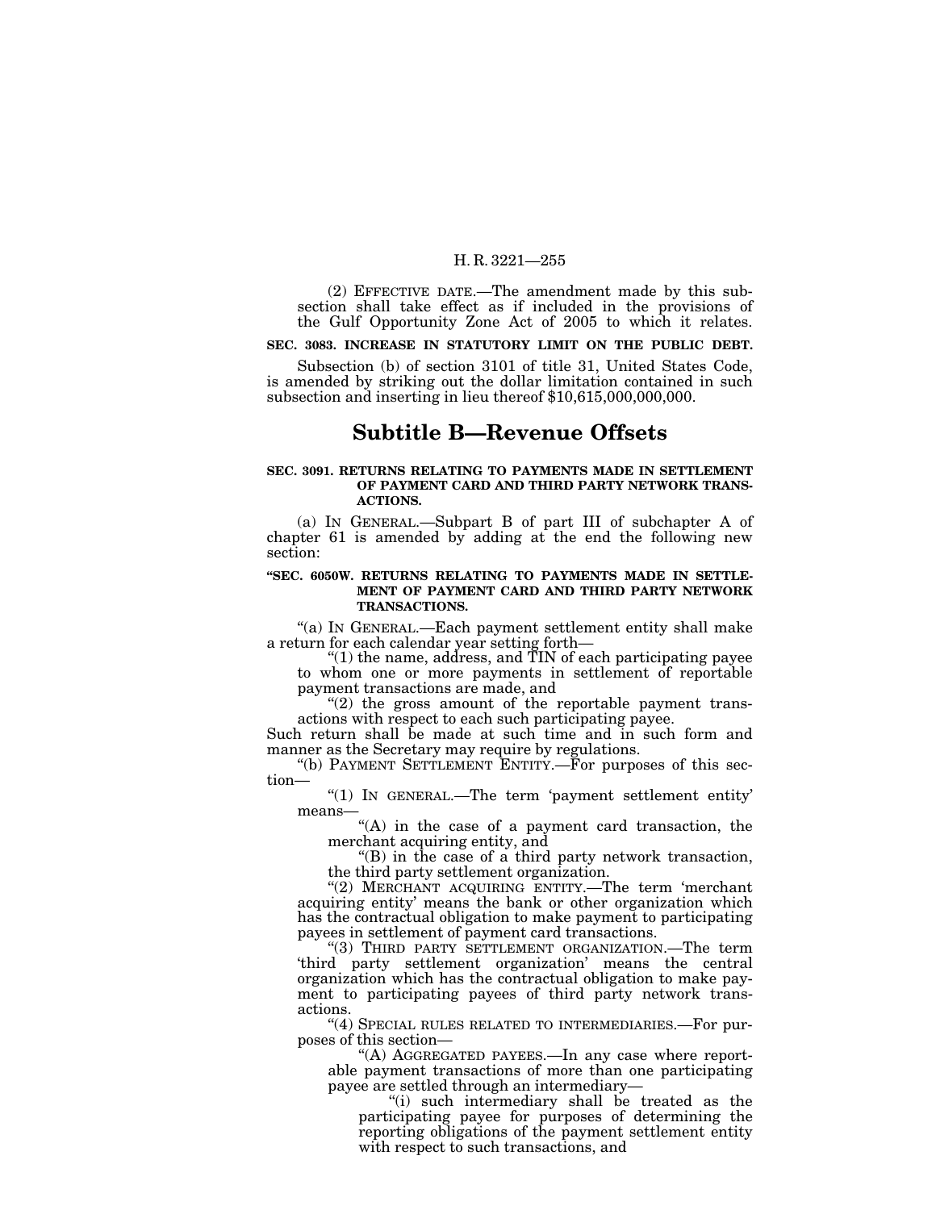(2) EFFECTIVE DATE.—The amendment made by this subsection shall take effect as if included in the provisions of the Gulf Opportunity Zone Act of 2005 to which it relates.

**SEC. 3083. INCREASE IN STATUTORY LIMIT ON THE PUBLIC DEBT.**

Subsection (b) of section 3101 of title 31, United States Code, is amended by striking out the dollar limitation contained in such subsection and inserting in lieu thereof $10,615,000,000,000.

## Subtitle B—Revenue Offsets

**SEC. 3091. RETURNS RELATING TO PAYMENTS MADE IN SETTLEMENT OF PAYMENT CARD AND THIRD PARTY NETWORK TRANSACTIONS.**

(a) IN GENERAL.—Subpart B of part III of subchapter A of chapter 61 is amended by adding at the end the following new section:

**"SEC. 6050W. RETURNS RELATING TO PAYMENTS MADE IN SETTLEMENT OF PAYMENT CARD AND THIRD PARTY NETWORK TRANSACTIONS.**

"(a) IN GENERAL.—Each payment settlement entity shall make a return for each calendar year setting forth—

"(1) the name, address, and TIN of each participating payee to whom one or more payments in settlement of reportable payment transactions are made, and

"(2) the gross amount of the reportable payment transactions with respect to each such participating payee.

Such return shall be made at such time and in such form and manner as the Secretary may require by regulations.

"(b) PAYMENT SETTLEMENT ENTITY.—For purposes of this section—

"(1) IN GENERAL.—The term 'payment settlement entity' means—

"(A) in the case of a payment card transaction, the merchant acquiring entity, and

"(B) in the case of a third party network transaction, the third party settlement organization.

"(2) MERCHANT ACQUIRING ENTITY.—The term 'merchant acquiring entity' means the bank or other organization which has the contractual obligation to make payment to participating payees in settlement of payment card transactions.

"(3) THIRD PARTY SETTLEMENT ORGANIZATION.—The term 'third party settlement organization' means the central organization which has the contractual obligation to make payment to participating payees of third party network transactions.

"(4) SPECIAL RULES RELATED TO INTERMEDIARIES.—For purposes of this section—

"(A) AGGREGATED PAYEES.—In any case where reportable payment transactions of more than one participating payee are settled through an intermediary—

"(i) such intermediary shall be treated as the participating payee for purposes of determining the reporting obligations of the payment settlement entity with respect to such transactions, and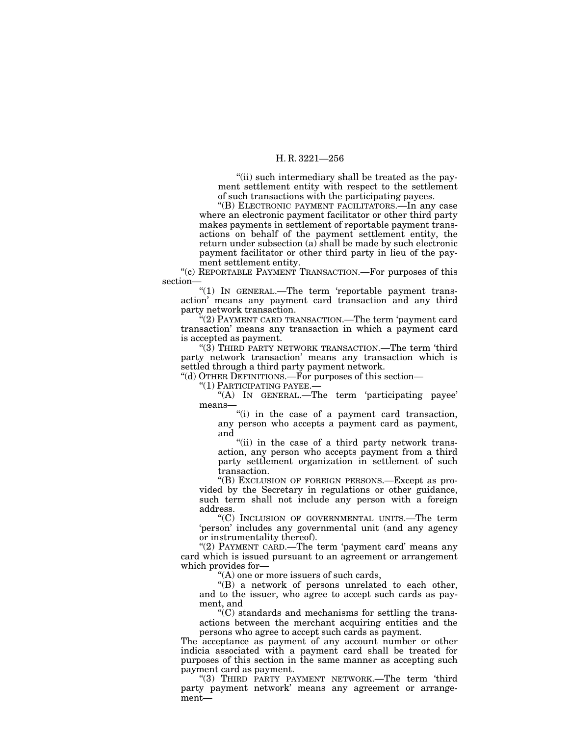"(ii) such intermediary shall be treated as the payment settlement entity with respect to the settlement of such transactions with the participating payees.

"(B) ELECTRONIC PAYMENT FACILITATORS.—In any case where an electronic payment facilitator or other third party makes payments in settlement of reportable payment transactions on behalf of the payment settlement entity, the return under subsection (a) shall be made by such electronic payment facilitator or other third party in lieu of the payment settlement entity.

"(c) REPORTABLE PAYMENT TRANSACTION.—For purposes of this section—

"(1) IN GENERAL.—The term 'reportable payment transaction' means any payment card transaction and any third party network transaction.

"(2) PAYMENT CARD TRANSACTION.—The term 'payment card transaction' means any transaction in which a payment card is accepted as payment.

"(3) THIRD PARTY NETWORK TRANSACTION.—The term 'third party network transaction' means any transaction which is settled through a third party payment network.

"(d) OTHER DEFINITIONS.—For purposes of this section—

"(1) PARTICIPATING PAYEE.—

"(A) IN GENERAL.—The term 'participating payee' means—

"(i) in the case of a payment card transaction, any person who accepts a payment card as payment, and

"(ii) in the case of a third party network transaction, any person who accepts payment from a third party settlement organization in settlement of such transaction.

"(B) EXCLUSION OF FOREIGN PERSONS.—Except as provided by the Secretary in regulations or other guidance, such term shall not include any person with a foreign address.

"(C) INCLUSION OF GOVERNMENTAL UNITS.—The term 'person' includes any governmental unit (and any agency or instrumentality thereof).

"(2) PAYMENT CARD.—The term 'payment card' means any card which is issued pursuant to an agreement or arrangement which provides for—

"(A) one or more issuers of such cards,

"(B) a network of persons unrelated to each other, and to the issuer, who agree to accept such cards as payment, and

"(C) standards and mechanisms for settling the transactions between the merchant acquiring entities and the persons who agree to accept such cards as payment.

The acceptance as payment of any account number or other indicia associated with a payment card shall be treated for purposes of this section in the same manner as accepting such payment card as payment.

"(3) THIRD PARTY PAYMENT NETWORK.—The term 'third party payment network' means any agreement or arrangement—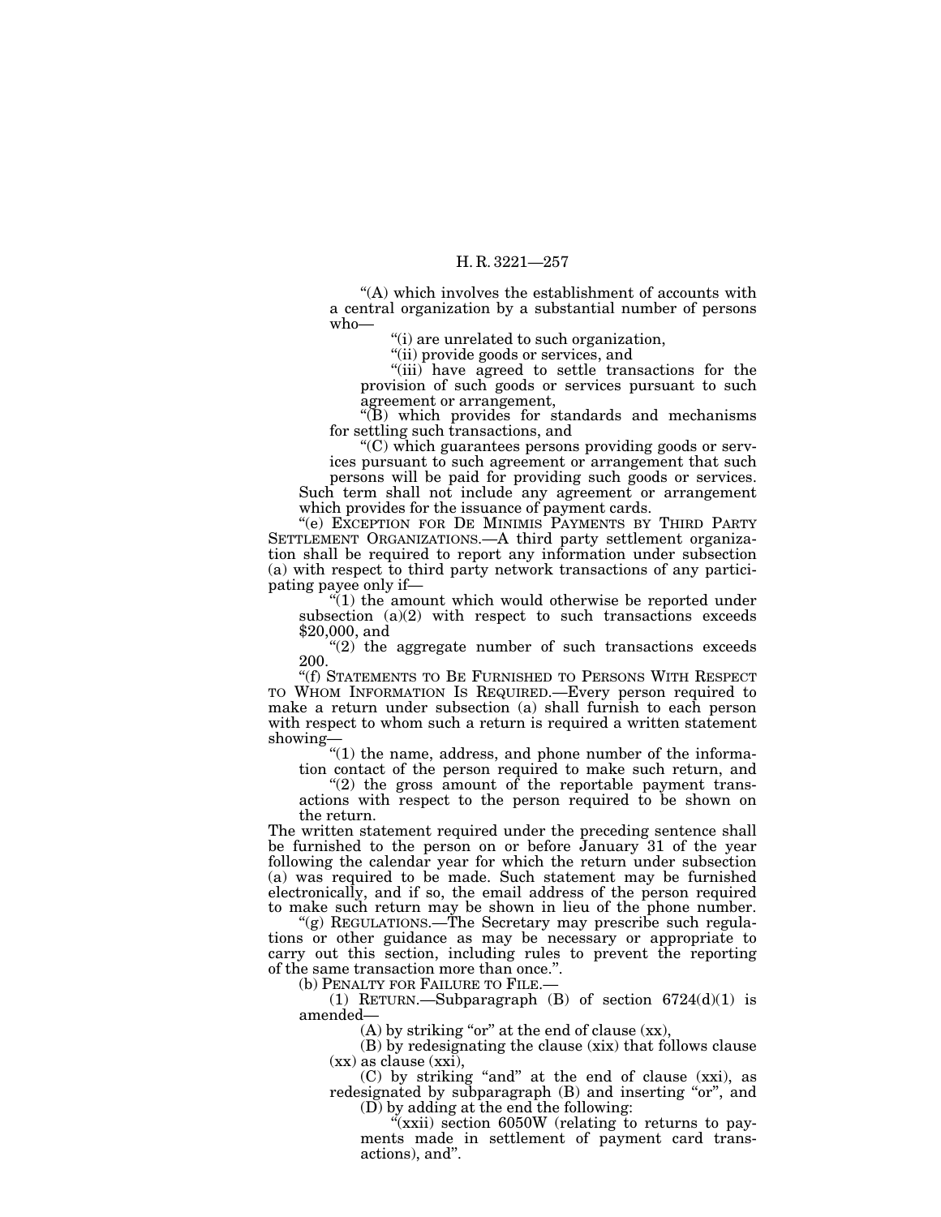"(A) which involves the establishment of accounts with a central organization by a substantial number of persons who—

"(i) are unrelated to such organization,

"(ii) provide goods or services, and

"(iii) have agreed to settle transactions for the provision of such goods or services pursuant to such agreement or arrangement,

"(B) which provides for standards and mechanisms for settling such transactions, and

"(C) which guarantees persons providing goods or services pursuant to such agreement or arrangement that such persons will be paid for providing such goods or services.

Such term shall not include any agreement or arrangement which provides for the issuance of payment cards.

"(e) EXCEPTION FOR DE MINIMIS PAYMENTS BY THIRD PARTY SETTLEMENT ORGANIZATIONS.—A third party settlement organization shall be required to report any information under subsection (a) with respect to third party network transactions of any participating payee only if—

"(1) the amount which would otherwise be reported under subsection (a)(2) with respect to such transactions exceeds $20,000, and

"(2) the aggregate number of such transactions exceeds 200.

"(f) STATEMENTS TO BE FURNISHED TO PERSONS WITH RESPECT TO WHOM INFORMATION IS REQUIRED.—Every person required to make a return under subsection (a) shall furnish to each person with respect to whom such a return is required a written statement showing—

"(1) the name, address, and phone number of the information contact of the person required to make such return, and

"(2) the gross amount of the reportable payment transactions with respect to the person required to be shown on the return.

The written statement required under the preceding sentence shall be furnished to the person on or before January 31 of the year following the calendar year for which the return under subsection (a) was required to be made. Such statement may be furnished electronically, and if so, the email address of the person required to make such return may be shown in lieu of the phone number.

"(g) REGULATIONS.—The Secretary may prescribe such regulations or other guidance as may be necessary or appropriate to carry out this section, including rules to prevent the reporting of the same transaction more than once.".

(b) PENALTY FOR FAILURE TO FILE.—

(1) RETURN.—Subparagraph (B) of section 6724(d)(1) is amended—

(A) by striking "or" at the end of clause (xx),

(B) by redesignating the clause (xix) that follows clause (xx) as clause (xxi),

(C) by striking "and" at the end of clause (xxi), as redesignated by subparagraph (B) and inserting "or", and

(D) by adding at the end the following:

"(xxii) section 6050W (relating to returns to payments made in settlement of payment card transactions), and".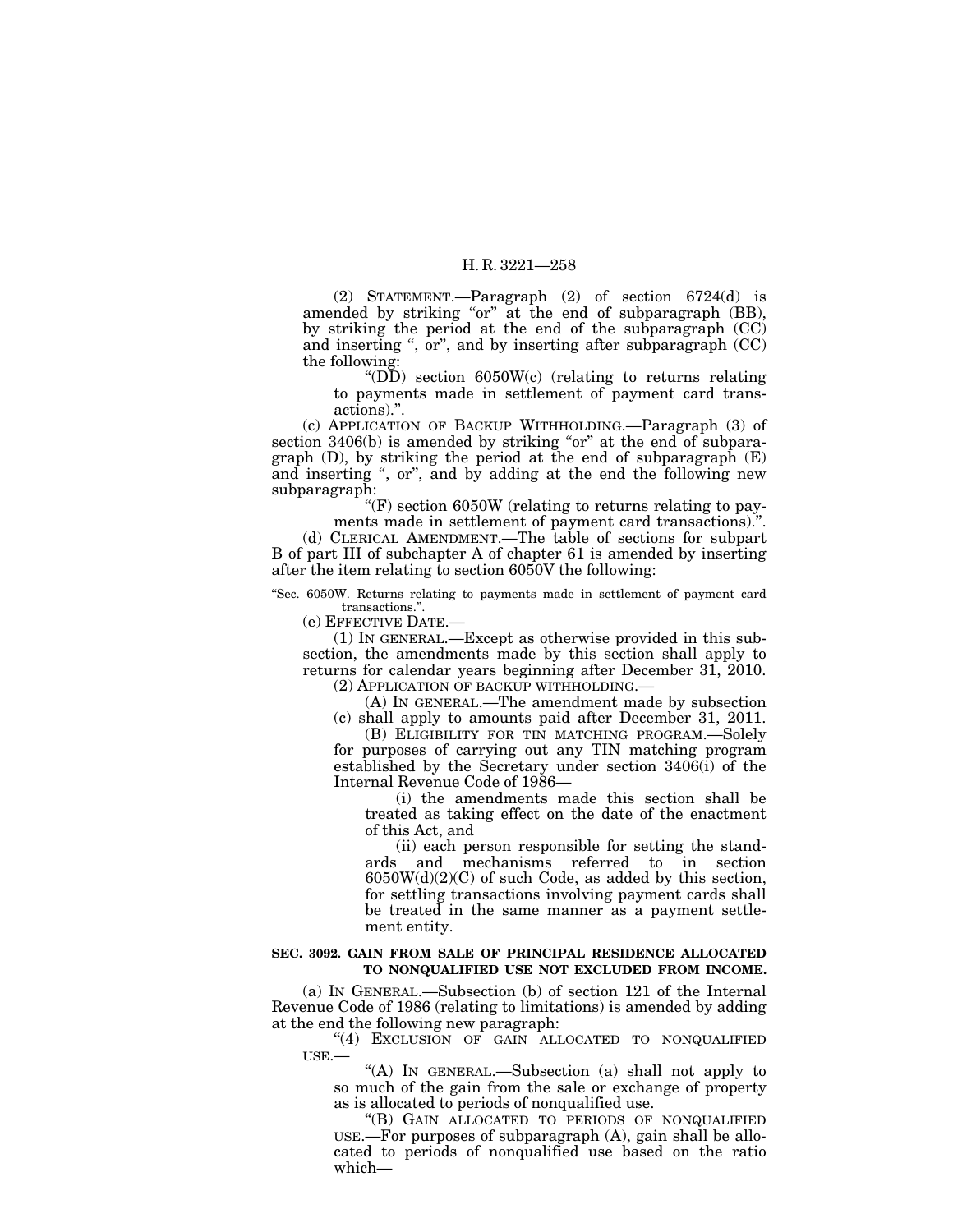(2) STATEMENT.—Paragraph (2) of section 6724(d) is amended by striking "or" at the end of subparagraph (BB), by striking the period at the end of the subparagraph (CC) and inserting ", or", and by inserting after subparagraph (CC) the following:

"(DD) section 6050W(c) (relating to returns relating to payments made in settlement of payment card transactions).".

(c) APPLICATION OF BACKUP WITHHOLDING.—Paragraph (3) of section 3406(b) is amended by striking "or" at the end of subparagraph (D), by striking the period at the end of subparagraph (E) and inserting ", or", and by adding at the end the following new subparagraph:

"(F) section 6050W (relating to returns relating to payments made in settlement of payment card transactions).".

(d) CLERICAL AMENDMENT.—The table of sections for subpart B of part III of subchapter A of chapter 61 is amended by inserting after the item relating to section 6050V the following:

"Sec. 6050W. Returns relating to payments made in settlement of payment card transactions.".

(e) EFFECTIVE DATE.—

(1) IN GENERAL.—Except as otherwise provided in this subsection, the amendments made by this section shall apply to returns for calendar years beginning after December 31, 2010.

(2) APPLICATION OF BACKUP WITHHOLDING.—

(A) IN GENERAL.—The amendment made by subsection (c) shall apply to amounts paid after December 31, 2011.

(B) ELIGIBILITY FOR TIN MATCHING PROGRAM.—Solely for purposes of carrying out any TIN matching program established by the Secretary under section 3406(i) of the Internal Revenue Code of 1986—

(i) the amendments made this section shall be treated as taking effect on the date of the enactment of this Act, and

(ii) each person responsible for setting the standards and mechanisms referred to in section 6050W(d)(2)(C) of such Code, as added by this section, for settling transactions involving payment cards shall be treated in the same manner as a payment settlement entity.

**SEC. 3092. GAIN FROM SALE OF PRINCIPAL RESIDENCE ALLOCATED TO NONQUALIFIED USE NOT EXCLUDED FROM INCOME.**

(a) IN GENERAL.—Subsection (b) of section 121 of the Internal Revenue Code of 1986 (relating to limitations) is amended by adding at the end the following new paragraph:

"(4) EXCLUSION OF GAIN ALLOCATED TO NONQUALIFIED USE.—

"(A) IN GENERAL.—Subsection (a) shall not apply to so much of the gain from the sale or exchange of property as is allocated to periods of nonqualified use.

"(B) GAIN ALLOCATED TO PERIODS OF NONQUALIFIED USE.—For purposes of subparagraph (A), gain shall be allocated to periods of nonqualified use based on the ratio which—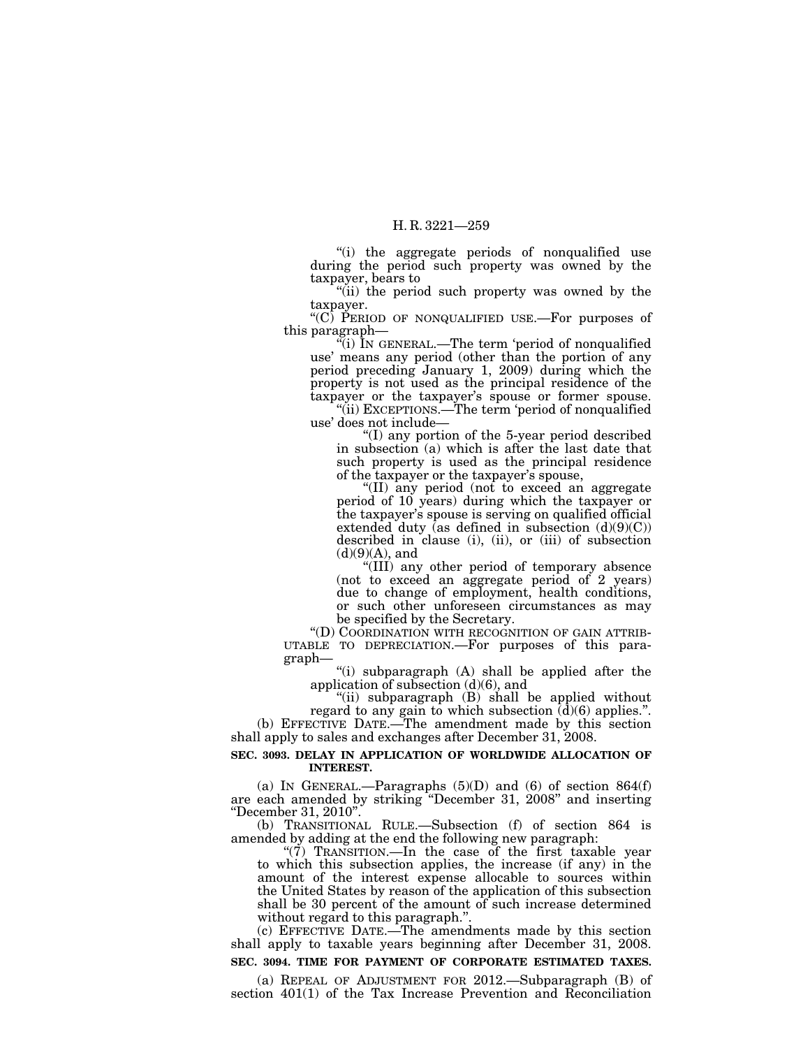"(i) the aggregate periods of nonqualified use during the period such property was owned by the taxpayer, bears to

"(ii) the period such property was owned by the taxpayer.

"(C) PERIOD OF NONQUALIFIED USE.—For purposes of this paragraph—

"(i) IN GENERAL.—The term 'period of nonqualified use' means any period (other than the portion of any period preceding January 1, 2009) during which the property is not used as the principal residence of the taxpayer or the taxpayer's spouse or former spouse.

"(ii) EXCEPTIONS.—The term 'period of nonqualified use' does not include—

"(I) any portion of the 5-year period described in subsection (a) which is after the last date that such property is used as the principal residence of the taxpayer or the taxpayer's spouse,

"(II) any period (not to exceed an aggregate period of 10 years) during which the taxpayer or the taxpayer's spouse is serving on qualified official extended duty (as defined in subsection (d)(9)(C)) described in clause (i), (ii), or (iii) of subsection (d)(9)(A), and

"(III) any other period of temporary absence (not to exceed an aggregate period of 2 years) due to change of employment, health conditions, or such other unforeseen circumstances as may be specified by the Secretary.

"(D) COORDINATION WITH RECOGNITION OF GAIN ATTRIBUTABLE TO DEPRECIATION.—For purposes of this paragraph—

"(i) subparagraph (A) shall be applied after the application of subsection (d)(6), and

"(ii) subparagraph (B) shall be applied without regard to any gain to which subsection (d)(6) applies.".

(b) EFFECTIVE DATE.—The amendment made by this section shall apply to sales and exchanges after December 31, 2008.

**SEC. 3093. DELAY IN APPLICATION OF WORLDWIDE ALLOCATION OF INTEREST.**

(a) IN GENERAL.—Paragraphs (5)(D) and (6) of section 864(f) are each amended by striking "December 31, 2008" and inserting "December 31, 2010".

(b) TRANSITIONAL RULE.—Subsection (f) of section 864 is amended by adding at the end the following new paragraph:

"(7) TRANSITION.—In the case of the first taxable year to which this subsection applies, the increase (if any) in the amount of the interest expense allocable to sources within the United States by reason of the application of this subsection shall be 30 percent of the amount of such increase determined without regard to this paragraph.".

(c) EFFECTIVE DATE.—The amendments made by this section shall apply to taxable years beginning after December 31, 2008.

**SEC. 3094. TIME FOR PAYMENT OF CORPORATE ESTIMATED TAXES.**

(a) REPEAL OF ADJUSTMENT FOR 2012.—Subparagraph (B) of section 401(1) of the Tax Increase Prevention and Reconciliation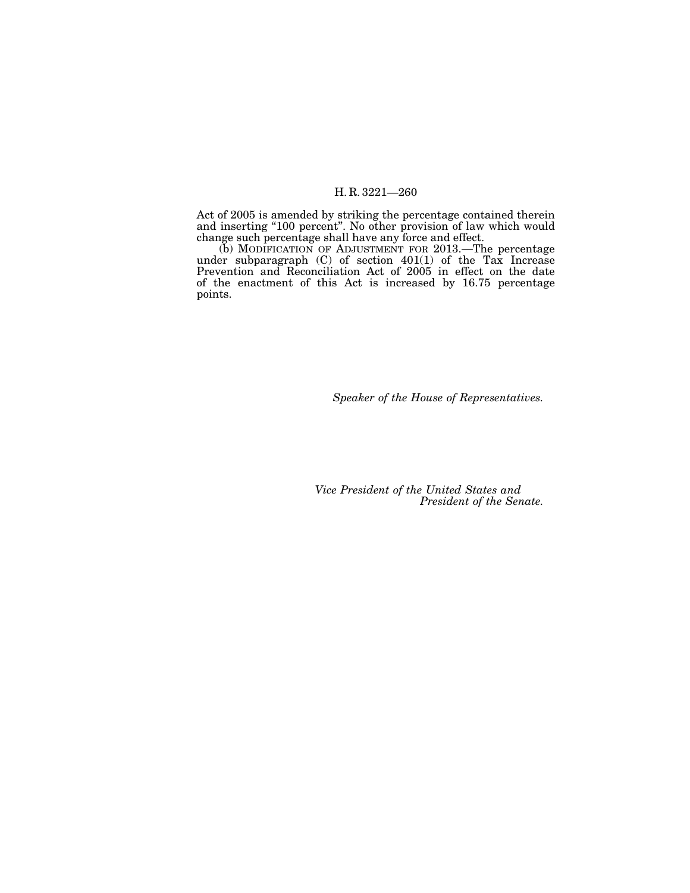Act of 2005 is amended by striking the percentage contained therein and inserting "100 percent". No other provision of law which would change such percentage shall have any force and effect.

(b) MODIFICATION OF ADJUSTMENT FOR 2013.—The percentage under subparagraph (C) of section 401(1) of the Tax Increase Prevention and Reconciliation Act of 2005 in effect on the date of the enactment of this Act is increased by 16.75 percentage points.

*Speaker of the House of Representatives.*

*Vice President of the United States and President of the Senate.*